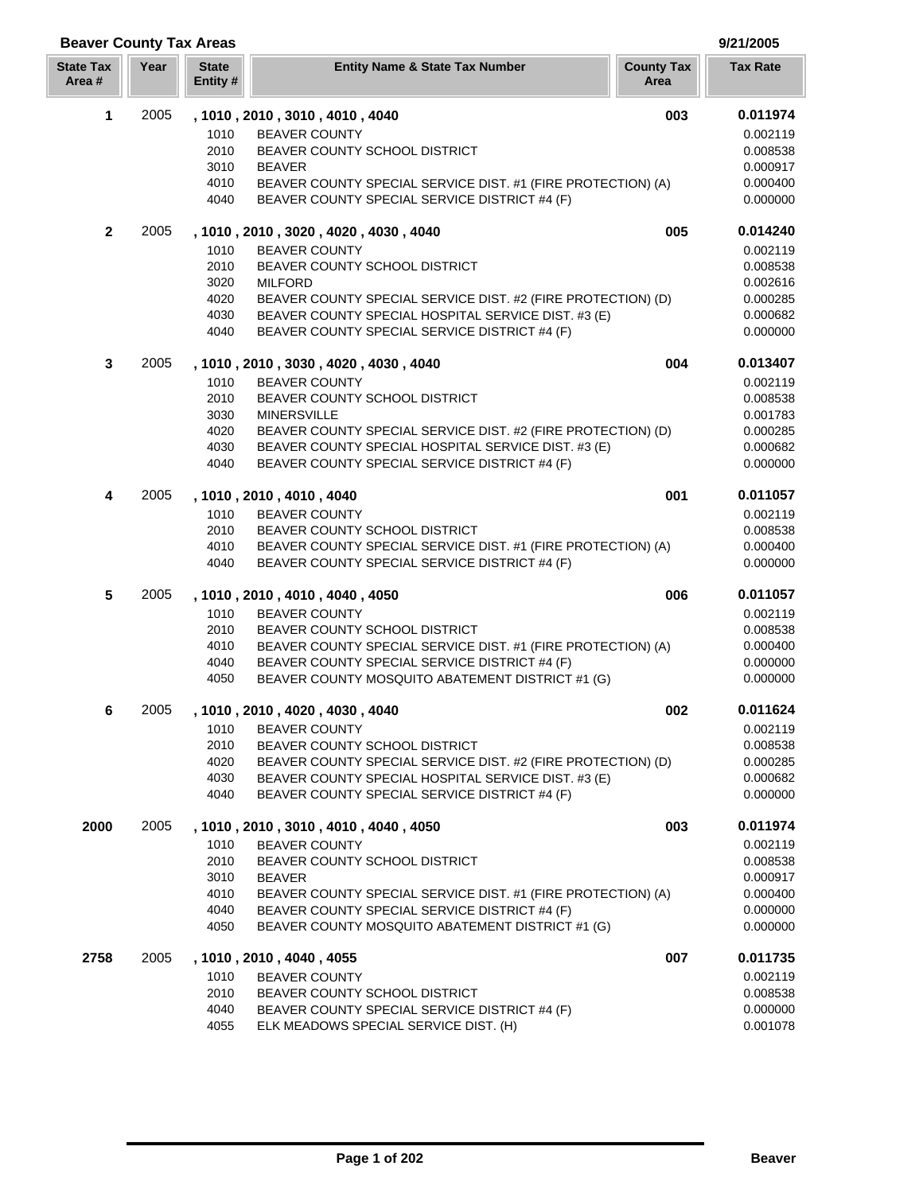## Beaver County Tax Areas

9/21/2005

| State Tax Area # | Year | State Entity # | Entity Name & State Tax Number | County Tax Area | Tax Rate |
|---|---|---|---|---|---|
| **1** | 2005 | **, 1010 , 2010 , 3010 , 4010 , 4040** | | **003** | **0.011974** |
| | | 1010 | BEAVER COUNTY | | 0.002119 |
| | | 2010 | BEAVER COUNTY SCHOOL DISTRICT | | 0.008538 |
| | | 3010 | BEAVER | | 0.000917 |
| | | 4010 | BEAVER COUNTY SPECIAL SERVICE DIST. #1 (FIRE PROTECTION) (A) | | 0.000400 |
| | | 4040 | BEAVER COUNTY SPECIAL SERVICE DISTRICT #4 (F) | | 0.000000 |
| **2** | 2005 | **, 1010 , 2010 , 3020 , 4020 , 4030 , 4040** | | **005** | **0.014240** |
| | | 1010 | BEAVER COUNTY | | 0.002119 |
| | | 2010 | BEAVER COUNTY SCHOOL DISTRICT | | 0.008538 |
| | | 3020 | MILFORD | | 0.002616 |
| | | 4020 | BEAVER COUNTY SPECIAL SERVICE DIST. #2 (FIRE PROTECTION) (D) | | 0.000285 |
| | | 4030 | BEAVER COUNTY SPECIAL HOSPITAL SERVICE DIST. #3 (E) | | 0.000682 |
| | | 4040 | BEAVER COUNTY SPECIAL SERVICE DISTRICT #4 (F) | | 0.000000 |
| **3** | 2005 | **, 1010 , 2010 , 3030 , 4020 , 4030 , 4040** | | **004** | **0.013407** |
| | | 1010 | BEAVER COUNTY | | 0.002119 |
| | | 2010 | BEAVER COUNTY SCHOOL DISTRICT | | 0.008538 |
| | | 3030 | MINERSVILLE | | 0.001783 |
| | | 4020 | BEAVER COUNTY SPECIAL SERVICE DIST. #2 (FIRE PROTECTION) (D) | | 0.000285 |
| | | 4030 | BEAVER COUNTY SPECIAL HOSPITAL SERVICE DIST. #3 (E) | | 0.000682 |
| | | 4040 | BEAVER COUNTY SPECIAL SERVICE DISTRICT #4 (F) | | 0.000000 |
| **4** | 2005 | **, 1010 , 2010 , 4010 , 4040** | | **001** | **0.011057** |
| | | 1010 | BEAVER COUNTY | | 0.002119 |
| | | 2010 | BEAVER COUNTY SCHOOL DISTRICT | | 0.008538 |
| | | 4010 | BEAVER COUNTY SPECIAL SERVICE DIST. #1 (FIRE PROTECTION) (A) | | 0.000400 |
| | | 4040 | BEAVER COUNTY SPECIAL SERVICE DISTRICT #4 (F) | | 0.000000 |
| **5** | 2005 | **, 1010 , 2010 , 4010 , 4040 , 4050** | | **006** | **0.011057** |
| | | 1010 | BEAVER COUNTY | | 0.002119 |
| | | 2010 | BEAVER COUNTY SCHOOL DISTRICT | | 0.008538 |
| | | 4010 | BEAVER COUNTY SPECIAL SERVICE DIST. #1 (FIRE PROTECTION) (A) | | 0.000400 |
| | | 4040 | BEAVER COUNTY SPECIAL SERVICE DISTRICT #4 (F) | | 0.000000 |
| | | 4050 | BEAVER COUNTY MOSQUITO ABATEMENT DISTRICT #1 (G) | | 0.000000 |
| **6** | 2005 | **, 1010 , 2010 , 4020 , 4030 , 4040** | | **002** | **0.011624** |
| | | 1010 | BEAVER COUNTY | | 0.002119 |
| | | 2010 | BEAVER COUNTY SCHOOL DISTRICT | | 0.008538 |
| | | 4020 | BEAVER COUNTY SPECIAL SERVICE DIST. #2 (FIRE PROTECTION) (D) | | 0.000285 |
| | | 4030 | BEAVER COUNTY SPECIAL HOSPITAL SERVICE DIST. #3 (E) | | 0.000682 |
| | | 4040 | BEAVER COUNTY SPECIAL SERVICE DISTRICT #4 (F) | | 0.000000 |
| **2000** | 2005 | **, 1010 , 2010 , 3010 , 4010 , 4040 , 4050** | | **003** | **0.011974** |
| | | 1010 | BEAVER COUNTY | | 0.002119 |
| | | 2010 | BEAVER COUNTY SCHOOL DISTRICT | | 0.008538 |
| | | 3010 | BEAVER | | 0.000917 |
| | | 4010 | BEAVER COUNTY SPECIAL SERVICE DIST. #1 (FIRE PROTECTION) (A) | | 0.000400 |
| | | 4040 | BEAVER COUNTY SPECIAL SERVICE DISTRICT #4 (F) | | 0.000000 |
| | | 4050 | BEAVER COUNTY MOSQUITO ABATEMENT DISTRICT #1 (G) | | 0.000000 |
| **2758** | 2005 | **, 1010 , 2010 , 4040 , 4055** | | **007** | **0.011735** |
| | | 1010 | BEAVER COUNTY | | 0.002119 |
| | | 2010 | BEAVER COUNTY SCHOOL DISTRICT | | 0.008538 |
| | | 4040 | BEAVER COUNTY SPECIAL SERVICE DISTRICT #4 (F) | | 0.000000 |
| | | 4055 | ELK MEADOWS SPECIAL SERVICE DIST. (H) | | 0.001078 |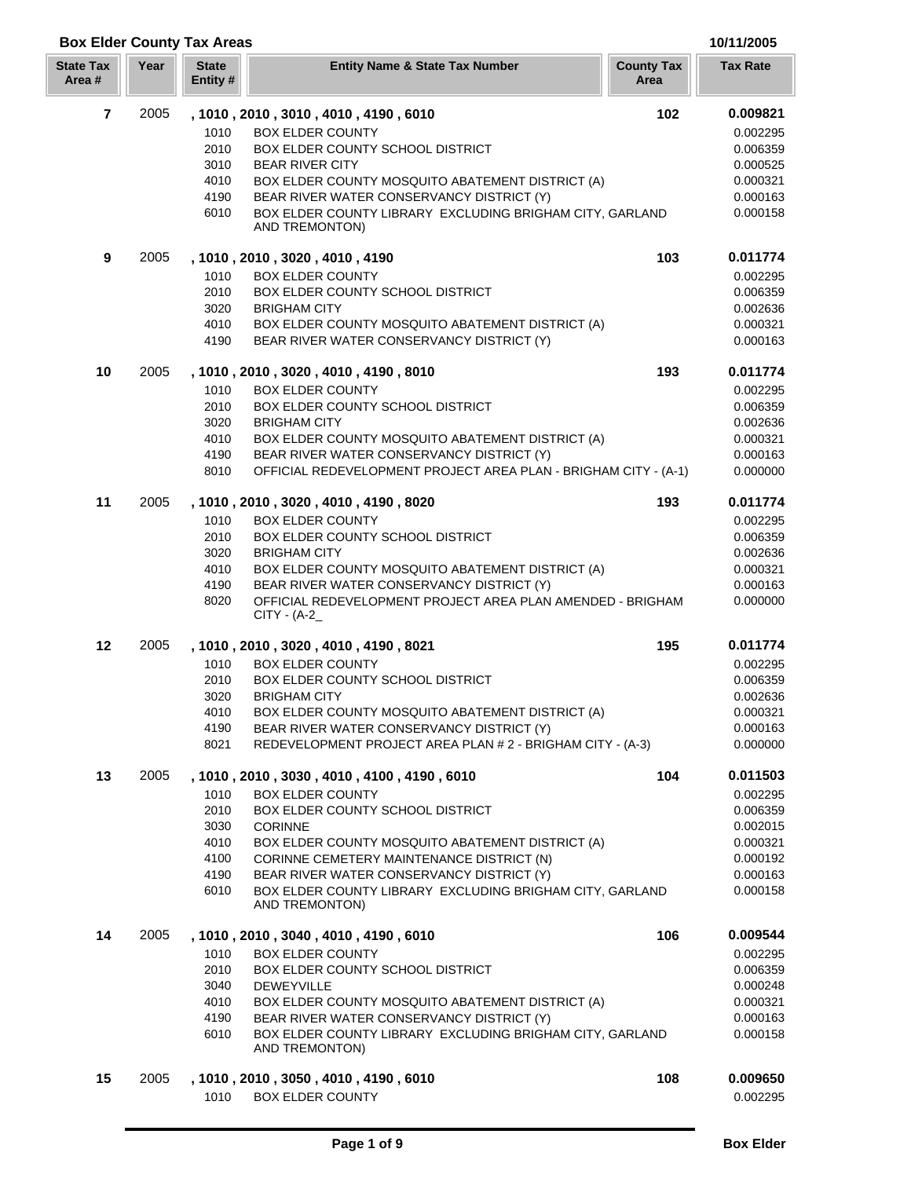## Box Elder County Tax Areas

10/11/2005

| State Tax Area # | Year | State Entity # | Entity Name & State Tax Number | County Tax Area | Tax Rate |
|---|---|---|---|---|---|
| **7** | 2005 | **, 1010 , 2010 , 3010 , 4010 , 4190 , 6010** | | **102** | **0.009821** |
| | | 1010 | BOX ELDER COUNTY | | 0.002295 |
| | | 2010 | BOX ELDER COUNTY SCHOOL DISTRICT | | 0.006359 |
| | | 3010 | BEAR RIVER CITY | | 0.000525 |
| | | 4010 | BOX ELDER COUNTY MOSQUITO ABATEMENT DISTRICT (A) | | 0.000321 |
| | | 4190 | BEAR RIVER WATER CONSERVANCY DISTRICT (Y) | | 0.000163 |
| | | 6010 | BOX ELDER COUNTY LIBRARY EXCLUDING BRIGHAM CITY, GARLAND AND TREMONTON) | | 0.000158 |
| **9** | 2005 | **, 1010 , 2010 , 3020 , 4010 , 4190** | | **103** | **0.011774** |
| | | 1010 | BOX ELDER COUNTY | | 0.002295 |
| | | 2010 | BOX ELDER COUNTY SCHOOL DISTRICT | | 0.006359 |
| | | 3020 | BRIGHAM CITY | | 0.002636 |
| | | 4010 | BOX ELDER COUNTY MOSQUITO ABATEMENT DISTRICT (A) | | 0.000321 |
| | | 4190 | BEAR RIVER WATER CONSERVANCY DISTRICT (Y) | | 0.000163 |
| **10** | 2005 | **, 1010 , 2010 , 3020 , 4010 , 4190 , 8010** | | **193** | **0.011774** |
| | | 1010 | BOX ELDER COUNTY | | 0.002295 |
| | | 2010 | BOX ELDER COUNTY SCHOOL DISTRICT | | 0.006359 |
| | | 3020 | BRIGHAM CITY | | 0.002636 |
| | | 4010 | BOX ELDER COUNTY MOSQUITO ABATEMENT DISTRICT (A) | | 0.000321 |
| | | 4190 | BEAR RIVER WATER CONSERVANCY DISTRICT (Y) | | 0.000163 |
| | | 8010 | OFFICIAL REDEVELOPMENT PROJECT AREA PLAN - BRIGHAM CITY - (A-1) | | 0.000000 |
| **11** | 2005 | **, 1010 , 2010 , 3020 , 4010 , 4190 , 8020** | | **193** | **0.011774** |
| | | 1010 | BOX ELDER COUNTY | | 0.002295 |
| | | 2010 | BOX ELDER COUNTY SCHOOL DISTRICT | | 0.006359 |
| | | 3020 | BRIGHAM CITY | | 0.002636 |
| | | 4010 | BOX ELDER COUNTY MOSQUITO ABATEMENT DISTRICT (A) | | 0.000321 |
| | | 4190 | BEAR RIVER WATER CONSERVANCY DISTRICT (Y) | | 0.000163 |
| | | 8020 | OFFICIAL REDEVELOPMENT PROJECT AREA PLAN AMENDED - BRIGHAM CITY - (A-2_ | | 0.000000 |
| **12** | 2005 | **, 1010 , 2010 , 3020 , 4010 , 4190 , 8021** | | **195** | **0.011774** |
| | | 1010 | BOX ELDER COUNTY | | 0.002295 |
| | | 2010 | BOX ELDER COUNTY SCHOOL DISTRICT | | 0.006359 |
| | | 3020 | BRIGHAM CITY | | 0.002636 |
| | | 4010 | BOX ELDER COUNTY MOSQUITO ABATEMENT DISTRICT (A) | | 0.000321 |
| | | 4190 | BEAR RIVER WATER CONSERVANCY DISTRICT (Y) | | 0.000163 |
| | | 8021 | REDEVELOPMENT PROJECT AREA PLAN # 2 - BRIGHAM CITY - (A-3) | | 0.000000 |
| **13** | 2005 | **, 1010 , 2010 , 3030 , 4010 , 4100 , 4190 , 6010** | | **104** | **0.011503** |
| | | 1010 | BOX ELDER COUNTY | | 0.002295 |
| | | 2010 | BOX ELDER COUNTY SCHOOL DISTRICT | | 0.006359 |
| | | 3030 | CORINNE | | 0.002015 |
| | | 4010 | BOX ELDER COUNTY MOSQUITO ABATEMENT DISTRICT (A) | | 0.000321 |
| | | 4100 | CORINNE CEMETERY MAINTENANCE DISTRICT (N) | | 0.000192 |
| | | 4190 | BEAR RIVER WATER CONSERVANCY DISTRICT (Y) | | 0.000163 |
| | | 6010 | BOX ELDER COUNTY LIBRARY EXCLUDING BRIGHAM CITY, GARLAND AND TREMONTON) | | 0.000158 |
| **14** | 2005 | **, 1010 , 2010 , 3040 , 4010 , 4190 , 6010** | | **106** | **0.009544** |
| | | 1010 | BOX ELDER COUNTY | | 0.002295 |
| | | 2010 | BOX ELDER COUNTY SCHOOL DISTRICT | | 0.006359 |
| | | 3040 | DEWEYVILLE | | 0.000248 |
| | | 4010 | BOX ELDER COUNTY MOSQUITO ABATEMENT DISTRICT (A) | | 0.000321 |
| | | 4190 | BEAR RIVER WATER CONSERVANCY DISTRICT (Y) | | 0.000163 |
| | | 6010 | BOX ELDER COUNTY LIBRARY EXCLUDING BRIGHAM CITY, GARLAND AND TREMONTON) | | 0.000158 |
| **15** | 2005 | **, 1010 , 2010 , 3050 , 4010 , 4190 , 6010** | | **108** | **0.009650** |
| | | 1010 | BOX ELDER COUNTY | | 0.002295 |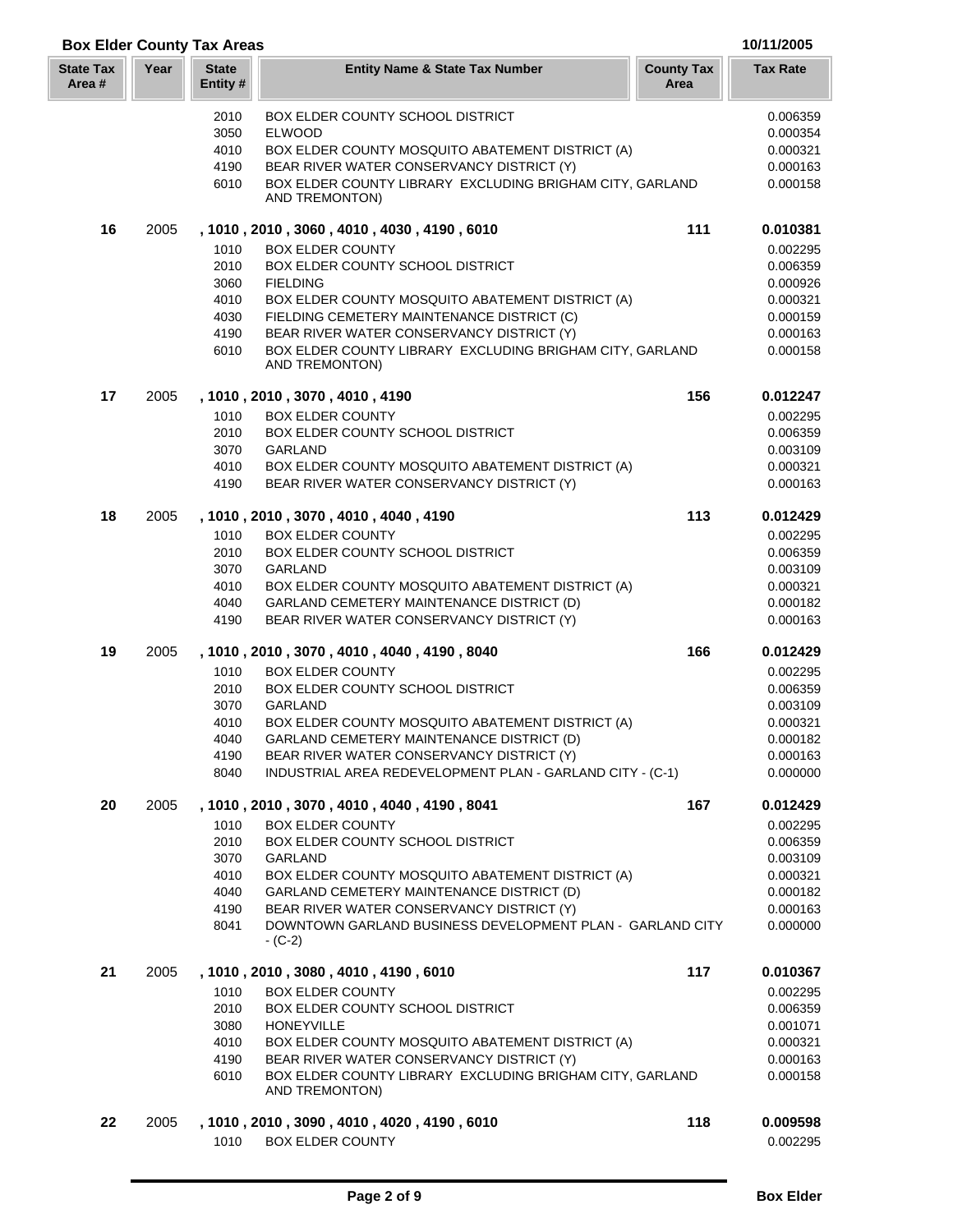## Box Elder County Tax Areas

10/11/2005

| State Tax Area # | Year | State Entity # | Entity Name & State Tax Number | County Tax Area | Tax Rate |
|---|---|---|---|---|---|
| | | 2010 | BOX ELDER COUNTY SCHOOL DISTRICT | | 0.006359 |
| | | 3050 | ELWOOD | | 0.000354 |
| | | 4010 | BOX ELDER COUNTY MOSQUITO ABATEMENT DISTRICT (A) | | 0.000321 |
| | | 4190 | BEAR RIVER WATER CONSERVANCY DISTRICT (Y) | | 0.000163 |
| | | 6010 | BOX ELDER COUNTY LIBRARY EXCLUDING BRIGHAM CITY, GARLAND AND TREMONTON) | | 0.000158 |
| **16** | 2005 | **, 1010 , 2010 , 3060 , 4010 , 4030 , 4190 , 6010** | | **111** | **0.010381** |
| | | 1010 | BOX ELDER COUNTY | | 0.002295 |
| | | 2010 | BOX ELDER COUNTY SCHOOL DISTRICT | | 0.006359 |
| | | 3060 | FIELDING | | 0.000926 |
| | | 4010 | BOX ELDER COUNTY MOSQUITO ABATEMENT DISTRICT (A) | | 0.000321 |
| | | 4030 | FIELDING CEMETERY MAINTENANCE DISTRICT (C) | | 0.000159 |
| | | 4190 | BEAR RIVER WATER CONSERVANCY DISTRICT (Y) | | 0.000163 |
| | | 6010 | BOX ELDER COUNTY LIBRARY EXCLUDING BRIGHAM CITY, GARLAND AND TREMONTON) | | 0.000158 |
| **17** | 2005 | **, 1010 , 2010 , 3070 , 4010 , 4190** | | **156** | **0.012247** |
| | | 1010 | BOX ELDER COUNTY | | 0.002295 |
| | | 2010 | BOX ELDER COUNTY SCHOOL DISTRICT | | 0.006359 |
| | | 3070 | GARLAND | | 0.003109 |
| | | 4010 | BOX ELDER COUNTY MOSQUITO ABATEMENT DISTRICT (A) | | 0.000321 |
| | | 4190 | BEAR RIVER WATER CONSERVANCY DISTRICT (Y) | | 0.000163 |
| **18** | 2005 | **, 1010 , 2010 , 3070 , 4010 , 4040 , 4190** | | **113** | **0.012429** |
| | | 1010 | BOX ELDER COUNTY | | 0.002295 |
| | | 2010 | BOX ELDER COUNTY SCHOOL DISTRICT | | 0.006359 |
| | | 3070 | GARLAND | | 0.003109 |
| | | 4010 | BOX ELDER COUNTY MOSQUITO ABATEMENT DISTRICT (A) | | 0.000321 |
| | | 4040 | GARLAND CEMETERY MAINTENANCE DISTRICT (D) | | 0.000182 |
| | | 4190 | BEAR RIVER WATER CONSERVANCY DISTRICT (Y) | | 0.000163 |
| **19** | 2005 | **, 1010 , 2010 , 3070 , 4010 , 4040 , 4190 , 8040** | | **166** | **0.012429** |
| | | 1010 | BOX ELDER COUNTY | | 0.002295 |
| | | 2010 | BOX ELDER COUNTY SCHOOL DISTRICT | | 0.006359 |
| | | 3070 | GARLAND | | 0.003109 |
| | | 4010 | BOX ELDER COUNTY MOSQUITO ABATEMENT DISTRICT (A) | | 0.000321 |
| | | 4040 | GARLAND CEMETERY MAINTENANCE DISTRICT (D) | | 0.000182 |
| | | 4190 | BEAR RIVER WATER CONSERVANCY DISTRICT (Y) | | 0.000163 |
| | | 8040 | INDUSTRIAL AREA REDEVELOPMENT PLAN - GARLAND CITY - (C-1) | | 0.000000 |
| **20** | 2005 | **, 1010 , 2010 , 3070 , 4010 , 4040 , 4190 , 8041** | | **167** | **0.012429** |
| | | 1010 | BOX ELDER COUNTY | | 0.002295 |
| | | 2010 | BOX ELDER COUNTY SCHOOL DISTRICT | | 0.006359 |
| | | 3070 | GARLAND | | 0.003109 |
| | | 4010 | BOX ELDER COUNTY MOSQUITO ABATEMENT DISTRICT (A) | | 0.000321 |
| | | 4040 | GARLAND CEMETERY MAINTENANCE DISTRICT (D) | | 0.000182 |
| | | 4190 | BEAR RIVER WATER CONSERVANCY DISTRICT (Y) | | 0.000163 |
| | | 8041 | DOWNTOWN GARLAND BUSINESS DEVELOPMENT PLAN - GARLAND CITY - (C-2) | | 0.000000 |
| **21** | 2005 | **, 1010 , 2010 , 3080 , 4010 , 4190 , 6010** | | **117** | **0.010367** |
| | | 1010 | BOX ELDER COUNTY | | 0.002295 |
| | | 2010 | BOX ELDER COUNTY SCHOOL DISTRICT | | 0.006359 |
| | | 3080 | HONEYVILLE | | 0.001071 |
| | | 4010 | BOX ELDER COUNTY MOSQUITO ABATEMENT DISTRICT (A) | | 0.000321 |
| | | 4190 | BEAR RIVER WATER CONSERVANCY DISTRICT (Y) | | 0.000163 |
| | | 6010 | BOX ELDER COUNTY LIBRARY EXCLUDING BRIGHAM CITY, GARLAND AND TREMONTON) | | 0.000158 |
| **22** | 2005 | **, 1010 , 2010 , 3090 , 4010 , 4020 , 4190 , 6010** | | **118** | **0.009598** |
| | | 1010 | BOX ELDER COUNTY | | 0.002295 |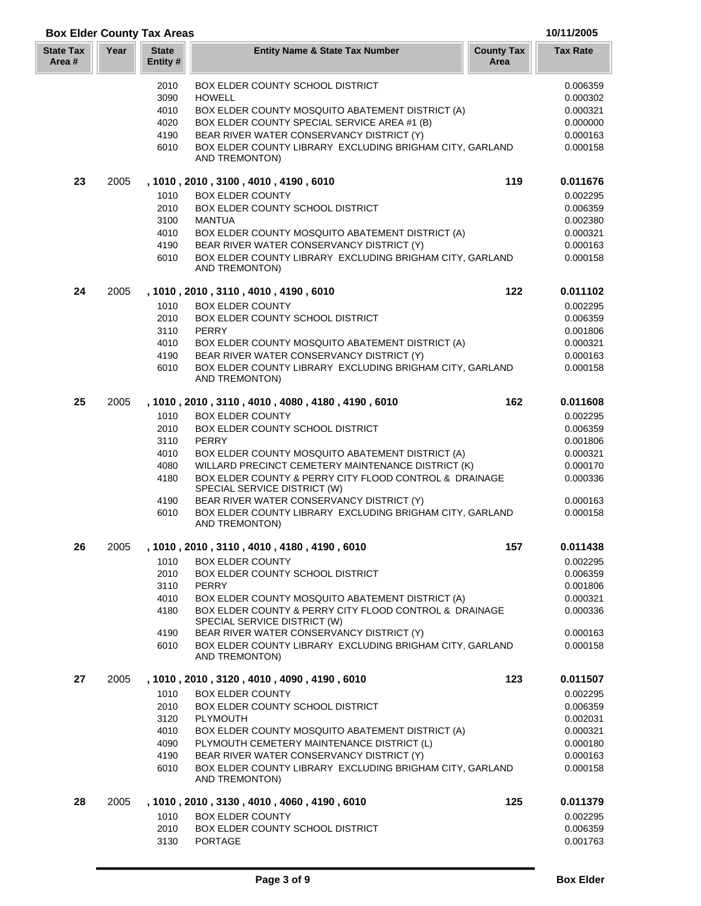## Box Elder County Tax Areas

10/11/2005

| State Tax Area # | Year | State Entity # | Entity Name & State Tax Number | County Tax Area | Tax Rate |
|---|---|---|---|---|---|
| | | 2010 | BOX ELDER COUNTY SCHOOL DISTRICT | | 0.006359 |
| | | 3090 | HOWELL | | 0.000302 |
| | | 4010 | BOX ELDER COUNTY MOSQUITO ABATEMENT DISTRICT (A) | | 0.000321 |
| | | 4020 | BOX ELDER COUNTY SPECIAL SERVICE AREA #1 (B) | | 0.000000 |
| | | 4190 | BEAR RIVER WATER CONSERVANCY DISTRICT (Y) | | 0.000163 |
| | | 6010 | BOX ELDER COUNTY LIBRARY EXCLUDING BRIGHAM CITY, GARLAND AND TREMONTON) | | 0.000158 |
| **23** | 2005 | | **, 1010 , 2010 , 3100 , 4010 , 4190 , 6010** | **119** | **0.011676** |
| | | 1010 | BOX ELDER COUNTY | | 0.002295 |
| | | 2010 | BOX ELDER COUNTY SCHOOL DISTRICT | | 0.006359 |
| | | 3100 | MANTUA | | 0.002380 |
| | | 4010 | BOX ELDER COUNTY MOSQUITO ABATEMENT DISTRICT (A) | | 0.000321 |
| | | 4190 | BEAR RIVER WATER CONSERVANCY DISTRICT (Y) | | 0.000163 |
| | | 6010 | BOX ELDER COUNTY LIBRARY EXCLUDING BRIGHAM CITY, GARLAND AND TREMONTON) | | 0.000158 |
| **24** | 2005 | | **, 1010 , 2010 , 3110 , 4010 , 4190 , 6010** | **122** | **0.011102** |
| | | 1010 | BOX ELDER COUNTY | | 0.002295 |
| | | 2010 | BOX ELDER COUNTY SCHOOL DISTRICT | | 0.006359 |
| | | 3110 | PERRY | | 0.001806 |
| | | 4010 | BOX ELDER COUNTY MOSQUITO ABATEMENT DISTRICT (A) | | 0.000321 |
| | | 4190 | BEAR RIVER WATER CONSERVANCY DISTRICT (Y) | | 0.000163 |
| | | 6010 | BOX ELDER COUNTY LIBRARY EXCLUDING BRIGHAM CITY, GARLAND AND TREMONTON) | | 0.000158 |
| **25** | 2005 | | **, 1010 , 2010 , 3110 , 4010 , 4080 , 4180 , 4190 , 6010** | **162** | **0.011608** |
| | | 1010 | BOX ELDER COUNTY | | 0.002295 |
| | | 2010 | BOX ELDER COUNTY SCHOOL DISTRICT | | 0.006359 |
| | | 3110 | PERRY | | 0.001806 |
| | | 4010 | BOX ELDER COUNTY MOSQUITO ABATEMENT DISTRICT (A) | | 0.000321 |
| | | 4080 | WILLARD PRECINCT CEMETERY MAINTENANCE DISTRICT (K) | | 0.000170 |
| | | 4180 | BOX ELDER COUNTY & PERRY CITY FLOOD CONTROL & DRAINAGE SPECIAL SERVICE DISTRICT (W) | | 0.000336 |
| | | 4190 | BEAR RIVER WATER CONSERVANCY DISTRICT (Y) | | 0.000163 |
| | | 6010 | BOX ELDER COUNTY LIBRARY EXCLUDING BRIGHAM CITY, GARLAND AND TREMONTON) | | 0.000158 |
| **26** | 2005 | | **, 1010 , 2010 , 3110 , 4010 , 4180 , 4190 , 6010** | **157** | **0.011438** |
| | | 1010 | BOX ELDER COUNTY | | 0.002295 |
| | | 2010 | BOX ELDER COUNTY SCHOOL DISTRICT | | 0.006359 |
| | | 3110 | PERRY | | 0.001806 |
| | | 4010 | BOX ELDER COUNTY MOSQUITO ABATEMENT DISTRICT (A) | | 0.000321 |
| | | 4180 | BOX ELDER COUNTY & PERRY CITY FLOOD CONTROL & DRAINAGE SPECIAL SERVICE DISTRICT (W) | | 0.000336 |
| | | 4190 | BEAR RIVER WATER CONSERVANCY DISTRICT (Y) | | 0.000163 |
| | | 6010 | BOX ELDER COUNTY LIBRARY EXCLUDING BRIGHAM CITY, GARLAND AND TREMONTON) | | 0.000158 |
| **27** | 2005 | | **, 1010 , 2010 , 3120 , 4010 , 4090 , 4190 , 6010** | **123** | **0.011507** |
| | | 1010 | BOX ELDER COUNTY | | 0.002295 |
| | | 2010 | BOX ELDER COUNTY SCHOOL DISTRICT | | 0.006359 |
| | | 3120 | PLYMOUTH | | 0.002031 |
| | | 4010 | BOX ELDER COUNTY MOSQUITO ABATEMENT DISTRICT (A) | | 0.000321 |
| | | 4090 | PLYMOUTH CEMETERY MAINTENANCE DISTRICT (L) | | 0.000180 |
| | | 4190 | BEAR RIVER WATER CONSERVANCY DISTRICT (Y) | | 0.000163 |
| | | 6010 | BOX ELDER COUNTY LIBRARY EXCLUDING BRIGHAM CITY, GARLAND AND TREMONTON) | | 0.000158 |
| **28** | 2005 | | **, 1010 , 2010 , 3130 , 4010 , 4060 , 4190 , 6010** | **125** | **0.011379** |
| | | 1010 | BOX ELDER COUNTY | | 0.002295 |
| | | 2010 | BOX ELDER COUNTY SCHOOL DISTRICT | | 0.006359 |
| | | 3130 | PORTAGE | | 0.001763 |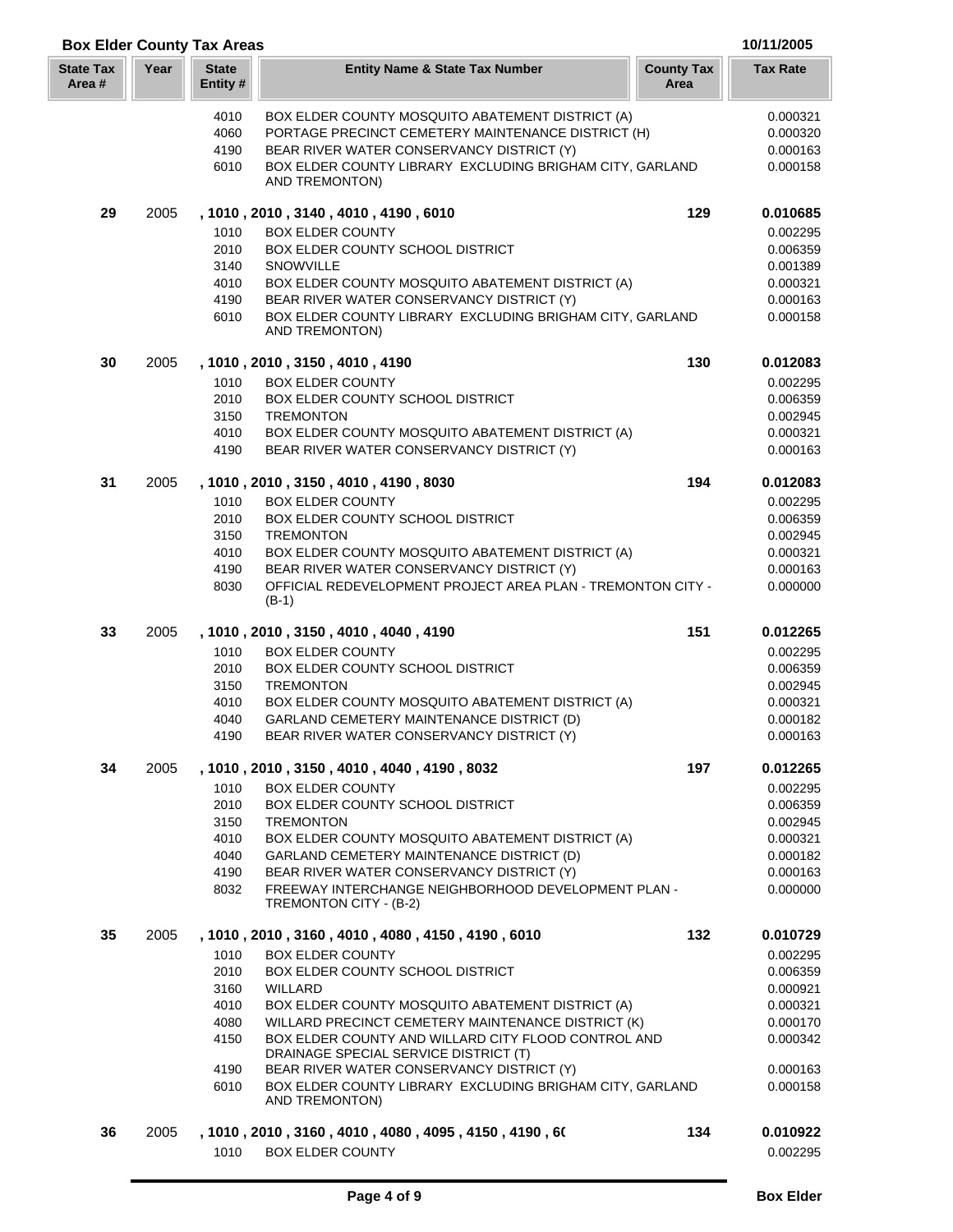## Box Elder County Tax Areas

10/11/2005

| State Tax Area # | Year | State Entity # | Entity Name & State Tax Number | County Tax Area | Tax Rate |
|---|---|---|---|---|---|
| | | 4010 | BOX ELDER COUNTY MOSQUITO ABATEMENT DISTRICT (A) | | 0.000321 |
| | | 4060 | PORTAGE PRECINCT CEMETERY MAINTENANCE DISTRICT (H) | | 0.000320 |
| | | 4190 | BEAR RIVER WATER CONSERVANCY DISTRICT (Y) | | 0.000163 |
| | | 6010 | BOX ELDER COUNTY LIBRARY EXCLUDING BRIGHAM CITY, GARLAND AND TREMONTON) | | 0.000158 |
| **29** | 2005 | | **, 1010 , 2010 , 3140 , 4010 , 4190 , 6010** | **129** | **0.010685** |
| | | 1010 | BOX ELDER COUNTY | | 0.002295 |
| | | 2010 | BOX ELDER COUNTY SCHOOL DISTRICT | | 0.006359 |
| | | 3140 | SNOWVILLE | | 0.001389 |
| | | 4010 | BOX ELDER COUNTY MOSQUITO ABATEMENT DISTRICT (A) | | 0.000321 |
| | | 4190 | BEAR RIVER WATER CONSERVANCY DISTRICT (Y) | | 0.000163 |
| | | 6010 | BOX ELDER COUNTY LIBRARY EXCLUDING BRIGHAM CITY, GARLAND AND TREMONTON) | | 0.000158 |
| **30** | 2005 | | **, 1010 , 2010 , 3150 , 4010 , 4190** | **130** | **0.012083** |
| | | 1010 | BOX ELDER COUNTY | | 0.002295 |
| | | 2010 | BOX ELDER COUNTY SCHOOL DISTRICT | | 0.006359 |
| | | 3150 | TREMONTON | | 0.002945 |
| | | 4010 | BOX ELDER COUNTY MOSQUITO ABATEMENT DISTRICT (A) | | 0.000321 |
| | | 4190 | BEAR RIVER WATER CONSERVANCY DISTRICT (Y) | | 0.000163 |
| **31** | 2005 | | **, 1010 , 2010 , 3150 , 4010 , 4190 , 8030** | **194** | **0.012083** |
| | | 1010 | BOX ELDER COUNTY | | 0.002295 |
| | | 2010 | BOX ELDER COUNTY SCHOOL DISTRICT | | 0.006359 |
| | | 3150 | TREMONTON | | 0.002945 |
| | | 4010 | BOX ELDER COUNTY MOSQUITO ABATEMENT DISTRICT (A) | | 0.000321 |
| | | 4190 | BEAR RIVER WATER CONSERVANCY DISTRICT (Y) | | 0.000163 |
| | | 8030 | OFFICIAL REDEVELOPMENT PROJECT AREA PLAN - TREMONTON CITY - (B-1) | | 0.000000 |
| **33** | 2005 | | **, 1010 , 2010 , 3150 , 4010 , 4040 , 4190** | **151** | **0.012265** |
| | | 1010 | BOX ELDER COUNTY | | 0.002295 |
| | | 2010 | BOX ELDER COUNTY SCHOOL DISTRICT | | 0.006359 |
| | | 3150 | TREMONTON | | 0.002945 |
| | | 4010 | BOX ELDER COUNTY MOSQUITO ABATEMENT DISTRICT (A) | | 0.000321 |
| | | 4040 | GARLAND CEMETERY MAINTENANCE DISTRICT (D) | | 0.000182 |
| | | 4190 | BEAR RIVER WATER CONSERVANCY DISTRICT (Y) | | 0.000163 |
| **34** | 2005 | | **, 1010 , 2010 , 3150 , 4010 , 4040 , 4190 , 8032** | **197** | **0.012265** |
| | | 1010 | BOX ELDER COUNTY | | 0.002295 |
| | | 2010 | BOX ELDER COUNTY SCHOOL DISTRICT | | 0.006359 |
| | | 3150 | TREMONTON | | 0.002945 |
| | | 4010 | BOX ELDER COUNTY MOSQUITO ABATEMENT DISTRICT (A) | | 0.000321 |
| | | 4040 | GARLAND CEMETERY MAINTENANCE DISTRICT (D) | | 0.000182 |
| | | 4190 | BEAR RIVER WATER CONSERVANCY DISTRICT (Y) | | 0.000163 |
| | | 8032 | FREEWAY INTERCHANGE NEIGHBORHOOD DEVELOPMENT PLAN - TREMONTON CITY - (B-2) | | 0.000000 |
| **35** | 2005 | | **, 1010 , 2010 , 3160 , 4010 , 4080 , 4150 , 4190 , 6010** | **132** | **0.010729** |
| | | 1010 | BOX ELDER COUNTY | | 0.002295 |
| | | 2010 | BOX ELDER COUNTY SCHOOL DISTRICT | | 0.006359 |
| | | 3160 | WILLARD | | 0.000921 |
| | | 4010 | BOX ELDER COUNTY MOSQUITO ABATEMENT DISTRICT (A) | | 0.000321 |
| | | 4080 | WILLARD PRECINCT CEMETERY MAINTENANCE DISTRICT (K) | | 0.000170 |
| | | 4150 | BOX ELDER COUNTY AND WILLARD CITY FLOOD CONTROL AND DRAINAGE SPECIAL SERVICE DISTRICT (T) | | 0.000342 |
| | | 4190 | BEAR RIVER WATER CONSERVANCY DISTRICT (Y) | | 0.000163 |
| | | 6010 | BOX ELDER COUNTY LIBRARY EXCLUDING BRIGHAM CITY, GARLAND AND TREMONTON) | | 0.000158 |
| **36** | 2005 | | **, 1010 , 2010 , 3160 , 4010 , 4080 , 4095 , 4150 , 4190 , 6(** | **134** | **0.010922** |
| | | 1010 | BOX ELDER COUNTY | | 0.002295 |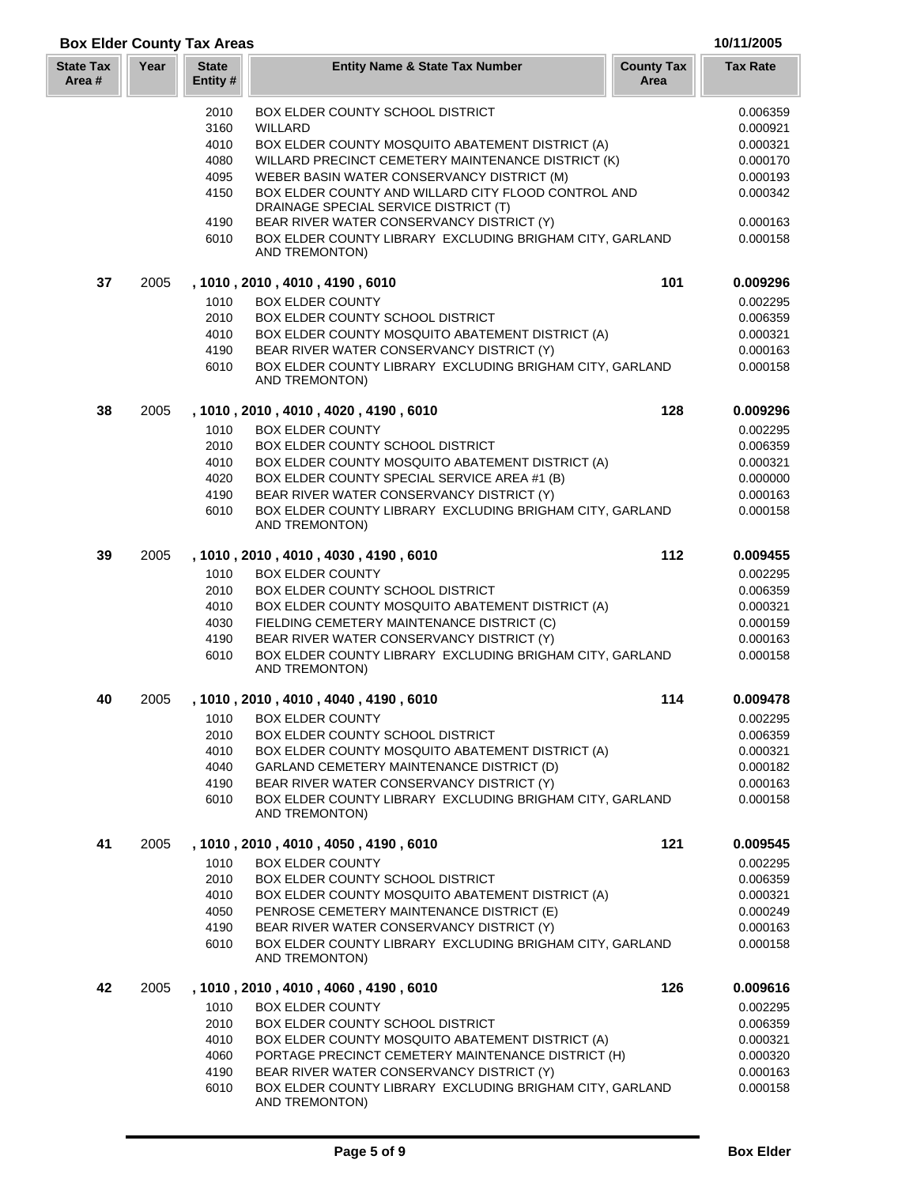## Box Elder County Tax Areas

10/11/2005

| State Tax Area # | Year | State Entity # | Entity Name & State Tax Number | County Tax Area | Tax Rate |
|---|---|---|---|---|---|
| | | 2010 | BOX ELDER COUNTY SCHOOL DISTRICT | | 0.006359 |
| | | 3160 | WILLARD | | 0.000921 |
| | | 4010 | BOX ELDER COUNTY MOSQUITO ABATEMENT DISTRICT (A) | | 0.000321 |
| | | 4080 | WILLARD PRECINCT CEMETERY MAINTENANCE DISTRICT (K) | | 0.000170 |
| | | 4095 | WEBER BASIN WATER CONSERVANCY DISTRICT (M) | | 0.000193 |
| | | 4150 | BOX ELDER COUNTY AND WILLARD CITY FLOOD CONTROL AND DRAINAGE SPECIAL SERVICE DISTRICT (T) | | 0.000342 |
| | | 4190 | BEAR RIVER WATER CONSERVANCY DISTRICT (Y) | | 0.000163 |
| | | 6010 | BOX ELDER COUNTY LIBRARY EXCLUDING BRIGHAM CITY, GARLAND AND TREMONTON) | | 0.000158 |
| **37** | 2005 | | **, 1010 , 2010 , 4010 , 4190 , 6010** | **101** | **0.009296** |
| | | 1010 | BOX ELDER COUNTY | | 0.002295 |
| | | 2010 | BOX ELDER COUNTY SCHOOL DISTRICT | | 0.006359 |
| | | 4010 | BOX ELDER COUNTY MOSQUITO ABATEMENT DISTRICT (A) | | 0.000321 |
| | | 4190 | BEAR RIVER WATER CONSERVANCY DISTRICT (Y) | | 0.000163 |
| | | 6010 | BOX ELDER COUNTY LIBRARY EXCLUDING BRIGHAM CITY, GARLAND AND TREMONTON) | | 0.000158 |
| **38** | 2005 | | **, 1010 , 2010 , 4010 , 4020 , 4190 , 6010** | **128** | **0.009296** |
| | | 1010 | BOX ELDER COUNTY | | 0.002295 |
| | | 2010 | BOX ELDER COUNTY SCHOOL DISTRICT | | 0.006359 |
| | | 4010 | BOX ELDER COUNTY MOSQUITO ABATEMENT DISTRICT (A) | | 0.000321 |
| | | 4020 | BOX ELDER COUNTY SPECIAL SERVICE AREA #1 (B) | | 0.000000 |
| | | 4190 | BEAR RIVER WATER CONSERVANCY DISTRICT (Y) | | 0.000163 |
| | | 6010 | BOX ELDER COUNTY LIBRARY EXCLUDING BRIGHAM CITY, GARLAND AND TREMONTON) | | 0.000158 |
| **39** | 2005 | | **, 1010 , 2010 , 4010 , 4030 , 4190 , 6010** | **112** | **0.009455** |
| | | 1010 | BOX ELDER COUNTY | | 0.002295 |
| | | 2010 | BOX ELDER COUNTY SCHOOL DISTRICT | | 0.006359 |
| | | 4010 | BOX ELDER COUNTY MOSQUITO ABATEMENT DISTRICT (A) | | 0.000321 |
| | | 4030 | FIELDING CEMETERY MAINTENANCE DISTRICT (C) | | 0.000159 |
| | | 4190 | BEAR RIVER WATER CONSERVANCY DISTRICT (Y) | | 0.000163 |
| | | 6010 | BOX ELDER COUNTY LIBRARY EXCLUDING BRIGHAM CITY, GARLAND AND TREMONTON) | | 0.000158 |
| **40** | 2005 | | **, 1010 , 2010 , 4010 , 4040 , 4190 , 6010** | **114** | **0.009478** |
| | | 1010 | BOX ELDER COUNTY | | 0.002295 |
| | | 2010 | BOX ELDER COUNTY SCHOOL DISTRICT | | 0.006359 |
| | | 4010 | BOX ELDER COUNTY MOSQUITO ABATEMENT DISTRICT (A) | | 0.000321 |
| | | 4040 | GARLAND CEMETERY MAINTENANCE DISTRICT (D) | | 0.000182 |
| | | 4190 | BEAR RIVER WATER CONSERVANCY DISTRICT (Y) | | 0.000163 |
| | | 6010 | BOX ELDER COUNTY LIBRARY EXCLUDING BRIGHAM CITY, GARLAND AND TREMONTON) | | 0.000158 |
| **41** | 2005 | | **, 1010 , 2010 , 4010 , 4050 , 4190 , 6010** | **121** | **0.009545** |
| | | 1010 | BOX ELDER COUNTY | | 0.002295 |
| | | 2010 | BOX ELDER COUNTY SCHOOL DISTRICT | | 0.006359 |
| | | 4010 | BOX ELDER COUNTY MOSQUITO ABATEMENT DISTRICT (A) | | 0.000321 |
| | | 4050 | PENROSE CEMETERY MAINTENANCE DISTRICT (E) | | 0.000249 |
| | | 4190 | BEAR RIVER WATER CONSERVANCY DISTRICT (Y) | | 0.000163 |
| | | 6010 | BOX ELDER COUNTY LIBRARY EXCLUDING BRIGHAM CITY, GARLAND AND TREMONTON) | | 0.000158 |
| **42** | 2005 | | **, 1010 , 2010 , 4010 , 4060 , 4190 , 6010** | **126** | **0.009616** |
| | | 1010 | BOX ELDER COUNTY | | 0.002295 |
| | | 2010 | BOX ELDER COUNTY SCHOOL DISTRICT | | 0.006359 |
| | | 4010 | BOX ELDER COUNTY MOSQUITO ABATEMENT DISTRICT (A) | | 0.000321 |
| | | 4060 | PORTAGE PRECINCT CEMETERY MAINTENANCE DISTRICT (H) | | 0.000320 |
| | | 4190 | BEAR RIVER WATER CONSERVANCY DISTRICT (Y) | | 0.000163 |
| | | 6010 | BOX ELDER COUNTY LIBRARY EXCLUDING BRIGHAM CITY, GARLAND AND TREMONTON) | | 0.000158 |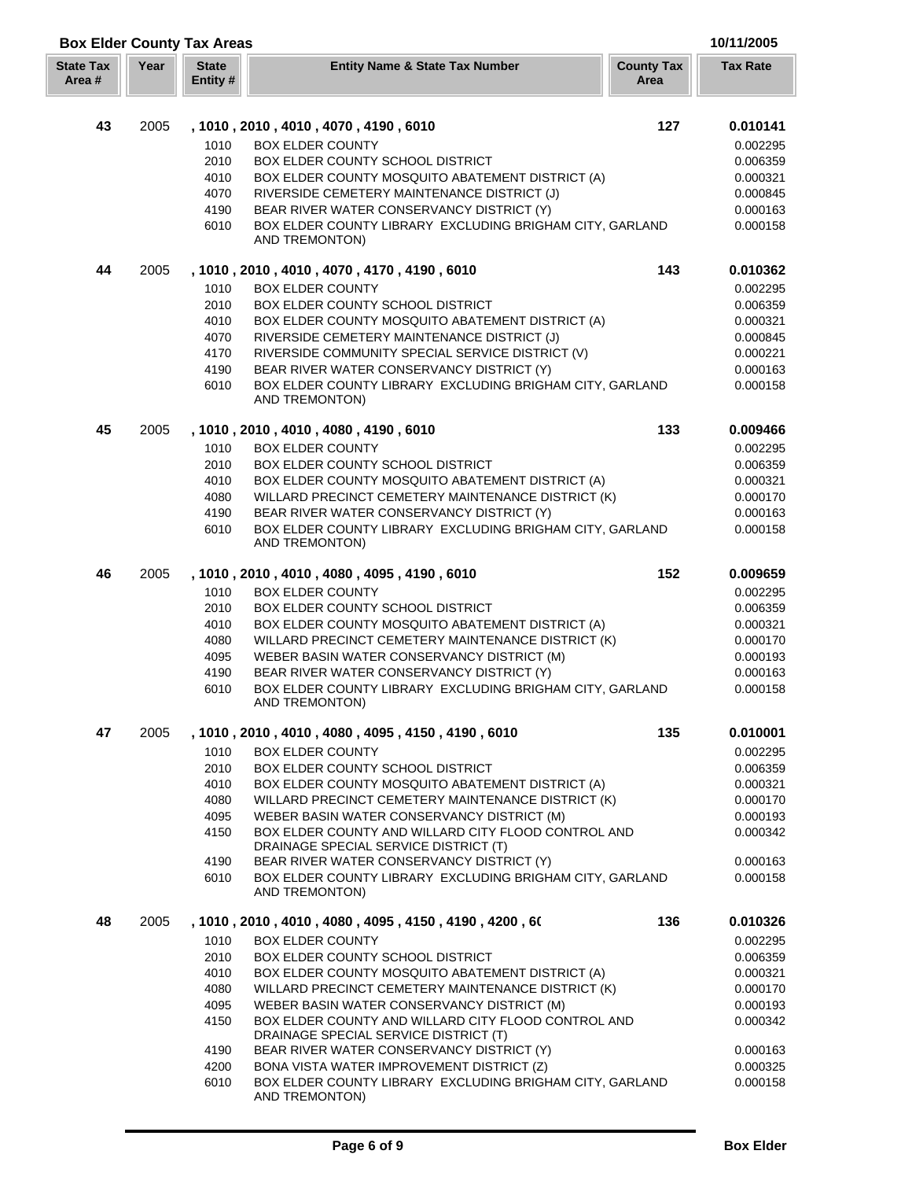## Box Elder County Tax Areas

10/11/2005

| State Tax Area # | Year | State Entity # | Entity Name & State Tax Number | County Tax Area | Tax Rate |
|---|---|---|---|---|---|
| **43** | 2005 | | **, 1010 , 2010 , 4010 , 4070 , 4190 , 6010** | **127** | **0.010141** |
| | | 1010 | BOX ELDER COUNTY | | 0.002295 |
| | | 2010 | BOX ELDER COUNTY SCHOOL DISTRICT | | 0.006359 |
| | | 4010 | BOX ELDER COUNTY MOSQUITO ABATEMENT DISTRICT (A) | | 0.000321 |
| | | 4070 | RIVERSIDE CEMETERY MAINTENANCE DISTRICT (J) | | 0.000845 |
| | | 4190 | BEAR RIVER WATER CONSERVANCY DISTRICT (Y) | | 0.000163 |
| | | 6010 | BOX ELDER COUNTY LIBRARY EXCLUDING BRIGHAM CITY, GARLAND AND TREMONTON) | | 0.000158 |
| **44** | 2005 | | **, 1010 , 2010 , 4010 , 4070 , 4170 , 4190 , 6010** | **143** | **0.010362** |
| | | 1010 | BOX ELDER COUNTY | | 0.002295 |
| | | 2010 | BOX ELDER COUNTY SCHOOL DISTRICT | | 0.006359 |
| | | 4010 | BOX ELDER COUNTY MOSQUITO ABATEMENT DISTRICT (A) | | 0.000321 |
| | | 4070 | RIVERSIDE CEMETERY MAINTENANCE DISTRICT (J) | | 0.000845 |
| | | 4170 | RIVERSIDE COMMUNITY SPECIAL SERVICE DISTRICT (V) | | 0.000221 |
| | | 4190 | BEAR RIVER WATER CONSERVANCY DISTRICT (Y) | | 0.000163 |
| | | 6010 | BOX ELDER COUNTY LIBRARY EXCLUDING BRIGHAM CITY, GARLAND AND TREMONTON) | | 0.000158 |
| **45** | 2005 | | **, 1010 , 2010 , 4010 , 4080 , 4190 , 6010** | **133** | **0.009466** |
| | | 1010 | BOX ELDER COUNTY | | 0.002295 |
| | | 2010 | BOX ELDER COUNTY SCHOOL DISTRICT | | 0.006359 |
| | | 4010 | BOX ELDER COUNTY MOSQUITO ABATEMENT DISTRICT (A) | | 0.000321 |
| | | 4080 | WILLARD PRECINCT CEMETERY MAINTENANCE DISTRICT (K) | | 0.000170 |
| | | 4190 | BEAR RIVER WATER CONSERVANCY DISTRICT (Y) | | 0.000163 |
| | | 6010 | BOX ELDER COUNTY LIBRARY EXCLUDING BRIGHAM CITY, GARLAND AND TREMONTON) | | 0.000158 |
| **46** | 2005 | | **, 1010 , 2010 , 4010 , 4080 , 4095 , 4190 , 6010** | **152** | **0.009659** |
| | | 1010 | BOX ELDER COUNTY | | 0.002295 |
| | | 2010 | BOX ELDER COUNTY SCHOOL DISTRICT | | 0.006359 |
| | | 4010 | BOX ELDER COUNTY MOSQUITO ABATEMENT DISTRICT (A) | | 0.000321 |
| | | 4080 | WILLARD PRECINCT CEMETERY MAINTENANCE DISTRICT (K) | | 0.000170 |
| | | 4095 | WEBER BASIN WATER CONSERVANCY DISTRICT (M) | | 0.000193 |
| | | 4190 | BEAR RIVER WATER CONSERVANCY DISTRICT (Y) | | 0.000163 |
| | | 6010 | BOX ELDER COUNTY LIBRARY EXCLUDING BRIGHAM CITY, GARLAND AND TREMONTON) | | 0.000158 |
| **47** | 2005 | | **, 1010 , 2010 , 4010 , 4080 , 4095 , 4150 , 4190 , 6010** | **135** | **0.010001** |
| | | 1010 | BOX ELDER COUNTY | | 0.002295 |
| | | 2010 | BOX ELDER COUNTY SCHOOL DISTRICT | | 0.006359 |
| | | 4010 | BOX ELDER COUNTY MOSQUITO ABATEMENT DISTRICT (A) | | 0.000321 |
| | | 4080 | WILLARD PRECINCT CEMETERY MAINTENANCE DISTRICT (K) | | 0.000170 |
| | | 4095 | WEBER BASIN WATER CONSERVANCY DISTRICT (M) | | 0.000193 |
| | | 4150 | BOX ELDER COUNTY AND WILLARD CITY FLOOD CONTROL AND DRAINAGE SPECIAL SERVICE DISTRICT (T) | | 0.000342 |
| | | 4190 | BEAR RIVER WATER CONSERVANCY DISTRICT (Y) | | 0.000163 |
| | | 6010 | BOX ELDER COUNTY LIBRARY EXCLUDING BRIGHAM CITY, GARLAND AND TREMONTON) | | 0.000158 |
| **48** | 2005 | | **, 1010 , 2010 , 4010 , 4080 , 4095 , 4150 , 4190 , 4200 , 6(** | **136** | **0.010326** |
| | | 1010 | BOX ELDER COUNTY | | 0.002295 |
| | | 2010 | BOX ELDER COUNTY SCHOOL DISTRICT | | 0.006359 |
| | | 4010 | BOX ELDER COUNTY MOSQUITO ABATEMENT DISTRICT (A) | | 0.000321 |
| | | 4080 | WILLARD PRECINCT CEMETERY MAINTENANCE DISTRICT (K) | | 0.000170 |
| | | 4095 | WEBER BASIN WATER CONSERVANCY DISTRICT (M) | | 0.000193 |
| | | 4150 | BOX ELDER COUNTY AND WILLARD CITY FLOOD CONTROL AND DRAINAGE SPECIAL SERVICE DISTRICT (T) | | 0.000342 |
| | | 4190 | BEAR RIVER WATER CONSERVANCY DISTRICT (Y) | | 0.000163 |
| | | 4200 | BONA VISTA WATER IMPROVEMENT DISTRICT (Z) | | 0.000325 |
| | | 6010 | BOX ELDER COUNTY LIBRARY EXCLUDING BRIGHAM CITY, GARLAND AND TREMONTON) | | 0.000158 |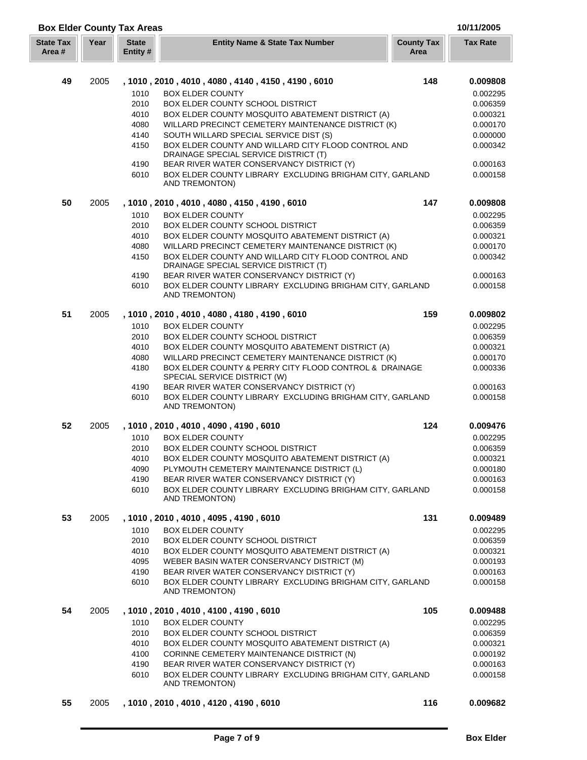## Box Elder County Tax Areas

10/11/2005

| State Tax Area # | Year | State Entity # | Entity Name & State Tax Number | County Tax Area | Tax Rate |
|---|---|---|---|---|---|
| **49** | 2005 | **, 1010 , 2010 , 4010 , 4080 , 4140 , 4150 , 4190 , 6010** | | **148** | **0.009808** |
| | | 1010 | BOX ELDER COUNTY | | 0.002295 |
| | | 2010 | BOX ELDER COUNTY SCHOOL DISTRICT | | 0.006359 |
| | | 4010 | BOX ELDER COUNTY MOSQUITO ABATEMENT DISTRICT (A) | | 0.000321 |
| | | 4080 | WILLARD PRECINCT CEMETERY MAINTENANCE DISTRICT (K) | | 0.000170 |
| | | 4140 | SOUTH WILLARD SPECIAL SERVICE DIST (S) | | 0.000000 |
| | | 4150 | BOX ELDER COUNTY AND WILLARD CITY FLOOD CONTROL AND DRAINAGE SPECIAL SERVICE DISTRICT (T) | | 0.000342 |
| | | 4190 | BEAR RIVER WATER CONSERVANCY DISTRICT (Y) | | 0.000163 |
| | | 6010 | BOX ELDER COUNTY LIBRARY EXCLUDING BRIGHAM CITY, GARLAND AND TREMONTON) | | 0.000158 |
| **50** | 2005 | **, 1010 , 2010 , 4010 , 4080 , 4150 , 4190 , 6010** | | **147** | **0.009808** |
| | | 1010 | BOX ELDER COUNTY | | 0.002295 |
| | | 2010 | BOX ELDER COUNTY SCHOOL DISTRICT | | 0.006359 |
| | | 4010 | BOX ELDER COUNTY MOSQUITO ABATEMENT DISTRICT (A) | | 0.000321 |
| | | 4080 | WILLARD PRECINCT CEMETERY MAINTENANCE DISTRICT (K) | | 0.000170 |
| | | 4150 | BOX ELDER COUNTY AND WILLARD CITY FLOOD CONTROL AND DRAINAGE SPECIAL SERVICE DISTRICT (T) | | 0.000342 |
| | | 4190 | BEAR RIVER WATER CONSERVANCY DISTRICT (Y) | | 0.000163 |
| | | 6010 | BOX ELDER COUNTY LIBRARY EXCLUDING BRIGHAM CITY, GARLAND AND TREMONTON) | | 0.000158 |
| **51** | 2005 | **, 1010 , 2010 , 4010 , 4080 , 4180 , 4190 , 6010** | | **159** | **0.009802** |
| | | 1010 | BOX ELDER COUNTY | | 0.002295 |
| | | 2010 | BOX ELDER COUNTY SCHOOL DISTRICT | | 0.006359 |
| | | 4010 | BOX ELDER COUNTY MOSQUITO ABATEMENT DISTRICT (A) | | 0.000321 |
| | | 4080 | WILLARD PRECINCT CEMETERY MAINTENANCE DISTRICT (K) | | 0.000170 |
| | | 4180 | BOX ELDER COUNTY & PERRY CITY FLOOD CONTROL & DRAINAGE SPECIAL SERVICE DISTRICT (W) | | 0.000336 |
| | | 4190 | BEAR RIVER WATER CONSERVANCY DISTRICT (Y) | | 0.000163 |
| | | 6010 | BOX ELDER COUNTY LIBRARY EXCLUDING BRIGHAM CITY, GARLAND AND TREMONTON) | | 0.000158 |
| **52** | 2005 | **, 1010 , 2010 , 4010 , 4090 , 4190 , 6010** | | **124** | **0.009476** |
| | | 1010 | BOX ELDER COUNTY | | 0.002295 |
| | | 2010 | BOX ELDER COUNTY SCHOOL DISTRICT | | 0.006359 |
| | | 4010 | BOX ELDER COUNTY MOSQUITO ABATEMENT DISTRICT (A) | | 0.000321 |
| | | 4090 | PLYMOUTH CEMETERY MAINTENANCE DISTRICT (L) | | 0.000180 |
| | | 4190 | BEAR RIVER WATER CONSERVANCY DISTRICT (Y) | | 0.000163 |
| | | 6010 | BOX ELDER COUNTY LIBRARY EXCLUDING BRIGHAM CITY, GARLAND AND TREMONTON) | | 0.000158 |
| **53** | 2005 | **, 1010 , 2010 , 4010 , 4095 , 4190 , 6010** | | **131** | **0.009489** |
| | | 1010 | BOX ELDER COUNTY | | 0.002295 |
| | | 2010 | BOX ELDER COUNTY SCHOOL DISTRICT | | 0.006359 |
| | | 4010 | BOX ELDER COUNTY MOSQUITO ABATEMENT DISTRICT (A) | | 0.000321 |
| | | 4095 | WEBER BASIN WATER CONSERVANCY DISTRICT (M) | | 0.000193 |
| | | 4190 | BEAR RIVER WATER CONSERVANCY DISTRICT (Y) | | 0.000163 |
| | | 6010 | BOX ELDER COUNTY LIBRARY EXCLUDING BRIGHAM CITY, GARLAND AND TREMONTON) | | 0.000158 |
| **54** | 2005 | **, 1010 , 2010 , 4010 , 4100 , 4190 , 6010** | | **105** | **0.009488** |
| | | 1010 | BOX ELDER COUNTY | | 0.002295 |
| | | 2010 | BOX ELDER COUNTY SCHOOL DISTRICT | | 0.006359 |
| | | 4010 | BOX ELDER COUNTY MOSQUITO ABATEMENT DISTRICT (A) | | 0.000321 |
| | | 4100 | CORINNE CEMETERY MAINTENANCE DISTRICT (N) | | 0.000192 |
| | | 4190 | BEAR RIVER WATER CONSERVANCY DISTRICT (Y) | | 0.000163 |
| | | 6010 | BOX ELDER COUNTY LIBRARY EXCLUDING BRIGHAM CITY, GARLAND AND TREMONTON) | | 0.000158 |
| **55** | 2005 | **, 1010 , 2010 , 4010 , 4120 , 4190 , 6010** | | **116** | **0.009682** |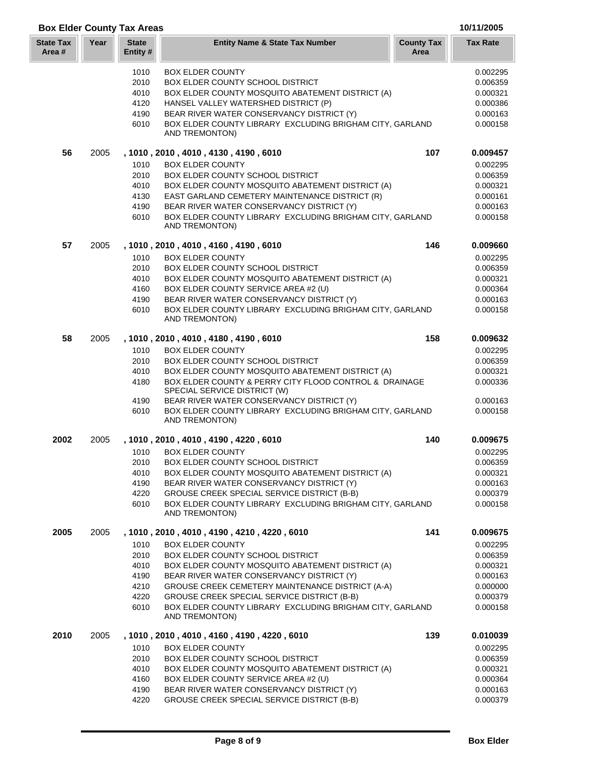## Box Elder County Tax Areas

10/11/2005

| State Tax Area # | Year | State Entity # | Entity Name & State Tax Number | County Tax Area | Tax Rate |
|---|---|---|---|---|---|
| | | 1010 | BOX ELDER COUNTY | | 0.002295 |
| | | 2010 | BOX ELDER COUNTY SCHOOL DISTRICT | | 0.006359 |
| | | 4010 | BOX ELDER COUNTY MOSQUITO ABATEMENT DISTRICT (A) | | 0.000321 |
| | | 4120 | HANSEL VALLEY WATERSHED DISTRICT (P) | | 0.000386 |
| | | 4190 | BEAR RIVER WATER CONSERVANCY DISTRICT (Y) | | 0.000163 |
| | | 6010 | BOX ELDER COUNTY LIBRARY EXCLUDING BRIGHAM CITY, GARLAND AND TREMONTON) | | 0.000158 |
| **56** | 2005 | | **, 1010 , 2010 , 4010 , 4130 , 4190 , 6010** | **107** | **0.009457** |
| | | 1010 | BOX ELDER COUNTY | | 0.002295 |
| | | 2010 | BOX ELDER COUNTY SCHOOL DISTRICT | | 0.006359 |
| | | 4010 | BOX ELDER COUNTY MOSQUITO ABATEMENT DISTRICT (A) | | 0.000321 |
| | | 4130 | EAST GARLAND CEMETERY MAINTENANCE DISTRICT (R) | | 0.000161 |
| | | 4190 | BEAR RIVER WATER CONSERVANCY DISTRICT (Y) | | 0.000163 |
| | | 6010 | BOX ELDER COUNTY LIBRARY EXCLUDING BRIGHAM CITY, GARLAND AND TREMONTON) | | 0.000158 |
| **57** | 2005 | | **, 1010 , 2010 , 4010 , 4160 , 4190 , 6010** | **146** | **0.009660** |
| | | 1010 | BOX ELDER COUNTY | | 0.002295 |
| | | 2010 | BOX ELDER COUNTY SCHOOL DISTRICT | | 0.006359 |
| | | 4010 | BOX ELDER COUNTY MOSQUITO ABATEMENT DISTRICT (A) | | 0.000321 |
| | | 4160 | BOX ELDER COUNTY SERVICE AREA #2 (U) | | 0.000364 |
| | | 4190 | BEAR RIVER WATER CONSERVANCY DISTRICT (Y) | | 0.000163 |
| | | 6010 | BOX ELDER COUNTY LIBRARY EXCLUDING BRIGHAM CITY, GARLAND AND TREMONTON) | | 0.000158 |
| **58** | 2005 | | **, 1010 , 2010 , 4010 , 4180 , 4190 , 6010** | **158** | **0.009632** |
| | | 1010 | BOX ELDER COUNTY | | 0.002295 |
| | | 2010 | BOX ELDER COUNTY SCHOOL DISTRICT | | 0.006359 |
| | | 4010 | BOX ELDER COUNTY MOSQUITO ABATEMENT DISTRICT (A) | | 0.000321 |
| | | 4180 | BOX ELDER COUNTY & PERRY CITY FLOOD CONTROL & DRAINAGE SPECIAL SERVICE DISTRICT (W) | | 0.000336 |
| | | 4190 | BEAR RIVER WATER CONSERVANCY DISTRICT (Y) | | 0.000163 |
| | | 6010 | BOX ELDER COUNTY LIBRARY EXCLUDING BRIGHAM CITY, GARLAND AND TREMONTON) | | 0.000158 |
| **2002** | 2005 | | **, 1010 , 2010 , 4010 , 4190 , 4220 , 6010** | **140** | **0.009675** |
| | | 1010 | BOX ELDER COUNTY | | 0.002295 |
| | | 2010 | BOX ELDER COUNTY SCHOOL DISTRICT | | 0.006359 |
| | | 4010 | BOX ELDER COUNTY MOSQUITO ABATEMENT DISTRICT (A) | | 0.000321 |
| | | 4190 | BEAR RIVER WATER CONSERVANCY DISTRICT (Y) | | 0.000163 |
| | | 4220 | GROUSE CREEK SPECIAL SERVICE DISTRICT (B-B) | | 0.000379 |
| | | 6010 | BOX ELDER COUNTY LIBRARY EXCLUDING BRIGHAM CITY, GARLAND AND TREMONTON) | | 0.000158 |
| **2005** | 2005 | | **, 1010 , 2010 , 4010 , 4190 , 4210 , 4220 , 6010** | **141** | **0.009675** |
| | | 1010 | BOX ELDER COUNTY | | 0.002295 |
| | | 2010 | BOX ELDER COUNTY SCHOOL DISTRICT | | 0.006359 |
| | | 4010 | BOX ELDER COUNTY MOSQUITO ABATEMENT DISTRICT (A) | | 0.000321 |
| | | 4190 | BEAR RIVER WATER CONSERVANCY DISTRICT (Y) | | 0.000163 |
| | | 4210 | GROUSE CREEK CEMETERY MAINTENANCE DISTRICT (A-A) | | 0.000000 |
| | | 4220 | GROUSE CREEK SPECIAL SERVICE DISTRICT (B-B) | | 0.000379 |
| | | 6010 | BOX ELDER COUNTY LIBRARY EXCLUDING BRIGHAM CITY, GARLAND AND TREMONTON) | | 0.000158 |
| **2010** | 2005 | | **, 1010 , 2010 , 4010 , 4160 , 4190 , 4220 , 6010** | **139** | **0.010039** |
| | | 1010 | BOX ELDER COUNTY | | 0.002295 |
| | | 2010 | BOX ELDER COUNTY SCHOOL DISTRICT | | 0.006359 |
| | | 4010 | BOX ELDER COUNTY MOSQUITO ABATEMENT DISTRICT (A) | | 0.000321 |
| | | 4160 | BOX ELDER COUNTY SERVICE AREA #2 (U) | | 0.000364 |
| | | 4190 | BEAR RIVER WATER CONSERVANCY DISTRICT (Y) | | 0.000163 |
| | | 4220 | GROUSE CREEK SPECIAL SERVICE DISTRICT (B-B) | | 0.000379 |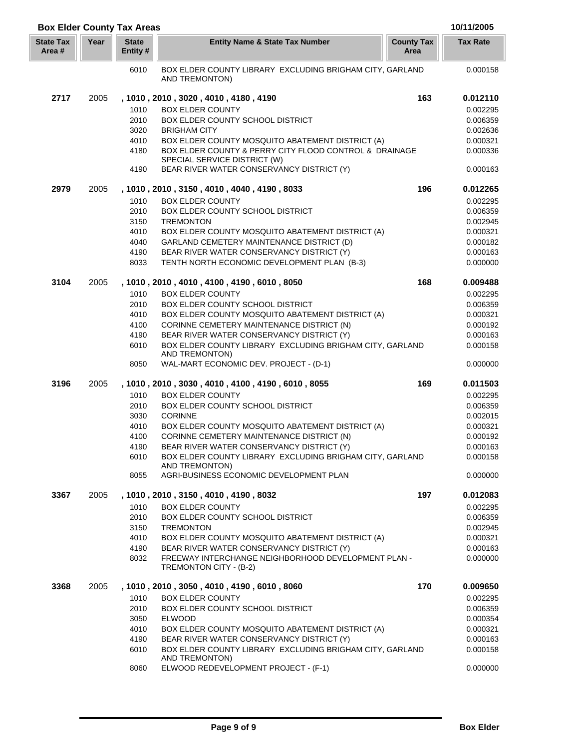## Box Elder County Tax Areas

10/11/2005

| State Tax Area # | Year | State Entity # | Entity Name & State Tax Number | County Tax Area | Tax Rate |
|---|---|---|---|---|---|
| | | 6010 | BOX ELDER COUNTY LIBRARY EXCLUDING BRIGHAM CITY, GARLAND AND TREMONTON) | | 0.000158 |
| **2717** | 2005 | | **, 1010 , 2010 , 3020 , 4010 , 4180 , 4190** | **163** | **0.012110** |
| | | 1010 | BOX ELDER COUNTY | | 0.002295 |
| | | 2010 | BOX ELDER COUNTY SCHOOL DISTRICT | | 0.006359 |
| | | 3020 | BRIGHAM CITY | | 0.002636 |
| | | 4010 | BOX ELDER COUNTY MOSQUITO ABATEMENT DISTRICT (A) | | 0.000321 |
| | | 4180 | BOX ELDER COUNTY & PERRY CITY FLOOD CONTROL & DRAINAGE SPECIAL SERVICE DISTRICT (W) | | 0.000336 |
| | | 4190 | BEAR RIVER WATER CONSERVANCY DISTRICT (Y) | | 0.000163 |
| **2979** | 2005 | | **, 1010 , 2010 , 3150 , 4010 , 4040 , 4190 , 8033** | **196** | **0.012265** |
| | | 1010 | BOX ELDER COUNTY | | 0.002295 |
| | | 2010 | BOX ELDER COUNTY SCHOOL DISTRICT | | 0.006359 |
| | | 3150 | TREMONTON | | 0.002945 |
| | | 4010 | BOX ELDER COUNTY MOSQUITO ABATEMENT DISTRICT (A) | | 0.000321 |
| | | 4040 | GARLAND CEMETERY MAINTENANCE DISTRICT (D) | | 0.000182 |
| | | 4190 | BEAR RIVER WATER CONSERVANCY DISTRICT (Y) | | 0.000163 |
| | | 8033 | TENTH NORTH ECONOMIC DEVELOPMENT PLAN (B-3) | | 0.000000 |
| **3104** | 2005 | | **, 1010 , 2010 , 4010 , 4100 , 4190 , 6010 , 8050** | **168** | **0.009488** |
| | | 1010 | BOX ELDER COUNTY | | 0.002295 |
| | | 2010 | BOX ELDER COUNTY SCHOOL DISTRICT | | 0.006359 |
| | | 4010 | BOX ELDER COUNTY MOSQUITO ABATEMENT DISTRICT (A) | | 0.000321 |
| | | 4100 | CORINNE CEMETERY MAINTENANCE DISTRICT (N) | | 0.000192 |
| | | 4190 | BEAR RIVER WATER CONSERVANCY DISTRICT (Y) | | 0.000163 |
| | | 6010 | BOX ELDER COUNTY LIBRARY EXCLUDING BRIGHAM CITY, GARLAND AND TREMONTON) | | 0.000158 |
| | | 8050 | WAL-MART ECONOMIC DEV. PROJECT - (D-1) | | 0.000000 |
| **3196** | 2005 | | **, 1010 , 2010 , 3030 , 4010 , 4100 , 4190 , 6010 , 8055** | **169** | **0.011503** |
| | | 1010 | BOX ELDER COUNTY | | 0.002295 |
| | | 2010 | BOX ELDER COUNTY SCHOOL DISTRICT | | 0.006359 |
| | | 3030 | CORINNE | | 0.002015 |
| | | 4010 | BOX ELDER COUNTY MOSQUITO ABATEMENT DISTRICT (A) | | 0.000321 |
| | | 4100 | CORINNE CEMETERY MAINTENANCE DISTRICT (N) | | 0.000192 |
| | | 4190 | BEAR RIVER WATER CONSERVANCY DISTRICT (Y) | | 0.000163 |
| | | 6010 | BOX ELDER COUNTY LIBRARY EXCLUDING BRIGHAM CITY, GARLAND AND TREMONTON) | | 0.000158 |
| | | 8055 | AGRI-BUSINESS ECONOMIC DEVELOPMENT PLAN | | 0.000000 |
| **3367** | 2005 | | **, 1010 , 2010 , 3150 , 4010 , 4190 , 8032** | **197** | **0.012083** |
| | | 1010 | BOX ELDER COUNTY | | 0.002295 |
| | | 2010 | BOX ELDER COUNTY SCHOOL DISTRICT | | 0.006359 |
| | | 3150 | TREMONTON | | 0.002945 |
| | | 4010 | BOX ELDER COUNTY MOSQUITO ABATEMENT DISTRICT (A) | | 0.000321 |
| | | 4190 | BEAR RIVER WATER CONSERVANCY DISTRICT (Y) | | 0.000163 |
| | | 8032 | FREEWAY INTERCHANGE NEIGHBORHOOD DEVELOPMENT PLAN - TREMONTON CITY - (B-2) | | 0.000000 |
| **3368** | 2005 | | **, 1010 , 2010 , 3050 , 4010 , 4190 , 6010 , 8060** | **170** | **0.009650** |
| | | 1010 | BOX ELDER COUNTY | | 0.002295 |
| | | 2010 | BOX ELDER COUNTY SCHOOL DISTRICT | | 0.006359 |
| | | 3050 | ELWOOD | | 0.000354 |
| | | 4010 | BOX ELDER COUNTY MOSQUITO ABATEMENT DISTRICT (A) | | 0.000321 |
| | | 4190 | BEAR RIVER WATER CONSERVANCY DISTRICT (Y) | | 0.000163 |
| | | 6010 | BOX ELDER COUNTY LIBRARY EXCLUDING BRIGHAM CITY, GARLAND AND TREMONTON) | | 0.000158 |
| | | 8060 | ELWOOD REDEVELOPMENT PROJECT - (F-1) | | 0.000000 |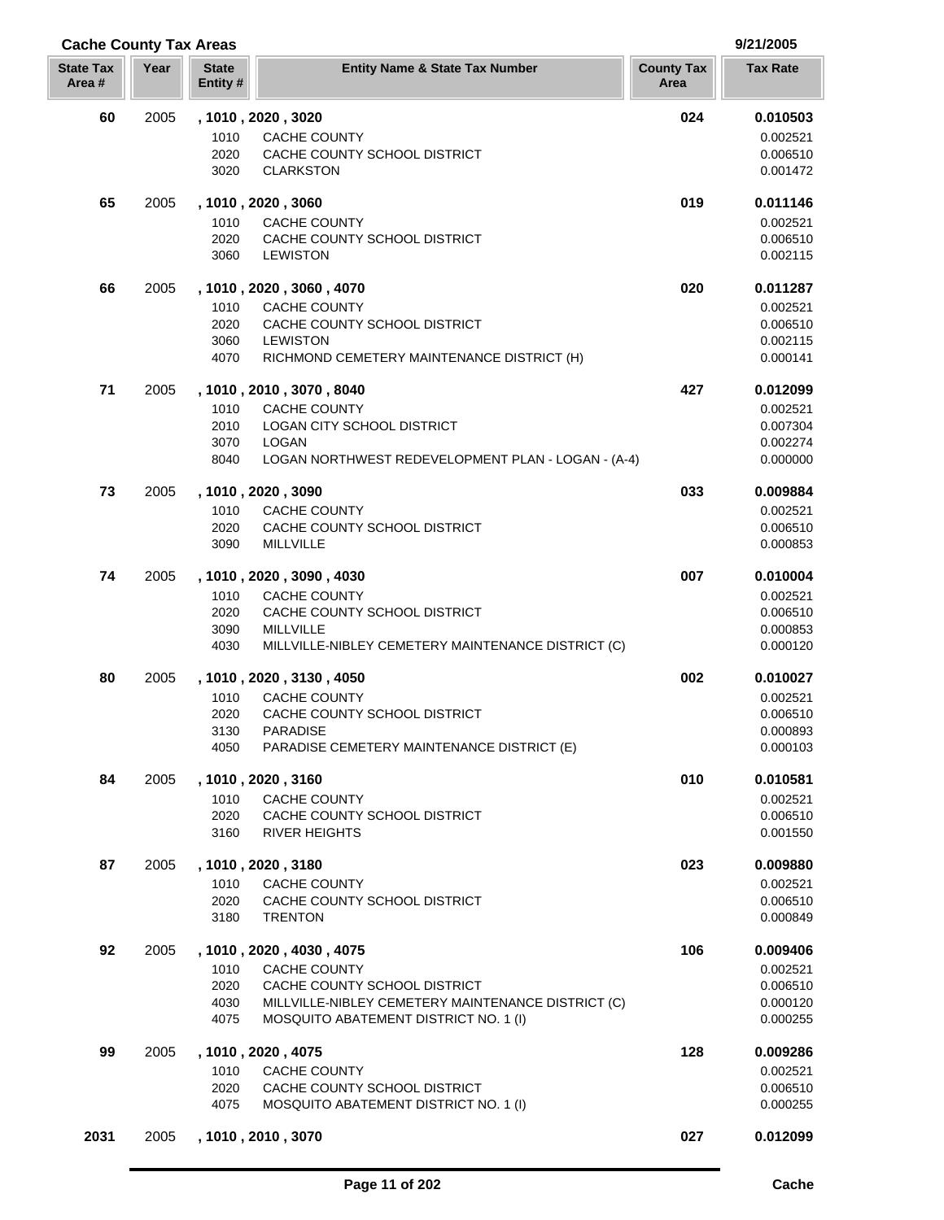## Cache County Tax Areas

9/21/2005

| State Tax Area # | Year | State Entity # | Entity Name & State Tax Number | County Tax Area | Tax Rate |
|---|---|---|---|---|---|
| **60** | 2005 | **, 1010 , 2020 , 3020** | | **024** | **0.010503** |
| | | 1010 | CACHE COUNTY | | 0.002521 |
| | | 2020 | CACHE COUNTY SCHOOL DISTRICT | | 0.006510 |
| | | 3020 | CLARKSTON | | 0.001472 |
| **65** | 2005 | **, 1010 , 2020 , 3060** | | **019** | **0.011146** |
| | | 1010 | CACHE COUNTY | | 0.002521 |
| | | 2020 | CACHE COUNTY SCHOOL DISTRICT | | 0.006510 |
| | | 3060 | LEWISTON | | 0.002115 |
| **66** | 2005 | **, 1010 , 2020 , 3060 , 4070** | | **020** | **0.011287** |
| | | 1010 | CACHE COUNTY | | 0.002521 |
| | | 2020 | CACHE COUNTY SCHOOL DISTRICT | | 0.006510 |
| | | 3060 | LEWISTON | | 0.002115 |
| | | 4070 | RICHMOND CEMETERY MAINTENANCE DISTRICT (H) | | 0.000141 |
| **71** | 2005 | **, 1010 , 2010 , 3070 , 8040** | | **427** | **0.012099** |
| | | 1010 | CACHE COUNTY | | 0.002521 |
| | | 2010 | LOGAN CITY SCHOOL DISTRICT | | 0.007304 |
| | | 3070 | LOGAN | | 0.002274 |
| | | 8040 | LOGAN NORTHWEST REDEVELOPMENT PLAN - LOGAN - (A-4) | | 0.000000 |
| **73** | 2005 | **, 1010 , 2020 , 3090** | | **033** | **0.009884** |
| | | 1010 | CACHE COUNTY | | 0.002521 |
| | | 2020 | CACHE COUNTY SCHOOL DISTRICT | | 0.006510 |
| | | 3090 | MILLVILLE | | 0.000853 |
| **74** | 2005 | **, 1010 , 2020 , 3090 , 4030** | | **007** | **0.010004** |
| | | 1010 | CACHE COUNTY | | 0.002521 |
| | | 2020 | CACHE COUNTY SCHOOL DISTRICT | | 0.006510 |
| | | 3090 | MILLVILLE | | 0.000853 |
| | | 4030 | MILLVILLE-NIBLEY CEMETERY MAINTENANCE DISTRICT (C) | | 0.000120 |
| **80** | 2005 | **, 1010 , 2020 , 3130 , 4050** | | **002** | **0.010027** |
| | | 1010 | CACHE COUNTY | | 0.002521 |
| | | 2020 | CACHE COUNTY SCHOOL DISTRICT | | 0.006510 |
| | | 3130 | PARADISE | | 0.000893 |
| | | 4050 | PARADISE CEMETERY MAINTENANCE DISTRICT (E) | | 0.000103 |
| **84** | 2005 | **, 1010 , 2020 , 3160** | | **010** | **0.010581** |
| | | 1010 | CACHE COUNTY | | 0.002521 |
| | | 2020 | CACHE COUNTY SCHOOL DISTRICT | | 0.006510 |
| | | 3160 | RIVER HEIGHTS | | 0.001550 |
| **87** | 2005 | **, 1010 , 2020 , 3180** | | **023** | **0.009880** |
| | | 1010 | CACHE COUNTY | | 0.002521 |
| | | 2020 | CACHE COUNTY SCHOOL DISTRICT | | 0.006510 |
| | | 3180 | TRENTON | | 0.000849 |
| **92** | 2005 | **, 1010 , 2020 , 4030 , 4075** | | **106** | **0.009406** |
| | | 1010 | CACHE COUNTY | | 0.002521 |
| | | 2020 | CACHE COUNTY SCHOOL DISTRICT | | 0.006510 |
| | | 4030 | MILLVILLE-NIBLEY CEMETERY MAINTENANCE DISTRICT (C) | | 0.000120 |
| | | 4075 | MOSQUITO ABATEMENT DISTRICT NO. 1 (I) | | 0.000255 |
| **99** | 2005 | **, 1010 , 2020 , 4075** | | **128** | **0.009286** |
| | | 1010 | CACHE COUNTY | | 0.002521 |
| | | 2020 | CACHE COUNTY SCHOOL DISTRICT | | 0.006510 |
| | | 4075 | MOSQUITO ABATEMENT DISTRICT NO. 1 (I) | | 0.000255 |
| **2031** | 2005 | **, 1010 , 2010 , 3070** | | **027** | **0.012099** |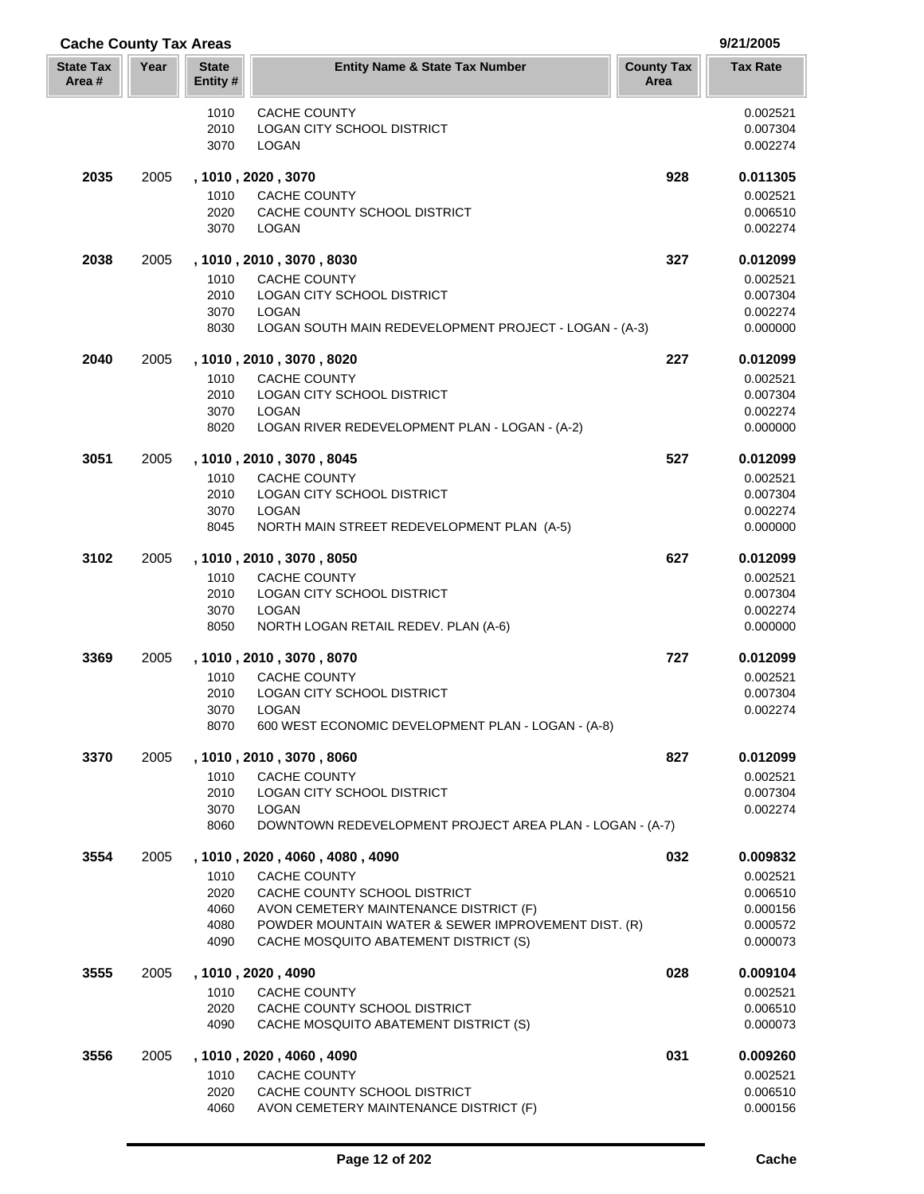## Cache County Tax Areas

9/21/2005

| State Tax Area # | Year | State Entity # | Entity Name & State Tax Number | County Tax Area | Tax Rate |
|---|---|---|---|---|---|
| | | 1010 | CACHE COUNTY | | 0.002521 |
| | | 2010 | LOGAN CITY SCHOOL DISTRICT | | 0.007304 |
| | | 3070 | LOGAN | | 0.002274 |
| **2035** | 2005 | **, 1010 , 2020 , 3070** | | **928** | **0.011305** |
| | | 1010 | CACHE COUNTY | | 0.002521 |
| | | 2020 | CACHE COUNTY SCHOOL DISTRICT | | 0.006510 |
| | | 3070 | LOGAN | | 0.002274 |
| **2038** | 2005 | **, 1010 , 2010 , 3070 , 8030** | | **327** | **0.012099** |
| | | 1010 | CACHE COUNTY | | 0.002521 |
| | | 2010 | LOGAN CITY SCHOOL DISTRICT | | 0.007304 |
| | | 3070 | LOGAN | | 0.002274 |
| | | 8030 | LOGAN SOUTH MAIN REDEVELOPMENT PROJECT - LOGAN - (A-3) | | 0.000000 |
| **2040** | 2005 | **, 1010 , 2010 , 3070 , 8020** | | **227** | **0.012099** |
| | | 1010 | CACHE COUNTY | | 0.002521 |
| | | 2010 | LOGAN CITY SCHOOL DISTRICT | | 0.007304 |
| | | 3070 | LOGAN | | 0.002274 |
| | | 8020 | LOGAN RIVER REDEVELOPMENT PLAN - LOGAN - (A-2) | | 0.000000 |
| **3051** | 2005 | **, 1010 , 2010 , 3070 , 8045** | | **527** | **0.012099** |
| | | 1010 | CACHE COUNTY | | 0.002521 |
| | | 2010 | LOGAN CITY SCHOOL DISTRICT | | 0.007304 |
| | | 3070 | LOGAN | | 0.002274 |
| | | 8045 | NORTH MAIN STREET REDEVELOPMENT PLAN (A-5) | | 0.000000 |
| **3102** | 2005 | **, 1010 , 2010 , 3070 , 8050** | | **627** | **0.012099** |
| | | 1010 | CACHE COUNTY | | 0.002521 |
| | | 2010 | LOGAN CITY SCHOOL DISTRICT | | 0.007304 |
| | | 3070 | LOGAN | | 0.002274 |
| | | 8050 | NORTH LOGAN RETAIL REDEV. PLAN (A-6) | | 0.000000 |
| **3369** | 2005 | **, 1010 , 2010 , 3070 , 8070** | | **727** | **0.012099** |
| | | 1010 | CACHE COUNTY | | 0.002521 |
| | | 2010 | LOGAN CITY SCHOOL DISTRICT | | 0.007304 |
| | | 3070 | LOGAN | | 0.002274 |
| | | 8070 | 600 WEST ECONOMIC DEVELOPMENT PLAN - LOGAN - (A-8) | | |
| **3370** | 2005 | **, 1010 , 2010 , 3070 , 8060** | | **827** | **0.012099** |
| | | 1010 | CACHE COUNTY | | 0.002521 |
| | | 2010 | LOGAN CITY SCHOOL DISTRICT | | 0.007304 |
| | | 3070 | LOGAN | | 0.002274 |
| | | 8060 | DOWNTOWN REDEVELOPMENT PROJECT AREA PLAN - LOGAN - (A-7) | | |
| **3554** | 2005 | **, 1010 , 2020 , 4060 , 4080 , 4090** | | **032** | **0.009832** |
| | | 1010 | CACHE COUNTY | | 0.002521 |
| | | 2020 | CACHE COUNTY SCHOOL DISTRICT | | 0.006510 |
| | | 4060 | AVON CEMETERY MAINTENANCE DISTRICT (F) | | 0.000156 |
| | | 4080 | POWDER MOUNTAIN WATER & SEWER IMPROVEMENT DIST. (R) | | 0.000572 |
| | | 4090 | CACHE MOSQUITO ABATEMENT DISTRICT (S) | | 0.000073 |
| **3555** | 2005 | **, 1010 , 2020 , 4090** | | **028** | **0.009104** |
| | | 1010 | CACHE COUNTY | | 0.002521 |
| | | 2020 | CACHE COUNTY SCHOOL DISTRICT | | 0.006510 |
| | | 4090 | CACHE MOSQUITO ABATEMENT DISTRICT (S) | | 0.000073 |
| **3556** | 2005 | **, 1010 , 2020 , 4060 , 4090** | | **031** | **0.009260** |
| | | 1010 | CACHE COUNTY | | 0.002521 |
| | | 2020 | CACHE COUNTY SCHOOL DISTRICT | | 0.006510 |
| | | 4060 | AVON CEMETERY MAINTENANCE DISTRICT (F) | | 0.000156 |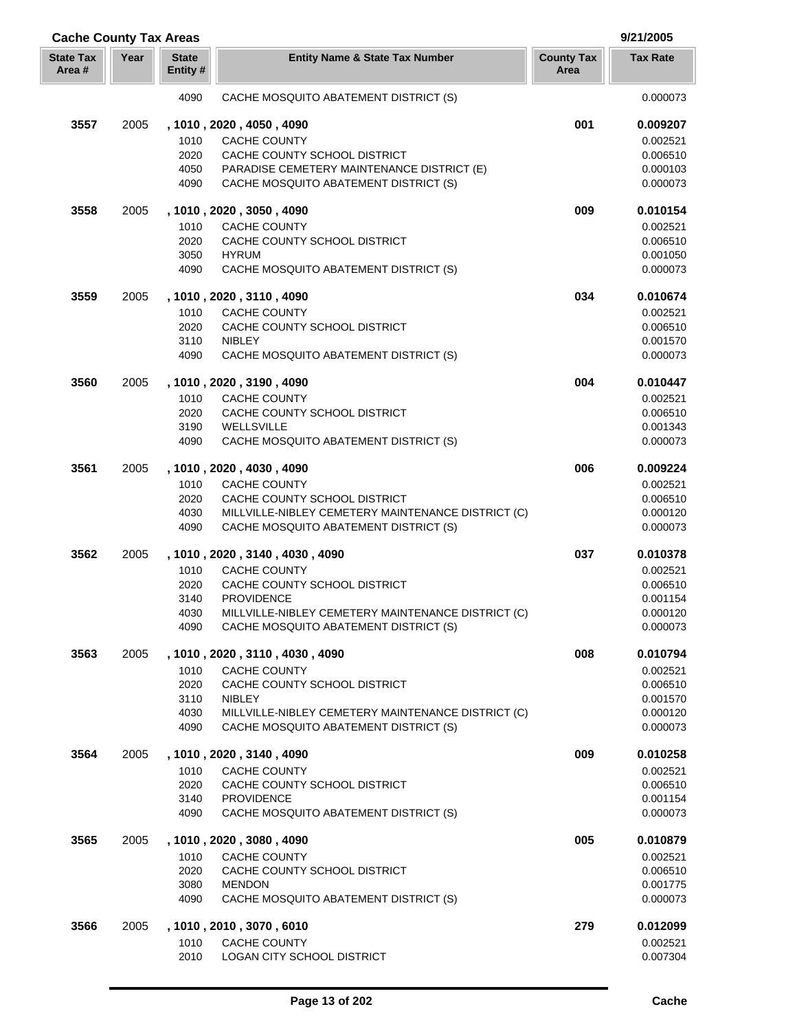## Cache County Tax Areas

9/21/2005

| State Tax Area # | Year | State Entity # | Entity Name & State Tax Number | County Tax Area | Tax Rate |
|---|---|---|---|---|---|
| | | 4090 | CACHE MOSQUITO ABATEMENT DISTRICT (S) | | 0.000073 |
| **3557** | 2005 | **, 1010 , 2020 , 4050 , 4090** | | **001** | **0.009207** |
| | | 1010 | CACHE COUNTY | | 0.002521 |
| | | 2020 | CACHE COUNTY SCHOOL DISTRICT | | 0.006510 |
| | | 4050 | PARADISE CEMETERY MAINTENANCE DISTRICT (E) | | 0.000103 |
| | | 4090 | CACHE MOSQUITO ABATEMENT DISTRICT (S) | | 0.000073 |
| **3558** | 2005 | **, 1010 , 2020 , 3050 , 4090** | | **009** | **0.010154** |
| | | 1010 | CACHE COUNTY | | 0.002521 |
| | | 2020 | CACHE COUNTY SCHOOL DISTRICT | | 0.006510 |
| | | 3050 | HYRUM | | 0.001050 |
| | | 4090 | CACHE MOSQUITO ABATEMENT DISTRICT (S) | | 0.000073 |
| **3559** | 2005 | **, 1010 , 2020 , 3110 , 4090** | | **034** | **0.010674** |
| | | 1010 | CACHE COUNTY | | 0.002521 |
| | | 2020 | CACHE COUNTY SCHOOL DISTRICT | | 0.006510 |
| | | 3110 | NIBLEY | | 0.001570 |
| | | 4090 | CACHE MOSQUITO ABATEMENT DISTRICT (S) | | 0.000073 |
| **3560** | 2005 | **, 1010 , 2020 , 3190 , 4090** | | **004** | **0.010447** |
| | | 1010 | CACHE COUNTY | | 0.002521 |
| | | 2020 | CACHE COUNTY SCHOOL DISTRICT | | 0.006510 |
| | | 3190 | WELLSVILLE | | 0.001343 |
| | | 4090 | CACHE MOSQUITO ABATEMENT DISTRICT (S) | | 0.000073 |
| **3561** | 2005 | **, 1010 , 2020 , 4030 , 4090** | | **006** | **0.009224** |
| | | 1010 | CACHE COUNTY | | 0.002521 |
| | | 2020 | CACHE COUNTY SCHOOL DISTRICT | | 0.006510 |
| | | 4030 | MILLVILLE-NIBLEY CEMETERY MAINTENANCE DISTRICT (C) | | 0.000120 |
| | | 4090 | CACHE MOSQUITO ABATEMENT DISTRICT (S) | | 0.000073 |
| **3562** | 2005 | **, 1010 , 2020 , 3140 , 4030 , 4090** | | **037** | **0.010378** |
| | | 1010 | CACHE COUNTY | | 0.002521 |
| | | 2020 | CACHE COUNTY SCHOOL DISTRICT | | 0.006510 |
| | | 3140 | PROVIDENCE | | 0.001154 |
| | | 4030 | MILLVILLE-NIBLEY CEMETERY MAINTENANCE DISTRICT (C) | | 0.000120 |
| | | 4090 | CACHE MOSQUITO ABATEMENT DISTRICT (S) | | 0.000073 |
| **3563** | 2005 | **, 1010 , 2020 , 3110 , 4030 , 4090** | | **008** | **0.010794** |
| | | 1010 | CACHE COUNTY | | 0.002521 |
| | | 2020 | CACHE COUNTY SCHOOL DISTRICT | | 0.006510 |
| | | 3110 | NIBLEY | | 0.001570 |
| | | 4030 | MILLVILLE-NIBLEY CEMETERY MAINTENANCE DISTRICT (C) | | 0.000120 |
| | | 4090 | CACHE MOSQUITO ABATEMENT DISTRICT (S) | | 0.000073 |
| **3564** | 2005 | **, 1010 , 2020 , 3140 , 4090** | | **009** | **0.010258** |
| | | 1010 | CACHE COUNTY | | 0.002521 |
| | | 2020 | CACHE COUNTY SCHOOL DISTRICT | | 0.006510 |
| | | 3140 | PROVIDENCE | | 0.001154 |
| | | 4090 | CACHE MOSQUITO ABATEMENT DISTRICT (S) | | 0.000073 |
| **3565** | 2005 | **, 1010 , 2020 , 3080 , 4090** | | **005** | **0.010879** |
| | | 1010 | CACHE COUNTY | | 0.002521 |
| | | 2020 | CACHE COUNTY SCHOOL DISTRICT | | 0.006510 |
| | | 3080 | MENDON | | 0.001775 |
| | | 4090 | CACHE MOSQUITO ABATEMENT DISTRICT (S) | | 0.000073 |
| **3566** | 2005 | **, 1010 , 2010 , 3070 , 6010** | | **279** | **0.012099** |
| | | 1010 | CACHE COUNTY | | 0.002521 |
| | | 2010 | LOGAN CITY SCHOOL DISTRICT | | 0.007304 |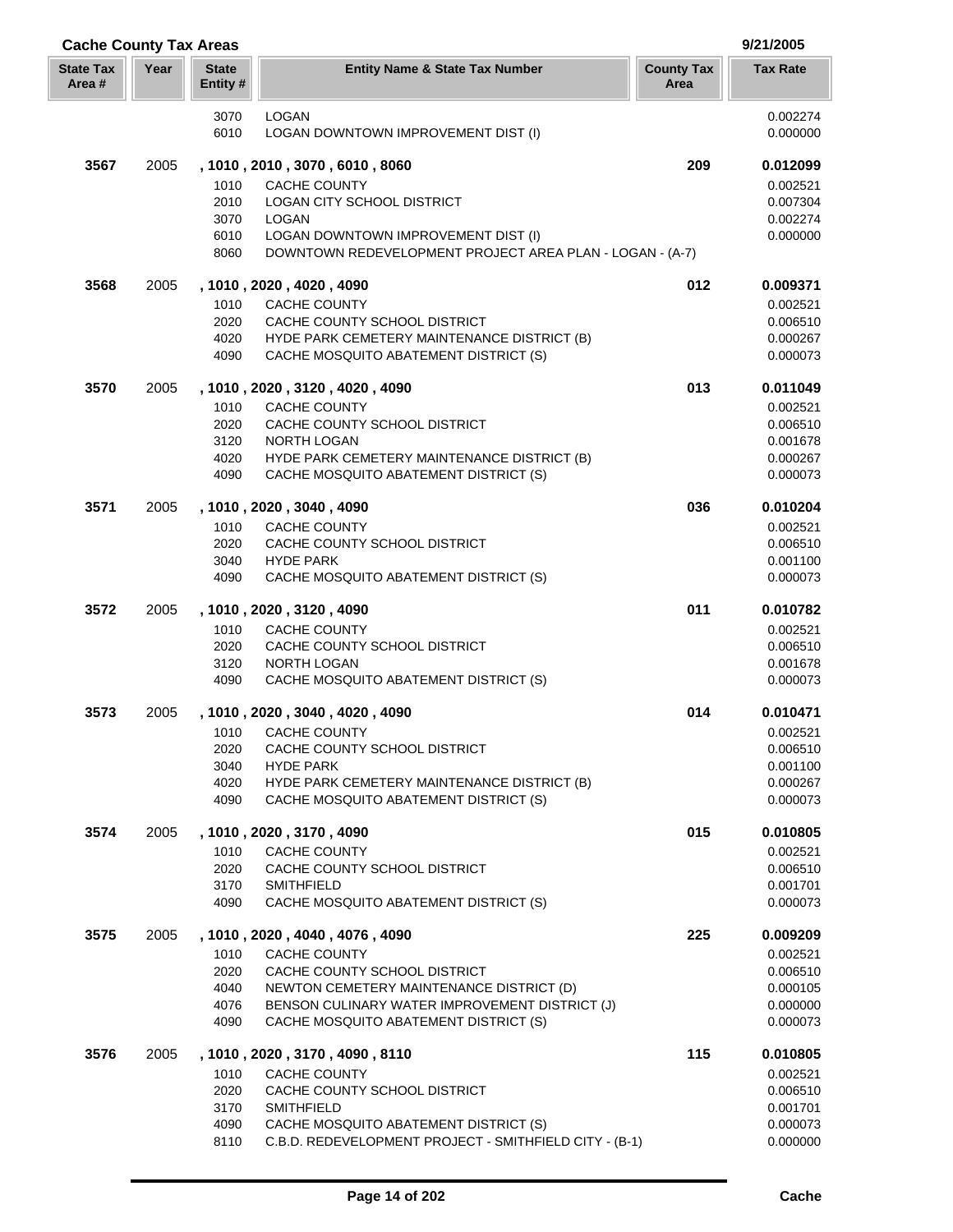## Cache County Tax Areas

9/21/2005

| State Tax Area # | Year | State Entity # | Entity Name & State Tax Number | County Tax Area | Tax Rate |
|---|---|---|---|---|---|
| | | 3070 | LOGAN | | 0.002274 |
| | | 6010 | LOGAN DOWNTOWN IMPROVEMENT DIST (I) | | 0.000000 |
| **3567** | 2005 | **, 1010 , 2010 , 3070 , 6010 , 8060** | | **209** | **0.012099** |
| | | 1010 | CACHE COUNTY | | 0.002521 |
| | | 2010 | LOGAN CITY SCHOOL DISTRICT | | 0.007304 |
| | | 3070 | LOGAN | | 0.002274 |
| | | 6010 | LOGAN DOWNTOWN IMPROVEMENT DIST (I) | | 0.000000 |
| | | 8060 | DOWNTOWN REDEVELOPMENT PROJECT AREA PLAN - LOGAN - (A-7) | | |
| **3568** | 2005 | **, 1010 , 2020 , 4020 , 4090** | | **012** | **0.009371** |
| | | 1010 | CACHE COUNTY | | 0.002521 |
| | | 2020 | CACHE COUNTY SCHOOL DISTRICT | | 0.006510 |
| | | 4020 | HYDE PARK CEMETERY MAINTENANCE DISTRICT (B) | | 0.000267 |
| | | 4090 | CACHE MOSQUITO ABATEMENT DISTRICT (S) | | 0.000073 |
| **3570** | 2005 | **, 1010 , 2020 , 3120 , 4020 , 4090** | | **013** | **0.011049** |
| | | 1010 | CACHE COUNTY | | 0.002521 |
| | | 2020 | CACHE COUNTY SCHOOL DISTRICT | | 0.006510 |
| | | 3120 | NORTH LOGAN | | 0.001678 |
| | | 4020 | HYDE PARK CEMETERY MAINTENANCE DISTRICT (B) | | 0.000267 |
| | | 4090 | CACHE MOSQUITO ABATEMENT DISTRICT (S) | | 0.000073 |
| **3571** | 2005 | **, 1010 , 2020 , 3040 , 4090** | | **036** | **0.010204** |
| | | 1010 | CACHE COUNTY | | 0.002521 |
| | | 2020 | CACHE COUNTY SCHOOL DISTRICT | | 0.006510 |
| | | 3040 | HYDE PARK | | 0.001100 |
| | | 4090 | CACHE MOSQUITO ABATEMENT DISTRICT (S) | | 0.000073 |
| **3572** | 2005 | **, 1010 , 2020 , 3120 , 4090** | | **011** | **0.010782** |
| | | 1010 | CACHE COUNTY | | 0.002521 |
| | | 2020 | CACHE COUNTY SCHOOL DISTRICT | | 0.006510 |
| | | 3120 | NORTH LOGAN | | 0.001678 |
| | | 4090 | CACHE MOSQUITO ABATEMENT DISTRICT (S) | | 0.000073 |
| **3573** | 2005 | **, 1010 , 2020 , 3040 , 4020 , 4090** | | **014** | **0.010471** |
| | | 1010 | CACHE COUNTY | | 0.002521 |
| | | 2020 | CACHE COUNTY SCHOOL DISTRICT | | 0.006510 |
| | | 3040 | HYDE PARK | | 0.001100 |
| | | 4020 | HYDE PARK CEMETERY MAINTENANCE DISTRICT (B) | | 0.000267 |
| | | 4090 | CACHE MOSQUITO ABATEMENT DISTRICT (S) | | 0.000073 |
| **3574** | 2005 | **, 1010 , 2020 , 3170 , 4090** | | **015** | **0.010805** |
| | | 1010 | CACHE COUNTY | | 0.002521 |
| | | 2020 | CACHE COUNTY SCHOOL DISTRICT | | 0.006510 |
| | | 3170 | SMITHFIELD | | 0.001701 |
| | | 4090 | CACHE MOSQUITO ABATEMENT DISTRICT (S) | | 0.000073 |
| **3575** | 2005 | **, 1010 , 2020 , 4040 , 4076 , 4090** | | **225** | **0.009209** |
| | | 1010 | CACHE COUNTY | | 0.002521 |
| | | 2020 | CACHE COUNTY SCHOOL DISTRICT | | 0.006510 |
| | | 4040 | NEWTON CEMETERY MAINTENANCE DISTRICT (D) | | 0.000105 |
| | | 4076 | BENSON CULINARY WATER IMPROVEMENT DISTRICT (J) | | 0.000000 |
| | | 4090 | CACHE MOSQUITO ABATEMENT DISTRICT (S) | | 0.000073 |
| **3576** | 2005 | **, 1010 , 2020 , 3170 , 4090 , 8110** | | **115** | **0.010805** |
| | | 1010 | CACHE COUNTY | | 0.002521 |
| | | 2020 | CACHE COUNTY SCHOOL DISTRICT | | 0.006510 |
| | | 3170 | SMITHFIELD | | 0.001701 |
| | | 4090 | CACHE MOSQUITO ABATEMENT DISTRICT (S) | | 0.000073 |
| | | 8110 | C.B.D. REDEVELOPMENT PROJECT - SMITHFIELD CITY - (B-1) | | 0.000000 |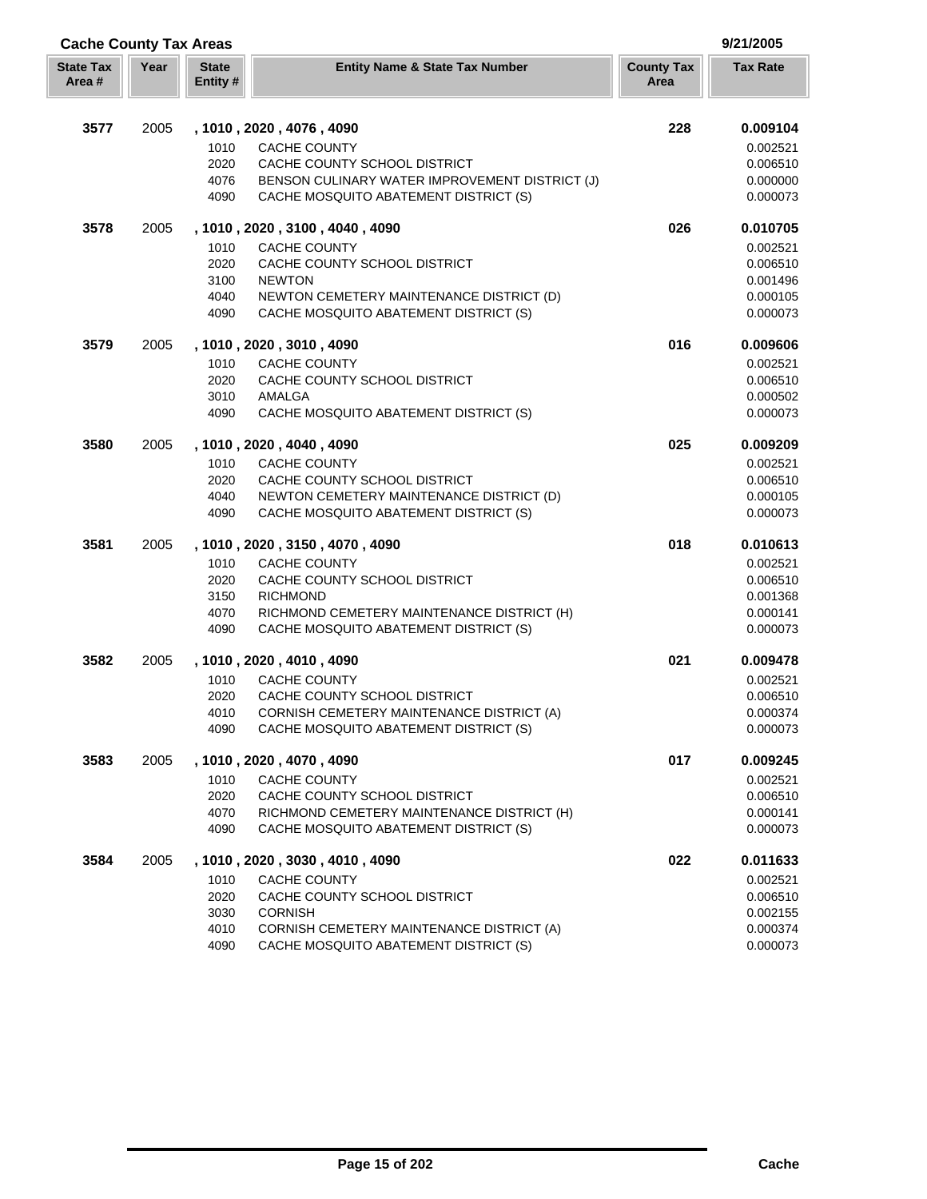## Cache County Tax Areas

9/21/2005

| State Tax Area # | Year | State Entity # | Entity Name & State Tax Number | County Tax Area | Tax Rate |
|---|---|---|---|---|---|
| **3577** | 2005 | **, 1010 , 2020 , 4076 , 4090** | | **228** | **0.009104** |
| | | 1010 | CACHE COUNTY | | 0.002521 |
| | | 2020 | CACHE COUNTY SCHOOL DISTRICT | | 0.006510 |
| | | 4076 | BENSON CULINARY WATER IMPROVEMENT DISTRICT (J) | | 0.000000 |
| | | 4090 | CACHE MOSQUITO ABATEMENT DISTRICT (S) | | 0.000073 |
| **3578** | 2005 | **, 1010 , 2020 , 3100 , 4040 , 4090** | | **026** | **0.010705** |
| | | 1010 | CACHE COUNTY | | 0.002521 |
| | | 2020 | CACHE COUNTY SCHOOL DISTRICT | | 0.006510 |
| | | 3100 | NEWTON | | 0.001496 |
| | | 4040 | NEWTON CEMETERY MAINTENANCE DISTRICT (D) | | 0.000105 |
| | | 4090 | CACHE MOSQUITO ABATEMENT DISTRICT (S) | | 0.000073 |
| **3579** | 2005 | **, 1010 , 2020 , 3010 , 4090** | | **016** | **0.009606** |
| | | 1010 | CACHE COUNTY | | 0.002521 |
| | | 2020 | CACHE COUNTY SCHOOL DISTRICT | | 0.006510 |
| | | 3010 | AMALGA | | 0.000502 |
| | | 4090 | CACHE MOSQUITO ABATEMENT DISTRICT (S) | | 0.000073 |
| **3580** | 2005 | **, 1010 , 2020 , 4040 , 4090** | | **025** | **0.009209** |
| | | 1010 | CACHE COUNTY | | 0.002521 |
| | | 2020 | CACHE COUNTY SCHOOL DISTRICT | | 0.006510 |
| | | 4040 | NEWTON CEMETERY MAINTENANCE DISTRICT (D) | | 0.000105 |
| | | 4090 | CACHE MOSQUITO ABATEMENT DISTRICT (S) | | 0.000073 |
| **3581** | 2005 | **, 1010 , 2020 , 3150 , 4070 , 4090** | | **018** | **0.010613** |
| | | 1010 | CACHE COUNTY | | 0.002521 |
| | | 2020 | CACHE COUNTY SCHOOL DISTRICT | | 0.006510 |
| | | 3150 | RICHMOND | | 0.001368 |
| | | 4070 | RICHMOND CEMETERY MAINTENANCE DISTRICT (H) | | 0.000141 |
| | | 4090 | CACHE MOSQUITO ABATEMENT DISTRICT (S) | | 0.000073 |
| **3582** | 2005 | **, 1010 , 2020 , 4010 , 4090** | | **021** | **0.009478** |
| | | 1010 | CACHE COUNTY | | 0.002521 |
| | | 2020 | CACHE COUNTY SCHOOL DISTRICT | | 0.006510 |
| | | 4010 | CORNISH CEMETERY MAINTENANCE DISTRICT (A) | | 0.000374 |
| | | 4090 | CACHE MOSQUITO ABATEMENT DISTRICT (S) | | 0.000073 |
| **3583** | 2005 | **, 1010 , 2020 , 4070 , 4090** | | **017** | **0.009245** |
| | | 1010 | CACHE COUNTY | | 0.002521 |
| | | 2020 | CACHE COUNTY SCHOOL DISTRICT | | 0.006510 |
| | | 4070 | RICHMOND CEMETERY MAINTENANCE DISTRICT (H) | | 0.000141 |
| | | 4090 | CACHE MOSQUITO ABATEMENT DISTRICT (S) | | 0.000073 |
| **3584** | 2005 | **, 1010 , 2020 , 3030 , 4010 , 4090** | | **022** | **0.011633** |
| | | 1010 | CACHE COUNTY | | 0.002521 |
| | | 2020 | CACHE COUNTY SCHOOL DISTRICT | | 0.006510 |
| | | 3030 | CORNISH | | 0.002155 |
| | | 4010 | CORNISH CEMETERY MAINTENANCE DISTRICT (A) | | 0.000374 |
| | | 4090 | CACHE MOSQUITO ABATEMENT DISTRICT (S) | | 0.000073 |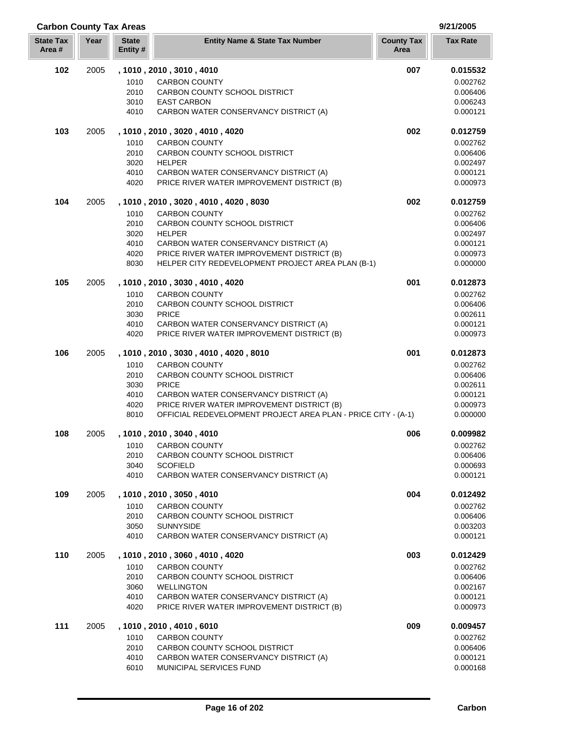## Carbon County Tax Areas

9/21/2005

| State Tax Area # | Year | State Entity # | Entity Name & State Tax Number | County Tax Area | Tax Rate |
|---|---|---|---|---|---|
| **102** | 2005 | **, 1010 , 2010 , 3010 , 4010** | | **007** | **0.015532** |
| | | 1010 | CARBON COUNTY | | 0.002762 |
| | | 2010 | CARBON COUNTY SCHOOL DISTRICT | | 0.006406 |
| | | 3010 | EAST CARBON | | 0.006243 |
| | | 4010 | CARBON WATER CONSERVANCY DISTRICT (A) | | 0.000121 |
| **103** | 2005 | **, 1010 , 2010 , 3020 , 4010 , 4020** | | **002** | **0.012759** |
| | | 1010 | CARBON COUNTY | | 0.002762 |
| | | 2010 | CARBON COUNTY SCHOOL DISTRICT | | 0.006406 |
| | | 3020 | HELPER | | 0.002497 |
| | | 4010 | CARBON WATER CONSERVANCY DISTRICT (A) | | 0.000121 |
| | | 4020 | PRICE RIVER WATER IMPROVEMENT DISTRICT (B) | | 0.000973 |
| **104** | 2005 | **, 1010 , 2010 , 3020 , 4010 , 4020 , 8030** | | **002** | **0.012759** |
| | | 1010 | CARBON COUNTY | | 0.002762 |
| | | 2010 | CARBON COUNTY SCHOOL DISTRICT | | 0.006406 |
| | | 3020 | HELPER | | 0.002497 |
| | | 4010 | CARBON WATER CONSERVANCY DISTRICT (A) | | 0.000121 |
| | | 4020 | PRICE RIVER WATER IMPROVEMENT DISTRICT (B) | | 0.000973 |
| | | 8030 | HELPER CITY REDEVELOPMENT PROJECT AREA PLAN (B-1) | | 0.000000 |
| **105** | 2005 | **, 1010 , 2010 , 3030 , 4010 , 4020** | | **001** | **0.012873** |
| | | 1010 | CARBON COUNTY | | 0.002762 |
| | | 2010 | CARBON COUNTY SCHOOL DISTRICT | | 0.006406 |
| | | 3030 | PRICE | | 0.002611 |
| | | 4010 | CARBON WATER CONSERVANCY DISTRICT (A) | | 0.000121 |
| | | 4020 | PRICE RIVER WATER IMPROVEMENT DISTRICT (B) | | 0.000973 |
| **106** | 2005 | **, 1010 , 2010 , 3030 , 4010 , 4020 , 8010** | | **001** | **0.012873** |
| | | 1010 | CARBON COUNTY | | 0.002762 |
| | | 2010 | CARBON COUNTY SCHOOL DISTRICT | | 0.006406 |
| | | 3030 | PRICE | | 0.002611 |
| | | 4010 | CARBON WATER CONSERVANCY DISTRICT (A) | | 0.000121 |
| | | 4020 | PRICE RIVER WATER IMPROVEMENT DISTRICT (B) | | 0.000973 |
| | | 8010 | OFFICIAL REDEVELOPMENT PROJECT AREA PLAN - PRICE CITY - (A-1) | | 0.000000 |
| **108** | 2005 | **, 1010 , 2010 , 3040 , 4010** | | **006** | **0.009982** |
| | | 1010 | CARBON COUNTY | | 0.002762 |
| | | 2010 | CARBON COUNTY SCHOOL DISTRICT | | 0.006406 |
| | | 3040 | SCOFIELD | | 0.000693 |
| | | 4010 | CARBON WATER CONSERVANCY DISTRICT (A) | | 0.000121 |
| **109** | 2005 | **, 1010 , 2010 , 3050 , 4010** | | **004** | **0.012492** |
| | | 1010 | CARBON COUNTY | | 0.002762 |
| | | 2010 | CARBON COUNTY SCHOOL DISTRICT | | 0.006406 |
| | | 3050 | SUNNYSIDE | | 0.003203 |
| | | 4010 | CARBON WATER CONSERVANCY DISTRICT (A) | | 0.000121 |
| **110** | 2005 | **, 1010 , 2010 , 3060 , 4010 , 4020** | | **003** | **0.012429** |
| | | 1010 | CARBON COUNTY | | 0.002762 |
| | | 2010 | CARBON COUNTY SCHOOL DISTRICT | | 0.006406 |
| | | 3060 | WELLINGTON | | 0.002167 |
| | | 4010 | CARBON WATER CONSERVANCY DISTRICT (A) | | 0.000121 |
| | | 4020 | PRICE RIVER WATER IMPROVEMENT DISTRICT (B) | | 0.000973 |
| **111** | 2005 | **, 1010 , 2010 , 4010 , 6010** | | **009** | **0.009457** |
| | | 1010 | CARBON COUNTY | | 0.002762 |
| | | 2010 | CARBON COUNTY SCHOOL DISTRICT | | 0.006406 |
| | | 4010 | CARBON WATER CONSERVANCY DISTRICT (A) | | 0.000121 |
| | | 6010 | MUNICIPAL SERVICES FUND | | 0.000168 |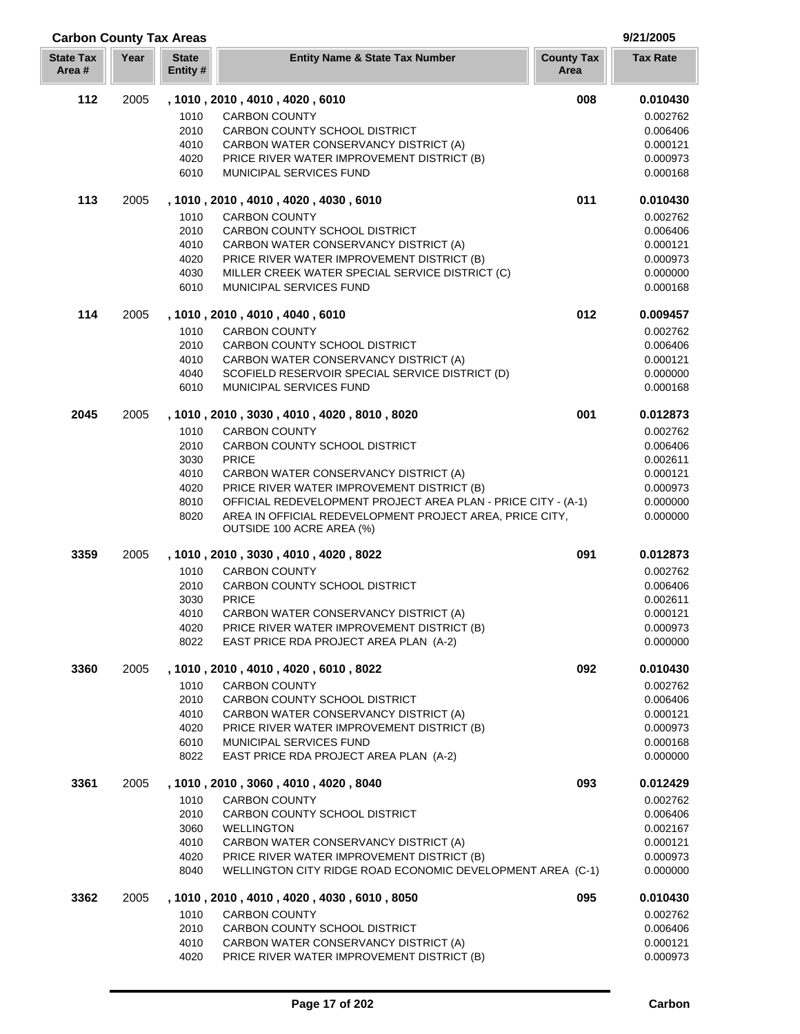## Carbon County Tax Areas

9/21/2005

| State Tax Area # | Year | State Entity # | Entity Name & State Tax Number | County Tax Area | Tax Rate |
|---|---|---|---|---|---|
| **112** | 2005 | **, 1010 , 2010 , 4010 , 4020 , 6010** | | **008** | **0.010430** |
| | | 1010 | CARBON COUNTY | | 0.002762 |
| | | 2010 | CARBON COUNTY SCHOOL DISTRICT | | 0.006406 |
| | | 4010 | CARBON WATER CONSERVANCY DISTRICT (A) | | 0.000121 |
| | | 4020 | PRICE RIVER WATER IMPROVEMENT DISTRICT (B) | | 0.000973 |
| | | 6010 | MUNICIPAL SERVICES FUND | | 0.000168 |
| **113** | 2005 | **, 1010 , 2010 , 4010 , 4020 , 4030 , 6010** | | **011** | **0.010430** |
| | | 1010 | CARBON COUNTY | | 0.002762 |
| | | 2010 | CARBON COUNTY SCHOOL DISTRICT | | 0.006406 |
| | | 4010 | CARBON WATER CONSERVANCY DISTRICT (A) | | 0.000121 |
| | | 4020 | PRICE RIVER WATER IMPROVEMENT DISTRICT (B) | | 0.000973 |
| | | 4030 | MILLER CREEK WATER SPECIAL SERVICE DISTRICT (C) | | 0.000000 |
| | | 6010 | MUNICIPAL SERVICES FUND | | 0.000168 |
| **114** | 2005 | **, 1010 , 2010 , 4010 , 4040 , 6010** | | **012** | **0.009457** |
| | | 1010 | CARBON COUNTY | | 0.002762 |
| | | 2010 | CARBON COUNTY SCHOOL DISTRICT | | 0.006406 |
| | | 4010 | CARBON WATER CONSERVANCY DISTRICT (A) | | 0.000121 |
| | | 4040 | SCOFIELD RESERVOIR SPECIAL SERVICE DISTRICT (D) | | 0.000000 |
| | | 6010 | MUNICIPAL SERVICES FUND | | 0.000168 |
| **2045** | 2005 | **, 1010 , 2010 , 3030 , 4010 , 4020 , 8010 , 8020** | | **001** | **0.012873** |
| | | 1010 | CARBON COUNTY | | 0.002762 |
| | | 2010 | CARBON COUNTY SCHOOL DISTRICT | | 0.006406 |
| | | 3030 | PRICE | | 0.002611 |
| | | 4010 | CARBON WATER CONSERVANCY DISTRICT (A) | | 0.000121 |
| | | 4020 | PRICE RIVER WATER IMPROVEMENT DISTRICT (B) | | 0.000973 |
| | | 8010 | OFFICIAL REDEVELOPMENT PROJECT AREA PLAN - PRICE CITY - (A-1) | | 0.000000 |
| | | 8020 | AREA IN OFFICIAL REDEVELOPMENT PROJECT AREA, PRICE CITY, OUTSIDE 100 ACRE AREA (%) | | 0.000000 |
| **3359** | 2005 | **, 1010 , 2010 , 3030 , 4010 , 4020 , 8022** | | **091** | **0.012873** |
| | | 1010 | CARBON COUNTY | | 0.002762 |
| | | 2010 | CARBON COUNTY SCHOOL DISTRICT | | 0.006406 |
| | | 3030 | PRICE | | 0.002611 |
| | | 4010 | CARBON WATER CONSERVANCY DISTRICT (A) | | 0.000121 |
| | | 4020 | PRICE RIVER WATER IMPROVEMENT DISTRICT (B) | | 0.000973 |
| | | 8022 | EAST PRICE RDA PROJECT AREA PLAN (A-2) | | 0.000000 |
| **3360** | 2005 | **, 1010 , 2010 , 4010 , 4020 , 6010 , 8022** | | **092** | **0.010430** |
| | | 1010 | CARBON COUNTY | | 0.002762 |
| | | 2010 | CARBON COUNTY SCHOOL DISTRICT | | 0.006406 |
| | | 4010 | CARBON WATER CONSERVANCY DISTRICT (A) | | 0.000121 |
| | | 4020 | PRICE RIVER WATER IMPROVEMENT DISTRICT (B) | | 0.000973 |
| | | 6010 | MUNICIPAL SERVICES FUND | | 0.000168 |
| | | 8022 | EAST PRICE RDA PROJECT AREA PLAN (A-2) | | 0.000000 |
| **3361** | 2005 | **, 1010 , 2010 , 3060 , 4010 , 4020 , 8040** | | **093** | **0.012429** |
| | | 1010 | CARBON COUNTY | | 0.002762 |
| | | 2010 | CARBON COUNTY SCHOOL DISTRICT | | 0.006406 |
| | | 3060 | WELLINGTON | | 0.002167 |
| | | 4010 | CARBON WATER CONSERVANCY DISTRICT (A) | | 0.000121 |
| | | 4020 | PRICE RIVER WATER IMPROVEMENT DISTRICT (B) | | 0.000973 |
| | | 8040 | WELLINGTON CITY RIDGE ROAD ECONOMIC DEVELOPMENT AREA (C-1) | | 0.000000 |
| **3362** | 2005 | **, 1010 , 2010 , 4010 , 4020 , 4030 , 6010 , 8050** | | **095** | **0.010430** |
| | | 1010 | CARBON COUNTY | | 0.002762 |
| | | 2010 | CARBON COUNTY SCHOOL DISTRICT | | 0.006406 |
| | | 4010 | CARBON WATER CONSERVANCY DISTRICT (A) | | 0.000121 |
| | | 4020 | PRICE RIVER WATER IMPROVEMENT DISTRICT (B) | | 0.000973 |

Carbon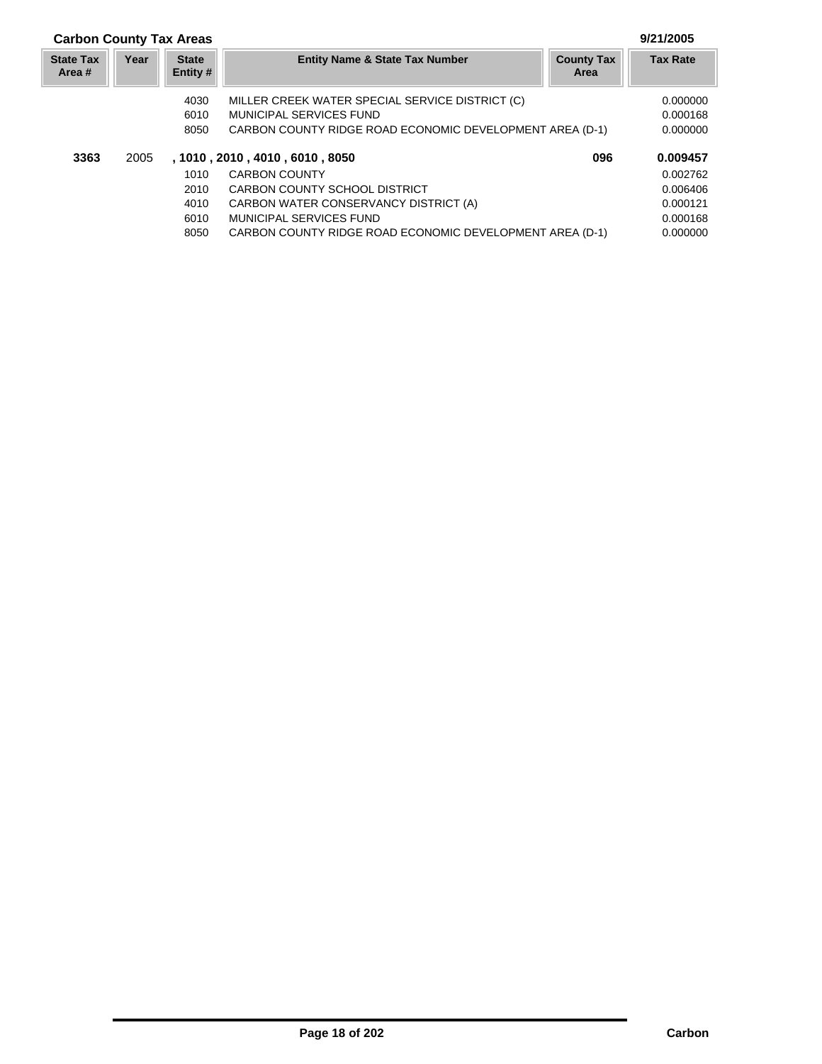## Carbon County Tax Areas

9/21/2005

| State Tax Area # | Year | State Entity # | Entity Name & State Tax Number | County Tax Area | Tax Rate |
|---|---|---|---|---|---|
| | | 4030 | MILLER CREEK WATER SPECIAL SERVICE DISTRICT (C) | | 0.000000 |
| | | 6010 | MUNICIPAL SERVICES FUND | | 0.000168 |
| | | 8050 | CARBON COUNTY RIDGE ROAD ECONOMIC DEVELOPMENT AREA (D-1) | | 0.000000 |
| **3363** | 2005 | | **, 1010 , 2010 , 4010 , 6010 , 8050** | **096** | **0.009457** |
| | | 1010 | CARBON COUNTY | | 0.002762 |
| | | 2010 | CARBON COUNTY SCHOOL DISTRICT | | 0.006406 |
| | | 4010 | CARBON WATER CONSERVANCY DISTRICT (A) | | 0.000121 |
| | | 6010 | MUNICIPAL SERVICES FUND | | 0.000168 |
| | | 8050 | CARBON COUNTY RIDGE ROAD ECONOMIC DEVELOPMENT AREA (D-1) | | 0.000000 |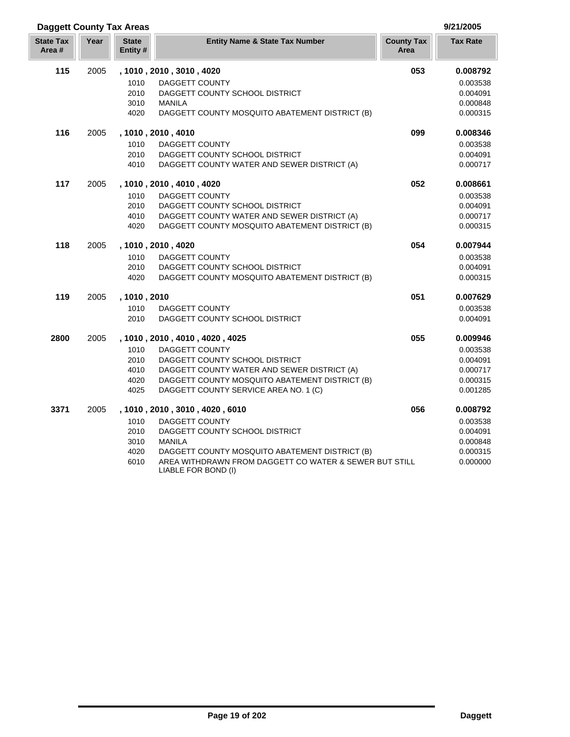## Daggett County Tax Areas

9/21/2005

| State Tax Area # | Year | State Entity # | Entity Name & State Tax Number | County Tax Area | Tax Rate |
|---|---|---|---|---|---|
| **115** | 2005 | **, 1010 , 2010 , 3010 , 4020** | | **053** | **0.008792** |
| | | 1010 | DAGGETT COUNTY | | 0.003538 |
| | | 2010 | DAGGETT COUNTY SCHOOL DISTRICT | | 0.004091 |
| | | 3010 | MANILA | | 0.000848 |
| | | 4020 | DAGGETT COUNTY MOSQUITO ABATEMENT DISTRICT (B) | | 0.000315 |
| **116** | 2005 | **, 1010 , 2010 , 4010** | | **099** | **0.008346** |
| | | 1010 | DAGGETT COUNTY | | 0.003538 |
| | | 2010 | DAGGETT COUNTY SCHOOL DISTRICT | | 0.004091 |
| | | 4010 | DAGGETT COUNTY WATER AND SEWER DISTRICT (A) | | 0.000717 |
| **117** | 2005 | **, 1010 , 2010 , 4010 , 4020** | | **052** | **0.008661** |
| | | 1010 | DAGGETT COUNTY | | 0.003538 |
| | | 2010 | DAGGETT COUNTY SCHOOL DISTRICT | | 0.004091 |
| | | 4010 | DAGGETT COUNTY WATER AND SEWER DISTRICT (A) | | 0.000717 |
| | | 4020 | DAGGETT COUNTY MOSQUITO ABATEMENT DISTRICT (B) | | 0.000315 |
| **118** | 2005 | **, 1010 , 2010 , 4020** | | **054** | **0.007944** |
| | | 1010 | DAGGETT COUNTY | | 0.003538 |
| | | 2010 | DAGGETT COUNTY SCHOOL DISTRICT | | 0.004091 |
| | | 4020 | DAGGETT COUNTY MOSQUITO ABATEMENT DISTRICT (B) | | 0.000315 |
| **119** | 2005 | **, 1010 , 2010** | | **051** | **0.007629** |
| | | 1010 | DAGGETT COUNTY | | 0.003538 |
| | | 2010 | DAGGETT COUNTY SCHOOL DISTRICT | | 0.004091 |
| **2800** | 2005 | **, 1010 , 2010 , 4010 , 4020 , 4025** | | **055** | **0.009946** |
| | | 1010 | DAGGETT COUNTY | | 0.003538 |
| | | 2010 | DAGGETT COUNTY SCHOOL DISTRICT | | 0.004091 |
| | | 4010 | DAGGETT COUNTY WATER AND SEWER DISTRICT (A) | | 0.000717 |
| | | 4020 | DAGGETT COUNTY MOSQUITO ABATEMENT DISTRICT (B) | | 0.000315 |
| | | 4025 | DAGGETT COUNTY SERVICE AREA NO. 1 (C) | | 0.001285 |
| **3371** | 2005 | **, 1010 , 2010 , 3010 , 4020 , 6010** | | **056** | **0.008792** |
| | | 1010 | DAGGETT COUNTY | | 0.003538 |
| | | 2010 | DAGGETT COUNTY SCHOOL DISTRICT | | 0.004091 |
| | | 3010 | MANILA | | 0.000848 |
| | | 4020 | DAGGETT COUNTY MOSQUITO ABATEMENT DISTRICT (B) | | 0.000315 |
| | | 6010 | AREA WITHDRAWN FROM DAGGETT CO WATER & SEWER BUT STILL LIABLE FOR BOND (I) | | 0.000000 |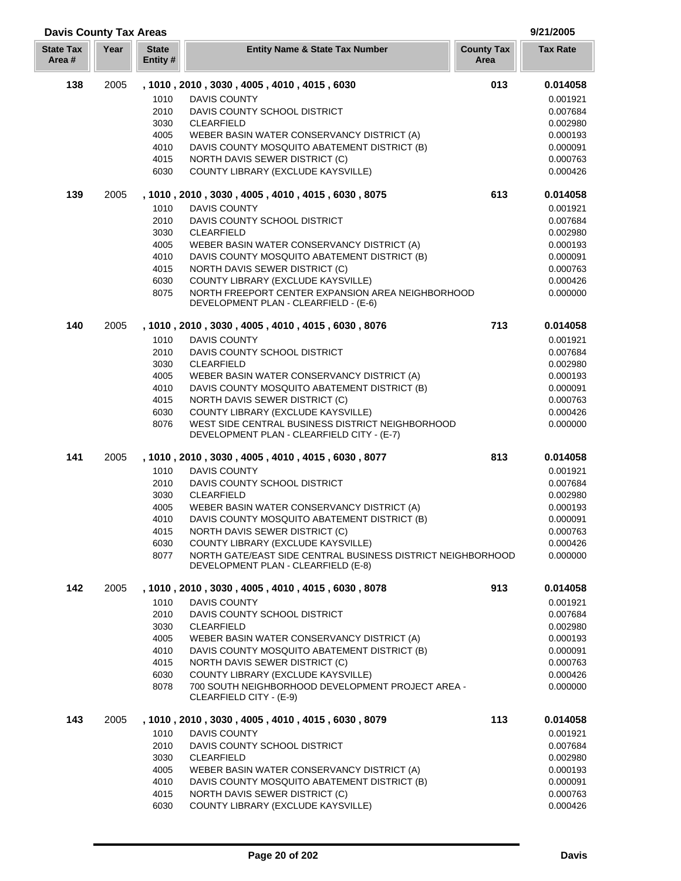## Davis County Tax Areas

9/21/2005

| State Tax Area # | Year | State Entity # | Entity Name & State Tax Number | County Tax Area | Tax Rate |
|---|---|---|---|---|---|
| **138** | 2005 | **, 1010 , 2010 , 3030 , 4005 , 4010 , 4015 , 6030** | | **013** | **0.014058** |
| | | 1010 | DAVIS COUNTY | | 0.001921 |
| | | 2010 | DAVIS COUNTY SCHOOL DISTRICT | | 0.007684 |
| | | 3030 | CLEARFIELD | | 0.002980 |
| | | 4005 | WEBER BASIN WATER CONSERVANCY DISTRICT (A) | | 0.000193 |
| | | 4010 | DAVIS COUNTY MOSQUITO ABATEMENT DISTRICT (B) | | 0.000091 |
| | | 4015 | NORTH DAVIS SEWER DISTRICT (C) | | 0.000763 |
| | | 6030 | COUNTY LIBRARY (EXCLUDE KAYSVILLE) | | 0.000426 |
| **139** | 2005 | **, 1010 , 2010 , 3030 , 4005 , 4010 , 4015 , 6030 , 8075** | | **613** | **0.014058** |
| | | 1010 | DAVIS COUNTY | | 0.001921 |
| | | 2010 | DAVIS COUNTY SCHOOL DISTRICT | | 0.007684 |
| | | 3030 | CLEARFIELD | | 0.002980 |
| | | 4005 | WEBER BASIN WATER CONSERVANCY DISTRICT (A) | | 0.000193 |
| | | 4010 | DAVIS COUNTY MOSQUITO ABATEMENT DISTRICT (B) | | 0.000091 |
| | | 4015 | NORTH DAVIS SEWER DISTRICT (C) | | 0.000763 |
| | | 6030 | COUNTY LIBRARY (EXCLUDE KAYSVILLE) | | 0.000426 |
| | | 8075 | NORTH FREEPORT CENTER EXPANSION AREA NEIGHBORHOOD DEVELOPMENT PLAN - CLEARFIELD - (E-6) | | 0.000000 |
| **140** | 2005 | **, 1010 , 2010 , 3030 , 4005 , 4010 , 4015 , 6030 , 8076** | | **713** | **0.014058** |
| | | 1010 | DAVIS COUNTY | | 0.001921 |
| | | 2010 | DAVIS COUNTY SCHOOL DISTRICT | | 0.007684 |
| | | 3030 | CLEARFIELD | | 0.002980 |
| | | 4005 | WEBER BASIN WATER CONSERVANCY DISTRICT (A) | | 0.000193 |
| | | 4010 | DAVIS COUNTY MOSQUITO ABATEMENT DISTRICT (B) | | 0.000091 |
| | | 4015 | NORTH DAVIS SEWER DISTRICT (C) | | 0.000763 |
| | | 6030 | COUNTY LIBRARY (EXCLUDE KAYSVILLE) | | 0.000426 |
| | | 8076 | WEST SIDE CENTRAL BUSINESS DISTRICT NEIGHBORHOOD DEVELOPMENT PLAN - CLEARFIELD CITY - (E-7) | | 0.000000 |
| **141** | 2005 | **, 1010 , 2010 , 3030 , 4005 , 4010 , 4015 , 6030 , 8077** | | **813** | **0.014058** |
| | | 1010 | DAVIS COUNTY | | 0.001921 |
| | | 2010 | DAVIS COUNTY SCHOOL DISTRICT | | 0.007684 |
| | | 3030 | CLEARFIELD | | 0.002980 |
| | | 4005 | WEBER BASIN WATER CONSERVANCY DISTRICT (A) | | 0.000193 |
| | | 4010 | DAVIS COUNTY MOSQUITO ABATEMENT DISTRICT (B) | | 0.000091 |
| | | 4015 | NORTH DAVIS SEWER DISTRICT (C) | | 0.000763 |
| | | 6030 | COUNTY LIBRARY (EXCLUDE KAYSVILLE) | | 0.000426 |
| | | 8077 | NORTH GATE/EAST SIDE CENTRAL BUSINESS DISTRICT NEIGHBORHOOD DEVELOPMENT PLAN - CLEARFIELD (E-8) | | 0.000000 |
| **142** | 2005 | **, 1010 , 2010 , 3030 , 4005 , 4010 , 4015 , 6030 , 8078** | | **913** | **0.014058** |
| | | 1010 | DAVIS COUNTY | | 0.001921 |
| | | 2010 | DAVIS COUNTY SCHOOL DISTRICT | | 0.007684 |
| | | 3030 | CLEARFIELD | | 0.002980 |
| | | 4005 | WEBER BASIN WATER CONSERVANCY DISTRICT (A) | | 0.000193 |
| | | 4010 | DAVIS COUNTY MOSQUITO ABATEMENT DISTRICT (B) | | 0.000091 |
| | | 4015 | NORTH DAVIS SEWER DISTRICT (C) | | 0.000763 |
| | | 6030 | COUNTY LIBRARY (EXCLUDE KAYSVILLE) | | 0.000426 |
| | | 8078 | 700 SOUTH NEIGHBORHOOD DEVELOPMENT PROJECT AREA - CLEARFIELD CITY - (E-9) | | 0.000000 |
| **143** | 2005 | **, 1010 , 2010 , 3030 , 4005 , 4010 , 4015 , 6030 , 8079** | | **113** | **0.014058** |
| | | 1010 | DAVIS COUNTY | | 0.001921 |
| | | 2010 | DAVIS COUNTY SCHOOL DISTRICT | | 0.007684 |
| | | 3030 | CLEARFIELD | | 0.002980 |
| | | 4005 | WEBER BASIN WATER CONSERVANCY DISTRICT (A) | | 0.000193 |
| | | 4010 | DAVIS COUNTY MOSQUITO ABATEMENT DISTRICT (B) | | 0.000091 |
| | | 4015 | NORTH DAVIS SEWER DISTRICT (C) | | 0.000763 |
| | | 6030 | COUNTY LIBRARY (EXCLUDE KAYSVILLE) | | 0.000426 |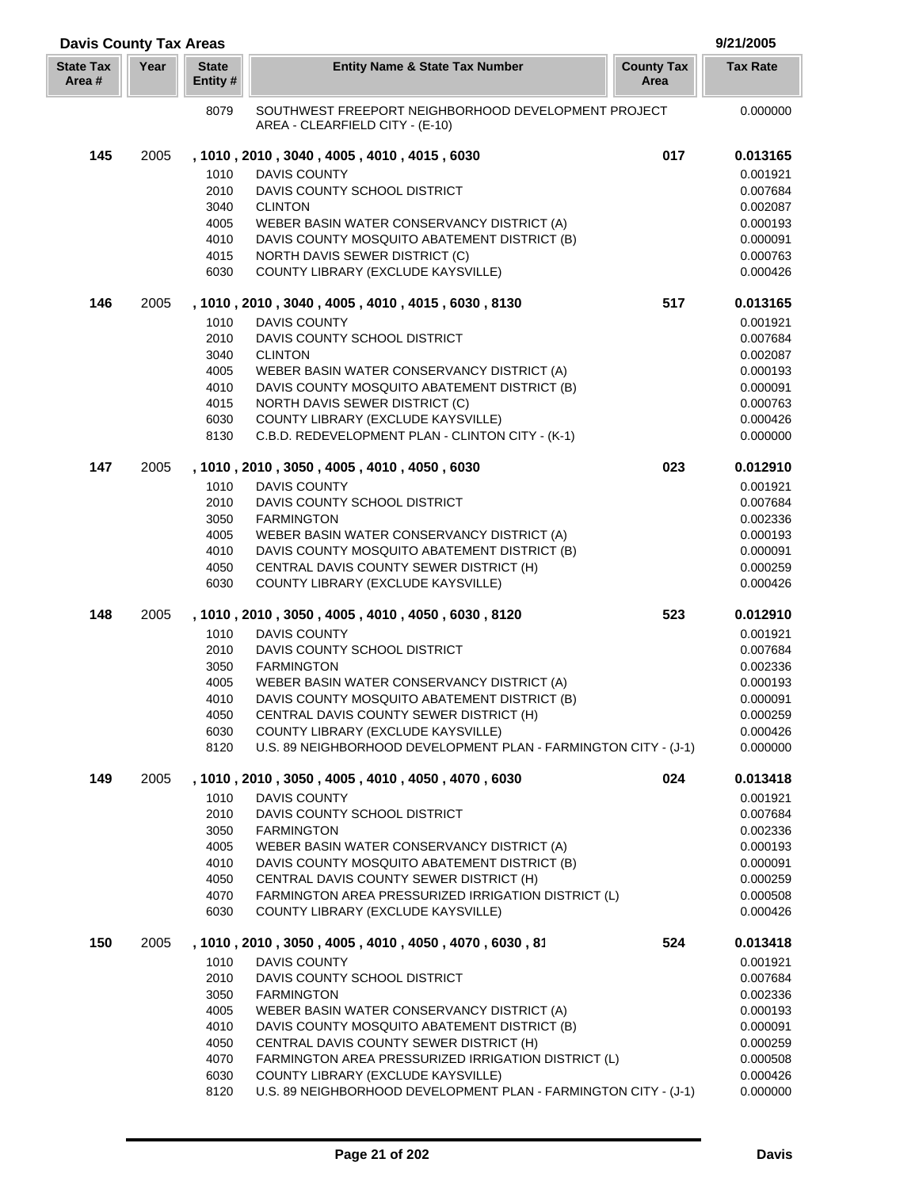## Davis County Tax Areas

9/21/2005

| State Tax Area # | Year | State Entity # | Entity Name & State Tax Number | County Tax Area | Tax Rate |
|---|---|---|---|---|---|
| | | 8079 | SOUTHWEST FREEPORT NEIGHBORHOOD DEVELOPMENT PROJECT AREA - CLEARFIELD CITY - (E-10) | | 0.000000 |
| **145** | 2005 | **, 1010 , 2010 , 3040 , 4005 , 4010 , 4015 , 6030** | | **017** | **0.013165** |
| | | 1010 | DAVIS COUNTY | | 0.001921 |
| | | 2010 | DAVIS COUNTY SCHOOL DISTRICT | | 0.007684 |
| | | 3040 | CLINTON | | 0.002087 |
| | | 4005 | WEBER BASIN WATER CONSERVANCY DISTRICT (A) | | 0.000193 |
| | | 4010 | DAVIS COUNTY MOSQUITO ABATEMENT DISTRICT (B) | | 0.000091 |
| | | 4015 | NORTH DAVIS SEWER DISTRICT (C) | | 0.000763 |
| | | 6030 | COUNTY LIBRARY (EXCLUDE KAYSVILLE) | | 0.000426 |
| **146** | 2005 | **, 1010 , 2010 , 3040 , 4005 , 4010 , 4015 , 6030 , 8130** | | **517** | **0.013165** |
| | | 1010 | DAVIS COUNTY | | 0.001921 |
| | | 2010 | DAVIS COUNTY SCHOOL DISTRICT | | 0.007684 |
| | | 3040 | CLINTON | | 0.002087 |
| | | 4005 | WEBER BASIN WATER CONSERVANCY DISTRICT (A) | | 0.000193 |
| | | 4010 | DAVIS COUNTY MOSQUITO ABATEMENT DISTRICT (B) | | 0.000091 |
| | | 4015 | NORTH DAVIS SEWER DISTRICT (C) | | 0.000763 |
| | | 6030 | COUNTY LIBRARY (EXCLUDE KAYSVILLE) | | 0.000426 |
| | | 8130 | C.B.D. REDEVELOPMENT PLAN - CLINTON CITY - (K-1) | | 0.000000 |
| **147** | 2005 | **, 1010 , 2010 , 3050 , 4005 , 4010 , 4050 , 6030** | | **023** | **0.012910** |
| | | 1010 | DAVIS COUNTY | | 0.001921 |
| | | 2010 | DAVIS COUNTY SCHOOL DISTRICT | | 0.007684 |
| | | 3050 | FARMINGTON | | 0.002336 |
| | | 4005 | WEBER BASIN WATER CONSERVANCY DISTRICT (A) | | 0.000193 |
| | | 4010 | DAVIS COUNTY MOSQUITO ABATEMENT DISTRICT (B) | | 0.000091 |
| | | 4050 | CENTRAL DAVIS COUNTY SEWER DISTRICT (H) | | 0.000259 |
| | | 6030 | COUNTY LIBRARY (EXCLUDE KAYSVILLE) | | 0.000426 |
| **148** | 2005 | **, 1010 , 2010 , 3050 , 4005 , 4010 , 4050 , 6030 , 8120** | | **523** | **0.012910** |
| | | 1010 | DAVIS COUNTY | | 0.001921 |
| | | 2010 | DAVIS COUNTY SCHOOL DISTRICT | | 0.007684 |
| | | 3050 | FARMINGTON | | 0.002336 |
| | | 4005 | WEBER BASIN WATER CONSERVANCY DISTRICT (A) | | 0.000193 |
| | | 4010 | DAVIS COUNTY MOSQUITO ABATEMENT DISTRICT (B) | | 0.000091 |
| | | 4050 | CENTRAL DAVIS COUNTY SEWER DISTRICT (H) | | 0.000259 |
| | | 6030 | COUNTY LIBRARY (EXCLUDE KAYSVILLE) | | 0.000426 |
| | | 8120 | U.S. 89 NEIGHBORHOOD DEVELOPMENT PLAN - FARMINGTON CITY - (J-1) | | 0.000000 |
| **149** | 2005 | **, 1010 , 2010 , 3050 , 4005 , 4010 , 4050 , 4070 , 6030** | | **024** | **0.013418** |
| | | 1010 | DAVIS COUNTY | | 0.001921 |
| | | 2010 | DAVIS COUNTY SCHOOL DISTRICT | | 0.007684 |
| | | 3050 | FARMINGTON | | 0.002336 |
| | | 4005 | WEBER BASIN WATER CONSERVANCY DISTRICT (A) | | 0.000193 |
| | | 4010 | DAVIS COUNTY MOSQUITO ABATEMENT DISTRICT (B) | | 0.000091 |
| | | 4050 | CENTRAL DAVIS COUNTY SEWER DISTRICT (H) | | 0.000259 |
| | | 4070 | FARMINGTON AREA PRESSURIZED IRRIGATION DISTRICT (L) | | 0.000508 |
| | | 6030 | COUNTY LIBRARY (EXCLUDE KAYSVILLE) | | 0.000426 |
| **150** | 2005 | **, 1010 , 2010 , 3050 , 4005 , 4010 , 4050 , 4070 , 6030 , 81** | | **524** | **0.013418** |
| | | 1010 | DAVIS COUNTY | | 0.001921 |
| | | 2010 | DAVIS COUNTY SCHOOL DISTRICT | | 0.007684 |
| | | 3050 | FARMINGTON | | 0.002336 |
| | | 4005 | WEBER BASIN WATER CONSERVANCY DISTRICT (A) | | 0.000193 |
| | | 4010 | DAVIS COUNTY MOSQUITO ABATEMENT DISTRICT (B) | | 0.000091 |
| | | 4050 | CENTRAL DAVIS COUNTY SEWER DISTRICT (H) | | 0.000259 |
| | | 4070 | FARMINGTON AREA PRESSURIZED IRRIGATION DISTRICT (L) | | 0.000508 |
| | | 6030 | COUNTY LIBRARY (EXCLUDE KAYSVILLE) | | 0.000426 |
| | | 8120 | U.S. 89 NEIGHBORHOOD DEVELOPMENT PLAN - FARMINGTON CITY - (J-1) | | 0.000000 |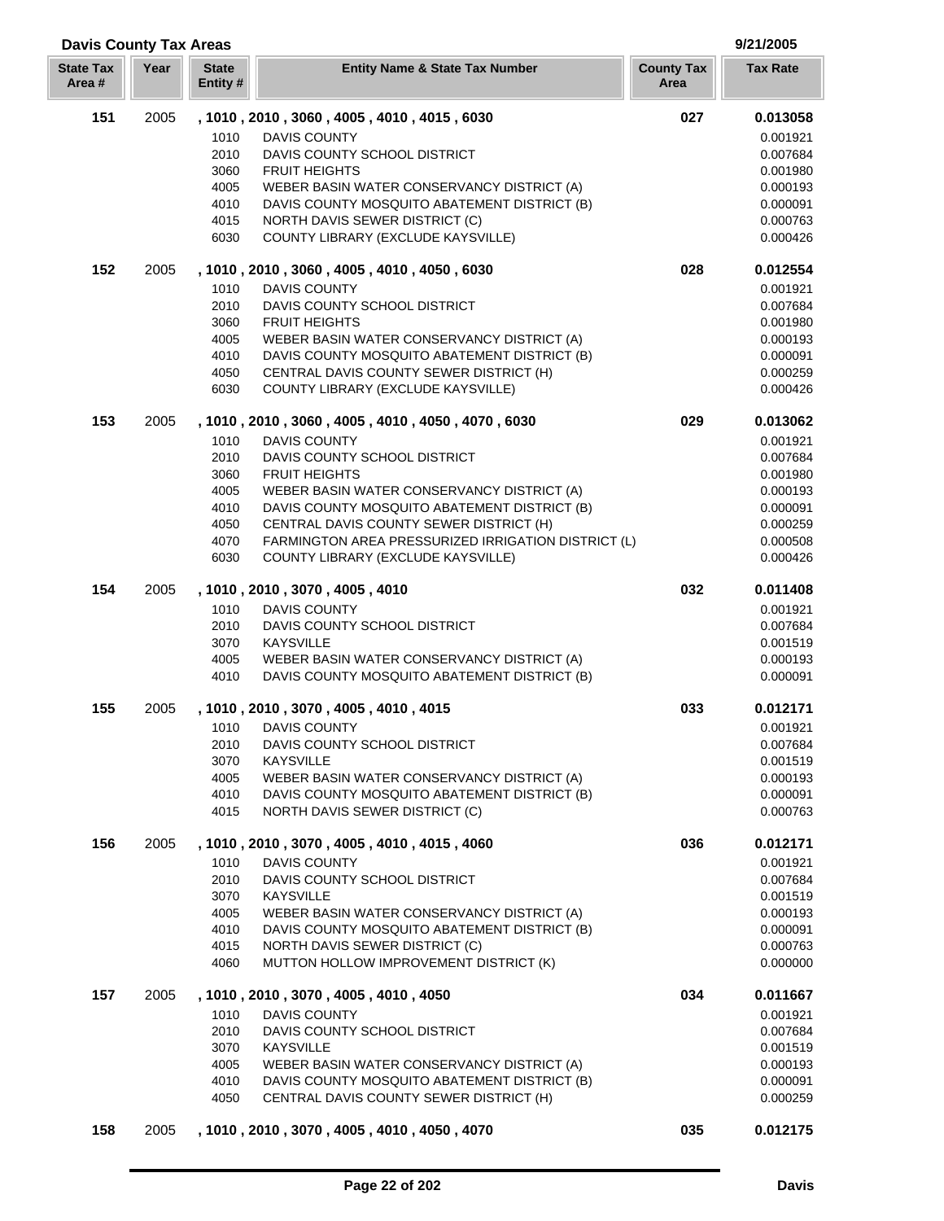**Davis County Tax Areas** 9/21/2005

| State Tax Area # | Year | State Entity # | Entity Name & State Tax Number | County Tax Area | Tax Rate |
|---|---|---|---|---|---|
| **151** | 2005 | | **, 1010 , 2010 , 3060 , 4005 , 4010 , 4015 , 6030** | **027** | **0.013058** |
| | | 1010 | DAVIS COUNTY | | 0.001921 |
| | | 2010 | DAVIS COUNTY SCHOOL DISTRICT | | 0.007684 |
| | | 3060 | FRUIT HEIGHTS | | 0.001980 |
| | | 4005 | WEBER BASIN WATER CONSERVANCY DISTRICT (A) | | 0.000193 |
| | | 4010 | DAVIS COUNTY MOSQUITO ABATEMENT DISTRICT (B) | | 0.000091 |
| | | 4015 | NORTH DAVIS SEWER DISTRICT (C) | | 0.000763 |
| | | 6030 | COUNTY LIBRARY (EXCLUDE KAYSVILLE) | | 0.000426 |
| **152** | 2005 | | **, 1010 , 2010 , 3060 , 4005 , 4010 , 4050 , 6030** | **028** | **0.012554** |
| | | 1010 | DAVIS COUNTY | | 0.001921 |
| | | 2010 | DAVIS COUNTY SCHOOL DISTRICT | | 0.007684 |
| | | 3060 | FRUIT HEIGHTS | | 0.001980 |
| | | 4005 | WEBER BASIN WATER CONSERVANCY DISTRICT (A) | | 0.000193 |
| | | 4010 | DAVIS COUNTY MOSQUITO ABATEMENT DISTRICT (B) | | 0.000091 |
| | | 4050 | CENTRAL DAVIS COUNTY SEWER DISTRICT (H) | | 0.000259 |
| | | 6030 | COUNTY LIBRARY (EXCLUDE KAYSVILLE) | | 0.000426 |
| **153** | 2005 | | **, 1010 , 2010 , 3060 , 4005 , 4010 , 4050 , 4070 , 6030** | **029** | **0.013062** |
| | | 1010 | DAVIS COUNTY | | 0.001921 |
| | | 2010 | DAVIS COUNTY SCHOOL DISTRICT | | 0.007684 |
| | | 3060 | FRUIT HEIGHTS | | 0.001980 |
| | | 4005 | WEBER BASIN WATER CONSERVANCY DISTRICT (A) | | 0.000193 |
| | | 4010 | DAVIS COUNTY MOSQUITO ABATEMENT DISTRICT (B) | | 0.000091 |
| | | 4050 | CENTRAL DAVIS COUNTY SEWER DISTRICT (H) | | 0.000259 |
| | | 4070 | FARMINGTON AREA PRESSURIZED IRRIGATION DISTRICT (L) | | 0.000508 |
| | | 6030 | COUNTY LIBRARY (EXCLUDE KAYSVILLE) | | 0.000426 |
| **154** | 2005 | | **, 1010 , 2010 , 3070 , 4005 , 4010** | **032** | **0.011408** |
| | | 1010 | DAVIS COUNTY | | 0.001921 |
| | | 2010 | DAVIS COUNTY SCHOOL DISTRICT | | 0.007684 |
| | | 3070 | KAYSVILLE | | 0.001519 |
| | | 4005 | WEBER BASIN WATER CONSERVANCY DISTRICT (A) | | 0.000193 |
| | | 4010 | DAVIS COUNTY MOSQUITO ABATEMENT DISTRICT (B) | | 0.000091 |
| **155** | 2005 | | **, 1010 , 2010 , 3070 , 4005 , 4010 , 4015** | **033** | **0.012171** |
| | | 1010 | DAVIS COUNTY | | 0.001921 |
| | | 2010 | DAVIS COUNTY SCHOOL DISTRICT | | 0.007684 |
| | | 3070 | KAYSVILLE | | 0.001519 |
| | | 4005 | WEBER BASIN WATER CONSERVANCY DISTRICT (A) | | 0.000193 |
| | | 4010 | DAVIS COUNTY MOSQUITO ABATEMENT DISTRICT (B) | | 0.000091 |
| | | 4015 | NORTH DAVIS SEWER DISTRICT (C) | | 0.000763 |
| **156** | 2005 | | **, 1010 , 2010 , 3070 , 4005 , 4010 , 4015 , 4060** | **036** | **0.012171** |
| | | 1010 | DAVIS COUNTY | | 0.001921 |
| | | 2010 | DAVIS COUNTY SCHOOL DISTRICT | | 0.007684 |
| | | 3070 | KAYSVILLE | | 0.001519 |
| | | 4005 | WEBER BASIN WATER CONSERVANCY DISTRICT (A) | | 0.000193 |
| | | 4010 | DAVIS COUNTY MOSQUITO ABATEMENT DISTRICT (B) | | 0.000091 |
| | | 4015 | NORTH DAVIS SEWER DISTRICT (C) | | 0.000763 |
| | | 4060 | MUTTON HOLLOW IMPROVEMENT DISTRICT (K) | | 0.000000 |
| **157** | 2005 | | **, 1010 , 2010 , 3070 , 4005 , 4010 , 4050** | **034** | **0.011667** |
| | | 1010 | DAVIS COUNTY | | 0.001921 |
| | | 2010 | DAVIS COUNTY SCHOOL DISTRICT | | 0.007684 |
| | | 3070 | KAYSVILLE | | 0.001519 |
| | | 4005 | WEBER BASIN WATER CONSERVANCY DISTRICT (A) | | 0.000193 |
| | | 4010 | DAVIS COUNTY MOSQUITO ABATEMENT DISTRICT (B) | | 0.000091 |
| | | 4050 | CENTRAL DAVIS COUNTY SEWER DISTRICT (H) | | 0.000259 |
| **158** | 2005 | | **, 1010 , 2010 , 3070 , 4005 , 4010 , 4050 , 4070** | **035** | **0.012175** |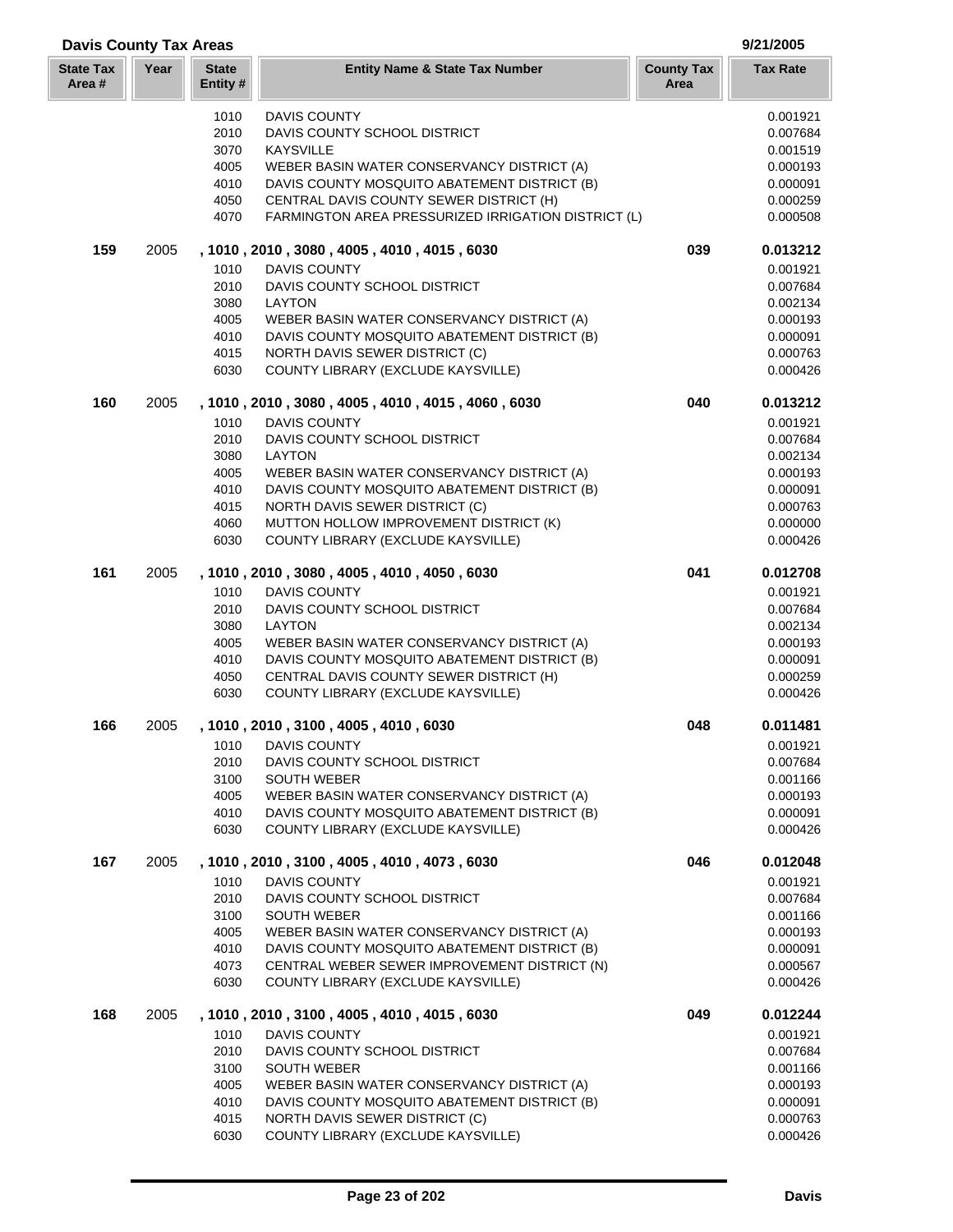## Davis County Tax Areas

9/21/2005

| State Tax Area # | Year | State Entity # | Entity Name & State Tax Number | County Tax Area | Tax Rate |
|---|---|---|---|---|---|
| | | 1010 | DAVIS COUNTY | | 0.001921 |
| | | 2010 | DAVIS COUNTY SCHOOL DISTRICT | | 0.007684 |
| | | 3070 | KAYSVILLE | | 0.001519 |
| | | 4005 | WEBER BASIN WATER CONSERVANCY DISTRICT (A) | | 0.000193 |
| | | 4010 | DAVIS COUNTY MOSQUITO ABATEMENT DISTRICT (B) | | 0.000091 |
| | | 4050 | CENTRAL DAVIS COUNTY SEWER DISTRICT (H) | | 0.000259 |
| | | 4070 | FARMINGTON AREA PRESSURIZED IRRIGATION DISTRICT (L) | | 0.000508 |
| **159** | 2005 | | **, 1010 , 2010 , 3080 , 4005 , 4010 , 4015 , 6030** | **039** | **0.013212** |
| | | 1010 | DAVIS COUNTY | | 0.001921 |
| | | 2010 | DAVIS COUNTY SCHOOL DISTRICT | | 0.007684 |
| | | 3080 | LAYTON | | 0.002134 |
| | | 4005 | WEBER BASIN WATER CONSERVANCY DISTRICT (A) | | 0.000193 |
| | | 4010 | DAVIS COUNTY MOSQUITO ABATEMENT DISTRICT (B) | | 0.000091 |
| | | 4015 | NORTH DAVIS SEWER DISTRICT (C) | | 0.000763 |
| | | 6030 | COUNTY LIBRARY (EXCLUDE KAYSVILLE) | | 0.000426 |
| **160** | 2005 | | **, 1010 , 2010 , 3080 , 4005 , 4010 , 4015 , 4060 , 6030** | **040** | **0.013212** |
| | | 1010 | DAVIS COUNTY | | 0.001921 |
| | | 2010 | DAVIS COUNTY SCHOOL DISTRICT | | 0.007684 |
| | | 3080 | LAYTON | | 0.002134 |
| | | 4005 | WEBER BASIN WATER CONSERVANCY DISTRICT (A) | | 0.000193 |
| | | 4010 | DAVIS COUNTY MOSQUITO ABATEMENT DISTRICT (B) | | 0.000091 |
| | | 4015 | NORTH DAVIS SEWER DISTRICT (C) | | 0.000763 |
| | | 4060 | MUTTON HOLLOW IMPROVEMENT DISTRICT (K) | | 0.000000 |
| | | 6030 | COUNTY LIBRARY (EXCLUDE KAYSVILLE) | | 0.000426 |
| **161** | 2005 | | **, 1010 , 2010 , 3080 , 4005 , 4010 , 4050 , 6030** | **041** | **0.012708** |
| | | 1010 | DAVIS COUNTY | | 0.001921 |
| | | 2010 | DAVIS COUNTY SCHOOL DISTRICT | | 0.007684 |
| | | 3080 | LAYTON | | 0.002134 |
| | | 4005 | WEBER BASIN WATER CONSERVANCY DISTRICT (A) | | 0.000193 |
| | | 4010 | DAVIS COUNTY MOSQUITO ABATEMENT DISTRICT (B) | | 0.000091 |
| | | 4050 | CENTRAL DAVIS COUNTY SEWER DISTRICT (H) | | 0.000259 |
| | | 6030 | COUNTY LIBRARY (EXCLUDE KAYSVILLE) | | 0.000426 |
| **166** | 2005 | | **, 1010 , 2010 , 3100 , 4005 , 4010 , 6030** | **048** | **0.011481** |
| | | 1010 | DAVIS COUNTY | | 0.001921 |
| | | 2010 | DAVIS COUNTY SCHOOL DISTRICT | | 0.007684 |
| | | 3100 | SOUTH WEBER | | 0.001166 |
| | | 4005 | WEBER BASIN WATER CONSERVANCY DISTRICT (A) | | 0.000193 |
| | | 4010 | DAVIS COUNTY MOSQUITO ABATEMENT DISTRICT (B) | | 0.000091 |
| | | 6030 | COUNTY LIBRARY (EXCLUDE KAYSVILLE) | | 0.000426 |
| **167** | 2005 | | **, 1010 , 2010 , 3100 , 4005 , 4010 , 4073 , 6030** | **046** | **0.012048** |
| | | 1010 | DAVIS COUNTY | | 0.001921 |
| | | 2010 | DAVIS COUNTY SCHOOL DISTRICT | | 0.007684 |
| | | 3100 | SOUTH WEBER | | 0.001166 |
| | | 4005 | WEBER BASIN WATER CONSERVANCY DISTRICT (A) | | 0.000193 |
| | | 4010 | DAVIS COUNTY MOSQUITO ABATEMENT DISTRICT (B) | | 0.000091 |
| | | 4073 | CENTRAL WEBER SEWER IMPROVEMENT DISTRICT (N) | | 0.000567 |
| | | 6030 | COUNTY LIBRARY (EXCLUDE KAYSVILLE) | | 0.000426 |
| **168** | 2005 | | **, 1010 , 2010 , 3100 , 4005 , 4010 , 4015 , 6030** | **049** | **0.012244** |
| | | 1010 | DAVIS COUNTY | | 0.001921 |
| | | 2010 | DAVIS COUNTY SCHOOL DISTRICT | | 0.007684 |
| | | 3100 | SOUTH WEBER | | 0.001166 |
| | | 4005 | WEBER BASIN WATER CONSERVANCY DISTRICT (A) | | 0.000193 |
| | | 4010 | DAVIS COUNTY MOSQUITO ABATEMENT DISTRICT (B) | | 0.000091 |
| | | 4015 | NORTH DAVIS SEWER DISTRICT (C) | | 0.000763 |
| | | 6030 | COUNTY LIBRARY (EXCLUDE KAYSVILLE) | | 0.000426 |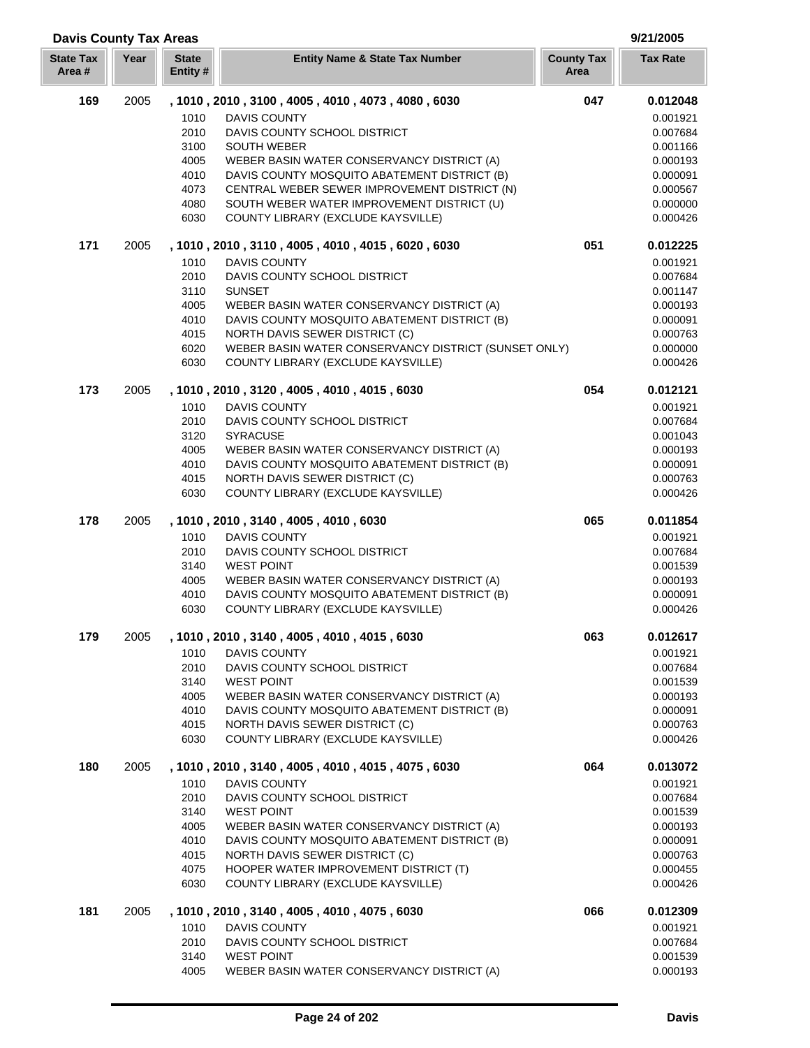## Davis County Tax Areas

9/21/2005

| State Tax Area # | Year | State Entity # | Entity Name & State Tax Number | County Tax Area | Tax Rate |
|---|---|---|---|---|---|
| **169** | 2005 | **, 1010 , 2010 , 3100 , 4005 , 4010 , 4073 , 4080 , 6030** | | **047** | **0.012048** |
| | | 1010 | DAVIS COUNTY | | 0.001921 |
| | | 2010 | DAVIS COUNTY SCHOOL DISTRICT | | 0.007684 |
| | | 3100 | SOUTH WEBER | | 0.001166 |
| | | 4005 | WEBER BASIN WATER CONSERVANCY DISTRICT (A) | | 0.000193 |
| | | 4010 | DAVIS COUNTY MOSQUITO ABATEMENT DISTRICT (B) | | 0.000091 |
| | | 4073 | CENTRAL WEBER SEWER IMPROVEMENT DISTRICT (N) | | 0.000567 |
| | | 4080 | SOUTH WEBER WATER IMPROVEMENT DISTRICT (U) | | 0.000000 |
| | | 6030 | COUNTY LIBRARY (EXCLUDE KAYSVILLE) | | 0.000426 |
| **171** | 2005 | **, 1010 , 2010 , 3110 , 4005 , 4010 , 4015 , 6020 , 6030** | | **051** | **0.012225** |
| | | 1010 | DAVIS COUNTY | | 0.001921 |
| | | 2010 | DAVIS COUNTY SCHOOL DISTRICT | | 0.007684 |
| | | 3110 | SUNSET | | 0.001147 |
| | | 4005 | WEBER BASIN WATER CONSERVANCY DISTRICT (A) | | 0.000193 |
| | | 4010 | DAVIS COUNTY MOSQUITO ABATEMENT DISTRICT (B) | | 0.000091 |
| | | 4015 | NORTH DAVIS SEWER DISTRICT (C) | | 0.000763 |
| | | 6020 | WEBER BASIN WATER CONSERVANCY DISTRICT (SUNSET ONLY) | | 0.000000 |
| | | 6030 | COUNTY LIBRARY (EXCLUDE KAYSVILLE) | | 0.000426 |
| **173** | 2005 | **, 1010 , 2010 , 3120 , 4005 , 4010 , 4015 , 6030** | | **054** | **0.012121** |
| | | 1010 | DAVIS COUNTY | | 0.001921 |
| | | 2010 | DAVIS COUNTY SCHOOL DISTRICT | | 0.007684 |
| | | 3120 | SYRACUSE | | 0.001043 |
| | | 4005 | WEBER BASIN WATER CONSERVANCY DISTRICT (A) | | 0.000193 |
| | | 4010 | DAVIS COUNTY MOSQUITO ABATEMENT DISTRICT (B) | | 0.000091 |
| | | 4015 | NORTH DAVIS SEWER DISTRICT (C) | | 0.000763 |
| | | 6030 | COUNTY LIBRARY (EXCLUDE KAYSVILLE) | | 0.000426 |
| **178** | 2005 | **, 1010 , 2010 , 3140 , 4005 , 4010 , 6030** | | **065** | **0.011854** |
| | | 1010 | DAVIS COUNTY | | 0.001921 |
| | | 2010 | DAVIS COUNTY SCHOOL DISTRICT | | 0.007684 |
| | | 3140 | WEST POINT | | 0.001539 |
| | | 4005 | WEBER BASIN WATER CONSERVANCY DISTRICT (A) | | 0.000193 |
| | | 4010 | DAVIS COUNTY MOSQUITO ABATEMENT DISTRICT (B) | | 0.000091 |
| | | 6030 | COUNTY LIBRARY (EXCLUDE KAYSVILLE) | | 0.000426 |
| **179** | 2005 | **, 1010 , 2010 , 3140 , 4005 , 4010 , 4015 , 6030** | | **063** | **0.012617** |
| | | 1010 | DAVIS COUNTY | | 0.001921 |
| | | 2010 | DAVIS COUNTY SCHOOL DISTRICT | | 0.007684 |
| | | 3140 | WEST POINT | | 0.001539 |
| | | 4005 | WEBER BASIN WATER CONSERVANCY DISTRICT (A) | | 0.000193 |
| | | 4010 | DAVIS COUNTY MOSQUITO ABATEMENT DISTRICT (B) | | 0.000091 |
| | | 4015 | NORTH DAVIS SEWER DISTRICT (C) | | 0.000763 |
| | | 6030 | COUNTY LIBRARY (EXCLUDE KAYSVILLE) | | 0.000426 |
| **180** | 2005 | **, 1010 , 2010 , 3140 , 4005 , 4010 , 4015 , 4075 , 6030** | | **064** | **0.013072** |
| | | 1010 | DAVIS COUNTY | | 0.001921 |
| | | 2010 | DAVIS COUNTY SCHOOL DISTRICT | | 0.007684 |
| | | 3140 | WEST POINT | | 0.001539 |
| | | 4005 | WEBER BASIN WATER CONSERVANCY DISTRICT (A) | | 0.000193 |
| | | 4010 | DAVIS COUNTY MOSQUITO ABATEMENT DISTRICT (B) | | 0.000091 |
| | | 4015 | NORTH DAVIS SEWER DISTRICT (C) | | 0.000763 |
| | | 4075 | HOOPER WATER IMPROVEMENT DISTRICT (T) | | 0.000455 |
| | | 6030 | COUNTY LIBRARY (EXCLUDE KAYSVILLE) | | 0.000426 |
| **181** | 2005 | **, 1010 , 2010 , 3140 , 4005 , 4010 , 4075 , 6030** | | **066** | **0.012309** |
| | | 1010 | DAVIS COUNTY | | 0.001921 |
| | | 2010 | DAVIS COUNTY SCHOOL DISTRICT | | 0.007684 |
| | | 3140 | WEST POINT | | 0.001539 |
| | | 4005 | WEBER BASIN WATER CONSERVANCY DISTRICT (A) | | 0.000193 |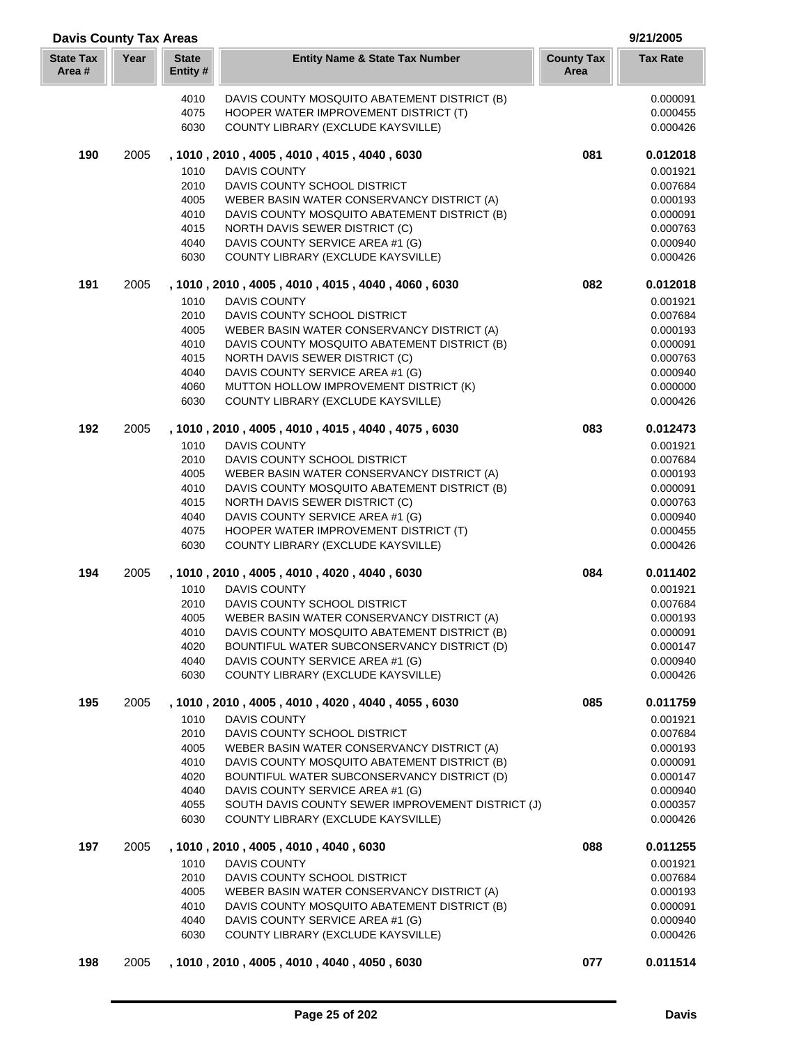## Davis County Tax Areas

9/21/2005

| State Tax Area # | Year | State Entity # | Entity Name & State Tax Number | County Tax Area | Tax Rate |
|---|---|---|---|---|---|
| | | 4010 | DAVIS COUNTY MOSQUITO ABATEMENT DISTRICT (B) | | 0.000091 |
| | | 4075 | HOOPER WATER IMPROVEMENT DISTRICT (T) | | 0.000455 |
| | | 6030 | COUNTY LIBRARY (EXCLUDE KAYSVILLE) | | 0.000426 |
| **190** | 2005 | **, 1010 , 2010 , 4005 , 4010 , 4015 , 4040 , 6030** | | **081** | **0.012018** |
| | | 1010 | DAVIS COUNTY | | 0.001921 |
| | | 2010 | DAVIS COUNTY SCHOOL DISTRICT | | 0.007684 |
| | | 4005 | WEBER BASIN WATER CONSERVANCY DISTRICT (A) | | 0.000193 |
| | | 4010 | DAVIS COUNTY MOSQUITO ABATEMENT DISTRICT (B) | | 0.000091 |
| | | 4015 | NORTH DAVIS SEWER DISTRICT (C) | | 0.000763 |
| | | 4040 | DAVIS COUNTY SERVICE AREA #1 (G) | | 0.000940 |
| | | 6030 | COUNTY LIBRARY (EXCLUDE KAYSVILLE) | | 0.000426 |
| **191** | 2005 | **, 1010 , 2010 , 4005 , 4010 , 4015 , 4040 , 4060 , 6030** | | **082** | **0.012018** |
| | | 1010 | DAVIS COUNTY | | 0.001921 |
| | | 2010 | DAVIS COUNTY SCHOOL DISTRICT | | 0.007684 |
| | | 4005 | WEBER BASIN WATER CONSERVANCY DISTRICT (A) | | 0.000193 |
| | | 4010 | DAVIS COUNTY MOSQUITO ABATEMENT DISTRICT (B) | | 0.000091 |
| | | 4015 | NORTH DAVIS SEWER DISTRICT (C) | | 0.000763 |
| | | 4040 | DAVIS COUNTY SERVICE AREA #1 (G) | | 0.000940 |
| | | 4060 | MUTTON HOLLOW IMPROVEMENT DISTRICT (K) | | 0.000000 |
| | | 6030 | COUNTY LIBRARY (EXCLUDE KAYSVILLE) | | 0.000426 |
| **192** | 2005 | **, 1010 , 2010 , 4005 , 4010 , 4015 , 4040 , 4075 , 6030** | | **083** | **0.012473** |
| | | 1010 | DAVIS COUNTY | | 0.001921 |
| | | 2010 | DAVIS COUNTY SCHOOL DISTRICT | | 0.007684 |
| | | 4005 | WEBER BASIN WATER CONSERVANCY DISTRICT (A) | | 0.000193 |
| | | 4010 | DAVIS COUNTY MOSQUITO ABATEMENT DISTRICT (B) | | 0.000091 |
| | | 4015 | NORTH DAVIS SEWER DISTRICT (C) | | 0.000763 |
| | | 4040 | DAVIS COUNTY SERVICE AREA #1 (G) | | 0.000940 |
| | | 4075 | HOOPER WATER IMPROVEMENT DISTRICT (T) | | 0.000455 |
| | | 6030 | COUNTY LIBRARY (EXCLUDE KAYSVILLE) | | 0.000426 |
| **194** | 2005 | **, 1010 , 2010 , 4005 , 4010 , 4020 , 4040 , 6030** | | **084** | **0.011402** |
| | | 1010 | DAVIS COUNTY | | 0.001921 |
| | | 2010 | DAVIS COUNTY SCHOOL DISTRICT | | 0.007684 |
| | | 4005 | WEBER BASIN WATER CONSERVANCY DISTRICT (A) | | 0.000193 |
| | | 4010 | DAVIS COUNTY MOSQUITO ABATEMENT DISTRICT (B) | | 0.000091 |
| | | 4020 | BOUNTIFUL WATER SUBCONSERVANCY DISTRICT (D) | | 0.000147 |
| | | 4040 | DAVIS COUNTY SERVICE AREA #1 (G) | | 0.000940 |
| | | 6030 | COUNTY LIBRARY (EXCLUDE KAYSVILLE) | | 0.000426 |
| **195** | 2005 | **, 1010 , 2010 , 4005 , 4010 , 4020 , 4040 , 4055 , 6030** | | **085** | **0.011759** |
| | | 1010 | DAVIS COUNTY | | 0.001921 |
| | | 2010 | DAVIS COUNTY SCHOOL DISTRICT | | 0.007684 |
| | | 4005 | WEBER BASIN WATER CONSERVANCY DISTRICT (A) | | 0.000193 |
| | | 4010 | DAVIS COUNTY MOSQUITO ABATEMENT DISTRICT (B) | | 0.000091 |
| | | 4020 | BOUNTIFUL WATER SUBCONSERVANCY DISTRICT (D) | | 0.000147 |
| | | 4040 | DAVIS COUNTY SERVICE AREA #1 (G) | | 0.000940 |
| | | 4055 | SOUTH DAVIS COUNTY SEWER IMPROVEMENT DISTRICT (J) | | 0.000357 |
| | | 6030 | COUNTY LIBRARY (EXCLUDE KAYSVILLE) | | 0.000426 |
| **197** | 2005 | **, 1010 , 2010 , 4005 , 4010 , 4040 , 6030** | | **088** | **0.011255** |
| | | 1010 | DAVIS COUNTY | | 0.001921 |
| | | 2010 | DAVIS COUNTY SCHOOL DISTRICT | | 0.007684 |
| | | 4005 | WEBER BASIN WATER CONSERVANCY DISTRICT (A) | | 0.000193 |
| | | 4010 | DAVIS COUNTY MOSQUITO ABATEMENT DISTRICT (B) | | 0.000091 |
| | | 4040 | DAVIS COUNTY SERVICE AREA #1 (G) | | 0.000940 |
| | | 6030 | COUNTY LIBRARY (EXCLUDE KAYSVILLE) | | 0.000426 |
| **198** | 2005 | **, 1010 , 2010 , 4005 , 4010 , 4040 , 4050 , 6030** | | **077** | **0.011514** |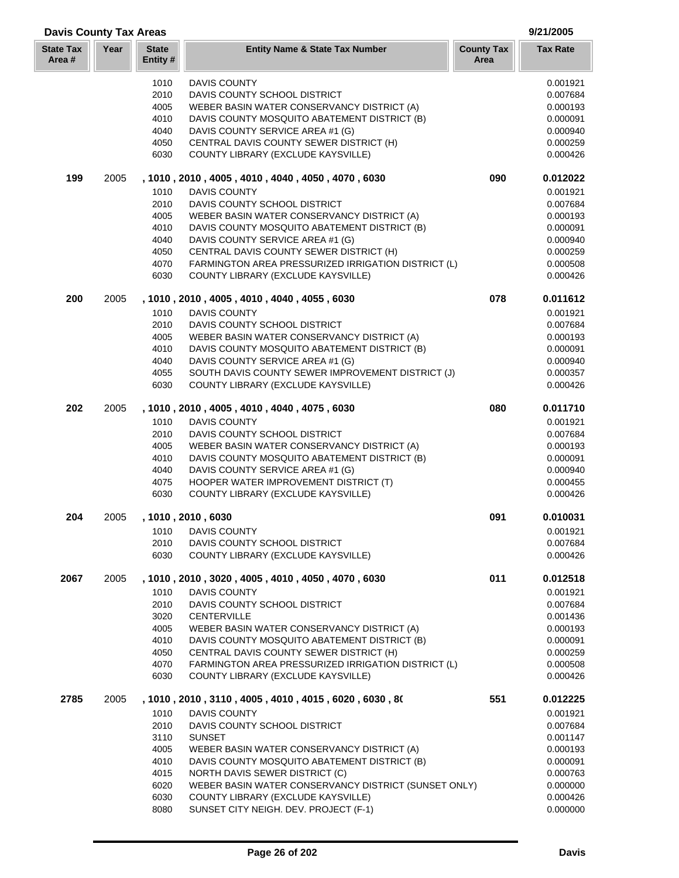## Davis County Tax Areas

9/21/2005

| State Tax Area # | Year | State Entity # | Entity Name & State Tax Number | County Tax Area | Tax Rate |
|---|---|---|---|---|---|
| | | 1010 | DAVIS COUNTY | | 0.001921 |
| | | 2010 | DAVIS COUNTY SCHOOL DISTRICT | | 0.007684 |
| | | 4005 | WEBER BASIN WATER CONSERVANCY DISTRICT (A) | | 0.000193 |
| | | 4010 | DAVIS COUNTY MOSQUITO ABATEMENT DISTRICT (B) | | 0.000091 |
| | | 4040 | DAVIS COUNTY SERVICE AREA #1 (G) | | 0.000940 |
| | | 4050 | CENTRAL DAVIS COUNTY SEWER DISTRICT (H) | | 0.000259 |
| | | 6030 | COUNTY LIBRARY (EXCLUDE KAYSVILLE) | | 0.000426 |
| **199** | 2005 | | **, 1010 , 2010 , 4005 , 4010 , 4040 , 4050 , 4070 , 6030** | **090** | **0.012022** |
| | | 1010 | DAVIS COUNTY | | 0.001921 |
| | | 2010 | DAVIS COUNTY SCHOOL DISTRICT | | 0.007684 |
| | | 4005 | WEBER BASIN WATER CONSERVANCY DISTRICT (A) | | 0.000193 |
| | | 4010 | DAVIS COUNTY MOSQUITO ABATEMENT DISTRICT (B) | | 0.000091 |
| | | 4040 | DAVIS COUNTY SERVICE AREA #1 (G) | | 0.000940 |
| | | 4050 | CENTRAL DAVIS COUNTY SEWER DISTRICT (H) | | 0.000259 |
| | | 4070 | FARMINGTON AREA PRESSURIZED IRRIGATION DISTRICT (L) | | 0.000508 |
| | | 6030 | COUNTY LIBRARY (EXCLUDE KAYSVILLE) | | 0.000426 |
| **200** | 2005 | | **, 1010 , 2010 , 4005 , 4010 , 4040 , 4055 , 6030** | **078** | **0.011612** |
| | | 1010 | DAVIS COUNTY | | 0.001921 |
| | | 2010 | DAVIS COUNTY SCHOOL DISTRICT | | 0.007684 |
| | | 4005 | WEBER BASIN WATER CONSERVANCY DISTRICT (A) | | 0.000193 |
| | | 4010 | DAVIS COUNTY MOSQUITO ABATEMENT DISTRICT (B) | | 0.000091 |
| | | 4040 | DAVIS COUNTY SERVICE AREA #1 (G) | | 0.000940 |
| | | 4055 | SOUTH DAVIS COUNTY SEWER IMPROVEMENT DISTRICT (J) | | 0.000357 |
| | | 6030 | COUNTY LIBRARY (EXCLUDE KAYSVILLE) | | 0.000426 |
| **202** | 2005 | | **, 1010 , 2010 , 4005 , 4010 , 4040 , 4075 , 6030** | **080** | **0.011710** |
| | | 1010 | DAVIS COUNTY | | 0.001921 |
| | | 2010 | DAVIS COUNTY SCHOOL DISTRICT | | 0.007684 |
| | | 4005 | WEBER BASIN WATER CONSERVANCY DISTRICT (A) | | 0.000193 |
| | | 4010 | DAVIS COUNTY MOSQUITO ABATEMENT DISTRICT (B) | | 0.000091 |
| | | 4040 | DAVIS COUNTY SERVICE AREA #1 (G) | | 0.000940 |
| | | 4075 | HOOPER WATER IMPROVEMENT DISTRICT (T) | | 0.000455 |
| | | 6030 | COUNTY LIBRARY (EXCLUDE KAYSVILLE) | | 0.000426 |
| **204** | 2005 | | **, 1010 , 2010 , 6030** | **091** | **0.010031** |
| | | 1010 | DAVIS COUNTY | | 0.001921 |
| | | 2010 | DAVIS COUNTY SCHOOL DISTRICT | | 0.007684 |
| | | 6030 | COUNTY LIBRARY (EXCLUDE KAYSVILLE) | | 0.000426 |
| **2067** | 2005 | | **, 1010 , 2010 , 3020 , 4005 , 4010 , 4050 , 4070 , 6030** | **011** | **0.012518** |
| | | 1010 | DAVIS COUNTY | | 0.001921 |
| | | 2010 | DAVIS COUNTY SCHOOL DISTRICT | | 0.007684 |
| | | 3020 | CENTERVILLE | | 0.001436 |
| | | 4005 | WEBER BASIN WATER CONSERVANCY DISTRICT (A) | | 0.000193 |
| | | 4010 | DAVIS COUNTY MOSQUITO ABATEMENT DISTRICT (B) | | 0.000091 |
| | | 4050 | CENTRAL DAVIS COUNTY SEWER DISTRICT (H) | | 0.000259 |
| | | 4070 | FARMINGTON AREA PRESSURIZED IRRIGATION DISTRICT (L) | | 0.000508 |
| | | 6030 | COUNTY LIBRARY (EXCLUDE KAYSVILLE) | | 0.000426 |
| **2785** | 2005 | | **, 1010 , 2010 , 3110 , 4005 , 4010 , 4015 , 6020 , 6030 , 8(** | **551** | **0.012225** |
| | | 1010 | DAVIS COUNTY | | 0.001921 |
| | | 2010 | DAVIS COUNTY SCHOOL DISTRICT | | 0.007684 |
| | | 3110 | SUNSET | | 0.001147 |
| | | 4005 | WEBER BASIN WATER CONSERVANCY DISTRICT (A) | | 0.000193 |
| | | 4010 | DAVIS COUNTY MOSQUITO ABATEMENT DISTRICT (B) | | 0.000091 |
| | | 4015 | NORTH DAVIS SEWER DISTRICT (C) | | 0.000763 |
| | | 6020 | WEBER BASIN WATER CONSERVANCY DISTRICT (SUNSET ONLY) | | 0.000000 |
| | | 6030 | COUNTY LIBRARY (EXCLUDE KAYSVILLE) | | 0.000426 |
| | | 8080 | SUNSET CITY NEIGH. DEV. PROJECT (F-1) | | 0.000000 |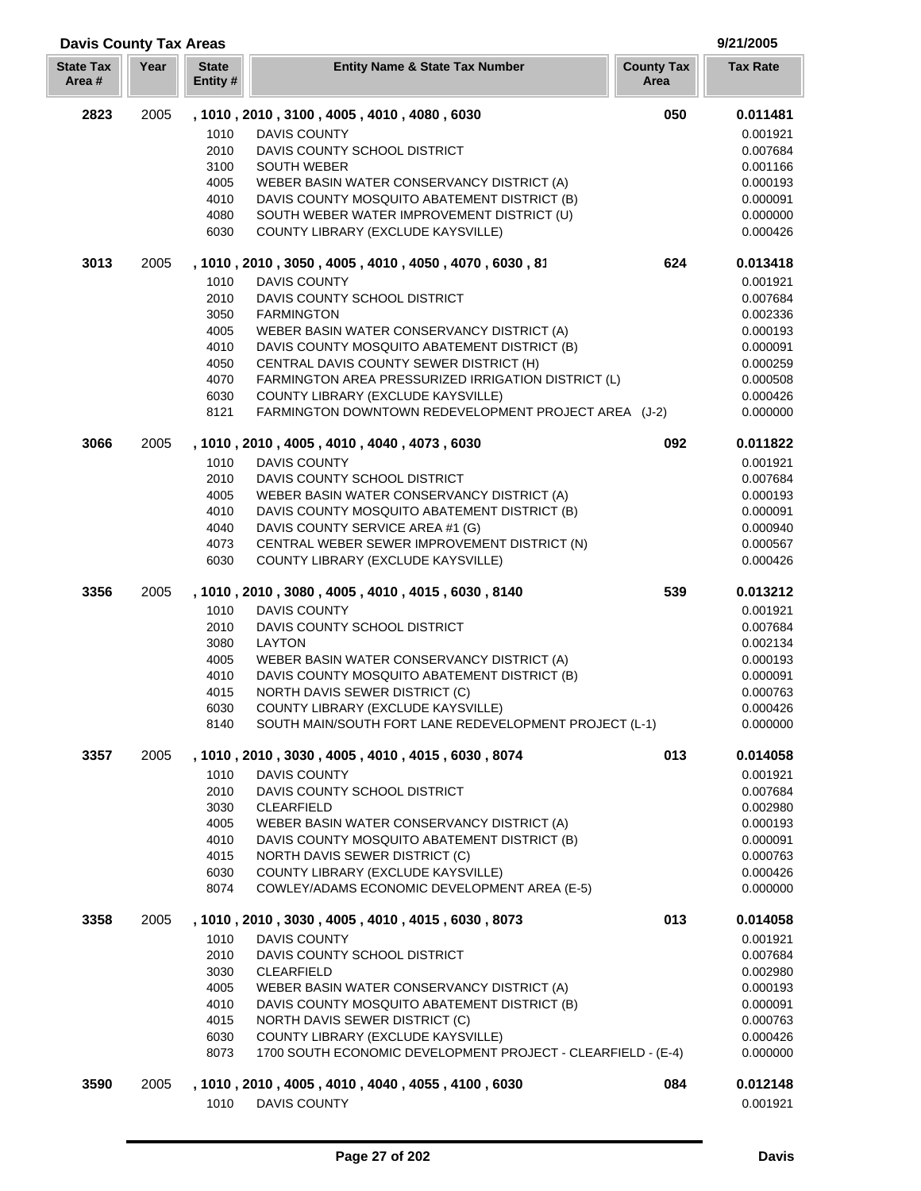**Davis County Tax Areas** 9/21/2005

| State Tax Area # | Year | State Entity # | Entity Name & State Tax Number | County Tax Area | Tax Rate |
|---|---|---|---|---|---|
| **2823** | 2005 | **, 1010 , 2010 , 3100 , 4005 , 4010 , 4080 , 6030** | | **050** | **0.011481** |
| | | 1010 | DAVIS COUNTY | | 0.001921 |
| | | 2010 | DAVIS COUNTY SCHOOL DISTRICT | | 0.007684 |
| | | 3100 | SOUTH WEBER | | 0.001166 |
| | | 4005 | WEBER BASIN WATER CONSERVANCY DISTRICT (A) | | 0.000193 |
| | | 4010 | DAVIS COUNTY MOSQUITO ABATEMENT DISTRICT (B) | | 0.000091 |
| | | 4080 | SOUTH WEBER WATER IMPROVEMENT DISTRICT (U) | | 0.000000 |
| | | 6030 | COUNTY LIBRARY (EXCLUDE KAYSVILLE) | | 0.000426 |
| **3013** | 2005 | **, 1010 , 2010 , 3050 , 4005 , 4010 , 4050 , 4070 , 6030 , 81** | | **624** | **0.013418** |
| | | 1010 | DAVIS COUNTY | | 0.001921 |
| | | 2010 | DAVIS COUNTY SCHOOL DISTRICT | | 0.007684 |
| | | 3050 | FARMINGTON | | 0.002336 |
| | | 4005 | WEBER BASIN WATER CONSERVANCY DISTRICT (A) | | 0.000193 |
| | | 4010 | DAVIS COUNTY MOSQUITO ABATEMENT DISTRICT (B) | | 0.000091 |
| | | 4050 | CENTRAL DAVIS COUNTY SEWER DISTRICT (H) | | 0.000259 |
| | | 4070 | FARMINGTON AREA PRESSURIZED IRRIGATION DISTRICT (L) | | 0.000508 |
| | | 6030 | COUNTY LIBRARY (EXCLUDE KAYSVILLE) | | 0.000426 |
| | | 8121 | FARMINGTON DOWNTOWN REDEVELOPMENT PROJECT AREA (J-2) | | 0.000000 |
| **3066** | 2005 | **, 1010 , 2010 , 4005 , 4010 , 4040 , 4073 , 6030** | | **092** | **0.011822** |
| | | 1010 | DAVIS COUNTY | | 0.001921 |
| | | 2010 | DAVIS COUNTY SCHOOL DISTRICT | | 0.007684 |
| | | 4005 | WEBER BASIN WATER CONSERVANCY DISTRICT (A) | | 0.000193 |
| | | 4010 | DAVIS COUNTY MOSQUITO ABATEMENT DISTRICT (B) | | 0.000091 |
| | | 4040 | DAVIS COUNTY SERVICE AREA #1 (G) | | 0.000940 |
| | | 4073 | CENTRAL WEBER SEWER IMPROVEMENT DISTRICT (N) | | 0.000567 |
| | | 6030 | COUNTY LIBRARY (EXCLUDE KAYSVILLE) | | 0.000426 |
| **3356** | 2005 | **, 1010 , 2010 , 3080 , 4005 , 4010 , 4015 , 6030 , 8140** | | **539** | **0.013212** |
| | | 1010 | DAVIS COUNTY | | 0.001921 |
| | | 2010 | DAVIS COUNTY SCHOOL DISTRICT | | 0.007684 |
| | | 3080 | LAYTON | | 0.002134 |
| | | 4005 | WEBER BASIN WATER CONSERVANCY DISTRICT (A) | | 0.000193 |
| | | 4010 | DAVIS COUNTY MOSQUITO ABATEMENT DISTRICT (B) | | 0.000091 |
| | | 4015 | NORTH DAVIS SEWER DISTRICT (C) | | 0.000763 |
| | | 6030 | COUNTY LIBRARY (EXCLUDE KAYSVILLE) | | 0.000426 |
| | | 8140 | SOUTH MAIN/SOUTH FORT LANE REDEVELOPMENT PROJECT (L-1) | | 0.000000 |
| **3357** | 2005 | **, 1010 , 2010 , 3030 , 4005 , 4010 , 4015 , 6030 , 8074** | | **013** | **0.014058** |
| | | 1010 | DAVIS COUNTY | | 0.001921 |
| | | 2010 | DAVIS COUNTY SCHOOL DISTRICT | | 0.007684 |
| | | 3030 | CLEARFIELD | | 0.002980 |
| | | 4005 | WEBER BASIN WATER CONSERVANCY DISTRICT (A) | | 0.000193 |
| | | 4010 | DAVIS COUNTY MOSQUITO ABATEMENT DISTRICT (B) | | 0.000091 |
| | | 4015 | NORTH DAVIS SEWER DISTRICT (C) | | 0.000763 |
| | | 6030 | COUNTY LIBRARY (EXCLUDE KAYSVILLE) | | 0.000426 |
| | | 8074 | COWLEY/ADAMS ECONOMIC DEVELOPMENT AREA (E-5) | | 0.000000 |
| **3358** | 2005 | **, 1010 , 2010 , 3030 , 4005 , 4010 , 4015 , 6030 , 8073** | | **013** | **0.014058** |
| | | 1010 | DAVIS COUNTY | | 0.001921 |
| | | 2010 | DAVIS COUNTY SCHOOL DISTRICT | | 0.007684 |
| | | 3030 | CLEARFIELD | | 0.002980 |
| | | 4005 | WEBER BASIN WATER CONSERVANCY DISTRICT (A) | | 0.000193 |
| | | 4010 | DAVIS COUNTY MOSQUITO ABATEMENT DISTRICT (B) | | 0.000091 |
| | | 4015 | NORTH DAVIS SEWER DISTRICT (C) | | 0.000763 |
| | | 6030 | COUNTY LIBRARY (EXCLUDE KAYSVILLE) | | 0.000426 |
| | | 8073 | 1700 SOUTH ECONOMIC DEVELOPMENT PROJECT - CLEARFIELD - (E-4) | | 0.000000 |
| **3590** | 2005 | **, 1010 , 2010 , 4005 , 4010 , 4040 , 4055 , 4100 , 6030** | | **084** | **0.012148** |
| | | 1010 | DAVIS COUNTY | | 0.001921 |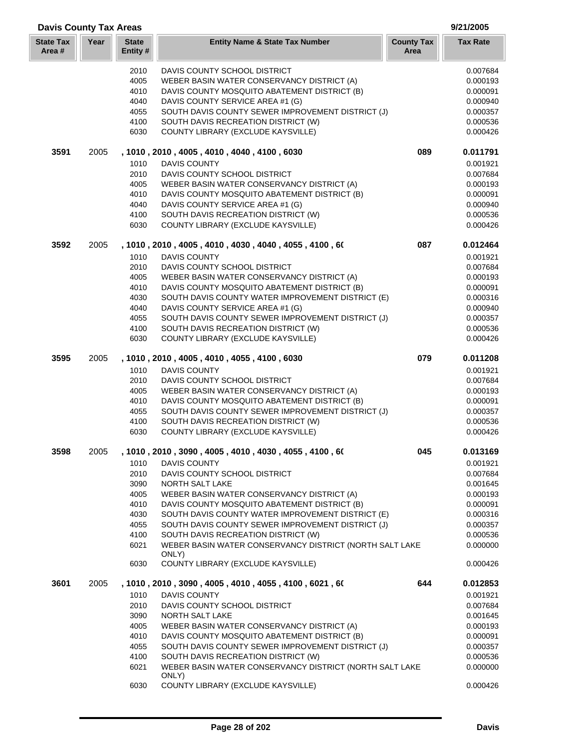## Davis County Tax Areas

9/21/2005

| State Tax Area # | Year | State Entity # | Entity Name & State Tax Number | County Tax Area | Tax Rate |
|---|---|---|---|---|---|
| | | 2010 | DAVIS COUNTY SCHOOL DISTRICT | | 0.007684 |
| | | 4005 | WEBER BASIN WATER CONSERVANCY DISTRICT (A) | | 0.000193 |
| | | 4010 | DAVIS COUNTY MOSQUITO ABATEMENT DISTRICT (B) | | 0.000091 |
| | | 4040 | DAVIS COUNTY SERVICE AREA #1 (G) | | 0.000940 |
| | | 4055 | SOUTH DAVIS COUNTY SEWER IMPROVEMENT DISTRICT (J) | | 0.000357 |
| | | 4100 | SOUTH DAVIS RECREATION DISTRICT (W) | | 0.000536 |
| | | 6030 | COUNTY LIBRARY (EXCLUDE KAYSVILLE) | | 0.000426 |
| **3591** | 2005 | | **, 1010 , 2010 , 4005 , 4010 , 4040 , 4100 , 6030** | **089** | **0.011791** |
| | | 1010 | DAVIS COUNTY | | 0.001921 |
| | | 2010 | DAVIS COUNTY SCHOOL DISTRICT | | 0.007684 |
| | | 4005 | WEBER BASIN WATER CONSERVANCY DISTRICT (A) | | 0.000193 |
| | | 4010 | DAVIS COUNTY MOSQUITO ABATEMENT DISTRICT (B) | | 0.000091 |
| | | 4040 | DAVIS COUNTY SERVICE AREA #1 (G) | | 0.000940 |
| | | 4100 | SOUTH DAVIS RECREATION DISTRICT (W) | | 0.000536 |
| | | 6030 | COUNTY LIBRARY (EXCLUDE KAYSVILLE) | | 0.000426 |
| **3592** | 2005 | | **, 1010 , 2010 , 4005 , 4010 , 4030 , 4040 , 4055 , 4100 , 6(** | **087** | **0.012464** |
| | | 1010 | DAVIS COUNTY | | 0.001921 |
| | | 2010 | DAVIS COUNTY SCHOOL DISTRICT | | 0.007684 |
| | | 4005 | WEBER BASIN WATER CONSERVANCY DISTRICT (A) | | 0.000193 |
| | | 4010 | DAVIS COUNTY MOSQUITO ABATEMENT DISTRICT (B) | | 0.000091 |
| | | 4030 | SOUTH DAVIS COUNTY WATER IMPROVEMENT DISTRICT (E) | | 0.000316 |
| | | 4040 | DAVIS COUNTY SERVICE AREA #1 (G) | | 0.000940 |
| | | 4055 | SOUTH DAVIS COUNTY SEWER IMPROVEMENT DISTRICT (J) | | 0.000357 |
| | | 4100 | SOUTH DAVIS RECREATION DISTRICT (W) | | 0.000536 |
| | | 6030 | COUNTY LIBRARY (EXCLUDE KAYSVILLE) | | 0.000426 |
| **3595** | 2005 | | **, 1010 , 2010 , 4005 , 4010 , 4055 , 4100 , 6030** | **079** | **0.011208** |
| | | 1010 | DAVIS COUNTY | | 0.001921 |
| | | 2010 | DAVIS COUNTY SCHOOL DISTRICT | | 0.007684 |
| | | 4005 | WEBER BASIN WATER CONSERVANCY DISTRICT (A) | | 0.000193 |
| | | 4010 | DAVIS COUNTY MOSQUITO ABATEMENT DISTRICT (B) | | 0.000091 |
| | | 4055 | SOUTH DAVIS COUNTY SEWER IMPROVEMENT DISTRICT (J) | | 0.000357 |
| | | 4100 | SOUTH DAVIS RECREATION DISTRICT (W) | | 0.000536 |
| | | 6030 | COUNTY LIBRARY (EXCLUDE KAYSVILLE) | | 0.000426 |
| **3598** | 2005 | | **, 1010 , 2010 , 3090 , 4005 , 4010 , 4030 , 4055 , 4100 , 6(** | **045** | **0.013169** |
| | | 1010 | DAVIS COUNTY | | 0.001921 |
| | | 2010 | DAVIS COUNTY SCHOOL DISTRICT | | 0.007684 |
| | | 3090 | NORTH SALT LAKE | | 0.001645 |
| | | 4005 | WEBER BASIN WATER CONSERVANCY DISTRICT (A) | | 0.000193 |
| | | 4010 | DAVIS COUNTY MOSQUITO ABATEMENT DISTRICT (B) | | 0.000091 |
| | | 4030 | SOUTH DAVIS COUNTY WATER IMPROVEMENT DISTRICT (E) | | 0.000316 |
| | | 4055 | SOUTH DAVIS COUNTY SEWER IMPROVEMENT DISTRICT (J) | | 0.000357 |
| | | 4100 | SOUTH DAVIS RECREATION DISTRICT (W) | | 0.000536 |
| | | 6021 | WEBER BASIN WATER CONSERVANCY DISTRICT (NORTH SALT LAKE ONLY) | | 0.000000 |
| | | 6030 | COUNTY LIBRARY (EXCLUDE KAYSVILLE) | | 0.000426 |
| **3601** | 2005 | | **, 1010 , 2010 , 3090 , 4005 , 4010 , 4055 , 4100 , 6021 , 6(** | **644** | **0.012853** |
| | | 1010 | DAVIS COUNTY | | 0.001921 |
| | | 2010 | DAVIS COUNTY SCHOOL DISTRICT | | 0.007684 |
| | | 3090 | NORTH SALT LAKE | | 0.001645 |
| | | 4005 | WEBER BASIN WATER CONSERVANCY DISTRICT (A) | | 0.000193 |
| | | 4010 | DAVIS COUNTY MOSQUITO ABATEMENT DISTRICT (B) | | 0.000091 |
| | | 4055 | SOUTH DAVIS COUNTY SEWER IMPROVEMENT DISTRICT (J) | | 0.000357 |
| | | 4100 | SOUTH DAVIS RECREATION DISTRICT (W) | | 0.000536 |
| | | 6021 | WEBER BASIN WATER CONSERVANCY DISTRICT (NORTH SALT LAKE ONLY) | | 0.000000 |
| | | 6030 | COUNTY LIBRARY (EXCLUDE KAYSVILLE) | | 0.000426 |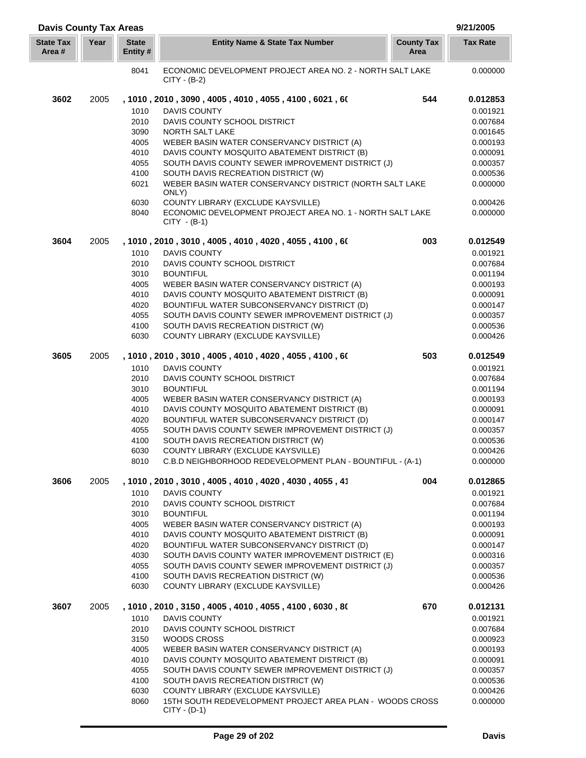**Davis County Tax Areas** 9/21/2005

| State Tax Area # | Year | State Entity # | Entity Name & State Tax Number | County Tax Area | Tax Rate |
|---|---|---|---|---|---|
| | | 8041 | ECONOMIC DEVELOPMENT PROJECT AREA NO. 2 - NORTH SALT LAKE CITY - (B-2) | | 0.000000 |
| **3602** | 2005 | | **, 1010 , 2010 , 3090 , 4005 , 4010 , 4055 , 4100 , 6021 , 6(** | **544** | **0.012853** |
| | | 1010 | DAVIS COUNTY | | 0.001921 |
| | | 2010 | DAVIS COUNTY SCHOOL DISTRICT | | 0.007684 |
| | | 3090 | NORTH SALT LAKE | | 0.001645 |
| | | 4005 | WEBER BASIN WATER CONSERVANCY DISTRICT (A) | | 0.000193 |
| | | 4010 | DAVIS COUNTY MOSQUITO ABATEMENT DISTRICT (B) | | 0.000091 |
| | | 4055 | SOUTH DAVIS COUNTY SEWER IMPROVEMENT DISTRICT (J) | | 0.000357 |
| | | 4100 | SOUTH DAVIS RECREATION DISTRICT (W) | | 0.000536 |
| | | 6021 | WEBER BASIN WATER CONSERVANCY DISTRICT (NORTH SALT LAKE ONLY) | | 0.000000 |
| | | 6030 | COUNTY LIBRARY (EXCLUDE KAYSVILLE) | | 0.000426 |
| | | 8040 | ECONOMIC DEVELOPMENT PROJECT AREA NO. 1 - NORTH SALT LAKE CITY - (B-1) | | 0.000000 |
| **3604** | 2005 | | **, 1010 , 2010 , 3010 , 4005 , 4010 , 4020 , 4055 , 4100 , 6(** | **003** | **0.012549** |
| | | 1010 | DAVIS COUNTY | | 0.001921 |
| | | 2010 | DAVIS COUNTY SCHOOL DISTRICT | | 0.007684 |
| | | 3010 | BOUNTIFUL | | 0.001194 |
| | | 4005 | WEBER BASIN WATER CONSERVANCY DISTRICT (A) | | 0.000193 |
| | | 4010 | DAVIS COUNTY MOSQUITO ABATEMENT DISTRICT (B) | | 0.000091 |
| | | 4020 | BOUNTIFUL WATER SUBCONSERVANCY DISTRICT (D) | | 0.000147 |
| | | 4055 | SOUTH DAVIS COUNTY SEWER IMPROVEMENT DISTRICT (J) | | 0.000357 |
| | | 4100 | SOUTH DAVIS RECREATION DISTRICT (W) | | 0.000536 |
| | | 6030 | COUNTY LIBRARY (EXCLUDE KAYSVILLE) | | 0.000426 |
| **3605** | 2005 | | **, 1010 , 2010 , 3010 , 4005 , 4010 , 4020 , 4055 , 4100 , 6(** | **503** | **0.012549** |
| | | 1010 | DAVIS COUNTY | | 0.001921 |
| | | 2010 | DAVIS COUNTY SCHOOL DISTRICT | | 0.007684 |
| | | 3010 | BOUNTIFUL | | 0.001194 |
| | | 4005 | WEBER BASIN WATER CONSERVANCY DISTRICT (A) | | 0.000193 |
| | | 4010 | DAVIS COUNTY MOSQUITO ABATEMENT DISTRICT (B) | | 0.000091 |
| | | 4020 | BOUNTIFUL WATER SUBCONSERVANCY DISTRICT (D) | | 0.000147 |
| | | 4055 | SOUTH DAVIS COUNTY SEWER IMPROVEMENT DISTRICT (J) | | 0.000357 |
| | | 4100 | SOUTH DAVIS RECREATION DISTRICT (W) | | 0.000536 |
| | | 6030 | COUNTY LIBRARY (EXCLUDE KAYSVILLE) | | 0.000426 |
| | | 8010 | C.B.D NEIGHBORHOOD REDEVELOPMENT PLAN - BOUNTIFUL - (A-1) | | 0.000000 |
| **3606** | 2005 | | **, 1010 , 2010 , 3010 , 4005 , 4010 , 4020 , 4030 , 4055 , 41** | **004** | **0.012865** |
| | | 1010 | DAVIS COUNTY | | 0.001921 |
| | | 2010 | DAVIS COUNTY SCHOOL DISTRICT | | 0.007684 |
| | | 3010 | BOUNTIFUL | | 0.001194 |
| | | 4005 | WEBER BASIN WATER CONSERVANCY DISTRICT (A) | | 0.000193 |
| | | 4010 | DAVIS COUNTY MOSQUITO ABATEMENT DISTRICT (B) | | 0.000091 |
| | | 4020 | BOUNTIFUL WATER SUBCONSERVANCY DISTRICT (D) | | 0.000147 |
| | | 4030 | SOUTH DAVIS COUNTY WATER IMPROVEMENT DISTRICT (E) | | 0.000316 |
| | | 4055 | SOUTH DAVIS COUNTY SEWER IMPROVEMENT DISTRICT (J) | | 0.000357 |
| | | 4100 | SOUTH DAVIS RECREATION DISTRICT (W) | | 0.000536 |
| | | 6030 | COUNTY LIBRARY (EXCLUDE KAYSVILLE) | | 0.000426 |
| **3607** | 2005 | | **, 1010 , 2010 , 3150 , 4005 , 4010 , 4055 , 4100 , 6030 , 8(** | **670** | **0.012131** |
| | | 1010 | DAVIS COUNTY | | 0.001921 |
| | | 2010 | DAVIS COUNTY SCHOOL DISTRICT | | 0.007684 |
| | | 3150 | WOODS CROSS | | 0.000923 |
| | | 4005 | WEBER BASIN WATER CONSERVANCY DISTRICT (A) | | 0.000193 |
| | | 4010 | DAVIS COUNTY MOSQUITO ABATEMENT DISTRICT (B) | | 0.000091 |
| | | 4055 | SOUTH DAVIS COUNTY SEWER IMPROVEMENT DISTRICT (J) | | 0.000357 |
| | | 4100 | SOUTH DAVIS RECREATION DISTRICT (W) | | 0.000536 |
| | | 6030 | COUNTY LIBRARY (EXCLUDE KAYSVILLE) | | 0.000426 |
| | | 8060 | 15TH SOUTH REDEVELOPMENT PROJECT AREA PLAN - WOODS CROSS CITY - (D-1) | | 0.000000 |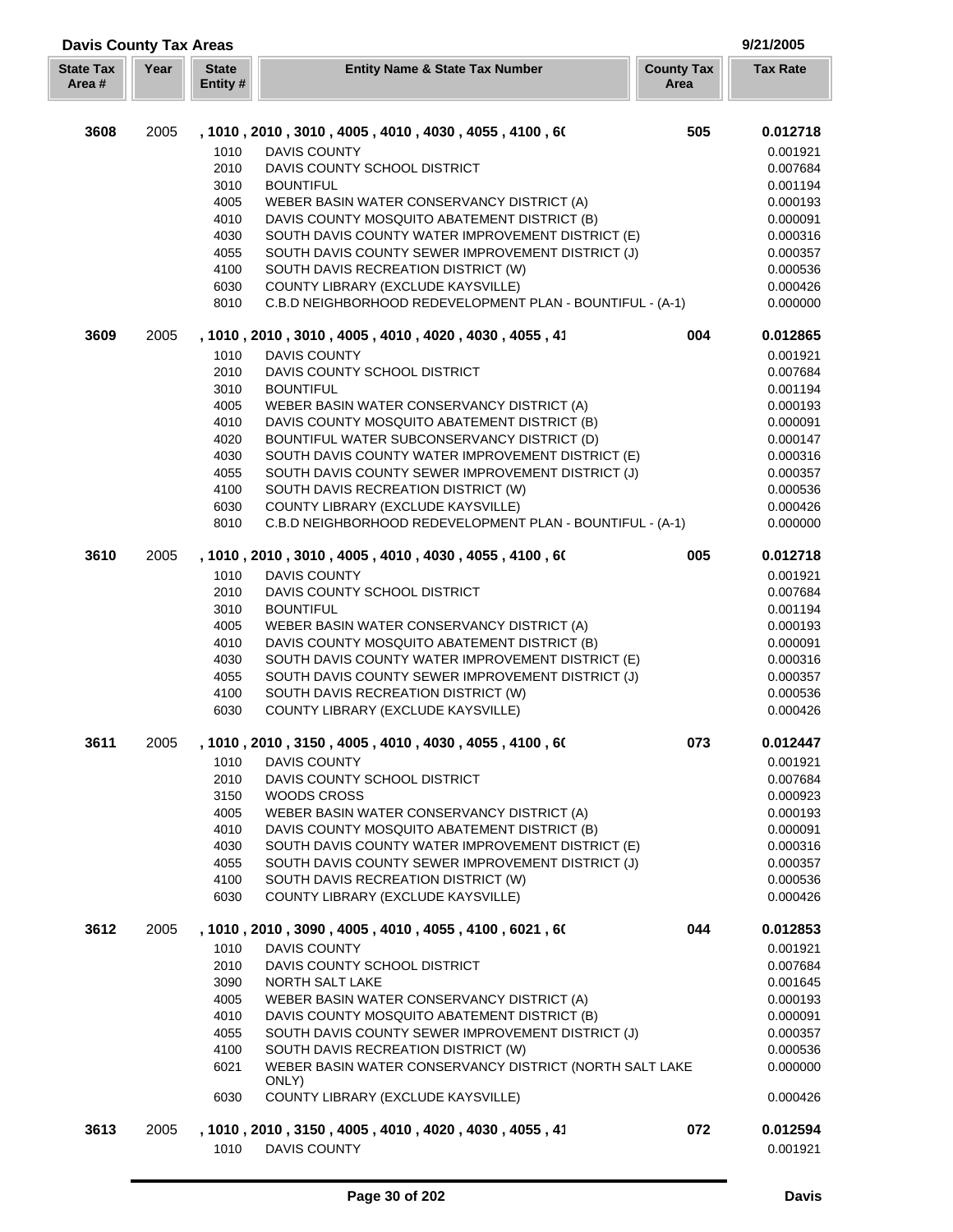## Davis County Tax Areas

9/21/2005

| State Tax Area # | Year | State Entity # | Entity Name & State Tax Number | County Tax Area | Tax Rate |
|---|---|---|---|---|---|
| **3608** | 2005 | | **, 1010 , 2010 , 3010 , 4005 , 4010 , 4030 , 4055 , 4100 , 6(** | **505** | **0.012718** |
| | | 1010 | DAVIS COUNTY | | 0.001921 |
| | | 2010 | DAVIS COUNTY SCHOOL DISTRICT | | 0.007684 |
| | | 3010 | BOUNTIFUL | | 0.001194 |
| | | 4005 | WEBER BASIN WATER CONSERVANCY DISTRICT (A) | | 0.000193 |
| | | 4010 | DAVIS COUNTY MOSQUITO ABATEMENT DISTRICT (B) | | 0.000091 |
| | | 4030 | SOUTH DAVIS COUNTY WATER IMPROVEMENT DISTRICT (E) | | 0.000316 |
| | | 4055 | SOUTH DAVIS COUNTY SEWER IMPROVEMENT DISTRICT (J) | | 0.000357 |
| | | 4100 | SOUTH DAVIS RECREATION DISTRICT (W) | | 0.000536 |
| | | 6030 | COUNTY LIBRARY (EXCLUDE KAYSVILLE) | | 0.000426 |
| | | 8010 | C.B.D NEIGHBORHOOD REDEVELOPMENT PLAN - BOUNTIFUL - (A-1) | | 0.000000 |
| **3609** | 2005 | | **, 1010 , 2010 , 3010 , 4005 , 4010 , 4020 , 4030 , 4055 , 41** | **004** | **0.012865** |
| | | 1010 | DAVIS COUNTY | | 0.001921 |
| | | 2010 | DAVIS COUNTY SCHOOL DISTRICT | | 0.007684 |
| | | 3010 | BOUNTIFUL | | 0.001194 |
| | | 4005 | WEBER BASIN WATER CONSERVANCY DISTRICT (A) | | 0.000193 |
| | | 4010 | DAVIS COUNTY MOSQUITO ABATEMENT DISTRICT (B) | | 0.000091 |
| | | 4020 | BOUNTIFUL WATER SUBCONSERVANCY DISTRICT (D) | | 0.000147 |
| | | 4030 | SOUTH DAVIS COUNTY WATER IMPROVEMENT DISTRICT (E) | | 0.000316 |
| | | 4055 | SOUTH DAVIS COUNTY SEWER IMPROVEMENT DISTRICT (J) | | 0.000357 |
| | | 4100 | SOUTH DAVIS RECREATION DISTRICT (W) | | 0.000536 |
| | | 6030 | COUNTY LIBRARY (EXCLUDE KAYSVILLE) | | 0.000426 |
| | | 8010 | C.B.D NEIGHBORHOOD REDEVELOPMENT PLAN - BOUNTIFUL - (A-1) | | 0.000000 |
| **3610** | 2005 | | **, 1010 , 2010 , 3010 , 4005 , 4010 , 4030 , 4055 , 4100 , 6(** | **005** | **0.012718** |
| | | 1010 | DAVIS COUNTY | | 0.001921 |
| | | 2010 | DAVIS COUNTY SCHOOL DISTRICT | | 0.007684 |
| | | 3010 | BOUNTIFUL | | 0.001194 |
| | | 4005 | WEBER BASIN WATER CONSERVANCY DISTRICT (A) | | 0.000193 |
| | | 4010 | DAVIS COUNTY MOSQUITO ABATEMENT DISTRICT (B) | | 0.000091 |
| | | 4030 | SOUTH DAVIS COUNTY WATER IMPROVEMENT DISTRICT (E) | | 0.000316 |
| | | 4055 | SOUTH DAVIS COUNTY SEWER IMPROVEMENT DISTRICT (J) | | 0.000357 |
| | | 4100 | SOUTH DAVIS RECREATION DISTRICT (W) | | 0.000536 |
| | | 6030 | COUNTY LIBRARY (EXCLUDE KAYSVILLE) | | 0.000426 |
| **3611** | 2005 | | **, 1010 , 2010 , 3150 , 4005 , 4010 , 4030 , 4055 , 4100 , 6(** | **073** | **0.012447** |
| | | 1010 | DAVIS COUNTY | | 0.001921 |
| | | 2010 | DAVIS COUNTY SCHOOL DISTRICT | | 0.007684 |
| | | 3150 | WOODS CROSS | | 0.000923 |
| | | 4005 | WEBER BASIN WATER CONSERVANCY DISTRICT (A) | | 0.000193 |
| | | 4010 | DAVIS COUNTY MOSQUITO ABATEMENT DISTRICT (B) | | 0.000091 |
| | | 4030 | SOUTH DAVIS COUNTY WATER IMPROVEMENT DISTRICT (E) | | 0.000316 |
| | | 4055 | SOUTH DAVIS COUNTY SEWER IMPROVEMENT DISTRICT (J) | | 0.000357 |
| | | 4100 | SOUTH DAVIS RECREATION DISTRICT (W) | | 0.000536 |
| | | 6030 | COUNTY LIBRARY (EXCLUDE KAYSVILLE) | | 0.000426 |
| **3612** | 2005 | | **, 1010 , 2010 , 3090 , 4005 , 4010 , 4055 , 4100 , 6021 , 6(** | **044** | **0.012853** |
| | | 1010 | DAVIS COUNTY | | 0.001921 |
| | | 2010 | DAVIS COUNTY SCHOOL DISTRICT | | 0.007684 |
| | | 3090 | NORTH SALT LAKE | | 0.001645 |
| | | 4005 | WEBER BASIN WATER CONSERVANCY DISTRICT (A) | | 0.000193 |
| | | 4010 | DAVIS COUNTY MOSQUITO ABATEMENT DISTRICT (B) | | 0.000091 |
| | | 4055 | SOUTH DAVIS COUNTY SEWER IMPROVEMENT DISTRICT (J) | | 0.000357 |
| | | 4100 | SOUTH DAVIS RECREATION DISTRICT (W) | | 0.000536 |
| | | 6021 | WEBER BASIN WATER CONSERVANCY DISTRICT (NORTH SALT LAKE ONLY) | | 0.000000 |
| | | 6030 | COUNTY LIBRARY (EXCLUDE KAYSVILLE) | | 0.000426 |
| **3613** | 2005 | | **, 1010 , 2010 , 3150 , 4005 , 4010 , 4020 , 4030 , 4055 , 41** | **072** | **0.012594** |
| | | 1010 | DAVIS COUNTY | | 0.001921 |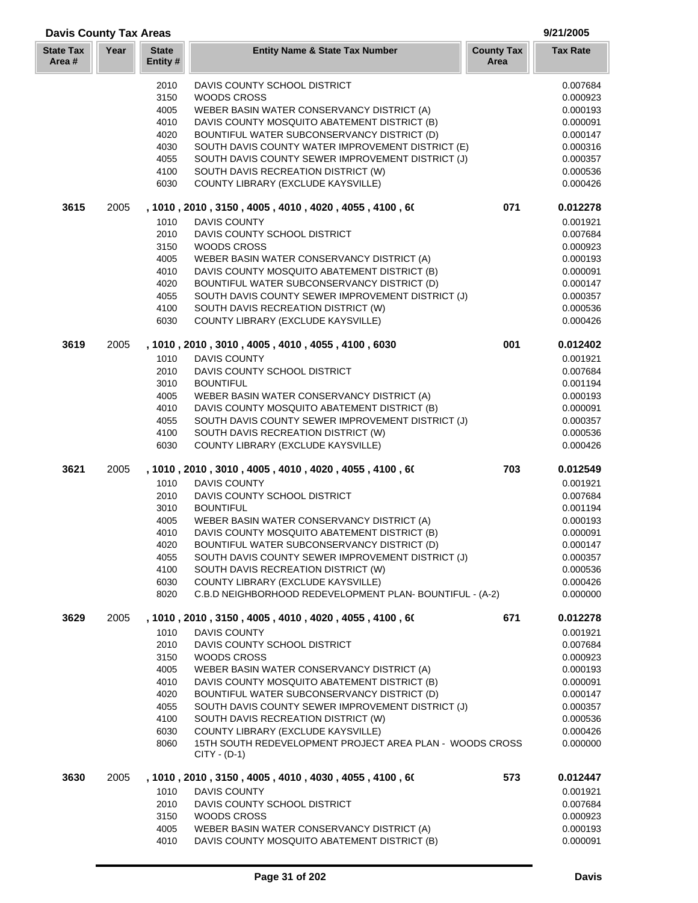## Davis County Tax Areas

9/21/2005

| State Tax Area # | Year | State Entity # | Entity Name & State Tax Number | County Tax Area | Tax Rate |
|---|---|---|---|---|---|
| | | 2010 | DAVIS COUNTY SCHOOL DISTRICT | | 0.007684 |
| | | 3150 | WOODS CROSS | | 0.000923 |
| | | 4005 | WEBER BASIN WATER CONSERVANCY DISTRICT (A) | | 0.000193 |
| | | 4010 | DAVIS COUNTY MOSQUITO ABATEMENT DISTRICT (B) | | 0.000091 |
| | | 4020 | BOUNTIFUL WATER SUBCONSERVANCY DISTRICT (D) | | 0.000147 |
| | | 4030 | SOUTH DAVIS COUNTY WATER IMPROVEMENT DISTRICT (E) | | 0.000316 |
| | | 4055 | SOUTH DAVIS COUNTY SEWER IMPROVEMENT DISTRICT (J) | | 0.000357 |
| | | 4100 | SOUTH DAVIS RECREATION DISTRICT (W) | | 0.000536 |
| | | 6030 | COUNTY LIBRARY (EXCLUDE KAYSVILLE) | | 0.000426 |
| **3615** | 2005 | | **, 1010 , 2010 , 3150 , 4005 , 4010 , 4020 , 4055 , 4100 , 6(** | **071** | **0.012278** |
| | | 1010 | DAVIS COUNTY | | 0.001921 |
| | | 2010 | DAVIS COUNTY SCHOOL DISTRICT | | 0.007684 |
| | | 3150 | WOODS CROSS | | 0.000923 |
| | | 4005 | WEBER BASIN WATER CONSERVANCY DISTRICT (A) | | 0.000193 |
| | | 4010 | DAVIS COUNTY MOSQUITO ABATEMENT DISTRICT (B) | | 0.000091 |
| | | 4020 | BOUNTIFUL WATER SUBCONSERVANCY DISTRICT (D) | | 0.000147 |
| | | 4055 | SOUTH DAVIS COUNTY SEWER IMPROVEMENT DISTRICT (J) | | 0.000357 |
| | | 4100 | SOUTH DAVIS RECREATION DISTRICT (W) | | 0.000536 |
| | | 6030 | COUNTY LIBRARY (EXCLUDE KAYSVILLE) | | 0.000426 |
| **3619** | 2005 | | **, 1010 , 2010 , 3010 , 4005 , 4010 , 4055 , 4100 , 6030** | **001** | **0.012402** |
| | | 1010 | DAVIS COUNTY | | 0.001921 |
| | | 2010 | DAVIS COUNTY SCHOOL DISTRICT | | 0.007684 |
| | | 3010 | BOUNTIFUL | | 0.001194 |
| | | 4005 | WEBER BASIN WATER CONSERVANCY DISTRICT (A) | | 0.000193 |
| | | 4010 | DAVIS COUNTY MOSQUITO ABATEMENT DISTRICT (B) | | 0.000091 |
| | | 4055 | SOUTH DAVIS COUNTY SEWER IMPROVEMENT DISTRICT (J) | | 0.000357 |
| | | 4100 | SOUTH DAVIS RECREATION DISTRICT (W) | | 0.000536 |
| | | 6030 | COUNTY LIBRARY (EXCLUDE KAYSVILLE) | | 0.000426 |
| **3621** | 2005 | | **, 1010 , 2010 , 3010 , 4005 , 4010 , 4020 , 4055 , 4100 , 6(** | **703** | **0.012549** |
| | | 1010 | DAVIS COUNTY | | 0.001921 |
| | | 2010 | DAVIS COUNTY SCHOOL DISTRICT | | 0.007684 |
| | | 3010 | BOUNTIFUL | | 0.001194 |
| | | 4005 | WEBER BASIN WATER CONSERVANCY DISTRICT (A) | | 0.000193 |
| | | 4010 | DAVIS COUNTY MOSQUITO ABATEMENT DISTRICT (B) | | 0.000091 |
| | | 4020 | BOUNTIFUL WATER SUBCONSERVANCY DISTRICT (D) | | 0.000147 |
| | | 4055 | SOUTH DAVIS COUNTY SEWER IMPROVEMENT DISTRICT (J) | | 0.000357 |
| | | 4100 | SOUTH DAVIS RECREATION DISTRICT (W) | | 0.000536 |
| | | 6030 | COUNTY LIBRARY (EXCLUDE KAYSVILLE) | | 0.000426 |
| | | 8020 | C.B.D NEIGHBORHOOD REDEVELOPMENT PLAN- BOUNTIFUL - (A-2) | | 0.000000 |
| **3629** | 2005 | | **, 1010 , 2010 , 3150 , 4005 , 4010 , 4020 , 4055 , 4100 , 6(** | **671** | **0.012278** |
| | | 1010 | DAVIS COUNTY | | 0.001921 |
| | | 2010 | DAVIS COUNTY SCHOOL DISTRICT | | 0.007684 |
| | | 3150 | WOODS CROSS | | 0.000923 |
| | | 4005 | WEBER BASIN WATER CONSERVANCY DISTRICT (A) | | 0.000193 |
| | | 4010 | DAVIS COUNTY MOSQUITO ABATEMENT DISTRICT (B) | | 0.000091 |
| | | 4020 | BOUNTIFUL WATER SUBCONSERVANCY DISTRICT (D) | | 0.000147 |
| | | 4055 | SOUTH DAVIS COUNTY SEWER IMPROVEMENT DISTRICT (J) | | 0.000357 |
| | | 4100 | SOUTH DAVIS RECREATION DISTRICT (W) | | 0.000536 |
| | | 6030 | COUNTY LIBRARY (EXCLUDE KAYSVILLE) | | 0.000426 |
| | | 8060 | 15TH SOUTH REDEVELOPMENT PROJECT AREA PLAN - WOODS CROSS CITY - (D-1) | | 0.000000 |
| **3630** | 2005 | | **, 1010 , 2010 , 3150 , 4005 , 4010 , 4030 , 4055 , 4100 , 6(** | **573** | **0.012447** |
| | | 1010 | DAVIS COUNTY | | 0.001921 |
| | | 2010 | DAVIS COUNTY SCHOOL DISTRICT | | 0.007684 |
| | | 3150 | WOODS CROSS | | 0.000923 |
| | | 4005 | WEBER BASIN WATER CONSERVANCY DISTRICT (A) | | 0.000193 |
| | | 4010 | DAVIS COUNTY MOSQUITO ABATEMENT DISTRICT (B) | | 0.000091 |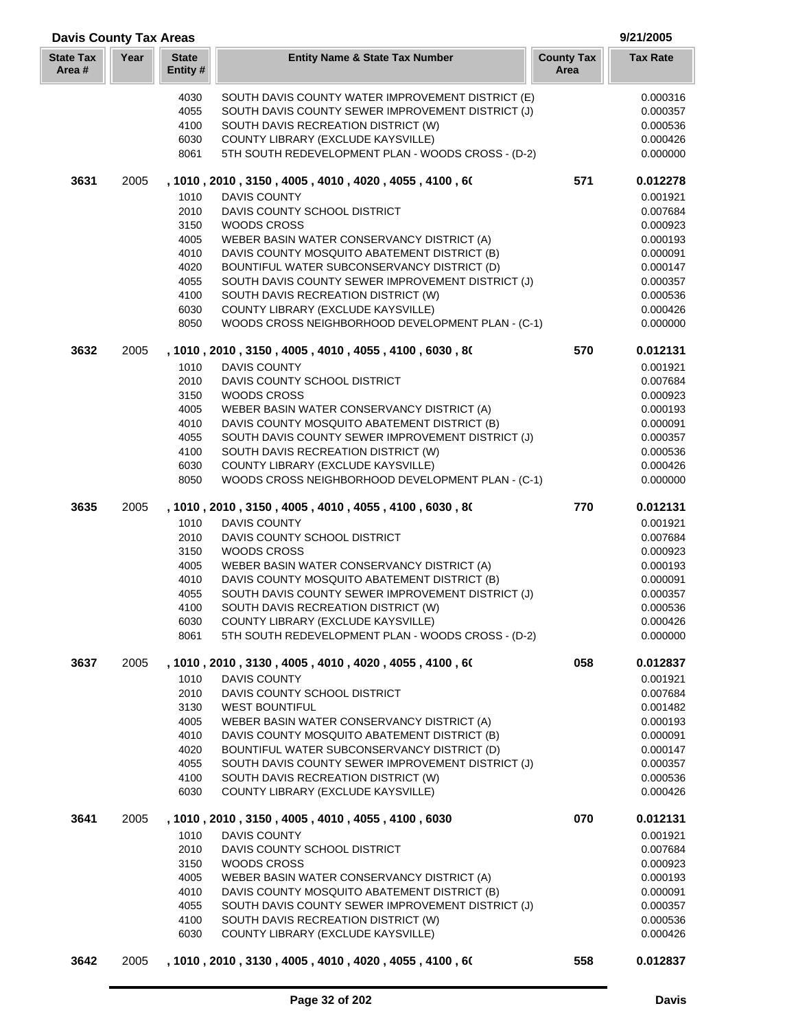## Davis County Tax Areas

9/21/2005

| State Tax Area # | Year | State Entity # | Entity Name & State Tax Number | County Tax Area | Tax Rate |
|---|---|---|---|---|---|
| | | 4030 | SOUTH DAVIS COUNTY WATER IMPROVEMENT DISTRICT (E) | | 0.000316 |
| | | 4055 | SOUTH DAVIS COUNTY SEWER IMPROVEMENT DISTRICT (J) | | 0.000357 |
| | | 4100 | SOUTH DAVIS RECREATION DISTRICT (W) | | 0.000536 |
| | | 6030 | COUNTY LIBRARY (EXCLUDE KAYSVILLE) | | 0.000426 |
| | | 8061 | 5TH SOUTH REDEVELOPMENT PLAN - WOODS CROSS - (D-2) | | 0.000000 |
| **3631** | 2005 | | **, 1010 , 2010 , 3150 , 4005 , 4010 , 4020 , 4055 , 4100 , 6(** | **571** | **0.012278** |
| | | 1010 | DAVIS COUNTY | | 0.001921 |
| | | 2010 | DAVIS COUNTY SCHOOL DISTRICT | | 0.007684 |
| | | 3150 | WOODS CROSS | | 0.000923 |
| | | 4005 | WEBER BASIN WATER CONSERVANCY DISTRICT (A) | | 0.000193 |
| | | 4010 | DAVIS COUNTY MOSQUITO ABATEMENT DISTRICT (B) | | 0.000091 |
| | | 4020 | BOUNTIFUL WATER SUBCONSERVANCY DISTRICT (D) | | 0.000147 |
| | | 4055 | SOUTH DAVIS COUNTY SEWER IMPROVEMENT DISTRICT (J) | | 0.000357 |
| | | 4100 | SOUTH DAVIS RECREATION DISTRICT (W) | | 0.000536 |
| | | 6030 | COUNTY LIBRARY (EXCLUDE KAYSVILLE) | | 0.000426 |
| | | 8050 | WOODS CROSS NEIGHBORHOOD DEVELOPMENT PLAN - (C-1) | | 0.000000 |
| **3632** | 2005 | | **, 1010 , 2010 , 3150 , 4005 , 4010 , 4055 , 4100 , 6030 , 8(** | **570** | **0.012131** |
| | | 1010 | DAVIS COUNTY | | 0.001921 |
| | | 2010 | DAVIS COUNTY SCHOOL DISTRICT | | 0.007684 |
| | | 3150 | WOODS CROSS | | 0.000923 |
| | | 4005 | WEBER BASIN WATER CONSERVANCY DISTRICT (A) | | 0.000193 |
| | | 4010 | DAVIS COUNTY MOSQUITO ABATEMENT DISTRICT (B) | | 0.000091 |
| | | 4055 | SOUTH DAVIS COUNTY SEWER IMPROVEMENT DISTRICT (J) | | 0.000357 |
| | | 4100 | SOUTH DAVIS RECREATION DISTRICT (W) | | 0.000536 |
| | | 6030 | COUNTY LIBRARY (EXCLUDE KAYSVILLE) | | 0.000426 |
| | | 8050 | WOODS CROSS NEIGHBORHOOD DEVELOPMENT PLAN - (C-1) | | 0.000000 |
| **3635** | 2005 | | **, 1010 , 2010 , 3150 , 4005 , 4010 , 4055 , 4100 , 6030 , 8(** | **770** | **0.012131** |
| | | 1010 | DAVIS COUNTY | | 0.001921 |
| | | 2010 | DAVIS COUNTY SCHOOL DISTRICT | | 0.007684 |
| | | 3150 | WOODS CROSS | | 0.000923 |
| | | 4005 | WEBER BASIN WATER CONSERVANCY DISTRICT (A) | | 0.000193 |
| | | 4010 | DAVIS COUNTY MOSQUITO ABATEMENT DISTRICT (B) | | 0.000091 |
| | | 4055 | SOUTH DAVIS COUNTY SEWER IMPROVEMENT DISTRICT (J) | | 0.000357 |
| | | 4100 | SOUTH DAVIS RECREATION DISTRICT (W) | | 0.000536 |
| | | 6030 | COUNTY LIBRARY (EXCLUDE KAYSVILLE) | | 0.000426 |
| | | 8061 | 5TH SOUTH REDEVELOPMENT PLAN - WOODS CROSS - (D-2) | | 0.000000 |
| **3637** | 2005 | | **, 1010 , 2010 , 3130 , 4005 , 4010 , 4020 , 4055 , 4100 , 6(** | **058** | **0.012837** |
| | | 1010 | DAVIS COUNTY | | 0.001921 |
| | | 2010 | DAVIS COUNTY SCHOOL DISTRICT | | 0.007684 |
| | | 3130 | WEST BOUNTIFUL | | 0.001482 |
| | | 4005 | WEBER BASIN WATER CONSERVANCY DISTRICT (A) | | 0.000193 |
| | | 4010 | DAVIS COUNTY MOSQUITO ABATEMENT DISTRICT (B) | | 0.000091 |
| | | 4020 | BOUNTIFUL WATER SUBCONSERVANCY DISTRICT (D) | | 0.000147 |
| | | 4055 | SOUTH DAVIS COUNTY SEWER IMPROVEMENT DISTRICT (J) | | 0.000357 |
| | | 4100 | SOUTH DAVIS RECREATION DISTRICT (W) | | 0.000536 |
| | | 6030 | COUNTY LIBRARY (EXCLUDE KAYSVILLE) | | 0.000426 |
| **3641** | 2005 | | **, 1010 , 2010 , 3150 , 4005 , 4010 , 4055 , 4100 , 6030** | **070** | **0.012131** |
| | | 1010 | DAVIS COUNTY | | 0.001921 |
| | | 2010 | DAVIS COUNTY SCHOOL DISTRICT | | 0.007684 |
| | | 3150 | WOODS CROSS | | 0.000923 |
| | | 4005 | WEBER BASIN WATER CONSERVANCY DISTRICT (A) | | 0.000193 |
| | | 4010 | DAVIS COUNTY MOSQUITO ABATEMENT DISTRICT (B) | | 0.000091 |
| | | 4055 | SOUTH DAVIS COUNTY SEWER IMPROVEMENT DISTRICT (J) | | 0.000357 |
| | | 4100 | SOUTH DAVIS RECREATION DISTRICT (W) | | 0.000536 |
| | | 6030 | COUNTY LIBRARY (EXCLUDE KAYSVILLE) | | 0.000426 |
| **3642** | 2005 | | **, 1010 , 2010 , 3130 , 4005 , 4010 , 4020 , 4055 , 4100 , 6(** | **558** | **0.012837** |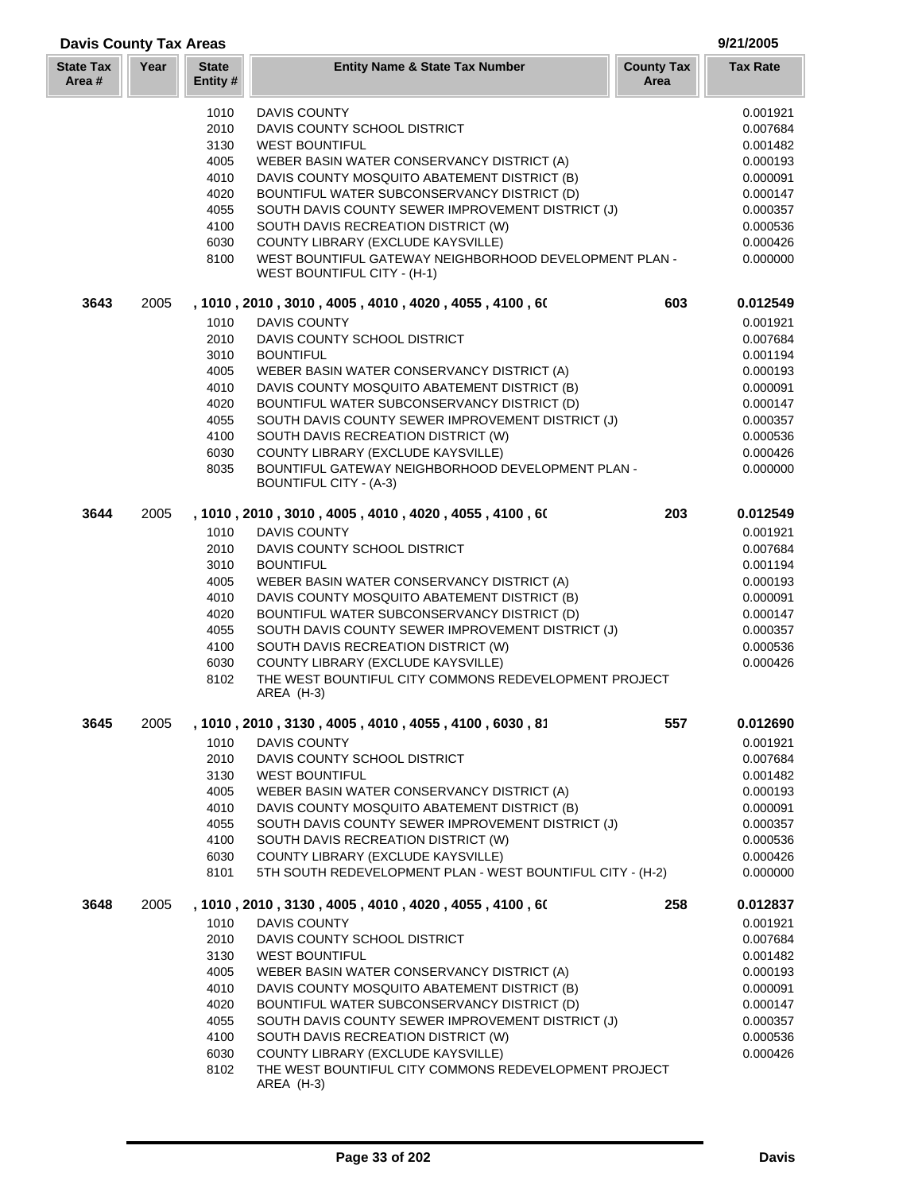**Davis County Tax Areas** 9/21/2005

| State Tax Area # | Year | State Entity # | Entity Name & State Tax Number | County Tax Area | Tax Rate |
|---|---|---|---|---|---|
| | | 1010 | DAVIS COUNTY | | 0.001921 |
| | | 2010 | DAVIS COUNTY SCHOOL DISTRICT | | 0.007684 |
| | | 3130 | WEST BOUNTIFUL | | 0.001482 |
| | | 4005 | WEBER BASIN WATER CONSERVANCY DISTRICT (A) | | 0.000193 |
| | | 4010 | DAVIS COUNTY MOSQUITO ABATEMENT DISTRICT (B) | | 0.000091 |
| | | 4020 | BOUNTIFUL WATER SUBCONSERVANCY DISTRICT (D) | | 0.000147 |
| | | 4055 | SOUTH DAVIS COUNTY SEWER IMPROVEMENT DISTRICT (J) | | 0.000357 |
| | | 4100 | SOUTH DAVIS RECREATION DISTRICT (W) | | 0.000536 |
| | | 6030 | COUNTY LIBRARY (EXCLUDE KAYSVILLE) | | 0.000426 |
| | | 8100 | WEST BOUNTIFUL GATEWAY NEIGHBORHOOD DEVELOPMENT PLAN - WEST BOUNTIFUL CITY - (H-1) | | 0.000000 |
| **3643** | 2005 | | , 1010 , 2010 , 3010 , 4005 , 4010 , 4020 , 4055 , 4100 , 6( | **603** | **0.012549** |
| | | 1010 | DAVIS COUNTY | | 0.001921 |
| | | 2010 | DAVIS COUNTY SCHOOL DISTRICT | | 0.007684 |
| | | 3010 | BOUNTIFUL | | 0.001194 |
| | | 4005 | WEBER BASIN WATER CONSERVANCY DISTRICT (A) | | 0.000193 |
| | | 4010 | DAVIS COUNTY MOSQUITO ABATEMENT DISTRICT (B) | | 0.000091 |
| | | 4020 | BOUNTIFUL WATER SUBCONSERVANCY DISTRICT (D) | | 0.000147 |
| | | 4055 | SOUTH DAVIS COUNTY SEWER IMPROVEMENT DISTRICT (J) | | 0.000357 |
| | | 4100 | SOUTH DAVIS RECREATION DISTRICT (W) | | 0.000536 |
| | | 6030 | COUNTY LIBRARY (EXCLUDE KAYSVILLE) | | 0.000426 |
| | | 8035 | BOUNTIFUL GATEWAY NEIGHBORHOOD DEVELOPMENT PLAN - BOUNTIFUL CITY - (A-3) | | 0.000000 |
| **3644** | 2005 | | , 1010 , 2010 , 3010 , 4005 , 4010 , 4020 , 4055 , 4100 , 6( | **203** | **0.012549** |
| | | 1010 | DAVIS COUNTY | | 0.001921 |
| | | 2010 | DAVIS COUNTY SCHOOL DISTRICT | | 0.007684 |
| | | 3010 | BOUNTIFUL | | 0.001194 |
| | | 4005 | WEBER BASIN WATER CONSERVANCY DISTRICT (A) | | 0.000193 |
| | | 4010 | DAVIS COUNTY MOSQUITO ABATEMENT DISTRICT (B) | | 0.000091 |
| | | 4020 | BOUNTIFUL WATER SUBCONSERVANCY DISTRICT (D) | | 0.000147 |
| | | 4055 | SOUTH DAVIS COUNTY SEWER IMPROVEMENT DISTRICT (J) | | 0.000357 |
| | | 4100 | SOUTH DAVIS RECREATION DISTRICT (W) | | 0.000536 |
| | | 6030 | COUNTY LIBRARY (EXCLUDE KAYSVILLE) | | 0.000426 |
| | | 8102 | THE WEST BOUNTIFUL CITY COMMONS REDEVELOPMENT PROJECT AREA (H-3) | | |
| **3645** | 2005 | | , 1010 , 2010 , 3130 , 4005 , 4010 , 4055 , 4100 , 6030 , 81 | **557** | **0.012690** |
| | | 1010 | DAVIS COUNTY | | 0.001921 |
| | | 2010 | DAVIS COUNTY SCHOOL DISTRICT | | 0.007684 |
| | | 3130 | WEST BOUNTIFUL | | 0.001482 |
| | | 4005 | WEBER BASIN WATER CONSERVANCY DISTRICT (A) | | 0.000193 |
| | | 4010 | DAVIS COUNTY MOSQUITO ABATEMENT DISTRICT (B) | | 0.000091 |
| | | 4055 | SOUTH DAVIS COUNTY SEWER IMPROVEMENT DISTRICT (J) | | 0.000357 |
| | | 4100 | SOUTH DAVIS RECREATION DISTRICT (W) | | 0.000536 |
| | | 6030 | COUNTY LIBRARY (EXCLUDE KAYSVILLE) | | 0.000426 |
| | | 8101 | 5TH SOUTH REDEVELOPMENT PLAN - WEST BOUNTIFUL CITY - (H-2) | | 0.000000 |
| **3648** | 2005 | | , 1010 , 2010 , 3130 , 4005 , 4010 , 4020 , 4055 , 4100 , 6( | **258** | **0.012837** |
| | | 1010 | DAVIS COUNTY | | 0.001921 |
| | | 2010 | DAVIS COUNTY SCHOOL DISTRICT | | 0.007684 |
| | | 3130 | WEST BOUNTIFUL | | 0.001482 |
| | | 4005 | WEBER BASIN WATER CONSERVANCY DISTRICT (A) | | 0.000193 |
| | | 4010 | DAVIS COUNTY MOSQUITO ABATEMENT DISTRICT (B) | | 0.000091 |
| | | 4020 | BOUNTIFUL WATER SUBCONSERVANCY DISTRICT (D) | | 0.000147 |
| | | 4055 | SOUTH DAVIS COUNTY SEWER IMPROVEMENT DISTRICT (J) | | 0.000357 |
| | | 4100 | SOUTH DAVIS RECREATION DISTRICT (W) | | 0.000536 |
| | | 6030 | COUNTY LIBRARY (EXCLUDE KAYSVILLE) | | 0.000426 |
| | | 8102 | THE WEST BOUNTIFUL CITY COMMONS REDEVELOPMENT PROJECT AREA (H-3) | | |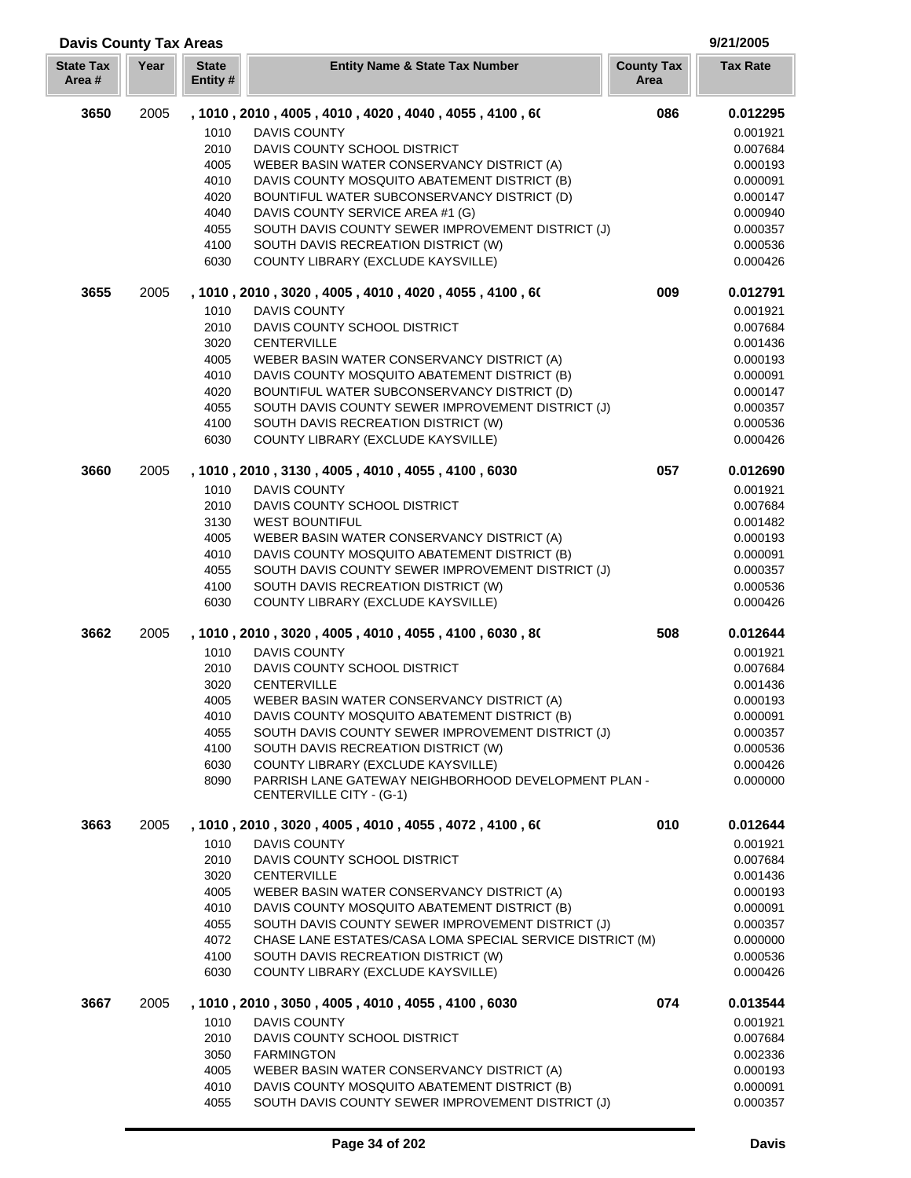## Davis County Tax Areas

9/21/2005

| State Tax Area # | Year | State Entity # | Entity Name & State Tax Number | County Tax Area | Tax Rate |
|---|---|---|---|---|---|
| **3650** | 2005 | **, 1010 , 2010 , 4005 , 4010 , 4020 , 4040 , 4055 , 4100 , 6(** | | **086** | **0.012295** |
| | | 1010 | DAVIS COUNTY | | 0.001921 |
| | | 2010 | DAVIS COUNTY SCHOOL DISTRICT | | 0.007684 |
| | | 4005 | WEBER BASIN WATER CONSERVANCY DISTRICT (A) | | 0.000193 |
| | | 4010 | DAVIS COUNTY MOSQUITO ABATEMENT DISTRICT (B) | | 0.000091 |
| | | 4020 | BOUNTIFUL WATER SUBCONSERVANCY DISTRICT (D) | | 0.000147 |
| | | 4040 | DAVIS COUNTY SERVICE AREA #1 (G) | | 0.000940 |
| | | 4055 | SOUTH DAVIS COUNTY SEWER IMPROVEMENT DISTRICT (J) | | 0.000357 |
| | | 4100 | SOUTH DAVIS RECREATION DISTRICT (W) | | 0.000536 |
| | | 6030 | COUNTY LIBRARY (EXCLUDE KAYSVILLE) | | 0.000426 |
| **3655** | 2005 | **, 1010 , 2010 , 3020 , 4005 , 4010 , 4020 , 4055 , 4100 , 6(** | | **009** | **0.012791** |
| | | 1010 | DAVIS COUNTY | | 0.001921 |
| | | 2010 | DAVIS COUNTY SCHOOL DISTRICT | | 0.007684 |
| | | 3020 | CENTERVILLE | | 0.001436 |
| | | 4005 | WEBER BASIN WATER CONSERVANCY DISTRICT (A) | | 0.000193 |
| | | 4010 | DAVIS COUNTY MOSQUITO ABATEMENT DISTRICT (B) | | 0.000091 |
| | | 4020 | BOUNTIFUL WATER SUBCONSERVANCY DISTRICT (D) | | 0.000147 |
| | | 4055 | SOUTH DAVIS COUNTY SEWER IMPROVEMENT DISTRICT (J) | | 0.000357 |
| | | 4100 | SOUTH DAVIS RECREATION DISTRICT (W) | | 0.000536 |
| | | 6030 | COUNTY LIBRARY (EXCLUDE KAYSVILLE) | | 0.000426 |
| **3660** | 2005 | **, 1010 , 2010 , 3130 , 4005 , 4010 , 4055 , 4100 , 6030** | | **057** | **0.012690** |
| | | 1010 | DAVIS COUNTY | | 0.001921 |
| | | 2010 | DAVIS COUNTY SCHOOL DISTRICT | | 0.007684 |
| | | 3130 | WEST BOUNTIFUL | | 0.001482 |
| | | 4005 | WEBER BASIN WATER CONSERVANCY DISTRICT (A) | | 0.000193 |
| | | 4010 | DAVIS COUNTY MOSQUITO ABATEMENT DISTRICT (B) | | 0.000091 |
| | | 4055 | SOUTH DAVIS COUNTY SEWER IMPROVEMENT DISTRICT (J) | | 0.000357 |
| | | 4100 | SOUTH DAVIS RECREATION DISTRICT (W) | | 0.000536 |
| | | 6030 | COUNTY LIBRARY (EXCLUDE KAYSVILLE) | | 0.000426 |
| **3662** | 2005 | **, 1010 , 2010 , 3020 , 4005 , 4010 , 4055 , 4100 , 6030 , 8(** | | **508** | **0.012644** |
| | | 1010 | DAVIS COUNTY | | 0.001921 |
| | | 2010 | DAVIS COUNTY SCHOOL DISTRICT | | 0.007684 |
| | | 3020 | CENTERVILLE | | 0.001436 |
| | | 4005 | WEBER BASIN WATER CONSERVANCY DISTRICT (A) | | 0.000193 |
| | | 4010 | DAVIS COUNTY MOSQUITO ABATEMENT DISTRICT (B) | | 0.000091 |
| | | 4055 | SOUTH DAVIS COUNTY SEWER IMPROVEMENT DISTRICT (J) | | 0.000357 |
| | | 4100 | SOUTH DAVIS RECREATION DISTRICT (W) | | 0.000536 |
| | | 6030 | COUNTY LIBRARY (EXCLUDE KAYSVILLE) | | 0.000426 |
| | | 8090 | PARRISH LANE GATEWAY NEIGHBORHOOD DEVELOPMENT PLAN - CENTERVILLE CITY - (G-1) | | 0.000000 |
| **3663** | 2005 | **, 1010 , 2010 , 3020 , 4005 , 4010 , 4055 , 4072 , 4100 , 6(** | | **010** | **0.012644** |
| | | 1010 | DAVIS COUNTY | | 0.001921 |
| | | 2010 | DAVIS COUNTY SCHOOL DISTRICT | | 0.007684 |
| | | 3020 | CENTERVILLE | | 0.001436 |
| | | 4005 | WEBER BASIN WATER CONSERVANCY DISTRICT (A) | | 0.000193 |
| | | 4010 | DAVIS COUNTY MOSQUITO ABATEMENT DISTRICT (B) | | 0.000091 |
| | | 4055 | SOUTH DAVIS COUNTY SEWER IMPROVEMENT DISTRICT (J) | | 0.000357 |
| | | 4072 | CHASE LANE ESTATES/CASA LOMA SPECIAL SERVICE DISTRICT (M) | | 0.000000 |
| | | 4100 | SOUTH DAVIS RECREATION DISTRICT (W) | | 0.000536 |
| | | 6030 | COUNTY LIBRARY (EXCLUDE KAYSVILLE) | | 0.000426 |
| **3667** | 2005 | **, 1010 , 2010 , 3050 , 4005 , 4010 , 4055 , 4100 , 6030** | | **074** | **0.013544** |
| | | 1010 | DAVIS COUNTY | | 0.001921 |
| | | 2010 | DAVIS COUNTY SCHOOL DISTRICT | | 0.007684 |
| | | 3050 | FARMINGTON | | 0.002336 |
| | | 4005 | WEBER BASIN WATER CONSERVANCY DISTRICT (A) | | 0.000193 |
| | | 4010 | DAVIS COUNTY MOSQUITO ABATEMENT DISTRICT (B) | | 0.000091 |
| | | 4055 | SOUTH DAVIS COUNTY SEWER IMPROVEMENT DISTRICT (J) | | 0.000357 |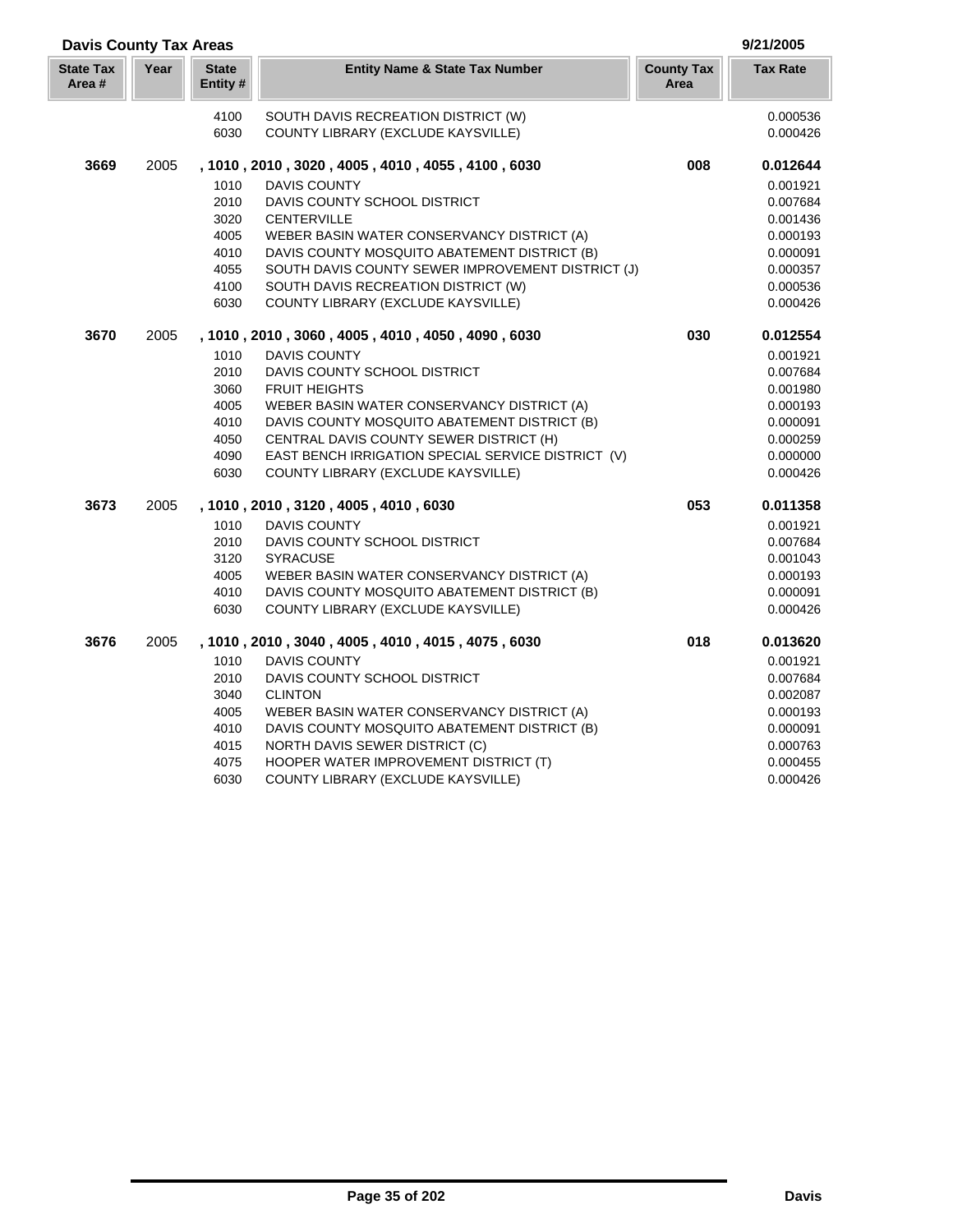## Davis County Tax Areas

9/21/2005

| State Tax Area # | Year | State Entity # | Entity Name & State Tax Number | County Tax Area | Tax Rate |
|---|---|---|---|---|---|
| | | 4100 | SOUTH DAVIS RECREATION DISTRICT (W) | | 0.000536 |
| | | 6030 | COUNTY LIBRARY (EXCLUDE KAYSVILLE) | | 0.000426 |
| **3669** | 2005 | | **, 1010 , 2010 , 3020 , 4005 , 4010 , 4055 , 4100 , 6030** | **008** | **0.012644** |
| | | 1010 | DAVIS COUNTY | | 0.001921 |
| | | 2010 | DAVIS COUNTY SCHOOL DISTRICT | | 0.007684 |
| | | 3020 | CENTERVILLE | | 0.001436 |
| | | 4005 | WEBER BASIN WATER CONSERVANCY DISTRICT (A) | | 0.000193 |
| | | 4010 | DAVIS COUNTY MOSQUITO ABATEMENT DISTRICT (B) | | 0.000091 |
| | | 4055 | SOUTH DAVIS COUNTY SEWER IMPROVEMENT DISTRICT (J) | | 0.000357 |
| | | 4100 | SOUTH DAVIS RECREATION DISTRICT (W) | | 0.000536 |
| | | 6030 | COUNTY LIBRARY (EXCLUDE KAYSVILLE) | | 0.000426 |
| **3670** | 2005 | | **, 1010 , 2010 , 3060 , 4005 , 4010 , 4050 , 4090 , 6030** | **030** | **0.012554** |
| | | 1010 | DAVIS COUNTY | | 0.001921 |
| | | 2010 | DAVIS COUNTY SCHOOL DISTRICT | | 0.007684 |
| | | 3060 | FRUIT HEIGHTS | | 0.001980 |
| | | 4005 | WEBER BASIN WATER CONSERVANCY DISTRICT (A) | | 0.000193 |
| | | 4010 | DAVIS COUNTY MOSQUITO ABATEMENT DISTRICT (B) | | 0.000091 |
| | | 4050 | CENTRAL DAVIS COUNTY SEWER DISTRICT (H) | | 0.000259 |
| | | 4090 | EAST BENCH IRRIGATION SPECIAL SERVICE DISTRICT (V) | | 0.000000 |
| | | 6030 | COUNTY LIBRARY (EXCLUDE KAYSVILLE) | | 0.000426 |
| **3673** | 2005 | | **, 1010 , 2010 , 3120 , 4005 , 4010 , 6030** | **053** | **0.011358** |
| | | 1010 | DAVIS COUNTY | | 0.001921 |
| | | 2010 | DAVIS COUNTY SCHOOL DISTRICT | | 0.007684 |
| | | 3120 | SYRACUSE | | 0.001043 |
| | | 4005 | WEBER BASIN WATER CONSERVANCY DISTRICT (A) | | 0.000193 |
| | | 4010 | DAVIS COUNTY MOSQUITO ABATEMENT DISTRICT (B) | | 0.000091 |
| | | 6030 | COUNTY LIBRARY (EXCLUDE KAYSVILLE) | | 0.000426 |
| **3676** | 2005 | | **, 1010 , 2010 , 3040 , 4005 , 4010 , 4015 , 4075 , 6030** | **018** | **0.013620** |
| | | 1010 | DAVIS COUNTY | | 0.001921 |
| | | 2010 | DAVIS COUNTY SCHOOL DISTRICT | | 0.007684 |
| | | 3040 | CLINTON | | 0.002087 |
| | | 4005 | WEBER BASIN WATER CONSERVANCY DISTRICT (A) | | 0.000193 |
| | | 4010 | DAVIS COUNTY MOSQUITO ABATEMENT DISTRICT (B) | | 0.000091 |
| | | 4015 | NORTH DAVIS SEWER DISTRICT (C) | | 0.000763 |
| | | 4075 | HOOPER WATER IMPROVEMENT DISTRICT (T) | | 0.000455 |
| | | 6030 | COUNTY LIBRARY (EXCLUDE KAYSVILLE) | | 0.000426 |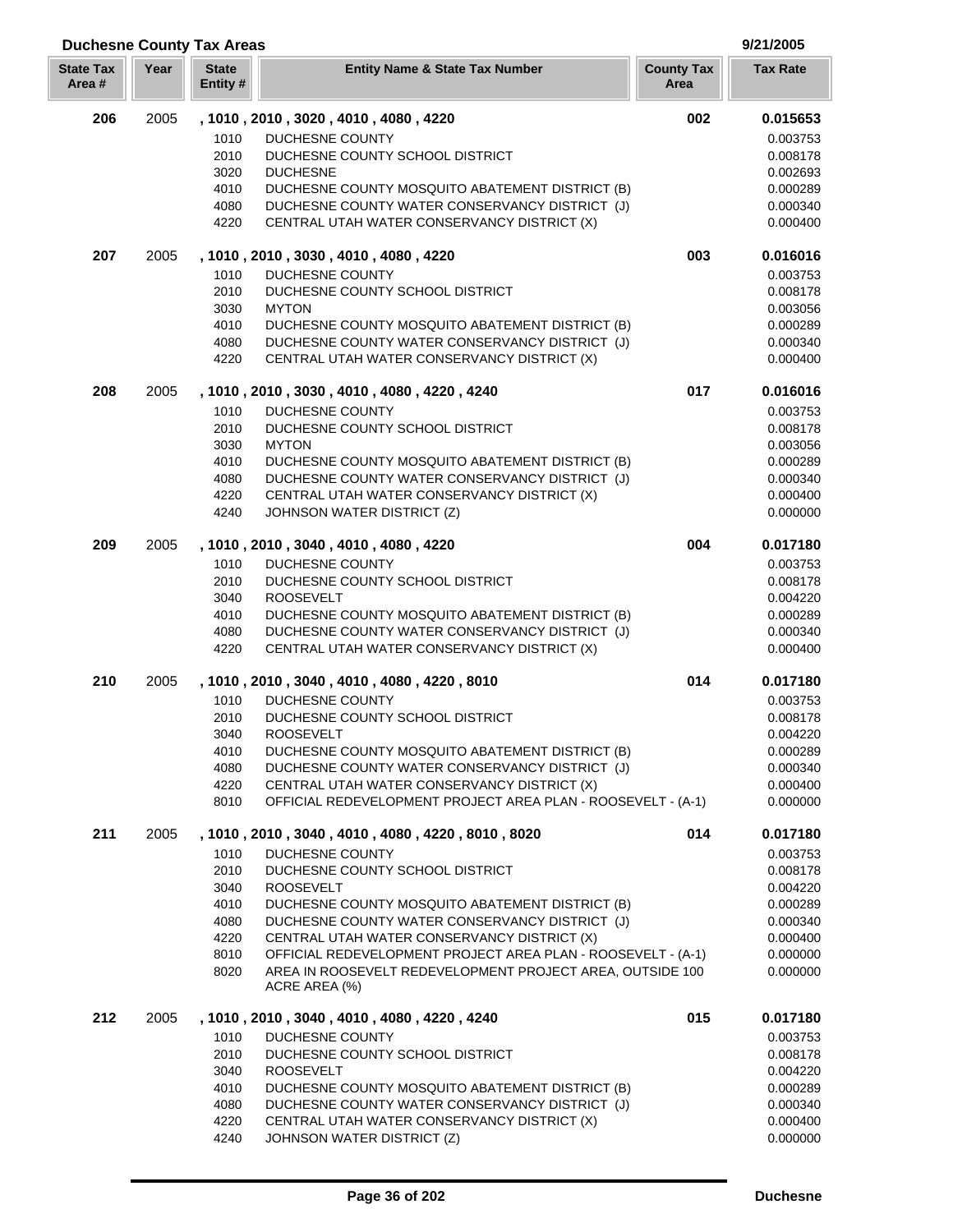## Duchesne County Tax Areas

9/21/2005

| State Tax Area # | Year | State Entity # | Entity Name & State Tax Number | County Tax Area | Tax Rate |
|---|---|---|---|---|---|
| **206** | 2005 | **, 1010 , 2010 , 3020 , 4010 , 4080 , 4220** | | **002** | **0.015653** |
| | | 1010 | DUCHESNE COUNTY | | 0.003753 |
| | | 2010 | DUCHESNE COUNTY SCHOOL DISTRICT | | 0.008178 |
| | | 3020 | DUCHESNE | | 0.002693 |
| | | 4010 | DUCHESNE COUNTY MOSQUITO ABATEMENT DISTRICT (B) | | 0.000289 |
| | | 4080 | DUCHESNE COUNTY WATER CONSERVANCY DISTRICT (J) | | 0.000340 |
| | | 4220 | CENTRAL UTAH WATER CONSERVANCY DISTRICT (X) | | 0.000400 |
| **207** | 2005 | **, 1010 , 2010 , 3030 , 4010 , 4080 , 4220** | | **003** | **0.016016** |
| | | 1010 | DUCHESNE COUNTY | | 0.003753 |
| | | 2010 | DUCHESNE COUNTY SCHOOL DISTRICT | | 0.008178 |
| | | 3030 | MYTON | | 0.003056 |
| | | 4010 | DUCHESNE COUNTY MOSQUITO ABATEMENT DISTRICT (B) | | 0.000289 |
| | | 4080 | DUCHESNE COUNTY WATER CONSERVANCY DISTRICT (J) | | 0.000340 |
| | | 4220 | CENTRAL UTAH WATER CONSERVANCY DISTRICT (X) | | 0.000400 |
| **208** | 2005 | **, 1010 , 2010 , 3030 , 4010 , 4080 , 4220 , 4240** | | **017** | **0.016016** |
| | | 1010 | DUCHESNE COUNTY | | 0.003753 |
| | | 2010 | DUCHESNE COUNTY SCHOOL DISTRICT | | 0.008178 |
| | | 3030 | MYTON | | 0.003056 |
| | | 4010 | DUCHESNE COUNTY MOSQUITO ABATEMENT DISTRICT (B) | | 0.000289 |
| | | 4080 | DUCHESNE COUNTY WATER CONSERVANCY DISTRICT (J) | | 0.000340 |
| | | 4220 | CENTRAL UTAH WATER CONSERVANCY DISTRICT (X) | | 0.000400 |
| | | 4240 | JOHNSON WATER DISTRICT (Z) | | 0.000000 |
| **209** | 2005 | **, 1010 , 2010 , 3040 , 4010 , 4080 , 4220** | | **004** | **0.017180** |
| | | 1010 | DUCHESNE COUNTY | | 0.003753 |
| | | 2010 | DUCHESNE COUNTY SCHOOL DISTRICT | | 0.008178 |
| | | 3040 | ROOSEVELT | | 0.004220 |
| | | 4010 | DUCHESNE COUNTY MOSQUITO ABATEMENT DISTRICT (B) | | 0.000289 |
| | | 4080 | DUCHESNE COUNTY WATER CONSERVANCY DISTRICT (J) | | 0.000340 |
| | | 4220 | CENTRAL UTAH WATER CONSERVANCY DISTRICT (X) | | 0.000400 |
| **210** | 2005 | **, 1010 , 2010 , 3040 , 4010 , 4080 , 4220 , 8010** | | **014** | **0.017180** |
| | | 1010 | DUCHESNE COUNTY | | 0.003753 |
| | | 2010 | DUCHESNE COUNTY SCHOOL DISTRICT | | 0.008178 |
| | | 3040 | ROOSEVELT | | 0.004220 |
| | | 4010 | DUCHESNE COUNTY MOSQUITO ABATEMENT DISTRICT (B) | | 0.000289 |
| | | 4080 | DUCHESNE COUNTY WATER CONSERVANCY DISTRICT (J) | | 0.000340 |
| | | 4220 | CENTRAL UTAH WATER CONSERVANCY DISTRICT (X) | | 0.000400 |
| | | 8010 | OFFICIAL REDEVELOPMENT PROJECT AREA PLAN - ROOSEVELT - (A-1) | | 0.000000 |
| **211** | 2005 | **, 1010 , 2010 , 3040 , 4010 , 4080 , 4220 , 8010 , 8020** | | **014** | **0.017180** |
| | | 1010 | DUCHESNE COUNTY | | 0.003753 |
| | | 2010 | DUCHESNE COUNTY SCHOOL DISTRICT | | 0.008178 |
| | | 3040 | ROOSEVELT | | 0.004220 |
| | | 4010 | DUCHESNE COUNTY MOSQUITO ABATEMENT DISTRICT (B) | | 0.000289 |
| | | 4080 | DUCHESNE COUNTY WATER CONSERVANCY DISTRICT (J) | | 0.000340 |
| | | 4220 | CENTRAL UTAH WATER CONSERVANCY DISTRICT (X) | | 0.000400 |
| | | 8010 | OFFICIAL REDEVELOPMENT PROJECT AREA PLAN - ROOSEVELT - (A-1) | | 0.000000 |
| | | 8020 | AREA IN ROOSEVELT REDEVELOPMENT PROJECT AREA, OUTSIDE 100 ACRE AREA (%) | | 0.000000 |
| **212** | 2005 | **, 1010 , 2010 , 3040 , 4010 , 4080 , 4220 , 4240** | | **015** | **0.017180** |
| | | 1010 | DUCHESNE COUNTY | | 0.003753 |
| | | 2010 | DUCHESNE COUNTY SCHOOL DISTRICT | | 0.008178 |
| | | 3040 | ROOSEVELT | | 0.004220 |
| | | 4010 | DUCHESNE COUNTY MOSQUITO ABATEMENT DISTRICT (B) | | 0.000289 |
| | | 4080 | DUCHESNE COUNTY WATER CONSERVANCY DISTRICT (J) | | 0.000340 |
| | | 4220 | CENTRAL UTAH WATER CONSERVANCY DISTRICT (X) | | 0.000400 |
| | | 4240 | JOHNSON WATER DISTRICT (Z) | | 0.000000 |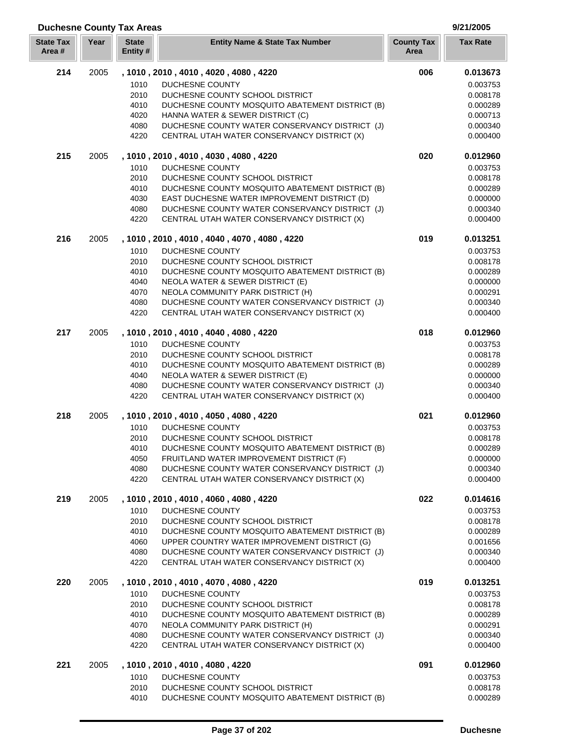## Duchesne County Tax Areas

9/21/2005

| State Tax Area # | Year | State Entity # | Entity Name & State Tax Number | County Tax Area | Tax Rate |
|---|---|---|---|---|---|
| 214 | 2005 | , 1010 , 2010 , 4010 , 4020 , 4080 , 4220 | | 006 | 0.013673 |
| | | 1010 | DUCHESNE COUNTY | | 0.003753 |
| | | 2010 | DUCHESNE COUNTY SCHOOL DISTRICT | | 0.008178 |
| | | 4010 | DUCHESNE COUNTY MOSQUITO ABATEMENT DISTRICT (B) | | 0.000289 |
| | | 4020 | HANNA WATER & SEWER DISTRICT (C) | | 0.000713 |
| | | 4080 | DUCHESNE COUNTY WATER CONSERVANCY DISTRICT (J) | | 0.000340 |
| | | 4220 | CENTRAL UTAH WATER CONSERVANCY DISTRICT (X) | | 0.000400 |
| 215 | 2005 | , 1010 , 2010 , 4010 , 4030 , 4080 , 4220 | | 020 | 0.012960 |
| | | 1010 | DUCHESNE COUNTY | | 0.003753 |
| | | 2010 | DUCHESNE COUNTY SCHOOL DISTRICT | | 0.008178 |
| | | 4010 | DUCHESNE COUNTY MOSQUITO ABATEMENT DISTRICT (B) | | 0.000289 |
| | | 4030 | EAST DUCHESNE WATER IMPROVEMENT DISTRICT (D) | | 0.000000 |
| | | 4080 | DUCHESNE COUNTY WATER CONSERVANCY DISTRICT (J) | | 0.000340 |
| | | 4220 | CENTRAL UTAH WATER CONSERVANCY DISTRICT (X) | | 0.000400 |
| 216 | 2005 | , 1010 , 2010 , 4010 , 4040 , 4070 , 4080 , 4220 | | 019 | 0.013251 |
| | | 1010 | DUCHESNE COUNTY | | 0.003753 |
| | | 2010 | DUCHESNE COUNTY SCHOOL DISTRICT | | 0.008178 |
| | | 4010 | DUCHESNE COUNTY MOSQUITO ABATEMENT DISTRICT (B) | | 0.000289 |
| | | 4040 | NEOLA WATER & SEWER DISTRICT (E) | | 0.000000 |
| | | 4070 | NEOLA COMMUNITY PARK DISTRICT (H) | | 0.000291 |
| | | 4080 | DUCHESNE COUNTY WATER CONSERVANCY DISTRICT (J) | | 0.000340 |
| | | 4220 | CENTRAL UTAH WATER CONSERVANCY DISTRICT (X) | | 0.000400 |
| 217 | 2005 | , 1010 , 2010 , 4010 , 4040 , 4080 , 4220 | | 018 | 0.012960 |
| | | 1010 | DUCHESNE COUNTY | | 0.003753 |
| | | 2010 | DUCHESNE COUNTY SCHOOL DISTRICT | | 0.008178 |
| | | 4010 | DUCHESNE COUNTY MOSQUITO ABATEMENT DISTRICT (B) | | 0.000289 |
| | | 4040 | NEOLA WATER & SEWER DISTRICT (E) | | 0.000000 |
| | | 4080 | DUCHESNE COUNTY WATER CONSERVANCY DISTRICT (J) | | 0.000340 |
| | | 4220 | CENTRAL UTAH WATER CONSERVANCY DISTRICT (X) | | 0.000400 |
| 218 | 2005 | , 1010 , 2010 , 4010 , 4050 , 4080 , 4220 | | 021 | 0.012960 |
| | | 1010 | DUCHESNE COUNTY | | 0.003753 |
| | | 2010 | DUCHESNE COUNTY SCHOOL DISTRICT | | 0.008178 |
| | | 4010 | DUCHESNE COUNTY MOSQUITO ABATEMENT DISTRICT (B) | | 0.000289 |
| | | 4050 | FRUITLAND WATER IMPROVEMENT DISTRICT (F) | | 0.000000 |
| | | 4080 | DUCHESNE COUNTY WATER CONSERVANCY DISTRICT (J) | | 0.000340 |
| | | 4220 | CENTRAL UTAH WATER CONSERVANCY DISTRICT (X) | | 0.000400 |
| 219 | 2005 | , 1010 , 2010 , 4010 , 4060 , 4080 , 4220 | | 022 | 0.014616 |
| | | 1010 | DUCHESNE COUNTY | | 0.003753 |
| | | 2010 | DUCHESNE COUNTY SCHOOL DISTRICT | | 0.008178 |
| | | 4010 | DUCHESNE COUNTY MOSQUITO ABATEMENT DISTRICT (B) | | 0.000289 |
| | | 4060 | UPPER COUNTRY WATER IMPROVEMENT DISTRICT (G) | | 0.001656 |
| | | 4080 | DUCHESNE COUNTY WATER CONSERVANCY DISTRICT (J) | | 0.000340 |
| | | 4220 | CENTRAL UTAH WATER CONSERVANCY DISTRICT (X) | | 0.000400 |
| 220 | 2005 | , 1010 , 2010 , 4010 , 4070 , 4080 , 4220 | | 019 | 0.013251 |
| | | 1010 | DUCHESNE COUNTY | | 0.003753 |
| | | 2010 | DUCHESNE COUNTY SCHOOL DISTRICT | | 0.008178 |
| | | 4010 | DUCHESNE COUNTY MOSQUITO ABATEMENT DISTRICT (B) | | 0.000289 |
| | | 4070 | NEOLA COMMUNITY PARK DISTRICT (H) | | 0.000291 |
| | | 4080 | DUCHESNE COUNTY WATER CONSERVANCY DISTRICT (J) | | 0.000340 |
| | | 4220 | CENTRAL UTAH WATER CONSERVANCY DISTRICT (X) | | 0.000400 |
| 221 | 2005 | , 1010 , 2010 , 4010 , 4080 , 4220 | | 091 | 0.012960 |
| | | 1010 | DUCHESNE COUNTY | | 0.003753 |
| | | 2010 | DUCHESNE COUNTY SCHOOL DISTRICT | | 0.008178 |
| | | 4010 | DUCHESNE COUNTY MOSQUITO ABATEMENT DISTRICT (B) | | 0.000289 |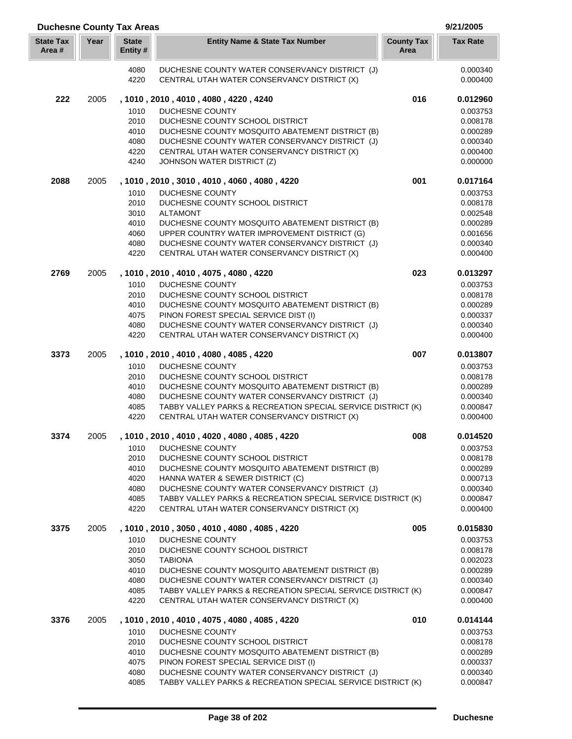## Duchesne County Tax Areas

9/21/2005

| State Tax Area # | Year | State Entity # | Entity Name & State Tax Number | County Tax Area | Tax Rate |
|---|---|---|---|---|---|
| | | 4080 | DUCHESNE COUNTY WATER CONSERVANCY DISTRICT (J) | | 0.000340 |
| | | 4220 | CENTRAL UTAH WATER CONSERVANCY DISTRICT (X) | | 0.000400 |
| **222** | 2005 | **, 1010 , 2010 , 4010 , 4080 , 4220 , 4240** | | **016** | **0.012960** |
| | | 1010 | DUCHESNE COUNTY | | 0.003753 |
| | | 2010 | DUCHESNE COUNTY SCHOOL DISTRICT | | 0.008178 |
| | | 4010 | DUCHESNE COUNTY MOSQUITO ABATEMENT DISTRICT (B) | | 0.000289 |
| | | 4080 | DUCHESNE COUNTY WATER CONSERVANCY DISTRICT (J) | | 0.000340 |
| | | 4220 | CENTRAL UTAH WATER CONSERVANCY DISTRICT (X) | | 0.000400 |
| | | 4240 | JOHNSON WATER DISTRICT (Z) | | 0.000000 |
| **2088** | 2005 | **, 1010 , 2010 , 3010 , 4010 , 4060 , 4080 , 4220** | | **001** | **0.017164** |
| | | 1010 | DUCHESNE COUNTY | | 0.003753 |
| | | 2010 | DUCHESNE COUNTY SCHOOL DISTRICT | | 0.008178 |
| | | 3010 | ALTAMONT | | 0.002548 |
| | | 4010 | DUCHESNE COUNTY MOSQUITO ABATEMENT DISTRICT (B) | | 0.000289 |
| | | 4060 | UPPER COUNTRY WATER IMPROVEMENT DISTRICT (G) | | 0.001656 |
| | | 4080 | DUCHESNE COUNTY WATER CONSERVANCY DISTRICT (J) | | 0.000340 |
| | | 4220 | CENTRAL UTAH WATER CONSERVANCY DISTRICT (X) | | 0.000400 |
| **2769** | 2005 | **, 1010 , 2010 , 4010 , 4075 , 4080 , 4220** | | **023** | **0.013297** |
| | | 1010 | DUCHESNE COUNTY | | 0.003753 |
| | | 2010 | DUCHESNE COUNTY SCHOOL DISTRICT | | 0.008178 |
| | | 4010 | DUCHESNE COUNTY MOSQUITO ABATEMENT DISTRICT (B) | | 0.000289 |
| | | 4075 | PINON FOREST SPECIAL SERVICE DIST (I) | | 0.000337 |
| | | 4080 | DUCHESNE COUNTY WATER CONSERVANCY DISTRICT (J) | | 0.000340 |
| | | 4220 | CENTRAL UTAH WATER CONSERVANCY DISTRICT (X) | | 0.000400 |
| **3373** | 2005 | **, 1010 , 2010 , 4010 , 4080 , 4085 , 4220** | | **007** | **0.013807** |
| | | 1010 | DUCHESNE COUNTY | | 0.003753 |
| | | 2010 | DUCHESNE COUNTY SCHOOL DISTRICT | | 0.008178 |
| | | 4010 | DUCHESNE COUNTY MOSQUITO ABATEMENT DISTRICT (B) | | 0.000289 |
| | | 4080 | DUCHESNE COUNTY WATER CONSERVANCY DISTRICT (J) | | 0.000340 |
| | | 4085 | TABBY VALLEY PARKS & RECREATION SPECIAL SERVICE DISTRICT (K) | | 0.000847 |
| | | 4220 | CENTRAL UTAH WATER CONSERVANCY DISTRICT (X) | | 0.000400 |
| **3374** | 2005 | **, 1010 , 2010 , 4010 , 4020 , 4080 , 4085 , 4220** | | **008** | **0.014520** |
| | | 1010 | DUCHESNE COUNTY | | 0.003753 |
| | | 2010 | DUCHESNE COUNTY SCHOOL DISTRICT | | 0.008178 |
| | | 4010 | DUCHESNE COUNTY MOSQUITO ABATEMENT DISTRICT (B) | | 0.000289 |
| | | 4020 | HANNA WATER & SEWER DISTRICT (C) | | 0.000713 |
| | | 4080 | DUCHESNE COUNTY WATER CONSERVANCY DISTRICT (J) | | 0.000340 |
| | | 4085 | TABBY VALLEY PARKS & RECREATION SPECIAL SERVICE DISTRICT (K) | | 0.000847 |
| | | 4220 | CENTRAL UTAH WATER CONSERVANCY DISTRICT (X) | | 0.000400 |
| **3375** | 2005 | **, 1010 , 2010 , 3050 , 4010 , 4080 , 4085 , 4220** | | **005** | **0.015830** |
| | | 1010 | DUCHESNE COUNTY | | 0.003753 |
| | | 2010 | DUCHESNE COUNTY SCHOOL DISTRICT | | 0.008178 |
| | | 3050 | TABIONA | | 0.002023 |
| | | 4010 | DUCHESNE COUNTY MOSQUITO ABATEMENT DISTRICT (B) | | 0.000289 |
| | | 4080 | DUCHESNE COUNTY WATER CONSERVANCY DISTRICT (J) | | 0.000340 |
| | | 4085 | TABBY VALLEY PARKS & RECREATION SPECIAL SERVICE DISTRICT (K) | | 0.000847 |
| | | 4220 | CENTRAL UTAH WATER CONSERVANCY DISTRICT (X) | | 0.000400 |
| **3376** | 2005 | **, 1010 , 2010 , 4010 , 4075 , 4080 , 4085 , 4220** | | **010** | **0.014144** |
| | | 1010 | DUCHESNE COUNTY | | 0.003753 |
| | | 2010 | DUCHESNE COUNTY SCHOOL DISTRICT | | 0.008178 |
| | | 4010 | DUCHESNE COUNTY MOSQUITO ABATEMENT DISTRICT (B) | | 0.000289 |
| | | 4075 | PINON FOREST SPECIAL SERVICE DIST (I) | | 0.000337 |
| | | 4080 | DUCHESNE COUNTY WATER CONSERVANCY DISTRICT (J) | | 0.000340 |
| | | 4085 | TABBY VALLEY PARKS & RECREATION SPECIAL SERVICE DISTRICT (K) | | 0.000847 |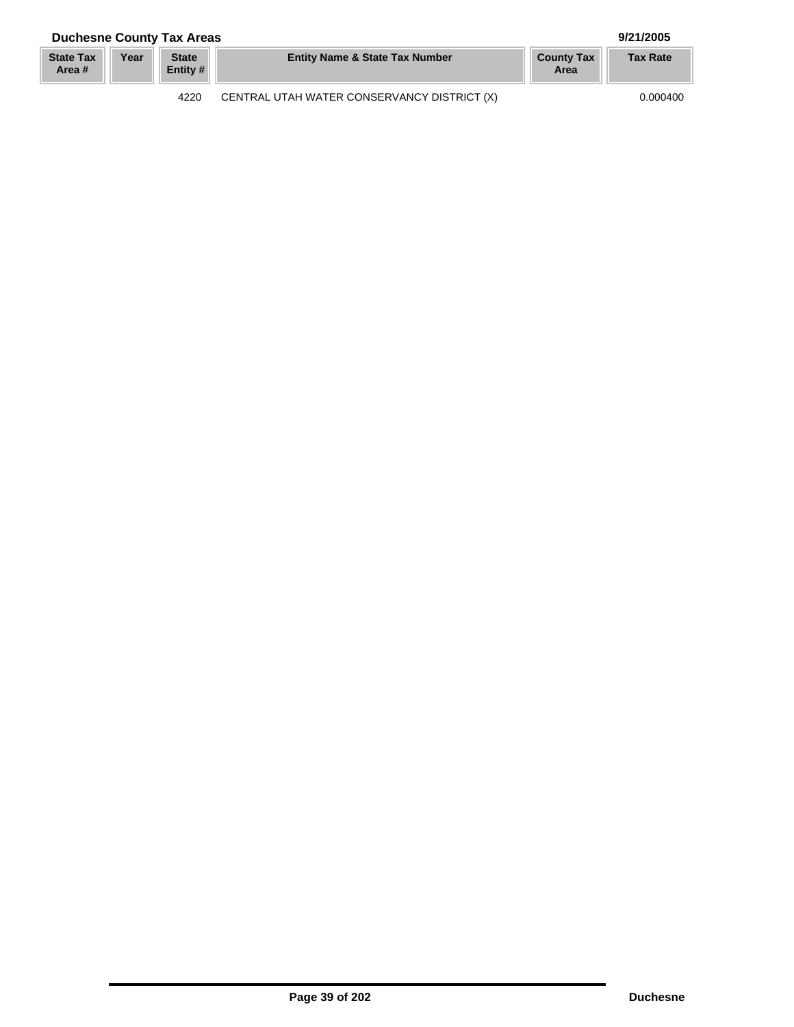## Duchesne County Tax Areas

9/21/2005

| State Tax Area # | Year | State Entity # | Entity Name & State Tax Number | County Tax Area | Tax Rate |
| --- | --- | --- | --- | --- | --- |
| | | 4220 | CENTRAL UTAH WATER CONSERVANCY DISTRICT (X) | | 0.000400 |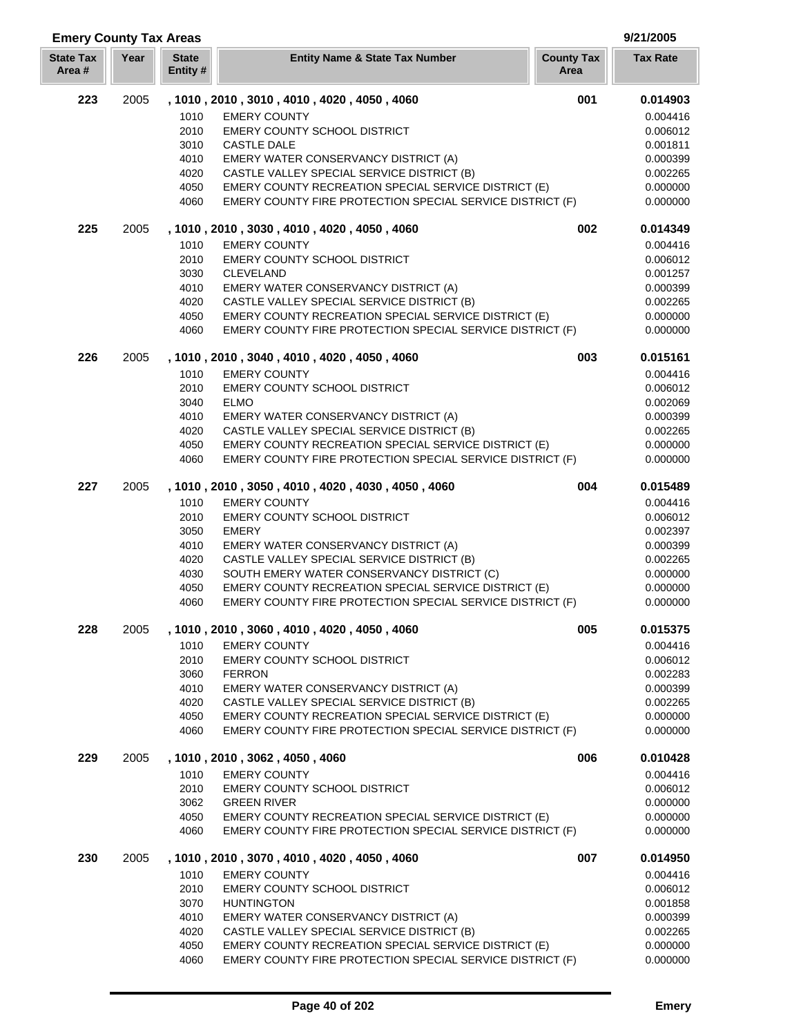## Emery County Tax Areas

9/21/2005

| State Tax Area # | Year | State Entity # | Entity Name & State Tax Number | County Tax Area | Tax Rate |
|---|---|---|---|---|---|
| **223** | 2005 | **, 1010 , 2010 , 3010 , 4010 , 4020 , 4050 , 4060** | | **001** | **0.014903** |
| | | 1010 | EMERY COUNTY | | 0.004416 |
| | | 2010 | EMERY COUNTY SCHOOL DISTRICT | | 0.006012 |
| | | 3010 | CASTLE DALE | | 0.001811 |
| | | 4010 | EMERY WATER CONSERVANCY DISTRICT (A) | | 0.000399 |
| | | 4020 | CASTLE VALLEY SPECIAL SERVICE DISTRICT (B) | | 0.002265 |
| | | 4050 | EMERY COUNTY RECREATION SPECIAL SERVICE DISTRICT (E) | | 0.000000 |
| | | 4060 | EMERY COUNTY FIRE PROTECTION SPECIAL SERVICE DISTRICT (F) | | 0.000000 |
| **225** | 2005 | **, 1010 , 2010 , 3030 , 4010 , 4020 , 4050 , 4060** | | **002** | **0.014349** |
| | | 1010 | EMERY COUNTY | | 0.004416 |
| | | 2010 | EMERY COUNTY SCHOOL DISTRICT | | 0.006012 |
| | | 3030 | CLEVELAND | | 0.001257 |
| | | 4010 | EMERY WATER CONSERVANCY DISTRICT (A) | | 0.000399 |
| | | 4020 | CASTLE VALLEY SPECIAL SERVICE DISTRICT (B) | | 0.002265 |
| | | 4050 | EMERY COUNTY RECREATION SPECIAL SERVICE DISTRICT (E) | | 0.000000 |
| | | 4060 | EMERY COUNTY FIRE PROTECTION SPECIAL SERVICE DISTRICT (F) | | 0.000000 |
| **226** | 2005 | **, 1010 , 2010 , 3040 , 4010 , 4020 , 4050 , 4060** | | **003** | **0.015161** |
| | | 1010 | EMERY COUNTY | | 0.004416 |
| | | 2010 | EMERY COUNTY SCHOOL DISTRICT | | 0.006012 |
| | | 3040 | ELMO | | 0.002069 |
| | | 4010 | EMERY WATER CONSERVANCY DISTRICT (A) | | 0.000399 |
| | | 4020 | CASTLE VALLEY SPECIAL SERVICE DISTRICT (B) | | 0.002265 |
| | | 4050 | EMERY COUNTY RECREATION SPECIAL SERVICE DISTRICT (E) | | 0.000000 |
| | | 4060 | EMERY COUNTY FIRE PROTECTION SPECIAL SERVICE DISTRICT (F) | | 0.000000 |
| **227** | 2005 | **, 1010 , 2010 , 3050 , 4010 , 4020 , 4030 , 4050 , 4060** | | **004** | **0.015489** |
| | | 1010 | EMERY COUNTY | | 0.004416 |
| | | 2010 | EMERY COUNTY SCHOOL DISTRICT | | 0.006012 |
| | | 3050 | EMERY | | 0.002397 |
| | | 4010 | EMERY WATER CONSERVANCY DISTRICT (A) | | 0.000399 |
| | | 4020 | CASTLE VALLEY SPECIAL SERVICE DISTRICT (B) | | 0.002265 |
| | | 4030 | SOUTH EMERY WATER CONSERVANCY DISTRICT (C) | | 0.000000 |
| | | 4050 | EMERY COUNTY RECREATION SPECIAL SERVICE DISTRICT (E) | | 0.000000 |
| | | 4060 | EMERY COUNTY FIRE PROTECTION SPECIAL SERVICE DISTRICT (F) | | 0.000000 |
| **228** | 2005 | **, 1010 , 2010 , 3060 , 4010 , 4020 , 4050 , 4060** | | **005** | **0.015375** |
| | | 1010 | EMERY COUNTY | | 0.004416 |
| | | 2010 | EMERY COUNTY SCHOOL DISTRICT | | 0.006012 |
| | | 3060 | FERRON | | 0.002283 |
| | | 4010 | EMERY WATER CONSERVANCY DISTRICT (A) | | 0.000399 |
| | | 4020 | CASTLE VALLEY SPECIAL SERVICE DISTRICT (B) | | 0.002265 |
| | | 4050 | EMERY COUNTY RECREATION SPECIAL SERVICE DISTRICT (E) | | 0.000000 |
| | | 4060 | EMERY COUNTY FIRE PROTECTION SPECIAL SERVICE DISTRICT (F) | | 0.000000 |
| **229** | 2005 | **, 1010 , 2010 , 3062 , 4050 , 4060** | | **006** | **0.010428** |
| | | 1010 | EMERY COUNTY | | 0.004416 |
| | | 2010 | EMERY COUNTY SCHOOL DISTRICT | | 0.006012 |
| | | 3062 | GREEN RIVER | | 0.000000 |
| | | 4050 | EMERY COUNTY RECREATION SPECIAL SERVICE DISTRICT (E) | | 0.000000 |
| | | 4060 | EMERY COUNTY FIRE PROTECTION SPECIAL SERVICE DISTRICT (F) | | 0.000000 |
| **230** | 2005 | **, 1010 , 2010 , 3070 , 4010 , 4020 , 4050 , 4060** | | **007** | **0.014950** |
| | | 1010 | EMERY COUNTY | | 0.004416 |
| | | 2010 | EMERY COUNTY SCHOOL DISTRICT | | 0.006012 |
| | | 3070 | HUNTINGTON | | 0.001858 |
| | | 4010 | EMERY WATER CONSERVANCY DISTRICT (A) | | 0.000399 |
| | | 4020 | CASTLE VALLEY SPECIAL SERVICE DISTRICT (B) | | 0.002265 |
| | | 4050 | EMERY COUNTY RECREATION SPECIAL SERVICE DISTRICT (E) | | 0.000000 |
| | | 4060 | EMERY COUNTY FIRE PROTECTION SPECIAL SERVICE DISTRICT (F) | | 0.000000 |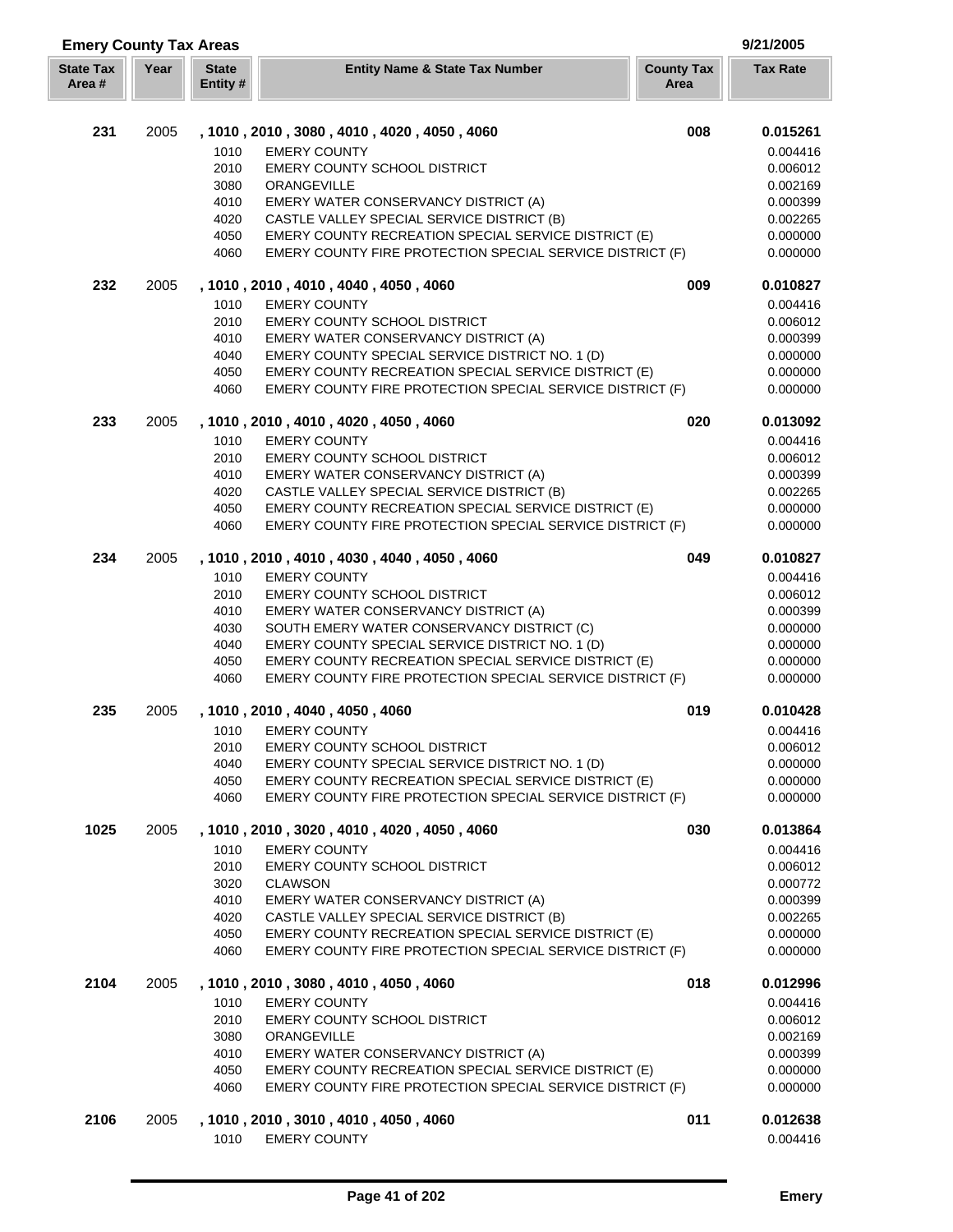## Emery County Tax Areas

9/21/2005

| State Tax Area # | Year | State Entity # | Entity Name & State Tax Number | County Tax Area | Tax Rate |
|---|---|---|---|---|---|
| **231** | 2005 | | **, 1010 , 2010 , 3080 , 4010 , 4020 , 4050 , 4060** | **008** | **0.015261** |
| | | 1010 | EMERY COUNTY | | 0.004416 |
| | | 2010 | EMERY COUNTY SCHOOL DISTRICT | | 0.006012 |
| | | 3080 | ORANGEVILLE | | 0.002169 |
| | | 4010 | EMERY WATER CONSERVANCY DISTRICT (A) | | 0.000399 |
| | | 4020 | CASTLE VALLEY SPECIAL SERVICE DISTRICT (B) | | 0.002265 |
| | | 4050 | EMERY COUNTY RECREATION SPECIAL SERVICE DISTRICT (E) | | 0.000000 |
| | | 4060 | EMERY COUNTY FIRE PROTECTION SPECIAL SERVICE DISTRICT (F) | | 0.000000 |
| **232** | 2005 | | **, 1010 , 2010 , 4010 , 4040 , 4050 , 4060** | **009** | **0.010827** |
| | | 1010 | EMERY COUNTY | | 0.004416 |
| | | 2010 | EMERY COUNTY SCHOOL DISTRICT | | 0.006012 |
| | | 4010 | EMERY WATER CONSERVANCY DISTRICT (A) | | 0.000399 |
| | | 4040 | EMERY COUNTY SPECIAL SERVICE DISTRICT NO. 1 (D) | | 0.000000 |
| | | 4050 | EMERY COUNTY RECREATION SPECIAL SERVICE DISTRICT (E) | | 0.000000 |
| | | 4060 | EMERY COUNTY FIRE PROTECTION SPECIAL SERVICE DISTRICT (F) | | 0.000000 |
| **233** | 2005 | | **, 1010 , 2010 , 4010 , 4020 , 4050 , 4060** | **020** | **0.013092** |
| | | 1010 | EMERY COUNTY | | 0.004416 |
| | | 2010 | EMERY COUNTY SCHOOL DISTRICT | | 0.006012 |
| | | 4010 | EMERY WATER CONSERVANCY DISTRICT (A) | | 0.000399 |
| | | 4020 | CASTLE VALLEY SPECIAL SERVICE DISTRICT (B) | | 0.002265 |
| | | 4050 | EMERY COUNTY RECREATION SPECIAL SERVICE DISTRICT (E) | | 0.000000 |
| | | 4060 | EMERY COUNTY FIRE PROTECTION SPECIAL SERVICE DISTRICT (F) | | 0.000000 |
| **234** | 2005 | | **, 1010 , 2010 , 4010 , 4030 , 4040 , 4050 , 4060** | **049** | **0.010827** |
| | | 1010 | EMERY COUNTY | | 0.004416 |
| | | 2010 | EMERY COUNTY SCHOOL DISTRICT | | 0.006012 |
| | | 4010 | EMERY WATER CONSERVANCY DISTRICT (A) | | 0.000399 |
| | | 4030 | SOUTH EMERY WATER CONSERVANCY DISTRICT (C) | | 0.000000 |
| | | 4040 | EMERY COUNTY SPECIAL SERVICE DISTRICT NO. 1 (D) | | 0.000000 |
| | | 4050 | EMERY COUNTY RECREATION SPECIAL SERVICE DISTRICT (E) | | 0.000000 |
| | | 4060 | EMERY COUNTY FIRE PROTECTION SPECIAL SERVICE DISTRICT (F) | | 0.000000 |
| **235** | 2005 | | **, 1010 , 2010 , 4040 , 4050 , 4060** | **019** | **0.010428** |
| | | 1010 | EMERY COUNTY | | 0.004416 |
| | | 2010 | EMERY COUNTY SCHOOL DISTRICT | | 0.006012 |
| | | 4040 | EMERY COUNTY SPECIAL SERVICE DISTRICT NO. 1 (D) | | 0.000000 |
| | | 4050 | EMERY COUNTY RECREATION SPECIAL SERVICE DISTRICT (E) | | 0.000000 |
| | | 4060 | EMERY COUNTY FIRE PROTECTION SPECIAL SERVICE DISTRICT (F) | | 0.000000 |
| **1025** | 2005 | | **, 1010 , 2010 , 3020 , 4010 , 4020 , 4050 , 4060** | **030** | **0.013864** |
| | | 1010 | EMERY COUNTY | | 0.004416 |
| | | 2010 | EMERY COUNTY SCHOOL DISTRICT | | 0.006012 |
| | | 3020 | CLAWSON | | 0.000772 |
| | | 4010 | EMERY WATER CONSERVANCY DISTRICT (A) | | 0.000399 |
| | | 4020 | CASTLE VALLEY SPECIAL SERVICE DISTRICT (B) | | 0.002265 |
| | | 4050 | EMERY COUNTY RECREATION SPECIAL SERVICE DISTRICT (E) | | 0.000000 |
| | | 4060 | EMERY COUNTY FIRE PROTECTION SPECIAL SERVICE DISTRICT (F) | | 0.000000 |
| **2104** | 2005 | | **, 1010 , 2010 , 3080 , 4010 , 4050 , 4060** | **018** | **0.012996** |
| | | 1010 | EMERY COUNTY | | 0.004416 |
| | | 2010 | EMERY COUNTY SCHOOL DISTRICT | | 0.006012 |
| | | 3080 | ORANGEVILLE | | 0.002169 |
| | | 4010 | EMERY WATER CONSERVANCY DISTRICT (A) | | 0.000399 |
| | | 4050 | EMERY COUNTY RECREATION SPECIAL SERVICE DISTRICT (E) | | 0.000000 |
| | | 4060 | EMERY COUNTY FIRE PROTECTION SPECIAL SERVICE DISTRICT (F) | | 0.000000 |
| **2106** | 2005 | | **, 1010 , 2010 , 3010 , 4010 , 4050 , 4060** | **011** | **0.012638** |
| | | 1010 | EMERY COUNTY | | 0.004416 |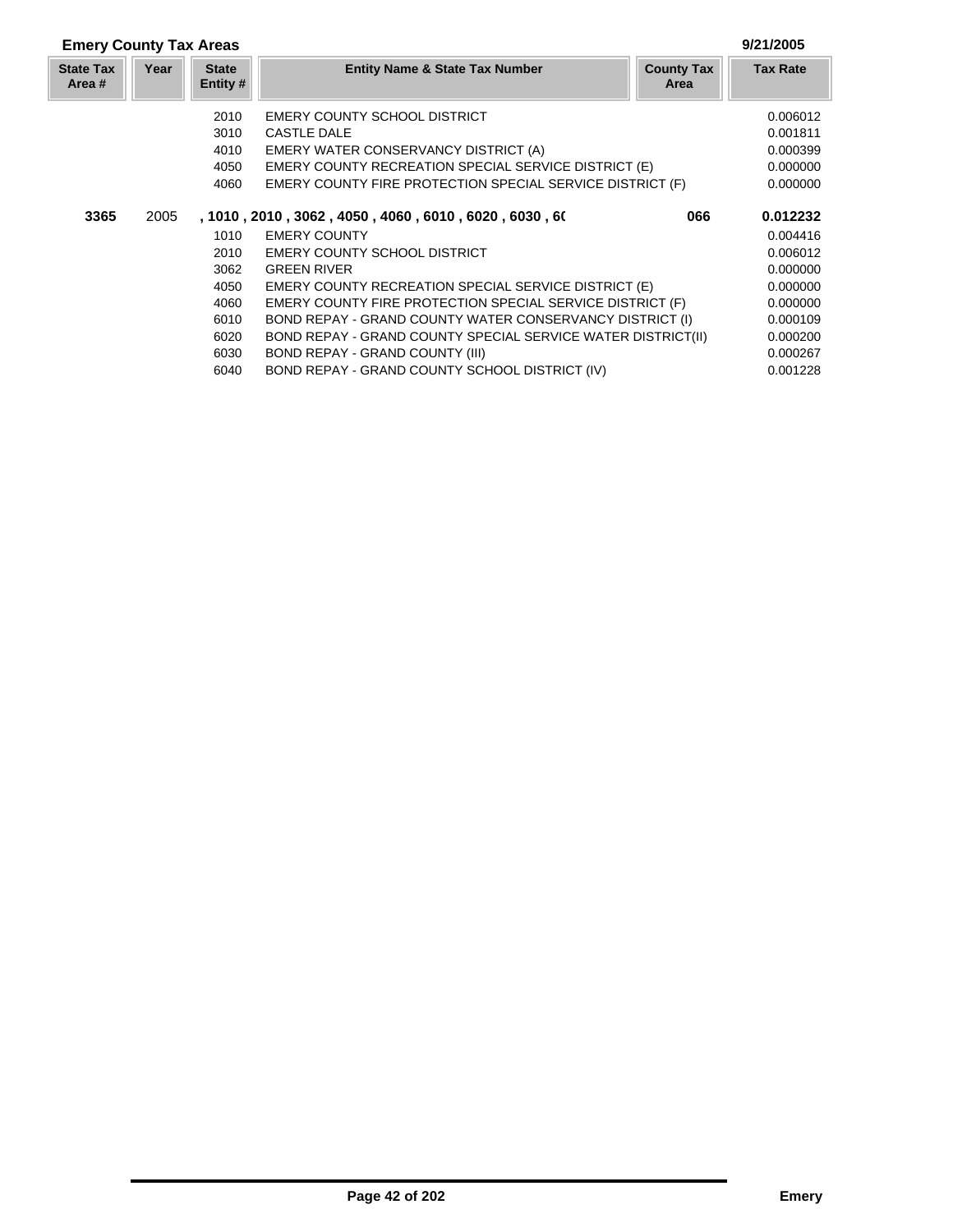## Emery County Tax Areas

9/21/2005

| State Tax Area # | Year | State Entity # | Entity Name & State Tax Number | County Tax Area | Tax Rate |
|---|---|---|---|---|---|
| | | 2010 | EMERY COUNTY SCHOOL DISTRICT | | 0.006012 |
| | | 3010 | CASTLE DALE | | 0.001811 |
| | | 4010 | EMERY WATER CONSERVANCY DISTRICT (A) | | 0.000399 |
| | | 4050 | EMERY COUNTY RECREATION SPECIAL SERVICE DISTRICT (E) | | 0.000000 |
| | | 4060 | EMERY COUNTY FIRE PROTECTION SPECIAL SERVICE DISTRICT (F) | | 0.000000 |
| **3365** | 2005 | **, 1010 , 2010 , 3062 , 4050 , 4060 , 6010 , 6020 , 6030 , 6(** | | **066** | **0.012232** |
| | | 1010 | EMERY COUNTY | | 0.004416 |
| | | 2010 | EMERY COUNTY SCHOOL DISTRICT | | 0.006012 |
| | | 3062 | GREEN RIVER | | 0.000000 |
| | | 4050 | EMERY COUNTY RECREATION SPECIAL SERVICE DISTRICT (E) | | 0.000000 |
| | | 4060 | EMERY COUNTY FIRE PROTECTION SPECIAL SERVICE DISTRICT (F) | | 0.000000 |
| | | 6010 | BOND REPAY - GRAND COUNTY WATER CONSERVANCY DISTRICT (I) | | 0.000109 |
| | | 6020 | BOND REPAY - GRAND COUNTY SPECIAL SERVICE WATER DISTRICT(II) | | 0.000200 |
| | | 6030 | BOND REPAY - GRAND COUNTY (III) | | 0.000267 |
| | | 6040 | BOND REPAY - GRAND COUNTY SCHOOL DISTRICT (IV) | | 0.001228 |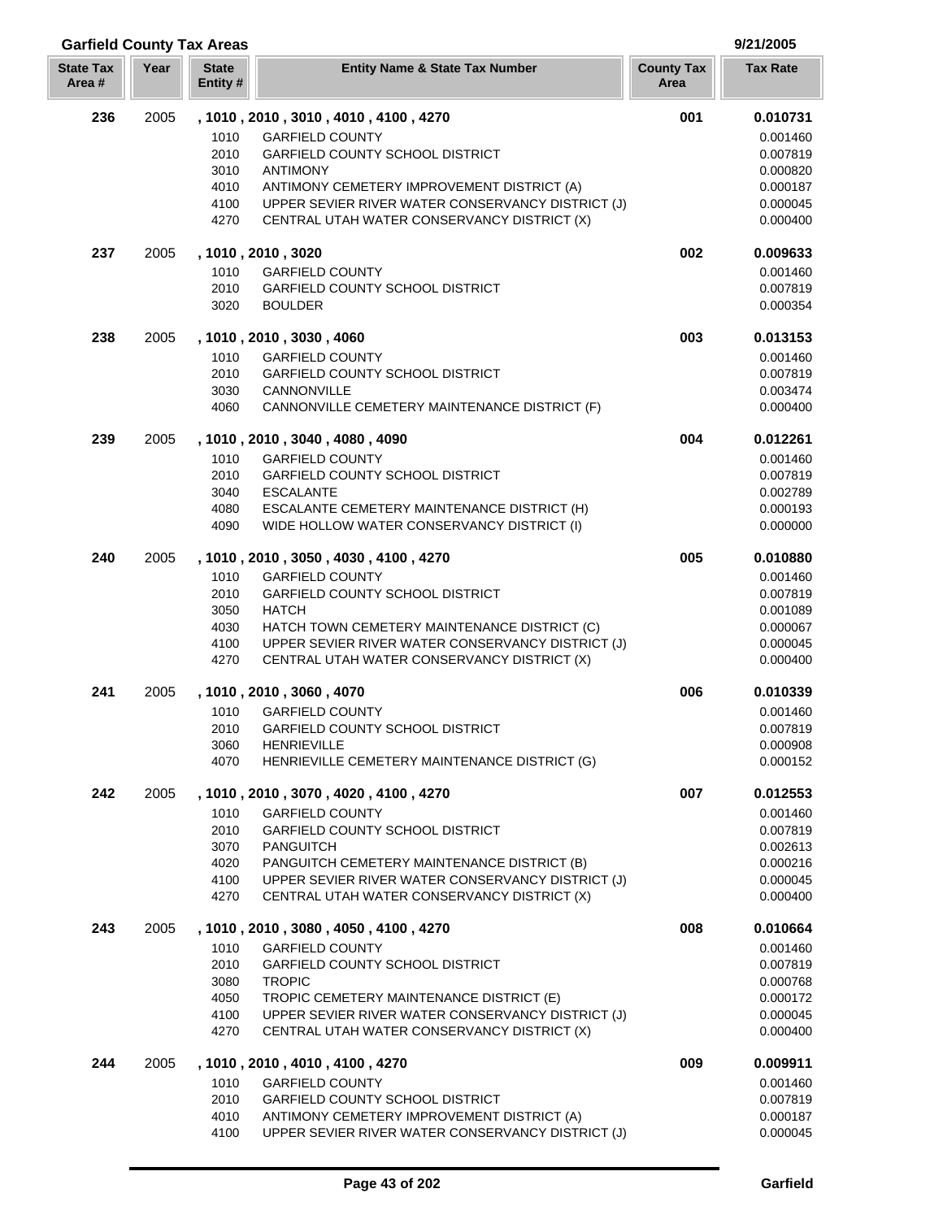## Garfield County Tax Areas

9/21/2005

| State Tax Area # | Year | State Entity # | Entity Name & State Tax Number | County Tax Area | Tax Rate |
|---|---|---|---|---|---|
| **236** | 2005 | **, 1010 , 2010 , 3010 , 4010 , 4100 , 4270** | | **001** | **0.010731** |
| | | 1010 | GARFIELD COUNTY | | 0.001460 |
| | | 2010 | GARFIELD COUNTY SCHOOL DISTRICT | | 0.007819 |
| | | 3010 | ANTIMONY | | 0.000820 |
| | | 4010 | ANTIMONY CEMETERY IMPROVEMENT DISTRICT (A) | | 0.000187 |
| | | 4100 | UPPER SEVIER RIVER WATER CONSERVANCY DISTRICT (J) | | 0.000045 |
| | | 4270 | CENTRAL UTAH WATER CONSERVANCY DISTRICT (X) | | 0.000400 |
| **237** | 2005 | **, 1010 , 2010 , 3020** | | **002** | **0.009633** |
| | | 1010 | GARFIELD COUNTY | | 0.001460 |
| | | 2010 | GARFIELD COUNTY SCHOOL DISTRICT | | 0.007819 |
| | | 3020 | BOULDER | | 0.000354 |
| **238** | 2005 | **, 1010 , 2010 , 3030 , 4060** | | **003** | **0.013153** |
| | | 1010 | GARFIELD COUNTY | | 0.001460 |
| | | 2010 | GARFIELD COUNTY SCHOOL DISTRICT | | 0.007819 |
| | | 3030 | CANNONVILLE | | 0.003474 |
| | | 4060 | CANNONVILLE CEMETERY MAINTENANCE DISTRICT (F) | | 0.000400 |
| **239** | 2005 | **, 1010 , 2010 , 3040 , 4080 , 4090** | | **004** | **0.012261** |
| | | 1010 | GARFIELD COUNTY | | 0.001460 |
| | | 2010 | GARFIELD COUNTY SCHOOL DISTRICT | | 0.007819 |
| | | 3040 | ESCALANTE | | 0.002789 |
| | | 4080 | ESCALANTE CEMETERY MAINTENANCE DISTRICT (H) | | 0.000193 |
| | | 4090 | WIDE HOLLOW WATER CONSERVANCY DISTRICT (I) | | 0.000000 |
| **240** | 2005 | **, 1010 , 2010 , 3050 , 4030 , 4100 , 4270** | | **005** | **0.010880** |
| | | 1010 | GARFIELD COUNTY | | 0.001460 |
| | | 2010 | GARFIELD COUNTY SCHOOL DISTRICT | | 0.007819 |
| | | 3050 | HATCH | | 0.001089 |
| | | 4030 | HATCH TOWN CEMETERY MAINTENANCE DISTRICT (C) | | 0.000067 |
| | | 4100 | UPPER SEVIER RIVER WATER CONSERVANCY DISTRICT (J) | | 0.000045 |
| | | 4270 | CENTRAL UTAH WATER CONSERVANCY DISTRICT (X) | | 0.000400 |
| **241** | 2005 | **, 1010 , 2010 , 3060 , 4070** | | **006** | **0.010339** |
| | | 1010 | GARFIELD COUNTY | | 0.001460 |
| | | 2010 | GARFIELD COUNTY SCHOOL DISTRICT | | 0.007819 |
| | | 3060 | HENRIEVILLE | | 0.000908 |
| | | 4070 | HENRIEVILLE CEMETERY MAINTENANCE DISTRICT (G) | | 0.000152 |
| **242** | 2005 | **, 1010 , 2010 , 3070 , 4020 , 4100 , 4270** | | **007** | **0.012553** |
| | | 1010 | GARFIELD COUNTY | | 0.001460 |
| | | 2010 | GARFIELD COUNTY SCHOOL DISTRICT | | 0.007819 |
| | | 3070 | PANGUITCH | | 0.002613 |
| | | 4020 | PANGUITCH CEMETERY MAINTENANCE DISTRICT (B) | | 0.000216 |
| | | 4100 | UPPER SEVIER RIVER WATER CONSERVANCY DISTRICT (J) | | 0.000045 |
| | | 4270 | CENTRAL UTAH WATER CONSERVANCY DISTRICT (X) | | 0.000400 |
| **243** | 2005 | **, 1010 , 2010 , 3080 , 4050 , 4100 , 4270** | | **008** | **0.010664** |
| | | 1010 | GARFIELD COUNTY | | 0.001460 |
| | | 2010 | GARFIELD COUNTY SCHOOL DISTRICT | | 0.007819 |
| | | 3080 | TROPIC | | 0.000768 |
| | | 4050 | TROPIC CEMETERY MAINTENANCE DISTRICT (E) | | 0.000172 |
| | | 4100 | UPPER SEVIER RIVER WATER CONSERVANCY DISTRICT (J) | | 0.000045 |
| | | 4270 | CENTRAL UTAH WATER CONSERVANCY DISTRICT (X) | | 0.000400 |
| **244** | 2005 | **, 1010 , 2010 , 4010 , 4100 , 4270** | | **009** | **0.009911** |
| | | 1010 | GARFIELD COUNTY | | 0.001460 |
| | | 2010 | GARFIELD COUNTY SCHOOL DISTRICT | | 0.007819 |
| | | 4010 | ANTIMONY CEMETERY IMPROVEMENT DISTRICT (A) | | 0.000187 |
| | | 4100 | UPPER SEVIER RIVER WATER CONSERVANCY DISTRICT (J) | | 0.000045 |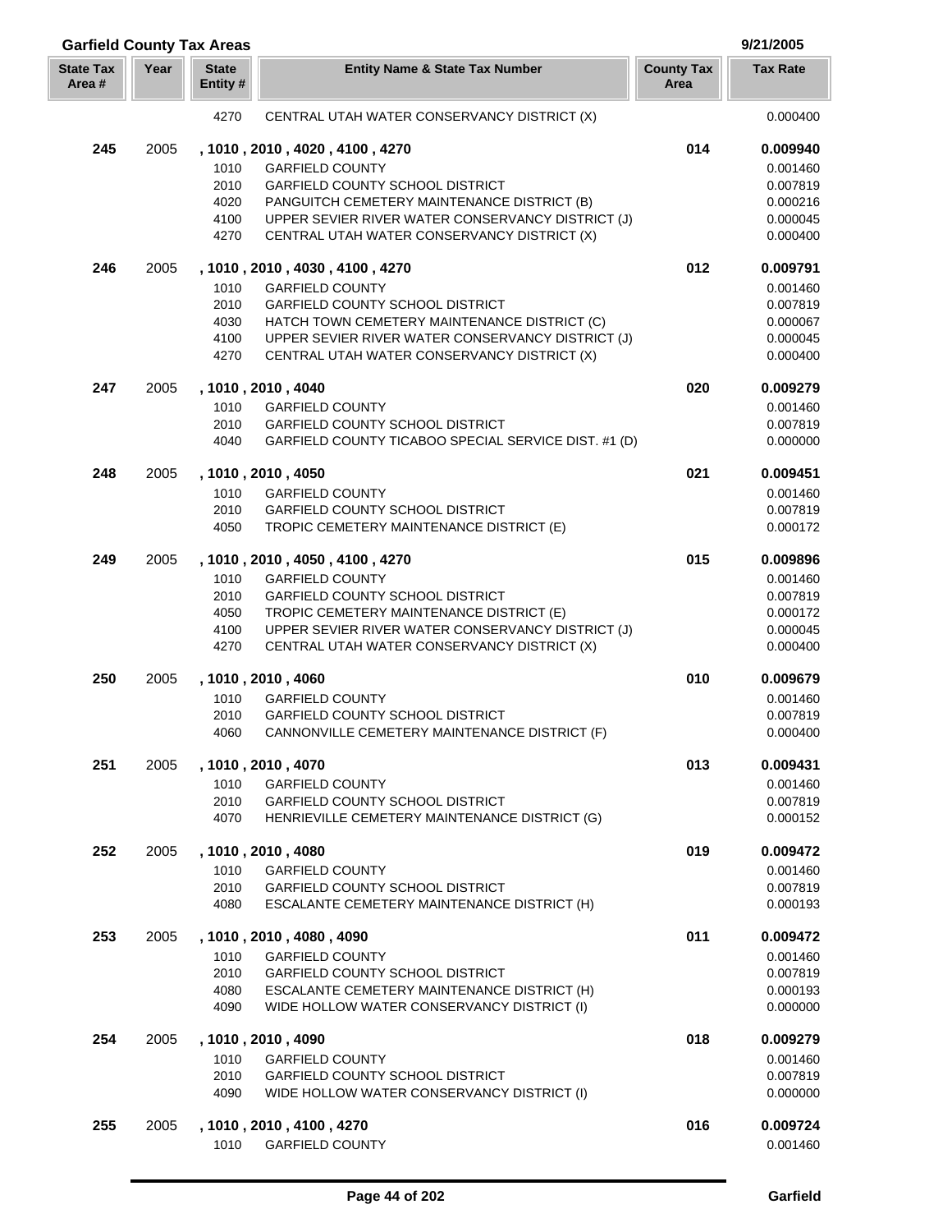## Garfield County Tax Areas

9/21/2005

| State Tax Area # | Year | State Entity # | Entity Name & State Tax Number | County Tax Area | Tax Rate |
|---|---|---|---|---|---|
| | | 4270 | CENTRAL UTAH WATER CONSERVANCY DISTRICT (X) | | 0.000400 |
| **245** | 2005 | | **, 1010 , 2010 , 4020 , 4100 , 4270** | **014** | **0.009940** |
| | | 1010 | GARFIELD COUNTY | | 0.001460 |
| | | 2010 | GARFIELD COUNTY SCHOOL DISTRICT | | 0.007819 |
| | | 4020 | PANGUITCH CEMETERY MAINTENANCE DISTRICT (B) | | 0.000216 |
| | | 4100 | UPPER SEVIER RIVER WATER CONSERVANCY DISTRICT (J) | | 0.000045 |
| | | 4270 | CENTRAL UTAH WATER CONSERVANCY DISTRICT (X) | | 0.000400 |
| **246** | 2005 | | **, 1010 , 2010 , 4030 , 4100 , 4270** | **012** | **0.009791** |
| | | 1010 | GARFIELD COUNTY | | 0.001460 |
| | | 2010 | GARFIELD COUNTY SCHOOL DISTRICT | | 0.007819 |
| | | 4030 | HATCH TOWN CEMETERY MAINTENANCE DISTRICT (C) | | 0.000067 |
| | | 4100 | UPPER SEVIER RIVER WATER CONSERVANCY DISTRICT (J) | | 0.000045 |
| | | 4270 | CENTRAL UTAH WATER CONSERVANCY DISTRICT (X) | | 0.000400 |
| **247** | 2005 | | **, 1010 , 2010 , 4040** | **020** | **0.009279** |
| | | 1010 | GARFIELD COUNTY | | 0.001460 |
| | | 2010 | GARFIELD COUNTY SCHOOL DISTRICT | | 0.007819 |
| | | 4040 | GARFIELD COUNTY TICABOO SPECIAL SERVICE DIST. #1 (D) | | 0.000000 |
| **248** | 2005 | | **, 1010 , 2010 , 4050** | **021** | **0.009451** |
| | | 1010 | GARFIELD COUNTY | | 0.001460 |
| | | 2010 | GARFIELD COUNTY SCHOOL DISTRICT | | 0.007819 |
| | | 4050 | TROPIC CEMETERY MAINTENANCE DISTRICT (E) | | 0.000172 |
| **249** | 2005 | | **, 1010 , 2010 , 4050 , 4100 , 4270** | **015** | **0.009896** |
| | | 1010 | GARFIELD COUNTY | | 0.001460 |
| | | 2010 | GARFIELD COUNTY SCHOOL DISTRICT | | 0.007819 |
| | | 4050 | TROPIC CEMETERY MAINTENANCE DISTRICT (E) | | 0.000172 |
| | | 4100 | UPPER SEVIER RIVER WATER CONSERVANCY DISTRICT (J) | | 0.000045 |
| | | 4270 | CENTRAL UTAH WATER CONSERVANCY DISTRICT (X) | | 0.000400 |
| **250** | 2005 | | **, 1010 , 2010 , 4060** | **010** | **0.009679** |
| | | 1010 | GARFIELD COUNTY | | 0.001460 |
| | | 2010 | GARFIELD COUNTY SCHOOL DISTRICT | | 0.007819 |
| | | 4060 | CANNONVILLE CEMETERY MAINTENANCE DISTRICT (F) | | 0.000400 |
| **251** | 2005 | | **, 1010 , 2010 , 4070** | **013** | **0.009431** |
| | | 1010 | GARFIELD COUNTY | | 0.001460 |
| | | 2010 | GARFIELD COUNTY SCHOOL DISTRICT | | 0.007819 |
| | | 4070 | HENRIEVILLE CEMETERY MAINTENANCE DISTRICT (G) | | 0.000152 |
| **252** | 2005 | | **, 1010 , 2010 , 4080** | **019** | **0.009472** |
| | | 1010 | GARFIELD COUNTY | | 0.001460 |
| | | 2010 | GARFIELD COUNTY SCHOOL DISTRICT | | 0.007819 |
| | | 4080 | ESCALANTE CEMETERY MAINTENANCE DISTRICT (H) | | 0.000193 |
| **253** | 2005 | | **, 1010 , 2010 , 4080 , 4090** | **011** | **0.009472** |
| | | 1010 | GARFIELD COUNTY | | 0.001460 |
| | | 2010 | GARFIELD COUNTY SCHOOL DISTRICT | | 0.007819 |
| | | 4080 | ESCALANTE CEMETERY MAINTENANCE DISTRICT (H) | | 0.000193 |
| | | 4090 | WIDE HOLLOW WATER CONSERVANCY DISTRICT (I) | | 0.000000 |
| **254** | 2005 | | **, 1010 , 2010 , 4090** | **018** | **0.009279** |
| | | 1010 | GARFIELD COUNTY | | 0.001460 |
| | | 2010 | GARFIELD COUNTY SCHOOL DISTRICT | | 0.007819 |
| | | 4090 | WIDE HOLLOW WATER CONSERVANCY DISTRICT (I) | | 0.000000 |
| **255** | 2005 | | **, 1010 , 2010 , 4100 , 4270** | **016** | **0.009724** |
| | | 1010 | GARFIELD COUNTY | | 0.001460 |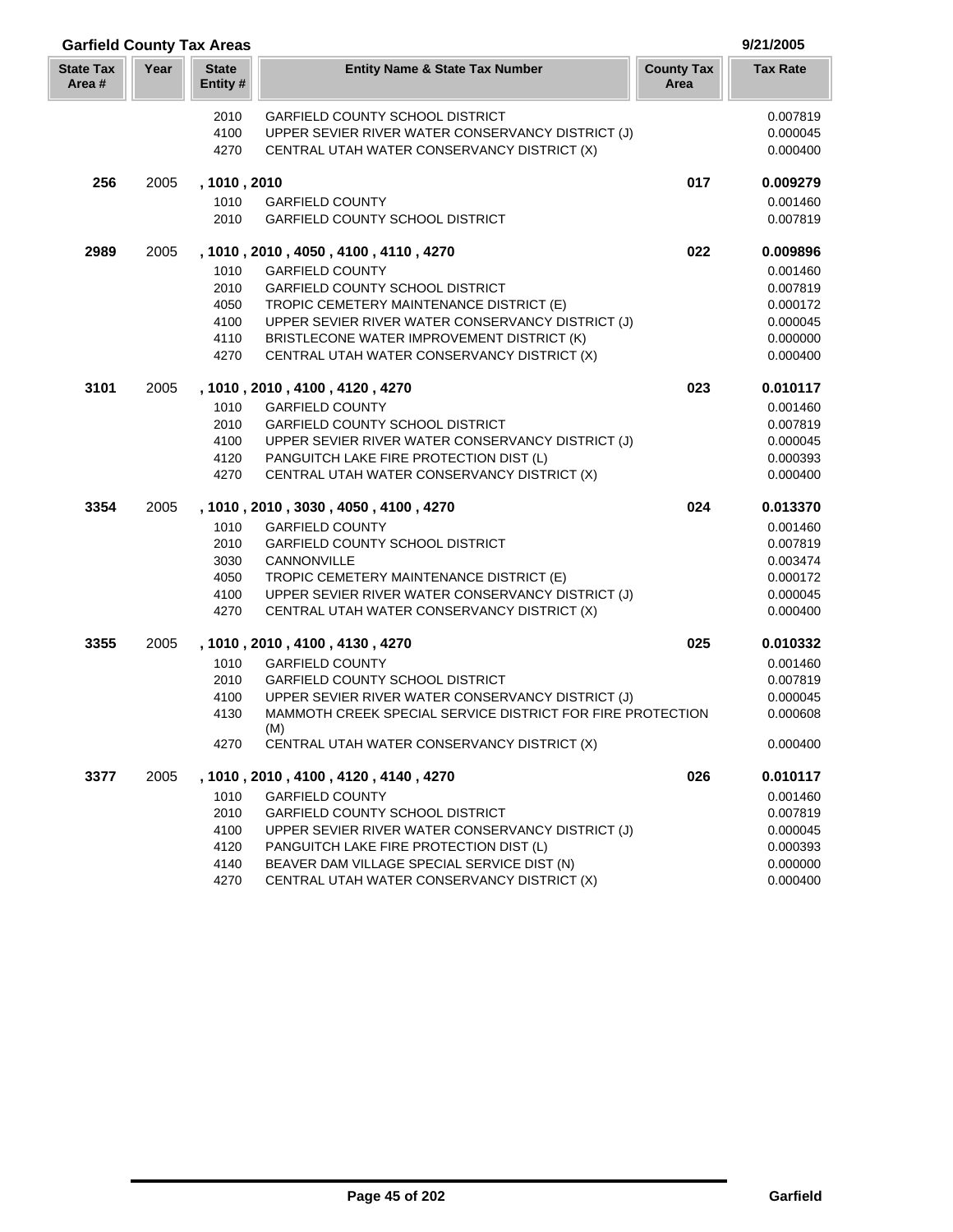## Garfield County Tax Areas

9/21/2005

| State Tax Area # | Year | State Entity # | Entity Name & State Tax Number | County Tax Area | Tax Rate |
|---|---|---|---|---|---|
| | | 2010 | GARFIELD COUNTY SCHOOL DISTRICT | | 0.007819 |
| | | 4100 | UPPER SEVIER RIVER WATER CONSERVANCY DISTRICT (J) | | 0.000045 |
| | | 4270 | CENTRAL UTAH WATER CONSERVANCY DISTRICT (X) | | 0.000400 |
| **256** | 2005 | **, 1010 , 2010** | | **017** | **0.009279** |
| | | 1010 | GARFIELD COUNTY | | 0.001460 |
| | | 2010 | GARFIELD COUNTY SCHOOL DISTRICT | | 0.007819 |
| **2989** | 2005 | **, 1010 , 2010 , 4050 , 4100 , 4110 , 4270** | | **022** | **0.009896** |
| | | 1010 | GARFIELD COUNTY | | 0.001460 |
| | | 2010 | GARFIELD COUNTY SCHOOL DISTRICT | | 0.007819 |
| | | 4050 | TROPIC CEMETERY MAINTENANCE DISTRICT (E) | | 0.000172 |
| | | 4100 | UPPER SEVIER RIVER WATER CONSERVANCY DISTRICT (J) | | 0.000045 |
| | | 4110 | BRISTLECONE WATER IMPROVEMENT DISTRICT (K) | | 0.000000 |
| | | 4270 | CENTRAL UTAH WATER CONSERVANCY DISTRICT (X) | | 0.000400 |
| **3101** | 2005 | **, 1010 , 2010 , 4100 , 4120 , 4270** | | **023** | **0.010117** |
| | | 1010 | GARFIELD COUNTY | | 0.001460 |
| | | 2010 | GARFIELD COUNTY SCHOOL DISTRICT | | 0.007819 |
| | | 4100 | UPPER SEVIER RIVER WATER CONSERVANCY DISTRICT (J) | | 0.000045 |
| | | 4120 | PANGUITCH LAKE FIRE PROTECTION DIST (L) | | 0.000393 |
| | | 4270 | CENTRAL UTAH WATER CONSERVANCY DISTRICT (X) | | 0.000400 |
| **3354** | 2005 | **, 1010 , 2010 , 3030 , 4050 , 4100 , 4270** | | **024** | **0.013370** |
| | | 1010 | GARFIELD COUNTY | | 0.001460 |
| | | 2010 | GARFIELD COUNTY SCHOOL DISTRICT | | 0.007819 |
| | | 3030 | CANNONVILLE | | 0.003474 |
| | | 4050 | TROPIC CEMETERY MAINTENANCE DISTRICT (E) | | 0.000172 |
| | | 4100 | UPPER SEVIER RIVER WATER CONSERVANCY DISTRICT (J) | | 0.000045 |
| | | 4270 | CENTRAL UTAH WATER CONSERVANCY DISTRICT (X) | | 0.000400 |
| **3355** | 2005 | **, 1010 , 2010 , 4100 , 4130 , 4270** | | **025** | **0.010332** |
| | | 1010 | GARFIELD COUNTY | | 0.001460 |
| | | 2010 | GARFIELD COUNTY SCHOOL DISTRICT | | 0.007819 |
| | | 4100 | UPPER SEVIER RIVER WATER CONSERVANCY DISTRICT (J) | | 0.000045 |
| | | 4130 | MAMMOTH CREEK SPECIAL SERVICE DISTRICT FOR FIRE PROTECTION (M) | | 0.000608 |
| | | 4270 | CENTRAL UTAH WATER CONSERVANCY DISTRICT (X) | | 0.000400 |
| **3377** | 2005 | **, 1010 , 2010 , 4100 , 4120 , 4140 , 4270** | | **026** | **0.010117** |
| | | 1010 | GARFIELD COUNTY | | 0.001460 |
| | | 2010 | GARFIELD COUNTY SCHOOL DISTRICT | | 0.007819 |
| | | 4100 | UPPER SEVIER RIVER WATER CONSERVANCY DISTRICT (J) | | 0.000045 |
| | | 4120 | PANGUITCH LAKE FIRE PROTECTION DIST (L) | | 0.000393 |
| | | 4140 | BEAVER DAM VILLAGE SPECIAL SERVICE DIST (N) | | 0.000000 |
| | | 4270 | CENTRAL UTAH WATER CONSERVANCY DISTRICT (X) | | 0.000400 |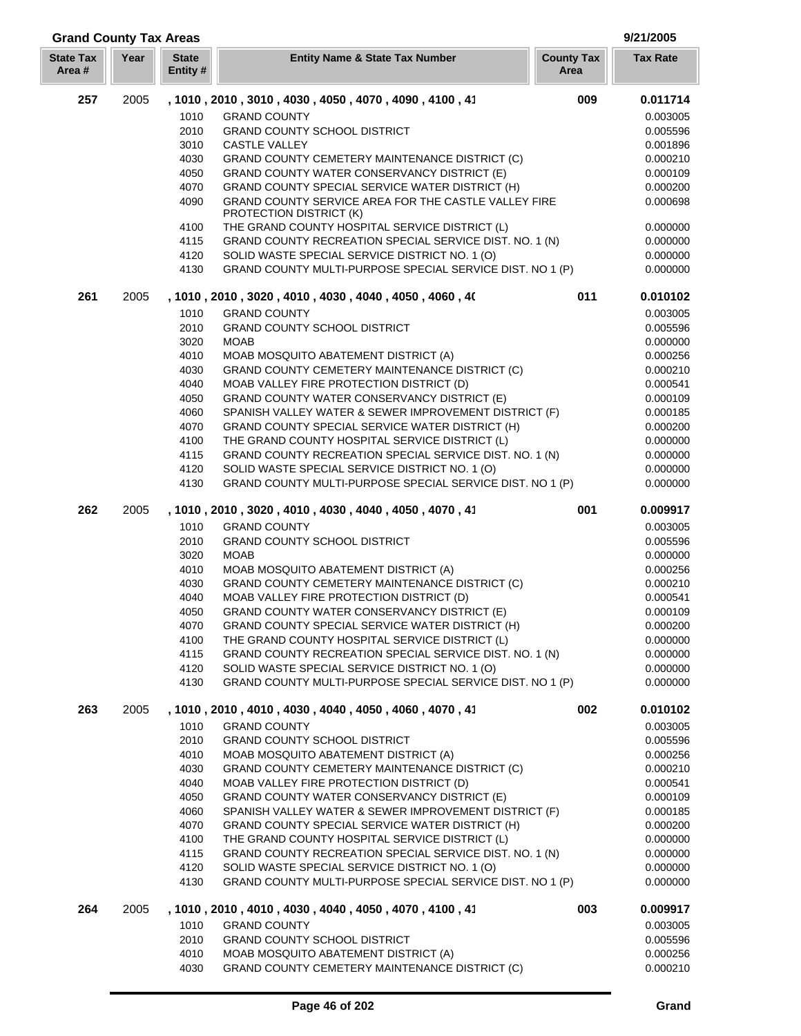## Grand County Tax Areas

9/21/2005

| State Tax Area # | Year | State Entity # | Entity Name & State Tax Number | County Tax Area | Tax Rate |
|---|---|---|---|---|---|
| **257** | 2005 | **, 1010 , 2010 , 3010 , 4030 , 4050 , 4070 , 4090 , 4100 , 41** | | **009** | **0.011714** |
| | | 1010 | GRAND COUNTY | | 0.003005 |
| | | 2010 | GRAND COUNTY SCHOOL DISTRICT | | 0.005596 |
| | | 3010 | CASTLE VALLEY | | 0.001896 |
| | | 4030 | GRAND COUNTY CEMETERY MAINTENANCE DISTRICT (C) | | 0.000210 |
| | | 4050 | GRAND COUNTY WATER CONSERVANCY DISTRICT (E) | | 0.000109 |
| | | 4070 | GRAND COUNTY SPECIAL SERVICE WATER DISTRICT (H) | | 0.000200 |
| | | 4090 | GRAND COUNTY SERVICE AREA FOR THE CASTLE VALLEY FIRE PROTECTION DISTRICT (K) | | 0.000698 |
| | | 4100 | THE GRAND COUNTY HOSPITAL SERVICE DISTRICT (L) | | 0.000000 |
| | | 4115 | GRAND COUNTY RECREATION SPECIAL SERVICE DIST. NO. 1 (N) | | 0.000000 |
| | | 4120 | SOLID WASTE SPECIAL SERVICE DISTRICT NO. 1 (O) | | 0.000000 |
| | | 4130 | GRAND COUNTY MULTI-PURPOSE SPECIAL SERVICE DIST. NO 1 (P) | | 0.000000 |
| **261** | 2005 | **, 1010 , 2010 , 3020 , 4010 , 4030 , 4040 , 4050 , 4060 , 4(** | | **011** | **0.010102** |
| | | 1010 | GRAND COUNTY | | 0.003005 |
| | | 2010 | GRAND COUNTY SCHOOL DISTRICT | | 0.005596 |
| | | 3020 | MOAB | | 0.000000 |
| | | 4010 | MOAB MOSQUITO ABATEMENT DISTRICT (A) | | 0.000256 |
| | | 4030 | GRAND COUNTY CEMETERY MAINTENANCE DISTRICT (C) | | 0.000210 |
| | | 4040 | MOAB VALLEY FIRE PROTECTION DISTRICT (D) | | 0.000541 |
| | | 4050 | GRAND COUNTY WATER CONSERVANCY DISTRICT (E) | | 0.000109 |
| | | 4060 | SPANISH VALLEY WATER & SEWER IMPROVEMENT DISTRICT (F) | | 0.000185 |
| | | 4070 | GRAND COUNTY SPECIAL SERVICE WATER DISTRICT (H) | | 0.000200 |
| | | 4100 | THE GRAND COUNTY HOSPITAL SERVICE DISTRICT (L) | | 0.000000 |
| | | 4115 | GRAND COUNTY RECREATION SPECIAL SERVICE DIST. NO. 1 (N) | | 0.000000 |
| | | 4120 | SOLID WASTE SPECIAL SERVICE DISTRICT NO. 1 (O) | | 0.000000 |
| | | 4130 | GRAND COUNTY MULTI-PURPOSE SPECIAL SERVICE DIST. NO 1 (P) | | 0.000000 |
| **262** | 2005 | **, 1010 , 2010 , 3020 , 4010 , 4030 , 4040 , 4050 , 4070 , 41** | | **001** | **0.009917** |
| | | 1010 | GRAND COUNTY | | 0.003005 |
| | | 2010 | GRAND COUNTY SCHOOL DISTRICT | | 0.005596 |
| | | 3020 | MOAB | | 0.000000 |
| | | 4010 | MOAB MOSQUITO ABATEMENT DISTRICT (A) | | 0.000256 |
| | | 4030 | GRAND COUNTY CEMETERY MAINTENANCE DISTRICT (C) | | 0.000210 |
| | | 4040 | MOAB VALLEY FIRE PROTECTION DISTRICT (D) | | 0.000541 |
| | | 4050 | GRAND COUNTY WATER CONSERVANCY DISTRICT (E) | | 0.000109 |
| | | 4070 | GRAND COUNTY SPECIAL SERVICE WATER DISTRICT (H) | | 0.000200 |
| | | 4100 | THE GRAND COUNTY HOSPITAL SERVICE DISTRICT (L) | | 0.000000 |
| | | 4115 | GRAND COUNTY RECREATION SPECIAL SERVICE DIST. NO. 1 (N) | | 0.000000 |
| | | 4120 | SOLID WASTE SPECIAL SERVICE DISTRICT NO. 1 (O) | | 0.000000 |
| | | 4130 | GRAND COUNTY MULTI-PURPOSE SPECIAL SERVICE DIST. NO 1 (P) | | 0.000000 |
| **263** | 2005 | **, 1010 , 2010 , 4010 , 4030 , 4040 , 4050 , 4060 , 4070 , 41** | | **002** | **0.010102** |
| | | 1010 | GRAND COUNTY | | 0.003005 |
| | | 2010 | GRAND COUNTY SCHOOL DISTRICT | | 0.005596 |
| | | 4010 | MOAB MOSQUITO ABATEMENT DISTRICT (A) | | 0.000256 |
| | | 4030 | GRAND COUNTY CEMETERY MAINTENANCE DISTRICT (C) | | 0.000210 |
| | | 4040 | MOAB VALLEY FIRE PROTECTION DISTRICT (D) | | 0.000541 |
| | | 4050 | GRAND COUNTY WATER CONSERVANCY DISTRICT (E) | | 0.000109 |
| | | 4060 | SPANISH VALLEY WATER & SEWER IMPROVEMENT DISTRICT (F) | | 0.000185 |
| | | 4070 | GRAND COUNTY SPECIAL SERVICE WATER DISTRICT (H) | | 0.000200 |
| | | 4100 | THE GRAND COUNTY HOSPITAL SERVICE DISTRICT (L) | | 0.000000 |
| | | 4115 | GRAND COUNTY RECREATION SPECIAL SERVICE DIST. NO. 1 (N) | | 0.000000 |
| | | 4120 | SOLID WASTE SPECIAL SERVICE DISTRICT NO. 1 (O) | | 0.000000 |
| | | 4130 | GRAND COUNTY MULTI-PURPOSE SPECIAL SERVICE DIST. NO 1 (P) | | 0.000000 |
| **264** | 2005 | **, 1010 , 2010 , 4010 , 4030 , 4040 , 4050 , 4070 , 4100 , 41** | | **003** | **0.009917** |
| | | 1010 | GRAND COUNTY | | 0.003005 |
| | | 2010 | GRAND COUNTY SCHOOL DISTRICT | | 0.005596 |
| | | 4010 | MOAB MOSQUITO ABATEMENT DISTRICT (A) | | 0.000256 |
| | | 4030 | GRAND COUNTY CEMETERY MAINTENANCE DISTRICT (C) | | 0.000210 |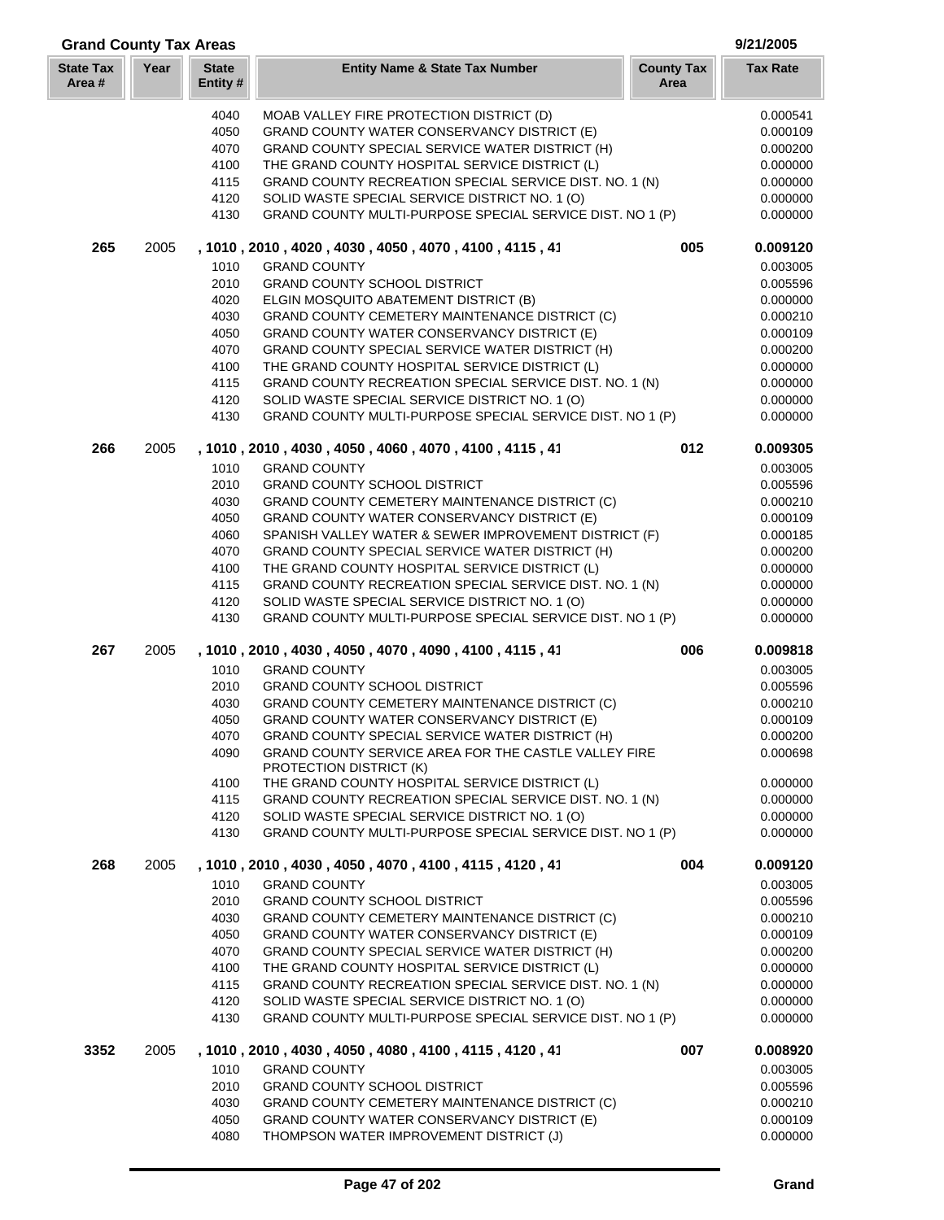## Grand County Tax Areas

9/21/2005

| State Tax Area # | Year | State Entity # | Entity Name & State Tax Number | County Tax Area | Tax Rate |
|---|---|---|---|---|---|
| | | 4040 | MOAB VALLEY FIRE PROTECTION DISTRICT (D) | | 0.000541 |
| | | 4050 | GRAND COUNTY WATER CONSERVANCY DISTRICT (E) | | 0.000109 |
| | | 4070 | GRAND COUNTY SPECIAL SERVICE WATER DISTRICT (H) | | 0.000200 |
| | | 4100 | THE GRAND COUNTY HOSPITAL SERVICE DISTRICT (L) | | 0.000000 |
| | | 4115 | GRAND COUNTY RECREATION SPECIAL SERVICE DIST. NO. 1 (N) | | 0.000000 |
| | | 4120 | SOLID WASTE SPECIAL SERVICE DISTRICT NO. 1 (O) | | 0.000000 |
| | | 4130 | GRAND COUNTY MULTI-PURPOSE SPECIAL SERVICE DIST. NO 1 (P) | | 0.000000 |
| **265** | 2005 | | **, 1010 , 2010 , 4020 , 4030 , 4050 , 4070 , 4100 , 4115 , 41** | **005** | **0.009120** |
| | | 1010 | GRAND COUNTY | | 0.003005 |
| | | 2010 | GRAND COUNTY SCHOOL DISTRICT | | 0.005596 |
| | | 4020 | ELGIN MOSQUITO ABATEMENT DISTRICT (B) | | 0.000000 |
| | | 4030 | GRAND COUNTY CEMETERY MAINTENANCE DISTRICT (C) | | 0.000210 |
| | | 4050 | GRAND COUNTY WATER CONSERVANCY DISTRICT (E) | | 0.000109 |
| | | 4070 | GRAND COUNTY SPECIAL SERVICE WATER DISTRICT (H) | | 0.000200 |
| | | 4100 | THE GRAND COUNTY HOSPITAL SERVICE DISTRICT (L) | | 0.000000 |
| | | 4115 | GRAND COUNTY RECREATION SPECIAL SERVICE DIST. NO. 1 (N) | | 0.000000 |
| | | 4120 | SOLID WASTE SPECIAL SERVICE DISTRICT NO. 1 (O) | | 0.000000 |
| | | 4130 | GRAND COUNTY MULTI-PURPOSE SPECIAL SERVICE DIST. NO 1 (P) | | 0.000000 |
| **266** | 2005 | | **, 1010 , 2010 , 4030 , 4050 , 4060 , 4070 , 4100 , 4115 , 41** | **012** | **0.009305** |
| | | 1010 | GRAND COUNTY | | 0.003005 |
| | | 2010 | GRAND COUNTY SCHOOL DISTRICT | | 0.005596 |
| | | 4030 | GRAND COUNTY CEMETERY MAINTENANCE DISTRICT (C) | | 0.000210 |
| | | 4050 | GRAND COUNTY WATER CONSERVANCY DISTRICT (E) | | 0.000109 |
| | | 4060 | SPANISH VALLEY WATER & SEWER IMPROVEMENT DISTRICT (F) | | 0.000185 |
| | | 4070 | GRAND COUNTY SPECIAL SERVICE WATER DISTRICT (H) | | 0.000200 |
| | | 4100 | THE GRAND COUNTY HOSPITAL SERVICE DISTRICT (L) | | 0.000000 |
| | | 4115 | GRAND COUNTY RECREATION SPECIAL SERVICE DIST. NO. 1 (N) | | 0.000000 |
| | | 4120 | SOLID WASTE SPECIAL SERVICE DISTRICT NO. 1 (O) | | 0.000000 |
| | | 4130 | GRAND COUNTY MULTI-PURPOSE SPECIAL SERVICE DIST. NO 1 (P) | | 0.000000 |
| **267** | 2005 | | **, 1010 , 2010 , 4030 , 4050 , 4070 , 4090 , 4100 , 4115 , 41** | **006** | **0.009818** |
| | | 1010 | GRAND COUNTY | | 0.003005 |
| | | 2010 | GRAND COUNTY SCHOOL DISTRICT | | 0.005596 |
| | | 4030 | GRAND COUNTY CEMETERY MAINTENANCE DISTRICT (C) | | 0.000210 |
| | | 4050 | GRAND COUNTY WATER CONSERVANCY DISTRICT (E) | | 0.000109 |
| | | 4070 | GRAND COUNTY SPECIAL SERVICE WATER DISTRICT (H) | | 0.000200 |
| | | 4090 | GRAND COUNTY SERVICE AREA FOR THE CASTLE VALLEY FIRE PROTECTION DISTRICT (K) | | 0.000698 |
| | | 4100 | THE GRAND COUNTY HOSPITAL SERVICE DISTRICT (L) | | 0.000000 |
| | | 4115 | GRAND COUNTY RECREATION SPECIAL SERVICE DIST. NO. 1 (N) | | 0.000000 |
| | | 4120 | SOLID WASTE SPECIAL SERVICE DISTRICT NO. 1 (O) | | 0.000000 |
| | | 4130 | GRAND COUNTY MULTI-PURPOSE SPECIAL SERVICE DIST. NO 1 (P) | | 0.000000 |
| **268** | 2005 | | **, 1010 , 2010 , 4030 , 4050 , 4070 , 4100 , 4115 , 4120 , 41** | **004** | **0.009120** |
| | | 1010 | GRAND COUNTY | | 0.003005 |
| | | 2010 | GRAND COUNTY SCHOOL DISTRICT | | 0.005596 |
| | | 4030 | GRAND COUNTY CEMETERY MAINTENANCE DISTRICT (C) | | 0.000210 |
| | | 4050 | GRAND COUNTY WATER CONSERVANCY DISTRICT (E) | | 0.000109 |
| | | 4070 | GRAND COUNTY SPECIAL SERVICE WATER DISTRICT (H) | | 0.000200 |
| | | 4100 | THE GRAND COUNTY HOSPITAL SERVICE DISTRICT (L) | | 0.000000 |
| | | 4115 | GRAND COUNTY RECREATION SPECIAL SERVICE DIST. NO. 1 (N) | | 0.000000 |
| | | 4120 | SOLID WASTE SPECIAL SERVICE DISTRICT NO. 1 (O) | | 0.000000 |
| | | 4130 | GRAND COUNTY MULTI-PURPOSE SPECIAL SERVICE DIST. NO 1 (P) | | 0.000000 |
| **3352** | 2005 | | **, 1010 , 2010 , 4030 , 4050 , 4080 , 4100 , 4115 , 4120 , 41** | **007** | **0.008920** |
| | | 1010 | GRAND COUNTY | | 0.003005 |
| | | 2010 | GRAND COUNTY SCHOOL DISTRICT | | 0.005596 |
| | | 4030 | GRAND COUNTY CEMETERY MAINTENANCE DISTRICT (C) | | 0.000210 |
| | | 4050 | GRAND COUNTY WATER CONSERVANCY DISTRICT (E) | | 0.000109 |
| | | 4080 | THOMPSON WATER IMPROVEMENT DISTRICT (J) | | 0.000000 |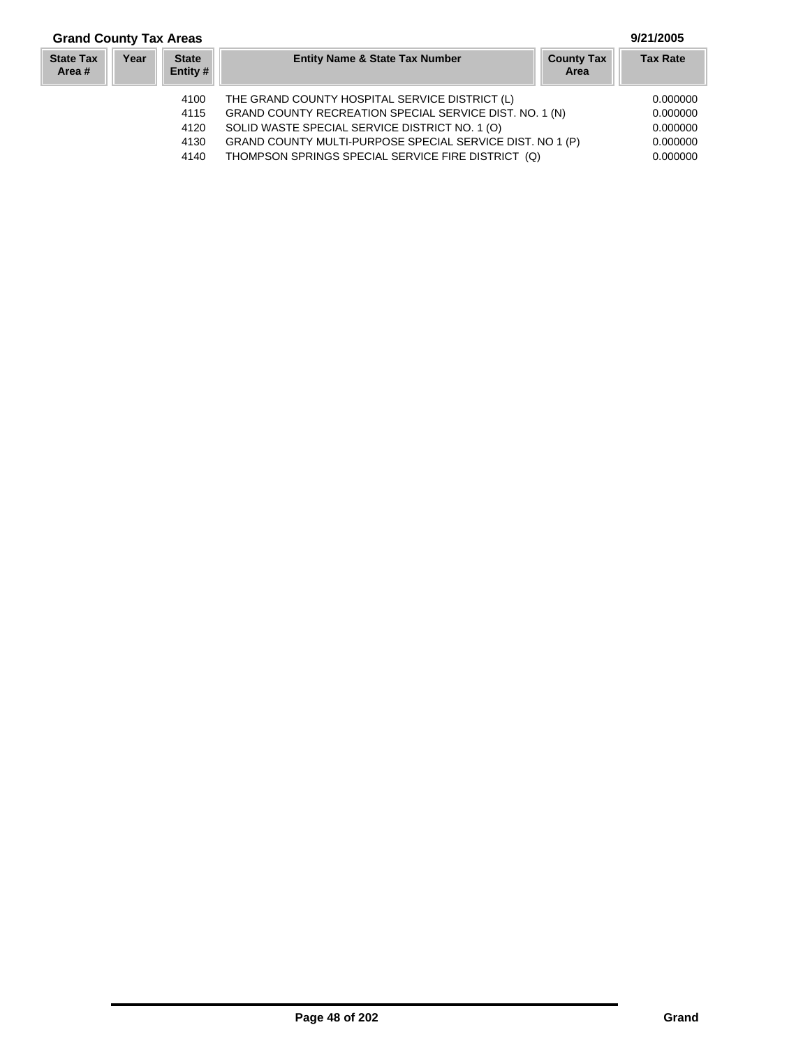## Grand County Tax Areas

9/21/2005

| State Tax Area # | Year | State Entity # | Entity Name & State Tax Number | County Tax Area | Tax Rate |
|---|---|---|---|---|---|
| | | 4100 | THE GRAND COUNTY HOSPITAL SERVICE DISTRICT (L) | | 0.000000 |
| | | 4115 | GRAND COUNTY RECREATION SPECIAL SERVICE DIST. NO. 1 (N) | | 0.000000 |
| | | 4120 | SOLID WASTE SPECIAL SERVICE DISTRICT NO. 1 (O) | | 0.000000 |
| | | 4130 | GRAND COUNTY MULTI-PURPOSE SPECIAL SERVICE DIST. NO 1 (P) | | 0.000000 |
| | | 4140 | THOMPSON SPRINGS SPECIAL SERVICE FIRE DISTRICT (Q) | | 0.000000 |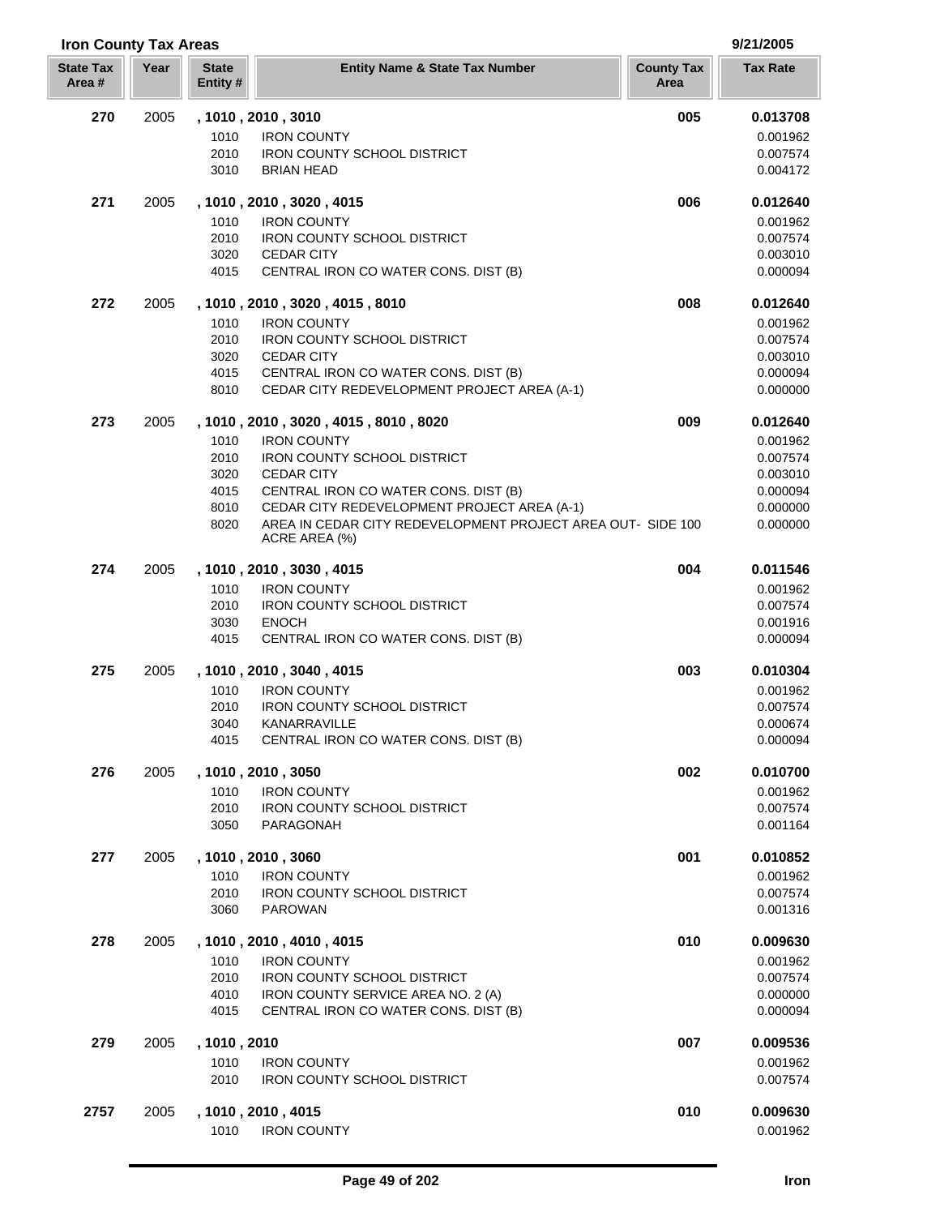## Iron County Tax Areas

9/21/2005

| State Tax Area # | Year | State Entity # | Entity Name & State Tax Number | County Tax Area | Tax Rate |
|---|---|---|---|---|---|
| **270** | 2005 | **, 1010 , 2010 , 3010** | | **005** | **0.013708** |
| | | 1010 | IRON COUNTY | | 0.001962 |
| | | 2010 | IRON COUNTY SCHOOL DISTRICT | | 0.007574 |
| | | 3010 | BRIAN HEAD | | 0.004172 |
| **271** | 2005 | **, 1010 , 2010 , 3020 , 4015** | | **006** | **0.012640** |
| | | 1010 | IRON COUNTY | | 0.001962 |
| | | 2010 | IRON COUNTY SCHOOL DISTRICT | | 0.007574 |
| | | 3020 | CEDAR CITY | | 0.003010 |
| | | 4015 | CENTRAL IRON CO WATER CONS. DIST (B) | | 0.000094 |
| **272** | 2005 | **, 1010 , 2010 , 3020 , 4015 , 8010** | | **008** | **0.012640** |
| | | 1010 | IRON COUNTY | | 0.001962 |
| | | 2010 | IRON COUNTY SCHOOL DISTRICT | | 0.007574 |
| | | 3020 | CEDAR CITY | | 0.003010 |
| | | 4015 | CENTRAL IRON CO WATER CONS. DIST (B) | | 0.000094 |
| | | 8010 | CEDAR CITY REDEVELOPMENT PROJECT AREA (A-1) | | 0.000000 |
| **273** | 2005 | **, 1010 , 2010 , 3020 , 4015 , 8010 , 8020** | | **009** | **0.012640** |
| | | 1010 | IRON COUNTY | | 0.001962 |
| | | 2010 | IRON COUNTY SCHOOL DISTRICT | | 0.007574 |
| | | 3020 | CEDAR CITY | | 0.003010 |
| | | 4015 | CENTRAL IRON CO WATER CONS. DIST (B) | | 0.000094 |
| | | 8010 | CEDAR CITY REDEVELOPMENT PROJECT AREA (A-1) | | 0.000000 |
| | | 8020 | AREA IN CEDAR CITY REDEVELOPMENT PROJECT AREA OUT- SIDE 100 ACRE AREA (%) | | 0.000000 |
| **274** | 2005 | **, 1010 , 2010 , 3030 , 4015** | | **004** | **0.011546** |
| | | 1010 | IRON COUNTY | | 0.001962 |
| | | 2010 | IRON COUNTY SCHOOL DISTRICT | | 0.007574 |
| | | 3030 | ENOCH | | 0.001916 |
| | | 4015 | CENTRAL IRON CO WATER CONS. DIST (B) | | 0.000094 |
| **275** | 2005 | **, 1010 , 2010 , 3040 , 4015** | | **003** | **0.010304** |
| | | 1010 | IRON COUNTY | | 0.001962 |
| | | 2010 | IRON COUNTY SCHOOL DISTRICT | | 0.007574 |
| | | 3040 | KANARRAVILLE | | 0.000674 |
| | | 4015 | CENTRAL IRON CO WATER CONS. DIST (B) | | 0.000094 |
| **276** | 2005 | **, 1010 , 2010 , 3050** | | **002** | **0.010700** |
| | | 1010 | IRON COUNTY | | 0.001962 |
| | | 2010 | IRON COUNTY SCHOOL DISTRICT | | 0.007574 |
| | | 3050 | PARAGONAH | | 0.001164 |
| **277** | 2005 | **, 1010 , 2010 , 3060** | | **001** | **0.010852** |
| | | 1010 | IRON COUNTY | | 0.001962 |
| | | 2010 | IRON COUNTY SCHOOL DISTRICT | | 0.007574 |
| | | 3060 | PAROWAN | | 0.001316 |
| **278** | 2005 | **, 1010 , 2010 , 4010 , 4015** | | **010** | **0.009630** |
| | | 1010 | IRON COUNTY | | 0.001962 |
| | | 2010 | IRON COUNTY SCHOOL DISTRICT | | 0.007574 |
| | | 4010 | IRON COUNTY SERVICE AREA NO. 2 (A) | | 0.000000 |
| | | 4015 | CENTRAL IRON CO WATER CONS. DIST (B) | | 0.000094 |
| **279** | 2005 | **, 1010 , 2010** | | **007** | **0.009536** |
| | | 1010 | IRON COUNTY | | 0.001962 |
| | | 2010 | IRON COUNTY SCHOOL DISTRICT | | 0.007574 |
| **2757** | 2005 | **, 1010 , 2010 , 4015** | | **010** | **0.009630** |
| | | 1010 | IRON COUNTY | | 0.001962 |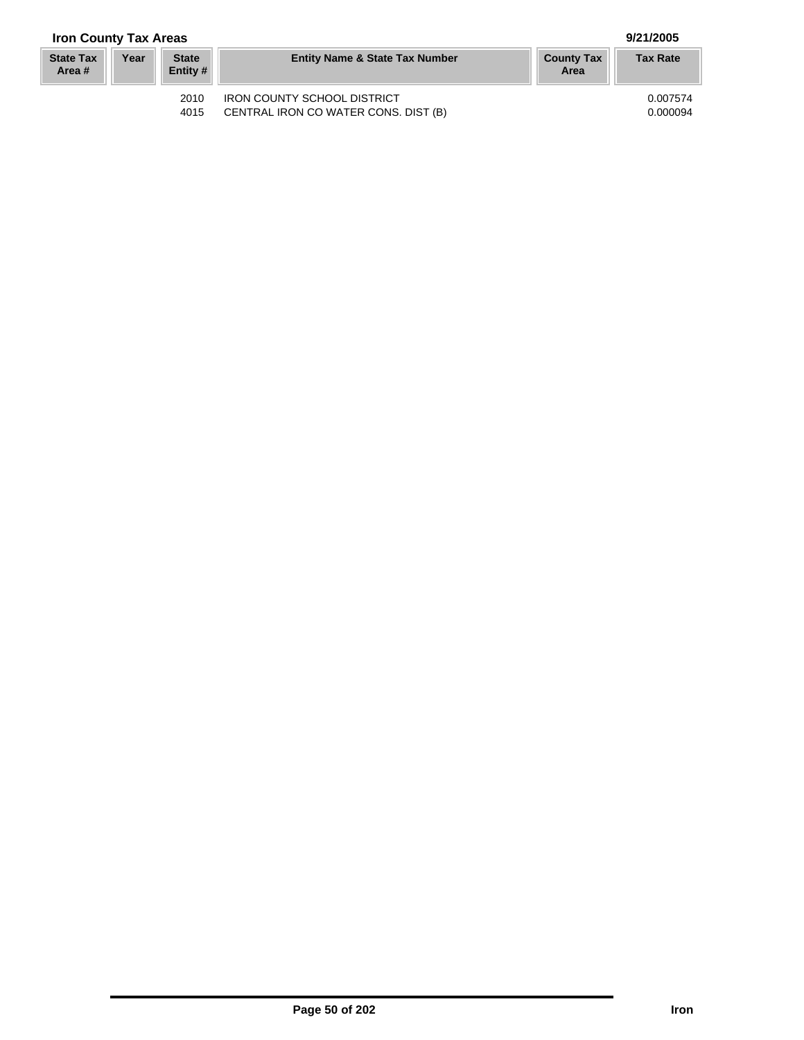**Iron County Tax Areas** 9/21/2005

| State Tax Area # | Year | State Entity # | Entity Name & State Tax Number | County Tax Area | Tax Rate |
|---|---|---|---|---|---|
| | | 2010 | IRON COUNTY SCHOOL DISTRICT | | 0.007574 |
| | | 4015 | CENTRAL IRON CO WATER CONS. DIST (B) | | 0.000094 |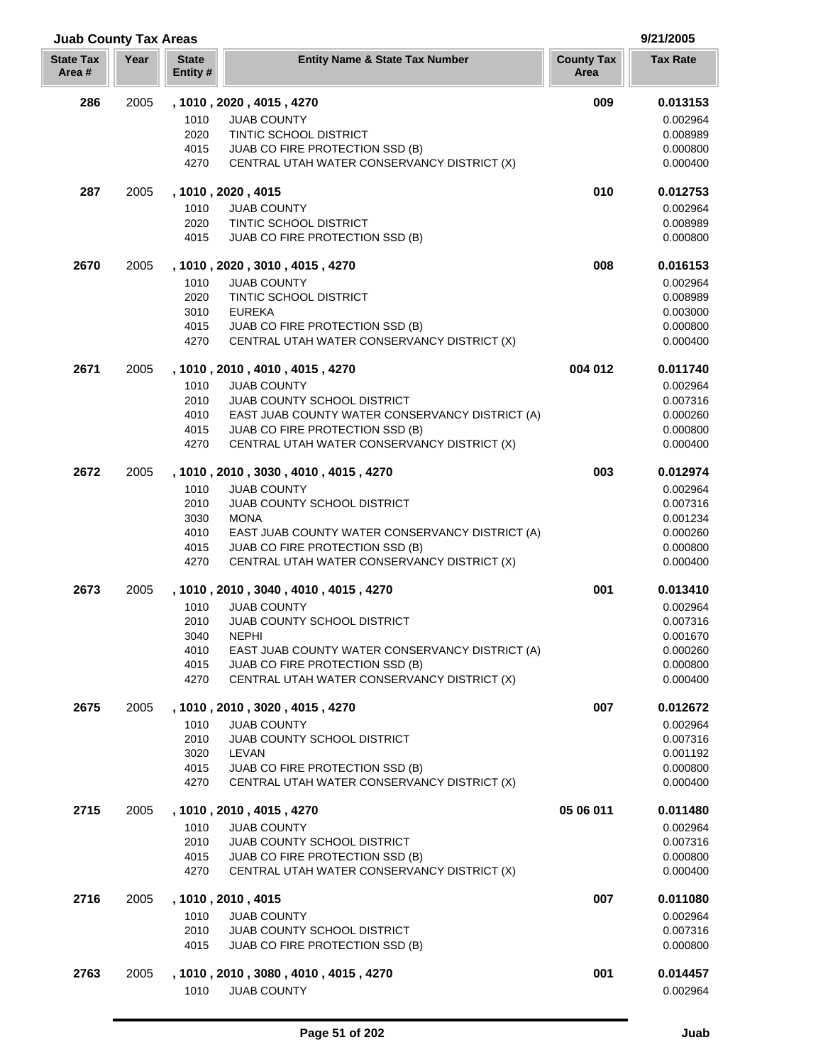## Juab County Tax Areas

9/21/2005

| State Tax Area # | Year | State Entity # | Entity Name & State Tax Number | County Tax Area | Tax Rate |
|---|---|---|---|---|---|
| **286** | 2005 | **, 1010 , 2020 , 4015 , 4270** | | **009** | **0.013153** |
| | | 1010 | JUAB COUNTY | | 0.002964 |
| | | 2020 | TINTIC SCHOOL DISTRICT | | 0.008989 |
| | | 4015 | JUAB CO FIRE PROTECTION SSD (B) | | 0.000800 |
| | | 4270 | CENTRAL UTAH WATER CONSERVANCY DISTRICT (X) | | 0.000400 |
| **287** | 2005 | **, 1010 , 2020 , 4015** | | **010** | **0.012753** |
| | | 1010 | JUAB COUNTY | | 0.002964 |
| | | 2020 | TINTIC SCHOOL DISTRICT | | 0.008989 |
| | | 4015 | JUAB CO FIRE PROTECTION SSD (B) | | 0.000800 |
| **2670** | 2005 | **, 1010 , 2020 , 3010 , 4015 , 4270** | | **008** | **0.016153** |
| | | 1010 | JUAB COUNTY | | 0.002964 |
| | | 2020 | TINTIC SCHOOL DISTRICT | | 0.008989 |
| | | 3010 | EUREKA | | 0.003000 |
| | | 4015 | JUAB CO FIRE PROTECTION SSD (B) | | 0.000800 |
| | | 4270 | CENTRAL UTAH WATER CONSERVANCY DISTRICT (X) | | 0.000400 |
| **2671** | 2005 | **, 1010 , 2010 , 4010 , 4015 , 4270** | | **004 012** | **0.011740** |
| | | 1010 | JUAB COUNTY | | 0.002964 |
| | | 2010 | JUAB COUNTY SCHOOL DISTRICT | | 0.007316 |
| | | 4010 | EAST JUAB COUNTY WATER CONSERVANCY DISTRICT (A) | | 0.000260 |
| | | 4015 | JUAB CO FIRE PROTECTION SSD (B) | | 0.000800 |
| | | 4270 | CENTRAL UTAH WATER CONSERVANCY DISTRICT (X) | | 0.000400 |
| **2672** | 2005 | **, 1010 , 2010 , 3030 , 4010 , 4015 , 4270** | | **003** | **0.012974** |
| | | 1010 | JUAB COUNTY | | 0.002964 |
| | | 2010 | JUAB COUNTY SCHOOL DISTRICT | | 0.007316 |
| | | 3030 | MONA | | 0.001234 |
| | | 4010 | EAST JUAB COUNTY WATER CONSERVANCY DISTRICT (A) | | 0.000260 |
| | | 4015 | JUAB CO FIRE PROTECTION SSD (B) | | 0.000800 |
| | | 4270 | CENTRAL UTAH WATER CONSERVANCY DISTRICT (X) | | 0.000400 |
| **2673** | 2005 | **, 1010 , 2010 , 3040 , 4010 , 4015 , 4270** | | **001** | **0.013410** |
| | | 1010 | JUAB COUNTY | | 0.002964 |
| | | 2010 | JUAB COUNTY SCHOOL DISTRICT | | 0.007316 |
| | | 3040 | NEPHI | | 0.001670 |
| | | 4010 | EAST JUAB COUNTY WATER CONSERVANCY DISTRICT (A) | | 0.000260 |
| | | 4015 | JUAB CO FIRE PROTECTION SSD (B) | | 0.000800 |
| | | 4270 | CENTRAL UTAH WATER CONSERVANCY DISTRICT (X) | | 0.000400 |
| **2675** | 2005 | **, 1010 , 2010 , 3020 , 4015 , 4270** | | **007** | **0.012672** |
| | | 1010 | JUAB COUNTY | | 0.002964 |
| | | 2010 | JUAB COUNTY SCHOOL DISTRICT | | 0.007316 |
| | | 3020 | LEVAN | | 0.001192 |
| | | 4015 | JUAB CO FIRE PROTECTION SSD (B) | | 0.000800 |
| | | 4270 | CENTRAL UTAH WATER CONSERVANCY DISTRICT (X) | | 0.000400 |
| **2715** | 2005 | **, 1010 , 2010 , 4015 , 4270** | | **05 06 011** | **0.011480** |
| | | 1010 | JUAB COUNTY | | 0.002964 |
| | | 2010 | JUAB COUNTY SCHOOL DISTRICT | | 0.007316 |
| | | 4015 | JUAB CO FIRE PROTECTION SSD (B) | | 0.000800 |
| | | 4270 | CENTRAL UTAH WATER CONSERVANCY DISTRICT (X) | | 0.000400 |
| **2716** | 2005 | **, 1010 , 2010 , 4015** | | **007** | **0.011080** |
| | | 1010 | JUAB COUNTY | | 0.002964 |
| | | 2010 | JUAB COUNTY SCHOOL DISTRICT | | 0.007316 |
| | | 4015 | JUAB CO FIRE PROTECTION SSD (B) | | 0.000800 |
| **2763** | 2005 | **, 1010 , 2010 , 3080 , 4010 , 4015 , 4270** | | **001** | **0.014457** |
| | | 1010 | JUAB COUNTY | | 0.002964 |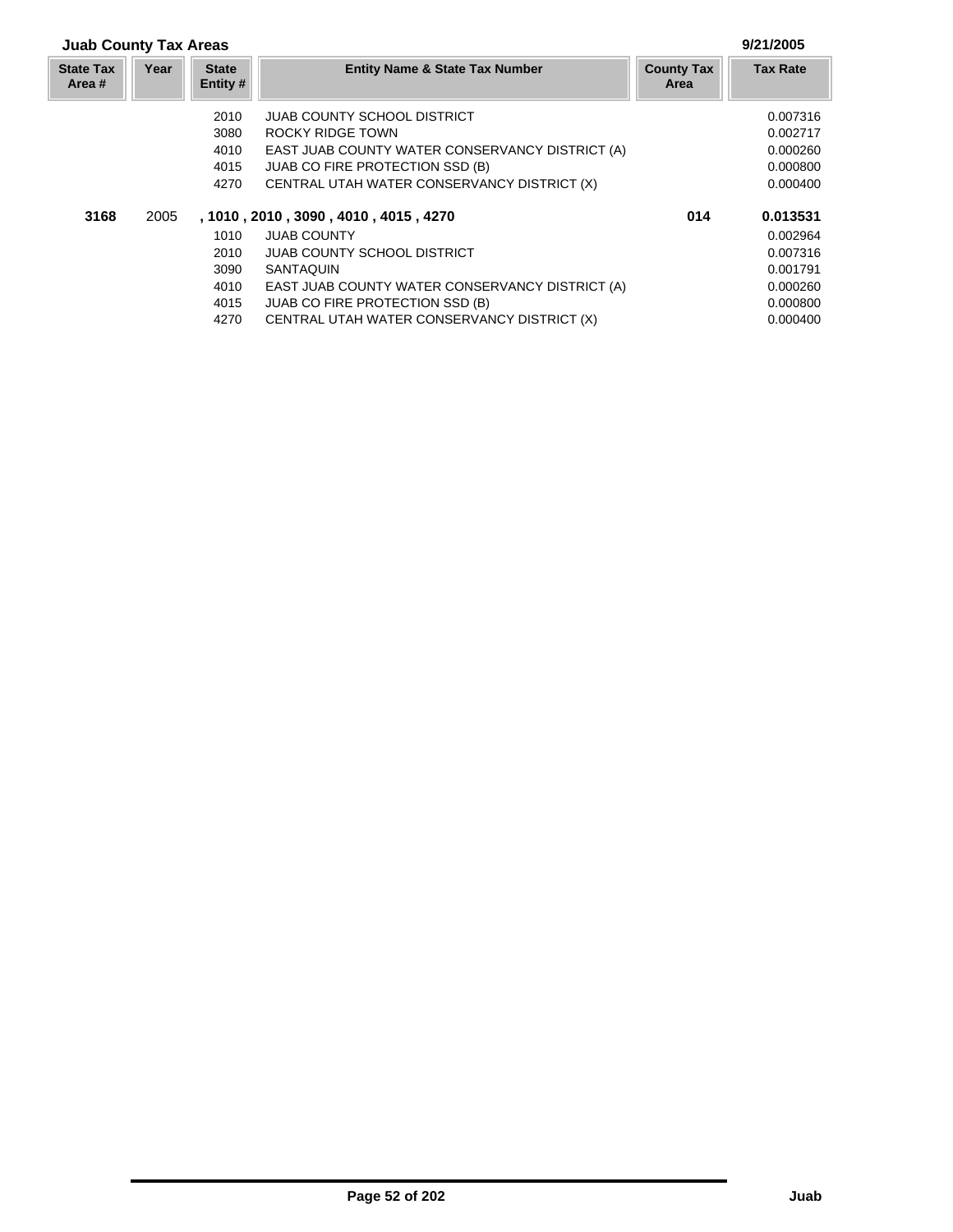## Juab County Tax Areas

9/21/2005

| State Tax Area # | Year | State Entity # | Entity Name & State Tax Number | County Tax Area | Tax Rate |
|---|---|---|---|---|---|
| | | 2010 | JUAB COUNTY SCHOOL DISTRICT | | 0.007316 |
| | | 3080 | ROCKY RIDGE TOWN | | 0.002717 |
| | | 4010 | EAST JUAB COUNTY WATER CONSERVANCY DISTRICT (A) | | 0.000260 |
| | | 4015 | JUAB CO FIRE PROTECTION SSD (B) | | 0.000800 |
| | | 4270 | CENTRAL UTAH WATER CONSERVANCY DISTRICT (X) | | 0.000400 |
| **3168** | 2005 | **, 1010 , 2010 , 3090 , 4010 , 4015 , 4270** | | **014** | **0.013531** |
| | | 1010 | JUAB COUNTY | | 0.002964 |
| | | 2010 | JUAB COUNTY SCHOOL DISTRICT | | 0.007316 |
| | | 3090 | SANTAQUIN | | 0.001791 |
| | | 4010 | EAST JUAB COUNTY WATER CONSERVANCY DISTRICT (A) | | 0.000260 |
| | | 4015 | JUAB CO FIRE PROTECTION SSD (B) | | 0.000800 |
| | | 4270 | CENTRAL UTAH WATER CONSERVANCY DISTRICT (X) | | 0.000400 |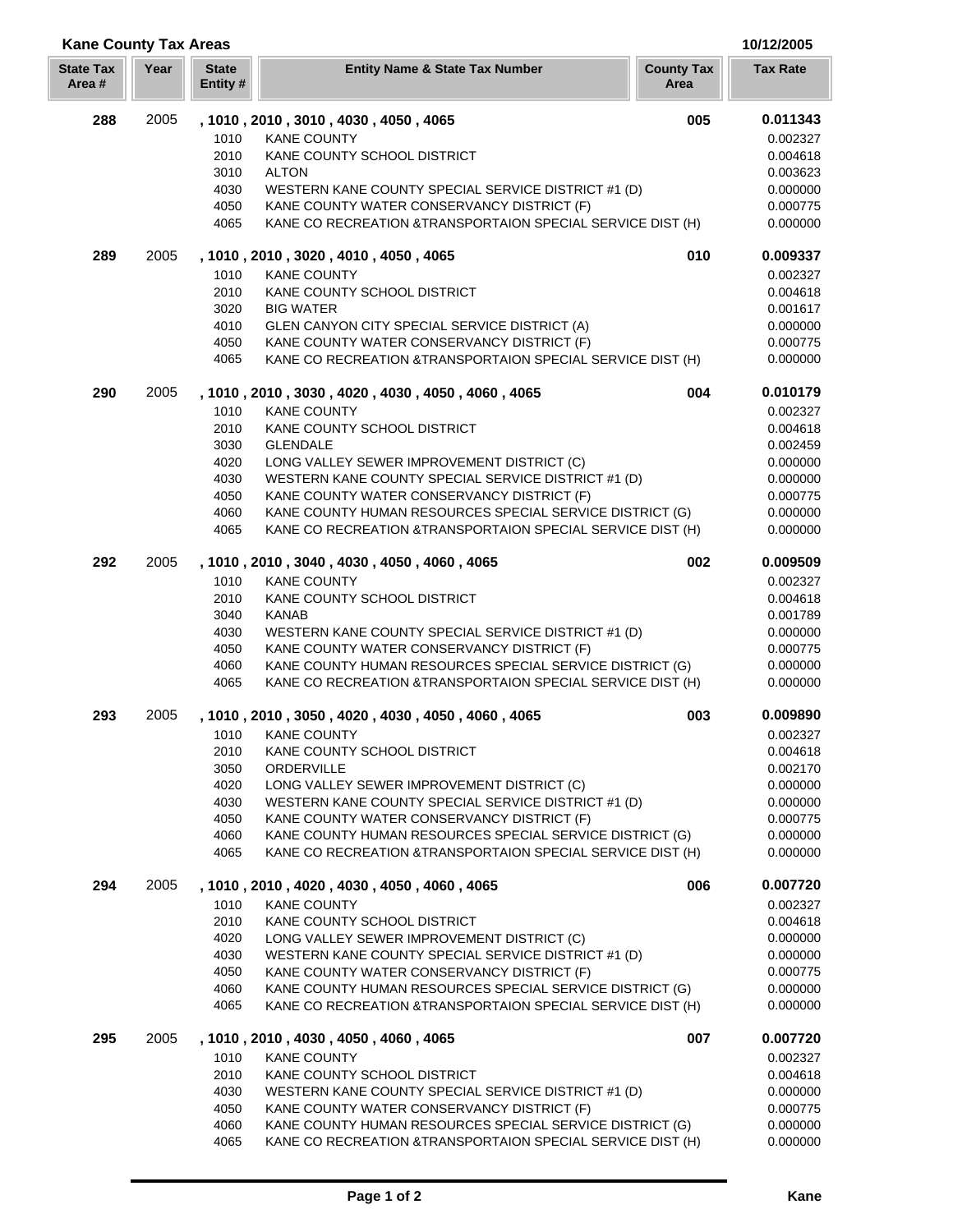## Kane County Tax Areas

10/12/2005

| State Tax Area # | Year | State Entity # | Entity Name & State Tax Number | County Tax Area | Tax Rate |
|---|---|---|---|---|---|
| **288** | 2005 | **, 1010 , 2010 , 3010 , 4030 , 4050 , 4065** | | **005** | **0.011343** |
| | | 1010 | KANE COUNTY | | 0.002327 |
| | | 2010 | KANE COUNTY SCHOOL DISTRICT | | 0.004618 |
| | | 3010 | ALTON | | 0.003623 |
| | | 4030 | WESTERN KANE COUNTY SPECIAL SERVICE DISTRICT #1 (D) | | 0.000000 |
| | | 4050 | KANE COUNTY WATER CONSERVANCY DISTRICT (F) | | 0.000775 |
| | | 4065 | KANE CO RECREATION &TRANSPORTAION SPECIAL SERVICE DIST (H) | | 0.000000 |
| **289** | 2005 | **, 1010 , 2010 , 3020 , 4010 , 4050 , 4065** | | **010** | **0.009337** |
| | | 1010 | KANE COUNTY | | 0.002327 |
| | | 2010 | KANE COUNTY SCHOOL DISTRICT | | 0.004618 |
| | | 3020 | BIG WATER | | 0.001617 |
| | | 4010 | GLEN CANYON CITY SPECIAL SERVICE DISTRICT (A) | | 0.000000 |
| | | 4050 | KANE COUNTY WATER CONSERVANCY DISTRICT (F) | | 0.000775 |
| | | 4065 | KANE CO RECREATION &TRANSPORTAION SPECIAL SERVICE DIST (H) | | 0.000000 |
| **290** | 2005 | **, 1010 , 2010 , 3030 , 4020 , 4030 , 4050 , 4060 , 4065** | | **004** | **0.010179** |
| | | 1010 | KANE COUNTY | | 0.002327 |
| | | 2010 | KANE COUNTY SCHOOL DISTRICT | | 0.004618 |
| | | 3030 | GLENDALE | | 0.002459 |
| | | 4020 | LONG VALLEY SEWER IMPROVEMENT DISTRICT (C) | | 0.000000 |
| | | 4030 | WESTERN KANE COUNTY SPECIAL SERVICE DISTRICT #1 (D) | | 0.000000 |
| | | 4050 | KANE COUNTY WATER CONSERVANCY DISTRICT (F) | | 0.000775 |
| | | 4060 | KANE COUNTY HUMAN RESOURCES SPECIAL SERVICE DISTRICT (G) | | 0.000000 |
| | | 4065 | KANE CO RECREATION &TRANSPORTAION SPECIAL SERVICE DIST (H) | | 0.000000 |
| **292** | 2005 | **, 1010 , 2010 , 3040 , 4030 , 4050 , 4060 , 4065** | | **002** | **0.009509** |
| | | 1010 | KANE COUNTY | | 0.002327 |
| | | 2010 | KANE COUNTY SCHOOL DISTRICT | | 0.004618 |
| | | 3040 | KANAB | | 0.001789 |
| | | 4030 | WESTERN KANE COUNTY SPECIAL SERVICE DISTRICT #1 (D) | | 0.000000 |
| | | 4050 | KANE COUNTY WATER CONSERVANCY DISTRICT (F) | | 0.000775 |
| | | 4060 | KANE COUNTY HUMAN RESOURCES SPECIAL SERVICE DISTRICT (G) | | 0.000000 |
| | | 4065 | KANE CO RECREATION &TRANSPORTAION SPECIAL SERVICE DIST (H) | | 0.000000 |
| **293** | 2005 | **, 1010 , 2010 , 3050 , 4020 , 4030 , 4050 , 4060 , 4065** | | **003** | **0.009890** |
| | | 1010 | KANE COUNTY | | 0.002327 |
| | | 2010 | KANE COUNTY SCHOOL DISTRICT | | 0.004618 |
| | | 3050 | ORDERVILLE | | 0.002170 |
| | | 4020 | LONG VALLEY SEWER IMPROVEMENT DISTRICT (C) | | 0.000000 |
| | | 4030 | WESTERN KANE COUNTY SPECIAL SERVICE DISTRICT #1 (D) | | 0.000000 |
| | | 4050 | KANE COUNTY WATER CONSERVANCY DISTRICT (F) | | 0.000775 |
| | | 4060 | KANE COUNTY HUMAN RESOURCES SPECIAL SERVICE DISTRICT (G) | | 0.000000 |
| | | 4065 | KANE CO RECREATION &TRANSPORTAION SPECIAL SERVICE DIST (H) | | 0.000000 |
| **294** | 2005 | **, 1010 , 2010 , 4020 , 4030 , 4050 , 4060 , 4065** | | **006** | **0.007720** |
| | | 1010 | KANE COUNTY | | 0.002327 |
| | | 2010 | KANE COUNTY SCHOOL DISTRICT | | 0.004618 |
| | | 4020 | LONG VALLEY SEWER IMPROVEMENT DISTRICT (C) | | 0.000000 |
| | | 4030 | WESTERN KANE COUNTY SPECIAL SERVICE DISTRICT #1 (D) | | 0.000000 |
| | | 4050 | KANE COUNTY WATER CONSERVANCY DISTRICT (F) | | 0.000775 |
| | | 4060 | KANE COUNTY HUMAN RESOURCES SPECIAL SERVICE DISTRICT (G) | | 0.000000 |
| | | 4065 | KANE CO RECREATION &TRANSPORTAION SPECIAL SERVICE DIST (H) | | 0.000000 |
| **295** | 2005 | **, 1010 , 2010 , 4030 , 4050 , 4060 , 4065** | | **007** | **0.007720** |
| | | 1010 | KANE COUNTY | | 0.002327 |
| | | 2010 | KANE COUNTY SCHOOL DISTRICT | | 0.004618 |
| | | 4030 | WESTERN KANE COUNTY SPECIAL SERVICE DISTRICT #1 (D) | | 0.000000 |
| | | 4050 | KANE COUNTY WATER CONSERVANCY DISTRICT (F) | | 0.000775 |
| | | 4060 | KANE COUNTY HUMAN RESOURCES SPECIAL SERVICE DISTRICT (G) | | 0.000000 |
| | | 4065 | KANE CO RECREATION &TRANSPORTAION SPECIAL SERVICE DIST (H) | | 0.000000 |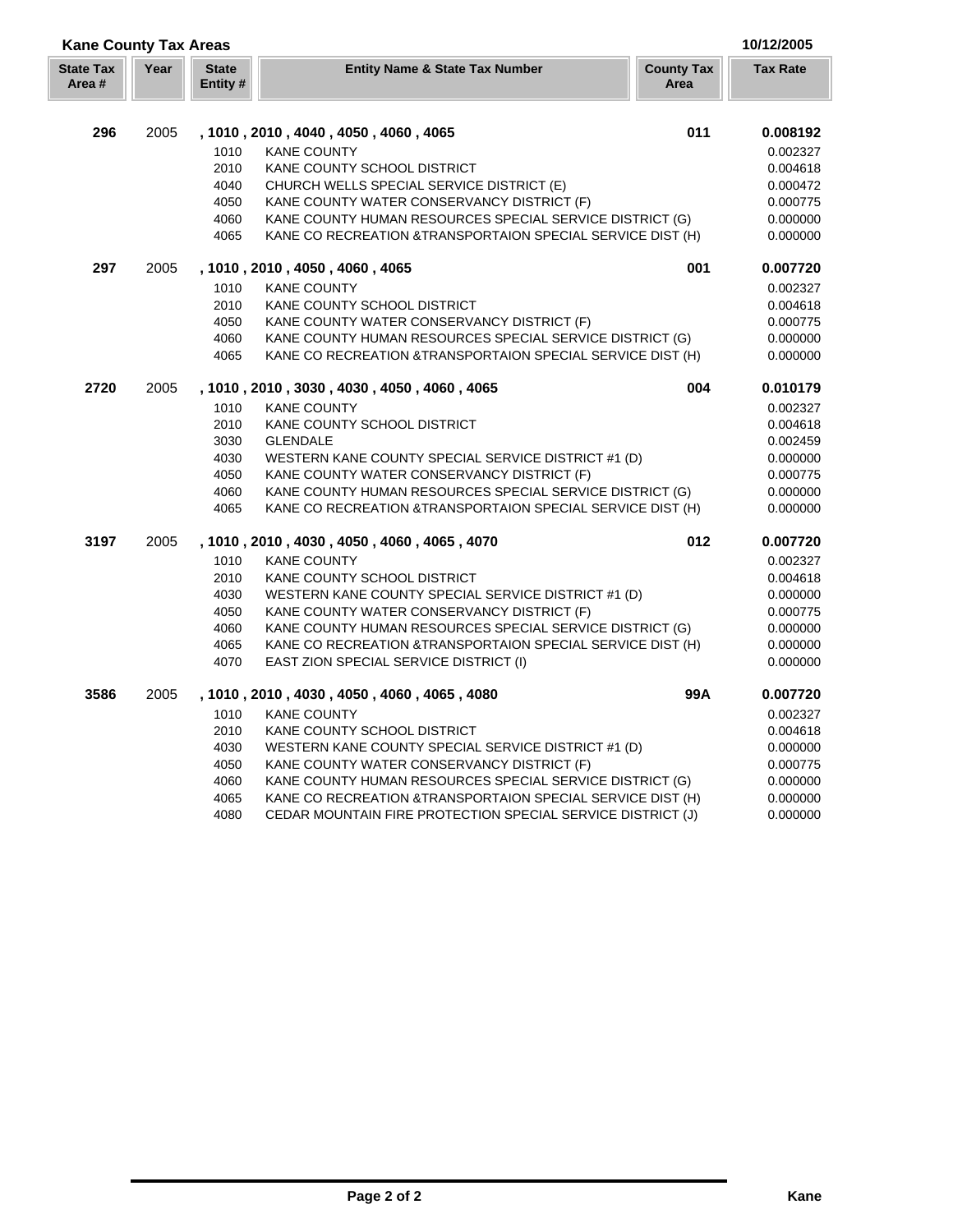**Kane County Tax Areas** 10/12/2005

| State Tax Area # | Year | State Entity # | Entity Name & State Tax Number | County Tax Area | Tax Rate |
|---|---|---|---|---|---|
| **296** | 2005 | **, 1010 , 2010 , 4040 , 4050 , 4060 , 4065** | | **011** | **0.008192** |
| | | 1010 | KANE COUNTY | | 0.002327 |
| | | 2010 | KANE COUNTY SCHOOL DISTRICT | | 0.004618 |
| | | 4040 | CHURCH WELLS SPECIAL SERVICE DISTRICT (E) | | 0.000472 |
| | | 4050 | KANE COUNTY WATER CONSERVANCY DISTRICT (F) | | 0.000775 |
| | | 4060 | KANE COUNTY HUMAN RESOURCES SPECIAL SERVICE DISTRICT (G) | | 0.000000 |
| | | 4065 | KANE CO RECREATION &TRANSPORTAION SPECIAL SERVICE DIST (H) | | 0.000000 |
| **297** | 2005 | **, 1010 , 2010 , 4050 , 4060 , 4065** | | **001** | **0.007720** |
| | | 1010 | KANE COUNTY | | 0.002327 |
| | | 2010 | KANE COUNTY SCHOOL DISTRICT | | 0.004618 |
| | | 4050 | KANE COUNTY WATER CONSERVANCY DISTRICT (F) | | 0.000775 |
| | | 4060 | KANE COUNTY HUMAN RESOURCES SPECIAL SERVICE DISTRICT (G) | | 0.000000 |
| | | 4065 | KANE CO RECREATION &TRANSPORTAION SPECIAL SERVICE DIST (H) | | 0.000000 |
| **2720** | 2005 | **, 1010 , 2010 , 3030 , 4030 , 4050 , 4060 , 4065** | | **004** | **0.010179** |
| | | 1010 | KANE COUNTY | | 0.002327 |
| | | 2010 | KANE COUNTY SCHOOL DISTRICT | | 0.004618 |
| | | 3030 | GLENDALE | | 0.002459 |
| | | 4030 | WESTERN KANE COUNTY SPECIAL SERVICE DISTRICT #1 (D) | | 0.000000 |
| | | 4050 | KANE COUNTY WATER CONSERVANCY DISTRICT (F) | | 0.000775 |
| | | 4060 | KANE COUNTY HUMAN RESOURCES SPECIAL SERVICE DISTRICT (G) | | 0.000000 |
| | | 4065 | KANE CO RECREATION &TRANSPORTAION SPECIAL SERVICE DIST (H) | | 0.000000 |
| **3197** | 2005 | **, 1010 , 2010 , 4030 , 4050 , 4060 , 4065 , 4070** | | **012** | **0.007720** |
| | | 1010 | KANE COUNTY | | 0.002327 |
| | | 2010 | KANE COUNTY SCHOOL DISTRICT | | 0.004618 |
| | | 4030 | WESTERN KANE COUNTY SPECIAL SERVICE DISTRICT #1 (D) | | 0.000000 |
| | | 4050 | KANE COUNTY WATER CONSERVANCY DISTRICT (F) | | 0.000775 |
| | | 4060 | KANE COUNTY HUMAN RESOURCES SPECIAL SERVICE DISTRICT (G) | | 0.000000 |
| | | 4065 | KANE CO RECREATION &TRANSPORTAION SPECIAL SERVICE DIST (H) | | 0.000000 |
| | | 4070 | EAST ZION SPECIAL SERVICE DISTRICT (I) | | 0.000000 |
| **3586** | 2005 | **, 1010 , 2010 , 4030 , 4050 , 4060 , 4065 , 4080** | | **99A** | **0.007720** |
| | | 1010 | KANE COUNTY | | 0.002327 |
| | | 2010 | KANE COUNTY SCHOOL DISTRICT | | 0.004618 |
| | | 4030 | WESTERN KANE COUNTY SPECIAL SERVICE DISTRICT #1 (D) | | 0.000000 |
| | | 4050 | KANE COUNTY WATER CONSERVANCY DISTRICT (F) | | 0.000775 |
| | | 4060 | KANE COUNTY HUMAN RESOURCES SPECIAL SERVICE DISTRICT (G) | | 0.000000 |
| | | 4065 | KANE CO RECREATION &TRANSPORTAION SPECIAL SERVICE DIST (H) | | 0.000000 |
| | | 4080 | CEDAR MOUNTAIN FIRE PROTECTION SPECIAL SERVICE DISTRICT (J) | | 0.000000 |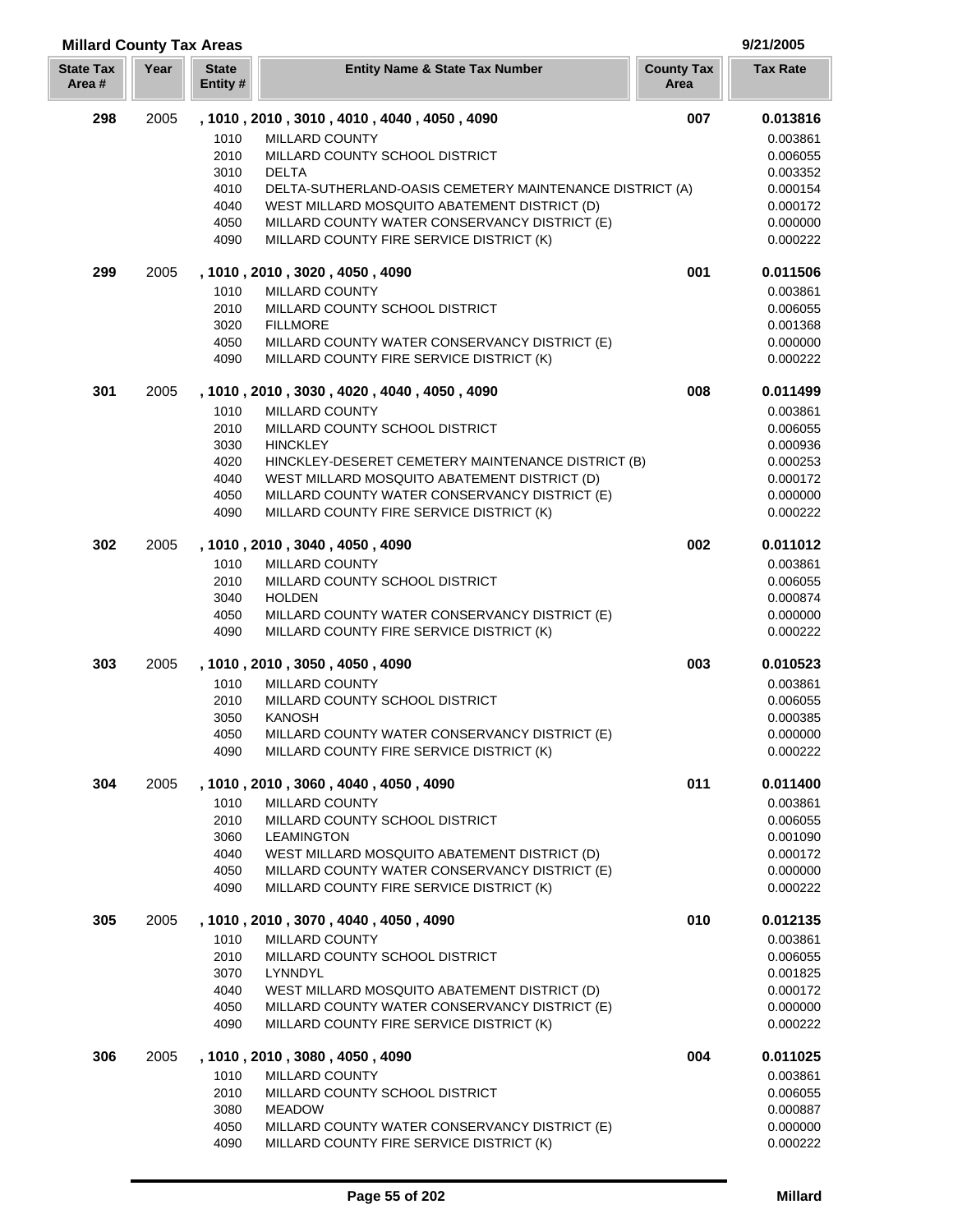## Millard County Tax Areas

9/21/2005

| State Tax Area # | Year | State Entity # | Entity Name & State Tax Number | County Tax Area | Tax Rate |
|---|---|---|---|---|---|
| **298** | 2005 | **, 1010 , 2010 , 3010 , 4010 , 4040 , 4050 , 4090** | | **007** | **0.013816** |
| | | 1010 | MILLARD COUNTY | | 0.003861 |
| | | 2010 | MILLARD COUNTY SCHOOL DISTRICT | | 0.006055 |
| | | 3010 | DELTA | | 0.003352 |
| | | 4010 | DELTA-SUTHERLAND-OASIS CEMETERY MAINTENANCE DISTRICT (A) | | 0.000154 |
| | | 4040 | WEST MILLARD MOSQUITO ABATEMENT DISTRICT (D) | | 0.000172 |
| | | 4050 | MILLARD COUNTY WATER CONSERVANCY DISTRICT (E) | | 0.000000 |
| | | 4090 | MILLARD COUNTY FIRE SERVICE DISTRICT (K) | | 0.000222 |
| **299** | 2005 | **, 1010 , 2010 , 3020 , 4050 , 4090** | | **001** | **0.011506** |
| | | 1010 | MILLARD COUNTY | | 0.003861 |
| | | 2010 | MILLARD COUNTY SCHOOL DISTRICT | | 0.006055 |
| | | 3020 | FILLMORE | | 0.001368 |
| | | 4050 | MILLARD COUNTY WATER CONSERVANCY DISTRICT (E) | | 0.000000 |
| | | 4090 | MILLARD COUNTY FIRE SERVICE DISTRICT (K) | | 0.000222 |
| **301** | 2005 | **, 1010 , 2010 , 3030 , 4020 , 4040 , 4050 , 4090** | | **008** | **0.011499** |
| | | 1010 | MILLARD COUNTY | | 0.003861 |
| | | 2010 | MILLARD COUNTY SCHOOL DISTRICT | | 0.006055 |
| | | 3030 | HINCKLEY | | 0.000936 |
| | | 4020 | HINCKLEY-DESERET CEMETERY MAINTENANCE DISTRICT (B) | | 0.000253 |
| | | 4040 | WEST MILLARD MOSQUITO ABATEMENT DISTRICT (D) | | 0.000172 |
| | | 4050 | MILLARD COUNTY WATER CONSERVANCY DISTRICT (E) | | 0.000000 |
| | | 4090 | MILLARD COUNTY FIRE SERVICE DISTRICT (K) | | 0.000222 |
| **302** | 2005 | **, 1010 , 2010 , 3040 , 4050 , 4090** | | **002** | **0.011012** |
| | | 1010 | MILLARD COUNTY | | 0.003861 |
| | | 2010 | MILLARD COUNTY SCHOOL DISTRICT | | 0.006055 |
| | | 3040 | HOLDEN | | 0.000874 |
| | | 4050 | MILLARD COUNTY WATER CONSERVANCY DISTRICT (E) | | 0.000000 |
| | | 4090 | MILLARD COUNTY FIRE SERVICE DISTRICT (K) | | 0.000222 |
| **303** | 2005 | **, 1010 , 2010 , 3050 , 4050 , 4090** | | **003** | **0.010523** |
| | | 1010 | MILLARD COUNTY | | 0.003861 |
| | | 2010 | MILLARD COUNTY SCHOOL DISTRICT | | 0.006055 |
| | | 3050 | KANOSH | | 0.000385 |
| | | 4050 | MILLARD COUNTY WATER CONSERVANCY DISTRICT (E) | | 0.000000 |
| | | 4090 | MILLARD COUNTY FIRE SERVICE DISTRICT (K) | | 0.000222 |
| **304** | 2005 | **, 1010 , 2010 , 3060 , 4040 , 4050 , 4090** | | **011** | **0.011400** |
| | | 1010 | MILLARD COUNTY | | 0.003861 |
| | | 2010 | MILLARD COUNTY SCHOOL DISTRICT | | 0.006055 |
| | | 3060 | LEAMINGTON | | 0.001090 |
| | | 4040 | WEST MILLARD MOSQUITO ABATEMENT DISTRICT (D) | | 0.000172 |
| | | 4050 | MILLARD COUNTY WATER CONSERVANCY DISTRICT (E) | | 0.000000 |
| | | 4090 | MILLARD COUNTY FIRE SERVICE DISTRICT (K) | | 0.000222 |
| **305** | 2005 | **, 1010 , 2010 , 3070 , 4040 , 4050 , 4090** | | **010** | **0.012135** |
| | | 1010 | MILLARD COUNTY | | 0.003861 |
| | | 2010 | MILLARD COUNTY SCHOOL DISTRICT | | 0.006055 |
| | | 3070 | LYNNDYL | | 0.001825 |
| | | 4040 | WEST MILLARD MOSQUITO ABATEMENT DISTRICT (D) | | 0.000172 |
| | | 4050 | MILLARD COUNTY WATER CONSERVANCY DISTRICT (E) | | 0.000000 |
| | | 4090 | MILLARD COUNTY FIRE SERVICE DISTRICT (K) | | 0.000222 |
| **306** | 2005 | **, 1010 , 2010 , 3080 , 4050 , 4090** | | **004** | **0.011025** |
| | | 1010 | MILLARD COUNTY | | 0.003861 |
| | | 2010 | MILLARD COUNTY SCHOOL DISTRICT | | 0.006055 |
| | | 3080 | MEADOW | | 0.000887 |
| | | 4050 | MILLARD COUNTY WATER CONSERVANCY DISTRICT (E) | | 0.000000 |
| | | 4090 | MILLARD COUNTY FIRE SERVICE DISTRICT (K) | | 0.000222 |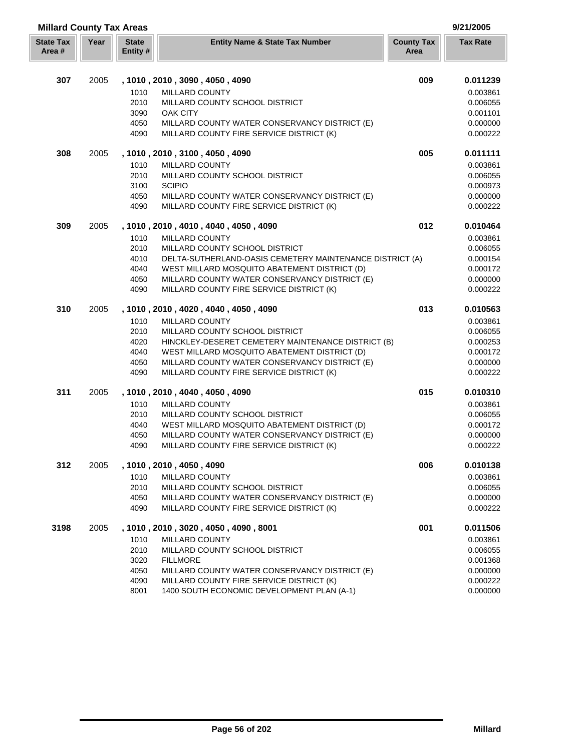## Millard County Tax Areas

9/21/2005

| State Tax Area # | Year | State Entity # | Entity Name & State Tax Number | County Tax Area | Tax Rate |
|---|---|---|---|---|---|
| **307** | 2005 | | **, 1010 , 2010 , 3090 , 4050 , 4090** | **009** | **0.011239** |
| | | 1010 | MILLARD COUNTY | | 0.003861 |
| | | 2010 | MILLARD COUNTY SCHOOL DISTRICT | | 0.006055 |
| | | 3090 | OAK CITY | | 0.001101 |
| | | 4050 | MILLARD COUNTY WATER CONSERVANCY DISTRICT (E) | | 0.000000 |
| | | 4090 | MILLARD COUNTY FIRE SERVICE DISTRICT (K) | | 0.000222 |
| **308** | 2005 | | **, 1010 , 2010 , 3100 , 4050 , 4090** | **005** | **0.011111** |
| | | 1010 | MILLARD COUNTY | | 0.003861 |
| | | 2010 | MILLARD COUNTY SCHOOL DISTRICT | | 0.006055 |
| | | 3100 | SCIPIO | | 0.000973 |
| | | 4050 | MILLARD COUNTY WATER CONSERVANCY DISTRICT (E) | | 0.000000 |
| | | 4090 | MILLARD COUNTY FIRE SERVICE DISTRICT (K) | | 0.000222 |
| **309** | 2005 | | **, 1010 , 2010 , 4010 , 4040 , 4050 , 4090** | **012** | **0.010464** |
| | | 1010 | MILLARD COUNTY | | 0.003861 |
| | | 2010 | MILLARD COUNTY SCHOOL DISTRICT | | 0.006055 |
| | | 4010 | DELTA-SUTHERLAND-OASIS CEMETERY MAINTENANCE DISTRICT (A) | | 0.000154 |
| | | 4040 | WEST MILLARD MOSQUITO ABATEMENT DISTRICT (D) | | 0.000172 |
| | | 4050 | MILLARD COUNTY WATER CONSERVANCY DISTRICT (E) | | 0.000000 |
| | | 4090 | MILLARD COUNTY FIRE SERVICE DISTRICT (K) | | 0.000222 |
| **310** | 2005 | | **, 1010 , 2010 , 4020 , 4040 , 4050 , 4090** | **013** | **0.010563** |
| | | 1010 | MILLARD COUNTY | | 0.003861 |
| | | 2010 | MILLARD COUNTY SCHOOL DISTRICT | | 0.006055 |
| | | 4020 | HINCKLEY-DESERET CEMETERY MAINTENANCE DISTRICT (B) | | 0.000253 |
| | | 4040 | WEST MILLARD MOSQUITO ABATEMENT DISTRICT (D) | | 0.000172 |
| | | 4050 | MILLARD COUNTY WATER CONSERVANCY DISTRICT (E) | | 0.000000 |
| | | 4090 | MILLARD COUNTY FIRE SERVICE DISTRICT (K) | | 0.000222 |
| **311** | 2005 | | **, 1010 , 2010 , 4040 , 4050 , 4090** | **015** | **0.010310** |
| | | 1010 | MILLARD COUNTY | | 0.003861 |
| | | 2010 | MILLARD COUNTY SCHOOL DISTRICT | | 0.006055 |
| | | 4040 | WEST MILLARD MOSQUITO ABATEMENT DISTRICT (D) | | 0.000172 |
| | | 4050 | MILLARD COUNTY WATER CONSERVANCY DISTRICT (E) | | 0.000000 |
| | | 4090 | MILLARD COUNTY FIRE SERVICE DISTRICT (K) | | 0.000222 |
| **312** | 2005 | | **, 1010 , 2010 , 4050 , 4090** | **006** | **0.010138** |
| | | 1010 | MILLARD COUNTY | | 0.003861 |
| | | 2010 | MILLARD COUNTY SCHOOL DISTRICT | | 0.006055 |
| | | 4050 | MILLARD COUNTY WATER CONSERVANCY DISTRICT (E) | | 0.000000 |
| | | 4090 | MILLARD COUNTY FIRE SERVICE DISTRICT (K) | | 0.000222 |
| **3198** | 2005 | | **, 1010 , 2010 , 3020 , 4050 , 4090 , 8001** | **001** | **0.011506** |
| | | 1010 | MILLARD COUNTY | | 0.003861 |
| | | 2010 | MILLARD COUNTY SCHOOL DISTRICT | | 0.006055 |
| | | 3020 | FILLMORE | | 0.001368 |
| | | 4050 | MILLARD COUNTY WATER CONSERVANCY DISTRICT (E) | | 0.000000 |
| | | 4090 | MILLARD COUNTY FIRE SERVICE DISTRICT (K) | | 0.000222 |
| | | 8001 | 1400 SOUTH ECONOMIC DEVELOPMENT PLAN (A-1) | | 0.000000 |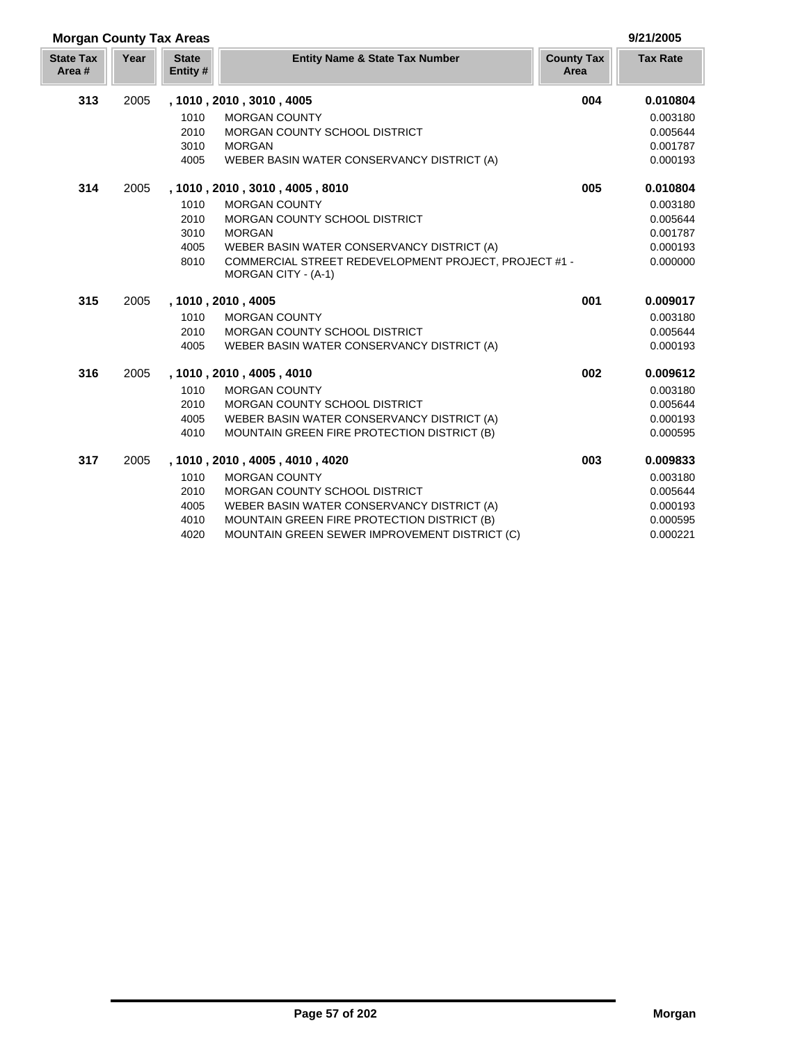## Morgan County Tax Areas

9/21/2005

| State Tax Area # | Year | State Entity # | Entity Name & State Tax Number | County Tax Area | Tax Rate |
|---|---|---|---|---|---|
| **313** | 2005 | **, 1010 , 2010 , 3010 , 4005** | | **004** | **0.010804** |
| | | 1010 | MORGAN COUNTY | | 0.003180 |
| | | 2010 | MORGAN COUNTY SCHOOL DISTRICT | | 0.005644 |
| | | 3010 | MORGAN | | 0.001787 |
| | | 4005 | WEBER BASIN WATER CONSERVANCY DISTRICT (A) | | 0.000193 |
| **314** | 2005 | **, 1010 , 2010 , 3010 , 4005 , 8010** | | **005** | **0.010804** |
| | | 1010 | MORGAN COUNTY | | 0.003180 |
| | | 2010 | MORGAN COUNTY SCHOOL DISTRICT | | 0.005644 |
| | | 3010 | MORGAN | | 0.001787 |
| | | 4005 | WEBER BASIN WATER CONSERVANCY DISTRICT (A) | | 0.000193 |
| | | 8010 | COMMERCIAL STREET REDEVELOPMENT PROJECT, PROJECT #1 - MORGAN CITY - (A-1) | | 0.000000 |
| **315** | 2005 | **, 1010 , 2010 , 4005** | | **001** | **0.009017** |
| | | 1010 | MORGAN COUNTY | | 0.003180 |
| | | 2010 | MORGAN COUNTY SCHOOL DISTRICT | | 0.005644 |
| | | 4005 | WEBER BASIN WATER CONSERVANCY DISTRICT (A) | | 0.000193 |
| **316** | 2005 | **, 1010 , 2010 , 4005 , 4010** | | **002** | **0.009612** |
| | | 1010 | MORGAN COUNTY | | 0.003180 |
| | | 2010 | MORGAN COUNTY SCHOOL DISTRICT | | 0.005644 |
| | | 4005 | WEBER BASIN WATER CONSERVANCY DISTRICT (A) | | 0.000193 |
| | | 4010 | MOUNTAIN GREEN FIRE PROTECTION DISTRICT (B) | | 0.000595 |
| **317** | 2005 | **, 1010 , 2010 , 4005 , 4010 , 4020** | | **003** | **0.009833** |
| | | 1010 | MORGAN COUNTY | | 0.003180 |
| | | 2010 | MORGAN COUNTY SCHOOL DISTRICT | | 0.005644 |
| | | 4005 | WEBER BASIN WATER CONSERVANCY DISTRICT (A) | | 0.000193 |
| | | 4010 | MOUNTAIN GREEN FIRE PROTECTION DISTRICT (B) | | 0.000595 |
| | | 4020 | MOUNTAIN GREEN SEWER IMPROVEMENT DISTRICT (C) | | 0.000221 |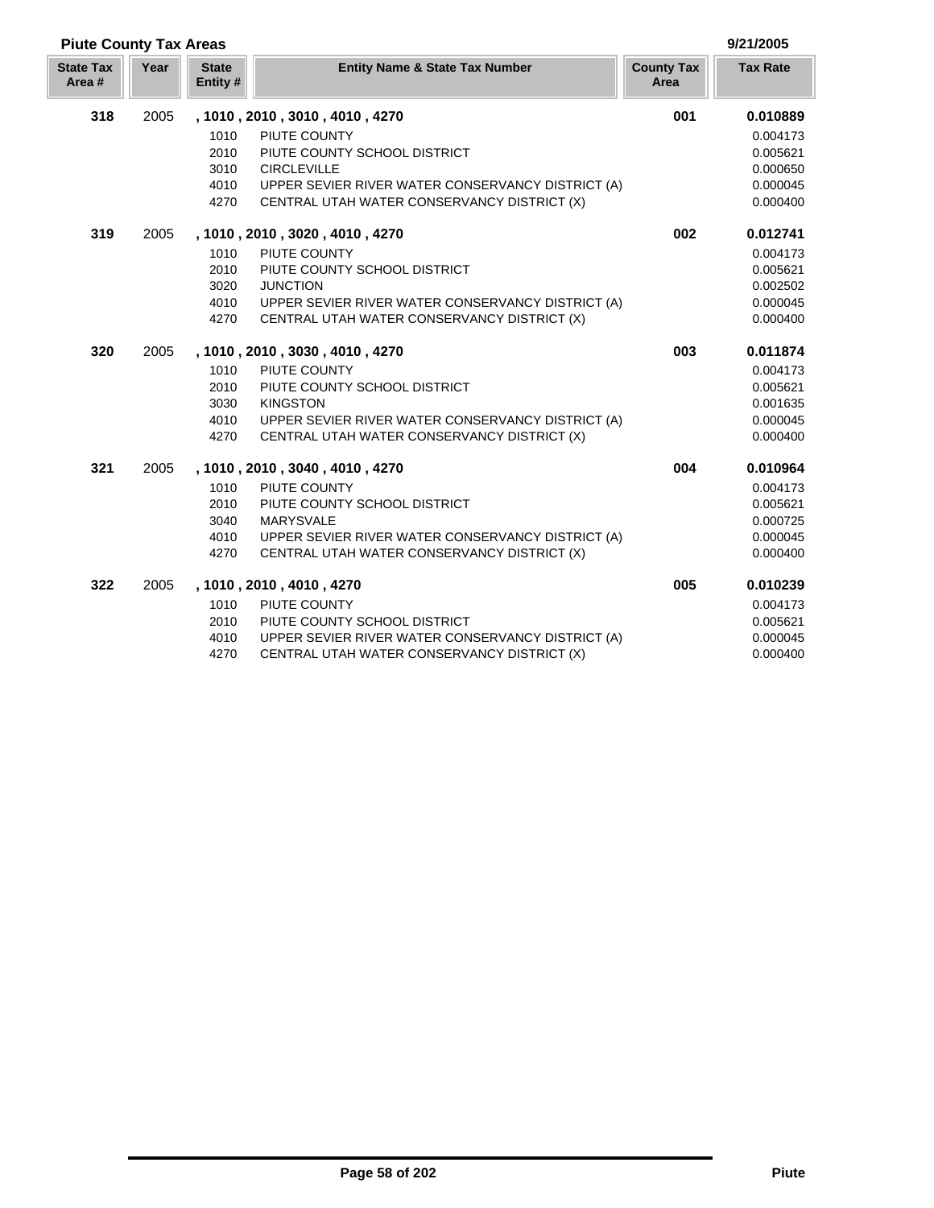**Piute County Tax Areas** 9/21/2005

| State Tax Area # | Year | State Entity # | Entity Name & State Tax Number | County Tax Area | Tax Rate |
|---|---|---|---|---|---|
| **318** | 2005 | **, 1010 , 2010 , 3010 , 4010 , 4270** | | **001** | **0.010889** |
| | | 1010 | PIUTE COUNTY | | 0.004173 |
| | | 2010 | PIUTE COUNTY SCHOOL DISTRICT | | 0.005621 |
| | | 3010 | CIRCLEVILLE | | 0.000650 |
| | | 4010 | UPPER SEVIER RIVER WATER CONSERVANCY DISTRICT (A) | | 0.000045 |
| | | 4270 | CENTRAL UTAH WATER CONSERVANCY DISTRICT (X) | | 0.000400 |
| **319** | 2005 | **, 1010 , 2010 , 3020 , 4010 , 4270** | | **002** | **0.012741** |
| | | 1010 | PIUTE COUNTY | | 0.004173 |
| | | 2010 | PIUTE COUNTY SCHOOL DISTRICT | | 0.005621 |
| | | 3020 | JUNCTION | | 0.002502 |
| | | 4010 | UPPER SEVIER RIVER WATER CONSERVANCY DISTRICT (A) | | 0.000045 |
| | | 4270 | CENTRAL UTAH WATER CONSERVANCY DISTRICT (X) | | 0.000400 |
| **320** | 2005 | **, 1010 , 2010 , 3030 , 4010 , 4270** | | **003** | **0.011874** |
| | | 1010 | PIUTE COUNTY | | 0.004173 |
| | | 2010 | PIUTE COUNTY SCHOOL DISTRICT | | 0.005621 |
| | | 3030 | KINGSTON | | 0.001635 |
| | | 4010 | UPPER SEVIER RIVER WATER CONSERVANCY DISTRICT (A) | | 0.000045 |
| | | 4270 | CENTRAL UTAH WATER CONSERVANCY DISTRICT (X) | | 0.000400 |
| **321** | 2005 | **, 1010 , 2010 , 3040 , 4010 , 4270** | | **004** | **0.010964** |
| | | 1010 | PIUTE COUNTY | | 0.004173 |
| | | 2010 | PIUTE COUNTY SCHOOL DISTRICT | | 0.005621 |
| | | 3040 | MARYSVALE | | 0.000725 |
| | | 4010 | UPPER SEVIER RIVER WATER CONSERVANCY DISTRICT (A) | | 0.000045 |
| | | 4270 | CENTRAL UTAH WATER CONSERVANCY DISTRICT (X) | | 0.000400 |
| **322** | 2005 | **, 1010 , 2010 , 4010 , 4270** | | **005** | **0.010239** |
| | | 1010 | PIUTE COUNTY | | 0.004173 |
| | | 2010 | PIUTE COUNTY SCHOOL DISTRICT | | 0.005621 |
| | | 4010 | UPPER SEVIER RIVER WATER CONSERVANCY DISTRICT (A) | | 0.000045 |
| | | 4270 | CENTRAL UTAH WATER CONSERVANCY DISTRICT (X) | | 0.000400 |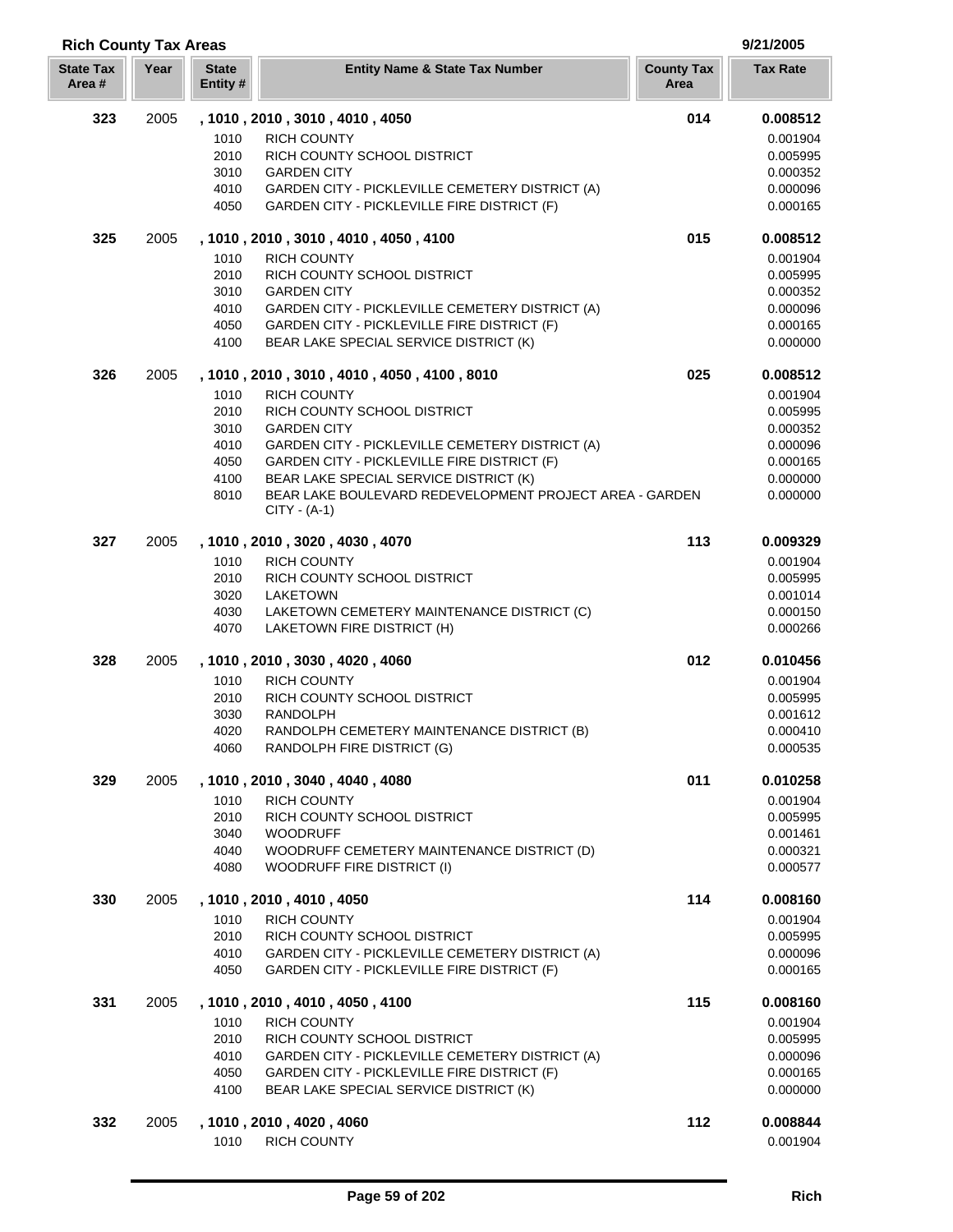**Rich County Tax Areas** 9/21/2005

| State Tax Area # | Year | State Entity # | Entity Name & State Tax Number | County Tax Area | Tax Rate |
|---|---|---|---|---|---|
| **323** | 2005 | **, 1010 , 2010 , 3010 , 4010 , 4050** | | **014** | **0.008512** |
| | | 1010 | RICH COUNTY | | 0.001904 |
| | | 2010 | RICH COUNTY SCHOOL DISTRICT | | 0.005995 |
| | | 3010 | GARDEN CITY | | 0.000352 |
| | | 4010 | GARDEN CITY - PICKLEVILLE CEMETERY DISTRICT (A) | | 0.000096 |
| | | 4050 | GARDEN CITY - PICKLEVILLE FIRE DISTRICT (F) | | 0.000165 |
| **325** | 2005 | **, 1010 , 2010 , 3010 , 4010 , 4050 , 4100** | | **015** | **0.008512** |
| | | 1010 | RICH COUNTY | | 0.001904 |
| | | 2010 | RICH COUNTY SCHOOL DISTRICT | | 0.005995 |
| | | 3010 | GARDEN CITY | | 0.000352 |
| | | 4010 | GARDEN CITY - PICKLEVILLE CEMETERY DISTRICT (A) | | 0.000096 |
| | | 4050 | GARDEN CITY - PICKLEVILLE FIRE DISTRICT (F) | | 0.000165 |
| | | 4100 | BEAR LAKE SPECIAL SERVICE DISTRICT (K) | | 0.000000 |
| **326** | 2005 | **, 1010 , 2010 , 3010 , 4010 , 4050 , 4100 , 8010** | | **025** | **0.008512** |
| | | 1010 | RICH COUNTY | | 0.001904 |
| | | 2010 | RICH COUNTY SCHOOL DISTRICT | | 0.005995 |
| | | 3010 | GARDEN CITY | | 0.000352 |
| | | 4010 | GARDEN CITY - PICKLEVILLE CEMETERY DISTRICT (A) | | 0.000096 |
| | | 4050 | GARDEN CITY - PICKLEVILLE FIRE DISTRICT (F) | | 0.000165 |
| | | 4100 | BEAR LAKE SPECIAL SERVICE DISTRICT (K) | | 0.000000 |
| | | 8010 | BEAR LAKE BOULEVARD REDEVELOPMENT PROJECT AREA - GARDEN CITY - (A-1) | | 0.000000 |
| **327** | 2005 | **, 1010 , 2010 , 3020 , 4030 , 4070** | | **113** | **0.009329** |
| | | 1010 | RICH COUNTY | | 0.001904 |
| | | 2010 | RICH COUNTY SCHOOL DISTRICT | | 0.005995 |
| | | 3020 | LAKETOWN | | 0.001014 |
| | | 4030 | LAKETOWN CEMETERY MAINTENANCE DISTRICT (C) | | 0.000150 |
| | | 4070 | LAKETOWN FIRE DISTRICT (H) | | 0.000266 |
| **328** | 2005 | **, 1010 , 2010 , 3030 , 4020 , 4060** | | **012** | **0.010456** |
| | | 1010 | RICH COUNTY | | 0.001904 |
| | | 2010 | RICH COUNTY SCHOOL DISTRICT | | 0.005995 |
| | | 3030 | RANDOLPH | | 0.001612 |
| | | 4020 | RANDOLPH CEMETERY MAINTENANCE DISTRICT (B) | | 0.000410 |
| | | 4060 | RANDOLPH FIRE DISTRICT (G) | | 0.000535 |
| **329** | 2005 | **, 1010 , 2010 , 3040 , 4040 , 4080** | | **011** | **0.010258** |
| | | 1010 | RICH COUNTY | | 0.001904 |
| | | 2010 | RICH COUNTY SCHOOL DISTRICT | | 0.005995 |
| | | 3040 | WOODRUFF | | 0.001461 |
| | | 4040 | WOODRUFF CEMETERY MAINTENANCE DISTRICT (D) | | 0.000321 |
| | | 4080 | WOODRUFF FIRE DISTRICT (I) | | 0.000577 |
| **330** | 2005 | **, 1010 , 2010 , 4010 , 4050** | | **114** | **0.008160** |
| | | 1010 | RICH COUNTY | | 0.001904 |
| | | 2010 | RICH COUNTY SCHOOL DISTRICT | | 0.005995 |
| | | 4010 | GARDEN CITY - PICKLEVILLE CEMETERY DISTRICT (A) | | 0.000096 |
| | | 4050 | GARDEN CITY - PICKLEVILLE FIRE DISTRICT (F) | | 0.000165 |
| **331** | 2005 | **, 1010 , 2010 , 4010 , 4050 , 4100** | | **115** | **0.008160** |
| | | 1010 | RICH COUNTY | | 0.001904 |
| | | 2010 | RICH COUNTY SCHOOL DISTRICT | | 0.005995 |
| | | 4010 | GARDEN CITY - PICKLEVILLE CEMETERY DISTRICT (A) | | 0.000096 |
| | | 4050 | GARDEN CITY - PICKLEVILLE FIRE DISTRICT (F) | | 0.000165 |
| | | 4100 | BEAR LAKE SPECIAL SERVICE DISTRICT (K) | | 0.000000 |
| **332** | 2005 | **, 1010 , 2010 , 4020 , 4060** | | **112** | **0.008844** |
| | | 1010 | RICH COUNTY | | 0.001904 |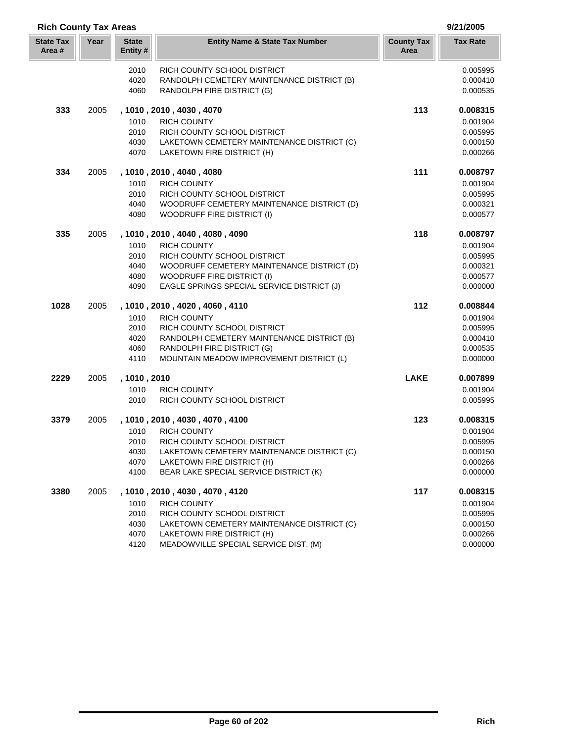## Rich County Tax Areas

9/21/2005

| State Tax Area # | Year | State Entity # | Entity Name & State Tax Number | County Tax Area | Tax Rate |
|---|---|---|---|---|---|
| | | 2010 | RICH COUNTY SCHOOL DISTRICT | | 0.005995 |
| | | 4020 | RANDOLPH CEMETERY MAINTENANCE DISTRICT (B) | | 0.000410 |
| | | 4060 | RANDOLPH FIRE DISTRICT (G) | | 0.000535 |
| **333** | 2005 | **, 1010 , 2010 , 4030 , 4070** | | **113** | **0.008315** |
| | | 1010 | RICH COUNTY | | 0.001904 |
| | | 2010 | RICH COUNTY SCHOOL DISTRICT | | 0.005995 |
| | | 4030 | LAKETOWN CEMETERY MAINTENANCE DISTRICT (C) | | 0.000150 |
| | | 4070 | LAKETOWN FIRE DISTRICT (H) | | 0.000266 |
| **334** | 2005 | **, 1010 , 2010 , 4040 , 4080** | | **111** | **0.008797** |
| | | 1010 | RICH COUNTY | | 0.001904 |
| | | 2010 | RICH COUNTY SCHOOL DISTRICT | | 0.005995 |
| | | 4040 | WOODRUFF CEMETERY MAINTENANCE DISTRICT (D) | | 0.000321 |
| | | 4080 | WOODRUFF FIRE DISTRICT (I) | | 0.000577 |
| **335** | 2005 | **, 1010 , 2010 , 4040 , 4080 , 4090** | | **118** | **0.008797** |
| | | 1010 | RICH COUNTY | | 0.001904 |
| | | 2010 | RICH COUNTY SCHOOL DISTRICT | | 0.005995 |
| | | 4040 | WOODRUFF CEMETERY MAINTENANCE DISTRICT (D) | | 0.000321 |
| | | 4080 | WOODRUFF FIRE DISTRICT (I) | | 0.000577 |
| | | 4090 | EAGLE SPRINGS SPECIAL SERVICE DISTRICT (J) | | 0.000000 |
| **1028** | 2005 | **, 1010 , 2010 , 4020 , 4060 , 4110** | | **112** | **0.008844** |
| | | 1010 | RICH COUNTY | | 0.001904 |
| | | 2010 | RICH COUNTY SCHOOL DISTRICT | | 0.005995 |
| | | 4020 | RANDOLPH CEMETERY MAINTENANCE DISTRICT (B) | | 0.000410 |
| | | 4060 | RANDOLPH FIRE DISTRICT (G) | | 0.000535 |
| | | 4110 | MOUNTAIN MEADOW IMPROVEMENT DISTRICT (L) | | 0.000000 |
| **2229** | 2005 | **, 1010 , 2010** | | **LAKE** | **0.007899** |
| | | 1010 | RICH COUNTY | | 0.001904 |
| | | 2010 | RICH COUNTY SCHOOL DISTRICT | | 0.005995 |
| **3379** | 2005 | **, 1010 , 2010 , 4030 , 4070 , 4100** | | **123** | **0.008315** |
| | | 1010 | RICH COUNTY | | 0.001904 |
| | | 2010 | RICH COUNTY SCHOOL DISTRICT | | 0.005995 |
| | | 4030 | LAKETOWN CEMETERY MAINTENANCE DISTRICT (C) | | 0.000150 |
| | | 4070 | LAKETOWN FIRE DISTRICT (H) | | 0.000266 |
| | | 4100 | BEAR LAKE SPECIAL SERVICE DISTRICT (K) | | 0.000000 |
| **3380** | 2005 | **, 1010 , 2010 , 4030 , 4070 , 4120** | | **117** | **0.008315** |
| | | 1010 | RICH COUNTY | | 0.001904 |
| | | 2010 | RICH COUNTY SCHOOL DISTRICT | | 0.005995 |
| | | 4030 | LAKETOWN CEMETERY MAINTENANCE DISTRICT (C) | | 0.000150 |
| | | 4070 | LAKETOWN FIRE DISTRICT (H) | | 0.000266 |
| | | 4120 | MEADOWVILLE SPECIAL SERVICE DIST. (M) | | 0.000000 |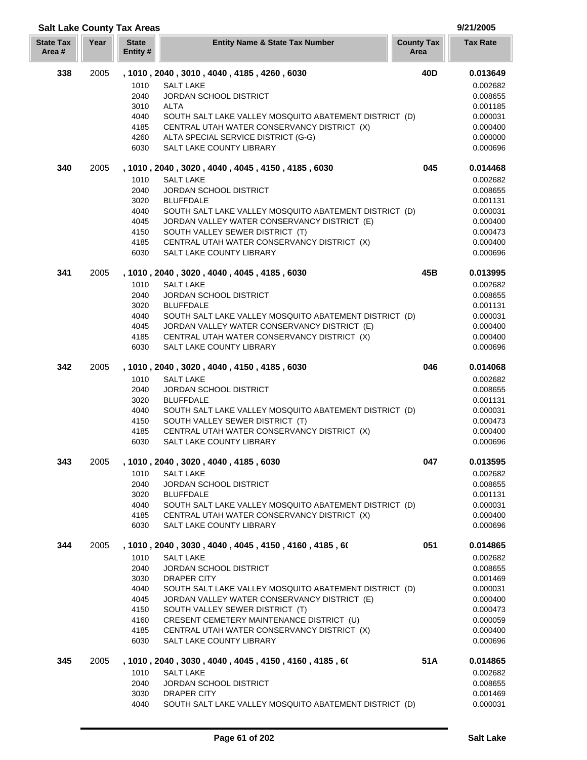## Salt Lake County Tax Areas

9/21/2005

| State Tax Area # | Year | State Entity # | Entity Name & State Tax Number | County Tax Area | Tax Rate |
|---|---|---|---|---|---|
| **338** | 2005 | **, 1010 , 2040 , 3010 , 4040 , 4185 , 4260 , 6030** | | **40D** | **0.013649** |
| | | 1010 | SALT LAKE | | 0.002682 |
| | | 2040 | JORDAN SCHOOL DISTRICT | | 0.008655 |
| | | 3010 | ALTA | | 0.001185 |
| | | 4040 | SOUTH SALT LAKE VALLEY MOSQUITO ABATEMENT DISTRICT (D) | | 0.000031 |
| | | 4185 | CENTRAL UTAH WATER CONSERVANCY DISTRICT (X) | | 0.000400 |
| | | 4260 | ALTA SPECIAL SERVICE DISTRICT (G-G) | | 0.000000 |
| | | 6030 | SALT LAKE COUNTY LIBRARY | | 0.000696 |
| **340** | 2005 | **, 1010 , 2040 , 3020 , 4040 , 4045 , 4150 , 4185 , 6030** | | **045** | **0.014468** |
| | | 1010 | SALT LAKE | | 0.002682 |
| | | 2040 | JORDAN SCHOOL DISTRICT | | 0.008655 |
| | | 3020 | BLUFFDALE | | 0.001131 |
| | | 4040 | SOUTH SALT LAKE VALLEY MOSQUITO ABATEMENT DISTRICT (D) | | 0.000031 |
| | | 4045 | JORDAN VALLEY WATER CONSERVANCY DISTRICT (E) | | 0.000400 |
| | | 4150 | SOUTH VALLEY SEWER DISTRICT (T) | | 0.000473 |
| | | 4185 | CENTRAL UTAH WATER CONSERVANCY DISTRICT (X) | | 0.000400 |
| | | 6030 | SALT LAKE COUNTY LIBRARY | | 0.000696 |
| **341** | 2005 | **, 1010 , 2040 , 3020 , 4040 , 4045 , 4185 , 6030** | | **45B** | **0.013995** |
| | | 1010 | SALT LAKE | | 0.002682 |
| | | 2040 | JORDAN SCHOOL DISTRICT | | 0.008655 |
| | | 3020 | BLUFFDALE | | 0.001131 |
| | | 4040 | SOUTH SALT LAKE VALLEY MOSQUITO ABATEMENT DISTRICT (D) | | 0.000031 |
| | | 4045 | JORDAN VALLEY WATER CONSERVANCY DISTRICT (E) | | 0.000400 |
| | | 4185 | CENTRAL UTAH WATER CONSERVANCY DISTRICT (X) | | 0.000400 |
| | | 6030 | SALT LAKE COUNTY LIBRARY | | 0.000696 |
| **342** | 2005 | **, 1010 , 2040 , 3020 , 4040 , 4150 , 4185 , 6030** | | **046** | **0.014068** |
| | | 1010 | SALT LAKE | | 0.002682 |
| | | 2040 | JORDAN SCHOOL DISTRICT | | 0.008655 |
| | | 3020 | BLUFFDALE | | 0.001131 |
| | | 4040 | SOUTH SALT LAKE VALLEY MOSQUITO ABATEMENT DISTRICT (D) | | 0.000031 |
| | | 4150 | SOUTH VALLEY SEWER DISTRICT (T) | | 0.000473 |
| | | 4185 | CENTRAL UTAH WATER CONSERVANCY DISTRICT (X) | | 0.000400 |
| | | 6030 | SALT LAKE COUNTY LIBRARY | | 0.000696 |
| **343** | 2005 | **, 1010 , 2040 , 3020 , 4040 , 4185 , 6030** | | **047** | **0.013595** |
| | | 1010 | SALT LAKE | | 0.002682 |
| | | 2040 | JORDAN SCHOOL DISTRICT | | 0.008655 |
| | | 3020 | BLUFFDALE | | 0.001131 |
| | | 4040 | SOUTH SALT LAKE VALLEY MOSQUITO ABATEMENT DISTRICT (D) | | 0.000031 |
| | | 4185 | CENTRAL UTAH WATER CONSERVANCY DISTRICT (X) | | 0.000400 |
| | | 6030 | SALT LAKE COUNTY LIBRARY | | 0.000696 |
| **344** | 2005 | **, 1010 , 2040 , 3030 , 4040 , 4045 , 4150 , 4160 , 4185 , 6(** | | **051** | **0.014865** |
| | | 1010 | SALT LAKE | | 0.002682 |
| | | 2040 | JORDAN SCHOOL DISTRICT | | 0.008655 |
| | | 3030 | DRAPER CITY | | 0.001469 |
| | | 4040 | SOUTH SALT LAKE VALLEY MOSQUITO ABATEMENT DISTRICT (D) | | 0.000031 |
| | | 4045 | JORDAN VALLEY WATER CONSERVANCY DISTRICT (E) | | 0.000400 |
| | | 4150 | SOUTH VALLEY SEWER DISTRICT (T) | | 0.000473 |
| | | 4160 | CRESENT CEMETERY MAINTENANCE DISTRICT (U) | | 0.000059 |
| | | 4185 | CENTRAL UTAH WATER CONSERVANCY DISTRICT (X) | | 0.000400 |
| | | 6030 | SALT LAKE COUNTY LIBRARY | | 0.000696 |
| **345** | 2005 | **, 1010 , 2040 , 3030 , 4040 , 4045 , 4150 , 4160 , 4185 , 6(** | | **51A** | **0.014865** |
| | | 1010 | SALT LAKE | | 0.002682 |
| | | 2040 | JORDAN SCHOOL DISTRICT | | 0.008655 |
| | | 3030 | DRAPER CITY | | 0.001469 |
| | | 4040 | SOUTH SALT LAKE VALLEY MOSQUITO ABATEMENT DISTRICT (D) | | 0.000031 |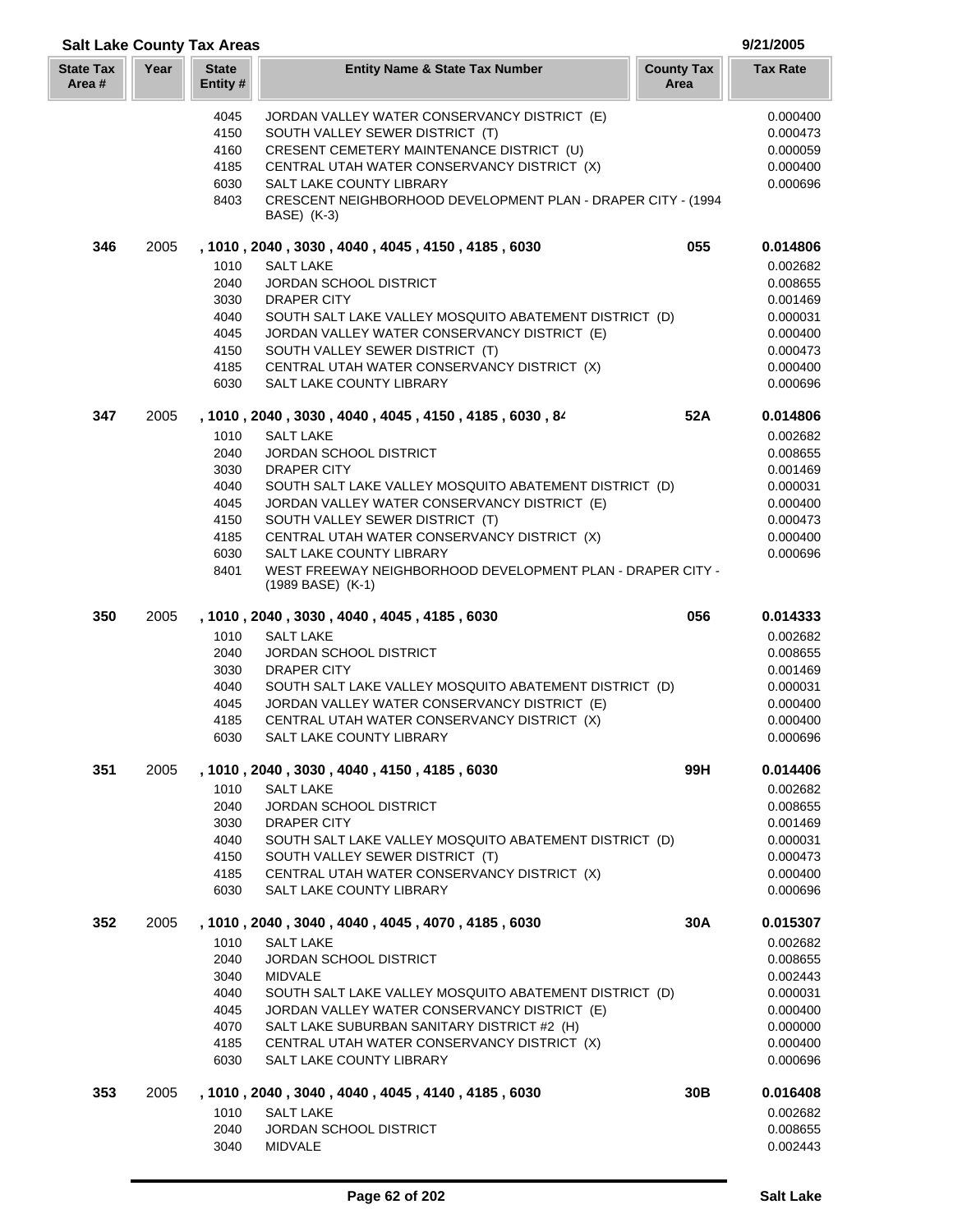## Salt Lake County Tax Areas

9/21/2005

| State Tax Area # | Year | State Entity # | Entity Name & State Tax Number | County Tax Area | Tax Rate |
|---|---|---|---|---|---|
| | | 4045 | JORDAN VALLEY WATER CONSERVANCY DISTRICT (E) | | 0.000400 |
| | | 4150 | SOUTH VALLEY SEWER DISTRICT (T) | | 0.000473 |
| | | 4160 | CRESENT CEMETERY MAINTENANCE DISTRICT (U) | | 0.000059 |
| | | 4185 | CENTRAL UTAH WATER CONSERVANCY DISTRICT (X) | | 0.000400 |
| | | 6030 | SALT LAKE COUNTY LIBRARY | | 0.000696 |
| | | 8403 | CRESCENT NEIGHBORHOOD DEVELOPMENT PLAN - DRAPER CITY - (1994 BASE) (K-3) | | |
| **346** | 2005 | **, 1010 , 2040 , 3030 , 4040 , 4045 , 4150 , 4185 , 6030** | | **055** | **0.014806** |
| | | 1010 | SALT LAKE | | 0.002682 |
| | | 2040 | JORDAN SCHOOL DISTRICT | | 0.008655 |
| | | 3030 | DRAPER CITY | | 0.001469 |
| | | 4040 | SOUTH SALT LAKE VALLEY MOSQUITO ABATEMENT DISTRICT (D) | | 0.000031 |
| | | 4045 | JORDAN VALLEY WATER CONSERVANCY DISTRICT (E) | | 0.000400 |
| | | 4150 | SOUTH VALLEY SEWER DISTRICT (T) | | 0.000473 |
| | | 4185 | CENTRAL UTAH WATER CONSERVANCY DISTRICT (X) | | 0.000400 |
| | | 6030 | SALT LAKE COUNTY LIBRARY | | 0.000696 |
| **347** | 2005 | **, 1010 , 2040 , 3030 , 4040 , 4045 , 4150 , 4185 , 6030 , 84** | | **52A** | **0.014806** |
| | | 1010 | SALT LAKE | | 0.002682 |
| | | 2040 | JORDAN SCHOOL DISTRICT | | 0.008655 |
| | | 3030 | DRAPER CITY | | 0.001469 |
| | | 4040 | SOUTH SALT LAKE VALLEY MOSQUITO ABATEMENT DISTRICT (D) | | 0.000031 |
| | | 4045 | JORDAN VALLEY WATER CONSERVANCY DISTRICT (E) | | 0.000400 |
| | | 4150 | SOUTH VALLEY SEWER DISTRICT (T) | | 0.000473 |
| | | 4185 | CENTRAL UTAH WATER CONSERVANCY DISTRICT (X) | | 0.000400 |
| | | 6030 | SALT LAKE COUNTY LIBRARY | | 0.000696 |
| | | 8401 | WEST FREEWAY NEIGHBORHOOD DEVELOPMENT PLAN - DRAPER CITY - (1989 BASE) (K-1) | | |
| **350** | 2005 | **, 1010 , 2040 , 3030 , 4040 , 4045 , 4185 , 6030** | | **056** | **0.014333** |
| | | 1010 | SALT LAKE | | 0.002682 |
| | | 2040 | JORDAN SCHOOL DISTRICT | | 0.008655 |
| | | 3030 | DRAPER CITY | | 0.001469 |
| | | 4040 | SOUTH SALT LAKE VALLEY MOSQUITO ABATEMENT DISTRICT (D) | | 0.000031 |
| | | 4045 | JORDAN VALLEY WATER CONSERVANCY DISTRICT (E) | | 0.000400 |
| | | 4185 | CENTRAL UTAH WATER CONSERVANCY DISTRICT (X) | | 0.000400 |
| | | 6030 | SALT LAKE COUNTY LIBRARY | | 0.000696 |
| **351** | 2005 | **, 1010 , 2040 , 3030 , 4040 , 4150 , 4185 , 6030** | | **99H** | **0.014406** |
| | | 1010 | SALT LAKE | | 0.002682 |
| | | 2040 | JORDAN SCHOOL DISTRICT | | 0.008655 |
| | | 3030 | DRAPER CITY | | 0.001469 |
| | | 4040 | SOUTH SALT LAKE VALLEY MOSQUITO ABATEMENT DISTRICT (D) | | 0.000031 |
| | | 4150 | SOUTH VALLEY SEWER DISTRICT (T) | | 0.000473 |
| | | 4185 | CENTRAL UTAH WATER CONSERVANCY DISTRICT (X) | | 0.000400 |
| | | 6030 | SALT LAKE COUNTY LIBRARY | | 0.000696 |
| **352** | 2005 | **, 1010 , 2040 , 3040 , 4040 , 4045 , 4070 , 4185 , 6030** | | **30A** | **0.015307** |
| | | 1010 | SALT LAKE | | 0.002682 |
| | | 2040 | JORDAN SCHOOL DISTRICT | | 0.008655 |
| | | 3040 | MIDVALE | | 0.002443 |
| | | 4040 | SOUTH SALT LAKE VALLEY MOSQUITO ABATEMENT DISTRICT (D) | | 0.000031 |
| | | 4045 | JORDAN VALLEY WATER CONSERVANCY DISTRICT (E) | | 0.000400 |
| | | 4070 | SALT LAKE SUBURBAN SANITARY DISTRICT #2 (H) | | 0.000000 |
| | | 4185 | CENTRAL UTAH WATER CONSERVANCY DISTRICT (X) | | 0.000400 |
| | | 6030 | SALT LAKE COUNTY LIBRARY | | 0.000696 |
| **353** | 2005 | **, 1010 , 2040 , 3040 , 4040 , 4045 , 4140 , 4185 , 6030** | | **30B** | **0.016408** |
| | | 1010 | SALT LAKE | | 0.002682 |
| | | 2040 | JORDAN SCHOOL DISTRICT | | 0.008655 |
| | | 3040 | MIDVALE | | 0.002443 |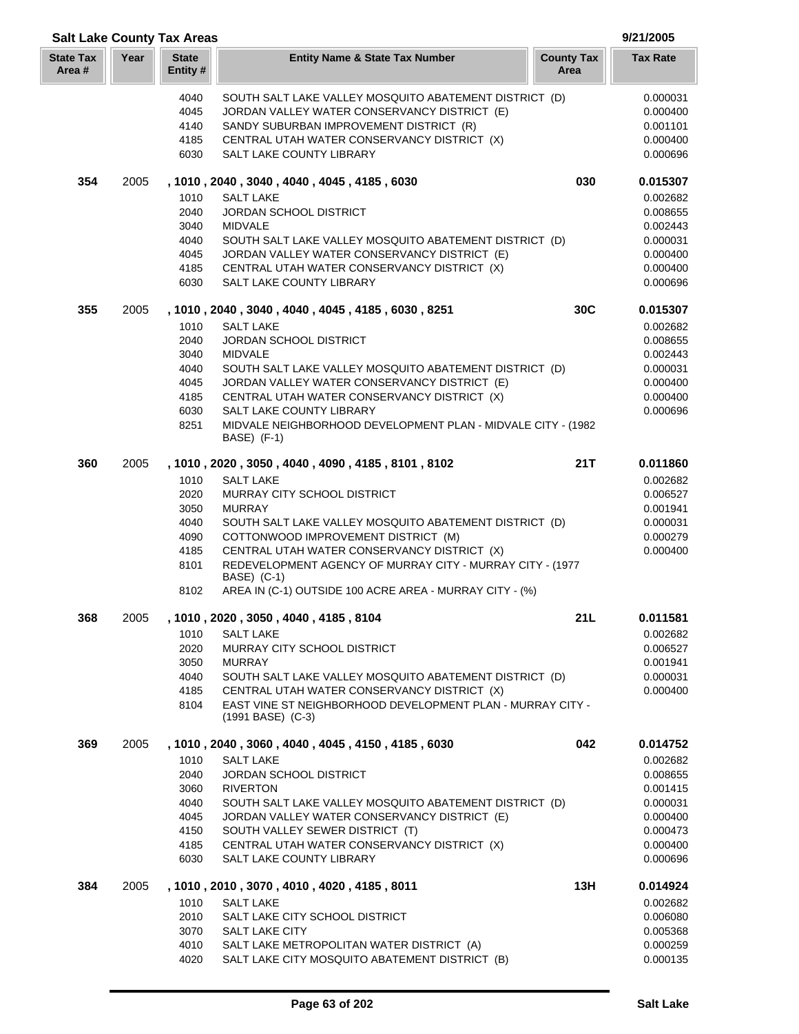## Salt Lake County Tax Areas

9/21/2005

| State Tax Area # | Year | State Entity # | Entity Name & State Tax Number | County Tax Area | Tax Rate |
|---|---|---|---|---|---|
| | | 4040 | SOUTH SALT LAKE VALLEY MOSQUITO ABATEMENT DISTRICT (D) | | 0.000031 |
| | | 4045 | JORDAN VALLEY WATER CONSERVANCY DISTRICT (E) | | 0.000400 |
| | | 4140 | SANDY SUBURBAN IMPROVEMENT DISTRICT (R) | | 0.001101 |
| | | 4185 | CENTRAL UTAH WATER CONSERVANCY DISTRICT (X) | | 0.000400 |
| | | 6030 | SALT LAKE COUNTY LIBRARY | | 0.000696 |
| **354** | 2005 | **, 1010 , 2040 , 3040 , 4040 , 4045 , 4185 , 6030** | | **030** | **0.015307** |
| | | 1010 | SALT LAKE | | 0.002682 |
| | | 2040 | JORDAN SCHOOL DISTRICT | | 0.008655 |
| | | 3040 | MIDVALE | | 0.002443 |
| | | 4040 | SOUTH SALT LAKE VALLEY MOSQUITO ABATEMENT DISTRICT (D) | | 0.000031 |
| | | 4045 | JORDAN VALLEY WATER CONSERVANCY DISTRICT (E) | | 0.000400 |
| | | 4185 | CENTRAL UTAH WATER CONSERVANCY DISTRICT (X) | | 0.000400 |
| | | 6030 | SALT LAKE COUNTY LIBRARY | | 0.000696 |
| **355** | 2005 | **, 1010 , 2040 , 3040 , 4040 , 4045 , 4185 , 6030 , 8251** | | **30C** | **0.015307** |
| | | 1010 | SALT LAKE | | 0.002682 |
| | | 2040 | JORDAN SCHOOL DISTRICT | | 0.008655 |
| | | 3040 | MIDVALE | | 0.002443 |
| | | 4040 | SOUTH SALT LAKE VALLEY MOSQUITO ABATEMENT DISTRICT (D) | | 0.000031 |
| | | 4045 | JORDAN VALLEY WATER CONSERVANCY DISTRICT (E) | | 0.000400 |
| | | 4185 | CENTRAL UTAH WATER CONSERVANCY DISTRICT (X) | | 0.000400 |
| | | 6030 | SALT LAKE COUNTY LIBRARY | | 0.000696 |
| | | 8251 | MIDVALE NEIGHBORHOOD DEVELOPMENT PLAN - MIDVALE CITY - (1982 BASE) (F-1) | | |
| **360** | 2005 | **, 1010 , 2020 , 3050 , 4040 , 4090 , 4185 , 8101 , 8102** | | **21T** | **0.011860** |
| | | 1010 | SALT LAKE | | 0.002682 |
| | | 2020 | MURRAY CITY SCHOOL DISTRICT | | 0.006527 |
| | | 3050 | MURRAY | | 0.001941 |
| | | 4040 | SOUTH SALT LAKE VALLEY MOSQUITO ABATEMENT DISTRICT (D) | | 0.000031 |
| | | 4090 | COTTONWOOD IMPROVEMENT DISTRICT (M) | | 0.000279 |
| | | 4185 | CENTRAL UTAH WATER CONSERVANCY DISTRICT (X) | | 0.000400 |
| | | 8101 | REDEVELOPMENT AGENCY OF MURRAY CITY - MURRAY CITY - (1977 BASE) (C-1) | | |
| | | 8102 | AREA IN (C-1) OUTSIDE 100 ACRE AREA - MURRAY CITY - (%) | | |
| **368** | 2005 | **, 1010 , 2020 , 3050 , 4040 , 4185 , 8104** | | **21L** | **0.011581** |
| | | 1010 | SALT LAKE | | 0.002682 |
| | | 2020 | MURRAY CITY SCHOOL DISTRICT | | 0.006527 |
| | | 3050 | MURRAY | | 0.001941 |
| | | 4040 | SOUTH SALT LAKE VALLEY MOSQUITO ABATEMENT DISTRICT (D) | | 0.000031 |
| | | 4185 | CENTRAL UTAH WATER CONSERVANCY DISTRICT (X) | | 0.000400 |
| | | 8104 | EAST VINE ST NEIGHBORHOOD DEVELOPMENT PLAN - MURRAY CITY - (1991 BASE) (C-3) | | |
| **369** | 2005 | **, 1010 , 2040 , 3060 , 4040 , 4045 , 4150 , 4185 , 6030** | | **042** | **0.014752** |
| | | 1010 | SALT LAKE | | 0.002682 |
| | | 2040 | JORDAN SCHOOL DISTRICT | | 0.008655 |
| | | 3060 | RIVERTON | | 0.001415 |
| | | 4040 | SOUTH SALT LAKE VALLEY MOSQUITO ABATEMENT DISTRICT (D) | | 0.000031 |
| | | 4045 | JORDAN VALLEY WATER CONSERVANCY DISTRICT (E) | | 0.000400 |
| | | 4150 | SOUTH VALLEY SEWER DISTRICT (T) | | 0.000473 |
| | | 4185 | CENTRAL UTAH WATER CONSERVANCY DISTRICT (X) | | 0.000400 |
| | | 6030 | SALT LAKE COUNTY LIBRARY | | 0.000696 |
| **384** | 2005 | **, 1010 , 2010 , 3070 , 4010 , 4020 , 4185 , 8011** | | **13H** | **0.014924** |
| | | 1010 | SALT LAKE | | 0.002682 |
| | | 2010 | SALT LAKE CITY SCHOOL DISTRICT | | 0.006080 |
| | | 3070 | SALT LAKE CITY | | 0.005368 |
| | | 4010 | SALT LAKE METROPOLITAN WATER DISTRICT (A) | | 0.000259 |
| | | 4020 | SALT LAKE CITY MOSQUITO ABATEMENT DISTRICT (B) | | 0.000135 |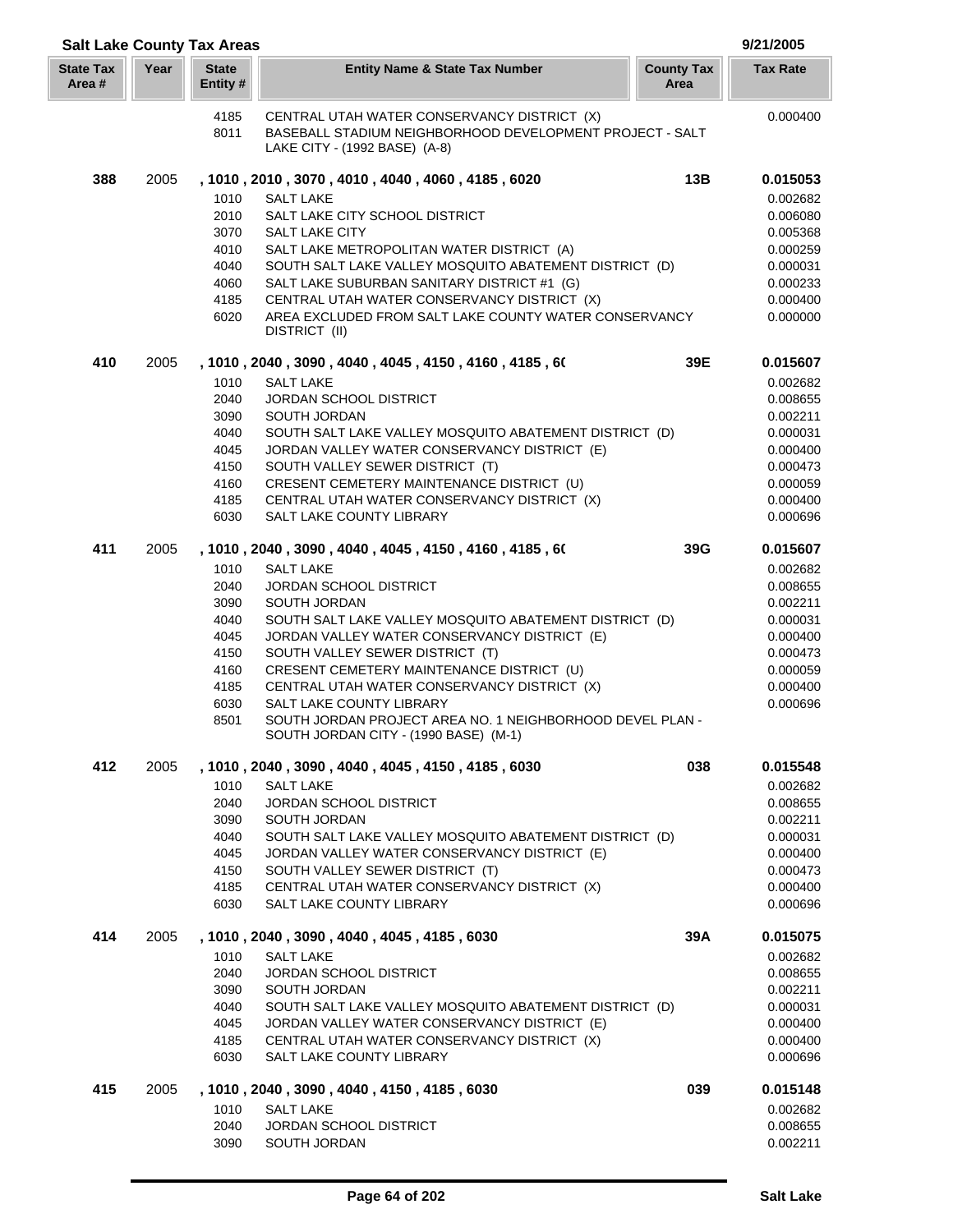## Salt Lake County Tax Areas

9/21/2005

| State Tax Area # | Year | State Entity # | Entity Name & State Tax Number | County Tax Area | Tax Rate |
|---|---|---|---|---|---|
| | | 4185 | CENTRAL UTAH WATER CONSERVANCY DISTRICT (X) | | 0.000400 |
| | | 8011 | BASEBALL STADIUM NEIGHBORHOOD DEVELOPMENT PROJECT - SALT LAKE CITY - (1992 BASE) (A-8) | | |
| **388** | 2005 | | **, 1010 , 2010 , 3070 , 4010 , 4040 , 4060 , 4185 , 6020** | **13B** | **0.015053** |
| | | 1010 | SALT LAKE | | 0.002682 |
| | | 2010 | SALT LAKE CITY SCHOOL DISTRICT | | 0.006080 |
| | | 3070 | SALT LAKE CITY | | 0.005368 |
| | | 4010 | SALT LAKE METROPOLITAN WATER DISTRICT (A) | | 0.000259 |
| | | 4040 | SOUTH SALT LAKE VALLEY MOSQUITO ABATEMENT DISTRICT (D) | | 0.000031 |
| | | 4060 | SALT LAKE SUBURBAN SANITARY DISTRICT #1 (G) | | 0.000233 |
| | | 4185 | CENTRAL UTAH WATER CONSERVANCY DISTRICT (X) | | 0.000400 |
| | | 6020 | AREA EXCLUDED FROM SALT LAKE COUNTY WATER CONSERVANCY DISTRICT (II) | | 0.000000 |
| **410** | 2005 | | **, 1010 , 2040 , 3090 , 4040 , 4045 , 4150 , 4160 , 4185 , 6(** | **39E** | **0.015607** |
| | | 1010 | SALT LAKE | | 0.002682 |
| | | 2040 | JORDAN SCHOOL DISTRICT | | 0.008655 |
| | | 3090 | SOUTH JORDAN | | 0.002211 |
| | | 4040 | SOUTH SALT LAKE VALLEY MOSQUITO ABATEMENT DISTRICT (D) | | 0.000031 |
| | | 4045 | JORDAN VALLEY WATER CONSERVANCY DISTRICT (E) | | 0.000400 |
| | | 4150 | SOUTH VALLEY SEWER DISTRICT (T) | | 0.000473 |
| | | 4160 | CRESENT CEMETERY MAINTENANCE DISTRICT (U) | | 0.000059 |
| | | 4185 | CENTRAL UTAH WATER CONSERVANCY DISTRICT (X) | | 0.000400 |
| | | 6030 | SALT LAKE COUNTY LIBRARY | | 0.000696 |
| **411** | 2005 | | **, 1010 , 2040 , 3090 , 4040 , 4045 , 4150 , 4160 , 4185 , 6(** | **39G** | **0.015607** |
| | | 1010 | SALT LAKE | | 0.002682 |
| | | 2040 | JORDAN SCHOOL DISTRICT | | 0.008655 |
| | | 3090 | SOUTH JORDAN | | 0.002211 |
| | | 4040 | SOUTH SALT LAKE VALLEY MOSQUITO ABATEMENT DISTRICT (D) | | 0.000031 |
| | | 4045 | JORDAN VALLEY WATER CONSERVANCY DISTRICT (E) | | 0.000400 |
| | | 4150 | SOUTH VALLEY SEWER DISTRICT (T) | | 0.000473 |
| | | 4160 | CRESENT CEMETERY MAINTENANCE DISTRICT (U) | | 0.000059 |
| | | 4185 | CENTRAL UTAH WATER CONSERVANCY DISTRICT (X) | | 0.000400 |
| | | 6030 | SALT LAKE COUNTY LIBRARY | | 0.000696 |
| | | 8501 | SOUTH JORDAN PROJECT AREA NO. 1 NEIGHBORHOOD DEVEL PLAN - SOUTH JORDAN CITY - (1990 BASE) (M-1) | | |
| **412** | 2005 | | **, 1010 , 2040 , 3090 , 4040 , 4045 , 4150 , 4185 , 6030** | **038** | **0.015548** |
| | | 1010 | SALT LAKE | | 0.002682 |
| | | 2040 | JORDAN SCHOOL DISTRICT | | 0.008655 |
| | | 3090 | SOUTH JORDAN | | 0.002211 |
| | | 4040 | SOUTH SALT LAKE VALLEY MOSQUITO ABATEMENT DISTRICT (D) | | 0.000031 |
| | | 4045 | JORDAN VALLEY WATER CONSERVANCY DISTRICT (E) | | 0.000400 |
| | | 4150 | SOUTH VALLEY SEWER DISTRICT (T) | | 0.000473 |
| | | 4185 | CENTRAL UTAH WATER CONSERVANCY DISTRICT (X) | | 0.000400 |
| | | 6030 | SALT LAKE COUNTY LIBRARY | | 0.000696 |
| **414** | 2005 | | **, 1010 , 2040 , 3090 , 4040 , 4045 , 4185 , 6030** | **39A** | **0.015075** |
| | | 1010 | SALT LAKE | | 0.002682 |
| | | 2040 | JORDAN SCHOOL DISTRICT | | 0.008655 |
| | | 3090 | SOUTH JORDAN | | 0.002211 |
| | | 4040 | SOUTH SALT LAKE VALLEY MOSQUITO ABATEMENT DISTRICT (D) | | 0.000031 |
| | | 4045 | JORDAN VALLEY WATER CONSERVANCY DISTRICT (E) | | 0.000400 |
| | | 4185 | CENTRAL UTAH WATER CONSERVANCY DISTRICT (X) | | 0.000400 |
| | | 6030 | SALT LAKE COUNTY LIBRARY | | 0.000696 |
| **415** | 2005 | | **, 1010 , 2040 , 3090 , 4040 , 4150 , 4185 , 6030** | **039** | **0.015148** |
| | | 1010 | SALT LAKE | | 0.002682 |
| | | 2040 | JORDAN SCHOOL DISTRICT | | 0.008655 |
| | | 3090 | SOUTH JORDAN | | 0.002211 |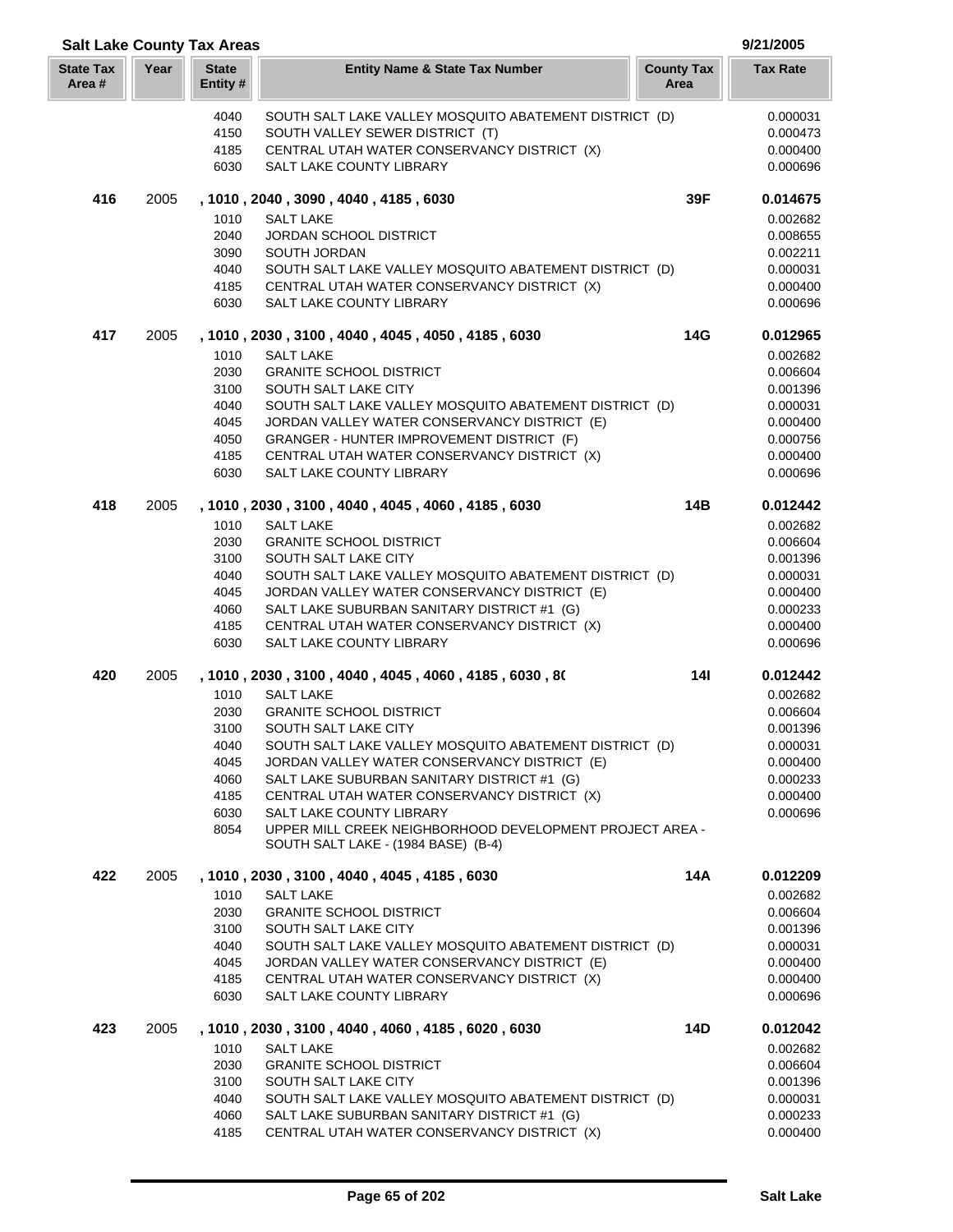## Salt Lake County Tax Areas

9/21/2005

| State Tax Area # | Year | State Entity # | Entity Name & State Tax Number | County Tax Area | Tax Rate |
|---|---|---|---|---|---|
| | | 4040 | SOUTH SALT LAKE VALLEY MOSQUITO ABATEMENT DISTRICT (D) | | 0.000031 |
| | | 4150 | SOUTH VALLEY SEWER DISTRICT (T) | | 0.000473 |
| | | 4185 | CENTRAL UTAH WATER CONSERVANCY DISTRICT (X) | | 0.000400 |
| | | 6030 | SALT LAKE COUNTY LIBRARY | | 0.000696 |
| **416** | 2005 | | **, 1010 , 2040 , 3090 , 4040 , 4185 , 6030** | **39F** | **0.014675** |
| | | 1010 | SALT LAKE | | 0.002682 |
| | | 2040 | JORDAN SCHOOL DISTRICT | | 0.008655 |
| | | 3090 | SOUTH JORDAN | | 0.002211 |
| | | 4040 | SOUTH SALT LAKE VALLEY MOSQUITO ABATEMENT DISTRICT (D) | | 0.000031 |
| | | 4185 | CENTRAL UTAH WATER CONSERVANCY DISTRICT (X) | | 0.000400 |
| | | 6030 | SALT LAKE COUNTY LIBRARY | | 0.000696 |
| **417** | 2005 | | **, 1010 , 2030 , 3100 , 4040 , 4045 , 4050 , 4185 , 6030** | **14G** | **0.012965** |
| | | 1010 | SALT LAKE | | 0.002682 |
| | | 2030 | GRANITE SCHOOL DISTRICT | | 0.006604 |
| | | 3100 | SOUTH SALT LAKE CITY | | 0.001396 |
| | | 4040 | SOUTH SALT LAKE VALLEY MOSQUITO ABATEMENT DISTRICT (D) | | 0.000031 |
| | | 4045 | JORDAN VALLEY WATER CONSERVANCY DISTRICT (E) | | 0.000400 |
| | | 4050 | GRANGER - HUNTER IMPROVEMENT DISTRICT (F) | | 0.000756 |
| | | 4185 | CENTRAL UTAH WATER CONSERVANCY DISTRICT (X) | | 0.000400 |
| | | 6030 | SALT LAKE COUNTY LIBRARY | | 0.000696 |
| **418** | 2005 | | **, 1010 , 2030 , 3100 , 4040 , 4045 , 4060 , 4185 , 6030** | **14B** | **0.012442** |
| | | 1010 | SALT LAKE | | 0.002682 |
| | | 2030 | GRANITE SCHOOL DISTRICT | | 0.006604 |
| | | 3100 | SOUTH SALT LAKE CITY | | 0.001396 |
| | | 4040 | SOUTH SALT LAKE VALLEY MOSQUITO ABATEMENT DISTRICT (D) | | 0.000031 |
| | | 4045 | JORDAN VALLEY WATER CONSERVANCY DISTRICT (E) | | 0.000400 |
| | | 4060 | SALT LAKE SUBURBAN SANITARY DISTRICT #1 (G) | | 0.000233 |
| | | 4185 | CENTRAL UTAH WATER CONSERVANCY DISTRICT (X) | | 0.000400 |
| | | 6030 | SALT LAKE COUNTY LIBRARY | | 0.000696 |
| **420** | 2005 | | **, 1010 , 2030 , 3100 , 4040 , 4045 , 4060 , 4185 , 6030 , 8(** | **14I** | **0.012442** |
| | | 1010 | SALT LAKE | | 0.002682 |
| | | 2030 | GRANITE SCHOOL DISTRICT | | 0.006604 |
| | | 3100 | SOUTH SALT LAKE CITY | | 0.001396 |
| | | 4040 | SOUTH SALT LAKE VALLEY MOSQUITO ABATEMENT DISTRICT (D) | | 0.000031 |
| | | 4045 | JORDAN VALLEY WATER CONSERVANCY DISTRICT (E) | | 0.000400 |
| | | 4060 | SALT LAKE SUBURBAN SANITARY DISTRICT #1 (G) | | 0.000233 |
| | | 4185 | CENTRAL UTAH WATER CONSERVANCY DISTRICT (X) | | 0.000400 |
| | | 6030 | SALT LAKE COUNTY LIBRARY | | 0.000696 |
| | | 8054 | UPPER MILL CREEK NEIGHBORHOOD DEVELOPMENT PROJECT AREA - SOUTH SALT LAKE - (1984 BASE) (B-4) | | |
| **422** | 2005 | | **, 1010 , 2030 , 3100 , 4040 , 4045 , 4185 , 6030** | **14A** | **0.012209** |
| | | 1010 | SALT LAKE | | 0.002682 |
| | | 2030 | GRANITE SCHOOL DISTRICT | | 0.006604 |
| | | 3100 | SOUTH SALT LAKE CITY | | 0.001396 |
| | | 4040 | SOUTH SALT LAKE VALLEY MOSQUITO ABATEMENT DISTRICT (D) | | 0.000031 |
| | | 4045 | JORDAN VALLEY WATER CONSERVANCY DISTRICT (E) | | 0.000400 |
| | | 4185 | CENTRAL UTAH WATER CONSERVANCY DISTRICT (X) | | 0.000400 |
| | | 6030 | SALT LAKE COUNTY LIBRARY | | 0.000696 |
| **423** | 2005 | | **, 1010 , 2030 , 3100 , 4040 , 4060 , 4185 , 6020 , 6030** | **14D** | **0.012042** |
| | | 1010 | SALT LAKE | | 0.002682 |
| | | 2030 | GRANITE SCHOOL DISTRICT | | 0.006604 |
| | | 3100 | SOUTH SALT LAKE CITY | | 0.001396 |
| | | 4040 | SOUTH SALT LAKE VALLEY MOSQUITO ABATEMENT DISTRICT (D) | | 0.000031 |
| | | 4060 | SALT LAKE SUBURBAN SANITARY DISTRICT #1 (G) | | 0.000233 |
| | | 4185 | CENTRAL UTAH WATER CONSERVANCY DISTRICT (X) | | 0.000400 |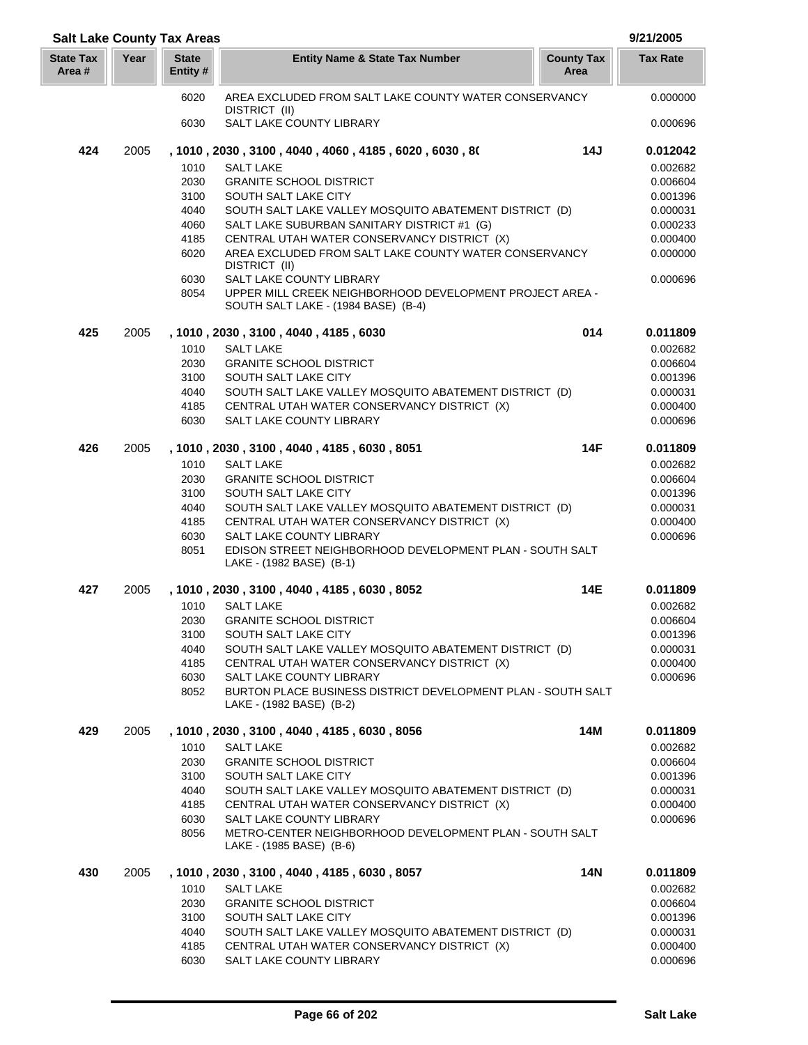**Salt Lake County Tax Areas** 9/21/2005

| State Tax Area # | Year | State Entity # | Entity Name & State Tax Number | County Tax Area | Tax Rate |
|---|---|---|---|---|---|
| | | 6020 | AREA EXCLUDED FROM SALT LAKE COUNTY WATER CONSERVANCY DISTRICT (II) | | 0.000000 |
| | | 6030 | SALT LAKE COUNTY LIBRARY | | 0.000696 |
| **424** | 2005 | **, 1010 , 2030 , 3100 , 4040 , 4060 , 4185 , 6020 , 6030 , 8(** | | **14J** | **0.012042** |
| | | 1010 | SALT LAKE | | 0.002682 |
| | | 2030 | GRANITE SCHOOL DISTRICT | | 0.006604 |
| | | 3100 | SOUTH SALT LAKE CITY | | 0.001396 |
| | | 4040 | SOUTH SALT LAKE VALLEY MOSQUITO ABATEMENT DISTRICT (D) | | 0.000031 |
| | | 4060 | SALT LAKE SUBURBAN SANITARY DISTRICT #1 (G) | | 0.000233 |
| | | 4185 | CENTRAL UTAH WATER CONSERVANCY DISTRICT (X) | | 0.000400 |
| | | 6020 | AREA EXCLUDED FROM SALT LAKE COUNTY WATER CONSERVANCY DISTRICT (II) | | 0.000000 |
| | | 6030 | SALT LAKE COUNTY LIBRARY | | 0.000696 |
| | | 8054 | UPPER MILL CREEK NEIGHBORHOOD DEVELOPMENT PROJECT AREA - SOUTH SALT LAKE - (1984 BASE) (B-4) | | |
| **425** | 2005 | **, 1010 , 2030 , 3100 , 4040 , 4185 , 6030** | | **014** | **0.011809** |
| | | 1010 | SALT LAKE | | 0.002682 |
| | | 2030 | GRANITE SCHOOL DISTRICT | | 0.006604 |
| | | 3100 | SOUTH SALT LAKE CITY | | 0.001396 |
| | | 4040 | SOUTH SALT LAKE VALLEY MOSQUITO ABATEMENT DISTRICT (D) | | 0.000031 |
| | | 4185 | CENTRAL UTAH WATER CONSERVANCY DISTRICT (X) | | 0.000400 |
| | | 6030 | SALT LAKE COUNTY LIBRARY | | 0.000696 |
| **426** | 2005 | **, 1010 , 2030 , 3100 , 4040 , 4185 , 6030 , 8051** | | **14F** | **0.011809** |
| | | 1010 | SALT LAKE | | 0.002682 |
| | | 2030 | GRANITE SCHOOL DISTRICT | | 0.006604 |
| | | 3100 | SOUTH SALT LAKE CITY | | 0.001396 |
| | | 4040 | SOUTH SALT LAKE VALLEY MOSQUITO ABATEMENT DISTRICT (D) | | 0.000031 |
| | | 4185 | CENTRAL UTAH WATER CONSERVANCY DISTRICT (X) | | 0.000400 |
| | | 6030 | SALT LAKE COUNTY LIBRARY | | 0.000696 |
| | | 8051 | EDISON STREET NEIGHBORHOOD DEVELOPMENT PLAN - SOUTH SALT LAKE - (1982 BASE) (B-1) | | |
| **427** | 2005 | **, 1010 , 2030 , 3100 , 4040 , 4185 , 6030 , 8052** | | **14E** | **0.011809** |
| | | 1010 | SALT LAKE | | 0.002682 |
| | | 2030 | GRANITE SCHOOL DISTRICT | | 0.006604 |
| | | 3100 | SOUTH SALT LAKE CITY | | 0.001396 |
| | | 4040 | SOUTH SALT LAKE VALLEY MOSQUITO ABATEMENT DISTRICT (D) | | 0.000031 |
| | | 4185 | CENTRAL UTAH WATER CONSERVANCY DISTRICT (X) | | 0.000400 |
| | | 6030 | SALT LAKE COUNTY LIBRARY | | 0.000696 |
| | | 8052 | BURTON PLACE BUSINESS DISTRICT DEVELOPMENT PLAN - SOUTH SALT LAKE - (1982 BASE) (B-2) | | |
| **429** | 2005 | **, 1010 , 2030 , 3100 , 4040 , 4185 , 6030 , 8056** | | **14M** | **0.011809** |
| | | 1010 | SALT LAKE | | 0.002682 |
| | | 2030 | GRANITE SCHOOL DISTRICT | | 0.006604 |
| | | 3100 | SOUTH SALT LAKE CITY | | 0.001396 |
| | | 4040 | SOUTH SALT LAKE VALLEY MOSQUITO ABATEMENT DISTRICT (D) | | 0.000031 |
| | | 4185 | CENTRAL UTAH WATER CONSERVANCY DISTRICT (X) | | 0.000400 |
| | | 6030 | SALT LAKE COUNTY LIBRARY | | 0.000696 |
| | | 8056 | METRO-CENTER NEIGHBORHOOD DEVELOPMENT PLAN - SOUTH SALT LAKE - (1985 BASE) (B-6) | | |
| **430** | 2005 | **, 1010 , 2030 , 3100 , 4040 , 4185 , 6030 , 8057** | | **14N** | **0.011809** |
| | | 1010 | SALT LAKE | | 0.002682 |
| | | 2030 | GRANITE SCHOOL DISTRICT | | 0.006604 |
| | | 3100 | SOUTH SALT LAKE CITY | | 0.001396 |
| | | 4040 | SOUTH SALT LAKE VALLEY MOSQUITO ABATEMENT DISTRICT (D) | | 0.000031 |
| | | 4185 | CENTRAL UTAH WATER CONSERVANCY DISTRICT (X) | | 0.000400 |
| | | 6030 | SALT LAKE COUNTY LIBRARY | | 0.000696 |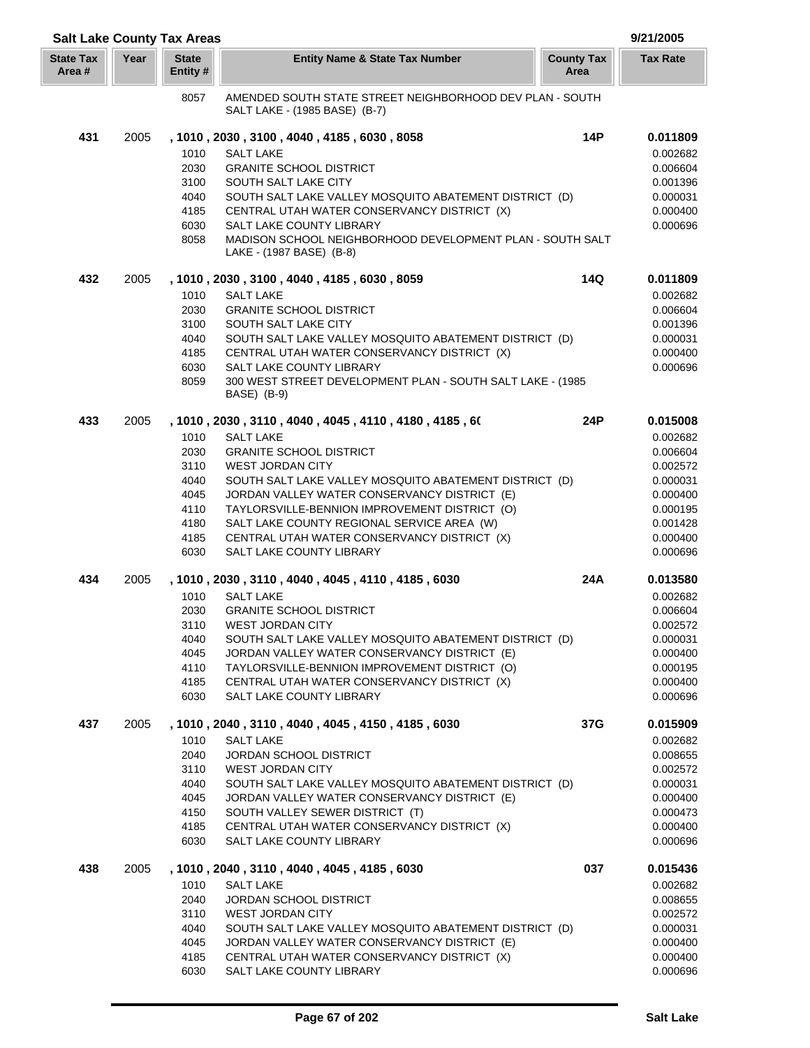## Salt Lake County Tax Areas

9/21/2005

| State Tax Area # | Year | State Entity # | Entity Name & State Tax Number | County Tax Area | Tax Rate |
|---|---|---|---|---|---|
| | | 8057 | AMENDED SOUTH STATE STREET NEIGHBORHOOD DEV PLAN - SOUTH SALT LAKE - (1985 BASE) (B-7) | | |
| **431** | 2005 | | **, 1010 , 2030 , 3100 , 4040 , 4185 , 6030 , 8058** | **14P** | **0.011809** |
| | | 1010 | SALT LAKE | | 0.002682 |
| | | 2030 | GRANITE SCHOOL DISTRICT | | 0.006604 |
| | | 3100 | SOUTH SALT LAKE CITY | | 0.001396 |
| | | 4040 | SOUTH SALT LAKE VALLEY MOSQUITO ABATEMENT DISTRICT (D) | | 0.000031 |
| | | 4185 | CENTRAL UTAH WATER CONSERVANCY DISTRICT (X) | | 0.000400 |
| | | 6030 | SALT LAKE COUNTY LIBRARY | | 0.000696 |
| | | 8058 | MADISON SCHOOL NEIGHBORHOOD DEVELOPMENT PLAN - SOUTH SALT LAKE - (1987 BASE) (B-8) | | |
| **432** | 2005 | | **, 1010 , 2030 , 3100 , 4040 , 4185 , 6030 , 8059** | **14Q** | **0.011809** |
| | | 1010 | SALT LAKE | | 0.002682 |
| | | 2030 | GRANITE SCHOOL DISTRICT | | 0.006604 |
| | | 3100 | SOUTH SALT LAKE CITY | | 0.001396 |
| | | 4040 | SOUTH SALT LAKE VALLEY MOSQUITO ABATEMENT DISTRICT (D) | | 0.000031 |
| | | 4185 | CENTRAL UTAH WATER CONSERVANCY DISTRICT (X) | | 0.000400 |
| | | 6030 | SALT LAKE COUNTY LIBRARY | | 0.000696 |
| | | 8059 | 300 WEST STREET DEVELOPMENT PLAN - SOUTH SALT LAKE - (1985 BASE) (B-9) | | |
| **433** | 2005 | | **, 1010 , 2030 , 3110 , 4040 , 4045 , 4110 , 4180 , 4185 , 6(** | **24P** | **0.015008** |
| | | 1010 | SALT LAKE | | 0.002682 |
| | | 2030 | GRANITE SCHOOL DISTRICT | | 0.006604 |
| | | 3110 | WEST JORDAN CITY | | 0.002572 |
| | | 4040 | SOUTH SALT LAKE VALLEY MOSQUITO ABATEMENT DISTRICT (D) | | 0.000031 |
| | | 4045 | JORDAN VALLEY WATER CONSERVANCY DISTRICT (E) | | 0.000400 |
| | | 4110 | TAYLORSVILLE-BENNION IMPROVEMENT DISTRICT (O) | | 0.000195 |
| | | 4180 | SALT LAKE COUNTY REGIONAL SERVICE AREA (W) | | 0.001428 |
| | | 4185 | CENTRAL UTAH WATER CONSERVANCY DISTRICT (X) | | 0.000400 |
| | | 6030 | SALT LAKE COUNTY LIBRARY | | 0.000696 |
| **434** | 2005 | | **, 1010 , 2030 , 3110 , 4040 , 4045 , 4110 , 4185 , 6030** | **24A** | **0.013580** |
| | | 1010 | SALT LAKE | | 0.002682 |
| | | 2030 | GRANITE SCHOOL DISTRICT | | 0.006604 |
| | | 3110 | WEST JORDAN CITY | | 0.002572 |
| | | 4040 | SOUTH SALT LAKE VALLEY MOSQUITO ABATEMENT DISTRICT (D) | | 0.000031 |
| | | 4045 | JORDAN VALLEY WATER CONSERVANCY DISTRICT (E) | | 0.000400 |
| | | 4110 | TAYLORSVILLE-BENNION IMPROVEMENT DISTRICT (O) | | 0.000195 |
| | | 4185 | CENTRAL UTAH WATER CONSERVANCY DISTRICT (X) | | 0.000400 |
| | | 6030 | SALT LAKE COUNTY LIBRARY | | 0.000696 |
| **437** | 2005 | | **, 1010 , 2040 , 3110 , 4040 , 4045 , 4150 , 4185 , 6030** | **37G** | **0.015909** |
| | | 1010 | SALT LAKE | | 0.002682 |
| | | 2040 | JORDAN SCHOOL DISTRICT | | 0.008655 |
| | | 3110 | WEST JORDAN CITY | | 0.002572 |
| | | 4040 | SOUTH SALT LAKE VALLEY MOSQUITO ABATEMENT DISTRICT (D) | | 0.000031 |
| | | 4045 | JORDAN VALLEY WATER CONSERVANCY DISTRICT (E) | | 0.000400 |
| | | 4150 | SOUTH VALLEY SEWER DISTRICT (T) | | 0.000473 |
| | | 4185 | CENTRAL UTAH WATER CONSERVANCY DISTRICT (X) | | 0.000400 |
| | | 6030 | SALT LAKE COUNTY LIBRARY | | 0.000696 |
| **438** | 2005 | | **, 1010 , 2040 , 3110 , 4040 , 4045 , 4185 , 6030** | **037** | **0.015436** |
| | | 1010 | SALT LAKE | | 0.002682 |
| | | 2040 | JORDAN SCHOOL DISTRICT | | 0.008655 |
| | | 3110 | WEST JORDAN CITY | | 0.002572 |
| | | 4040 | SOUTH SALT LAKE VALLEY MOSQUITO ABATEMENT DISTRICT (D) | | 0.000031 |
| | | 4045 | JORDAN VALLEY WATER CONSERVANCY DISTRICT (E) | | 0.000400 |
| | | 4185 | CENTRAL UTAH WATER CONSERVANCY DISTRICT (X) | | 0.000400 |
| | | 6030 | SALT LAKE COUNTY LIBRARY | | 0.000696 |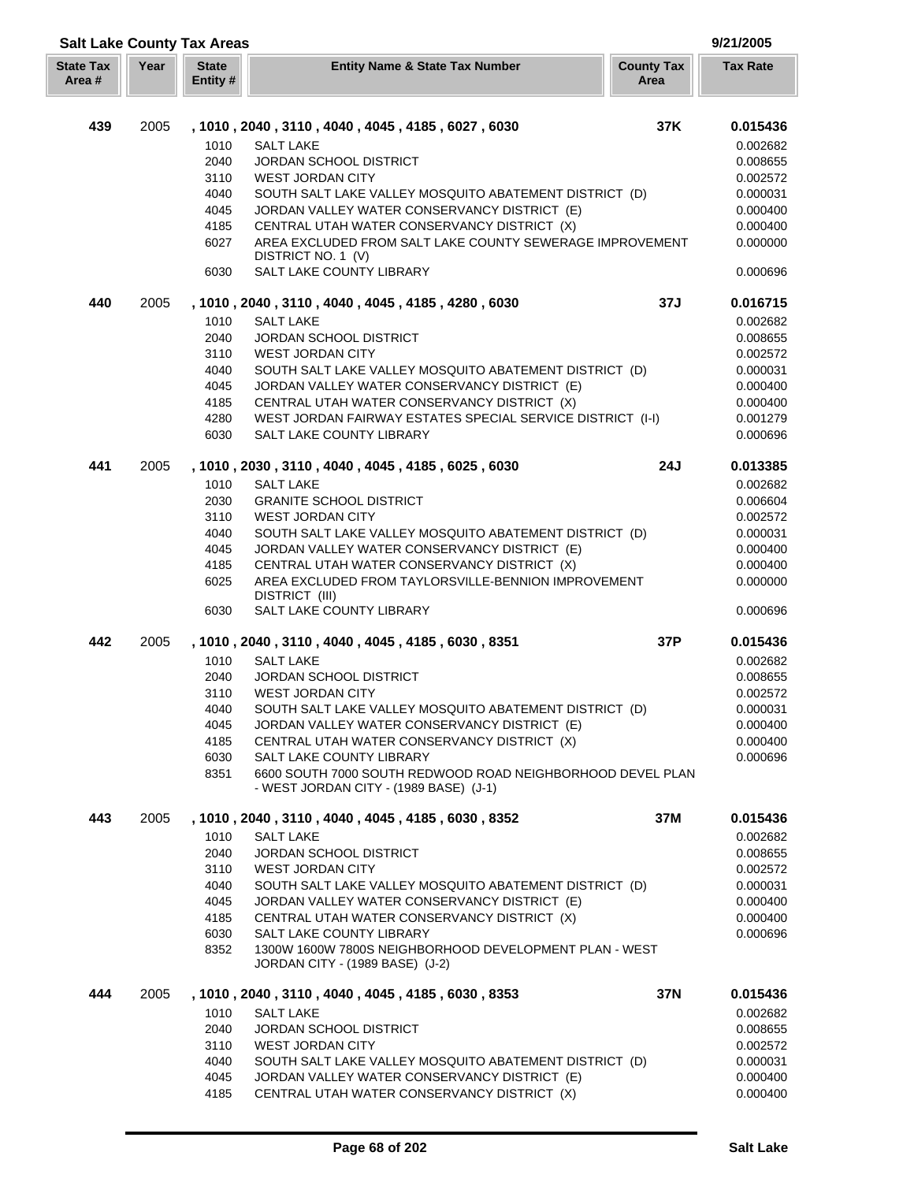## Salt Lake County Tax Areas

9/21/2005

| State Tax Area # | Year | State Entity # | Entity Name & State Tax Number | County Tax Area | Tax Rate |
|---|---|---|---|---|---|
| **439** | 2005 | | **, 1010 , 2040 , 3110 , 4040 , 4045 , 4185 , 6027 , 6030** | **37K** | **0.015436** |
| | | 1010 | SALT LAKE | | 0.002682 |
| | | 2040 | JORDAN SCHOOL DISTRICT | | 0.008655 |
| | | 3110 | WEST JORDAN CITY | | 0.002572 |
| | | 4040 | SOUTH SALT LAKE VALLEY MOSQUITO ABATEMENT DISTRICT (D) | | 0.000031 |
| | | 4045 | JORDAN VALLEY WATER CONSERVANCY DISTRICT (E) | | 0.000400 |
| | | 4185 | CENTRAL UTAH WATER CONSERVANCY DISTRICT (X) | | 0.000400 |
| | | 6027 | AREA EXCLUDED FROM SALT LAKE COUNTY SEWERAGE IMPROVEMENT DISTRICT NO. 1 (V) | | 0.000000 |
| | | 6030 | SALT LAKE COUNTY LIBRARY | | 0.000696 |
| **440** | 2005 | | **, 1010 , 2040 , 3110 , 4040 , 4045 , 4185 , 4280 , 6030** | **37J** | **0.016715** |
| | | 1010 | SALT LAKE | | 0.002682 |
| | | 2040 | JORDAN SCHOOL DISTRICT | | 0.008655 |
| | | 3110 | WEST JORDAN CITY | | 0.002572 |
| | | 4040 | SOUTH SALT LAKE VALLEY MOSQUITO ABATEMENT DISTRICT (D) | | 0.000031 |
| | | 4045 | JORDAN VALLEY WATER CONSERVANCY DISTRICT (E) | | 0.000400 |
| | | 4185 | CENTRAL UTAH WATER CONSERVANCY DISTRICT (X) | | 0.000400 |
| | | 4280 | WEST JORDAN FAIRWAY ESTATES SPECIAL SERVICE DISTRICT (I-I) | | 0.001279 |
| | | 6030 | SALT LAKE COUNTY LIBRARY | | 0.000696 |
| **441** | 2005 | | **, 1010 , 2030 , 3110 , 4040 , 4045 , 4185 , 6025 , 6030** | **24J** | **0.013385** |
| | | 1010 | SALT LAKE | | 0.002682 |
| | | 2030 | GRANITE SCHOOL DISTRICT | | 0.006604 |
| | | 3110 | WEST JORDAN CITY | | 0.002572 |
| | | 4040 | SOUTH SALT LAKE VALLEY MOSQUITO ABATEMENT DISTRICT (D) | | 0.000031 |
| | | 4045 | JORDAN VALLEY WATER CONSERVANCY DISTRICT (E) | | 0.000400 |
| | | 4185 | CENTRAL UTAH WATER CONSERVANCY DISTRICT (X) | | 0.000400 |
| | | 6025 | AREA EXCLUDED FROM TAYLORSVILLE-BENNION IMPROVEMENT DISTRICT (III) | | 0.000000 |
| | | 6030 | SALT LAKE COUNTY LIBRARY | | 0.000696 |
| **442** | 2005 | | **, 1010 , 2040 , 3110 , 4040 , 4045 , 4185 , 6030 , 8351** | **37P** | **0.015436** |
| | | 1010 | SALT LAKE | | 0.002682 |
| | | 2040 | JORDAN SCHOOL DISTRICT | | 0.008655 |
| | | 3110 | WEST JORDAN CITY | | 0.002572 |
| | | 4040 | SOUTH SALT LAKE VALLEY MOSQUITO ABATEMENT DISTRICT (D) | | 0.000031 |
| | | 4045 | JORDAN VALLEY WATER CONSERVANCY DISTRICT (E) | | 0.000400 |
| | | 4185 | CENTRAL UTAH WATER CONSERVANCY DISTRICT (X) | | 0.000400 |
| | | 6030 | SALT LAKE COUNTY LIBRARY | | 0.000696 |
| | | 8351 | 6600 SOUTH 7000 SOUTH REDWOOD ROAD NEIGHBORHOOD DEVEL PLAN - WEST JORDAN CITY - (1989 BASE) (J-1) | | |
| **443** | 2005 | | **, 1010 , 2040 , 3110 , 4040 , 4045 , 4185 , 6030 , 8352** | **37M** | **0.015436** |
| | | 1010 | SALT LAKE | | 0.002682 |
| | | 2040 | JORDAN SCHOOL DISTRICT | | 0.008655 |
| | | 3110 | WEST JORDAN CITY | | 0.002572 |
| | | 4040 | SOUTH SALT LAKE VALLEY MOSQUITO ABATEMENT DISTRICT (D) | | 0.000031 |
| | | 4045 | JORDAN VALLEY WATER CONSERVANCY DISTRICT (E) | | 0.000400 |
| | | 4185 | CENTRAL UTAH WATER CONSERVANCY DISTRICT (X) | | 0.000400 |
| | | 6030 | SALT LAKE COUNTY LIBRARY | | 0.000696 |
| | | 8352 | 1300W 1600W 7800S NEIGHBORHOOD DEVELOPMENT PLAN - WEST JORDAN CITY - (1989 BASE) (J-2) | | |
| **444** | 2005 | | **, 1010 , 2040 , 3110 , 4040 , 4045 , 4185 , 6030 , 8353** | **37N** | **0.015436** |
| | | 1010 | SALT LAKE | | 0.002682 |
| | | 2040 | JORDAN SCHOOL DISTRICT | | 0.008655 |
| | | 3110 | WEST JORDAN CITY | | 0.002572 |
| | | 4040 | SOUTH SALT LAKE VALLEY MOSQUITO ABATEMENT DISTRICT (D) | | 0.000031 |
| | | 4045 | JORDAN VALLEY WATER CONSERVANCY DISTRICT (E) | | 0.000400 |
| | | 4185 | CENTRAL UTAH WATER CONSERVANCY DISTRICT (X) | | 0.000400 |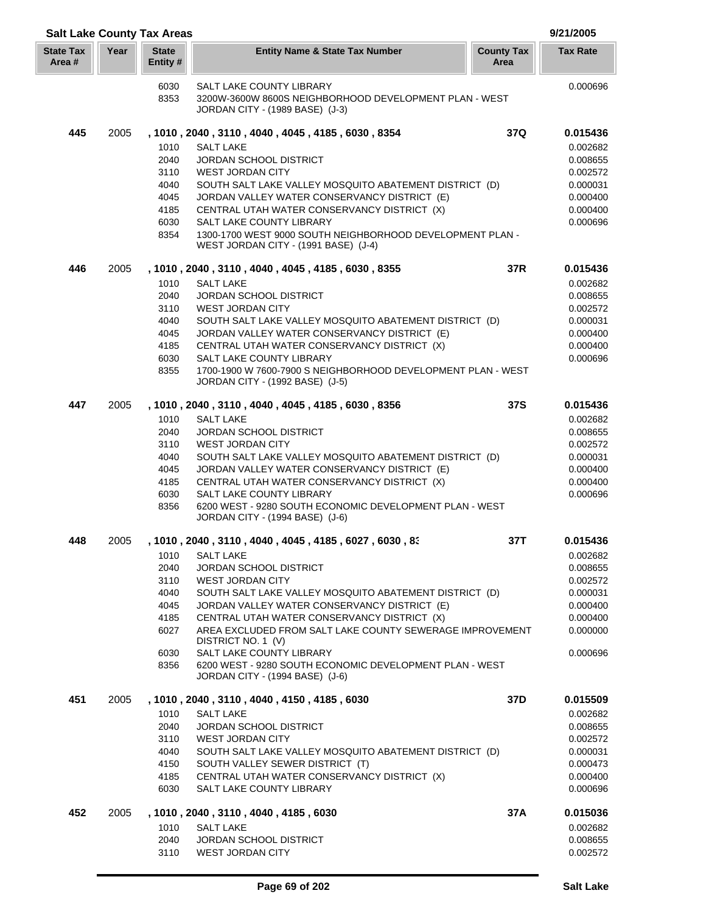## Salt Lake County Tax Areas

9/21/2005

| State Tax Area # | Year | State Entity # | Entity Name & State Tax Number | County Tax Area | Tax Rate |
|---|---|---|---|---|---|
| | | 6030 | SALT LAKE COUNTY LIBRARY | | 0.000696 |
| | | 8353 | 3200W-3600W 8600S NEIGHBORHOOD DEVELOPMENT PLAN - WEST JORDAN CITY - (1989 BASE) (J-3) | | |
| **445** | 2005 | | **, 1010 , 2040 , 3110 , 4040 , 4045 , 4185 , 6030 , 8354** | **37Q** | **0.015436** |
| | | 1010 | SALT LAKE | | 0.002682 |
| | | 2040 | JORDAN SCHOOL DISTRICT | | 0.008655 |
| | | 3110 | WEST JORDAN CITY | | 0.002572 |
| | | 4040 | SOUTH SALT LAKE VALLEY MOSQUITO ABATEMENT DISTRICT (D) | | 0.000031 |
| | | 4045 | JORDAN VALLEY WATER CONSERVANCY DISTRICT (E) | | 0.000400 |
| | | 4185 | CENTRAL UTAH WATER CONSERVANCY DISTRICT (X) | | 0.000400 |
| | | 6030 | SALT LAKE COUNTY LIBRARY | | 0.000696 |
| | | 8354 | 1300-1700 WEST 9000 SOUTH NEIGHBORHOOD DEVELOPMENT PLAN - WEST JORDAN CITY - (1991 BASE) (J-4) | | |
| **446** | 2005 | | **, 1010 , 2040 , 3110 , 4040 , 4045 , 4185 , 6030 , 8355** | **37R** | **0.015436** |
| | | 1010 | SALT LAKE | | 0.002682 |
| | | 2040 | JORDAN SCHOOL DISTRICT | | 0.008655 |
| | | 3110 | WEST JORDAN CITY | | 0.002572 |
| | | 4040 | SOUTH SALT LAKE VALLEY MOSQUITO ABATEMENT DISTRICT (D) | | 0.000031 |
| | | 4045 | JORDAN VALLEY WATER CONSERVANCY DISTRICT (E) | | 0.000400 |
| | | 4185 | CENTRAL UTAH WATER CONSERVANCY DISTRICT (X) | | 0.000400 |
| | | 6030 | SALT LAKE COUNTY LIBRARY | | 0.000696 |
| | | 8355 | 1700-1900 W 7600-7900 S NEIGHBORHOOD DEVELOPMENT PLAN - WEST JORDAN CITY - (1992 BASE) (J-5) | | |
| **447** | 2005 | | **, 1010 , 2040 , 3110 , 4040 , 4045 , 4185 , 6030 , 8356** | **37S** | **0.015436** |
| | | 1010 | SALT LAKE | | 0.002682 |
| | | 2040 | JORDAN SCHOOL DISTRICT | | 0.008655 |
| | | 3110 | WEST JORDAN CITY | | 0.002572 |
| | | 4040 | SOUTH SALT LAKE VALLEY MOSQUITO ABATEMENT DISTRICT (D) | | 0.000031 |
| | | 4045 | JORDAN VALLEY WATER CONSERVANCY DISTRICT (E) | | 0.000400 |
| | | 4185 | CENTRAL UTAH WATER CONSERVANCY DISTRICT (X) | | 0.000400 |
| | | 6030 | SALT LAKE COUNTY LIBRARY | | 0.000696 |
| | | 8356 | 6200 WEST - 9280 SOUTH ECONOMIC DEVELOPMENT PLAN - WEST JORDAN CITY - (1994 BASE) (J-6) | | |
| **448** | 2005 | | **, 1010 , 2040 , 3110 , 4040 , 4045 , 4185 , 6027 , 6030 , 83** | **37T** | **0.015436** |
| | | 1010 | SALT LAKE | | 0.002682 |
| | | 2040 | JORDAN SCHOOL DISTRICT | | 0.008655 |
| | | 3110 | WEST JORDAN CITY | | 0.002572 |
| | | 4040 | SOUTH SALT LAKE VALLEY MOSQUITO ABATEMENT DISTRICT (D) | | 0.000031 |
| | | 4045 | JORDAN VALLEY WATER CONSERVANCY DISTRICT (E) | | 0.000400 |
| | | 4185 | CENTRAL UTAH WATER CONSERVANCY DISTRICT (X) | | 0.000400 |
| | | 6027 | AREA EXCLUDED FROM SALT LAKE COUNTY SEWERAGE IMPROVEMENT DISTRICT NO. 1 (V) | | 0.000000 |
| | | 6030 | SALT LAKE COUNTY LIBRARY | | 0.000696 |
| | | 8356 | 6200 WEST - 9280 SOUTH ECONOMIC DEVELOPMENT PLAN - WEST JORDAN CITY - (1994 BASE) (J-6) | | |
| **451** | 2005 | | **, 1010 , 2040 , 3110 , 4040 , 4150 , 4185 , 6030** | **37D** | **0.015509** |
| | | 1010 | SALT LAKE | | 0.002682 |
| | | 2040 | JORDAN SCHOOL DISTRICT | | 0.008655 |
| | | 3110 | WEST JORDAN CITY | | 0.002572 |
| | | 4040 | SOUTH SALT LAKE VALLEY MOSQUITO ABATEMENT DISTRICT (D) | | 0.000031 |
| | | 4150 | SOUTH VALLEY SEWER DISTRICT (T) | | 0.000473 |
| | | 4185 | CENTRAL UTAH WATER CONSERVANCY DISTRICT (X) | | 0.000400 |
| | | 6030 | SALT LAKE COUNTY LIBRARY | | 0.000696 |
| **452** | 2005 | | **, 1010 , 2040 , 3110 , 4040 , 4185 , 6030** | **37A** | **0.015036** |
| | | 1010 | SALT LAKE | | 0.002682 |
| | | 2040 | JORDAN SCHOOL DISTRICT | | 0.008655 |
| | | 3110 | WEST JORDAN CITY | | 0.002572 |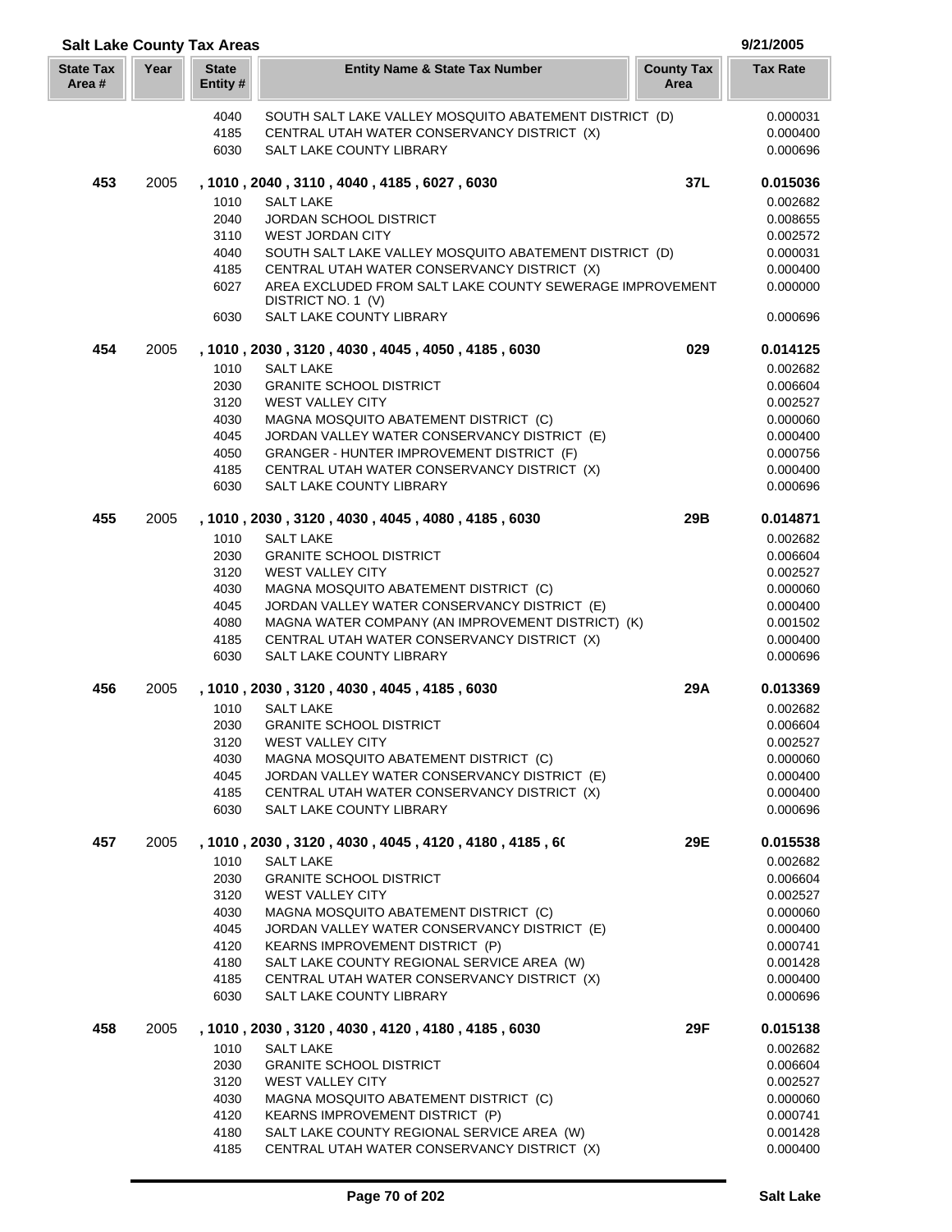## Salt Lake County Tax Areas

9/21/2005

| State Tax Area # | Year | State Entity # | Entity Name & State Tax Number | County Tax Area | Tax Rate |
|---|---|---|---|---|---|
| | | 4040 | SOUTH SALT LAKE VALLEY MOSQUITO ABATEMENT DISTRICT (D) | | 0.000031 |
| | | 4185 | CENTRAL UTAH WATER CONSERVANCY DISTRICT (X) | | 0.000400 |
| | | 6030 | SALT LAKE COUNTY LIBRARY | | 0.000696 |
| **453** | 2005 | | **, 1010 , 2040 , 3110 , 4040 , 4185 , 6027 , 6030** | **37L** | **0.015036** |
| | | 1010 | SALT LAKE | | 0.002682 |
| | | 2040 | JORDAN SCHOOL DISTRICT | | 0.008655 |
| | | 3110 | WEST JORDAN CITY | | 0.002572 |
| | | 4040 | SOUTH SALT LAKE VALLEY MOSQUITO ABATEMENT DISTRICT (D) | | 0.000031 |
| | | 4185 | CENTRAL UTAH WATER CONSERVANCY DISTRICT (X) | | 0.000400 |
| | | 6027 | AREA EXCLUDED FROM SALT LAKE COUNTY SEWERAGE IMPROVEMENT DISTRICT NO. 1 (V) | | 0.000000 |
| | | 6030 | SALT LAKE COUNTY LIBRARY | | 0.000696 |
| **454** | 2005 | | **, 1010 , 2030 , 3120 , 4030 , 4045 , 4050 , 4185 , 6030** | **029** | **0.014125** |
| | | 1010 | SALT LAKE | | 0.002682 |
| | | 2030 | GRANITE SCHOOL DISTRICT | | 0.006604 |
| | | 3120 | WEST VALLEY CITY | | 0.002527 |
| | | 4030 | MAGNA MOSQUITO ABATEMENT DISTRICT (C) | | 0.000060 |
| | | 4045 | JORDAN VALLEY WATER CONSERVANCY DISTRICT (E) | | 0.000400 |
| | | 4050 | GRANGER - HUNTER IMPROVEMENT DISTRICT (F) | | 0.000756 |
| | | 4185 | CENTRAL UTAH WATER CONSERVANCY DISTRICT (X) | | 0.000400 |
| | | 6030 | SALT LAKE COUNTY LIBRARY | | 0.000696 |
| **455** | 2005 | | **, 1010 , 2030 , 3120 , 4030 , 4045 , 4080 , 4185 , 6030** | **29B** | **0.014871** |
| | | 1010 | SALT LAKE | | 0.002682 |
| | | 2030 | GRANITE SCHOOL DISTRICT | | 0.006604 |
| | | 3120 | WEST VALLEY CITY | | 0.002527 |
| | | 4030 | MAGNA MOSQUITO ABATEMENT DISTRICT (C) | | 0.000060 |
| | | 4045 | JORDAN VALLEY WATER CONSERVANCY DISTRICT (E) | | 0.000400 |
| | | 4080 | MAGNA WATER COMPANY (AN IMPROVEMENT DISTRICT) (K) | | 0.001502 |
| | | 4185 | CENTRAL UTAH WATER CONSERVANCY DISTRICT (X) | | 0.000400 |
| | | 6030 | SALT LAKE COUNTY LIBRARY | | 0.000696 |
| **456** | 2005 | | **, 1010 , 2030 , 3120 , 4030 , 4045 , 4185 , 6030** | **29A** | **0.013369** |
| | | 1010 | SALT LAKE | | 0.002682 |
| | | 2030 | GRANITE SCHOOL DISTRICT | | 0.006604 |
| | | 3120 | WEST VALLEY CITY | | 0.002527 |
| | | 4030 | MAGNA MOSQUITO ABATEMENT DISTRICT (C) | | 0.000060 |
| | | 4045 | JORDAN VALLEY WATER CONSERVANCY DISTRICT (E) | | 0.000400 |
| | | 4185 | CENTRAL UTAH WATER CONSERVANCY DISTRICT (X) | | 0.000400 |
| | | 6030 | SALT LAKE COUNTY LIBRARY | | 0.000696 |
| **457** | 2005 | | **, 1010 , 2030 , 3120 , 4030 , 4045 , 4120 , 4180 , 4185 , 6(** | **29E** | **0.015538** |
| | | 1010 | SALT LAKE | | 0.002682 |
| | | 2030 | GRANITE SCHOOL DISTRICT | | 0.006604 |
| | | 3120 | WEST VALLEY CITY | | 0.002527 |
| | | 4030 | MAGNA MOSQUITO ABATEMENT DISTRICT (C) | | 0.000060 |
| | | 4045 | JORDAN VALLEY WATER CONSERVANCY DISTRICT (E) | | 0.000400 |
| | | 4120 | KEARNS IMPROVEMENT DISTRICT (P) | | 0.000741 |
| | | 4180 | SALT LAKE COUNTY REGIONAL SERVICE AREA (W) | | 0.001428 |
| | | 4185 | CENTRAL UTAH WATER CONSERVANCY DISTRICT (X) | | 0.000400 |
| | | 6030 | SALT LAKE COUNTY LIBRARY | | 0.000696 |
| **458** | 2005 | | **, 1010 , 2030 , 3120 , 4030 , 4120 , 4180 , 4185 , 6030** | **29F** | **0.015138** |
| | | 1010 | SALT LAKE | | 0.002682 |
| | | 2030 | GRANITE SCHOOL DISTRICT | | 0.006604 |
| | | 3120 | WEST VALLEY CITY | | 0.002527 |
| | | 4030 | MAGNA MOSQUITO ABATEMENT DISTRICT (C) | | 0.000060 |
| | | 4120 | KEARNS IMPROVEMENT DISTRICT (P) | | 0.000741 |
| | | 4180 | SALT LAKE COUNTY REGIONAL SERVICE AREA (W) | | 0.001428 |
| | | 4185 | CENTRAL UTAH WATER CONSERVANCY DISTRICT (X) | | 0.000400 |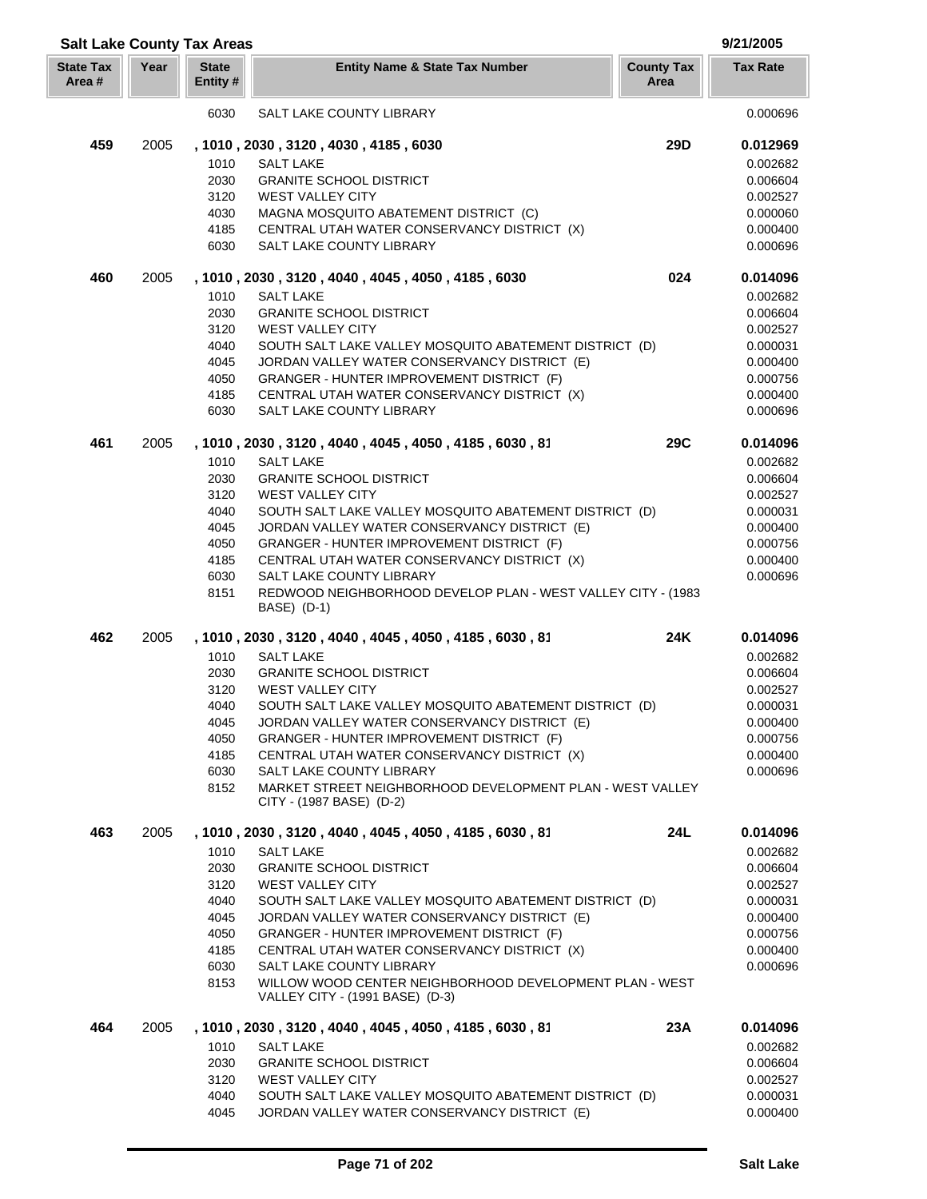## Salt Lake County Tax Areas

9/21/2005

| State Tax Area # | Year | State Entity # | Entity Name & State Tax Number | County Tax Area | Tax Rate |
|---|---|---|---|---|---|
| | | 6030 | SALT LAKE COUNTY LIBRARY | | 0.000696 |
| **459** | 2005 | | **, 1010 , 2030 , 3120 , 4030 , 4185 , 6030** | **29D** | **0.012969** |
| | | 1010 | SALT LAKE | | 0.002682 |
| | | 2030 | GRANITE SCHOOL DISTRICT | | 0.006604 |
| | | 3120 | WEST VALLEY CITY | | 0.002527 |
| | | 4030 | MAGNA MOSQUITO ABATEMENT DISTRICT (C) | | 0.000060 |
| | | 4185 | CENTRAL UTAH WATER CONSERVANCY DISTRICT (X) | | 0.000400 |
| | | 6030 | SALT LAKE COUNTY LIBRARY | | 0.000696 |
| **460** | 2005 | | **, 1010 , 2030 , 3120 , 4040 , 4045 , 4050 , 4185 , 6030** | **024** | **0.014096** |
| | | 1010 | SALT LAKE | | 0.002682 |
| | | 2030 | GRANITE SCHOOL DISTRICT | | 0.006604 |
| | | 3120 | WEST VALLEY CITY | | 0.002527 |
| | | 4040 | SOUTH SALT LAKE VALLEY MOSQUITO ABATEMENT DISTRICT (D) | | 0.000031 |
| | | 4045 | JORDAN VALLEY WATER CONSERVANCY DISTRICT (E) | | 0.000400 |
| | | 4050 | GRANGER - HUNTER IMPROVEMENT DISTRICT (F) | | 0.000756 |
| | | 4185 | CENTRAL UTAH WATER CONSERVANCY DISTRICT (X) | | 0.000400 |
| | | 6030 | SALT LAKE COUNTY LIBRARY | | 0.000696 |
| **461** | 2005 | | **, 1010 , 2030 , 3120 , 4040 , 4045 , 4050 , 4185 , 6030 , 81** | **29C** | **0.014096** |
| | | 1010 | SALT LAKE | | 0.002682 |
| | | 2030 | GRANITE SCHOOL DISTRICT | | 0.006604 |
| | | 3120 | WEST VALLEY CITY | | 0.002527 |
| | | 4040 | SOUTH SALT LAKE VALLEY MOSQUITO ABATEMENT DISTRICT (D) | | 0.000031 |
| | | 4045 | JORDAN VALLEY WATER CONSERVANCY DISTRICT (E) | | 0.000400 |
| | | 4050 | GRANGER - HUNTER IMPROVEMENT DISTRICT (F) | | 0.000756 |
| | | 4185 | CENTRAL UTAH WATER CONSERVANCY DISTRICT (X) | | 0.000400 |
| | | 6030 | SALT LAKE COUNTY LIBRARY | | 0.000696 |
| | | 8151 | REDWOOD NEIGHBORHOOD DEVELOP PLAN - WEST VALLEY CITY - (1983 BASE) (D-1) | | |
| **462** | 2005 | | **, 1010 , 2030 , 3120 , 4040 , 4045 , 4050 , 4185 , 6030 , 81** | **24K** | **0.014096** |
| | | 1010 | SALT LAKE | | 0.002682 |
| | | 2030 | GRANITE SCHOOL DISTRICT | | 0.006604 |
| | | 3120 | WEST VALLEY CITY | | 0.002527 |
| | | 4040 | SOUTH SALT LAKE VALLEY MOSQUITO ABATEMENT DISTRICT (D) | | 0.000031 |
| | | 4045 | JORDAN VALLEY WATER CONSERVANCY DISTRICT (E) | | 0.000400 |
| | | 4050 | GRANGER - HUNTER IMPROVEMENT DISTRICT (F) | | 0.000756 |
| | | 4185 | CENTRAL UTAH WATER CONSERVANCY DISTRICT (X) | | 0.000400 |
| | | 6030 | SALT LAKE COUNTY LIBRARY | | 0.000696 |
| | | 8152 | MARKET STREET NEIGHBORHOOD DEVELOPMENT PLAN - WEST VALLEY CITY - (1987 BASE) (D-2) | | |
| **463** | 2005 | | **, 1010 , 2030 , 3120 , 4040 , 4045 , 4050 , 4185 , 6030 , 81** | **24L** | **0.014096** |
| | | 1010 | SALT LAKE | | 0.002682 |
| | | 2030 | GRANITE SCHOOL DISTRICT | | 0.006604 |
| | | 3120 | WEST VALLEY CITY | | 0.002527 |
| | | 4040 | SOUTH SALT LAKE VALLEY MOSQUITO ABATEMENT DISTRICT (D) | | 0.000031 |
| | | 4045 | JORDAN VALLEY WATER CONSERVANCY DISTRICT (E) | | 0.000400 |
| | | 4050 | GRANGER - HUNTER IMPROVEMENT DISTRICT (F) | | 0.000756 |
| | | 4185 | CENTRAL UTAH WATER CONSERVANCY DISTRICT (X) | | 0.000400 |
| | | 6030 | SALT LAKE COUNTY LIBRARY | | 0.000696 |
| | | 8153 | WILLOW WOOD CENTER NEIGHBORHOOD DEVELOPMENT PLAN - WEST VALLEY CITY - (1991 BASE) (D-3) | | |
| **464** | 2005 | | **, 1010 , 2030 , 3120 , 4040 , 4045 , 4050 , 4185 , 6030 , 81** | **23A** | **0.014096** |
| | | 1010 | SALT LAKE | | 0.002682 |
| | | 2030 | GRANITE SCHOOL DISTRICT | | 0.006604 |
| | | 3120 | WEST VALLEY CITY | | 0.002527 |
| | | 4040 | SOUTH SALT LAKE VALLEY MOSQUITO ABATEMENT DISTRICT (D) | | 0.000031 |
| | | 4045 | JORDAN VALLEY WATER CONSERVANCY DISTRICT (E) | | 0.000400 |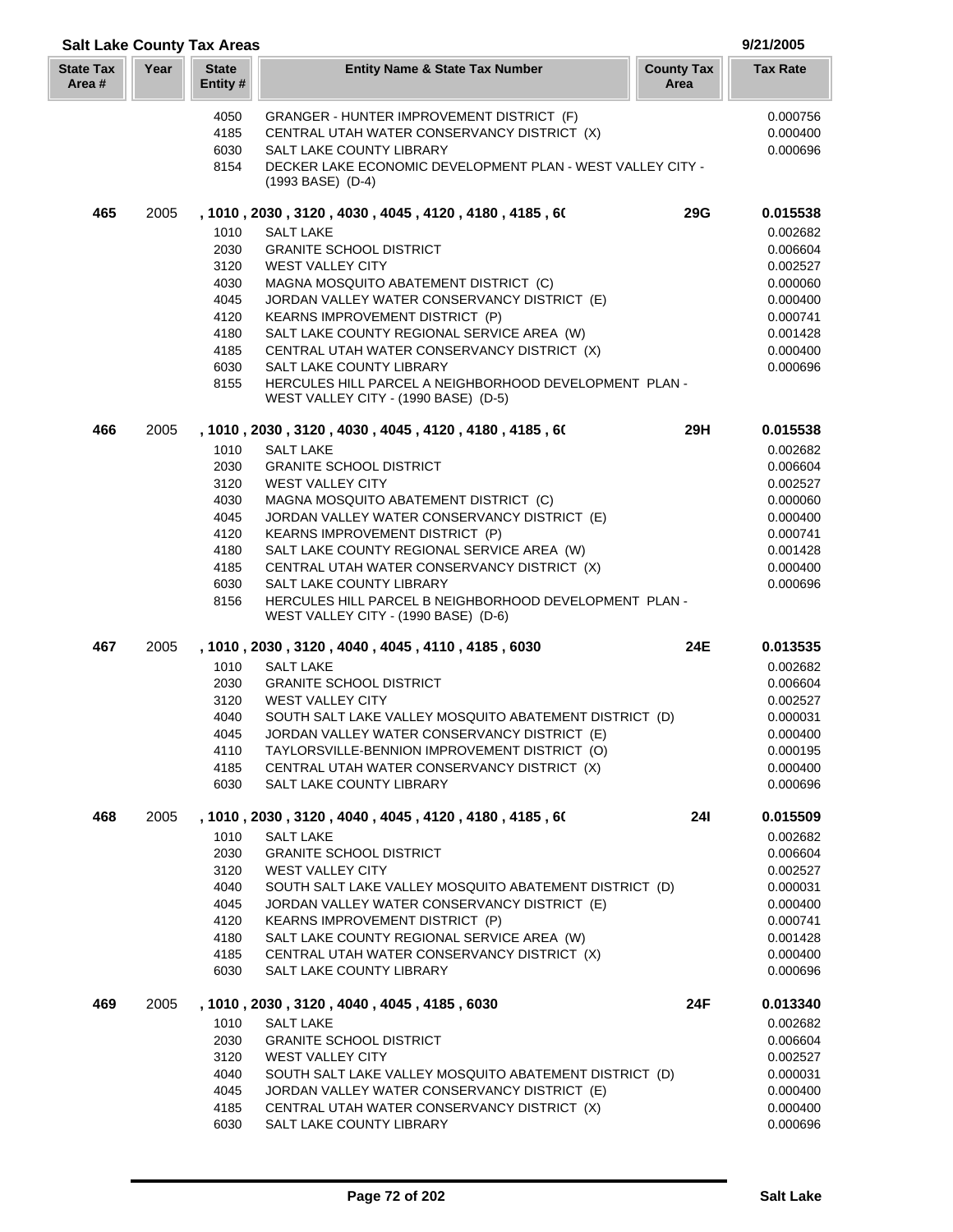## Salt Lake County Tax Areas

9/21/2005

| State Tax Area # | Year | State Entity # | Entity Name & State Tax Number | County Tax Area | Tax Rate |
|---|---|---|---|---|---|
| | | 4050 | GRANGER - HUNTER IMPROVEMENT DISTRICT (F) | | 0.000756 |
| | | 4185 | CENTRAL UTAH WATER CONSERVANCY DISTRICT (X) | | 0.000400 |
| | | 6030 | SALT LAKE COUNTY LIBRARY | | 0.000696 |
| | | 8154 | DECKER LAKE ECONOMIC DEVELOPMENT PLAN - WEST VALLEY CITY - (1993 BASE) (D-4) | | |
| **465** | 2005 | | **, 1010 , 2030 , 3120 , 4030 , 4045 , 4120 , 4180 , 4185 , 6(** | **29G** | **0.015538** |
| | | 1010 | SALT LAKE | | 0.002682 |
| | | 2030 | GRANITE SCHOOL DISTRICT | | 0.006604 |
| | | 3120 | WEST VALLEY CITY | | 0.002527 |
| | | 4030 | MAGNA MOSQUITO ABATEMENT DISTRICT (C) | | 0.000060 |
| | | 4045 | JORDAN VALLEY WATER CONSERVANCY DISTRICT (E) | | 0.000400 |
| | | 4120 | KEARNS IMPROVEMENT DISTRICT (P) | | 0.000741 |
| | | 4180 | SALT LAKE COUNTY REGIONAL SERVICE AREA (W) | | 0.001428 |
| | | 4185 | CENTRAL UTAH WATER CONSERVANCY DISTRICT (X) | | 0.000400 |
| | | 6030 | SALT LAKE COUNTY LIBRARY | | 0.000696 |
| | | 8155 | HERCULES HILL PARCEL A NEIGHBORHOOD DEVELOPMENT PLAN - WEST VALLEY CITY - (1990 BASE) (D-5) | | |
| **466** | 2005 | | **, 1010 , 2030 , 3120 , 4030 , 4045 , 4120 , 4180 , 4185 , 6(** | **29H** | **0.015538** |
| | | 1010 | SALT LAKE | | 0.002682 |
| | | 2030 | GRANITE SCHOOL DISTRICT | | 0.006604 |
| | | 3120 | WEST VALLEY CITY | | 0.002527 |
| | | 4030 | MAGNA MOSQUITO ABATEMENT DISTRICT (C) | | 0.000060 |
| | | 4045 | JORDAN VALLEY WATER CONSERVANCY DISTRICT (E) | | 0.000400 |
| | | 4120 | KEARNS IMPROVEMENT DISTRICT (P) | | 0.000741 |
| | | 4180 | SALT LAKE COUNTY REGIONAL SERVICE AREA (W) | | 0.001428 |
| | | 4185 | CENTRAL UTAH WATER CONSERVANCY DISTRICT (X) | | 0.000400 |
| | | 6030 | SALT LAKE COUNTY LIBRARY | | 0.000696 |
| | | 8156 | HERCULES HILL PARCEL B NEIGHBORHOOD DEVELOPMENT PLAN - WEST VALLEY CITY - (1990 BASE) (D-6) | | |
| **467** | 2005 | | **, 1010 , 2030 , 3120 , 4040 , 4045 , 4110 , 4185 , 6030** | **24E** | **0.013535** |
| | | 1010 | SALT LAKE | | 0.002682 |
| | | 2030 | GRANITE SCHOOL DISTRICT | | 0.006604 |
| | | 3120 | WEST VALLEY CITY | | 0.002527 |
| | | 4040 | SOUTH SALT LAKE VALLEY MOSQUITO ABATEMENT DISTRICT (D) | | 0.000031 |
| | | 4045 | JORDAN VALLEY WATER CONSERVANCY DISTRICT (E) | | 0.000400 |
| | | 4110 | TAYLORSVILLE-BENNION IMPROVEMENT DISTRICT (O) | | 0.000195 |
| | | 4185 | CENTRAL UTAH WATER CONSERVANCY DISTRICT (X) | | 0.000400 |
| | | 6030 | SALT LAKE COUNTY LIBRARY | | 0.000696 |
| **468** | 2005 | | **, 1010 , 2030 , 3120 , 4040 , 4045 , 4120 , 4180 , 4185 , 6(** | **24I** | **0.015509** |
| | | 1010 | SALT LAKE | | 0.002682 |
| | | 2030 | GRANITE SCHOOL DISTRICT | | 0.006604 |
| | | 3120 | WEST VALLEY CITY | | 0.002527 |
| | | 4040 | SOUTH SALT LAKE VALLEY MOSQUITO ABATEMENT DISTRICT (D) | | 0.000031 |
| | | 4045 | JORDAN VALLEY WATER CONSERVANCY DISTRICT (E) | | 0.000400 |
| | | 4120 | KEARNS IMPROVEMENT DISTRICT (P) | | 0.000741 |
| | | 4180 | SALT LAKE COUNTY REGIONAL SERVICE AREA (W) | | 0.001428 |
| | | 4185 | CENTRAL UTAH WATER CONSERVANCY DISTRICT (X) | | 0.000400 |
| | | 6030 | SALT LAKE COUNTY LIBRARY | | 0.000696 |
| **469** | 2005 | | **, 1010 , 2030 , 3120 , 4040 , 4045 , 4185 , 6030** | **24F** | **0.013340** |
| | | 1010 | SALT LAKE | | 0.002682 |
| | | 2030 | GRANITE SCHOOL DISTRICT | | 0.006604 |
| | | 3120 | WEST VALLEY CITY | | 0.002527 |
| | | 4040 | SOUTH SALT LAKE VALLEY MOSQUITO ABATEMENT DISTRICT (D) | | 0.000031 |
| | | 4045 | JORDAN VALLEY WATER CONSERVANCY DISTRICT (E) | | 0.000400 |
| | | 4185 | CENTRAL UTAH WATER CONSERVANCY DISTRICT (X) | | 0.000400 |
| | | 6030 | SALT LAKE COUNTY LIBRARY | | 0.000696 |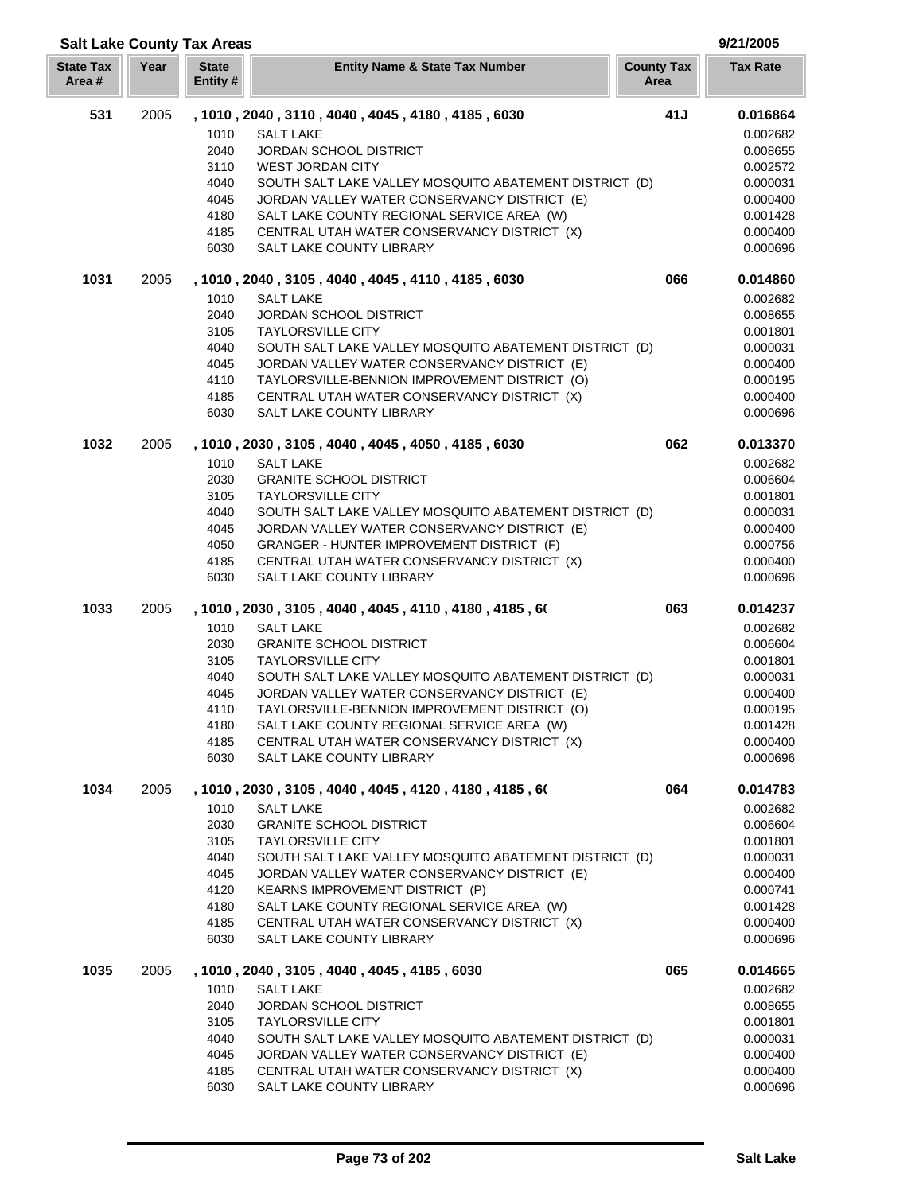## Salt Lake County Tax Areas

9/21/2005

| State Tax Area # | Year | State Entity # | Entity Name & State Tax Number | County Tax Area | Tax Rate |
|---|---|---|---|---|---|
| **531** | 2005 | | **, 1010 , 2040 , 3110 , 4040 , 4045 , 4180 , 4185 , 6030** | **41J** | **0.016864** |
| | | 1010 | SALT LAKE | | 0.002682 |
| | | 2040 | JORDAN SCHOOL DISTRICT | | 0.008655 |
| | | 3110 | WEST JORDAN CITY | | 0.002572 |
| | | 4040 | SOUTH SALT LAKE VALLEY MOSQUITO ABATEMENT DISTRICT (D) | | 0.000031 |
| | | 4045 | JORDAN VALLEY WATER CONSERVANCY DISTRICT (E) | | 0.000400 |
| | | 4180 | SALT LAKE COUNTY REGIONAL SERVICE AREA (W) | | 0.001428 |
| | | 4185 | CENTRAL UTAH WATER CONSERVANCY DISTRICT (X) | | 0.000400 |
| | | 6030 | SALT LAKE COUNTY LIBRARY | | 0.000696 |
| **1031** | 2005 | | **, 1010 , 2040 , 3105 , 4040 , 4045 , 4110 , 4185 , 6030** | **066** | **0.014860** |
| | | 1010 | SALT LAKE | | 0.002682 |
| | | 2040 | JORDAN SCHOOL DISTRICT | | 0.008655 |
| | | 3105 | TAYLORSVILLE CITY | | 0.001801 |
| | | 4040 | SOUTH SALT LAKE VALLEY MOSQUITO ABATEMENT DISTRICT (D) | | 0.000031 |
| | | 4045 | JORDAN VALLEY WATER CONSERVANCY DISTRICT (E) | | 0.000400 |
| | | 4110 | TAYLORSVILLE-BENNION IMPROVEMENT DISTRICT (O) | | 0.000195 |
| | | 4185 | CENTRAL UTAH WATER CONSERVANCY DISTRICT (X) | | 0.000400 |
| | | 6030 | SALT LAKE COUNTY LIBRARY | | 0.000696 |
| **1032** | 2005 | | **, 1010 , 2030 , 3105 , 4040 , 4045 , 4050 , 4185 , 6030** | **062** | **0.013370** |
| | | 1010 | SALT LAKE | | 0.002682 |
| | | 2030 | GRANITE SCHOOL DISTRICT | | 0.006604 |
| | | 3105 | TAYLORSVILLE CITY | | 0.001801 |
| | | 4040 | SOUTH SALT LAKE VALLEY MOSQUITO ABATEMENT DISTRICT (D) | | 0.000031 |
| | | 4045 | JORDAN VALLEY WATER CONSERVANCY DISTRICT (E) | | 0.000400 |
| | | 4050 | GRANGER - HUNTER IMPROVEMENT DISTRICT (F) | | 0.000756 |
| | | 4185 | CENTRAL UTAH WATER CONSERVANCY DISTRICT (X) | | 0.000400 |
| | | 6030 | SALT LAKE COUNTY LIBRARY | | 0.000696 |
| **1033** | 2005 | | **, 1010 , 2030 , 3105 , 4040 , 4045 , 4110 , 4180 , 4185 , 60** | **063** | **0.014237** |
| | | 1010 | SALT LAKE | | 0.002682 |
| | | 2030 | GRANITE SCHOOL DISTRICT | | 0.006604 |
| | | 3105 | TAYLORSVILLE CITY | | 0.001801 |
| | | 4040 | SOUTH SALT LAKE VALLEY MOSQUITO ABATEMENT DISTRICT (D) | | 0.000031 |
| | | 4045 | JORDAN VALLEY WATER CONSERVANCY DISTRICT (E) | | 0.000400 |
| | | 4110 | TAYLORSVILLE-BENNION IMPROVEMENT DISTRICT (O) | | 0.000195 |
| | | 4180 | SALT LAKE COUNTY REGIONAL SERVICE AREA (W) | | 0.001428 |
| | | 4185 | CENTRAL UTAH WATER CONSERVANCY DISTRICT (X) | | 0.000400 |
| | | 6030 | SALT LAKE COUNTY LIBRARY | | 0.000696 |
| **1034** | 2005 | | **, 1010 , 2030 , 3105 , 4040 , 4045 , 4120 , 4180 , 4185 , 60** | **064** | **0.014783** |
| | | 1010 | SALT LAKE | | 0.002682 |
| | | 2030 | GRANITE SCHOOL DISTRICT | | 0.006604 |
| | | 3105 | TAYLORSVILLE CITY | | 0.001801 |
| | | 4040 | SOUTH SALT LAKE VALLEY MOSQUITO ABATEMENT DISTRICT (D) | | 0.000031 |
| | | 4045 | JORDAN VALLEY WATER CONSERVANCY DISTRICT (E) | | 0.000400 |
| | | 4120 | KEARNS IMPROVEMENT DISTRICT (P) | | 0.000741 |
| | | 4180 | SALT LAKE COUNTY REGIONAL SERVICE AREA (W) | | 0.001428 |
| | | 4185 | CENTRAL UTAH WATER CONSERVANCY DISTRICT (X) | | 0.000400 |
| | | 6030 | SALT LAKE COUNTY LIBRARY | | 0.000696 |
| **1035** | 2005 | | **, 1010 , 2040 , 3105 , 4040 , 4045 , 4185 , 6030** | **065** | **0.014665** |
| | | 1010 | SALT LAKE | | 0.002682 |
| | | 2040 | JORDAN SCHOOL DISTRICT | | 0.008655 |
| | | 3105 | TAYLORSVILLE CITY | | 0.001801 |
| | | 4040 | SOUTH SALT LAKE VALLEY MOSQUITO ABATEMENT DISTRICT (D) | | 0.000031 |
| | | 4045 | JORDAN VALLEY WATER CONSERVANCY DISTRICT (E) | | 0.000400 |
| | | 4185 | CENTRAL UTAH WATER CONSERVANCY DISTRICT (X) | | 0.000400 |
| | | 6030 | SALT LAKE COUNTY LIBRARY | | 0.000696 |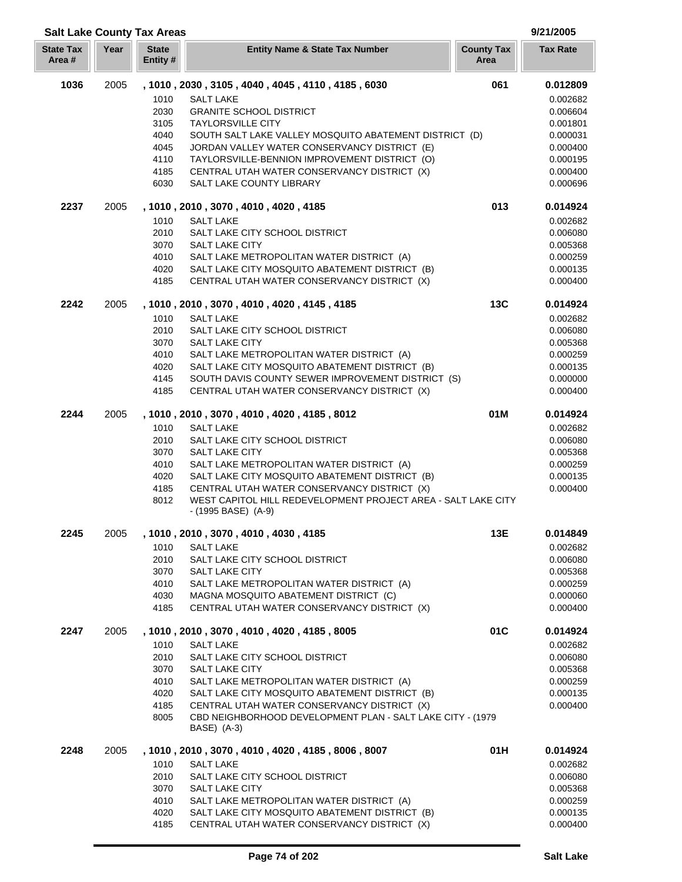## Salt Lake County Tax Areas

9/21/2005

| State Tax Area # | Year | State Entity # | Entity Name & State Tax Number | County Tax Area | Tax Rate |
|---|---|---|---|---|---|
| **1036** | 2005 | **, 1010 , 2030 , 3105 , 4040 , 4045 , 4110 , 4185 , 6030** | | **061** | **0.012809** |
| | | 1010 | SALT LAKE | | 0.002682 |
| | | 2030 | GRANITE SCHOOL DISTRICT | | 0.006604 |
| | | 3105 | TAYLORSVILLE CITY | | 0.001801 |
| | | 4040 | SOUTH SALT LAKE VALLEY MOSQUITO ABATEMENT DISTRICT (D) | | 0.000031 |
| | | 4045 | JORDAN VALLEY WATER CONSERVANCY DISTRICT (E) | | 0.000400 |
| | | 4110 | TAYLORSVILLE-BENNION IMPROVEMENT DISTRICT (O) | | 0.000195 |
| | | 4185 | CENTRAL UTAH WATER CONSERVANCY DISTRICT (X) | | 0.000400 |
| | | 6030 | SALT LAKE COUNTY LIBRARY | | 0.000696 |
| **2237** | 2005 | **, 1010 , 2010 , 3070 , 4010 , 4020 , 4185** | | **013** | **0.014924** |
| | | 1010 | SALT LAKE | | 0.002682 |
| | | 2010 | SALT LAKE CITY SCHOOL DISTRICT | | 0.006080 |
| | | 3070 | SALT LAKE CITY | | 0.005368 |
| | | 4010 | SALT LAKE METROPOLITAN WATER DISTRICT (A) | | 0.000259 |
| | | 4020 | SALT LAKE CITY MOSQUITO ABATEMENT DISTRICT (B) | | 0.000135 |
| | | 4185 | CENTRAL UTAH WATER CONSERVANCY DISTRICT (X) | | 0.000400 |
| **2242** | 2005 | **, 1010 , 2010 , 3070 , 4010 , 4020 , 4145 , 4185** | | **13C** | **0.014924** |
| | | 1010 | SALT LAKE | | 0.002682 |
| | | 2010 | SALT LAKE CITY SCHOOL DISTRICT | | 0.006080 |
| | | 3070 | SALT LAKE CITY | | 0.005368 |
| | | 4010 | SALT LAKE METROPOLITAN WATER DISTRICT (A) | | 0.000259 |
| | | 4020 | SALT LAKE CITY MOSQUITO ABATEMENT DISTRICT (B) | | 0.000135 |
| | | 4145 | SOUTH DAVIS COUNTY SEWER IMPROVEMENT DISTRICT (S) | | 0.000000 |
| | | 4185 | CENTRAL UTAH WATER CONSERVANCY DISTRICT (X) | | 0.000400 |
| **2244** | 2005 | **, 1010 , 2010 , 3070 , 4010 , 4020 , 4185 , 8012** | | **01M** | **0.014924** |
| | | 1010 | SALT LAKE | | 0.002682 |
| | | 2010 | SALT LAKE CITY SCHOOL DISTRICT | | 0.006080 |
| | | 3070 | SALT LAKE CITY | | 0.005368 |
| | | 4010 | SALT LAKE METROPOLITAN WATER DISTRICT (A) | | 0.000259 |
| | | 4020 | SALT LAKE CITY MOSQUITO ABATEMENT DISTRICT (B) | | 0.000135 |
| | | 4185 | CENTRAL UTAH WATER CONSERVANCY DISTRICT (X) | | 0.000400 |
| | | 8012 | WEST CAPITOL HILL REDEVELOPMENT PROJECT AREA - SALT LAKE CITY - (1995 BASE) (A-9) | | |
| **2245** | 2005 | **, 1010 , 2010 , 3070 , 4010 , 4030 , 4185** | | **13E** | **0.014849** |
| | | 1010 | SALT LAKE | | 0.002682 |
| | | 2010 | SALT LAKE CITY SCHOOL DISTRICT | | 0.006080 |
| | | 3070 | SALT LAKE CITY | | 0.005368 |
| | | 4010 | SALT LAKE METROPOLITAN WATER DISTRICT (A) | | 0.000259 |
| | | 4030 | MAGNA MOSQUITO ABATEMENT DISTRICT (C) | | 0.000060 |
| | | 4185 | CENTRAL UTAH WATER CONSERVANCY DISTRICT (X) | | 0.000400 |
| **2247** | 2005 | **, 1010 , 2010 , 3070 , 4010 , 4020 , 4185 , 8005** | | **01C** | **0.014924** |
| | | 1010 | SALT LAKE | | 0.002682 |
| | | 2010 | SALT LAKE CITY SCHOOL DISTRICT | | 0.006080 |
| | | 3070 | SALT LAKE CITY | | 0.005368 |
| | | 4010 | SALT LAKE METROPOLITAN WATER DISTRICT (A) | | 0.000259 |
| | | 4020 | SALT LAKE CITY MOSQUITO ABATEMENT DISTRICT (B) | | 0.000135 |
| | | 4185 | CENTRAL UTAH WATER CONSERVANCY DISTRICT (X) | | 0.000400 |
| | | 8005 | CBD NEIGHBORHOOD DEVELOPMENT PLAN - SALT LAKE CITY - (1979 BASE) (A-3) | | |
| **2248** | 2005 | **, 1010 , 2010 , 3070 , 4010 , 4020 , 4185 , 8006 , 8007** | | **01H** | **0.014924** |
| | | 1010 | SALT LAKE | | 0.002682 |
| | | 2010 | SALT LAKE CITY SCHOOL DISTRICT | | 0.006080 |
| | | 3070 | SALT LAKE CITY | | 0.005368 |
| | | 4010 | SALT LAKE METROPOLITAN WATER DISTRICT (A) | | 0.000259 |
| | | 4020 | SALT LAKE CITY MOSQUITO ABATEMENT DISTRICT (B) | | 0.000135 |
| | | 4185 | CENTRAL UTAH WATER CONSERVANCY DISTRICT (X) | | 0.000400 |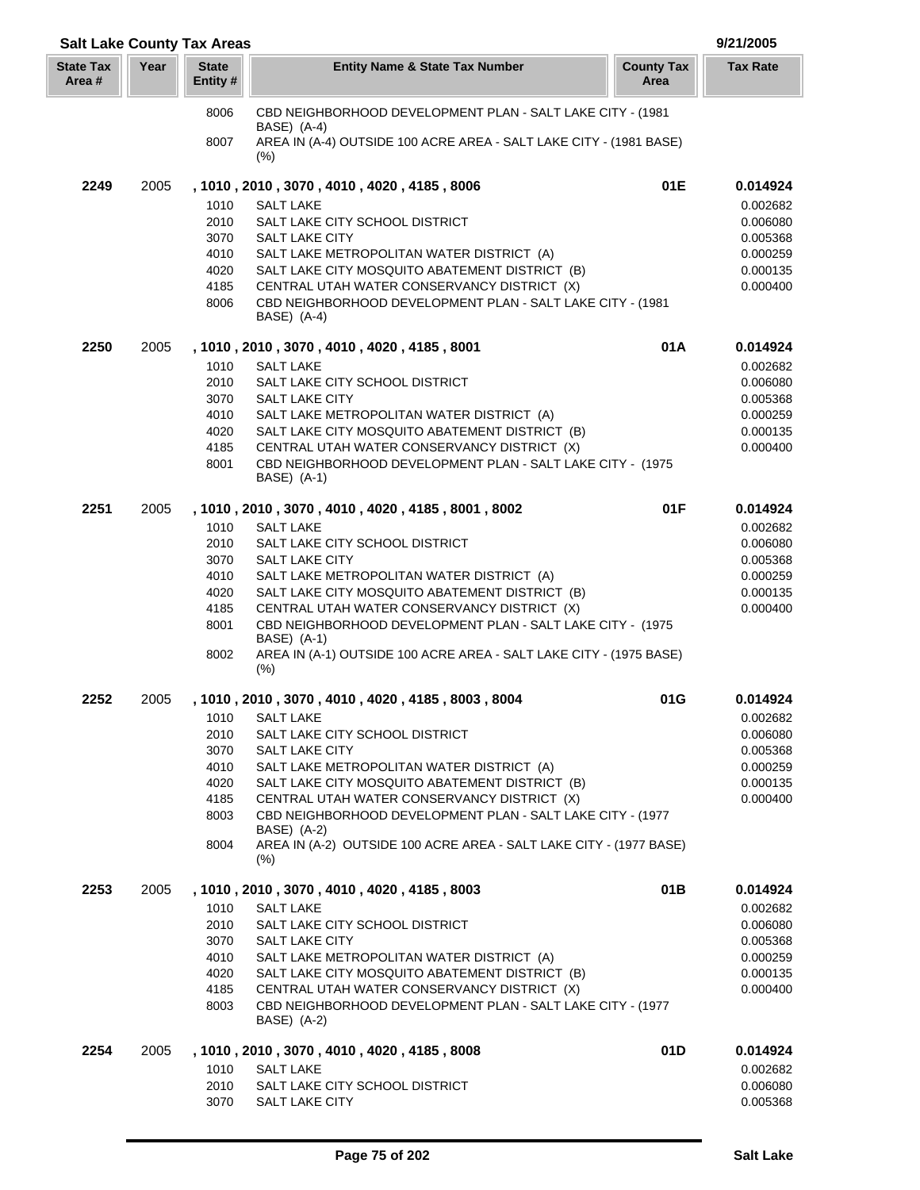## Salt Lake County Tax Areas

9/21/2005

| State Tax Area # | Year | State Entity # | Entity Name & State Tax Number | County Tax Area | Tax Rate |
|---|---|---|---|---|---|
| | | 8006 | CBD NEIGHBORHOOD DEVELOPMENT PLAN - SALT LAKE CITY - (1981 BASE) (A-4) | | |
| | | 8007 | AREA IN (A-4) OUTSIDE 100 ACRE AREA - SALT LAKE CITY - (1981 BASE) (%) | | |
| **2249** | 2005 | | **, 1010 , 2010 , 3070 , 4010 , 4020 , 4185 , 8006** | **01E** | **0.014924** |
| | | 1010 | SALT LAKE | | 0.002682 |
| | | 2010 | SALT LAKE CITY SCHOOL DISTRICT | | 0.006080 |
| | | 3070 | SALT LAKE CITY | | 0.005368 |
| | | 4010 | SALT LAKE METROPOLITAN WATER DISTRICT (A) | | 0.000259 |
| | | 4020 | SALT LAKE CITY MOSQUITO ABATEMENT DISTRICT (B) | | 0.000135 |
| | | 4185 | CENTRAL UTAH WATER CONSERVANCY DISTRICT (X) | | 0.000400 |
| | | 8006 | CBD NEIGHBORHOOD DEVELOPMENT PLAN - SALT LAKE CITY - (1981 BASE) (A-4) | | |
| **2250** | 2005 | | **, 1010 , 2010 , 3070 , 4010 , 4020 , 4185 , 8001** | **01A** | **0.014924** |
| | | 1010 | SALT LAKE | | 0.002682 |
| | | 2010 | SALT LAKE CITY SCHOOL DISTRICT | | 0.006080 |
| | | 3070 | SALT LAKE CITY | | 0.005368 |
| | | 4010 | SALT LAKE METROPOLITAN WATER DISTRICT (A) | | 0.000259 |
| | | 4020 | SALT LAKE CITY MOSQUITO ABATEMENT DISTRICT (B) | | 0.000135 |
| | | 4185 | CENTRAL UTAH WATER CONSERVANCY DISTRICT (X) | | 0.000400 |
| | | 8001 | CBD NEIGHBORHOOD DEVELOPMENT PLAN - SALT LAKE CITY - (1975 BASE) (A-1) | | |
| **2251** | 2005 | | **, 1010 , 2010 , 3070 , 4010 , 4020 , 4185 , 8001 , 8002** | **01F** | **0.014924** |
| | | 1010 | SALT LAKE | | 0.002682 |
| | | 2010 | SALT LAKE CITY SCHOOL DISTRICT | | 0.006080 |
| | | 3070 | SALT LAKE CITY | | 0.005368 |
| | | 4010 | SALT LAKE METROPOLITAN WATER DISTRICT (A) | | 0.000259 |
| | | 4020 | SALT LAKE CITY MOSQUITO ABATEMENT DISTRICT (B) | | 0.000135 |
| | | 4185 | CENTRAL UTAH WATER CONSERVANCY DISTRICT (X) | | 0.000400 |
| | | 8001 | CBD NEIGHBORHOOD DEVELOPMENT PLAN - SALT LAKE CITY - (1975 BASE) (A-1) | | |
| | | 8002 | AREA IN (A-1) OUTSIDE 100 ACRE AREA - SALT LAKE CITY - (1975 BASE) (%) | | |
| **2252** | 2005 | | **, 1010 , 2010 , 3070 , 4010 , 4020 , 4185 , 8003 , 8004** | **01G** | **0.014924** |
| | | 1010 | SALT LAKE | | 0.002682 |
| | | 2010 | SALT LAKE CITY SCHOOL DISTRICT | | 0.006080 |
| | | 3070 | SALT LAKE CITY | | 0.005368 |
| | | 4010 | SALT LAKE METROPOLITAN WATER DISTRICT (A) | | 0.000259 |
| | | 4020 | SALT LAKE CITY MOSQUITO ABATEMENT DISTRICT (B) | | 0.000135 |
| | | 4185 | CENTRAL UTAH WATER CONSERVANCY DISTRICT (X) | | 0.000400 |
| | | 8003 | CBD NEIGHBORHOOD DEVELOPMENT PLAN - SALT LAKE CITY - (1977 BASE) (A-2) | | |
| | | 8004 | AREA IN (A-2) OUTSIDE 100 ACRE AREA - SALT LAKE CITY - (1977 BASE) (%) | | |
| **2253** | 2005 | | **, 1010 , 2010 , 3070 , 4010 , 4020 , 4185 , 8003** | **01B** | **0.014924** |
| | | 1010 | SALT LAKE | | 0.002682 |
| | | 2010 | SALT LAKE CITY SCHOOL DISTRICT | | 0.006080 |
| | | 3070 | SALT LAKE CITY | | 0.005368 |
| | | 4010 | SALT LAKE METROPOLITAN WATER DISTRICT (A) | | 0.000259 |
| | | 4020 | SALT LAKE CITY MOSQUITO ABATEMENT DISTRICT (B) | | 0.000135 |
| | | 4185 | CENTRAL UTAH WATER CONSERVANCY DISTRICT (X) | | 0.000400 |
| | | 8003 | CBD NEIGHBORHOOD DEVELOPMENT PLAN - SALT LAKE CITY - (1977 BASE) (A-2) | | |
| **2254** | 2005 | | **, 1010 , 2010 , 3070 , 4010 , 4020 , 4185 , 8008** | **01D** | **0.014924** |
| | | 1010 | SALT LAKE | | 0.002682 |
| | | 2010 | SALT LAKE CITY SCHOOL DISTRICT | | 0.006080 |
| | | 3070 | SALT LAKE CITY | | 0.005368 |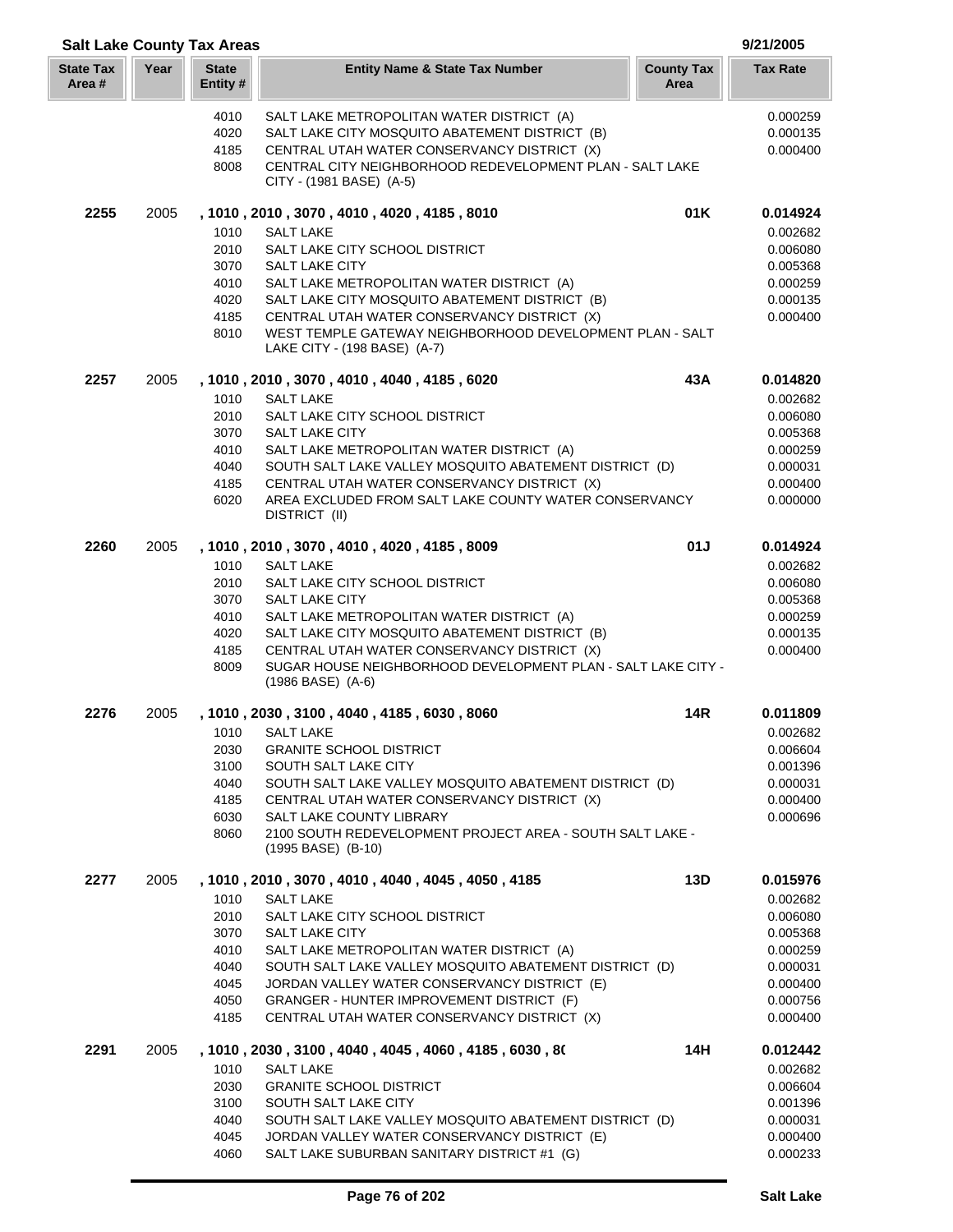## Salt Lake County Tax Areas

9/21/2005

| State Tax Area # | Year | State Entity # | Entity Name & State Tax Number | County Tax Area | Tax Rate |
|---|---|---|---|---|---|
| | | 4010 | SALT LAKE METROPOLITAN WATER DISTRICT (A) | | 0.000259 |
| | | 4020 | SALT LAKE CITY MOSQUITO ABATEMENT DISTRICT (B) | | 0.000135 |
| | | 4185 | CENTRAL UTAH WATER CONSERVANCY DISTRICT (X) | | 0.000400 |
| | | 8008 | CENTRAL CITY NEIGHBORHOOD REDEVELOPMENT PLAN - SALT LAKE CITY - (1981 BASE) (A-5) | | |
| **2255** | 2005 | | **, 1010 , 2010 , 3070 , 4010 , 4020 , 4185 , 8010** | **01K** | **0.014924** |
| | | 1010 | SALT LAKE | | 0.002682 |
| | | 2010 | SALT LAKE CITY SCHOOL DISTRICT | | 0.006080 |
| | | 3070 | SALT LAKE CITY | | 0.005368 |
| | | 4010 | SALT LAKE METROPOLITAN WATER DISTRICT (A) | | 0.000259 |
| | | 4020 | SALT LAKE CITY MOSQUITO ABATEMENT DISTRICT (B) | | 0.000135 |
| | | 4185 | CENTRAL UTAH WATER CONSERVANCY DISTRICT (X) | | 0.000400 |
| | | 8010 | WEST TEMPLE GATEWAY NEIGHBORHOOD DEVELOPMENT PLAN - SALT LAKE CITY - (198 BASE) (A-7) | | |
| **2257** | 2005 | | **, 1010 , 2010 , 3070 , 4010 , 4040 , 4185 , 6020** | **43A** | **0.014820** |
| | | 1010 | SALT LAKE | | 0.002682 |
| | | 2010 | SALT LAKE CITY SCHOOL DISTRICT | | 0.006080 |
| | | 3070 | SALT LAKE CITY | | 0.005368 |
| | | 4010 | SALT LAKE METROPOLITAN WATER DISTRICT (A) | | 0.000259 |
| | | 4040 | SOUTH SALT LAKE VALLEY MOSQUITO ABATEMENT DISTRICT (D) | | 0.000031 |
| | | 4185 | CENTRAL UTAH WATER CONSERVANCY DISTRICT (X) | | 0.000400 |
| | | 6020 | AREA EXCLUDED FROM SALT LAKE COUNTY WATER CONSERVANCY DISTRICT (II) | | 0.000000 |
| **2260** | 2005 | | **, 1010 , 2010 , 3070 , 4010 , 4020 , 4185 , 8009** | **01J** | **0.014924** |
| | | 1010 | SALT LAKE | | 0.002682 |
| | | 2010 | SALT LAKE CITY SCHOOL DISTRICT | | 0.006080 |
| | | 3070 | SALT LAKE CITY | | 0.005368 |
| | | 4010 | SALT LAKE METROPOLITAN WATER DISTRICT (A) | | 0.000259 |
| | | 4020 | SALT LAKE CITY MOSQUITO ABATEMENT DISTRICT (B) | | 0.000135 |
| | | 4185 | CENTRAL UTAH WATER CONSERVANCY DISTRICT (X) | | 0.000400 |
| | | 8009 | SUGAR HOUSE NEIGHBORHOOD DEVELOPMENT PLAN - SALT LAKE CITY - (1986 BASE) (A-6) | | |
| **2276** | 2005 | | **, 1010 , 2030 , 3100 , 4040 , 4185 , 6030 , 8060** | **14R** | **0.011809** |
| | | 1010 | SALT LAKE | | 0.002682 |
| | | 2030 | GRANITE SCHOOL DISTRICT | | 0.006604 |
| | | 3100 | SOUTH SALT LAKE CITY | | 0.001396 |
| | | 4040 | SOUTH SALT LAKE VALLEY MOSQUITO ABATEMENT DISTRICT (D) | | 0.000031 |
| | | 4185 | CENTRAL UTAH WATER CONSERVANCY DISTRICT (X) | | 0.000400 |
| | | 6030 | SALT LAKE COUNTY LIBRARY | | 0.000696 |
| | | 8060 | 2100 SOUTH REDEVELOPMENT PROJECT AREA - SOUTH SALT LAKE - (1995 BASE) (B-10) | | |
| **2277** | 2005 | | **, 1010 , 2010 , 3070 , 4010 , 4040 , 4045 , 4050 , 4185** | **13D** | **0.015976** |
| | | 1010 | SALT LAKE | | 0.002682 |
| | | 2010 | SALT LAKE CITY SCHOOL DISTRICT | | 0.006080 |
| | | 3070 | SALT LAKE CITY | | 0.005368 |
| | | 4010 | SALT LAKE METROPOLITAN WATER DISTRICT (A) | | 0.000259 |
| | | 4040 | SOUTH SALT LAKE VALLEY MOSQUITO ABATEMENT DISTRICT (D) | | 0.000031 |
| | | 4045 | JORDAN VALLEY WATER CONSERVANCY DISTRICT (E) | | 0.000400 |
| | | 4050 | GRANGER - HUNTER IMPROVEMENT DISTRICT (F) | | 0.000756 |
| | | 4185 | CENTRAL UTAH WATER CONSERVANCY DISTRICT (X) | | 0.000400 |
| **2291** | 2005 | | **, 1010 , 2030 , 3100 , 4040 , 4045 , 4060 , 4185 , 6030 , 8(** | **14H** | **0.012442** |
| | | 1010 | SALT LAKE | | 0.002682 |
| | | 2030 | GRANITE SCHOOL DISTRICT | | 0.006604 |
| | | 3100 | SOUTH SALT LAKE CITY | | 0.001396 |
| | | 4040 | SOUTH SALT LAKE VALLEY MOSQUITO ABATEMENT DISTRICT (D) | | 0.000031 |
| | | 4045 | JORDAN VALLEY WATER CONSERVANCY DISTRICT (E) | | 0.000400 |
| | | 4060 | SALT LAKE SUBURBAN SANITARY DISTRICT #1 (G) | | 0.000233 |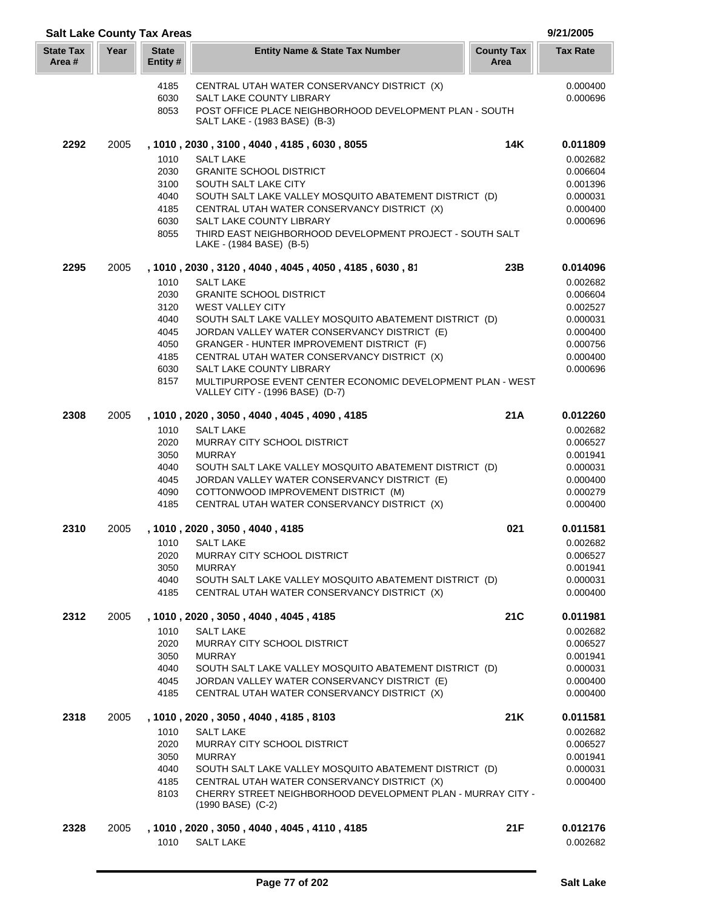## Salt Lake County Tax Areas

9/21/2005

| State Tax Area # | Year | State Entity # | Entity Name & State Tax Number | County Tax Area | Tax Rate |
|---|---|---|---|---|---|
| | | 4185 | CENTRAL UTAH WATER CONSERVANCY DISTRICT (X) | | 0.000400 |
| | | 6030 | SALT LAKE COUNTY LIBRARY | | 0.000696 |
| | | 8053 | POST OFFICE PLACE NEIGHBORHOOD DEVELOPMENT PLAN - SOUTH SALT LAKE - (1983 BASE) (B-3) | | |
| **2292** | 2005 | | **, 1010 , 2030 , 3100 , 4040 , 4185 , 6030 , 8055** | **14K** | **0.011809** |
| | | 1010 | SALT LAKE | | 0.002682 |
| | | 2030 | GRANITE SCHOOL DISTRICT | | 0.006604 |
| | | 3100 | SOUTH SALT LAKE CITY | | 0.001396 |
| | | 4040 | SOUTH SALT LAKE VALLEY MOSQUITO ABATEMENT DISTRICT (D) | | 0.000031 |
| | | 4185 | CENTRAL UTAH WATER CONSERVANCY DISTRICT (X) | | 0.000400 |
| | | 6030 | SALT LAKE COUNTY LIBRARY | | 0.000696 |
| | | 8055 | THIRD EAST NEIGHBORHOOD DEVELOPMENT PROJECT - SOUTH SALT LAKE - (1984 BASE) (B-5) | | |
| **2295** | 2005 | | **, 1010 , 2030 , 3120 , 4040 , 4045 , 4050 , 4185 , 6030 , 81** | **23B** | **0.014096** |
| | | 1010 | SALT LAKE | | 0.002682 |
| | | 2030 | GRANITE SCHOOL DISTRICT | | 0.006604 |
| | | 3120 | WEST VALLEY CITY | | 0.002527 |
| | | 4040 | SOUTH SALT LAKE VALLEY MOSQUITO ABATEMENT DISTRICT (D) | | 0.000031 |
| | | 4045 | JORDAN VALLEY WATER CONSERVANCY DISTRICT (E) | | 0.000400 |
| | | 4050 | GRANGER - HUNTER IMPROVEMENT DISTRICT (F) | | 0.000756 |
| | | 4185 | CENTRAL UTAH WATER CONSERVANCY DISTRICT (X) | | 0.000400 |
| | | 6030 | SALT LAKE COUNTY LIBRARY | | 0.000696 |
| | | 8157 | MULTIPURPOSE EVENT CENTER ECONOMIC DEVELOPMENT PLAN - WEST VALLEY CITY - (1996 BASE) (D-7) | | |
| **2308** | 2005 | | **, 1010 , 2020 , 3050 , 4040 , 4045 , 4090 , 4185** | **21A** | **0.012260** |
| | | 1010 | SALT LAKE | | 0.002682 |
| | | 2020 | MURRAY CITY SCHOOL DISTRICT | | 0.006527 |
| | | 3050 | MURRAY | | 0.001941 |
| | | 4040 | SOUTH SALT LAKE VALLEY MOSQUITO ABATEMENT DISTRICT (D) | | 0.000031 |
| | | 4045 | JORDAN VALLEY WATER CONSERVANCY DISTRICT (E) | | 0.000400 |
| | | 4090 | COTTONWOOD IMPROVEMENT DISTRICT (M) | | 0.000279 |
| | | 4185 | CENTRAL UTAH WATER CONSERVANCY DISTRICT (X) | | 0.000400 |
| **2310** | 2005 | | **, 1010 , 2020 , 3050 , 4040 , 4185** | **021** | **0.011581** |
| | | 1010 | SALT LAKE | | 0.002682 |
| | | 2020 | MURRAY CITY SCHOOL DISTRICT | | 0.006527 |
| | | 3050 | MURRAY | | 0.001941 |
| | | 4040 | SOUTH SALT LAKE VALLEY MOSQUITO ABATEMENT DISTRICT (D) | | 0.000031 |
| | | 4185 | CENTRAL UTAH WATER CONSERVANCY DISTRICT (X) | | 0.000400 |
| **2312** | 2005 | | **, 1010 , 2020 , 3050 , 4040 , 4045 , 4185** | **21C** | **0.011981** |
| | | 1010 | SALT LAKE | | 0.002682 |
| | | 2020 | MURRAY CITY SCHOOL DISTRICT | | 0.006527 |
| | | 3050 | MURRAY | | 0.001941 |
| | | 4040 | SOUTH SALT LAKE VALLEY MOSQUITO ABATEMENT DISTRICT (D) | | 0.000031 |
| | | 4045 | JORDAN VALLEY WATER CONSERVANCY DISTRICT (E) | | 0.000400 |
| | | 4185 | CENTRAL UTAH WATER CONSERVANCY DISTRICT (X) | | 0.000400 |
| **2318** | 2005 | | **, 1010 , 2020 , 3050 , 4040 , 4185 , 8103** | **21K** | **0.011581** |
| | | 1010 | SALT LAKE | | 0.002682 |
| | | 2020 | MURRAY CITY SCHOOL DISTRICT | | 0.006527 |
| | | 3050 | MURRAY | | 0.001941 |
| | | 4040 | SOUTH SALT LAKE VALLEY MOSQUITO ABATEMENT DISTRICT (D) | | 0.000031 |
| | | 4185 | CENTRAL UTAH WATER CONSERVANCY DISTRICT (X) | | 0.000400 |
| | | 8103 | CHERRY STREET NEIGHBORHOOD DEVELOPMENT PLAN - MURRAY CITY - (1990 BASE) (C-2) | | |
| **2328** | 2005 | | **, 1010 , 2020 , 3050 , 4040 , 4045 , 4110 , 4185** | **21F** | **0.012176** |
| | | 1010 | SALT LAKE | | 0.002682 |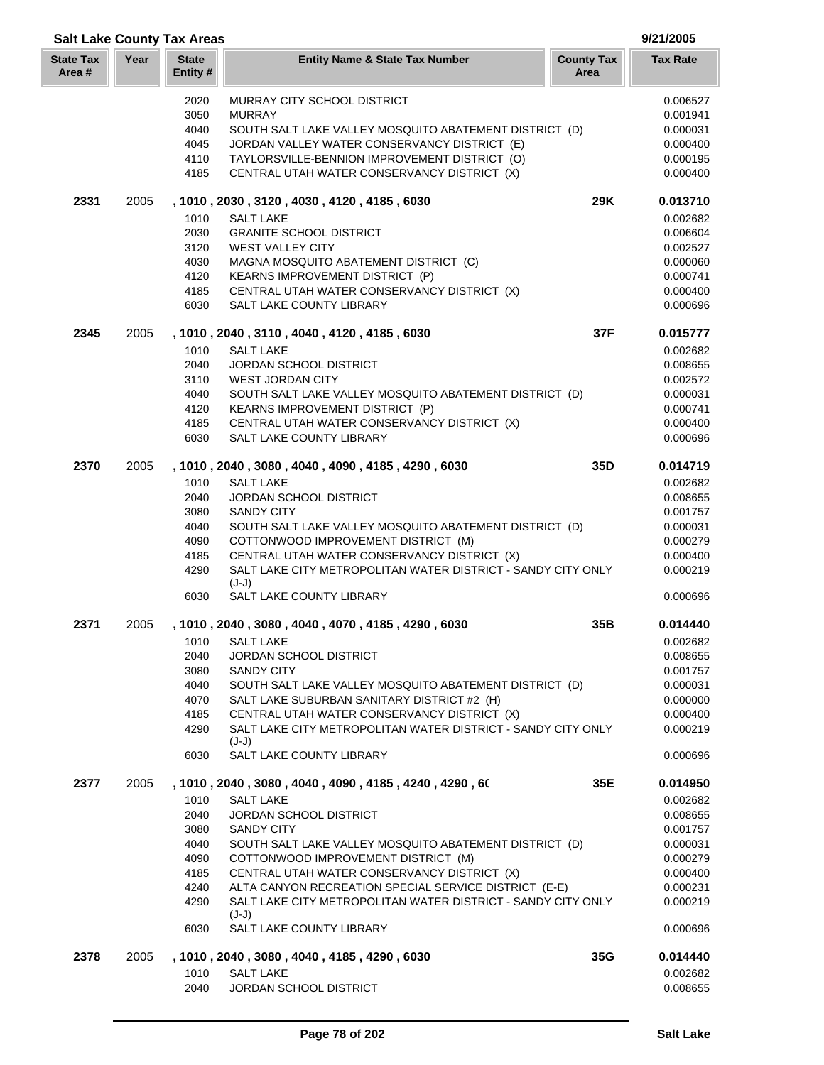## Salt Lake County Tax Areas

9/21/2005

| State Tax Area # | Year | State Entity # | Entity Name & State Tax Number | County Tax Area | Tax Rate |
|---|---|---|---|---|---|
| | | 2020 | MURRAY CITY SCHOOL DISTRICT | | 0.006527 |
| | | 3050 | MURRAY | | 0.001941 |
| | | 4040 | SOUTH SALT LAKE VALLEY MOSQUITO ABATEMENT DISTRICT (D) | | 0.000031 |
| | | 4045 | JORDAN VALLEY WATER CONSERVANCY DISTRICT (E) | | 0.000400 |
| | | 4110 | TAYLORSVILLE-BENNION IMPROVEMENT DISTRICT (O) | | 0.000195 |
| | | 4185 | CENTRAL UTAH WATER CONSERVANCY DISTRICT (X) | | 0.000400 |
| **2331** | 2005 | | **, 1010 , 2030 , 3120 , 4030 , 4120 , 4185 , 6030** | **29K** | **0.013710** |
| | | 1010 | SALT LAKE | | 0.002682 |
| | | 2030 | GRANITE SCHOOL DISTRICT | | 0.006604 |
| | | 3120 | WEST VALLEY CITY | | 0.002527 |
| | | 4030 | MAGNA MOSQUITO ABATEMENT DISTRICT (C) | | 0.000060 |
| | | 4120 | KEARNS IMPROVEMENT DISTRICT (P) | | 0.000741 |
| | | 4185 | CENTRAL UTAH WATER CONSERVANCY DISTRICT (X) | | 0.000400 |
| | | 6030 | SALT LAKE COUNTY LIBRARY | | 0.000696 |
| **2345** | 2005 | | **, 1010 , 2040 , 3110 , 4040 , 4120 , 4185 , 6030** | **37F** | **0.015777** |
| | | 1010 | SALT LAKE | | 0.002682 |
| | | 2040 | JORDAN SCHOOL DISTRICT | | 0.008655 |
| | | 3110 | WEST JORDAN CITY | | 0.002572 |
| | | 4040 | SOUTH SALT LAKE VALLEY MOSQUITO ABATEMENT DISTRICT (D) | | 0.000031 |
| | | 4120 | KEARNS IMPROVEMENT DISTRICT (P) | | 0.000741 |
| | | 4185 | CENTRAL UTAH WATER CONSERVANCY DISTRICT (X) | | 0.000400 |
| | | 6030 | SALT LAKE COUNTY LIBRARY | | 0.000696 |
| **2370** | 2005 | | **, 1010 , 2040 , 3080 , 4040 , 4090 , 4185 , 4290 , 6030** | **35D** | **0.014719** |
| | | 1010 | SALT LAKE | | 0.002682 |
| | | 2040 | JORDAN SCHOOL DISTRICT | | 0.008655 |
| | | 3080 | SANDY CITY | | 0.001757 |
| | | 4040 | SOUTH SALT LAKE VALLEY MOSQUITO ABATEMENT DISTRICT (D) | | 0.000031 |
| | | 4090 | COTTONWOOD IMPROVEMENT DISTRICT (M) | | 0.000279 |
| | | 4185 | CENTRAL UTAH WATER CONSERVANCY DISTRICT (X) | | 0.000400 |
| | | 4290 | SALT LAKE CITY METROPOLITAN WATER DISTRICT - SANDY CITY ONLY (J-J) | | 0.000219 |
| | | 6030 | SALT LAKE COUNTY LIBRARY | | 0.000696 |
| **2371** | 2005 | | **, 1010 , 2040 , 3080 , 4040 , 4070 , 4185 , 4290 , 6030** | **35B** | **0.014440** |
| | | 1010 | SALT LAKE | | 0.002682 |
| | | 2040 | JORDAN SCHOOL DISTRICT | | 0.008655 |
| | | 3080 | SANDY CITY | | 0.001757 |
| | | 4040 | SOUTH SALT LAKE VALLEY MOSQUITO ABATEMENT DISTRICT (D) | | 0.000031 |
| | | 4070 | SALT LAKE SUBURBAN SANITARY DISTRICT #2 (H) | | 0.000000 |
| | | 4185 | CENTRAL UTAH WATER CONSERVANCY DISTRICT (X) | | 0.000400 |
| | | 4290 | SALT LAKE CITY METROPOLITAN WATER DISTRICT - SANDY CITY ONLY (J-J) | | 0.000219 |
| | | 6030 | SALT LAKE COUNTY LIBRARY | | 0.000696 |
| **2377** | 2005 | | **, 1010 , 2040 , 3080 , 4040 , 4090 , 4185 , 4240 , 4290 , 6(** | **35E** | **0.014950** |
| | | 1010 | SALT LAKE | | 0.002682 |
| | | 2040 | JORDAN SCHOOL DISTRICT | | 0.008655 |
| | | 3080 | SANDY CITY | | 0.001757 |
| | | 4040 | SOUTH SALT LAKE VALLEY MOSQUITO ABATEMENT DISTRICT (D) | | 0.000031 |
| | | 4090 | COTTONWOOD IMPROVEMENT DISTRICT (M) | | 0.000279 |
| | | 4185 | CENTRAL UTAH WATER CONSERVANCY DISTRICT (X) | | 0.000400 |
| | | 4240 | ALTA CANYON RECREATION SPECIAL SERVICE DISTRICT (E-E) | | 0.000231 |
| | | 4290 | SALT LAKE CITY METROPOLITAN WATER DISTRICT - SANDY CITY ONLY (J-J) | | 0.000219 |
| | | 6030 | SALT LAKE COUNTY LIBRARY | | 0.000696 |
| **2378** | 2005 | | **, 1010 , 2040 , 3080 , 4040 , 4185 , 4290 , 6030** | **35G** | **0.014440** |
| | | 1010 | SALT LAKE | | 0.002682 |
| | | 2040 | JORDAN SCHOOL DISTRICT | | 0.008655 |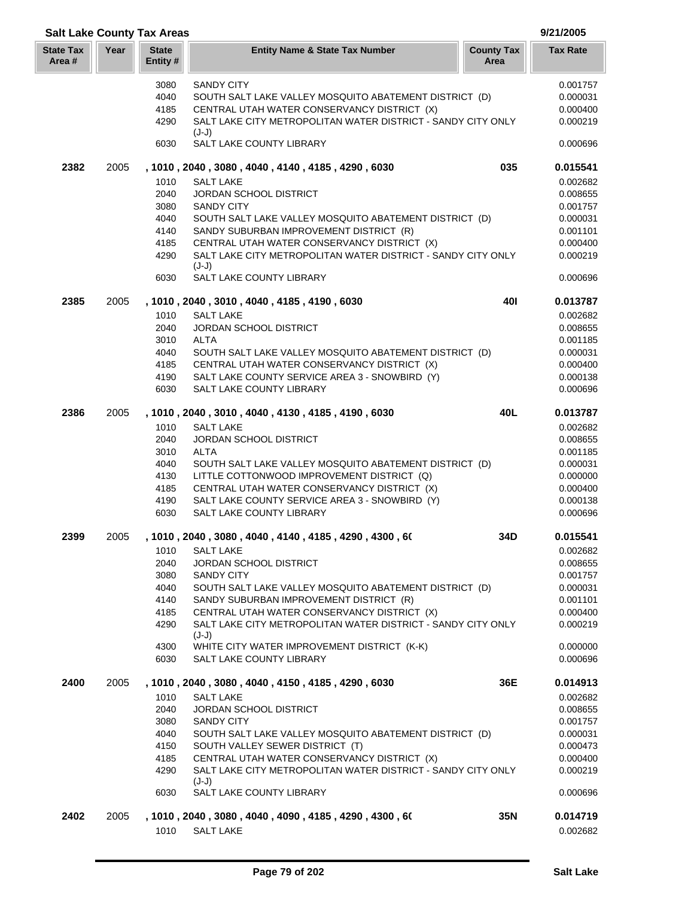## Salt Lake County Tax Areas

9/21/2005

| State Tax Area # | Year | State Entity # | Entity Name & State Tax Number | County Tax Area | Tax Rate |
|---|---|---|---|---|---|
| | | 3080 | SANDY CITY | | 0.001757 |
| | | 4040 | SOUTH SALT LAKE VALLEY MOSQUITO ABATEMENT DISTRICT (D) | | 0.000031 |
| | | 4185 | CENTRAL UTAH WATER CONSERVANCY DISTRICT (X) | | 0.000400 |
| | | 4290 | SALT LAKE CITY METROPOLITAN WATER DISTRICT - SANDY CITY ONLY (J-J) | | 0.000219 |
| | | 6030 | SALT LAKE COUNTY LIBRARY | | 0.000696 |
| **2382** | 2005 | | **, 1010 , 2040 , 3080 , 4040 , 4140 , 4185 , 4290 , 6030** | **035** | **0.015541** |
| | | 1010 | SALT LAKE | | 0.002682 |
| | | 2040 | JORDAN SCHOOL DISTRICT | | 0.008655 |
| | | 3080 | SANDY CITY | | 0.001757 |
| | | 4040 | SOUTH SALT LAKE VALLEY MOSQUITO ABATEMENT DISTRICT (D) | | 0.000031 |
| | | 4140 | SANDY SUBURBAN IMPROVEMENT DISTRICT (R) | | 0.001101 |
| | | 4185 | CENTRAL UTAH WATER CONSERVANCY DISTRICT (X) | | 0.000400 |
| | | 4290 | SALT LAKE CITY METROPOLITAN WATER DISTRICT - SANDY CITY ONLY (J-J) | | 0.000219 |
| | | 6030 | SALT LAKE COUNTY LIBRARY | | 0.000696 |
| **2385** | 2005 | | **, 1010 , 2040 , 3010 , 4040 , 4185 , 4190 , 6030** | **40I** | **0.013787** |
| | | 1010 | SALT LAKE | | 0.002682 |
| | | 2040 | JORDAN SCHOOL DISTRICT | | 0.008655 |
| | | 3010 | ALTA | | 0.001185 |
| | | 4040 | SOUTH SALT LAKE VALLEY MOSQUITO ABATEMENT DISTRICT (D) | | 0.000031 |
| | | 4185 | CENTRAL UTAH WATER CONSERVANCY DISTRICT (X) | | 0.000400 |
| | | 4190 | SALT LAKE COUNTY SERVICE AREA 3 - SNOWBIRD (Y) | | 0.000138 |
| | | 6030 | SALT LAKE COUNTY LIBRARY | | 0.000696 |
| **2386** | 2005 | | **, 1010 , 2040 , 3010 , 4040 , 4130 , 4185 , 4190 , 6030** | **40L** | **0.013787** |
| | | 1010 | SALT LAKE | | 0.002682 |
| | | 2040 | JORDAN SCHOOL DISTRICT | | 0.008655 |
| | | 3010 | ALTA | | 0.001185 |
| | | 4040 | SOUTH SALT LAKE VALLEY MOSQUITO ABATEMENT DISTRICT (D) | | 0.000031 |
| | | 4130 | LITTLE COTTONWOOD IMPROVEMENT DISTRICT (Q) | | 0.000000 |
| | | 4185 | CENTRAL UTAH WATER CONSERVANCY DISTRICT (X) | | 0.000400 |
| | | 4190 | SALT LAKE COUNTY SERVICE AREA 3 - SNOWBIRD (Y) | | 0.000138 |
| | | 6030 | SALT LAKE COUNTY LIBRARY | | 0.000696 |
| **2399** | 2005 | | **, 1010 , 2040 , 3080 , 4040 , 4140 , 4185 , 4290 , 4300 , 6(** | **34D** | **0.015541** |
| | | 1010 | SALT LAKE | | 0.002682 |
| | | 2040 | JORDAN SCHOOL DISTRICT | | 0.008655 |
| | | 3080 | SANDY CITY | | 0.001757 |
| | | 4040 | SOUTH SALT LAKE VALLEY MOSQUITO ABATEMENT DISTRICT (D) | | 0.000031 |
| | | 4140 | SANDY SUBURBAN IMPROVEMENT DISTRICT (R) | | 0.001101 |
| | | 4185 | CENTRAL UTAH WATER CONSERVANCY DISTRICT (X) | | 0.000400 |
| | | 4290 | SALT LAKE CITY METROPOLITAN WATER DISTRICT - SANDY CITY ONLY (J-J) | | 0.000219 |
| | | 4300 | WHITE CITY WATER IMPROVEMENT DISTRICT (K-K) | | 0.000000 |
| | | 6030 | SALT LAKE COUNTY LIBRARY | | 0.000696 |
| **2400** | 2005 | | **, 1010 , 2040 , 3080 , 4040 , 4150 , 4185 , 4290 , 6030** | **36E** | **0.014913** |
| | | 1010 | SALT LAKE | | 0.002682 |
| | | 2040 | JORDAN SCHOOL DISTRICT | | 0.008655 |
| | | 3080 | SANDY CITY | | 0.001757 |
| | | 4040 | SOUTH SALT LAKE VALLEY MOSQUITO ABATEMENT DISTRICT (D) | | 0.000031 |
| | | 4150 | SOUTH VALLEY SEWER DISTRICT (T) | | 0.000473 |
| | | 4185 | CENTRAL UTAH WATER CONSERVANCY DISTRICT (X) | | 0.000400 |
| | | 4290 | SALT LAKE CITY METROPOLITAN WATER DISTRICT - SANDY CITY ONLY (J-J) | | 0.000219 |
| | | 6030 | SALT LAKE COUNTY LIBRARY | | 0.000696 |
| **2402** | 2005 | | **, 1010 , 2040 , 3080 , 4040 , 4090 , 4185 , 4290 , 4300 , 6(** | **35N** | **0.014719** |
| | | 1010 | SALT LAKE | | 0.002682 |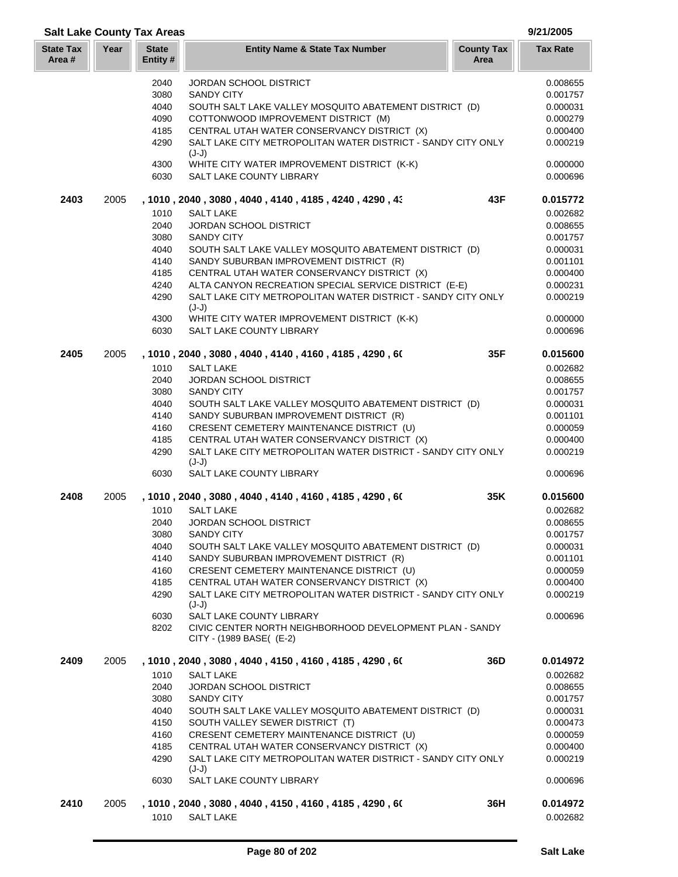## Salt Lake County Tax Areas

9/21/2005

| State Tax Area # | Year | State Entity # | Entity Name & State Tax Number | County Tax Area | Tax Rate |
|---|---|---|---|---|---|
| | | 2040 | JORDAN SCHOOL DISTRICT | | 0.008655 |
| | | 3080 | SANDY CITY | | 0.001757 |
| | | 4040 | SOUTH SALT LAKE VALLEY MOSQUITO ABATEMENT DISTRICT (D) | | 0.000031 |
| | | 4090 | COTTONWOOD IMPROVEMENT DISTRICT (M) | | 0.000279 |
| | | 4185 | CENTRAL UTAH WATER CONSERVANCY DISTRICT (X) | | 0.000400 |
| | | 4290 | SALT LAKE CITY METROPOLITAN WATER DISTRICT - SANDY CITY ONLY (J-J) | | 0.000219 |
| | | 4300 | WHITE CITY WATER IMPROVEMENT DISTRICT (K-K) | | 0.000000 |
| | | 6030 | SALT LAKE COUNTY LIBRARY | | 0.000696 |
| **2403** | 2005 | | **, 1010 , 2040 , 3080 , 4040 , 4140 , 4185 , 4240 , 4290 , 4:** | **43F** | **0.015772** |
| | | 1010 | SALT LAKE | | 0.002682 |
| | | 2040 | JORDAN SCHOOL DISTRICT | | 0.008655 |
| | | 3080 | SANDY CITY | | 0.001757 |
| | | 4040 | SOUTH SALT LAKE VALLEY MOSQUITO ABATEMENT DISTRICT (D) | | 0.000031 |
| | | 4140 | SANDY SUBURBAN IMPROVEMENT DISTRICT (R) | | 0.001101 |
| | | 4185 | CENTRAL UTAH WATER CONSERVANCY DISTRICT (X) | | 0.000400 |
| | | 4240 | ALTA CANYON RECREATION SPECIAL SERVICE DISTRICT (E-E) | | 0.000231 |
| | | 4290 | SALT LAKE CITY METROPOLITAN WATER DISTRICT - SANDY CITY ONLY (J-J) | | 0.000219 |
| | | 4300 | WHITE CITY WATER IMPROVEMENT DISTRICT (K-K) | | 0.000000 |
| | | 6030 | SALT LAKE COUNTY LIBRARY | | 0.000696 |
| **2405** | 2005 | | **, 1010 , 2040 , 3080 , 4040 , 4140 , 4160 , 4185 , 4290 , 6(** | **35F** | **0.015600** |
| | | 1010 | SALT LAKE | | 0.002682 |
| | | 2040 | JORDAN SCHOOL DISTRICT | | 0.008655 |
| | | 3080 | SANDY CITY | | 0.001757 |
| | | 4040 | SOUTH SALT LAKE VALLEY MOSQUITO ABATEMENT DISTRICT (D) | | 0.000031 |
| | | 4140 | SANDY SUBURBAN IMPROVEMENT DISTRICT (R) | | 0.001101 |
| | | 4160 | CRESENT CEMETERY MAINTENANCE DISTRICT (U) | | 0.000059 |
| | | 4185 | CENTRAL UTAH WATER CONSERVANCY DISTRICT (X) | | 0.000400 |
| | | 4290 | SALT LAKE CITY METROPOLITAN WATER DISTRICT - SANDY CITY ONLY (J-J) | | 0.000219 |
| | | 6030 | SALT LAKE COUNTY LIBRARY | | 0.000696 |
| **2408** | 2005 | | **, 1010 , 2040 , 3080 , 4040 , 4140 , 4160 , 4185 , 4290 , 6(** | **35K** | **0.015600** |
| | | 1010 | SALT LAKE | | 0.002682 |
| | | 2040 | JORDAN SCHOOL DISTRICT | | 0.008655 |
| | | 3080 | SANDY CITY | | 0.001757 |
| | | 4040 | SOUTH SALT LAKE VALLEY MOSQUITO ABATEMENT DISTRICT (D) | | 0.000031 |
| | | 4140 | SANDY SUBURBAN IMPROVEMENT DISTRICT (R) | | 0.001101 |
| | | 4160 | CRESENT CEMETERY MAINTENANCE DISTRICT (U) | | 0.000059 |
| | | 4185 | CENTRAL UTAH WATER CONSERVANCY DISTRICT (X) | | 0.000400 |
| | | 4290 | SALT LAKE CITY METROPOLITAN WATER DISTRICT - SANDY CITY ONLY (J-J) | | 0.000219 |
| | | 6030 | SALT LAKE COUNTY LIBRARY | | 0.000696 |
| | | 8202 | CIVIC CENTER NORTH NEIGHBORHOOD DEVELOPMENT PLAN - SANDY CITY - (1989 BASE( (E-2) | | |
| **2409** | 2005 | | **, 1010 , 2040 , 3080 , 4040 , 4150 , 4160 , 4185 , 4290 , 6(** | **36D** | **0.014972** |
| | | 1010 | SALT LAKE | | 0.002682 |
| | | 2040 | JORDAN SCHOOL DISTRICT | | 0.008655 |
| | | 3080 | SANDY CITY | | 0.001757 |
| | | 4040 | SOUTH SALT LAKE VALLEY MOSQUITO ABATEMENT DISTRICT (D) | | 0.000031 |
| | | 4150 | SOUTH VALLEY SEWER DISTRICT (T) | | 0.000473 |
| | | 4160 | CRESENT CEMETERY MAINTENANCE DISTRICT (U) | | 0.000059 |
| | | 4185 | CENTRAL UTAH WATER CONSERVANCY DISTRICT (X) | | 0.000400 |
| | | 4290 | SALT LAKE CITY METROPOLITAN WATER DISTRICT - SANDY CITY ONLY (J-J) | | 0.000219 |
| | | 6030 | SALT LAKE COUNTY LIBRARY | | 0.000696 |
| **2410** | 2005 | | **, 1010 , 2040 , 3080 , 4040 , 4150 , 4160 , 4185 , 4290 , 6(** | **36H** | **0.014972** |
| | | 1010 | SALT LAKE | | 0.002682 |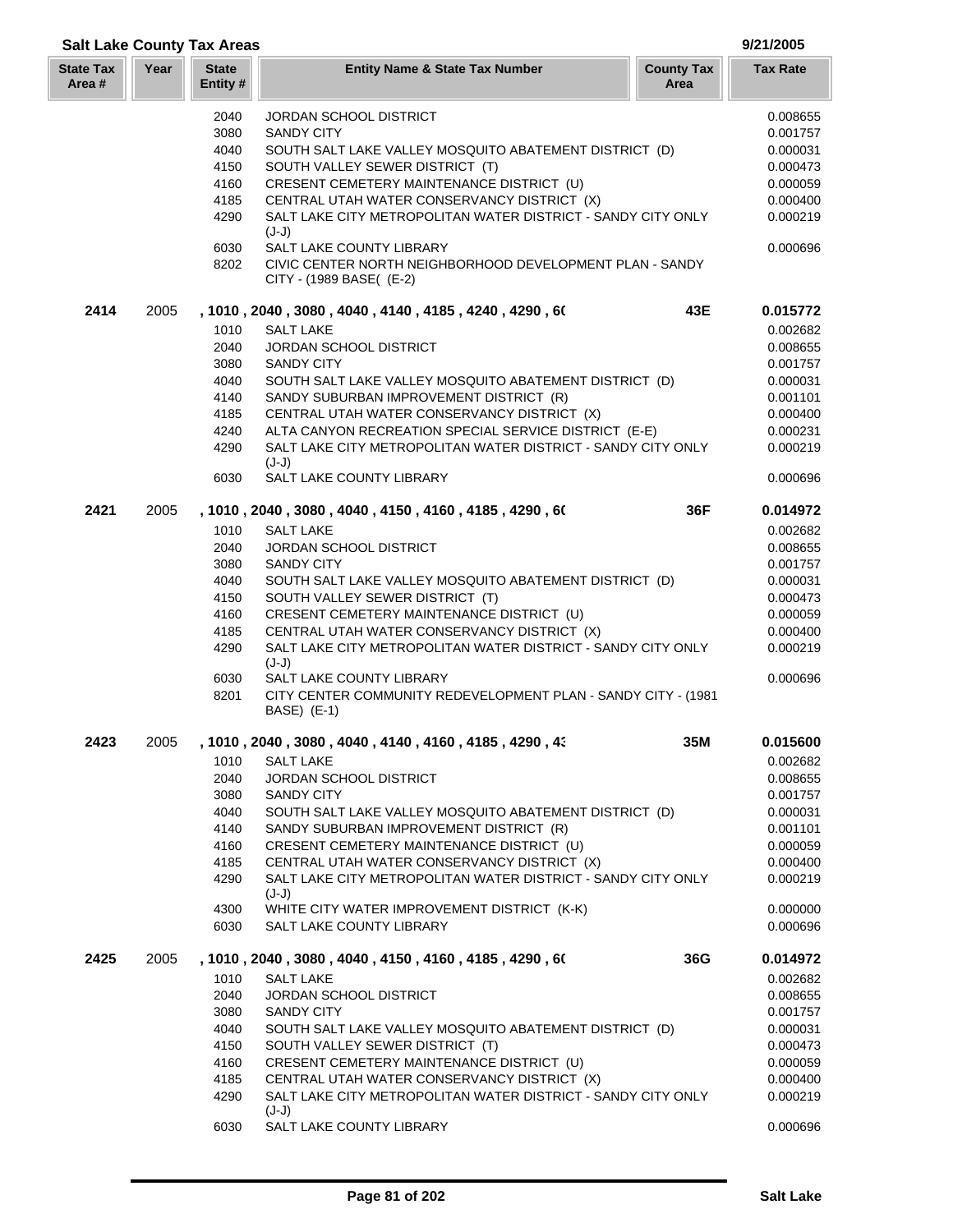## Salt Lake County Tax Areas

9/21/2005

| State Tax Area # | Year | State Entity # | Entity Name & State Tax Number | County Tax Area | Tax Rate |
|---|---|---|---|---|---|
| | | 2040 | JORDAN SCHOOL DISTRICT | | 0.008655 |
| | | 3080 | SANDY CITY | | 0.001757 |
| | | 4040 | SOUTH SALT LAKE VALLEY MOSQUITO ABATEMENT DISTRICT (D) | | 0.000031 |
| | | 4150 | SOUTH VALLEY SEWER DISTRICT (T) | | 0.000473 |
| | | 4160 | CRESENT CEMETERY MAINTENANCE DISTRICT (U) | | 0.000059 |
| | | 4185 | CENTRAL UTAH WATER CONSERVANCY DISTRICT (X) | | 0.000400 |
| | | 4290 | SALT LAKE CITY METROPOLITAN WATER DISTRICT - SANDY CITY ONLY (J-J) | | 0.000219 |
| | | 6030 | SALT LAKE COUNTY LIBRARY | | 0.000696 |
| | | 8202 | CIVIC CENTER NORTH NEIGHBORHOOD DEVELOPMENT PLAN - SANDY CITY - (1989 BASE( (E-2) | | |
| **2414** | 2005 | | **, 1010 , 2040 , 3080 , 4040 , 4140 , 4185 , 4240 , 4290 , 60** | **43E** | **0.015772** |
| | | 1010 | SALT LAKE | | 0.002682 |
| | | 2040 | JORDAN SCHOOL DISTRICT | | 0.008655 |
| | | 3080 | SANDY CITY | | 0.001757 |
| | | 4040 | SOUTH SALT LAKE VALLEY MOSQUITO ABATEMENT DISTRICT (D) | | 0.000031 |
| | | 4140 | SANDY SUBURBAN IMPROVEMENT DISTRICT (R) | | 0.001101 |
| | | 4185 | CENTRAL UTAH WATER CONSERVANCY DISTRICT (X) | | 0.000400 |
| | | 4240 | ALTA CANYON RECREATION SPECIAL SERVICE DISTRICT (E-E) | | 0.000231 |
| | | 4290 | SALT LAKE CITY METROPOLITAN WATER DISTRICT - SANDY CITY ONLY (J-J) | | 0.000219 |
| | | 6030 | SALT LAKE COUNTY LIBRARY | | 0.000696 |
| **2421** | 2005 | | **, 1010 , 2040 , 3080 , 4040 , 4150 , 4160 , 4185 , 4290 , 60** | **36F** | **0.014972** |
| | | 1010 | SALT LAKE | | 0.002682 |
| | | 2040 | JORDAN SCHOOL DISTRICT | | 0.008655 |
| | | 3080 | SANDY CITY | | 0.001757 |
| | | 4040 | SOUTH SALT LAKE VALLEY MOSQUITO ABATEMENT DISTRICT (D) | | 0.000031 |
| | | 4150 | SOUTH VALLEY SEWER DISTRICT (T) | | 0.000473 |
| | | 4160 | CRESENT CEMETERY MAINTENANCE DISTRICT (U) | | 0.000059 |
| | | 4185 | CENTRAL UTAH WATER CONSERVANCY DISTRICT (X) | | 0.000400 |
| | | 4290 | SALT LAKE CITY METROPOLITAN WATER DISTRICT - SANDY CITY ONLY (J-J) | | 0.000219 |
| | | 6030 | SALT LAKE COUNTY LIBRARY | | 0.000696 |
| | | 8201 | CITY CENTER COMMUNITY REDEVELOPMENT PLAN - SANDY CITY - (1981 BASE) (E-1) | | |
| **2423** | 2005 | | **, 1010 , 2040 , 3080 , 4040 , 4140 , 4160 , 4185 , 4290 , 43** | **35M** | **0.015600** |
| | | 1010 | SALT LAKE | | 0.002682 |
| | | 2040 | JORDAN SCHOOL DISTRICT | | 0.008655 |
| | | 3080 | SANDY CITY | | 0.001757 |
| | | 4040 | SOUTH SALT LAKE VALLEY MOSQUITO ABATEMENT DISTRICT (D) | | 0.000031 |
| | | 4140 | SANDY SUBURBAN IMPROVEMENT DISTRICT (R) | | 0.001101 |
| | | 4160 | CRESENT CEMETERY MAINTENANCE DISTRICT (U) | | 0.000059 |
| | | 4185 | CENTRAL UTAH WATER CONSERVANCY DISTRICT (X) | | 0.000400 |
| | | 4290 | SALT LAKE CITY METROPOLITAN WATER DISTRICT - SANDY CITY ONLY (J-J) | | 0.000219 |
| | | 4300 | WHITE CITY WATER IMPROVEMENT DISTRICT (K-K) | | 0.000000 |
| | | 6030 | SALT LAKE COUNTY LIBRARY | | 0.000696 |
| **2425** | 2005 | | **, 1010 , 2040 , 3080 , 4040 , 4150 , 4160 , 4185 , 4290 , 60** | **36G** | **0.014972** |
| | | 1010 | SALT LAKE | | 0.002682 |
| | | 2040 | JORDAN SCHOOL DISTRICT | | 0.008655 |
| | | 3080 | SANDY CITY | | 0.001757 |
| | | 4040 | SOUTH SALT LAKE VALLEY MOSQUITO ABATEMENT DISTRICT (D) | | 0.000031 |
| | | 4150 | SOUTH VALLEY SEWER DISTRICT (T) | | 0.000473 |
| | | 4160 | CRESENT CEMETERY MAINTENANCE DISTRICT (U) | | 0.000059 |
| | | 4185 | CENTRAL UTAH WATER CONSERVANCY DISTRICT (X) | | 0.000400 |
| | | 4290 | SALT LAKE CITY METROPOLITAN WATER DISTRICT - SANDY CITY ONLY (J-J) | | 0.000219 |
| | | 6030 | SALT LAKE COUNTY LIBRARY | | 0.000696 |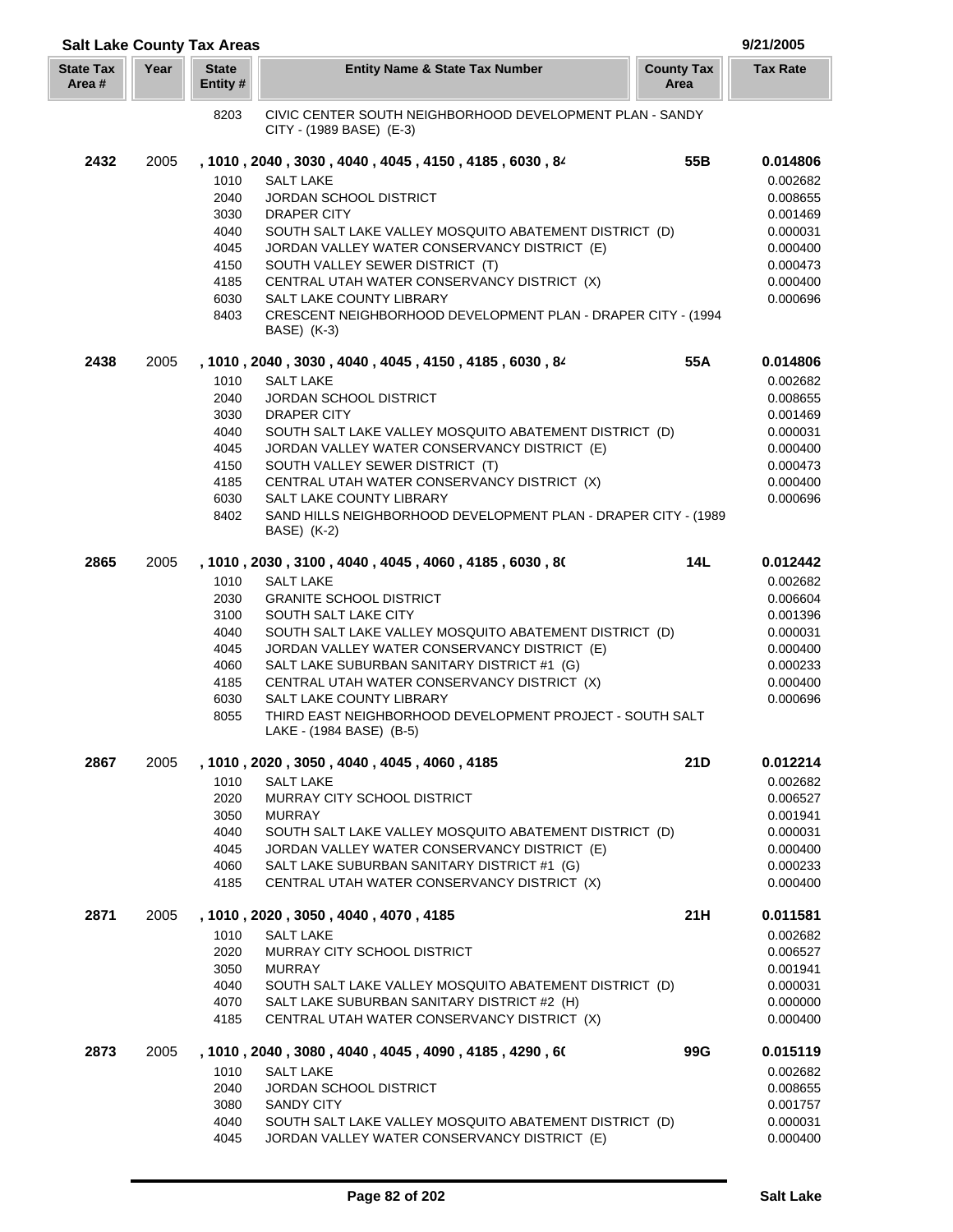**Salt Lake County Tax Areas** — 9/21/2005

| State Tax Area # | Year | State Entity # | Entity Name & State Tax Number | County Tax Area | Tax Rate |
|---|---|---|---|---|---|
| | | 8203 | CIVIC CENTER SOUTH NEIGHBORHOOD DEVELOPMENT PLAN - SANDY CITY - (1989 BASE) (E-3) | | |
| **2432** | 2005 | **, 1010 , 2040 , 3030 , 4040 , 4045 , 4150 , 4185 , 6030 , 84** | | **55B** | **0.014806** |
| | | 1010 | SALT LAKE | | 0.002682 |
| | | 2040 | JORDAN SCHOOL DISTRICT | | 0.008655 |
| | | 3030 | DRAPER CITY | | 0.001469 |
| | | 4040 | SOUTH SALT LAKE VALLEY MOSQUITO ABATEMENT DISTRICT (D) | | 0.000031 |
| | | 4045 | JORDAN VALLEY WATER CONSERVANCY DISTRICT (E) | | 0.000400 |
| | | 4150 | SOUTH VALLEY SEWER DISTRICT (T) | | 0.000473 |
| | | 4185 | CENTRAL UTAH WATER CONSERVANCY DISTRICT (X) | | 0.000400 |
| | | 6030 | SALT LAKE COUNTY LIBRARY | | 0.000696 |
| | | 8403 | CRESCENT NEIGHBORHOOD DEVELOPMENT PLAN - DRAPER CITY - (1994 BASE) (K-3) | | |
| **2438** | 2005 | **, 1010 , 2040 , 3030 , 4040 , 4045 , 4150 , 4185 , 6030 , 84** | | **55A** | **0.014806** |
| | | 1010 | SALT LAKE | | 0.002682 |
| | | 2040 | JORDAN SCHOOL DISTRICT | | 0.008655 |
| | | 3030 | DRAPER CITY | | 0.001469 |
| | | 4040 | SOUTH SALT LAKE VALLEY MOSQUITO ABATEMENT DISTRICT (D) | | 0.000031 |
| | | 4045 | JORDAN VALLEY WATER CONSERVANCY DISTRICT (E) | | 0.000400 |
| | | 4150 | SOUTH VALLEY SEWER DISTRICT (T) | | 0.000473 |
| | | 4185 | CENTRAL UTAH WATER CONSERVANCY DISTRICT (X) | | 0.000400 |
| | | 6030 | SALT LAKE COUNTY LIBRARY | | 0.000696 |
| | | 8402 | SAND HILLS NEIGHBORHOOD DEVELOPMENT PLAN - DRAPER CITY - (1989 BASE) (K-2) | | |
| **2865** | 2005 | **, 1010 , 2030 , 3100 , 4040 , 4045 , 4060 , 4185 , 6030 , 80** | | **14L** | **0.012442** |
| | | 1010 | SALT LAKE | | 0.002682 |
| | | 2030 | GRANITE SCHOOL DISTRICT | | 0.006604 |
| | | 3100 | SOUTH SALT LAKE CITY | | 0.001396 |
| | | 4040 | SOUTH SALT LAKE VALLEY MOSQUITO ABATEMENT DISTRICT (D) | | 0.000031 |
| | | 4045 | JORDAN VALLEY WATER CONSERVANCY DISTRICT (E) | | 0.000400 |
| | | 4060 | SALT LAKE SUBURBAN SANITARY DISTRICT #1 (G) | | 0.000233 |
| | | 4185 | CENTRAL UTAH WATER CONSERVANCY DISTRICT (X) | | 0.000400 |
| | | 6030 | SALT LAKE COUNTY LIBRARY | | 0.000696 |
| | | 8055 | THIRD EAST NEIGHBORHOOD DEVELOPMENT PROJECT - SOUTH SALT LAKE - (1984 BASE) (B-5) | | |
| **2867** | 2005 | **, 1010 , 2020 , 3050 , 4040 , 4045 , 4060 , 4185** | | **21D** | **0.012214** |
| | | 1010 | SALT LAKE | | 0.002682 |
| | | 2020 | MURRAY CITY SCHOOL DISTRICT | | 0.006527 |
| | | 3050 | MURRAY | | 0.001941 |
| | | 4040 | SOUTH SALT LAKE VALLEY MOSQUITO ABATEMENT DISTRICT (D) | | 0.000031 |
| | | 4045 | JORDAN VALLEY WATER CONSERVANCY DISTRICT (E) | | 0.000400 |
| | | 4060 | SALT LAKE SUBURBAN SANITARY DISTRICT #1 (G) | | 0.000233 |
| | | 4185 | CENTRAL UTAH WATER CONSERVANCY DISTRICT (X) | | 0.000400 |
| **2871** | 2005 | **, 1010 , 2020 , 3050 , 4040 , 4070 , 4185** | | **21H** | **0.011581** |
| | | 1010 | SALT LAKE | | 0.002682 |
| | | 2020 | MURRAY CITY SCHOOL DISTRICT | | 0.006527 |
| | | 3050 | MURRAY | | 0.001941 |
| | | 4040 | SOUTH SALT LAKE VALLEY MOSQUITO ABATEMENT DISTRICT (D) | | 0.000031 |
| | | 4070 | SALT LAKE SUBURBAN SANITARY DISTRICT #2 (H) | | 0.000000 |
| | | 4185 | CENTRAL UTAH WATER CONSERVANCY DISTRICT (X) | | 0.000400 |
| **2873** | 2005 | **, 1010 , 2040 , 3080 , 4040 , 4045 , 4090 , 4185 , 4290 , 60** | | **99G** | **0.015119** |
| | | 1010 | SALT LAKE | | 0.002682 |
| | | 2040 | JORDAN SCHOOL DISTRICT | | 0.008655 |
| | | 3080 | SANDY CITY | | 0.001757 |
| | | 4040 | SOUTH SALT LAKE VALLEY MOSQUITO ABATEMENT DISTRICT (D) | | 0.000031 |
| | | 4045 | JORDAN VALLEY WATER CONSERVANCY DISTRICT (E) | | 0.000400 |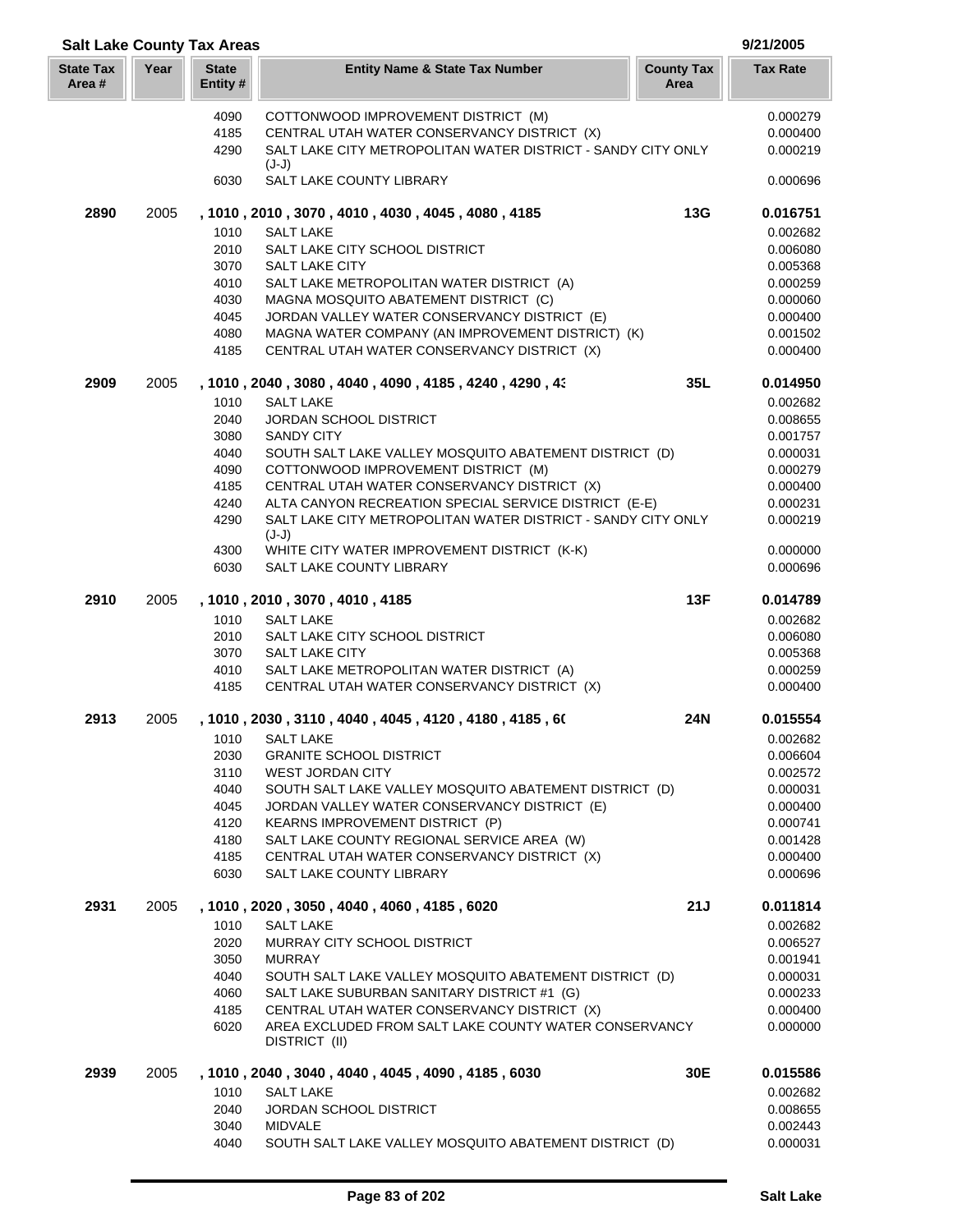## Salt Lake County Tax Areas

9/21/2005

| State Tax Area # | Year | State Entity # | Entity Name & State Tax Number | County Tax Area | Tax Rate |
|---|---|---|---|---|---|
| | | 4090 | COTTONWOOD IMPROVEMENT DISTRICT (M) | | 0.000279 |
| | | 4185 | CENTRAL UTAH WATER CONSERVANCY DISTRICT (X) | | 0.000400 |
| | | 4290 | SALT LAKE CITY METROPOLITAN WATER DISTRICT - SANDY CITY ONLY (J-J) | | 0.000219 |
| | | 6030 | SALT LAKE COUNTY LIBRARY | | 0.000696 |
| **2890** | 2005 | | **, 1010 , 2010 , 3070 , 4010 , 4030 , 4045 , 4080 , 4185** | **13G** | **0.016751** |
| | | 1010 | SALT LAKE | | 0.002682 |
| | | 2010 | SALT LAKE CITY SCHOOL DISTRICT | | 0.006080 |
| | | 3070 | SALT LAKE CITY | | 0.005368 |
| | | 4010 | SALT LAKE METROPOLITAN WATER DISTRICT (A) | | 0.000259 |
| | | 4030 | MAGNA MOSQUITO ABATEMENT DISTRICT (C) | | 0.000060 |
| | | 4045 | JORDAN VALLEY WATER CONSERVANCY DISTRICT (E) | | 0.000400 |
| | | 4080 | MAGNA WATER COMPANY (AN IMPROVEMENT DISTRICT) (K) | | 0.001502 |
| | | 4185 | CENTRAL UTAH WATER CONSERVANCY DISTRICT (X) | | 0.000400 |
| **2909** | 2005 | | **, 1010 , 2040 , 3080 , 4040 , 4090 , 4185 , 4240 , 4290 , 43** | **35L** | **0.014950** |
| | | 1010 | SALT LAKE | | 0.002682 |
| | | 2040 | JORDAN SCHOOL DISTRICT | | 0.008655 |
| | | 3080 | SANDY CITY | | 0.001757 |
| | | 4040 | SOUTH SALT LAKE VALLEY MOSQUITO ABATEMENT DISTRICT (D) | | 0.000031 |
| | | 4090 | COTTONWOOD IMPROVEMENT DISTRICT (M) | | 0.000279 |
| | | 4185 | CENTRAL UTAH WATER CONSERVANCY DISTRICT (X) | | 0.000400 |
| | | 4240 | ALTA CANYON RECREATION SPECIAL SERVICE DISTRICT (E-E) | | 0.000231 |
| | | 4290 | SALT LAKE CITY METROPOLITAN WATER DISTRICT - SANDY CITY ONLY (J-J) | | 0.000219 |
| | | 4300 | WHITE CITY WATER IMPROVEMENT DISTRICT (K-K) | | 0.000000 |
| | | 6030 | SALT LAKE COUNTY LIBRARY | | 0.000696 |
| **2910** | 2005 | | **, 1010 , 2010 , 3070 , 4010 , 4185** | **13F** | **0.014789** |
| | | 1010 | SALT LAKE | | 0.002682 |
| | | 2010 | SALT LAKE CITY SCHOOL DISTRICT | | 0.006080 |
| | | 3070 | SALT LAKE CITY | | 0.005368 |
| | | 4010 | SALT LAKE METROPOLITAN WATER DISTRICT (A) | | 0.000259 |
| | | 4185 | CENTRAL UTAH WATER CONSERVANCY DISTRICT (X) | | 0.000400 |
| **2913** | 2005 | | **, 1010 , 2030 , 3110 , 4040 , 4045 , 4120 , 4180 , 4185 , 60** | **24N** | **0.015554** |
| | | 1010 | SALT LAKE | | 0.002682 |
| | | 2030 | GRANITE SCHOOL DISTRICT | | 0.006604 |
| | | 3110 | WEST JORDAN CITY | | 0.002572 |
| | | 4040 | SOUTH SALT LAKE VALLEY MOSQUITO ABATEMENT DISTRICT (D) | | 0.000031 |
| | | 4045 | JORDAN VALLEY WATER CONSERVANCY DISTRICT (E) | | 0.000400 |
| | | 4120 | KEARNS IMPROVEMENT DISTRICT (P) | | 0.000741 |
| | | 4180 | SALT LAKE COUNTY REGIONAL SERVICE AREA (W) | | 0.001428 |
| | | 4185 | CENTRAL UTAH WATER CONSERVANCY DISTRICT (X) | | 0.000400 |
| | | 6030 | SALT LAKE COUNTY LIBRARY | | 0.000696 |
| **2931** | 2005 | | **, 1010 , 2020 , 3050 , 4040 , 4060 , 4185 , 6020** | **21J** | **0.011814** |
| | | 1010 | SALT LAKE | | 0.002682 |
| | | 2020 | MURRAY CITY SCHOOL DISTRICT | | 0.006527 |
| | | 3050 | MURRAY | | 0.001941 |
| | | 4040 | SOUTH SALT LAKE VALLEY MOSQUITO ABATEMENT DISTRICT (D) | | 0.000031 |
| | | 4060 | SALT LAKE SUBURBAN SANITARY DISTRICT #1 (G) | | 0.000233 |
| | | 4185 | CENTRAL UTAH WATER CONSERVANCY DISTRICT (X) | | 0.000400 |
| | | 6020 | AREA EXCLUDED FROM SALT LAKE COUNTY WATER CONSERVANCY DISTRICT (II) | | 0.000000 |
| **2939** | 2005 | | **, 1010 , 2040 , 3040 , 4040 , 4045 , 4090 , 4185 , 6030** | **30E** | **0.015586** |
| | | 1010 | SALT LAKE | | 0.002682 |
| | | 2040 | JORDAN SCHOOL DISTRICT | | 0.008655 |
| | | 3040 | MIDVALE | | 0.002443 |
| | | 4040 | SOUTH SALT LAKE VALLEY MOSQUITO ABATEMENT DISTRICT (D) | | 0.000031 |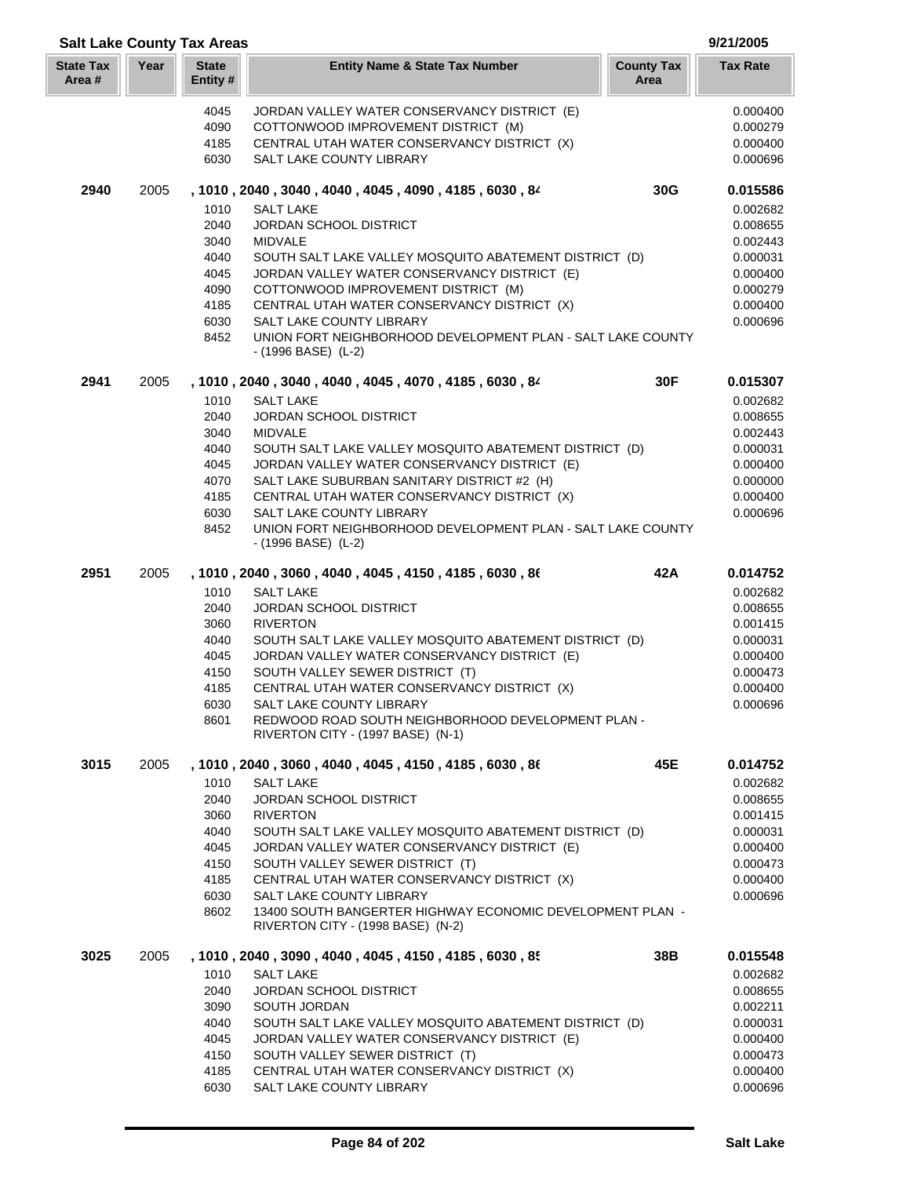## Salt Lake County Tax Areas

9/21/2005

| State Tax Area # | Year | State Entity # | Entity Name & State Tax Number | County Tax Area | Tax Rate |
|---|---|---|---|---|---|
| | | 4045 | JORDAN VALLEY WATER CONSERVANCY DISTRICT (E) | | 0.000400 |
| | | 4090 | COTTONWOOD IMPROVEMENT DISTRICT (M) | | 0.000279 |
| | | 4185 | CENTRAL UTAH WATER CONSERVANCY DISTRICT (X) | | 0.000400 |
| | | 6030 | SALT LAKE COUNTY LIBRARY | | 0.000696 |
| **2940** | 2005 | | **, 1010 , 2040 , 3040 , 4040 , 4045 , 4090 , 4185 , 6030 , 84** | **30G** | **0.015586** |
| | | 1010 | SALT LAKE | | 0.002682 |
| | | 2040 | JORDAN SCHOOL DISTRICT | | 0.008655 |
| | | 3040 | MIDVALE | | 0.002443 |
| | | 4040 | SOUTH SALT LAKE VALLEY MOSQUITO ABATEMENT DISTRICT (D) | | 0.000031 |
| | | 4045 | JORDAN VALLEY WATER CONSERVANCY DISTRICT (E) | | 0.000400 |
| | | 4090 | COTTONWOOD IMPROVEMENT DISTRICT (M) | | 0.000279 |
| | | 4185 | CENTRAL UTAH WATER CONSERVANCY DISTRICT (X) | | 0.000400 |
| | | 6030 | SALT LAKE COUNTY LIBRARY | | 0.000696 |
| | | 8452 | UNION FORT NEIGHBORHOOD DEVELOPMENT PLAN - SALT LAKE COUNTY - (1996 BASE) (L-2) | | |
| **2941** | 2005 | | **, 1010 , 2040 , 3040 , 4040 , 4045 , 4070 , 4185 , 6030 , 84** | **30F** | **0.015307** |
| | | 1010 | SALT LAKE | | 0.002682 |
| | | 2040 | JORDAN SCHOOL DISTRICT | | 0.008655 |
| | | 3040 | MIDVALE | | 0.002443 |
| | | 4040 | SOUTH SALT LAKE VALLEY MOSQUITO ABATEMENT DISTRICT (D) | | 0.000031 |
| | | 4045 | JORDAN VALLEY WATER CONSERVANCY DISTRICT (E) | | 0.000400 |
| | | 4070 | SALT LAKE SUBURBAN SANITARY DISTRICT #2 (H) | | 0.000000 |
| | | 4185 | CENTRAL UTAH WATER CONSERVANCY DISTRICT (X) | | 0.000400 |
| | | 6030 | SALT LAKE COUNTY LIBRARY | | 0.000696 |
| | | 8452 | UNION FORT NEIGHBORHOOD DEVELOPMENT PLAN - SALT LAKE COUNTY - (1996 BASE) (L-2) | | |
| **2951** | 2005 | | **, 1010 , 2040 , 3060 , 4040 , 4045 , 4150 , 4185 , 6030 , 86** | **42A** | **0.014752** |
| | | 1010 | SALT LAKE | | 0.002682 |
| | | 2040 | JORDAN SCHOOL DISTRICT | | 0.008655 |
| | | 3060 | RIVERTON | | 0.001415 |
| | | 4040 | SOUTH SALT LAKE VALLEY MOSQUITO ABATEMENT DISTRICT (D) | | 0.000031 |
| | | 4045 | JORDAN VALLEY WATER CONSERVANCY DISTRICT (E) | | 0.000400 |
| | | 4150 | SOUTH VALLEY SEWER DISTRICT (T) | | 0.000473 |
| | | 4185 | CENTRAL UTAH WATER CONSERVANCY DISTRICT (X) | | 0.000400 |
| | | 6030 | SALT LAKE COUNTY LIBRARY | | 0.000696 |
| | | 8601 | REDWOOD ROAD SOUTH NEIGHBORHOOD DEVELOPMENT PLAN - RIVERTON CITY - (1997 BASE) (N-1) | | |
| **3015** | 2005 | | **, 1010 , 2040 , 3060 , 4040 , 4045 , 4150 , 4185 , 6030 , 86** | **45E** | **0.014752** |
| | | 1010 | SALT LAKE | | 0.002682 |
| | | 2040 | JORDAN SCHOOL DISTRICT | | 0.008655 |
| | | 3060 | RIVERTON | | 0.001415 |
| | | 4040 | SOUTH SALT LAKE VALLEY MOSQUITO ABATEMENT DISTRICT (D) | | 0.000031 |
| | | 4045 | JORDAN VALLEY WATER CONSERVANCY DISTRICT (E) | | 0.000400 |
| | | 4150 | SOUTH VALLEY SEWER DISTRICT (T) | | 0.000473 |
| | | 4185 | CENTRAL UTAH WATER CONSERVANCY DISTRICT (X) | | 0.000400 |
| | | 6030 | SALT LAKE COUNTY LIBRARY | | 0.000696 |
| | | 8602 | 13400 SOUTH BANGERTER HIGHWAY ECONOMIC DEVELOPMENT PLAN - RIVERTON CITY - (1998 BASE) (N-2) | | |
| **3025** | 2005 | | **, 1010 , 2040 , 3090 , 4040 , 4045 , 4150 , 4185 , 6030 , 85** | **38B** | **0.015548** |
| | | 1010 | SALT LAKE | | 0.002682 |
| | | 2040 | JORDAN SCHOOL DISTRICT | | 0.008655 |
| | | 3090 | SOUTH JORDAN | | 0.002211 |
| | | 4040 | SOUTH SALT LAKE VALLEY MOSQUITO ABATEMENT DISTRICT (D) | | 0.000031 |
| | | 4045 | JORDAN VALLEY WATER CONSERVANCY DISTRICT (E) | | 0.000400 |
| | | 4150 | SOUTH VALLEY SEWER DISTRICT (T) | | 0.000473 |
| | | 4185 | CENTRAL UTAH WATER CONSERVANCY DISTRICT (X) | | 0.000400 |
| | | 6030 | SALT LAKE COUNTY LIBRARY | | 0.000696 |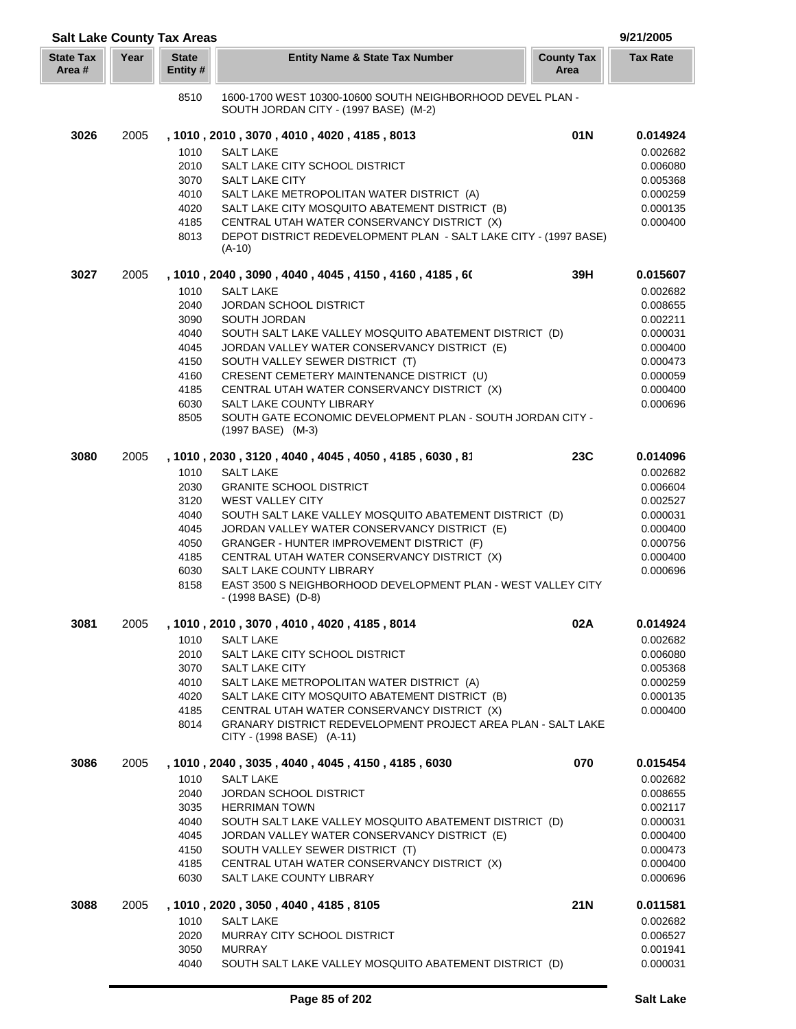## Salt Lake County Tax Areas

9/21/2005

| State Tax Area # | Year | State Entity # | Entity Name & State Tax Number | County Tax Area | Tax Rate |
|---|---|---|---|---|---|
| | | 8510 | 1600-1700 WEST 10300-10600 SOUTH NEIGHBORHOOD DEVEL PLAN - SOUTH JORDAN CITY - (1997 BASE) (M-2) | | |
| **3026** | 2005 | | **, 1010 , 2010 , 3070 , 4010 , 4020 , 4185 , 8013** | **01N** | **0.014924** |
| | | 1010 | SALT LAKE | | 0.002682 |
| | | 2010 | SALT LAKE CITY SCHOOL DISTRICT | | 0.006080 |
| | | 3070 | SALT LAKE CITY | | 0.005368 |
| | | 4010 | SALT LAKE METROPOLITAN WATER DISTRICT (A) | | 0.000259 |
| | | 4020 | SALT LAKE CITY MOSQUITO ABATEMENT DISTRICT (B) | | 0.000135 |
| | | 4185 | CENTRAL UTAH WATER CONSERVANCY DISTRICT (X) | | 0.000400 |
| | | 8013 | DEPOT DISTRICT REDEVELOPMENT PLAN - SALT LAKE CITY - (1997 BASE) (A-10) | | |
| **3027** | 2005 | | **, 1010 , 2040 , 3090 , 4040 , 4045 , 4150 , 4160 , 4185 , 6(** | **39H** | **0.015607** |
| | | 1010 | SALT LAKE | | 0.002682 |
| | | 2040 | JORDAN SCHOOL DISTRICT | | 0.008655 |
| | | 3090 | SOUTH JORDAN | | 0.002211 |
| | | 4040 | SOUTH SALT LAKE VALLEY MOSQUITO ABATEMENT DISTRICT (D) | | 0.000031 |
| | | 4045 | JORDAN VALLEY WATER CONSERVANCY DISTRICT (E) | | 0.000400 |
| | | 4150 | SOUTH VALLEY SEWER DISTRICT (T) | | 0.000473 |
| | | 4160 | CRESENT CEMETERY MAINTENANCE DISTRICT (U) | | 0.000059 |
| | | 4185 | CENTRAL UTAH WATER CONSERVANCY DISTRICT (X) | | 0.000400 |
| | | 6030 | SALT LAKE COUNTY LIBRARY | | 0.000696 |
| | | 8505 | SOUTH GATE ECONOMIC DEVELOPMENT PLAN - SOUTH JORDAN CITY - (1997 BASE) (M-3) | | |
| **3080** | 2005 | | **, 1010 , 2030 , 3120 , 4040 , 4045 , 4050 , 4185 , 6030 , 81** | **23C** | **0.014096** |
| | | 1010 | SALT LAKE | | 0.002682 |
| | | 2030 | GRANITE SCHOOL DISTRICT | | 0.006604 |
| | | 3120 | WEST VALLEY CITY | | 0.002527 |
| | | 4040 | SOUTH SALT LAKE VALLEY MOSQUITO ABATEMENT DISTRICT (D) | | 0.000031 |
| | | 4045 | JORDAN VALLEY WATER CONSERVANCY DISTRICT (E) | | 0.000400 |
| | | 4050 | GRANGER - HUNTER IMPROVEMENT DISTRICT (F) | | 0.000756 |
| | | 4185 | CENTRAL UTAH WATER CONSERVANCY DISTRICT (X) | | 0.000400 |
| | | 6030 | SALT LAKE COUNTY LIBRARY | | 0.000696 |
| | | 8158 | EAST 3500 S NEIGHBORHOOD DEVELOPMENT PLAN - WEST VALLEY CITY - (1998 BASE) (D-8) | | |
| **3081** | 2005 | | **, 1010 , 2010 , 3070 , 4010 , 4020 , 4185 , 8014** | **02A** | **0.014924** |
| | | 1010 | SALT LAKE | | 0.002682 |
| | | 2010 | SALT LAKE CITY SCHOOL DISTRICT | | 0.006080 |
| | | 3070 | SALT LAKE CITY | | 0.005368 |
| | | 4010 | SALT LAKE METROPOLITAN WATER DISTRICT (A) | | 0.000259 |
| | | 4020 | SALT LAKE CITY MOSQUITO ABATEMENT DISTRICT (B) | | 0.000135 |
| | | 4185 | CENTRAL UTAH WATER CONSERVANCY DISTRICT (X) | | 0.000400 |
| | | 8014 | GRANARY DISTRICT REDEVELOPMENT PROJECT AREA PLAN - SALT LAKE CITY - (1998 BASE) (A-11) | | |
| **3086** | 2005 | | **, 1010 , 2040 , 3035 , 4040 , 4045 , 4150 , 4185 , 6030** | **070** | **0.015454** |
| | | 1010 | SALT LAKE | | 0.002682 |
| | | 2040 | JORDAN SCHOOL DISTRICT | | 0.008655 |
| | | 3035 | HERRIMAN TOWN | | 0.002117 |
| | | 4040 | SOUTH SALT LAKE VALLEY MOSQUITO ABATEMENT DISTRICT (D) | | 0.000031 |
| | | 4045 | JORDAN VALLEY WATER CONSERVANCY DISTRICT (E) | | 0.000400 |
| | | 4150 | SOUTH VALLEY SEWER DISTRICT (T) | | 0.000473 |
| | | 4185 | CENTRAL UTAH WATER CONSERVANCY DISTRICT (X) | | 0.000400 |
| | | 6030 | SALT LAKE COUNTY LIBRARY | | 0.000696 |
| **3088** | 2005 | | **, 1010 , 2020 , 3050 , 4040 , 4185 , 8105** | **21N** | **0.011581** |
| | | 1010 | SALT LAKE | | 0.002682 |
| | | 2020 | MURRAY CITY SCHOOL DISTRICT | | 0.006527 |
| | | 3050 | MURRAY | | 0.001941 |
| | | 4040 | SOUTH SALT LAKE VALLEY MOSQUITO ABATEMENT DISTRICT (D) | | 0.000031 |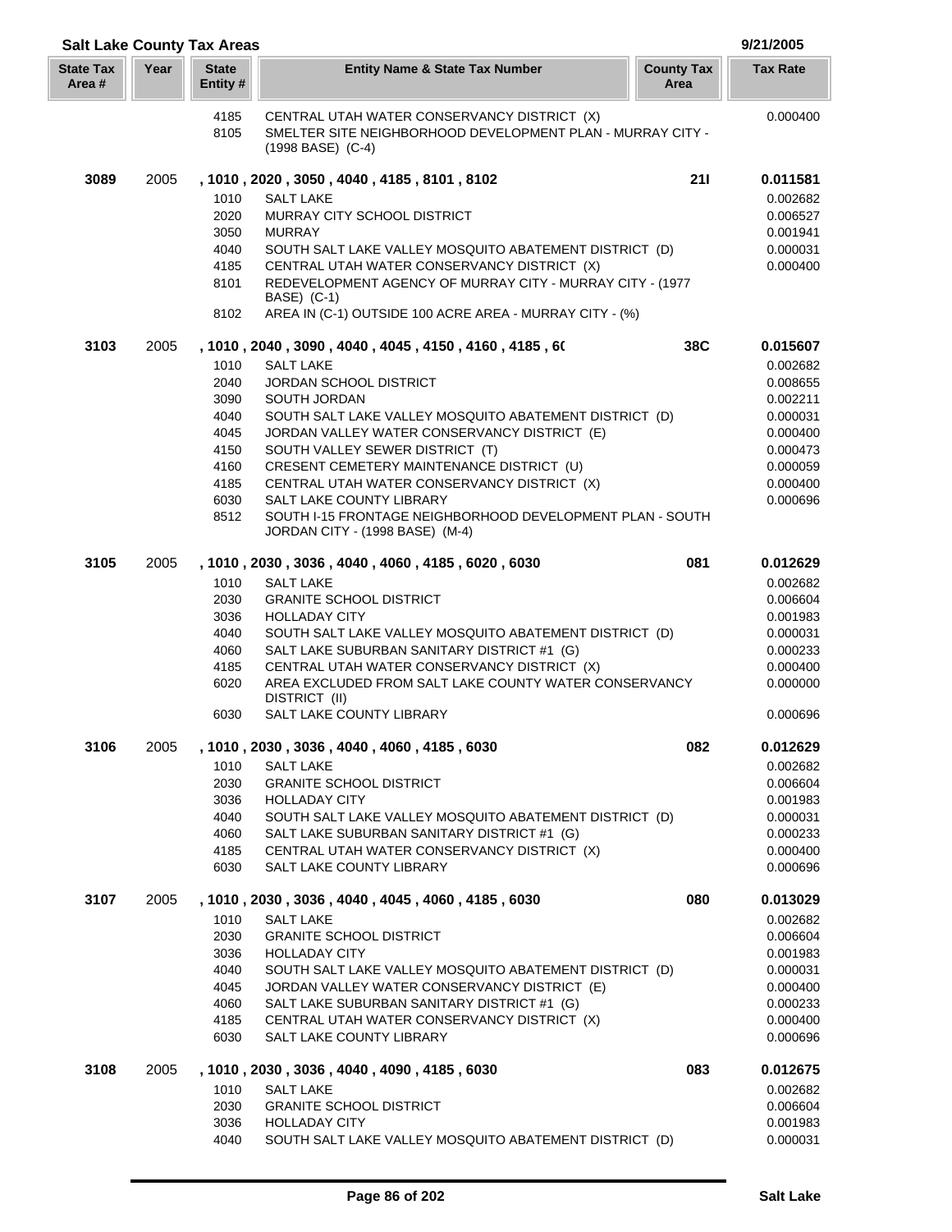**Salt Lake County Tax Areas** — 9/21/2005

| State Tax Area # | Year | State Entity # | Entity Name & State Tax Number | County Tax Area | Tax Rate |
|---|---|---|---|---|---|
| | | 4185 | CENTRAL UTAH WATER CONSERVANCY DISTRICT (X) | | 0.000400 |
| | | 8105 | SMELTER SITE NEIGHBORHOOD DEVELOPMENT PLAN - MURRAY CITY - (1998 BASE) (C-4) | | |
| **3089** | 2005 | | **, 1010 , 2020 , 3050 , 4040 , 4185 , 8101 , 8102** | **21I** | **0.011581** |
| | | 1010 | SALT LAKE | | 0.002682 |
| | | 2020 | MURRAY CITY SCHOOL DISTRICT | | 0.006527 |
| | | 3050 | MURRAY | | 0.001941 |
| | | 4040 | SOUTH SALT LAKE VALLEY MOSQUITO ABATEMENT DISTRICT (D) | | 0.000031 |
| | | 4185 | CENTRAL UTAH WATER CONSERVANCY DISTRICT (X) | | 0.000400 |
| | | 8101 | REDEVELOPMENT AGENCY OF MURRAY CITY - MURRAY CITY - (1977 BASE) (C-1) | | |
| | | 8102 | AREA IN (C-1) OUTSIDE 100 ACRE AREA - MURRAY CITY - (%) | | |
| **3103** | 2005 | | **, 1010 , 2040 , 3090 , 4040 , 4045 , 4150 , 4160 , 4185 , 6(** | **38C** | **0.015607** |
| | | 1010 | SALT LAKE | | 0.002682 |
| | | 2040 | JORDAN SCHOOL DISTRICT | | 0.008655 |
| | | 3090 | SOUTH JORDAN | | 0.002211 |
| | | 4040 | SOUTH SALT LAKE VALLEY MOSQUITO ABATEMENT DISTRICT (D) | | 0.000031 |
| | | 4045 | JORDAN VALLEY WATER CONSERVANCY DISTRICT (E) | | 0.000400 |
| | | 4150 | SOUTH VALLEY SEWER DISTRICT (T) | | 0.000473 |
| | | 4160 | CRESENT CEMETERY MAINTENANCE DISTRICT (U) | | 0.000059 |
| | | 4185 | CENTRAL UTAH WATER CONSERVANCY DISTRICT (X) | | 0.000400 |
| | | 6030 | SALT LAKE COUNTY LIBRARY | | 0.000696 |
| | | 8512 | SOUTH I-15 FRONTAGE NEIGHBORHOOD DEVELOPMENT PLAN - SOUTH JORDAN CITY - (1998 BASE) (M-4) | | |
| **3105** | 2005 | | **, 1010 , 2030 , 3036 , 4040 , 4060 , 4185 , 6020 , 6030** | **081** | **0.012629** |
| | | 1010 | SALT LAKE | | 0.002682 |
| | | 2030 | GRANITE SCHOOL DISTRICT | | 0.006604 |
| | | 3036 | HOLLADAY CITY | | 0.001983 |
| | | 4040 | SOUTH SALT LAKE VALLEY MOSQUITO ABATEMENT DISTRICT (D) | | 0.000031 |
| | | 4060 | SALT LAKE SUBURBAN SANITARY DISTRICT #1 (G) | | 0.000233 |
| | | 4185 | CENTRAL UTAH WATER CONSERVANCY DISTRICT (X) | | 0.000400 |
| | | 6020 | AREA EXCLUDED FROM SALT LAKE COUNTY WATER CONSERVANCY DISTRICT (II) | | 0.000000 |
| | | 6030 | SALT LAKE COUNTY LIBRARY | | 0.000696 |
| **3106** | 2005 | | **, 1010 , 2030 , 3036 , 4040 , 4060 , 4185 , 6030** | **082** | **0.012629** |
| | | 1010 | SALT LAKE | | 0.002682 |
| | | 2030 | GRANITE SCHOOL DISTRICT | | 0.006604 |
| | | 3036 | HOLLADAY CITY | | 0.001983 |
| | | 4040 | SOUTH SALT LAKE VALLEY MOSQUITO ABATEMENT DISTRICT (D) | | 0.000031 |
| | | 4060 | SALT LAKE SUBURBAN SANITARY DISTRICT #1 (G) | | 0.000233 |
| | | 4185 | CENTRAL UTAH WATER CONSERVANCY DISTRICT (X) | | 0.000400 |
| | | 6030 | SALT LAKE COUNTY LIBRARY | | 0.000696 |
| **3107** | 2005 | | **, 1010 , 2030 , 3036 , 4040 , 4045 , 4060 , 4185 , 6030** | **080** | **0.013029** |
| | | 1010 | SALT LAKE | | 0.002682 |
| | | 2030 | GRANITE SCHOOL DISTRICT | | 0.006604 |
| | | 3036 | HOLLADAY CITY | | 0.001983 |
| | | 4040 | SOUTH SALT LAKE VALLEY MOSQUITO ABATEMENT DISTRICT (D) | | 0.000031 |
| | | 4045 | JORDAN VALLEY WATER CONSERVANCY DISTRICT (E) | | 0.000400 |
| | | 4060 | SALT LAKE SUBURBAN SANITARY DISTRICT #1 (G) | | 0.000233 |
| | | 4185 | CENTRAL UTAH WATER CONSERVANCY DISTRICT (X) | | 0.000400 |
| | | 6030 | SALT LAKE COUNTY LIBRARY | | 0.000696 |
| **3108** | 2005 | | **, 1010 , 2030 , 3036 , 4040 , 4090 , 4185 , 6030** | **083** | **0.012675** |
| | | 1010 | SALT LAKE | | 0.002682 |
| | | 2030 | GRANITE SCHOOL DISTRICT | | 0.006604 |
| | | 3036 | HOLLADAY CITY | | 0.001983 |
| | | 4040 | SOUTH SALT LAKE VALLEY MOSQUITO ABATEMENT DISTRICT (D) | | 0.000031 |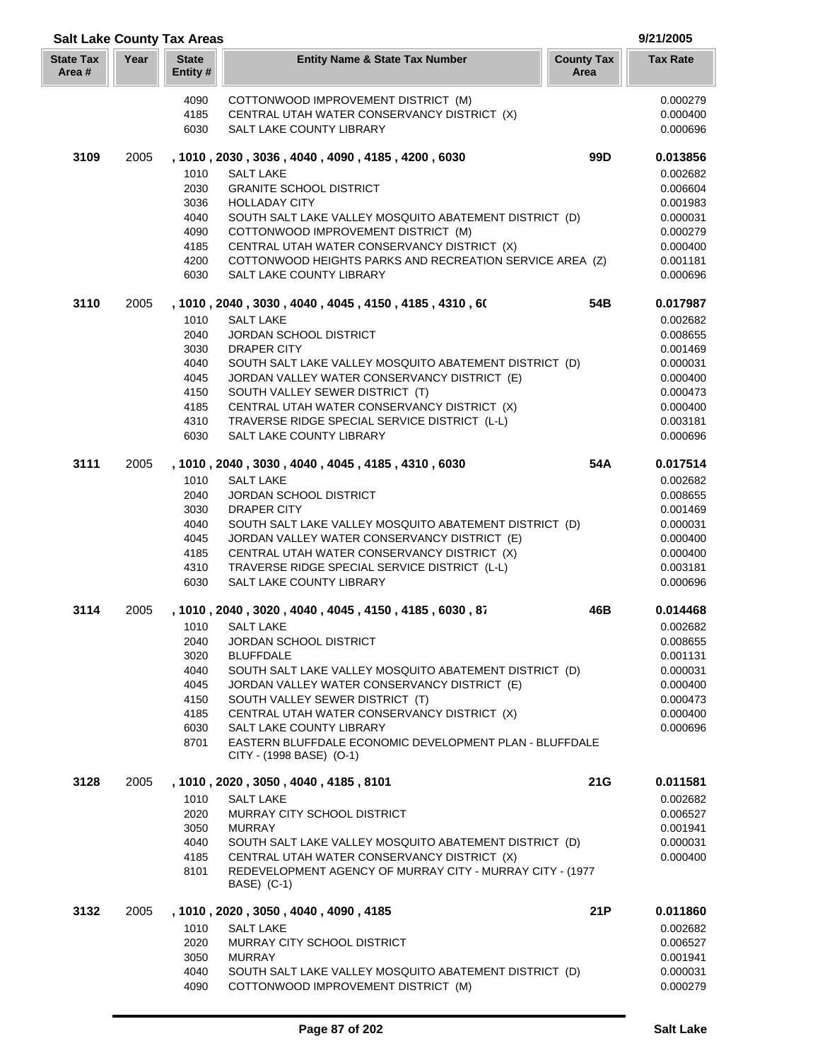## Salt Lake County Tax Areas

9/21/2005

| State Tax Area # | Year | State Entity # | Entity Name & State Tax Number | County Tax Area | Tax Rate |
|---|---|---|---|---|---|
| | | 4090 | COTTONWOOD IMPROVEMENT DISTRICT (M) | | 0.000279 |
| | | 4185 | CENTRAL UTAH WATER CONSERVANCY DISTRICT (X) | | 0.000400 |
| | | 6030 | SALT LAKE COUNTY LIBRARY | | 0.000696 |
| **3109** | 2005 | | **, 1010 , 2030 , 3036 , 4040 , 4090 , 4185 , 4200 , 6030** | **99D** | **0.013856** |
| | | 1010 | SALT LAKE | | 0.002682 |
| | | 2030 | GRANITE SCHOOL DISTRICT | | 0.006604 |
| | | 3036 | HOLLADAY CITY | | 0.001983 |
| | | 4040 | SOUTH SALT LAKE VALLEY MOSQUITO ABATEMENT DISTRICT (D) | | 0.000031 |
| | | 4090 | COTTONWOOD IMPROVEMENT DISTRICT (M) | | 0.000279 |
| | | 4185 | CENTRAL UTAH WATER CONSERVANCY DISTRICT (X) | | 0.000400 |
| | | 4200 | COTTONWOOD HEIGHTS PARKS AND RECREATION SERVICE AREA (Z) | | 0.001181 |
| | | 6030 | SALT LAKE COUNTY LIBRARY | | 0.000696 |
| **3110** | 2005 | | **, 1010 , 2040 , 3030 , 4040 , 4045 , 4150 , 4185 , 4310 , 60** | **54B** | **0.017987** |
| | | 1010 | SALT LAKE | | 0.002682 |
| | | 2040 | JORDAN SCHOOL DISTRICT | | 0.008655 |
| | | 3030 | DRAPER CITY | | 0.001469 |
| | | 4040 | SOUTH SALT LAKE VALLEY MOSQUITO ABATEMENT DISTRICT (D) | | 0.000031 |
| | | 4045 | JORDAN VALLEY WATER CONSERVANCY DISTRICT (E) | | 0.000400 |
| | | 4150 | SOUTH VALLEY SEWER DISTRICT (T) | | 0.000473 |
| | | 4185 | CENTRAL UTAH WATER CONSERVANCY DISTRICT (X) | | 0.000400 |
| | | 4310 | TRAVERSE RIDGE SPECIAL SERVICE DISTRICT (L-L) | | 0.003181 |
| | | 6030 | SALT LAKE COUNTY LIBRARY | | 0.000696 |
| **3111** | 2005 | | **, 1010 , 2040 , 3030 , 4040 , 4045 , 4185 , 4310 , 6030** | **54A** | **0.017514** |
| | | 1010 | SALT LAKE | | 0.002682 |
| | | 2040 | JORDAN SCHOOL DISTRICT | | 0.008655 |
| | | 3030 | DRAPER CITY | | 0.001469 |
| | | 4040 | SOUTH SALT LAKE VALLEY MOSQUITO ABATEMENT DISTRICT (D) | | 0.000031 |
| | | 4045 | JORDAN VALLEY WATER CONSERVANCY DISTRICT (E) | | 0.000400 |
| | | 4185 | CENTRAL UTAH WATER CONSERVANCY DISTRICT (X) | | 0.000400 |
| | | 4310 | TRAVERSE RIDGE SPECIAL SERVICE DISTRICT (L-L) | | 0.003181 |
| | | 6030 | SALT LAKE COUNTY LIBRARY | | 0.000696 |
| **3114** | 2005 | | **, 1010 , 2040 , 3020 , 4040 , 4045 , 4150 , 4185 , 6030 , 87** | **46B** | **0.014468** |
| | | 1010 | SALT LAKE | | 0.002682 |
| | | 2040 | JORDAN SCHOOL DISTRICT | | 0.008655 |
| | | 3020 | BLUFFDALE | | 0.001131 |
| | | 4040 | SOUTH SALT LAKE VALLEY MOSQUITO ABATEMENT DISTRICT (D) | | 0.000031 |
| | | 4045 | JORDAN VALLEY WATER CONSERVANCY DISTRICT (E) | | 0.000400 |
| | | 4150 | SOUTH VALLEY SEWER DISTRICT (T) | | 0.000473 |
| | | 4185 | CENTRAL UTAH WATER CONSERVANCY DISTRICT (X) | | 0.000400 |
| | | 6030 | SALT LAKE COUNTY LIBRARY | | 0.000696 |
| | | 8701 | EASTERN BLUFFDALE ECONOMIC DEVELOPMENT PLAN - BLUFFDALE CITY - (1998 BASE) (O-1) | | |
| **3128** | 2005 | | **, 1010 , 2020 , 3050 , 4040 , 4185 , 8101** | **21G** | **0.011581** |
| | | 1010 | SALT LAKE | | 0.002682 |
| | | 2020 | MURRAY CITY SCHOOL DISTRICT | | 0.006527 |
| | | 3050 | MURRAY | | 0.001941 |
| | | 4040 | SOUTH SALT LAKE VALLEY MOSQUITO ABATEMENT DISTRICT (D) | | 0.000031 |
| | | 4185 | CENTRAL UTAH WATER CONSERVANCY DISTRICT (X) | | 0.000400 |
| | | 8101 | REDEVELOPMENT AGENCY OF MURRAY CITY - MURRAY CITY - (1977 BASE) (C-1) | | |
| **3132** | 2005 | | **, 1010 , 2020 , 3050 , 4040 , 4090 , 4185** | **21P** | **0.011860** |
| | | 1010 | SALT LAKE | | 0.002682 |
| | | 2020 | MURRAY CITY SCHOOL DISTRICT | | 0.006527 |
| | | 3050 | MURRAY | | 0.001941 |
| | | 4040 | SOUTH SALT LAKE VALLEY MOSQUITO ABATEMENT DISTRICT (D) | | 0.000031 |
| | | 4090 | COTTONWOOD IMPROVEMENT DISTRICT (M) | | 0.000279 |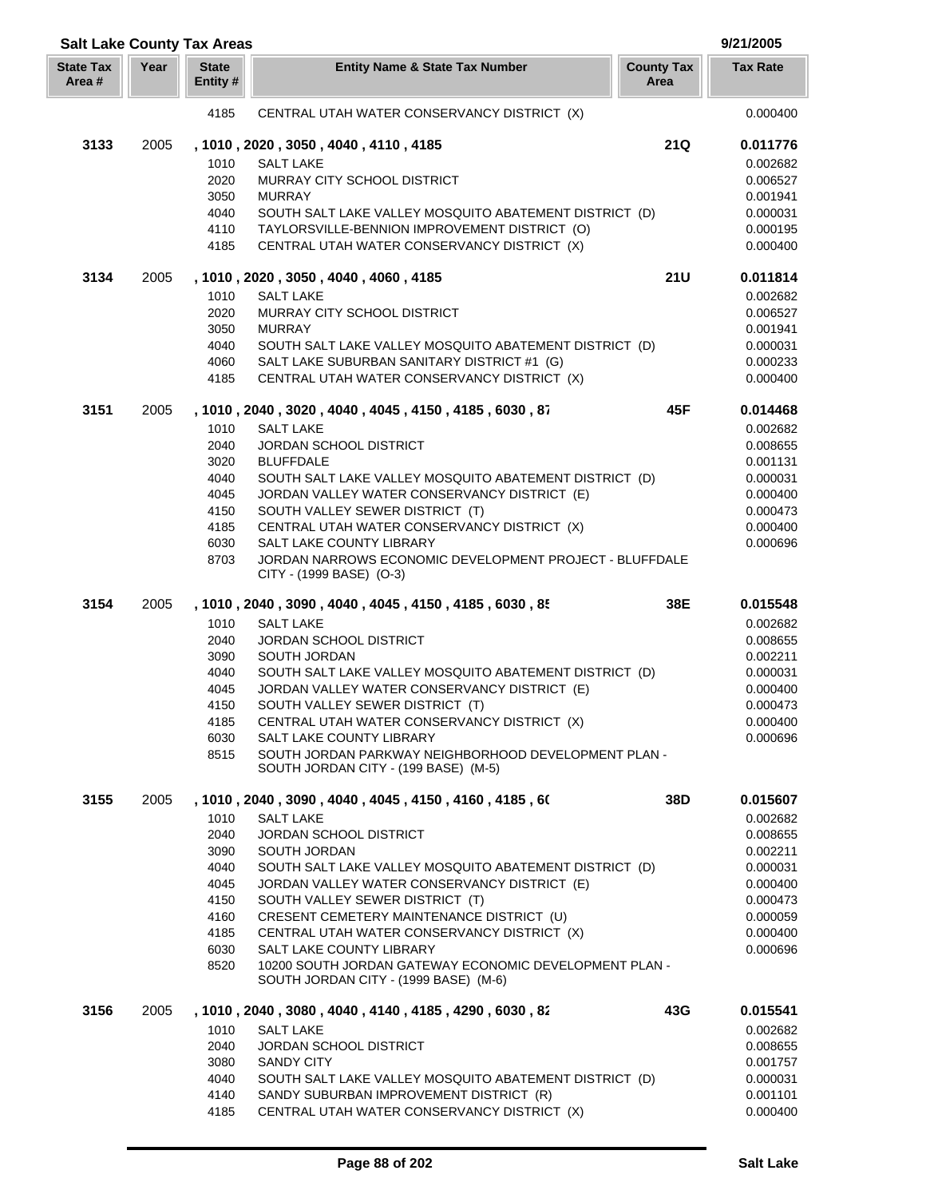## Salt Lake County Tax Areas

9/21/2005

| State Tax Area # | Year | State Entity # | Entity Name & State Tax Number | County Tax Area | Tax Rate |
|---|---|---|---|---|---|
| | | 4185 | CENTRAL UTAH WATER CONSERVANCY DISTRICT (X) | | 0.000400 |
| **3133** | 2005 | | **, 1010 , 2020 , 3050 , 4040 , 4110 , 4185** | **21Q** | **0.011776** |
| | | 1010 | SALT LAKE | | 0.002682 |
| | | 2020 | MURRAY CITY SCHOOL DISTRICT | | 0.006527 |
| | | 3050 | MURRAY | | 0.001941 |
| | | 4040 | SOUTH SALT LAKE VALLEY MOSQUITO ABATEMENT DISTRICT (D) | | 0.000031 |
| | | 4110 | TAYLORSVILLE-BENNION IMPROVEMENT DISTRICT (O) | | 0.000195 |
| | | 4185 | CENTRAL UTAH WATER CONSERVANCY DISTRICT (X) | | 0.000400 |
| **3134** | 2005 | | **, 1010 , 2020 , 3050 , 4040 , 4060 , 4185** | **21U** | **0.011814** |
| | | 1010 | SALT LAKE | | 0.002682 |
| | | 2020 | MURRAY CITY SCHOOL DISTRICT | | 0.006527 |
| | | 3050 | MURRAY | | 0.001941 |
| | | 4040 | SOUTH SALT LAKE VALLEY MOSQUITO ABATEMENT DISTRICT (D) | | 0.000031 |
| | | 4060 | SALT LAKE SUBURBAN SANITARY DISTRICT #1 (G) | | 0.000233 |
| | | 4185 | CENTRAL UTAH WATER CONSERVANCY DISTRICT (X) | | 0.000400 |
| **3151** | 2005 | | **, 1010 , 2040 , 3020 , 4040 , 4045 , 4150 , 4185 , 6030 , 87** | **45F** | **0.014468** |
| | | 1010 | SALT LAKE | | 0.002682 |
| | | 2040 | JORDAN SCHOOL DISTRICT | | 0.008655 |
| | | 3020 | BLUFFDALE | | 0.001131 |
| | | 4040 | SOUTH SALT LAKE VALLEY MOSQUITO ABATEMENT DISTRICT (D) | | 0.000031 |
| | | 4045 | JORDAN VALLEY WATER CONSERVANCY DISTRICT (E) | | 0.000400 |
| | | 4150 | SOUTH VALLEY SEWER DISTRICT (T) | | 0.000473 |
| | | 4185 | CENTRAL UTAH WATER CONSERVANCY DISTRICT (X) | | 0.000400 |
| | | 6030 | SALT LAKE COUNTY LIBRARY | | 0.000696 |
| | | 8703 | JORDAN NARROWS ECONOMIC DEVELOPMENT PROJECT - BLUFFDALE CITY - (1999 BASE) (O-3) | | |
| **3154** | 2005 | | **, 1010 , 2040 , 3090 , 4040 , 4045 , 4150 , 4185 , 6030 , 85** | **38E** | **0.015548** |
| | | 1010 | SALT LAKE | | 0.002682 |
| | | 2040 | JORDAN SCHOOL DISTRICT | | 0.008655 |
| | | 3090 | SOUTH JORDAN | | 0.002211 |
| | | 4040 | SOUTH SALT LAKE VALLEY MOSQUITO ABATEMENT DISTRICT (D) | | 0.000031 |
| | | 4045 | JORDAN VALLEY WATER CONSERVANCY DISTRICT (E) | | 0.000400 |
| | | 4150 | SOUTH VALLEY SEWER DISTRICT (T) | | 0.000473 |
| | | 4185 | CENTRAL UTAH WATER CONSERVANCY DISTRICT (X) | | 0.000400 |
| | | 6030 | SALT LAKE COUNTY LIBRARY | | 0.000696 |
| | | 8515 | SOUTH JORDAN PARKWAY NEIGHBORHOOD DEVELOPMENT PLAN - SOUTH JORDAN CITY - (199 BASE) (M-5) | | |
| **3155** | 2005 | | **, 1010 , 2040 , 3090 , 4040 , 4045 , 4150 , 4160 , 4185 , 60** | **38D** | **0.015607** |
| | | 1010 | SALT LAKE | | 0.002682 |
| | | 2040 | JORDAN SCHOOL DISTRICT | | 0.008655 |
| | | 3090 | SOUTH JORDAN | | 0.002211 |
| | | 4040 | SOUTH SALT LAKE VALLEY MOSQUITO ABATEMENT DISTRICT (D) | | 0.000031 |
| | | 4045 | JORDAN VALLEY WATER CONSERVANCY DISTRICT (E) | | 0.000400 |
| | | 4150 | SOUTH VALLEY SEWER DISTRICT (T) | | 0.000473 |
| | | 4160 | CRESENT CEMETERY MAINTENANCE DISTRICT (U) | | 0.000059 |
| | | 4185 | CENTRAL UTAH WATER CONSERVANCY DISTRICT (X) | | 0.000400 |
| | | 6030 | SALT LAKE COUNTY LIBRARY | | 0.000696 |
| | | 8520 | 10200 SOUTH JORDAN GATEWAY ECONOMIC DEVELOPMENT PLAN - SOUTH JORDAN CITY - (1999 BASE) (M-6) | | |
| **3156** | 2005 | | **, 1010 , 2040 , 3080 , 4040 , 4140 , 4185 , 4290 , 6030 , 82** | **43G** | **0.015541** |
| | | 1010 | SALT LAKE | | 0.002682 |
| | | 2040 | JORDAN SCHOOL DISTRICT | | 0.008655 |
| | | 3080 | SANDY CITY | | 0.001757 |
| | | 4040 | SOUTH SALT LAKE VALLEY MOSQUITO ABATEMENT DISTRICT (D) | | 0.000031 |
| | | 4140 | SANDY SUBURBAN IMPROVEMENT DISTRICT (R) | | 0.001101 |
| | | 4185 | CENTRAL UTAH WATER CONSERVANCY DISTRICT (X) | | 0.000400 |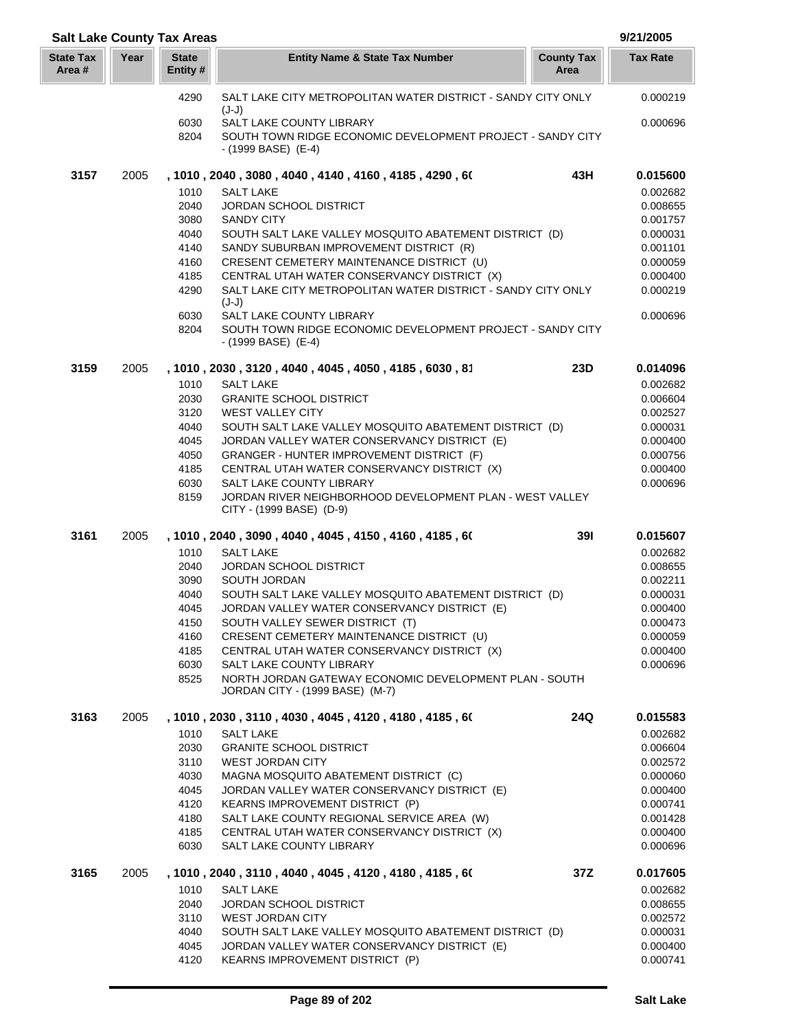## Salt Lake County Tax Areas

9/21/2005

| State Tax Area # | Year | State Entity # | Entity Name & State Tax Number | County Tax Area | Tax Rate |
|---|---|---|---|---|---|
| | | 4290 | SALT LAKE CITY METROPOLITAN WATER DISTRICT - SANDY CITY ONLY (J-J) | | 0.000219 |
| | | 6030 | SALT LAKE COUNTY LIBRARY | | 0.000696 |
| | | 8204 | SOUTH TOWN RIDGE ECONOMIC DEVELOPMENT PROJECT - SANDY CITY - (1999 BASE) (E-4) | | |
| **3157** | 2005 | | **, 1010 , 2040 , 3080 , 4040 , 4140 , 4160 , 4185 , 4290 , 6(** | **43H** | **0.015600** |
| | | 1010 | SALT LAKE | | 0.002682 |
| | | 2040 | JORDAN SCHOOL DISTRICT | | 0.008655 |
| | | 3080 | SANDY CITY | | 0.001757 |
| | | 4040 | SOUTH SALT LAKE VALLEY MOSQUITO ABATEMENT DISTRICT (D) | | 0.000031 |
| | | 4140 | SANDY SUBURBAN IMPROVEMENT DISTRICT (R) | | 0.001101 |
| | | 4160 | CRESENT CEMETERY MAINTENANCE DISTRICT (U) | | 0.000059 |
| | | 4185 | CENTRAL UTAH WATER CONSERVANCY DISTRICT (X) | | 0.000400 |
| | | 4290 | SALT LAKE CITY METROPOLITAN WATER DISTRICT - SANDY CITY ONLY (J-J) | | 0.000219 |
| | | 6030 | SALT LAKE COUNTY LIBRARY | | 0.000696 |
| | | 8204 | SOUTH TOWN RIDGE ECONOMIC DEVELOPMENT PROJECT - SANDY CITY - (1999 BASE) (E-4) | | |
| **3159** | 2005 | | **, 1010 , 2030 , 3120 , 4040 , 4045 , 4050 , 4185 , 6030 , 81** | **23D** | **0.014096** |
| | | 1010 | SALT LAKE | | 0.002682 |
| | | 2030 | GRANITE SCHOOL DISTRICT | | 0.006604 |
| | | 3120 | WEST VALLEY CITY | | 0.002527 |
| | | 4040 | SOUTH SALT LAKE VALLEY MOSQUITO ABATEMENT DISTRICT (D) | | 0.000031 |
| | | 4045 | JORDAN VALLEY WATER CONSERVANCY DISTRICT (E) | | 0.000400 |
| | | 4050 | GRANGER - HUNTER IMPROVEMENT DISTRICT (F) | | 0.000756 |
| | | 4185 | CENTRAL UTAH WATER CONSERVANCY DISTRICT (X) | | 0.000400 |
| | | 6030 | SALT LAKE COUNTY LIBRARY | | 0.000696 |
| | | 8159 | JORDAN RIVER NEIGHBORHOOD DEVELOPMENT PLAN - WEST VALLEY CITY - (1999 BASE) (D-9) | | |
| **3161** | 2005 | | **, 1010 , 2040 , 3090 , 4040 , 4045 , 4150 , 4160 , 4185 , 6(** | **39I** | **0.015607** |
| | | 1010 | SALT LAKE | | 0.002682 |
| | | 2040 | JORDAN SCHOOL DISTRICT | | 0.008655 |
| | | 3090 | SOUTH JORDAN | | 0.002211 |
| | | 4040 | SOUTH SALT LAKE VALLEY MOSQUITO ABATEMENT DISTRICT (D) | | 0.000031 |
| | | 4045 | JORDAN VALLEY WATER CONSERVANCY DISTRICT (E) | | 0.000400 |
| | | 4150 | SOUTH VALLEY SEWER DISTRICT (T) | | 0.000473 |
| | | 4160 | CRESENT CEMETERY MAINTENANCE DISTRICT (U) | | 0.000059 |
| | | 4185 | CENTRAL UTAH WATER CONSERVANCY DISTRICT (X) | | 0.000400 |
| | | 6030 | SALT LAKE COUNTY LIBRARY | | 0.000696 |
| | | 8525 | NORTH JORDAN GATEWAY ECONOMIC DEVELOPMENT PLAN - SOUTH JORDAN CITY - (1999 BASE) (M-7) | | |
| **3163** | 2005 | | **, 1010 , 2030 , 3110 , 4030 , 4045 , 4120 , 4180 , 4185 , 6(** | **24Q** | **0.015583** |
| | | 1010 | SALT LAKE | | 0.002682 |
| | | 2030 | GRANITE SCHOOL DISTRICT | | 0.006604 |
| | | 3110 | WEST JORDAN CITY | | 0.002572 |
| | | 4030 | MAGNA MOSQUITO ABATEMENT DISTRICT (C) | | 0.000060 |
| | | 4045 | JORDAN VALLEY WATER CONSERVANCY DISTRICT (E) | | 0.000400 |
| | | 4120 | KEARNS IMPROVEMENT DISTRICT (P) | | 0.000741 |
| | | 4180 | SALT LAKE COUNTY REGIONAL SERVICE AREA (W) | | 0.001428 |
| | | 4185 | CENTRAL UTAH WATER CONSERVANCY DISTRICT (X) | | 0.000400 |
| | | 6030 | SALT LAKE COUNTY LIBRARY | | 0.000696 |
| **3165** | 2005 | | **, 1010 , 2040 , 3110 , 4040 , 4045 , 4120 , 4180 , 4185 , 6(** | **37Z** | **0.017605** |
| | | 1010 | SALT LAKE | | 0.002682 |
| | | 2040 | JORDAN SCHOOL DISTRICT | | 0.008655 |
| | | 3110 | WEST JORDAN CITY | | 0.002572 |
| | | 4040 | SOUTH SALT LAKE VALLEY MOSQUITO ABATEMENT DISTRICT (D) | | 0.000031 |
| | | 4045 | JORDAN VALLEY WATER CONSERVANCY DISTRICT (E) | | 0.000400 |
| | | 4120 | KEARNS IMPROVEMENT DISTRICT (P) | | 0.000741 |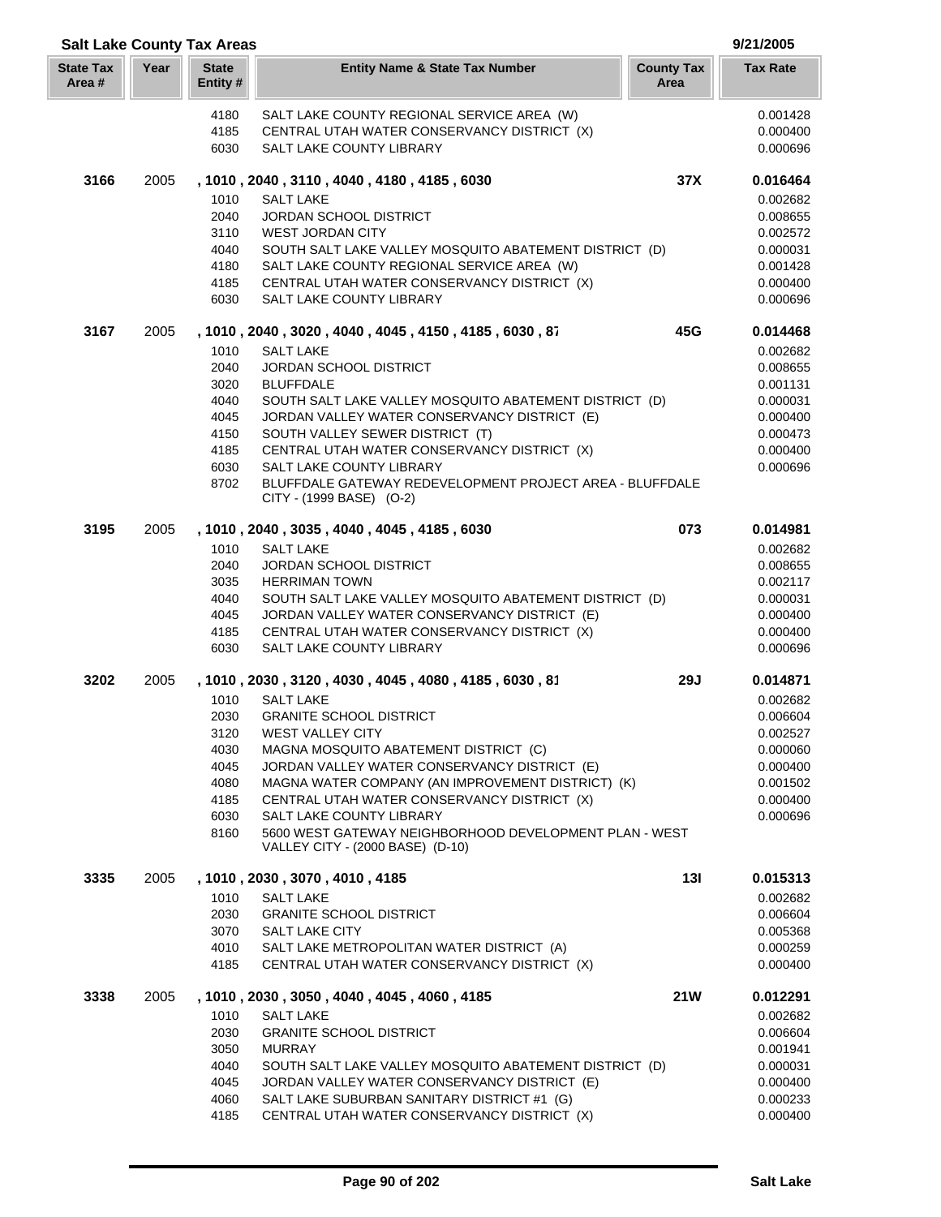## Salt Lake County Tax Areas

9/21/2005

| State Tax Area # | Year | State Entity # | Entity Name & State Tax Number | County Tax Area | Tax Rate |
|---|---|---|---|---|---|
| | | 4180 | SALT LAKE COUNTY REGIONAL SERVICE AREA (W) | | 0.001428 |
| | | 4185 | CENTRAL UTAH WATER CONSERVANCY DISTRICT (X) | | 0.000400 |
| | | 6030 | SALT LAKE COUNTY LIBRARY | | 0.000696 |
| **3166** | 2005 | | **, 1010 , 2040 , 3110 , 4040 , 4180 , 4185 , 6030** | **37X** | **0.016464** |
| | | 1010 | SALT LAKE | | 0.002682 |
| | | 2040 | JORDAN SCHOOL DISTRICT | | 0.008655 |
| | | 3110 | WEST JORDAN CITY | | 0.002572 |
| | | 4040 | SOUTH SALT LAKE VALLEY MOSQUITO ABATEMENT DISTRICT (D) | | 0.000031 |
| | | 4180 | SALT LAKE COUNTY REGIONAL SERVICE AREA (W) | | 0.001428 |
| | | 4185 | CENTRAL UTAH WATER CONSERVANCY DISTRICT (X) | | 0.000400 |
| | | 6030 | SALT LAKE COUNTY LIBRARY | | 0.000696 |
| **3167** | 2005 | | **, 1010 , 2040 , 3020 , 4040 , 4045 , 4150 , 4185 , 6030 , 87** | **45G** | **0.014468** |
| | | 1010 | SALT LAKE | | 0.002682 |
| | | 2040 | JORDAN SCHOOL DISTRICT | | 0.008655 |
| | | 3020 | BLUFFDALE | | 0.001131 |
| | | 4040 | SOUTH SALT LAKE VALLEY MOSQUITO ABATEMENT DISTRICT (D) | | 0.000031 |
| | | 4045 | JORDAN VALLEY WATER CONSERVANCY DISTRICT (E) | | 0.000400 |
| | | 4150 | SOUTH VALLEY SEWER DISTRICT (T) | | 0.000473 |
| | | 4185 | CENTRAL UTAH WATER CONSERVANCY DISTRICT (X) | | 0.000400 |
| | | 6030 | SALT LAKE COUNTY LIBRARY | | 0.000696 |
| | | 8702 | BLUFFDALE GATEWAY REDEVELOPMENT PROJECT AREA - BLUFFDALE CITY - (1999 BASE) (O-2) | | |
| **3195** | 2005 | | **, 1010 , 2040 , 3035 , 4040 , 4045 , 4185 , 6030** | **073** | **0.014981** |
| | | 1010 | SALT LAKE | | 0.002682 |
| | | 2040 | JORDAN SCHOOL DISTRICT | | 0.008655 |
| | | 3035 | HERRIMAN TOWN | | 0.002117 |
| | | 4040 | SOUTH SALT LAKE VALLEY MOSQUITO ABATEMENT DISTRICT (D) | | 0.000031 |
| | | 4045 | JORDAN VALLEY WATER CONSERVANCY DISTRICT (E) | | 0.000400 |
| | | 4185 | CENTRAL UTAH WATER CONSERVANCY DISTRICT (X) | | 0.000400 |
| | | 6030 | SALT LAKE COUNTY LIBRARY | | 0.000696 |
| **3202** | 2005 | | **, 1010 , 2030 , 3120 , 4030 , 4045 , 4080 , 4185 , 6030 , 81** | **29J** | **0.014871** |
| | | 1010 | SALT LAKE | | 0.002682 |
| | | 2030 | GRANITE SCHOOL DISTRICT | | 0.006604 |
| | | 3120 | WEST VALLEY CITY | | 0.002527 |
| | | 4030 | MAGNA MOSQUITO ABATEMENT DISTRICT (C) | | 0.000060 |
| | | 4045 | JORDAN VALLEY WATER CONSERVANCY DISTRICT (E) | | 0.000400 |
| | | 4080 | MAGNA WATER COMPANY (AN IMPROVEMENT DISTRICT) (K) | | 0.001502 |
| | | 4185 | CENTRAL UTAH WATER CONSERVANCY DISTRICT (X) | | 0.000400 |
| | | 6030 | SALT LAKE COUNTY LIBRARY | | 0.000696 |
| | | 8160 | 5600 WEST GATEWAY NEIGHBORHOOD DEVELOPMENT PLAN - WEST VALLEY CITY - (2000 BASE) (D-10) | | |
| **3335** | 2005 | | **, 1010 , 2030 , 3070 , 4010 , 4185** | **13I** | **0.015313** |
| | | 1010 | SALT LAKE | | 0.002682 |
| | | 2030 | GRANITE SCHOOL DISTRICT | | 0.006604 |
| | | 3070 | SALT LAKE CITY | | 0.005368 |
| | | 4010 | SALT LAKE METROPOLITAN WATER DISTRICT (A) | | 0.000259 |
| | | 4185 | CENTRAL UTAH WATER CONSERVANCY DISTRICT (X) | | 0.000400 |
| **3338** | 2005 | | **, 1010 , 2030 , 3050 , 4040 , 4045 , 4060 , 4185** | **21W** | **0.012291** |
| | | 1010 | SALT LAKE | | 0.002682 |
| | | 2030 | GRANITE SCHOOL DISTRICT | | 0.006604 |
| | | 3050 | MURRAY | | 0.001941 |
| | | 4040 | SOUTH SALT LAKE VALLEY MOSQUITO ABATEMENT DISTRICT (D) | | 0.000031 |
| | | 4045 | JORDAN VALLEY WATER CONSERVANCY DISTRICT (E) | | 0.000400 |
| | | 4060 | SALT LAKE SUBURBAN SANITARY DISTRICT #1 (G) | | 0.000233 |
| | | 4185 | CENTRAL UTAH WATER CONSERVANCY DISTRICT (X) | | 0.000400 |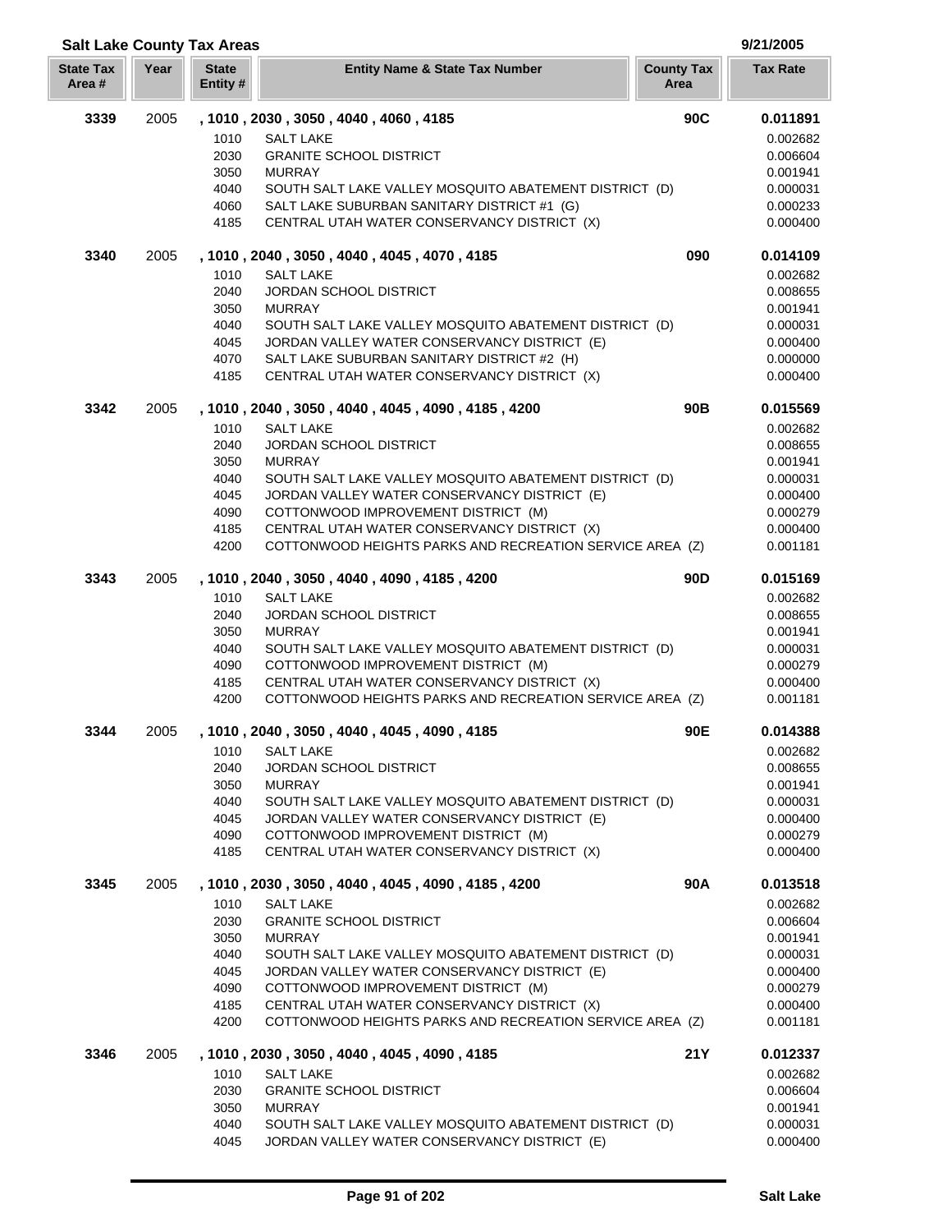**Salt Lake County Tax Areas** 9/21/2005

| State Tax Area # | Year | State Entity # | Entity Name & State Tax Number | County Tax Area | Tax Rate |
|---|---|---|---|---|---|
| **3339** | 2005 | **, 1010 , 2030 , 3050 , 4040 , 4060 , 4185** | | **90C** | **0.011891** |
| | | 1010 | SALT LAKE | | 0.002682 |
| | | 2030 | GRANITE SCHOOL DISTRICT | | 0.006604 |
| | | 3050 | MURRAY | | 0.001941 |
| | | 4040 | SOUTH SALT LAKE VALLEY MOSQUITO ABATEMENT DISTRICT (D) | | 0.000031 |
| | | 4060 | SALT LAKE SUBURBAN SANITARY DISTRICT #1 (G) | | 0.000233 |
| | | 4185 | CENTRAL UTAH WATER CONSERVANCY DISTRICT (X) | | 0.000400 |
| **3340** | 2005 | **, 1010 , 2040 , 3050 , 4040 , 4045 , 4070 , 4185** | | **090** | **0.014109** |
| | | 1010 | SALT LAKE | | 0.002682 |
| | | 2040 | JORDAN SCHOOL DISTRICT | | 0.008655 |
| | | 3050 | MURRAY | | 0.001941 |
| | | 4040 | SOUTH SALT LAKE VALLEY MOSQUITO ABATEMENT DISTRICT (D) | | 0.000031 |
| | | 4045 | JORDAN VALLEY WATER CONSERVANCY DISTRICT (E) | | 0.000400 |
| | | 4070 | SALT LAKE SUBURBAN SANITARY DISTRICT #2 (H) | | 0.000000 |
| | | 4185 | CENTRAL UTAH WATER CONSERVANCY DISTRICT (X) | | 0.000400 |
| **3342** | 2005 | **, 1010 , 2040 , 3050 , 4040 , 4045 , 4090 , 4185 , 4200** | | **90B** | **0.015569** |
| | | 1010 | SALT LAKE | | 0.002682 |
| | | 2040 | JORDAN SCHOOL DISTRICT | | 0.008655 |
| | | 3050 | MURRAY | | 0.001941 |
| | | 4040 | SOUTH SALT LAKE VALLEY MOSQUITO ABATEMENT DISTRICT (D) | | 0.000031 |
| | | 4045 | JORDAN VALLEY WATER CONSERVANCY DISTRICT (E) | | 0.000400 |
| | | 4090 | COTTONWOOD IMPROVEMENT DISTRICT (M) | | 0.000279 |
| | | 4185 | CENTRAL UTAH WATER CONSERVANCY DISTRICT (X) | | 0.000400 |
| | | 4200 | COTTONWOOD HEIGHTS PARKS AND RECREATION SERVICE AREA (Z) | | 0.001181 |
| **3343** | 2005 | **, 1010 , 2040 , 3050 , 4040 , 4090 , 4185 , 4200** | | **90D** | **0.015169** |
| | | 1010 | SALT LAKE | | 0.002682 |
| | | 2040 | JORDAN SCHOOL DISTRICT | | 0.008655 |
| | | 3050 | MURRAY | | 0.001941 |
| | | 4040 | SOUTH SALT LAKE VALLEY MOSQUITO ABATEMENT DISTRICT (D) | | 0.000031 |
| | | 4090 | COTTONWOOD IMPROVEMENT DISTRICT (M) | | 0.000279 |
| | | 4185 | CENTRAL UTAH WATER CONSERVANCY DISTRICT (X) | | 0.000400 |
| | | 4200 | COTTONWOOD HEIGHTS PARKS AND RECREATION SERVICE AREA (Z) | | 0.001181 |
| **3344** | 2005 | **, 1010 , 2040 , 3050 , 4040 , 4045 , 4090 , 4185** | | **90E** | **0.014388** |
| | | 1010 | SALT LAKE | | 0.002682 |
| | | 2040 | JORDAN SCHOOL DISTRICT | | 0.008655 |
| | | 3050 | MURRAY | | 0.001941 |
| | | 4040 | SOUTH SALT LAKE VALLEY MOSQUITO ABATEMENT DISTRICT (D) | | 0.000031 |
| | | 4045 | JORDAN VALLEY WATER CONSERVANCY DISTRICT (E) | | 0.000400 |
| | | 4090 | COTTONWOOD IMPROVEMENT DISTRICT (M) | | 0.000279 |
| | | 4185 | CENTRAL UTAH WATER CONSERVANCY DISTRICT (X) | | 0.000400 |
| **3345** | 2005 | **, 1010 , 2030 , 3050 , 4040 , 4045 , 4090 , 4185 , 4200** | | **90A** | **0.013518** |
| | | 1010 | SALT LAKE | | 0.002682 |
| | | 2030 | GRANITE SCHOOL DISTRICT | | 0.006604 |
| | | 3050 | MURRAY | | 0.001941 |
| | | 4040 | SOUTH SALT LAKE VALLEY MOSQUITO ABATEMENT DISTRICT (D) | | 0.000031 |
| | | 4045 | JORDAN VALLEY WATER CONSERVANCY DISTRICT (E) | | 0.000400 |
| | | 4090 | COTTONWOOD IMPROVEMENT DISTRICT (M) | | 0.000279 |
| | | 4185 | CENTRAL UTAH WATER CONSERVANCY DISTRICT (X) | | 0.000400 |
| | | 4200 | COTTONWOOD HEIGHTS PARKS AND RECREATION SERVICE AREA (Z) | | 0.001181 |
| **3346** | 2005 | **, 1010 , 2030 , 3050 , 4040 , 4045 , 4090 , 4185** | | **21Y** | **0.012337** |
| | | 1010 | SALT LAKE | | 0.002682 |
| | | 2030 | GRANITE SCHOOL DISTRICT | | 0.006604 |
| | | 3050 | MURRAY | | 0.001941 |
| | | 4040 | SOUTH SALT LAKE VALLEY MOSQUITO ABATEMENT DISTRICT (D) | | 0.000031 |
| | | 4045 | JORDAN VALLEY WATER CONSERVANCY DISTRICT (E) | | 0.000400 |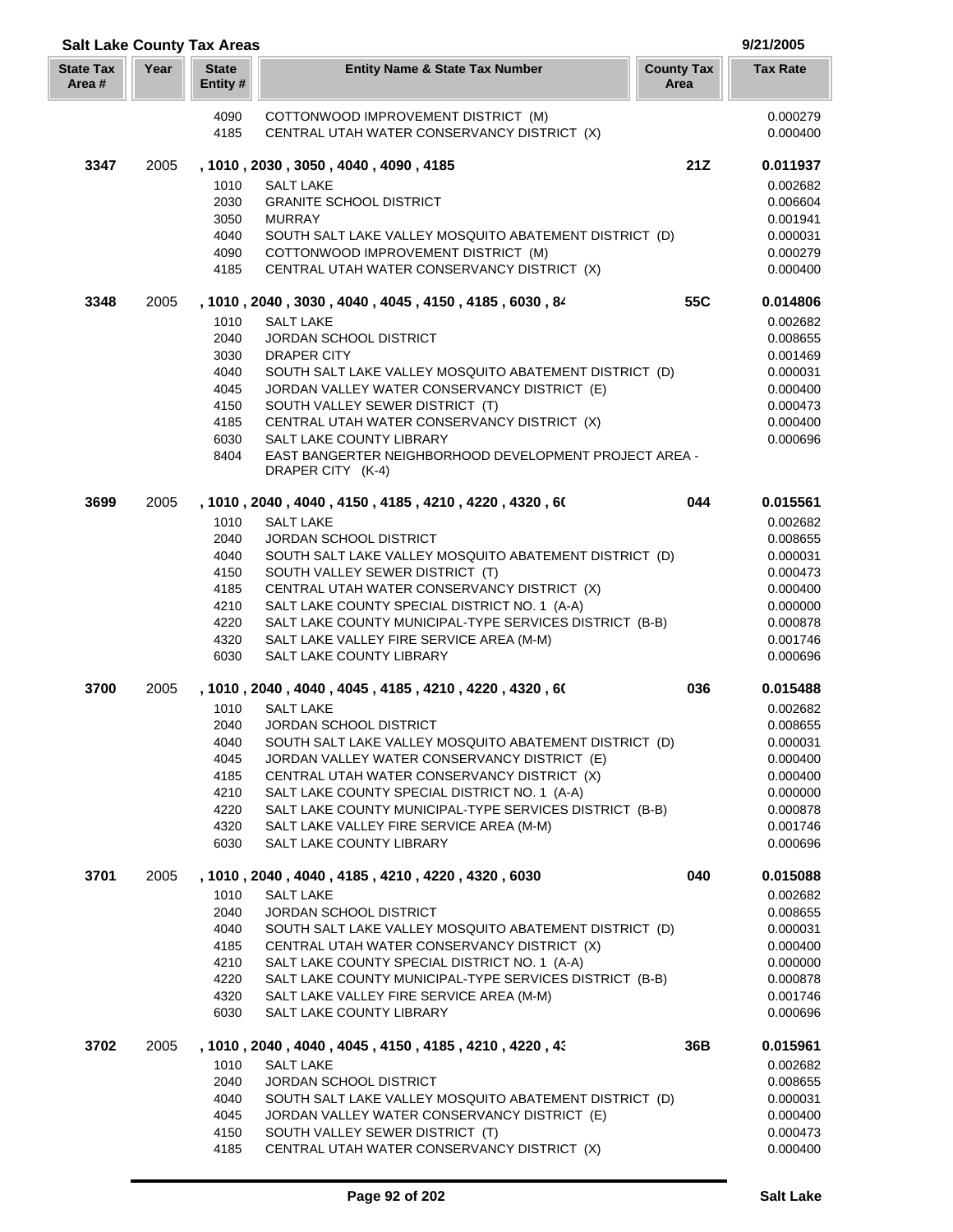## Salt Lake County Tax Areas

9/21/2005

| State Tax Area # | Year | State Entity # | Entity Name & State Tax Number | County Tax Area | Tax Rate |
|---|---|---|---|---|---|
| | | 4090 | COTTONWOOD IMPROVEMENT DISTRICT (M) | | 0.000279 |
| | | 4185 | CENTRAL UTAH WATER CONSERVANCY DISTRICT (X) | | 0.000400 |
| **3347** | 2005 | | **, 1010 , 2030 , 3050 , 4040 , 4090 , 4185** | **21Z** | **0.011937** |
| | | 1010 | SALT LAKE | | 0.002682 |
| | | 2030 | GRANITE SCHOOL DISTRICT | | 0.006604 |
| | | 3050 | MURRAY | | 0.001941 |
| | | 4040 | SOUTH SALT LAKE VALLEY MOSQUITO ABATEMENT DISTRICT (D) | | 0.000031 |
| | | 4090 | COTTONWOOD IMPROVEMENT DISTRICT (M) | | 0.000279 |
| | | 4185 | CENTRAL UTAH WATER CONSERVANCY DISTRICT (X) | | 0.000400 |
| **3348** | 2005 | | **, 1010 , 2040 , 3030 , 4040 , 4045 , 4150 , 4185 , 6030 , 84** | **55C** | **0.014806** |
| | | 1010 | SALT LAKE | | 0.002682 |
| | | 2040 | JORDAN SCHOOL DISTRICT | | 0.008655 |
| | | 3030 | DRAPER CITY | | 0.001469 |
| | | 4040 | SOUTH SALT LAKE VALLEY MOSQUITO ABATEMENT DISTRICT (D) | | 0.000031 |
| | | 4045 | JORDAN VALLEY WATER CONSERVANCY DISTRICT (E) | | 0.000400 |
| | | 4150 | SOUTH VALLEY SEWER DISTRICT (T) | | 0.000473 |
| | | 4185 | CENTRAL UTAH WATER CONSERVANCY DISTRICT (X) | | 0.000400 |
| | | 6030 | SALT LAKE COUNTY LIBRARY | | 0.000696 |
| | | 8404 | EAST BANGERTER NEIGHBORHOOD DEVELOPMENT PROJECT AREA - DRAPER CITY (K-4) | | |
| **3699** | 2005 | | **, 1010 , 2040 , 4040 , 4150 , 4185 , 4210 , 4220 , 4320 , 60** | **044** | **0.015561** |
| | | 1010 | SALT LAKE | | 0.002682 |
| | | 2040 | JORDAN SCHOOL DISTRICT | | 0.008655 |
| | | 4040 | SOUTH SALT LAKE VALLEY MOSQUITO ABATEMENT DISTRICT (D) | | 0.000031 |
| | | 4150 | SOUTH VALLEY SEWER DISTRICT (T) | | 0.000473 |
| | | 4185 | CENTRAL UTAH WATER CONSERVANCY DISTRICT (X) | | 0.000400 |
| | | 4210 | SALT LAKE COUNTY SPECIAL DISTRICT NO. 1 (A-A) | | 0.000000 |
| | | 4220 | SALT LAKE COUNTY MUNICIPAL-TYPE SERVICES DISTRICT (B-B) | | 0.000878 |
| | | 4320 | SALT LAKE VALLEY FIRE SERVICE AREA (M-M) | | 0.001746 |
| | | 6030 | SALT LAKE COUNTY LIBRARY | | 0.000696 |
| **3700** | 2005 | | **, 1010 , 2040 , 4040 , 4045 , 4185 , 4210 , 4220 , 4320 , 60** | **036** | **0.015488** |
| | | 1010 | SALT LAKE | | 0.002682 |
| | | 2040 | JORDAN SCHOOL DISTRICT | | 0.008655 |
| | | 4040 | SOUTH SALT LAKE VALLEY MOSQUITO ABATEMENT DISTRICT (D) | | 0.000031 |
| | | 4045 | JORDAN VALLEY WATER CONSERVANCY DISTRICT (E) | | 0.000400 |
| | | 4185 | CENTRAL UTAH WATER CONSERVANCY DISTRICT (X) | | 0.000400 |
| | | 4210 | SALT LAKE COUNTY SPECIAL DISTRICT NO. 1 (A-A) | | 0.000000 |
| | | 4220 | SALT LAKE COUNTY MUNICIPAL-TYPE SERVICES DISTRICT (B-B) | | 0.000878 |
| | | 4320 | SALT LAKE VALLEY FIRE SERVICE AREA (M-M) | | 0.001746 |
| | | 6030 | SALT LAKE COUNTY LIBRARY | | 0.000696 |
| **3701** | 2005 | | **, 1010 , 2040 , 4040 , 4185 , 4210 , 4220 , 4320 , 6030** | **040** | **0.015088** |
| | | 1010 | SALT LAKE | | 0.002682 |
| | | 2040 | JORDAN SCHOOL DISTRICT | | 0.008655 |
| | | 4040 | SOUTH SALT LAKE VALLEY MOSQUITO ABATEMENT DISTRICT (D) | | 0.000031 |
| | | 4185 | CENTRAL UTAH WATER CONSERVANCY DISTRICT (X) | | 0.000400 |
| | | 4210 | SALT LAKE COUNTY SPECIAL DISTRICT NO. 1 (A-A) | | 0.000000 |
| | | 4220 | SALT LAKE COUNTY MUNICIPAL-TYPE SERVICES DISTRICT (B-B) | | 0.000878 |
| | | 4320 | SALT LAKE VALLEY FIRE SERVICE AREA (M-M) | | 0.001746 |
| | | 6030 | SALT LAKE COUNTY LIBRARY | | 0.000696 |
| **3702** | 2005 | | **, 1010 , 2040 , 4040 , 4045 , 4150 , 4185 , 4210 , 4220 , 43** | **36B** | **0.015961** |
| | | 1010 | SALT LAKE | | 0.002682 |
| | | 2040 | JORDAN SCHOOL DISTRICT | | 0.008655 |
| | | 4040 | SOUTH SALT LAKE VALLEY MOSQUITO ABATEMENT DISTRICT (D) | | 0.000031 |
| | | 4045 | JORDAN VALLEY WATER CONSERVANCY DISTRICT (E) | | 0.000400 |
| | | 4150 | SOUTH VALLEY SEWER DISTRICT (T) | | 0.000473 |
| | | 4185 | CENTRAL UTAH WATER CONSERVANCY DISTRICT (X) | | 0.000400 |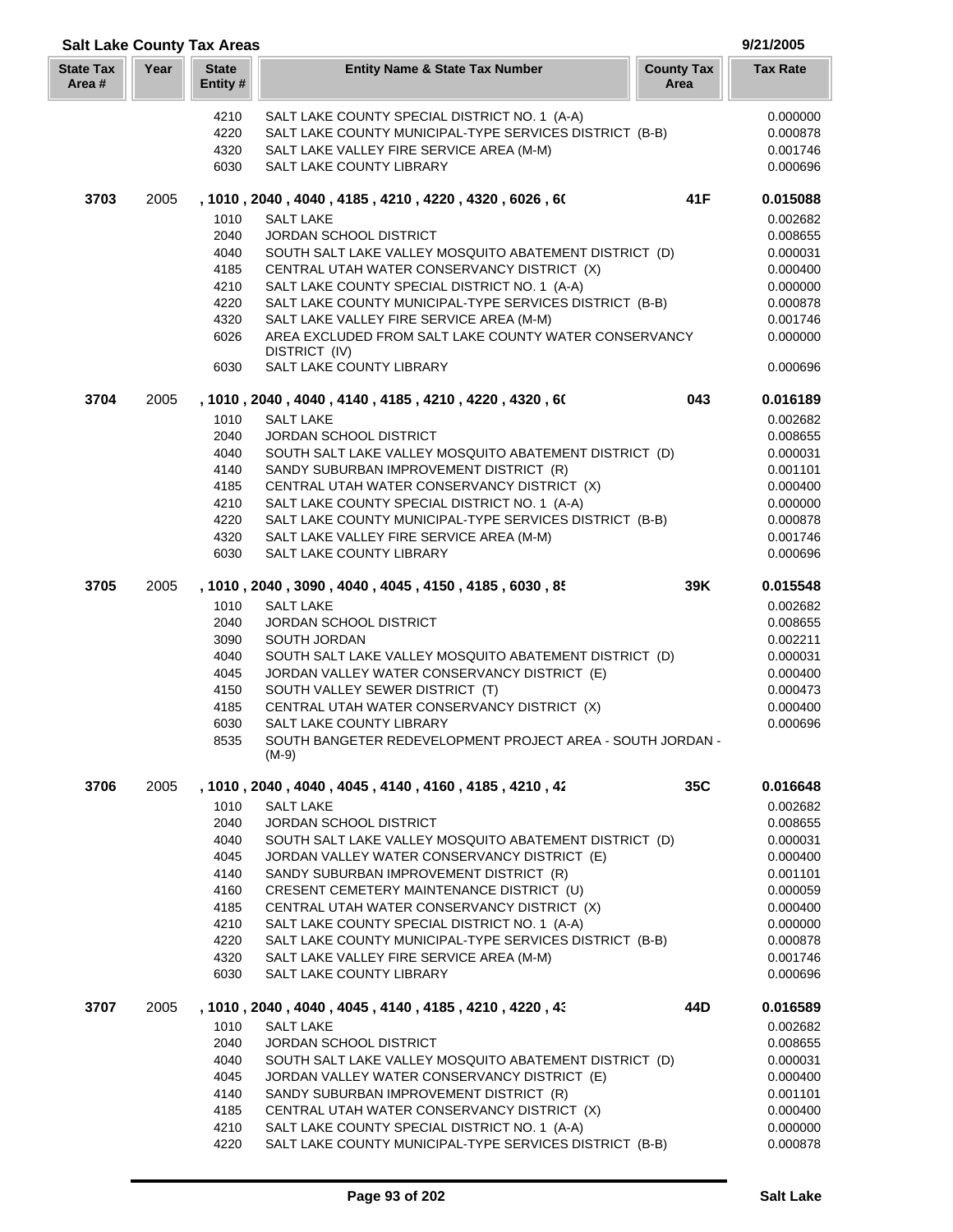## Salt Lake County Tax Areas

9/21/2005

| State Tax Area # | Year | State Entity # | Entity Name & State Tax Number | County Tax Area | Tax Rate |
|---|---|---|---|---|---|
| | | 4210 | SALT LAKE COUNTY SPECIAL DISTRICT NO. 1 (A-A) | | 0.000000 |
| | | 4220 | SALT LAKE COUNTY MUNICIPAL-TYPE SERVICES DISTRICT (B-B) | | 0.000878 |
| | | 4320 | SALT LAKE VALLEY FIRE SERVICE AREA (M-M) | | 0.001746 |
| | | 6030 | SALT LAKE COUNTY LIBRARY | | 0.000696 |
| **3703** | 2005 | | **, 1010 , 2040 , 4040 , 4185 , 4210 , 4220 , 4320 , 6026 , 60** | **41F** | **0.015088** |
| | | 1010 | SALT LAKE | | 0.002682 |
| | | 2040 | JORDAN SCHOOL DISTRICT | | 0.008655 |
| | | 4040 | SOUTH SALT LAKE VALLEY MOSQUITO ABATEMENT DISTRICT (D) | | 0.000031 |
| | | 4185 | CENTRAL UTAH WATER CONSERVANCY DISTRICT (X) | | 0.000400 |
| | | 4210 | SALT LAKE COUNTY SPECIAL DISTRICT NO. 1 (A-A) | | 0.000000 |
| | | 4220 | SALT LAKE COUNTY MUNICIPAL-TYPE SERVICES DISTRICT (B-B) | | 0.000878 |
| | | 4320 | SALT LAKE VALLEY FIRE SERVICE AREA (M-M) | | 0.001746 |
| | | 6026 | AREA EXCLUDED FROM SALT LAKE COUNTY WATER CONSERVANCY DISTRICT (IV) | | 0.000000 |
| | | 6030 | SALT LAKE COUNTY LIBRARY | | 0.000696 |
| **3704** | 2005 | | **, 1010 , 2040 , 4040 , 4140 , 4185 , 4210 , 4220 , 4320 , 60** | **043** | **0.016189** |
| | | 1010 | SALT LAKE | | 0.002682 |
| | | 2040 | JORDAN SCHOOL DISTRICT | | 0.008655 |
| | | 4040 | SOUTH SALT LAKE VALLEY MOSQUITO ABATEMENT DISTRICT (D) | | 0.000031 |
| | | 4140 | SANDY SUBURBAN IMPROVEMENT DISTRICT (R) | | 0.001101 |
| | | 4185 | CENTRAL UTAH WATER CONSERVANCY DISTRICT (X) | | 0.000400 |
| | | 4210 | SALT LAKE COUNTY SPECIAL DISTRICT NO. 1 (A-A) | | 0.000000 |
| | | 4220 | SALT LAKE COUNTY MUNICIPAL-TYPE SERVICES DISTRICT (B-B) | | 0.000878 |
| | | 4320 | SALT LAKE VALLEY FIRE SERVICE AREA (M-M) | | 0.001746 |
| | | 6030 | SALT LAKE COUNTY LIBRARY | | 0.000696 |
| **3705** | 2005 | | **, 1010 , 2040 , 3090 , 4040 , 4045 , 4150 , 4185 , 6030 , 85** | **39K** | **0.015548** |
| | | 1010 | SALT LAKE | | 0.002682 |
| | | 2040 | JORDAN SCHOOL DISTRICT | | 0.008655 |
| | | 3090 | SOUTH JORDAN | | 0.002211 |
| | | 4040 | SOUTH SALT LAKE VALLEY MOSQUITO ABATEMENT DISTRICT (D) | | 0.000031 |
| | | 4045 | JORDAN VALLEY WATER CONSERVANCY DISTRICT (E) | | 0.000400 |
| | | 4150 | SOUTH VALLEY SEWER DISTRICT (T) | | 0.000473 |
| | | 4185 | CENTRAL UTAH WATER CONSERVANCY DISTRICT (X) | | 0.000400 |
| | | 6030 | SALT LAKE COUNTY LIBRARY | | 0.000696 |
| | | 8535 | SOUTH BANGETER REDEVELOPMENT PROJECT AREA - SOUTH JORDAN - (M-9) | | |
| **3706** | 2005 | | **, 1010 , 2040 , 4040 , 4045 , 4140 , 4160 , 4185 , 4210 , 42** | **35C** | **0.016648** |
| | | 1010 | SALT LAKE | | 0.002682 |
| | | 2040 | JORDAN SCHOOL DISTRICT | | 0.008655 |
| | | 4040 | SOUTH SALT LAKE VALLEY MOSQUITO ABATEMENT DISTRICT (D) | | 0.000031 |
| | | 4045 | JORDAN VALLEY WATER CONSERVANCY DISTRICT (E) | | 0.000400 |
| | | 4140 | SANDY SUBURBAN IMPROVEMENT DISTRICT (R) | | 0.001101 |
| | | 4160 | CRESENT CEMETERY MAINTENANCE DISTRICT (U) | | 0.000059 |
| | | 4185 | CENTRAL UTAH WATER CONSERVANCY DISTRICT (X) | | 0.000400 |
| | | 4210 | SALT LAKE COUNTY SPECIAL DISTRICT NO. 1 (A-A) | | 0.000000 |
| | | 4220 | SALT LAKE COUNTY MUNICIPAL-TYPE SERVICES DISTRICT (B-B) | | 0.000878 |
| | | 4320 | SALT LAKE VALLEY FIRE SERVICE AREA (M-M) | | 0.001746 |
| | | 6030 | SALT LAKE COUNTY LIBRARY | | 0.000696 |
| **3707** | 2005 | | **, 1010 , 2040 , 4040 , 4045 , 4140 , 4185 , 4210 , 4220 , 43** | **44D** | **0.016589** |
| | | 1010 | SALT LAKE | | 0.002682 |
| | | 2040 | JORDAN SCHOOL DISTRICT | | 0.008655 |
| | | 4040 | SOUTH SALT LAKE VALLEY MOSQUITO ABATEMENT DISTRICT (D) | | 0.000031 |
| | | 4045 | JORDAN VALLEY WATER CONSERVANCY DISTRICT (E) | | 0.000400 |
| | | 4140 | SANDY SUBURBAN IMPROVEMENT DISTRICT (R) | | 0.001101 |
| | | 4185 | CENTRAL UTAH WATER CONSERVANCY DISTRICT (X) | | 0.000400 |
| | | 4210 | SALT LAKE COUNTY SPECIAL DISTRICT NO. 1 (A-A) | | 0.000000 |
| | | 4220 | SALT LAKE COUNTY MUNICIPAL-TYPE SERVICES DISTRICT (B-B) | | 0.000878 |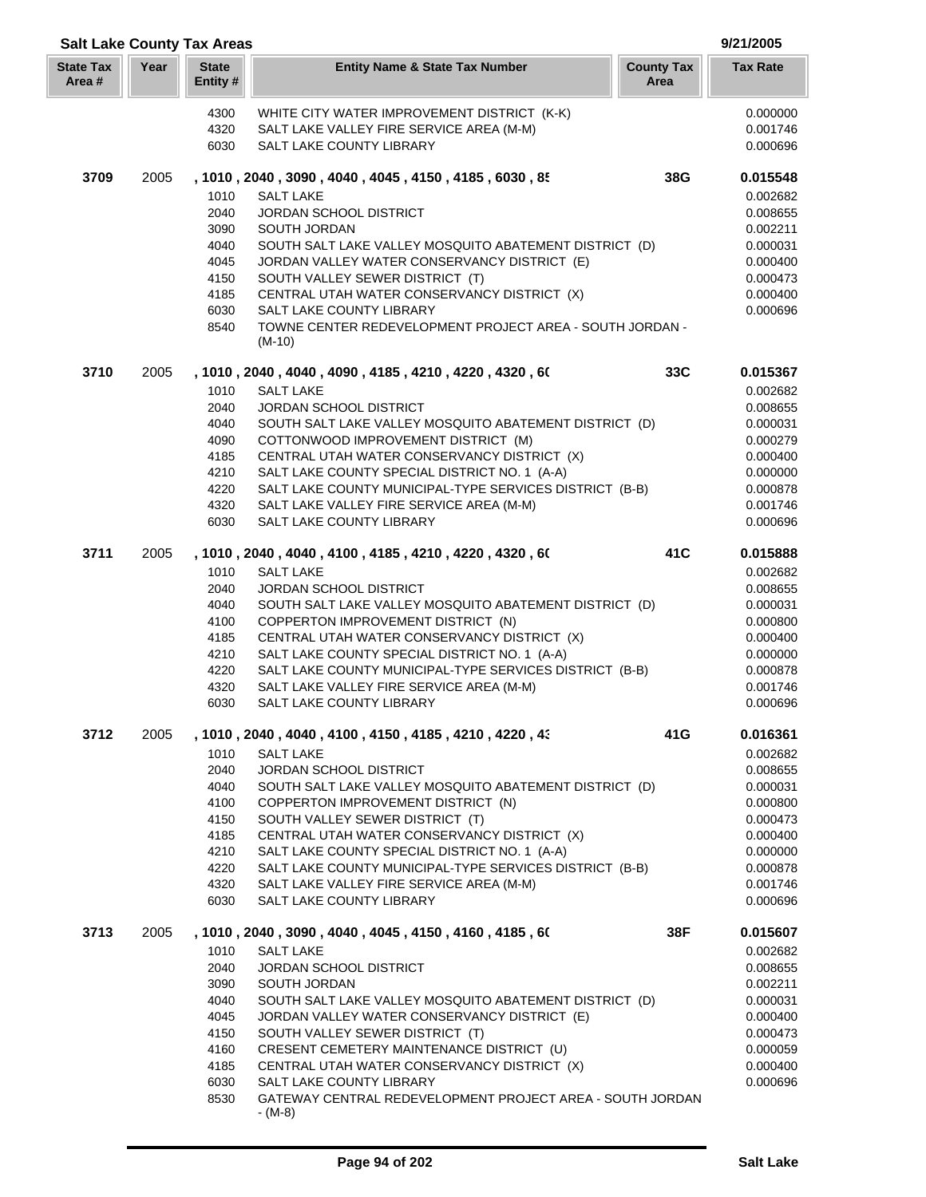## Salt Lake County Tax Areas

9/21/2005

| State Tax Area # | Year | State Entity # | Entity Name & State Tax Number | County Tax Area | Tax Rate |
|---|---|---|---|---|---|
| | | 4300 | WHITE CITY WATER IMPROVEMENT DISTRICT (K-K) | | 0.000000 |
| | | 4320 | SALT LAKE VALLEY FIRE SERVICE AREA (M-M) | | 0.001746 |
| | | 6030 | SALT LAKE COUNTY LIBRARY | | 0.000696 |
| **3709** | 2005 | | **, 1010 , 2040 , 3090 , 4040 , 4045 , 4150 , 4185 , 6030 , 85** | **38G** | **0.015548** |
| | | 1010 | SALT LAKE | | 0.002682 |
| | | 2040 | JORDAN SCHOOL DISTRICT | | 0.008655 |
| | | 3090 | SOUTH JORDAN | | 0.002211 |
| | | 4040 | SOUTH SALT LAKE VALLEY MOSQUITO ABATEMENT DISTRICT (D) | | 0.000031 |
| | | 4045 | JORDAN VALLEY WATER CONSERVANCY DISTRICT (E) | | 0.000400 |
| | | 4150 | SOUTH VALLEY SEWER DISTRICT (T) | | 0.000473 |
| | | 4185 | CENTRAL UTAH WATER CONSERVANCY DISTRICT (X) | | 0.000400 |
| | | 6030 | SALT LAKE COUNTY LIBRARY | | 0.000696 |
| | | 8540 | TOWNE CENTER REDEVELOPMENT PROJECT AREA - SOUTH JORDAN - (M-10) | | |
| **3710** | 2005 | | **, 1010 , 2040 , 4040 , 4090 , 4185 , 4210 , 4220 , 4320 , 60** | **33C** | **0.015367** |
| | | 1010 | SALT LAKE | | 0.002682 |
| | | 2040 | JORDAN SCHOOL DISTRICT | | 0.008655 |
| | | 4040 | SOUTH SALT LAKE VALLEY MOSQUITO ABATEMENT DISTRICT (D) | | 0.000031 |
| | | 4090 | COTTONWOOD IMPROVEMENT DISTRICT (M) | | 0.000279 |
| | | 4185 | CENTRAL UTAH WATER CONSERVANCY DISTRICT (X) | | 0.000400 |
| | | 4210 | SALT LAKE COUNTY SPECIAL DISTRICT NO. 1 (A-A) | | 0.000000 |
| | | 4220 | SALT LAKE COUNTY MUNICIPAL-TYPE SERVICES DISTRICT (B-B) | | 0.000878 |
| | | 4320 | SALT LAKE VALLEY FIRE SERVICE AREA (M-M) | | 0.001746 |
| | | 6030 | SALT LAKE COUNTY LIBRARY | | 0.000696 |
| **3711** | 2005 | | **, 1010 , 2040 , 4040 , 4100 , 4185 , 4210 , 4220 , 4320 , 60** | **41C** | **0.015888** |
| | | 1010 | SALT LAKE | | 0.002682 |
| | | 2040 | JORDAN SCHOOL DISTRICT | | 0.008655 |
| | | 4040 | SOUTH SALT LAKE VALLEY MOSQUITO ABATEMENT DISTRICT (D) | | 0.000031 |
| | | 4100 | COPPERTON IMPROVEMENT DISTRICT (N) | | 0.000800 |
| | | 4185 | CENTRAL UTAH WATER CONSERVANCY DISTRICT (X) | | 0.000400 |
| | | 4210 | SALT LAKE COUNTY SPECIAL DISTRICT NO. 1 (A-A) | | 0.000000 |
| | | 4220 | SALT LAKE COUNTY MUNICIPAL-TYPE SERVICES DISTRICT (B-B) | | 0.000878 |
| | | 4320 | SALT LAKE VALLEY FIRE SERVICE AREA (M-M) | | 0.001746 |
| | | 6030 | SALT LAKE COUNTY LIBRARY | | 0.000696 |
| **3712** | 2005 | | **, 1010 , 2040 , 4040 , 4100 , 4150 , 4185 , 4210 , 4220 , 43** | **41G** | **0.016361** |
| | | 1010 | SALT LAKE | | 0.002682 |
| | | 2040 | JORDAN SCHOOL DISTRICT | | 0.008655 |
| | | 4040 | SOUTH SALT LAKE VALLEY MOSQUITO ABATEMENT DISTRICT (D) | | 0.000031 |
| | | 4100 | COPPERTON IMPROVEMENT DISTRICT (N) | | 0.000800 |
| | | 4150 | SOUTH VALLEY SEWER DISTRICT (T) | | 0.000473 |
| | | 4185 | CENTRAL UTAH WATER CONSERVANCY DISTRICT (X) | | 0.000400 |
| | | 4210 | SALT LAKE COUNTY SPECIAL DISTRICT NO. 1 (A-A) | | 0.000000 |
| | | 4220 | SALT LAKE COUNTY MUNICIPAL-TYPE SERVICES DISTRICT (B-B) | | 0.000878 |
| | | 4320 | SALT LAKE VALLEY FIRE SERVICE AREA (M-M) | | 0.001746 |
| | | 6030 | SALT LAKE COUNTY LIBRARY | | 0.000696 |
| **3713** | 2005 | | **, 1010 , 2040 , 3090 , 4040 , 4045 , 4150 , 4160 , 4185 , 60** | **38F** | **0.015607** |
| | | 1010 | SALT LAKE | | 0.002682 |
| | | 2040 | JORDAN SCHOOL DISTRICT | | 0.008655 |
| | | 3090 | SOUTH JORDAN | | 0.002211 |
| | | 4040 | SOUTH SALT LAKE VALLEY MOSQUITO ABATEMENT DISTRICT (D) | | 0.000031 |
| | | 4045 | JORDAN VALLEY WATER CONSERVANCY DISTRICT (E) | | 0.000400 |
| | | 4150 | SOUTH VALLEY SEWER DISTRICT (T) | | 0.000473 |
| | | 4160 | CRESENT CEMETERY MAINTENANCE DISTRICT (U) | | 0.000059 |
| | | 4185 | CENTRAL UTAH WATER CONSERVANCY DISTRICT (X) | | 0.000400 |
| | | 6030 | SALT LAKE COUNTY LIBRARY | | 0.000696 |
| | | 8530 | GATEWAY CENTRAL REDEVELOPMENT PROJECT AREA - SOUTH JORDAN - (M-8) | | |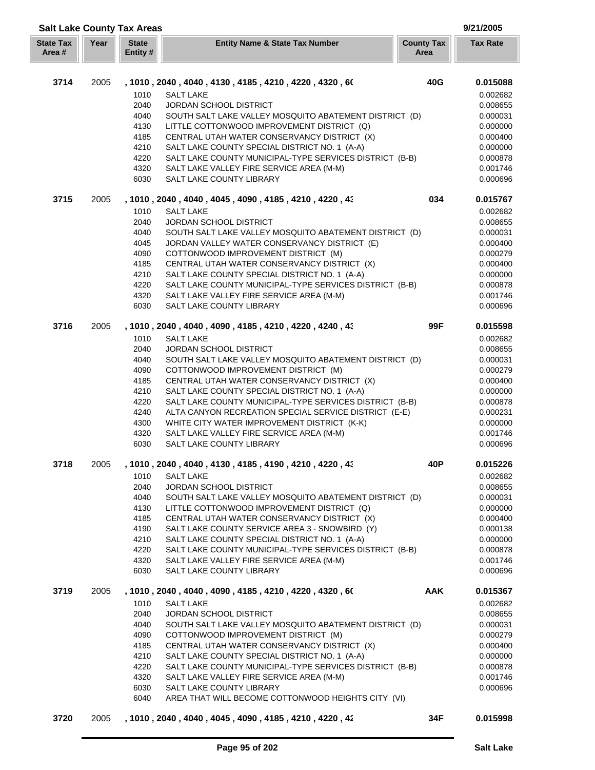## Salt Lake County Tax Areas

9/21/2005

| State Tax Area # | Year | State Entity # | Entity Name & State Tax Number | County Tax Area | Tax Rate |
|---|---|---|---|---|---|
| **3714** | 2005 | **, 1010 , 2040 , 4040 , 4130 , 4185 , 4210 , 4220 , 4320 , 6(** | | **40G** | **0.015088** |
| | | 1010 | SALT LAKE | | 0.002682 |
| | | 2040 | JORDAN SCHOOL DISTRICT | | 0.008655 |
| | | 4040 | SOUTH SALT LAKE VALLEY MOSQUITO ABATEMENT DISTRICT (D) | | 0.000031 |
| | | 4130 | LITTLE COTTONWOOD IMPROVEMENT DISTRICT (Q) | | 0.000000 |
| | | 4185 | CENTRAL UTAH WATER CONSERVANCY DISTRICT (X) | | 0.000400 |
| | | 4210 | SALT LAKE COUNTY SPECIAL DISTRICT NO. 1 (A-A) | | 0.000000 |
| | | 4220 | SALT LAKE COUNTY MUNICIPAL-TYPE SERVICES DISTRICT (B-B) | | 0.000878 |
| | | 4320 | SALT LAKE VALLEY FIRE SERVICE AREA (M-M) | | 0.001746 |
| | | 6030 | SALT LAKE COUNTY LIBRARY | | 0.000696 |
| **3715** | 2005 | **, 1010 , 2040 , 4040 , 4045 , 4090 , 4185 , 4210 , 4220 , 4:** | | **034** | **0.015767** |
| | | 1010 | SALT LAKE | | 0.002682 |
| | | 2040 | JORDAN SCHOOL DISTRICT | | 0.008655 |
| | | 4040 | SOUTH SALT LAKE VALLEY MOSQUITO ABATEMENT DISTRICT (D) | | 0.000031 |
| | | 4045 | JORDAN VALLEY WATER CONSERVANCY DISTRICT (E) | | 0.000400 |
| | | 4090 | COTTONWOOD IMPROVEMENT DISTRICT (M) | | 0.000279 |
| | | 4185 | CENTRAL UTAH WATER CONSERVANCY DISTRICT (X) | | 0.000400 |
| | | 4210 | SALT LAKE COUNTY SPECIAL DISTRICT NO. 1 (A-A) | | 0.000000 |
| | | 4220 | SALT LAKE COUNTY MUNICIPAL-TYPE SERVICES DISTRICT (B-B) | | 0.000878 |
| | | 4320 | SALT LAKE VALLEY FIRE SERVICE AREA (M-M) | | 0.001746 |
| | | 6030 | SALT LAKE COUNTY LIBRARY | | 0.000696 |
| **3716** | 2005 | **, 1010 , 2040 , 4040 , 4090 , 4185 , 4210 , 4220 , 4240 , 4:** | | **99F** | **0.015598** |
| | | 1010 | SALT LAKE | | 0.002682 |
| | | 2040 | JORDAN SCHOOL DISTRICT | | 0.008655 |
| | | 4040 | SOUTH SALT LAKE VALLEY MOSQUITO ABATEMENT DISTRICT (D) | | 0.000031 |
| | | 4090 | COTTONWOOD IMPROVEMENT DISTRICT (M) | | 0.000279 |
| | | 4185 | CENTRAL UTAH WATER CONSERVANCY DISTRICT (X) | | 0.000400 |
| | | 4210 | SALT LAKE COUNTY SPECIAL DISTRICT NO. 1 (A-A) | | 0.000000 |
| | | 4220 | SALT LAKE COUNTY MUNICIPAL-TYPE SERVICES DISTRICT (B-B) | | 0.000878 |
| | | 4240 | ALTA CANYON RECREATION SPECIAL SERVICE DISTRICT (E-E) | | 0.000231 |
| | | 4300 | WHITE CITY WATER IMPROVEMENT DISTRICT (K-K) | | 0.000000 |
| | | 4320 | SALT LAKE VALLEY FIRE SERVICE AREA (M-M) | | 0.001746 |
| | | 6030 | SALT LAKE COUNTY LIBRARY | | 0.000696 |
| **3718** | 2005 | **, 1010 , 2040 , 4040 , 4130 , 4185 , 4190 , 4210 , 4220 , 4:** | | **40P** | **0.015226** |
| | | 1010 | SALT LAKE | | 0.002682 |
| | | 2040 | JORDAN SCHOOL DISTRICT | | 0.008655 |
| | | 4040 | SOUTH SALT LAKE VALLEY MOSQUITO ABATEMENT DISTRICT (D) | | 0.000031 |
| | | 4130 | LITTLE COTTONWOOD IMPROVEMENT DISTRICT (Q) | | 0.000000 |
| | | 4185 | CENTRAL UTAH WATER CONSERVANCY DISTRICT (X) | | 0.000400 |
| | | 4190 | SALT LAKE COUNTY SERVICE AREA 3 - SNOWBIRD (Y) | | 0.000138 |
| | | 4210 | SALT LAKE COUNTY SPECIAL DISTRICT NO. 1 (A-A) | | 0.000000 |
| | | 4220 | SALT LAKE COUNTY MUNICIPAL-TYPE SERVICES DISTRICT (B-B) | | 0.000878 |
| | | 4320 | SALT LAKE VALLEY FIRE SERVICE AREA (M-M) | | 0.001746 |
| | | 6030 | SALT LAKE COUNTY LIBRARY | | 0.000696 |
| **3719** | 2005 | **, 1010 , 2040 , 4040 , 4090 , 4185 , 4210 , 4220 , 4320 , 6(** | | **AAK** | **0.015367** |
| | | 1010 | SALT LAKE | | 0.002682 |
| | | 2040 | JORDAN SCHOOL DISTRICT | | 0.008655 |
| | | 4040 | SOUTH SALT LAKE VALLEY MOSQUITO ABATEMENT DISTRICT (D) | | 0.000031 |
| | | 4090 | COTTONWOOD IMPROVEMENT DISTRICT (M) | | 0.000279 |
| | | 4185 | CENTRAL UTAH WATER CONSERVANCY DISTRICT (X) | | 0.000400 |
| | | 4210 | SALT LAKE COUNTY SPECIAL DISTRICT NO. 1 (A-A) | | 0.000000 |
| | | 4220 | SALT LAKE COUNTY MUNICIPAL-TYPE SERVICES DISTRICT (B-B) | | 0.000878 |
| | | 4320 | SALT LAKE VALLEY FIRE SERVICE AREA (M-M) | | 0.001746 |
| | | 6030 | SALT LAKE COUNTY LIBRARY | | 0.000696 |
| | | 6040 | AREA THAT WILL BECOME COTTONWOOD HEIGHTS CITY (VI) | | |
| **3720** | 2005 | **, 1010 , 2040 , 4040 , 4045 , 4090 , 4185 , 4210 , 4220 , 4:** | | **34F** | **0.015998** |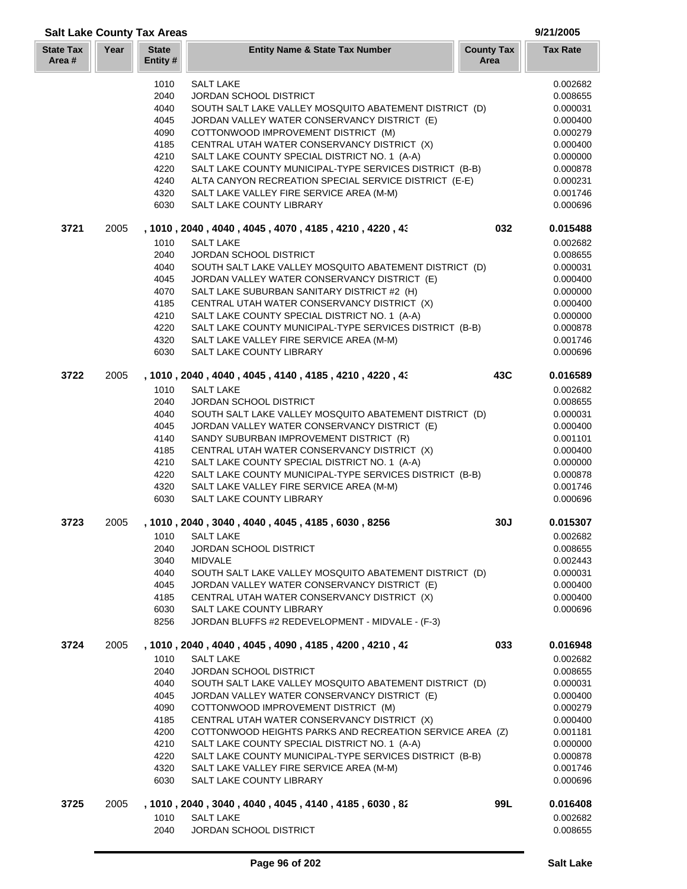## Salt Lake County Tax Areas

9/21/2005

| State Tax Area # | Year | State Entity # | Entity Name & State Tax Number | County Tax Area | Tax Rate |
|---|---|---|---|---|---|
| | | 1010 | SALT LAKE | | 0.002682 |
| | | 2040 | JORDAN SCHOOL DISTRICT | | 0.008655 |
| | | 4040 | SOUTH SALT LAKE VALLEY MOSQUITO ABATEMENT DISTRICT (D) | | 0.000031 |
| | | 4045 | JORDAN VALLEY WATER CONSERVANCY DISTRICT (E) | | 0.000400 |
| | | 4090 | COTTONWOOD IMPROVEMENT DISTRICT (M) | | 0.000279 |
| | | 4185 | CENTRAL UTAH WATER CONSERVANCY DISTRICT (X) | | 0.000400 |
| | | 4210 | SALT LAKE COUNTY SPECIAL DISTRICT NO. 1 (A-A) | | 0.000000 |
| | | 4220 | SALT LAKE COUNTY MUNICIPAL-TYPE SERVICES DISTRICT (B-B) | | 0.000878 |
| | | 4240 | ALTA CANYON RECREATION SPECIAL SERVICE DISTRICT (E-E) | | 0.000231 |
| | | 4320 | SALT LAKE VALLEY FIRE SERVICE AREA (M-M) | | 0.001746 |
| | | 6030 | SALT LAKE COUNTY LIBRARY | | 0.000696 |
| **3721** | 2005 | | **, 1010 , 2040 , 4040 , 4045 , 4070 , 4185 , 4210 , 4220 , 43** | **032** | **0.015488** |
| | | 1010 | SALT LAKE | | 0.002682 |
| | | 2040 | JORDAN SCHOOL DISTRICT | | 0.008655 |
| | | 4040 | SOUTH SALT LAKE VALLEY MOSQUITO ABATEMENT DISTRICT (D) | | 0.000031 |
| | | 4045 | JORDAN VALLEY WATER CONSERVANCY DISTRICT (E) | | 0.000400 |
| | | 4070 | SALT LAKE SUBURBAN SANITARY DISTRICT #2 (H) | | 0.000000 |
| | | 4185 | CENTRAL UTAH WATER CONSERVANCY DISTRICT (X) | | 0.000400 |
| | | 4210 | SALT LAKE COUNTY SPECIAL DISTRICT NO. 1 (A-A) | | 0.000000 |
| | | 4220 | SALT LAKE COUNTY MUNICIPAL-TYPE SERVICES DISTRICT (B-B) | | 0.000878 |
| | | 4320 | SALT LAKE VALLEY FIRE SERVICE AREA (M-M) | | 0.001746 |
| | | 6030 | SALT LAKE COUNTY LIBRARY | | 0.000696 |
| **3722** | 2005 | | **, 1010 , 2040 , 4040 , 4045 , 4140 , 4185 , 4210 , 4220 , 43** | **43C** | **0.016589** |
| | | 1010 | SALT LAKE | | 0.002682 |
| | | 2040 | JORDAN SCHOOL DISTRICT | | 0.008655 |
| | | 4040 | SOUTH SALT LAKE VALLEY MOSQUITO ABATEMENT DISTRICT (D) | | 0.000031 |
| | | 4045 | JORDAN VALLEY WATER CONSERVANCY DISTRICT (E) | | 0.000400 |
| | | 4140 | SANDY SUBURBAN IMPROVEMENT DISTRICT (R) | | 0.001101 |
| | | 4185 | CENTRAL UTAH WATER CONSERVANCY DISTRICT (X) | | 0.000400 |
| | | 4210 | SALT LAKE COUNTY SPECIAL DISTRICT NO. 1 (A-A) | | 0.000000 |
| | | 4220 | SALT LAKE COUNTY MUNICIPAL-TYPE SERVICES DISTRICT (B-B) | | 0.000878 |
| | | 4320 | SALT LAKE VALLEY FIRE SERVICE AREA (M-M) | | 0.001746 |
| | | 6030 | SALT LAKE COUNTY LIBRARY | | 0.000696 |
| **3723** | 2005 | | **, 1010 , 2040 , 3040 , 4040 , 4045 , 4185 , 6030 , 8256** | **30J** | **0.015307** |
| | | 1010 | SALT LAKE | | 0.002682 |
| | | 2040 | JORDAN SCHOOL DISTRICT | | 0.008655 |
| | | 3040 | MIDVALE | | 0.002443 |
| | | 4040 | SOUTH SALT LAKE VALLEY MOSQUITO ABATEMENT DISTRICT (D) | | 0.000031 |
| | | 4045 | JORDAN VALLEY WATER CONSERVANCY DISTRICT (E) | | 0.000400 |
| | | 4185 | CENTRAL UTAH WATER CONSERVANCY DISTRICT (X) | | 0.000400 |
| | | 6030 | SALT LAKE COUNTY LIBRARY | | 0.000696 |
| | | 8256 | JORDAN BLUFFS #2 REDEVELOPMENT - MIDVALE - (F-3) | | |
| **3724** | 2005 | | **, 1010 , 2040 , 4040 , 4045 , 4090 , 4185 , 4200 , 4210 , 42** | **033** | **0.016948** |
| | | 1010 | SALT LAKE | | 0.002682 |
| | | 2040 | JORDAN SCHOOL DISTRICT | | 0.008655 |
| | | 4040 | SOUTH SALT LAKE VALLEY MOSQUITO ABATEMENT DISTRICT (D) | | 0.000031 |
| | | 4045 | JORDAN VALLEY WATER CONSERVANCY DISTRICT (E) | | 0.000400 |
| | | 4090 | COTTONWOOD IMPROVEMENT DISTRICT (M) | | 0.000279 |
| | | 4185 | CENTRAL UTAH WATER CONSERVANCY DISTRICT (X) | | 0.000400 |
| | | 4200 | COTTONWOOD HEIGHTS PARKS AND RECREATION SERVICE AREA (Z) | | 0.001181 |
| | | 4210 | SALT LAKE COUNTY SPECIAL DISTRICT NO. 1 (A-A) | | 0.000000 |
| | | 4220 | SALT LAKE COUNTY MUNICIPAL-TYPE SERVICES DISTRICT (B-B) | | 0.000878 |
| | | 4320 | SALT LAKE VALLEY FIRE SERVICE AREA (M-M) | | 0.001746 |
| | | 6030 | SALT LAKE COUNTY LIBRARY | | 0.000696 |
| **3725** | 2005 | | **, 1010 , 2040 , 3040 , 4040 , 4045 , 4140 , 4185 , 6030 , 82** | **99L** | **0.016408** |
| | | 1010 | SALT LAKE | | 0.002682 |
| | | 2040 | JORDAN SCHOOL DISTRICT | | 0.008655 |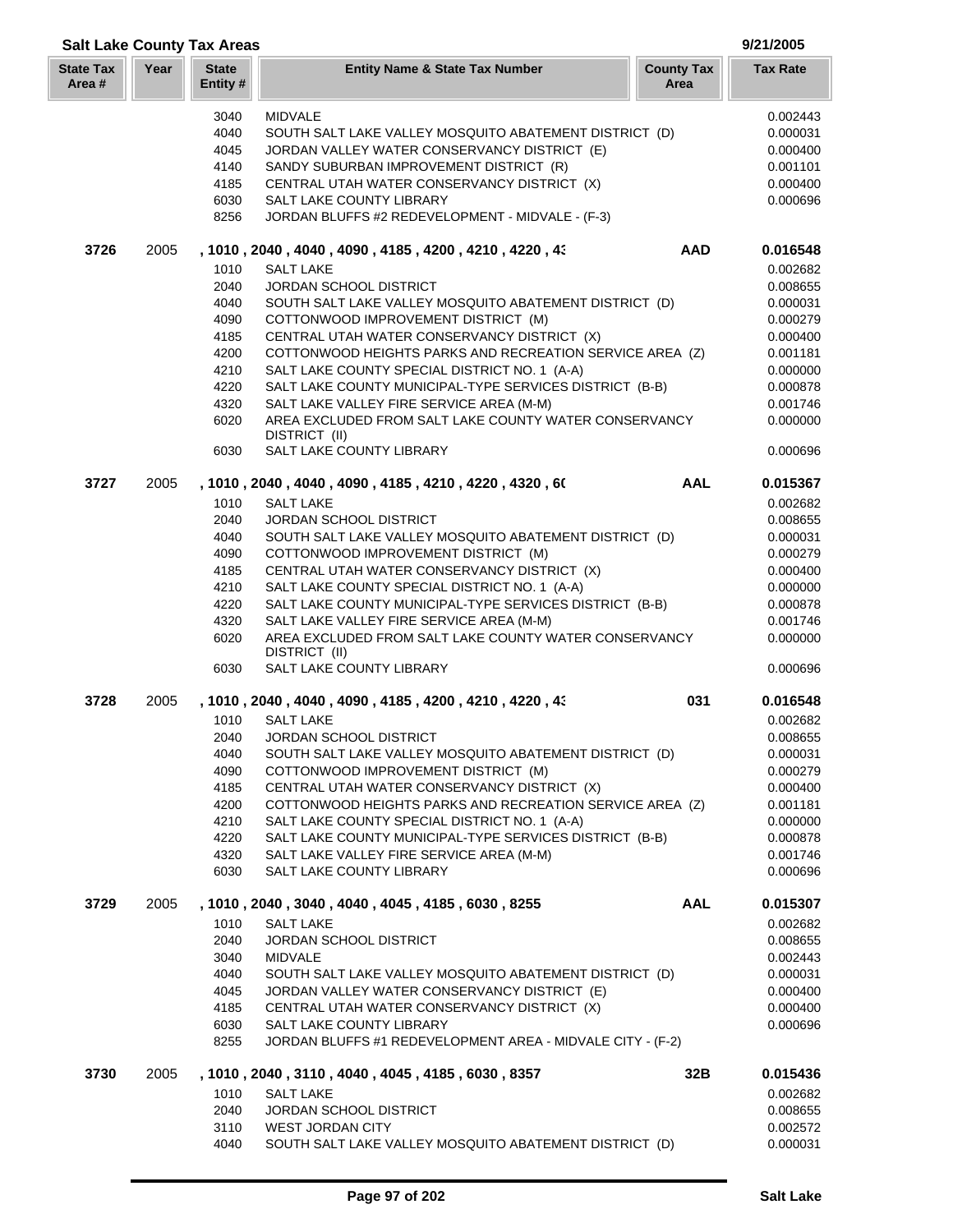## Salt Lake County Tax Areas

9/21/2005

| State Tax Area # | Year | State Entity # | Entity Name & State Tax Number | County Tax Area | Tax Rate |
|---|---|---|---|---|---|
| | | 3040 | MIDVALE | | 0.002443 |
| | | 4040 | SOUTH SALT LAKE VALLEY MOSQUITO ABATEMENT DISTRICT (D) | | 0.000031 |
| | | 4045 | JORDAN VALLEY WATER CONSERVANCY DISTRICT (E) | | 0.000400 |
| | | 4140 | SANDY SUBURBAN IMPROVEMENT DISTRICT (R) | | 0.001101 |
| | | 4185 | CENTRAL UTAH WATER CONSERVANCY DISTRICT (X) | | 0.000400 |
| | | 6030 | SALT LAKE COUNTY LIBRARY | | 0.000696 |
| | | 8256 | JORDAN BLUFFS #2 REDEVELOPMENT - MIDVALE - (F-3) | | |
| **3726** | 2005 | | **, 1010 , 2040 , 4040 , 4090 , 4185 , 4200 , 4210 , 4220 , 43** | **AAD** | **0.016548** |
| | | 1010 | SALT LAKE | | 0.002682 |
| | | 2040 | JORDAN SCHOOL DISTRICT | | 0.008655 |
| | | 4040 | SOUTH SALT LAKE VALLEY MOSQUITO ABATEMENT DISTRICT (D) | | 0.000031 |
| | | 4090 | COTTONWOOD IMPROVEMENT DISTRICT (M) | | 0.000279 |
| | | 4185 | CENTRAL UTAH WATER CONSERVANCY DISTRICT (X) | | 0.000400 |
| | | 4200 | COTTONWOOD HEIGHTS PARKS AND RECREATION SERVICE AREA (Z) | | 0.001181 |
| | | 4210 | SALT LAKE COUNTY SPECIAL DISTRICT NO. 1 (A-A) | | 0.000000 |
| | | 4220 | SALT LAKE COUNTY MUNICIPAL-TYPE SERVICES DISTRICT (B-B) | | 0.000878 |
| | | 4320 | SALT LAKE VALLEY FIRE SERVICE AREA (M-M) | | 0.001746 |
| | | 6020 | AREA EXCLUDED FROM SALT LAKE COUNTY WATER CONSERVANCY DISTRICT (II) | | 0.000000 |
| | | 6030 | SALT LAKE COUNTY LIBRARY | | 0.000696 |
| **3727** | 2005 | | **, 1010 , 2040 , 4040 , 4090 , 4185 , 4210 , 4220 , 4320 , 60** | **AAL** | **0.015367** |
| | | 1010 | SALT LAKE | | 0.002682 |
| | | 2040 | JORDAN SCHOOL DISTRICT | | 0.008655 |
| | | 4040 | SOUTH SALT LAKE VALLEY MOSQUITO ABATEMENT DISTRICT (D) | | 0.000031 |
| | | 4090 | COTTONWOOD IMPROVEMENT DISTRICT (M) | | 0.000279 |
| | | 4185 | CENTRAL UTAH WATER CONSERVANCY DISTRICT (X) | | 0.000400 |
| | | 4210 | SALT LAKE COUNTY SPECIAL DISTRICT NO. 1 (A-A) | | 0.000000 |
| | | 4220 | SALT LAKE COUNTY MUNICIPAL-TYPE SERVICES DISTRICT (B-B) | | 0.000878 |
| | | 4320 | SALT LAKE VALLEY FIRE SERVICE AREA (M-M) | | 0.001746 |
| | | 6020 | AREA EXCLUDED FROM SALT LAKE COUNTY WATER CONSERVANCY DISTRICT (II) | | 0.000000 |
| | | 6030 | SALT LAKE COUNTY LIBRARY | | 0.000696 |
| **3728** | 2005 | | **, 1010 , 2040 , 4040 , 4090 , 4185 , 4200 , 4210 , 4220 , 43** | **031** | **0.016548** |
| | | 1010 | SALT LAKE | | 0.002682 |
| | | 2040 | JORDAN SCHOOL DISTRICT | | 0.008655 |
| | | 4040 | SOUTH SALT LAKE VALLEY MOSQUITO ABATEMENT DISTRICT (D) | | 0.000031 |
| | | 4090 | COTTONWOOD IMPROVEMENT DISTRICT (M) | | 0.000279 |
| | | 4185 | CENTRAL UTAH WATER CONSERVANCY DISTRICT (X) | | 0.000400 |
| | | 4200 | COTTONWOOD HEIGHTS PARKS AND RECREATION SERVICE AREA (Z) | | 0.001181 |
| | | 4210 | SALT LAKE COUNTY SPECIAL DISTRICT NO. 1 (A-A) | | 0.000000 |
| | | 4220 | SALT LAKE COUNTY MUNICIPAL-TYPE SERVICES DISTRICT (B-B) | | 0.000878 |
| | | 4320 | SALT LAKE VALLEY FIRE SERVICE AREA (M-M) | | 0.001746 |
| | | 6030 | SALT LAKE COUNTY LIBRARY | | 0.000696 |
| **3729** | 2005 | | **, 1010 , 2040 , 3040 , 4040 , 4045 , 4185 , 6030 , 8255** | **AAL** | **0.015307** |
| | | 1010 | SALT LAKE | | 0.002682 |
| | | 2040 | JORDAN SCHOOL DISTRICT | | 0.008655 |
| | | 3040 | MIDVALE | | 0.002443 |
| | | 4040 | SOUTH SALT LAKE VALLEY MOSQUITO ABATEMENT DISTRICT (D) | | 0.000031 |
| | | 4045 | JORDAN VALLEY WATER CONSERVANCY DISTRICT (E) | | 0.000400 |
| | | 4185 | CENTRAL UTAH WATER CONSERVANCY DISTRICT (X) | | 0.000400 |
| | | 6030 | SALT LAKE COUNTY LIBRARY | | 0.000696 |
| | | 8255 | JORDAN BLUFFS #1 REDEVELOPMENT AREA - MIDVALE CITY - (F-2) | | |
| **3730** | 2005 | | **, 1010 , 2040 , 3110 , 4040 , 4045 , 4185 , 6030 , 8357** | **32B** | **0.015436** |
| | | 1010 | SALT LAKE | | 0.002682 |
| | | 2040 | JORDAN SCHOOL DISTRICT | | 0.008655 |
| | | 3110 | WEST JORDAN CITY | | 0.002572 |
| | | 4040 | SOUTH SALT LAKE VALLEY MOSQUITO ABATEMENT DISTRICT (D) | | 0.000031 |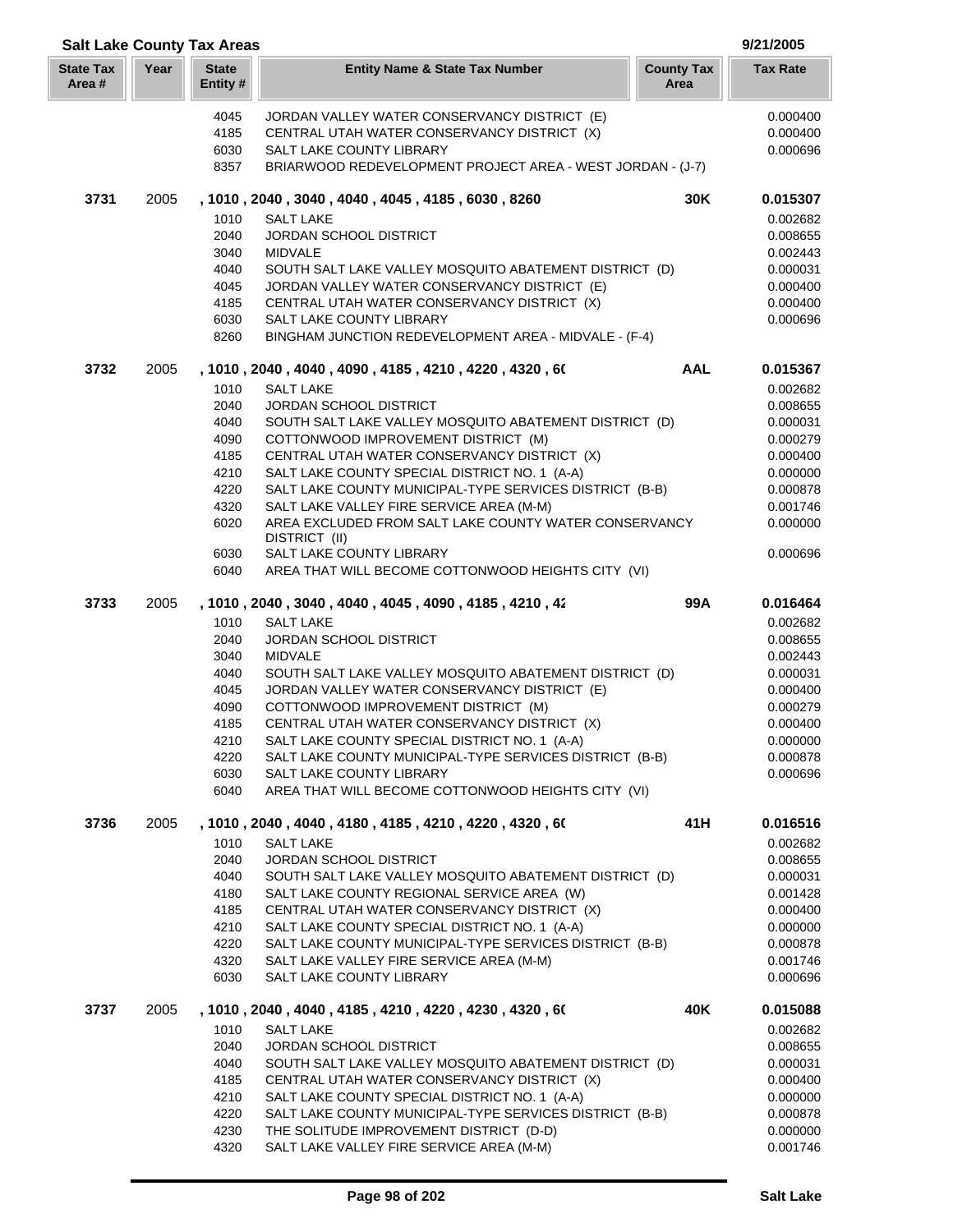## Salt Lake County Tax Areas

9/21/2005

| State Tax Area # | Year | State Entity # | Entity Name & State Tax Number | County Tax Area | Tax Rate |
|---|---|---|---|---|---|
| | | 4045 | JORDAN VALLEY WATER CONSERVANCY DISTRICT (E) | | 0.000400 |
| | | 4185 | CENTRAL UTAH WATER CONSERVANCY DISTRICT (X) | | 0.000400 |
| | | 6030 | SALT LAKE COUNTY LIBRARY | | 0.000696 |
| | | 8357 | BRIARWOOD REDEVELOPMENT PROJECT AREA - WEST JORDAN - (J-7) | | |
| **3731** | 2005 | | **, 1010 , 2040 , 3040 , 4040 , 4045 , 4185 , 6030 , 8260** | **30K** | **0.015307** |
| | | 1010 | SALT LAKE | | 0.002682 |
| | | 2040 | JORDAN SCHOOL DISTRICT | | 0.008655 |
| | | 3040 | MIDVALE | | 0.002443 |
| | | 4040 | SOUTH SALT LAKE VALLEY MOSQUITO ABATEMENT DISTRICT (D) | | 0.000031 |
| | | 4045 | JORDAN VALLEY WATER CONSERVANCY DISTRICT (E) | | 0.000400 |
| | | 4185 | CENTRAL UTAH WATER CONSERVANCY DISTRICT (X) | | 0.000400 |
| | | 6030 | SALT LAKE COUNTY LIBRARY | | 0.000696 |
| | | 8260 | BINGHAM JUNCTION REDEVELOPMENT AREA - MIDVALE - (F-4) | | |
| **3732** | 2005 | | **, 1010 , 2040 , 4040 , 4090 , 4185 , 4210 , 4220 , 4320 , 6(** | **AAL** | **0.015367** |
| | | 1010 | SALT LAKE | | 0.002682 |
| | | 2040 | JORDAN SCHOOL DISTRICT | | 0.008655 |
| | | 4040 | SOUTH SALT LAKE VALLEY MOSQUITO ABATEMENT DISTRICT (D) | | 0.000031 |
| | | 4090 | COTTONWOOD IMPROVEMENT DISTRICT (M) | | 0.000279 |
| | | 4185 | CENTRAL UTAH WATER CONSERVANCY DISTRICT (X) | | 0.000400 |
| | | 4210 | SALT LAKE COUNTY SPECIAL DISTRICT NO. 1 (A-A) | | 0.000000 |
| | | 4220 | SALT LAKE COUNTY MUNICIPAL-TYPE SERVICES DISTRICT (B-B) | | 0.000878 |
| | | 4320 | SALT LAKE VALLEY FIRE SERVICE AREA (M-M) | | 0.001746 |
| | | 6020 | AREA EXCLUDED FROM SALT LAKE COUNTY WATER CONSERVANCY DISTRICT (II) | | 0.000000 |
| | | 6030 | SALT LAKE COUNTY LIBRARY | | 0.000696 |
| | | 6040 | AREA THAT WILL BECOME COTTONWOOD HEIGHTS CITY (VI) | | |
| **3733** | 2005 | | **, 1010 , 2040 , 3040 , 4040 , 4045 , 4090 , 4185 , 4210 , 42** | **99A** | **0.016464** |
| | | 1010 | SALT LAKE | | 0.002682 |
| | | 2040 | JORDAN SCHOOL DISTRICT | | 0.008655 |
| | | 3040 | MIDVALE | | 0.002443 |
| | | 4040 | SOUTH SALT LAKE VALLEY MOSQUITO ABATEMENT DISTRICT (D) | | 0.000031 |
| | | 4045 | JORDAN VALLEY WATER CONSERVANCY DISTRICT (E) | | 0.000400 |
| | | 4090 | COTTONWOOD IMPROVEMENT DISTRICT (M) | | 0.000279 |
| | | 4185 | CENTRAL UTAH WATER CONSERVANCY DISTRICT (X) | | 0.000400 |
| | | 4210 | SALT LAKE COUNTY SPECIAL DISTRICT NO. 1 (A-A) | | 0.000000 |
| | | 4220 | SALT LAKE COUNTY MUNICIPAL-TYPE SERVICES DISTRICT (B-B) | | 0.000878 |
| | | 6030 | SALT LAKE COUNTY LIBRARY | | 0.000696 |
| | | 6040 | AREA THAT WILL BECOME COTTONWOOD HEIGHTS CITY (VI) | | |
| **3736** | 2005 | | **, 1010 , 2040 , 4040 , 4180 , 4185 , 4210 , 4220 , 4320 , 6(** | **41H** | **0.016516** |
| | | 1010 | SALT LAKE | | 0.002682 |
| | | 2040 | JORDAN SCHOOL DISTRICT | | 0.008655 |
| | | 4040 | SOUTH SALT LAKE VALLEY MOSQUITO ABATEMENT DISTRICT (D) | | 0.000031 |
| | | 4180 | SALT LAKE COUNTY REGIONAL SERVICE AREA (W) | | 0.001428 |
| | | 4185 | CENTRAL UTAH WATER CONSERVANCY DISTRICT (X) | | 0.000400 |
| | | 4210 | SALT LAKE COUNTY SPECIAL DISTRICT NO. 1 (A-A) | | 0.000000 |
| | | 4220 | SALT LAKE COUNTY MUNICIPAL-TYPE SERVICES DISTRICT (B-B) | | 0.000878 |
| | | 4320 | SALT LAKE VALLEY FIRE SERVICE AREA (M-M) | | 0.001746 |
| | | 6030 | SALT LAKE COUNTY LIBRARY | | 0.000696 |
| **3737** | 2005 | | **, 1010 , 2040 , 4040 , 4185 , 4210 , 4220 , 4230 , 4320 , 6(** | **40K** | **0.015088** |
| | | 1010 | SALT LAKE | | 0.002682 |
| | | 2040 | JORDAN SCHOOL DISTRICT | | 0.008655 |
| | | 4040 | SOUTH SALT LAKE VALLEY MOSQUITO ABATEMENT DISTRICT (D) | | 0.000031 |
| | | 4185 | CENTRAL UTAH WATER CONSERVANCY DISTRICT (X) | | 0.000400 |
| | | 4210 | SALT LAKE COUNTY SPECIAL DISTRICT NO. 1 (A-A) | | 0.000000 |
| | | 4220 | SALT LAKE COUNTY MUNICIPAL-TYPE SERVICES DISTRICT (B-B) | | 0.000878 |
| | | 4230 | THE SOLITUDE IMPROVEMENT DISTRICT (D-D) | | 0.000000 |
| | | 4320 | SALT LAKE VALLEY FIRE SERVICE AREA (M-M) | | 0.001746 |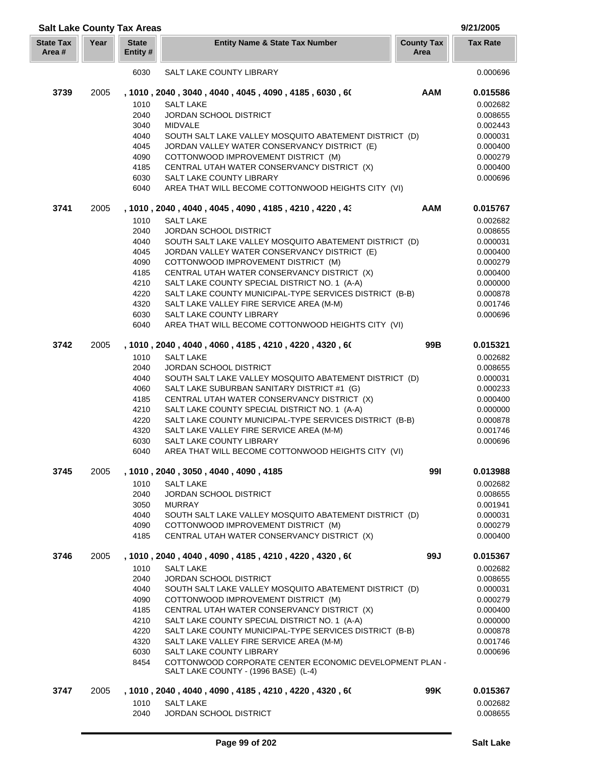## Salt Lake County Tax Areas

9/21/2005

| State Tax Area # | Year | State Entity # | Entity Name & State Tax Number | County Tax Area | Tax Rate |
|---|---|---|---|---|---|
| | | 6030 | SALT LAKE COUNTY LIBRARY | | 0.000696 |
| **3739** | 2005 | | **, 1010 , 2040 , 3040 , 4040 , 4045 , 4090 , 4185 , 6030 , 6(** | **AAM** | **0.015586** |
| | | 1010 | SALT LAKE | | 0.002682 |
| | | 2040 | JORDAN SCHOOL DISTRICT | | 0.008655 |
| | | 3040 | MIDVALE | | 0.002443 |
| | | 4040 | SOUTH SALT LAKE VALLEY MOSQUITO ABATEMENT DISTRICT (D) | | 0.000031 |
| | | 4045 | JORDAN VALLEY WATER CONSERVANCY DISTRICT (E) | | 0.000400 |
| | | 4090 | COTTONWOOD IMPROVEMENT DISTRICT (M) | | 0.000279 |
| | | 4185 | CENTRAL UTAH WATER CONSERVANCY DISTRICT (X) | | 0.000400 |
| | | 6030 | SALT LAKE COUNTY LIBRARY | | 0.000696 |
| | | 6040 | AREA THAT WILL BECOME COTTONWOOD HEIGHTS CITY (VI) | | |
| **3741** | 2005 | | **, 1010 , 2040 , 4040 , 4045 , 4090 , 4185 , 4210 , 4220 , 4:** | **AAM** | **0.015767** |
| | | 1010 | SALT LAKE | | 0.002682 |
| | | 2040 | JORDAN SCHOOL DISTRICT | | 0.008655 |
| | | 4040 | SOUTH SALT LAKE VALLEY MOSQUITO ABATEMENT DISTRICT (D) | | 0.000031 |
| | | 4045 | JORDAN VALLEY WATER CONSERVANCY DISTRICT (E) | | 0.000400 |
| | | 4090 | COTTONWOOD IMPROVEMENT DISTRICT (M) | | 0.000279 |
| | | 4185 | CENTRAL UTAH WATER CONSERVANCY DISTRICT (X) | | 0.000400 |
| | | 4210 | SALT LAKE COUNTY SPECIAL DISTRICT NO. 1 (A-A) | | 0.000000 |
| | | 4220 | SALT LAKE COUNTY MUNICIPAL-TYPE SERVICES DISTRICT (B-B) | | 0.000878 |
| | | 4320 | SALT LAKE VALLEY FIRE SERVICE AREA (M-M) | | 0.001746 |
| | | 6030 | SALT LAKE COUNTY LIBRARY | | 0.000696 |
| | | 6040 | AREA THAT WILL BECOME COTTONWOOD HEIGHTS CITY (VI) | | |
| **3742** | 2005 | | **, 1010 , 2040 , 4040 , 4060 , 4185 , 4210 , 4220 , 4320 , 6(** | **99B** | **0.015321** |
| | | 1010 | SALT LAKE | | 0.002682 |
| | | 2040 | JORDAN SCHOOL DISTRICT | | 0.008655 |
| | | 4040 | SOUTH SALT LAKE VALLEY MOSQUITO ABATEMENT DISTRICT (D) | | 0.000031 |
| | | 4060 | SALT LAKE SUBURBAN SANITARY DISTRICT #1 (G) | | 0.000233 |
| | | 4185 | CENTRAL UTAH WATER CONSERVANCY DISTRICT (X) | | 0.000400 |
| | | 4210 | SALT LAKE COUNTY SPECIAL DISTRICT NO. 1 (A-A) | | 0.000000 |
| | | 4220 | SALT LAKE COUNTY MUNICIPAL-TYPE SERVICES DISTRICT (B-B) | | 0.000878 |
| | | 4320 | SALT LAKE VALLEY FIRE SERVICE AREA (M-M) | | 0.001746 |
| | | 6030 | SALT LAKE COUNTY LIBRARY | | 0.000696 |
| | | 6040 | AREA THAT WILL BECOME COTTONWOOD HEIGHTS CITY (VI) | | |
| **3745** | 2005 | | **, 1010 , 2040 , 3050 , 4040 , 4090 , 4185** | **99I** | **0.013988** |
| | | 1010 | SALT LAKE | | 0.002682 |
| | | 2040 | JORDAN SCHOOL DISTRICT | | 0.008655 |
| | | 3050 | MURRAY | | 0.001941 |
| | | 4040 | SOUTH SALT LAKE VALLEY MOSQUITO ABATEMENT DISTRICT (D) | | 0.000031 |
| | | 4090 | COTTONWOOD IMPROVEMENT DISTRICT (M) | | 0.000279 |
| | | 4185 | CENTRAL UTAH WATER CONSERVANCY DISTRICT (X) | | 0.000400 |
| **3746** | 2005 | | **, 1010 , 2040 , 4040 , 4090 , 4185 , 4210 , 4220 , 4320 , 6(** | **99J** | **0.015367** |
| | | 1010 | SALT LAKE | | 0.002682 |
| | | 2040 | JORDAN SCHOOL DISTRICT | | 0.008655 |
| | | 4040 | SOUTH SALT LAKE VALLEY MOSQUITO ABATEMENT DISTRICT (D) | | 0.000031 |
| | | 4090 | COTTONWOOD IMPROVEMENT DISTRICT (M) | | 0.000279 |
| | | 4185 | CENTRAL UTAH WATER CONSERVANCY DISTRICT (X) | | 0.000400 |
| | | 4210 | SALT LAKE COUNTY SPECIAL DISTRICT NO. 1 (A-A) | | 0.000000 |
| | | 4220 | SALT LAKE COUNTY MUNICIPAL-TYPE SERVICES DISTRICT (B-B) | | 0.000878 |
| | | 4320 | SALT LAKE VALLEY FIRE SERVICE AREA (M-M) | | 0.001746 |
| | | 6030 | SALT LAKE COUNTY LIBRARY | | 0.000696 |
| | | 8454 | COTTONWOOD CORPORATE CENTER ECONOMIC DEVELOPMENT PLAN - SALT LAKE COUNTY - (1996 BASE) (L-4) | | |
| **3747** | 2005 | | **, 1010 , 2040 , 4040 , 4090 , 4185 , 4210 , 4220 , 4320 , 6(** | **99K** | **0.015367** |
| | | 1010 | SALT LAKE | | 0.002682 |
| | | 2040 | JORDAN SCHOOL DISTRICT | | 0.008655 |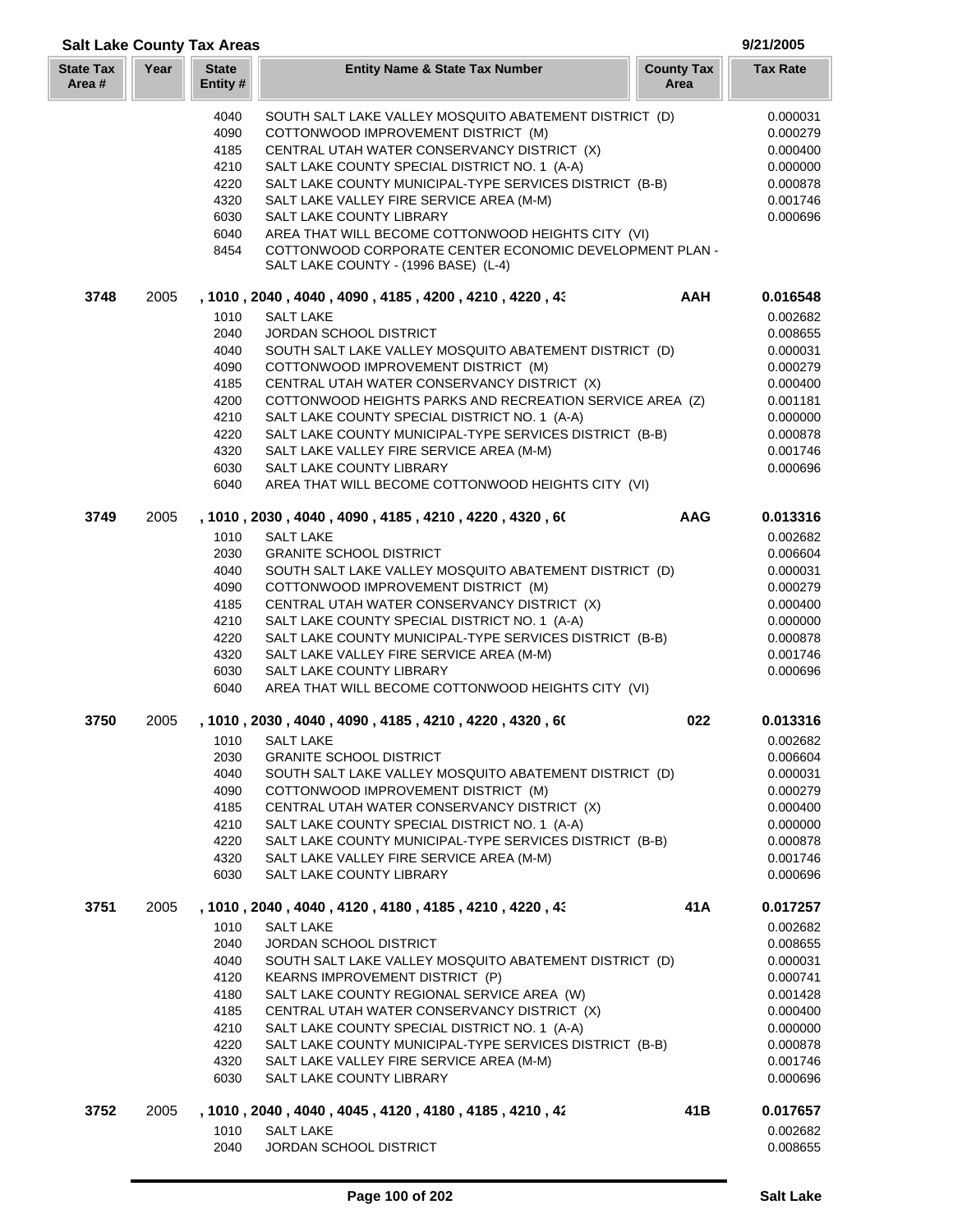## Salt Lake County Tax Areas

9/21/2005

| State Tax Area # | Year | State Entity # | Entity Name & State Tax Number | County Tax Area | Tax Rate |
|---|---|---|---|---|---|
| | | 4040 | SOUTH SALT LAKE VALLEY MOSQUITO ABATEMENT DISTRICT (D) | | 0.000031 |
| | | 4090 | COTTONWOOD IMPROVEMENT DISTRICT (M) | | 0.000279 |
| | | 4185 | CENTRAL UTAH WATER CONSERVANCY DISTRICT (X) | | 0.000400 |
| | | 4210 | SALT LAKE COUNTY SPECIAL DISTRICT NO. 1 (A-A) | | 0.000000 |
| | | 4220 | SALT LAKE COUNTY MUNICIPAL-TYPE SERVICES DISTRICT (B-B) | | 0.000878 |
| | | 4320 | SALT LAKE VALLEY FIRE SERVICE AREA (M-M) | | 0.001746 |
| | | 6030 | SALT LAKE COUNTY LIBRARY | | 0.000696 |
| | | 6040 | AREA THAT WILL BECOME COTTONWOOD HEIGHTS CITY (VI) | | |
| | | 8454 | COTTONWOOD CORPORATE CENTER ECONOMIC DEVELOPMENT PLAN - SALT LAKE COUNTY - (1996 BASE) (L-4) | | |
| **3748** | 2005 | | **, 1010 , 2040 , 4040 , 4090 , 4185 , 4200 , 4210 , 4220 , 43** | **AAH** | **0.016548** |
| | | 1010 | SALT LAKE | | 0.002682 |
| | | 2040 | JORDAN SCHOOL DISTRICT | | 0.008655 |
| | | 4040 | SOUTH SALT LAKE VALLEY MOSQUITO ABATEMENT DISTRICT (D) | | 0.000031 |
| | | 4090 | COTTONWOOD IMPROVEMENT DISTRICT (M) | | 0.000279 |
| | | 4185 | CENTRAL UTAH WATER CONSERVANCY DISTRICT (X) | | 0.000400 |
| | | 4200 | COTTONWOOD HEIGHTS PARKS AND RECREATION SERVICE AREA (Z) | | 0.001181 |
| | | 4210 | SALT LAKE COUNTY SPECIAL DISTRICT NO. 1 (A-A) | | 0.000000 |
| | | 4220 | SALT LAKE COUNTY MUNICIPAL-TYPE SERVICES DISTRICT (B-B) | | 0.000878 |
| | | 4320 | SALT LAKE VALLEY FIRE SERVICE AREA (M-M) | | 0.001746 |
| | | 6030 | SALT LAKE COUNTY LIBRARY | | 0.000696 |
| | | 6040 | AREA THAT WILL BECOME COTTONWOOD HEIGHTS CITY (VI) | | |
| **3749** | 2005 | | **, 1010 , 2030 , 4040 , 4090 , 4185 , 4210 , 4220 , 4320 , 60** | **AAG** | **0.013316** |
| | | 1010 | SALT LAKE | | 0.002682 |
| | | 2030 | GRANITE SCHOOL DISTRICT | | 0.006604 |
| | | 4040 | SOUTH SALT LAKE VALLEY MOSQUITO ABATEMENT DISTRICT (D) | | 0.000031 |
| | | 4090 | COTTONWOOD IMPROVEMENT DISTRICT (M) | | 0.000279 |
| | | 4185 | CENTRAL UTAH WATER CONSERVANCY DISTRICT (X) | | 0.000400 |
| | | 4210 | SALT LAKE COUNTY SPECIAL DISTRICT NO. 1 (A-A) | | 0.000000 |
| | | 4220 | SALT LAKE COUNTY MUNICIPAL-TYPE SERVICES DISTRICT (B-B) | | 0.000878 |
| | | 4320 | SALT LAKE VALLEY FIRE SERVICE AREA (M-M) | | 0.001746 |
| | | 6030 | SALT LAKE COUNTY LIBRARY | | 0.000696 |
| | | 6040 | AREA THAT WILL BECOME COTTONWOOD HEIGHTS CITY (VI) | | |
| **3750** | 2005 | | **, 1010 , 2030 , 4040 , 4090 , 4185 , 4210 , 4220 , 4320 , 60** | **022** | **0.013316** |
| | | 1010 | SALT LAKE | | 0.002682 |
| | | 2030 | GRANITE SCHOOL DISTRICT | | 0.006604 |
| | | 4040 | SOUTH SALT LAKE VALLEY MOSQUITO ABATEMENT DISTRICT (D) | | 0.000031 |
| | | 4090 | COTTONWOOD IMPROVEMENT DISTRICT (M) | | 0.000279 |
| | | 4185 | CENTRAL UTAH WATER CONSERVANCY DISTRICT (X) | | 0.000400 |
| | | 4210 | SALT LAKE COUNTY SPECIAL DISTRICT NO. 1 (A-A) | | 0.000000 |
| | | 4220 | SALT LAKE COUNTY MUNICIPAL-TYPE SERVICES DISTRICT (B-B) | | 0.000878 |
| | | 4320 | SALT LAKE VALLEY FIRE SERVICE AREA (M-M) | | 0.001746 |
| | | 6030 | SALT LAKE COUNTY LIBRARY | | 0.000696 |
| **3751** | 2005 | | **, 1010 , 2040 , 4040 , 4120 , 4180 , 4185 , 4210 , 4220 , 43** | **41A** | **0.017257** |
| | | 1010 | SALT LAKE | | 0.002682 |
| | | 2040 | JORDAN SCHOOL DISTRICT | | 0.008655 |
| | | 4040 | SOUTH SALT LAKE VALLEY MOSQUITO ABATEMENT DISTRICT (D) | | 0.000031 |
| | | 4120 | KEARNS IMPROVEMENT DISTRICT (P) | | 0.000741 |
| | | 4180 | SALT LAKE COUNTY REGIONAL SERVICE AREA (W) | | 0.001428 |
| | | 4185 | CENTRAL UTAH WATER CONSERVANCY DISTRICT (X) | | 0.000400 |
| | | 4210 | SALT LAKE COUNTY SPECIAL DISTRICT NO. 1 (A-A) | | 0.000000 |
| | | 4220 | SALT LAKE COUNTY MUNICIPAL-TYPE SERVICES DISTRICT (B-B) | | 0.000878 |
| | | 4320 | SALT LAKE VALLEY FIRE SERVICE AREA (M-M) | | 0.001746 |
| | | 6030 | SALT LAKE COUNTY LIBRARY | | 0.000696 |
| **3752** | 2005 | | **, 1010 , 2040 , 4040 , 4045 , 4120 , 4180 , 4185 , 4210 , 42** | **41B** | **0.017657** |
| | | 1010 | SALT LAKE | | 0.002682 |
| | | 2040 | JORDAN SCHOOL DISTRICT | | 0.008655 |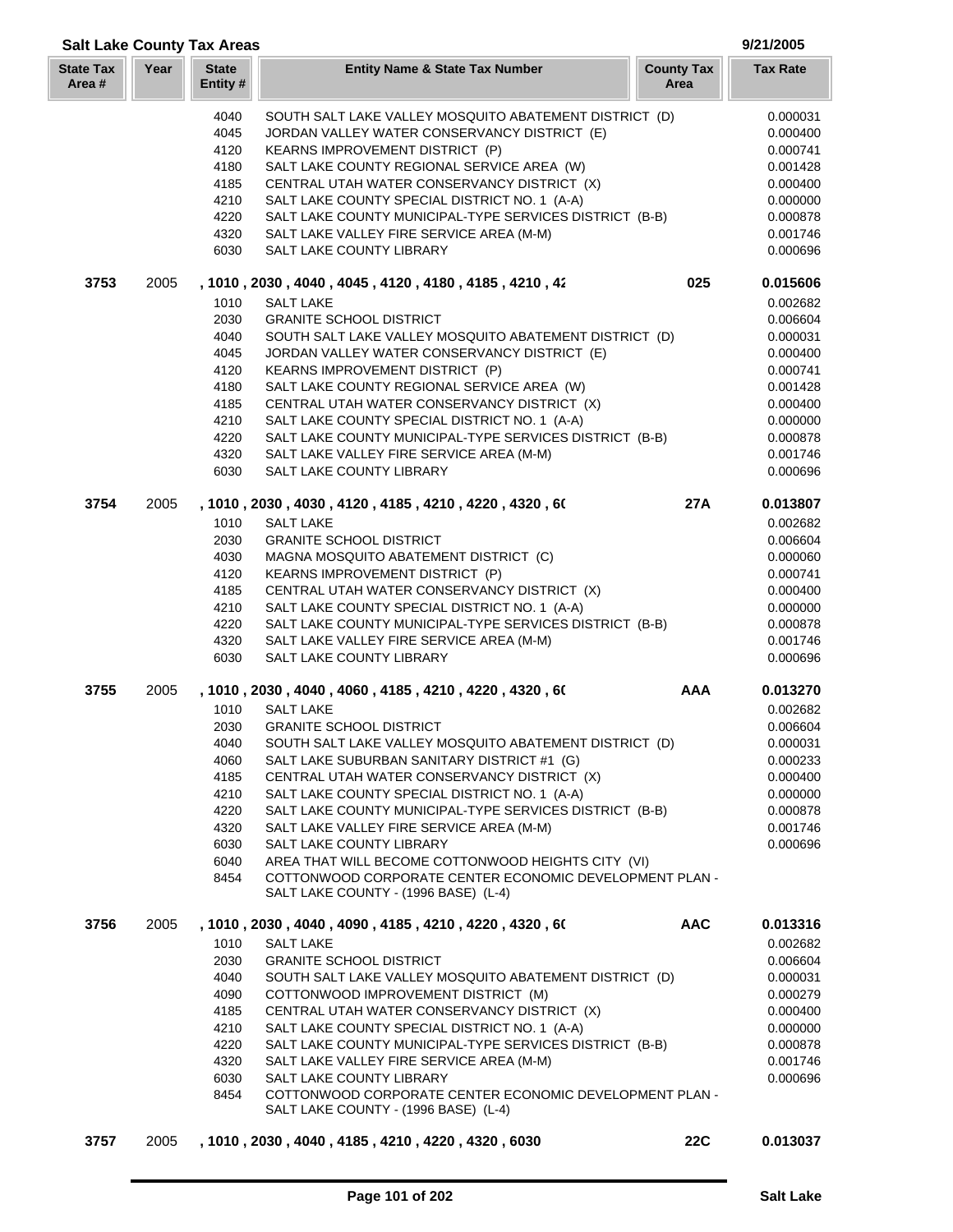## Salt Lake County Tax Areas

9/21/2005

| State Tax Area # | Year | State Entity # | Entity Name & State Tax Number | County Tax Area | Tax Rate |
|---|---|---|---|---|---|
| | | 4040 | SOUTH SALT LAKE VALLEY MOSQUITO ABATEMENT DISTRICT (D) | | 0.000031 |
| | | 4045 | JORDAN VALLEY WATER CONSERVANCY DISTRICT (E) | | 0.000400 |
| | | 4120 | KEARNS IMPROVEMENT DISTRICT (P) | | 0.000741 |
| | | 4180 | SALT LAKE COUNTY REGIONAL SERVICE AREA (W) | | 0.001428 |
| | | 4185 | CENTRAL UTAH WATER CONSERVANCY DISTRICT (X) | | 0.000400 |
| | | 4210 | SALT LAKE COUNTY SPECIAL DISTRICT NO. 1 (A-A) | | 0.000000 |
| | | 4220 | SALT LAKE COUNTY MUNICIPAL-TYPE SERVICES DISTRICT (B-B) | | 0.000878 |
| | | 4320 | SALT LAKE VALLEY FIRE SERVICE AREA (M-M) | | 0.001746 |
| | | 6030 | SALT LAKE COUNTY LIBRARY | | 0.000696 |
| **3753** | 2005 | | **, 1010 , 2030 , 4040 , 4045 , 4120 , 4180 , 4185 , 4210 , 42** | **025** | **0.015606** |
| | | 1010 | SALT LAKE | | 0.002682 |
| | | 2030 | GRANITE SCHOOL DISTRICT | | 0.006604 |
| | | 4040 | SOUTH SALT LAKE VALLEY MOSQUITO ABATEMENT DISTRICT (D) | | 0.000031 |
| | | 4045 | JORDAN VALLEY WATER CONSERVANCY DISTRICT (E) | | 0.000400 |
| | | 4120 | KEARNS IMPROVEMENT DISTRICT (P) | | 0.000741 |
| | | 4180 | SALT LAKE COUNTY REGIONAL SERVICE AREA (W) | | 0.001428 |
| | | 4185 | CENTRAL UTAH WATER CONSERVANCY DISTRICT (X) | | 0.000400 |
| | | 4210 | SALT LAKE COUNTY SPECIAL DISTRICT NO. 1 (A-A) | | 0.000000 |
| | | 4220 | SALT LAKE COUNTY MUNICIPAL-TYPE SERVICES DISTRICT (B-B) | | 0.000878 |
| | | 4320 | SALT LAKE VALLEY FIRE SERVICE AREA (M-M) | | 0.001746 |
| | | 6030 | SALT LAKE COUNTY LIBRARY | | 0.000696 |
| **3754** | 2005 | | **, 1010 , 2030 , 4030 , 4120 , 4185 , 4210 , 4220 , 4320 , 6(** | **27A** | **0.013807** |
| | | 1010 | SALT LAKE | | 0.002682 |
| | | 2030 | GRANITE SCHOOL DISTRICT | | 0.006604 |
| | | 4030 | MAGNA MOSQUITO ABATEMENT DISTRICT (C) | | 0.000060 |
| | | 4120 | KEARNS IMPROVEMENT DISTRICT (P) | | 0.000741 |
| | | 4185 | CENTRAL UTAH WATER CONSERVANCY DISTRICT (X) | | 0.000400 |
| | | 4210 | SALT LAKE COUNTY SPECIAL DISTRICT NO. 1 (A-A) | | 0.000000 |
| | | 4220 | SALT LAKE COUNTY MUNICIPAL-TYPE SERVICES DISTRICT (B-B) | | 0.000878 |
| | | 4320 | SALT LAKE VALLEY FIRE SERVICE AREA (M-M) | | 0.001746 |
| | | 6030 | SALT LAKE COUNTY LIBRARY | | 0.000696 |
| **3755** | 2005 | | **, 1010 , 2030 , 4040 , 4060 , 4185 , 4210 , 4220 , 4320 , 6(** | **AAA** | **0.013270** |
| | | 1010 | SALT LAKE | | 0.002682 |
| | | 2030 | GRANITE SCHOOL DISTRICT | | 0.006604 |
| | | 4040 | SOUTH SALT LAKE VALLEY MOSQUITO ABATEMENT DISTRICT (D) | | 0.000031 |
| | | 4060 | SALT LAKE SUBURBAN SANITARY DISTRICT #1 (G) | | 0.000233 |
| | | 4185 | CENTRAL UTAH WATER CONSERVANCY DISTRICT (X) | | 0.000400 |
| | | 4210 | SALT LAKE COUNTY SPECIAL DISTRICT NO. 1 (A-A) | | 0.000000 |
| | | 4220 | SALT LAKE COUNTY MUNICIPAL-TYPE SERVICES DISTRICT (B-B) | | 0.000878 |
| | | 4320 | SALT LAKE VALLEY FIRE SERVICE AREA (M-M) | | 0.001746 |
| | | 6030 | SALT LAKE COUNTY LIBRARY | | 0.000696 |
| | | 6040 | AREA THAT WILL BECOME COTTONWOOD HEIGHTS CITY (VI) | | |
| | | 8454 | COTTONWOOD CORPORATE CENTER ECONOMIC DEVELOPMENT PLAN - SALT LAKE COUNTY - (1996 BASE) (L-4) | | |
| **3756** | 2005 | | **, 1010 , 2030 , 4040 , 4090 , 4185 , 4210 , 4220 , 4320 , 6(** | **AAC** | **0.013316** |
| | | 1010 | SALT LAKE | | 0.002682 |
| | | 2030 | GRANITE SCHOOL DISTRICT | | 0.006604 |
| | | 4040 | SOUTH SALT LAKE VALLEY MOSQUITO ABATEMENT DISTRICT (D) | | 0.000031 |
| | | 4090 | COTTONWOOD IMPROVEMENT DISTRICT (M) | | 0.000279 |
| | | 4185 | CENTRAL UTAH WATER CONSERVANCY DISTRICT (X) | | 0.000400 |
| | | 4210 | SALT LAKE COUNTY SPECIAL DISTRICT NO. 1 (A-A) | | 0.000000 |
| | | 4220 | SALT LAKE COUNTY MUNICIPAL-TYPE SERVICES DISTRICT (B-B) | | 0.000878 |
| | | 4320 | SALT LAKE VALLEY FIRE SERVICE AREA (M-M) | | 0.001746 |
| | | 6030 | SALT LAKE COUNTY LIBRARY | | 0.000696 |
| | | 8454 | COTTONWOOD CORPORATE CENTER ECONOMIC DEVELOPMENT PLAN - SALT LAKE COUNTY - (1996 BASE) (L-4) | | |
| **3757** | 2005 | | **, 1010 , 2030 , 4040 , 4185 , 4210 , 4220 , 4320 , 6030** | **22C** | **0.013037** |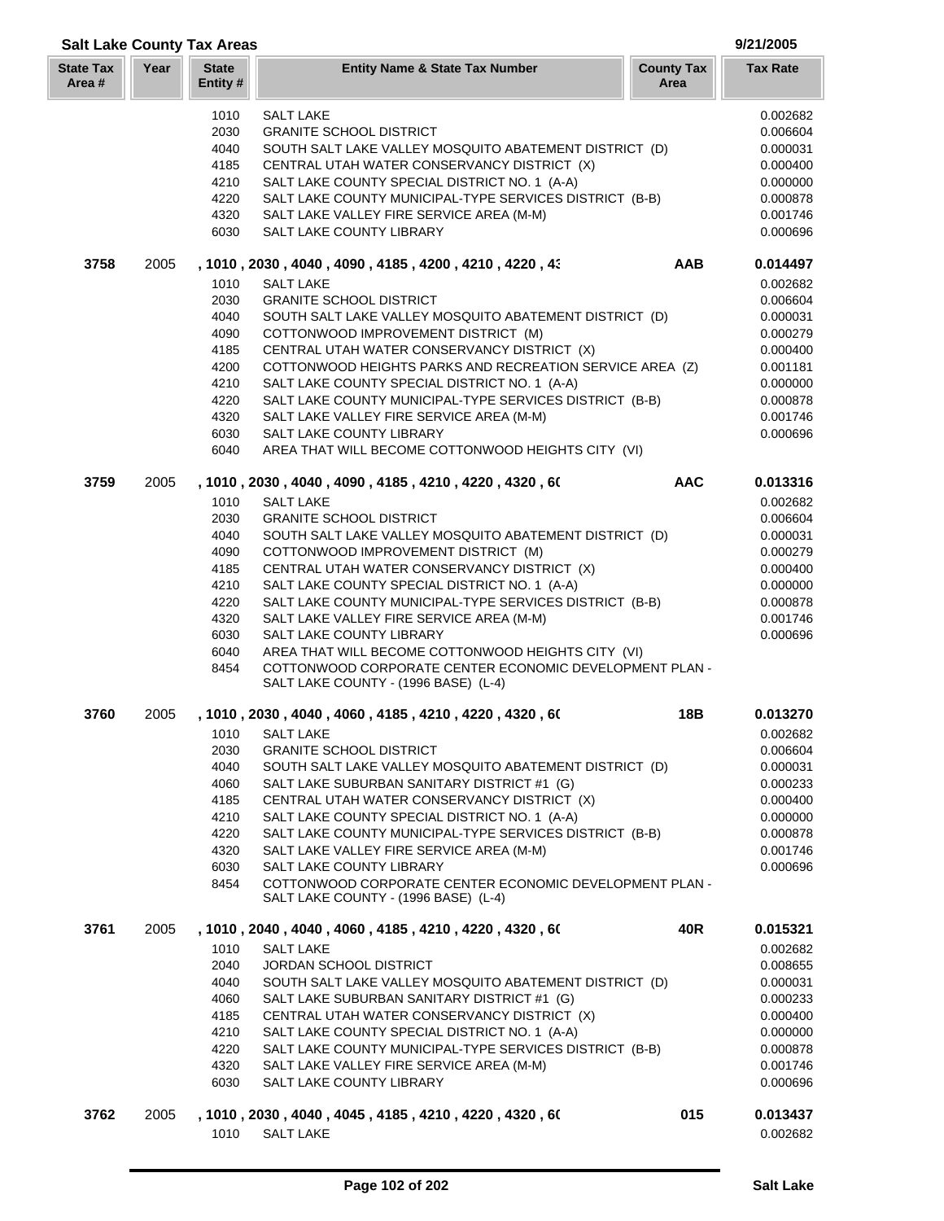## Salt Lake County Tax Areas

9/21/2005

| State Tax Area # | Year | State Entity # | Entity Name & State Tax Number | County Tax Area | Tax Rate |
|---|---|---|---|---|---|
| | | 1010 | SALT LAKE | | 0.002682 |
| | | 2030 | GRANITE SCHOOL DISTRICT | | 0.006604 |
| | | 4040 | SOUTH SALT LAKE VALLEY MOSQUITO ABATEMENT DISTRICT (D) | | 0.000031 |
| | | 4185 | CENTRAL UTAH WATER CONSERVANCY DISTRICT (X) | | 0.000400 |
| | | 4210 | SALT LAKE COUNTY SPECIAL DISTRICT NO. 1 (A-A) | | 0.000000 |
| | | 4220 | SALT LAKE COUNTY MUNICIPAL-TYPE SERVICES DISTRICT (B-B) | | 0.000878 |
| | | 4320 | SALT LAKE VALLEY FIRE SERVICE AREA (M-M) | | 0.001746 |
| | | 6030 | SALT LAKE COUNTY LIBRARY | | 0.000696 |
| **3758** | 2005 | | **, 1010 , 2030 , 4040 , 4090 , 4185 , 4200 , 4210 , 4220 , 43** | **AAB** | **0.014497** |
| | | 1010 | SALT LAKE | | 0.002682 |
| | | 2030 | GRANITE SCHOOL DISTRICT | | 0.006604 |
| | | 4040 | SOUTH SALT LAKE VALLEY MOSQUITO ABATEMENT DISTRICT (D) | | 0.000031 |
| | | 4090 | COTTONWOOD IMPROVEMENT DISTRICT (M) | | 0.000279 |
| | | 4185 | CENTRAL UTAH WATER CONSERVANCY DISTRICT (X) | | 0.000400 |
| | | 4200 | COTTONWOOD HEIGHTS PARKS AND RECREATION SERVICE AREA (Z) | | 0.001181 |
| | | 4210 | SALT LAKE COUNTY SPECIAL DISTRICT NO. 1 (A-A) | | 0.000000 |
| | | 4220 | SALT LAKE COUNTY MUNICIPAL-TYPE SERVICES DISTRICT (B-B) | | 0.000878 |
| | | 4320 | SALT LAKE VALLEY FIRE SERVICE AREA (M-M) | | 0.001746 |
| | | 6030 | SALT LAKE COUNTY LIBRARY | | 0.000696 |
| | | 6040 | AREA THAT WILL BECOME COTTONWOOD HEIGHTS CITY (VI) | | |
| **3759** | 2005 | | **, 1010 , 2030 , 4040 , 4090 , 4185 , 4210 , 4220 , 4320 , 60** | **AAC** | **0.013316** |
| | | 1010 | SALT LAKE | | 0.002682 |
| | | 2030 | GRANITE SCHOOL DISTRICT | | 0.006604 |
| | | 4040 | SOUTH SALT LAKE VALLEY MOSQUITO ABATEMENT DISTRICT (D) | | 0.000031 |
| | | 4090 | COTTONWOOD IMPROVEMENT DISTRICT (M) | | 0.000279 |
| | | 4185 | CENTRAL UTAH WATER CONSERVANCY DISTRICT (X) | | 0.000400 |
| | | 4210 | SALT LAKE COUNTY SPECIAL DISTRICT NO. 1 (A-A) | | 0.000000 |
| | | 4220 | SALT LAKE COUNTY MUNICIPAL-TYPE SERVICES DISTRICT (B-B) | | 0.000878 |
| | | 4320 | SALT LAKE VALLEY FIRE SERVICE AREA (M-M) | | 0.001746 |
| | | 6030 | SALT LAKE COUNTY LIBRARY | | 0.000696 |
| | | 6040 | AREA THAT WILL BECOME COTTONWOOD HEIGHTS CITY (VI) | | |
| | | 8454 | COTTONWOOD CORPORATE CENTER ECONOMIC DEVELOPMENT PLAN - SALT LAKE COUNTY - (1996 BASE) (L-4) | | |
| **3760** | 2005 | | **, 1010 , 2030 , 4040 , 4060 , 4185 , 4210 , 4220 , 4320 , 60** | **18B** | **0.013270** |
| | | 1010 | SALT LAKE | | 0.002682 |
| | | 2030 | GRANITE SCHOOL DISTRICT | | 0.006604 |
| | | 4040 | SOUTH SALT LAKE VALLEY MOSQUITO ABATEMENT DISTRICT (D) | | 0.000031 |
| | | 4060 | SALT LAKE SUBURBAN SANITARY DISTRICT #1 (G) | | 0.000233 |
| | | 4185 | CENTRAL UTAH WATER CONSERVANCY DISTRICT (X) | | 0.000400 |
| | | 4210 | SALT LAKE COUNTY SPECIAL DISTRICT NO. 1 (A-A) | | 0.000000 |
| | | 4220 | SALT LAKE COUNTY MUNICIPAL-TYPE SERVICES DISTRICT (B-B) | | 0.000878 |
| | | 4320 | SALT LAKE VALLEY FIRE SERVICE AREA (M-M) | | 0.001746 |
| | | 6030 | SALT LAKE COUNTY LIBRARY | | 0.000696 |
| | | 8454 | COTTONWOOD CORPORATE CENTER ECONOMIC DEVELOPMENT PLAN - SALT LAKE COUNTY - (1996 BASE) (L-4) | | |
| **3761** | 2005 | | **, 1010 , 2040 , 4040 , 4060 , 4185 , 4210 , 4220 , 4320 , 60** | **40R** | **0.015321** |
| | | 1010 | SALT LAKE | | 0.002682 |
| | | 2040 | JORDAN SCHOOL DISTRICT | | 0.008655 |
| | | 4040 | SOUTH SALT LAKE VALLEY MOSQUITO ABATEMENT DISTRICT (D) | | 0.000031 |
| | | 4060 | SALT LAKE SUBURBAN SANITARY DISTRICT #1 (G) | | 0.000233 |
| | | 4185 | CENTRAL UTAH WATER CONSERVANCY DISTRICT (X) | | 0.000400 |
| | | 4210 | SALT LAKE COUNTY SPECIAL DISTRICT NO. 1 (A-A) | | 0.000000 |
| | | 4220 | SALT LAKE COUNTY MUNICIPAL-TYPE SERVICES DISTRICT (B-B) | | 0.000878 |
| | | 4320 | SALT LAKE VALLEY FIRE SERVICE AREA (M-M) | | 0.001746 |
| | | 6030 | SALT LAKE COUNTY LIBRARY | | 0.000696 |
| **3762** | 2005 | | **, 1010 , 2030 , 4040 , 4045 , 4185 , 4210 , 4220 , 4320 , 60** | **015** | **0.013437** |
| | | 1010 | SALT LAKE | | 0.002682 |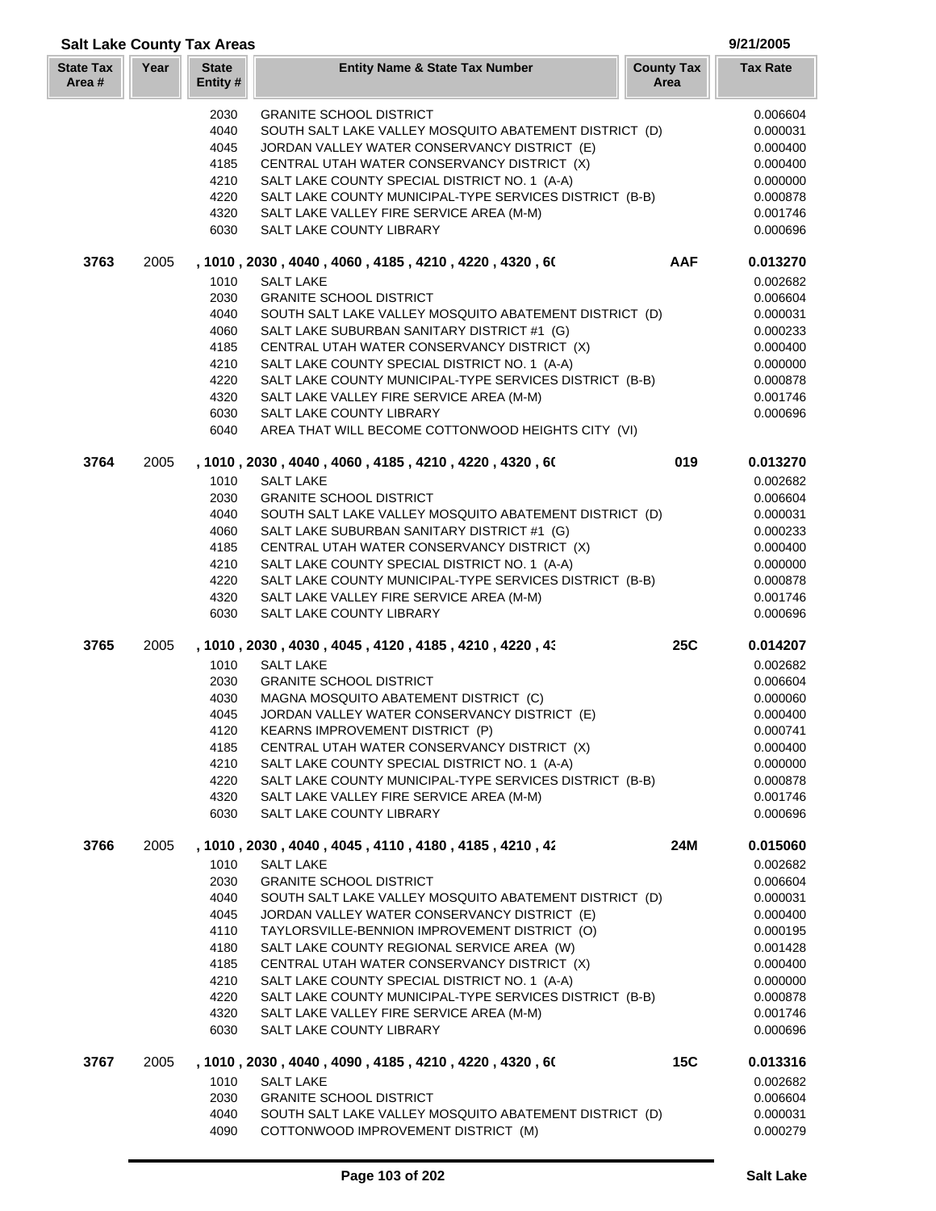## Salt Lake County Tax Areas

9/21/2005

| State Tax Area # | Year | State Entity # | Entity Name & State Tax Number | County Tax Area | Tax Rate |
|---|---|---|---|---|---|
| | | 2030 | GRANITE SCHOOL DISTRICT | | 0.006604 |
| | | 4040 | SOUTH SALT LAKE VALLEY MOSQUITO ABATEMENT DISTRICT (D) | | 0.000031 |
| | | 4045 | JORDAN VALLEY WATER CONSERVANCY DISTRICT (E) | | 0.000400 |
| | | 4185 | CENTRAL UTAH WATER CONSERVANCY DISTRICT (X) | | 0.000400 |
| | | 4210 | SALT LAKE COUNTY SPECIAL DISTRICT NO. 1 (A-A) | | 0.000000 |
| | | 4220 | SALT LAKE COUNTY MUNICIPAL-TYPE SERVICES DISTRICT (B-B) | | 0.000878 |
| | | 4320 | SALT LAKE VALLEY FIRE SERVICE AREA (M-M) | | 0.001746 |
| | | 6030 | SALT LAKE COUNTY LIBRARY | | 0.000696 |
| **3763** | 2005 | | **, 1010 , 2030 , 4040 , 4060 , 4185 , 4210 , 4220 , 4320 , 6(** | **AAF** | **0.013270** |
| | | 1010 | SALT LAKE | | 0.002682 |
| | | 2030 | GRANITE SCHOOL DISTRICT | | 0.006604 |
| | | 4040 | SOUTH SALT LAKE VALLEY MOSQUITO ABATEMENT DISTRICT (D) | | 0.000031 |
| | | 4060 | SALT LAKE SUBURBAN SANITARY DISTRICT #1 (G) | | 0.000233 |
| | | 4185 | CENTRAL UTAH WATER CONSERVANCY DISTRICT (X) | | 0.000400 |
| | | 4210 | SALT LAKE COUNTY SPECIAL DISTRICT NO. 1 (A-A) | | 0.000000 |
| | | 4220 | SALT LAKE COUNTY MUNICIPAL-TYPE SERVICES DISTRICT (B-B) | | 0.000878 |
| | | 4320 | SALT LAKE VALLEY FIRE SERVICE AREA (M-M) | | 0.001746 |
| | | 6030 | SALT LAKE COUNTY LIBRARY | | 0.000696 |
| | | 6040 | AREA THAT WILL BECOME COTTONWOOD HEIGHTS CITY (VI) | | |
| **3764** | 2005 | | **, 1010 , 2030 , 4040 , 4060 , 4185 , 4210 , 4220 , 4320 , 6(** | **019** | **0.013270** |
| | | 1010 | SALT LAKE | | 0.002682 |
| | | 2030 | GRANITE SCHOOL DISTRICT | | 0.006604 |
| | | 4040 | SOUTH SALT LAKE VALLEY MOSQUITO ABATEMENT DISTRICT (D) | | 0.000031 |
| | | 4060 | SALT LAKE SUBURBAN SANITARY DISTRICT #1 (G) | | 0.000233 |
| | | 4185 | CENTRAL UTAH WATER CONSERVANCY DISTRICT (X) | | 0.000400 |
| | | 4210 | SALT LAKE COUNTY SPECIAL DISTRICT NO. 1 (A-A) | | 0.000000 |
| | | 4220 | SALT LAKE COUNTY MUNICIPAL-TYPE SERVICES DISTRICT (B-B) | | 0.000878 |
| | | 4320 | SALT LAKE VALLEY FIRE SERVICE AREA (M-M) | | 0.001746 |
| | | 6030 | SALT LAKE COUNTY LIBRARY | | 0.000696 |
| **3765** | 2005 | | **, 1010 , 2030 , 4030 , 4045 , 4120 , 4185 , 4210 , 4220 , 4:** | **25C** | **0.014207** |
| | | 1010 | SALT LAKE | | 0.002682 |
| | | 2030 | GRANITE SCHOOL DISTRICT | | 0.006604 |
| | | 4030 | MAGNA MOSQUITO ABATEMENT DISTRICT (C) | | 0.000060 |
| | | 4045 | JORDAN VALLEY WATER CONSERVANCY DISTRICT (E) | | 0.000400 |
| | | 4120 | KEARNS IMPROVEMENT DISTRICT (P) | | 0.000741 |
| | | 4185 | CENTRAL UTAH WATER CONSERVANCY DISTRICT (X) | | 0.000400 |
| | | 4210 | SALT LAKE COUNTY SPECIAL DISTRICT NO. 1 (A-A) | | 0.000000 |
| | | 4220 | SALT LAKE COUNTY MUNICIPAL-TYPE SERVICES DISTRICT (B-B) | | 0.000878 |
| | | 4320 | SALT LAKE VALLEY FIRE SERVICE AREA (M-M) | | 0.001746 |
| | | 6030 | SALT LAKE COUNTY LIBRARY | | 0.000696 |
| **3766** | 2005 | | **, 1010 , 2030 , 4040 , 4045 , 4110 , 4180 , 4185 , 4210 , 4z** | **24M** | **0.015060** |
| | | 1010 | SALT LAKE | | 0.002682 |
| | | 2030 | GRANITE SCHOOL DISTRICT | | 0.006604 |
| | | 4040 | SOUTH SALT LAKE VALLEY MOSQUITO ABATEMENT DISTRICT (D) | | 0.000031 |
| | | 4045 | JORDAN VALLEY WATER CONSERVANCY DISTRICT (E) | | 0.000400 |
| | | 4110 | TAYLORSVILLE-BENNION IMPROVEMENT DISTRICT (O) | | 0.000195 |
| | | 4180 | SALT LAKE COUNTY REGIONAL SERVICE AREA (W) | | 0.001428 |
| | | 4185 | CENTRAL UTAH WATER CONSERVANCY DISTRICT (X) | | 0.000400 |
| | | 4210 | SALT LAKE COUNTY SPECIAL DISTRICT NO. 1 (A-A) | | 0.000000 |
| | | 4220 | SALT LAKE COUNTY MUNICIPAL-TYPE SERVICES DISTRICT (B-B) | | 0.000878 |
| | | 4320 | SALT LAKE VALLEY FIRE SERVICE AREA (M-M) | | 0.001746 |
| | | 6030 | SALT LAKE COUNTY LIBRARY | | 0.000696 |
| **3767** | 2005 | | **, 1010 , 2030 , 4040 , 4090 , 4185 , 4210 , 4220 , 4320 , 6(** | **15C** | **0.013316** |
| | | 1010 | SALT LAKE | | 0.002682 |
| | | 2030 | GRANITE SCHOOL DISTRICT | | 0.006604 |
| | | 4040 | SOUTH SALT LAKE VALLEY MOSQUITO ABATEMENT DISTRICT (D) | | 0.000031 |
| | | 4090 | COTTONWOOD IMPROVEMENT DISTRICT (M) | | 0.000279 |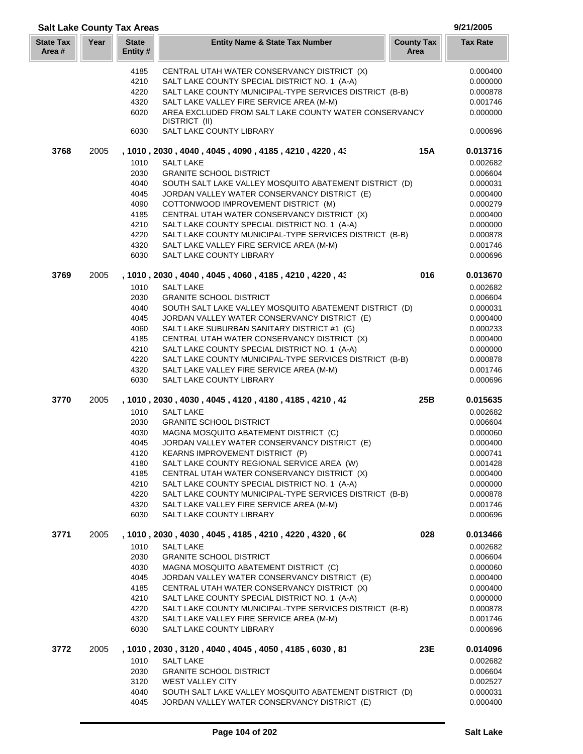## Salt Lake County Tax Areas

9/21/2005

| State Tax Area # | Year | State Entity # | Entity Name & State Tax Number | County Tax Area | Tax Rate |
|---|---|---|---|---|---|
| | | 4185 | CENTRAL UTAH WATER CONSERVANCY DISTRICT (X) | | 0.000400 |
| | | 4210 | SALT LAKE COUNTY SPECIAL DISTRICT NO. 1 (A-A) | | 0.000000 |
| | | 4220 | SALT LAKE COUNTY MUNICIPAL-TYPE SERVICES DISTRICT (B-B) | | 0.000878 |
| | | 4320 | SALT LAKE VALLEY FIRE SERVICE AREA (M-M) | | 0.001746 |
| | | 6020 | AREA EXCLUDED FROM SALT LAKE COUNTY WATER CONSERVANCY DISTRICT (II) | | 0.000000 |
| | | 6030 | SALT LAKE COUNTY LIBRARY | | 0.000696 |
| **3768** | 2005 | | **, 1010 , 2030 , 4040 , 4045 , 4090 , 4185 , 4210 , 4220 , 43** | **15A** | **0.013716** |
| | | 1010 | SALT LAKE | | 0.002682 |
| | | 2030 | GRANITE SCHOOL DISTRICT | | 0.006604 |
| | | 4040 | SOUTH SALT LAKE VALLEY MOSQUITO ABATEMENT DISTRICT (D) | | 0.000031 |
| | | 4045 | JORDAN VALLEY WATER CONSERVANCY DISTRICT (E) | | 0.000400 |
| | | 4090 | COTTONWOOD IMPROVEMENT DISTRICT (M) | | 0.000279 |
| | | 4185 | CENTRAL UTAH WATER CONSERVANCY DISTRICT (X) | | 0.000400 |
| | | 4210 | SALT LAKE COUNTY SPECIAL DISTRICT NO. 1 (A-A) | | 0.000000 |
| | | 4220 | SALT LAKE COUNTY MUNICIPAL-TYPE SERVICES DISTRICT (B-B) | | 0.000878 |
| | | 4320 | SALT LAKE VALLEY FIRE SERVICE AREA (M-M) | | 0.001746 |
| | | 6030 | SALT LAKE COUNTY LIBRARY | | 0.000696 |
| **3769** | 2005 | | **, 1010 , 2030 , 4040 , 4045 , 4060 , 4185 , 4210 , 4220 , 43** | **016** | **0.013670** |
| | | 1010 | SALT LAKE | | 0.002682 |
| | | 2030 | GRANITE SCHOOL DISTRICT | | 0.006604 |
| | | 4040 | SOUTH SALT LAKE VALLEY MOSQUITO ABATEMENT DISTRICT (D) | | 0.000031 |
| | | 4045 | JORDAN VALLEY WATER CONSERVANCY DISTRICT (E) | | 0.000400 |
| | | 4060 | SALT LAKE SUBURBAN SANITARY DISTRICT #1 (G) | | 0.000233 |
| | | 4185 | CENTRAL UTAH WATER CONSERVANCY DISTRICT (X) | | 0.000400 |
| | | 4210 | SALT LAKE COUNTY SPECIAL DISTRICT NO. 1 (A-A) | | 0.000000 |
| | | 4220 | SALT LAKE COUNTY MUNICIPAL-TYPE SERVICES DISTRICT (B-B) | | 0.000878 |
| | | 4320 | SALT LAKE VALLEY FIRE SERVICE AREA (M-M) | | 0.001746 |
| | | 6030 | SALT LAKE COUNTY LIBRARY | | 0.000696 |
| **3770** | 2005 | | **, 1010 , 2030 , 4030 , 4045 , 4120 , 4180 , 4185 , 4210 , 42** | **25B** | **0.015635** |
| | | 1010 | SALT LAKE | | 0.002682 |
| | | 2030 | GRANITE SCHOOL DISTRICT | | 0.006604 |
| | | 4030 | MAGNA MOSQUITO ABATEMENT DISTRICT (C) | | 0.000060 |
| | | 4045 | JORDAN VALLEY WATER CONSERVANCY DISTRICT (E) | | 0.000400 |
| | | 4120 | KEARNS IMPROVEMENT DISTRICT (P) | | 0.000741 |
| | | 4180 | SALT LAKE COUNTY REGIONAL SERVICE AREA (W) | | 0.001428 |
| | | 4185 | CENTRAL UTAH WATER CONSERVANCY DISTRICT (X) | | 0.000400 |
| | | 4210 | SALT LAKE COUNTY SPECIAL DISTRICT NO. 1 (A-A) | | 0.000000 |
| | | 4220 | SALT LAKE COUNTY MUNICIPAL-TYPE SERVICES DISTRICT (B-B) | | 0.000878 |
| | | 4320 | SALT LAKE VALLEY FIRE SERVICE AREA (M-M) | | 0.001746 |
| | | 6030 | SALT LAKE COUNTY LIBRARY | | 0.000696 |
| **3771** | 2005 | | **, 1010 , 2030 , 4030 , 4045 , 4185 , 4210 , 4220 , 4320 , 60** | **028** | **0.013466** |
| | | 1010 | SALT LAKE | | 0.002682 |
| | | 2030 | GRANITE SCHOOL DISTRICT | | 0.006604 |
| | | 4030 | MAGNA MOSQUITO ABATEMENT DISTRICT (C) | | 0.000060 |
| | | 4045 | JORDAN VALLEY WATER CONSERVANCY DISTRICT (E) | | 0.000400 |
| | | 4185 | CENTRAL UTAH WATER CONSERVANCY DISTRICT (X) | | 0.000400 |
| | | 4210 | SALT LAKE COUNTY SPECIAL DISTRICT NO. 1 (A-A) | | 0.000000 |
| | | 4220 | SALT LAKE COUNTY MUNICIPAL-TYPE SERVICES DISTRICT (B-B) | | 0.000878 |
| | | 4320 | SALT LAKE VALLEY FIRE SERVICE AREA (M-M) | | 0.001746 |
| | | 6030 | SALT LAKE COUNTY LIBRARY | | 0.000696 |
| **3772** | 2005 | | **, 1010 , 2030 , 3120 , 4040 , 4045 , 4050 , 4185 , 6030 , 81** | **23E** | **0.014096** |
| | | 1010 | SALT LAKE | | 0.002682 |
| | | 2030 | GRANITE SCHOOL DISTRICT | | 0.006604 |
| | | 3120 | WEST VALLEY CITY | | 0.002527 |
| | | 4040 | SOUTH SALT LAKE VALLEY MOSQUITO ABATEMENT DISTRICT (D) | | 0.000031 |
| | | 4045 | JORDAN VALLEY WATER CONSERVANCY DISTRICT (E) | | 0.000400 |

Salt Lake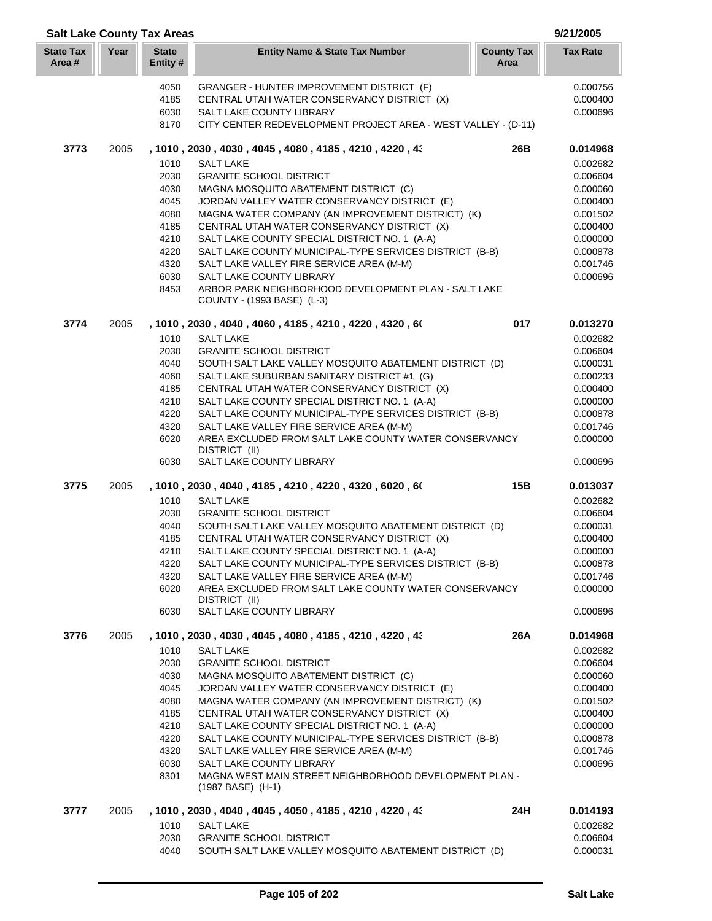## Salt Lake County Tax Areas

9/21/2005

| State Tax Area # | Year | State Entity # | Entity Name & State Tax Number | County Tax Area | Tax Rate |
|---|---|---|---|---|---|
| | | 4050 | GRANGER - HUNTER IMPROVEMENT DISTRICT (F) | | 0.000756 |
| | | 4185 | CENTRAL UTAH WATER CONSERVANCY DISTRICT (X) | | 0.000400 |
| | | 6030 | SALT LAKE COUNTY LIBRARY | | 0.000696 |
| | | 8170 | CITY CENTER REDEVELOPMENT PROJECT AREA - WEST VALLEY - (D-11) | | |
| **3773** | 2005 | | **, 1010 , 2030 , 4030 , 4045 , 4080 , 4185 , 4210 , 4220 , 43** | **26B** | **0.014968** |
| | | 1010 | SALT LAKE | | 0.002682 |
| | | 2030 | GRANITE SCHOOL DISTRICT | | 0.006604 |
| | | 4030 | MAGNA MOSQUITO ABATEMENT DISTRICT (C) | | 0.000060 |
| | | 4045 | JORDAN VALLEY WATER CONSERVANCY DISTRICT (E) | | 0.000400 |
| | | 4080 | MAGNA WATER COMPANY (AN IMPROVEMENT DISTRICT) (K) | | 0.001502 |
| | | 4185 | CENTRAL UTAH WATER CONSERVANCY DISTRICT (X) | | 0.000400 |
| | | 4210 | SALT LAKE COUNTY SPECIAL DISTRICT NO. 1 (A-A) | | 0.000000 |
| | | 4220 | SALT LAKE COUNTY MUNICIPAL-TYPE SERVICES DISTRICT (B-B) | | 0.000878 |
| | | 4320 | SALT LAKE VALLEY FIRE SERVICE AREA (M-M) | | 0.001746 |
| | | 6030 | SALT LAKE COUNTY LIBRARY | | 0.000696 |
| | | 8453 | ARBOR PARK NEIGHBORHOOD DEVELOPMENT PLAN - SALT LAKE COUNTY - (1993 BASE) (L-3) | | |
| **3774** | 2005 | | **, 1010 , 2030 , 4040 , 4060 , 4185 , 4210 , 4220 , 4320 , 60** | **017** | **0.013270** |
| | | 1010 | SALT LAKE | | 0.002682 |
| | | 2030 | GRANITE SCHOOL DISTRICT | | 0.006604 |
| | | 4040 | SOUTH SALT LAKE VALLEY MOSQUITO ABATEMENT DISTRICT (D) | | 0.000031 |
| | | 4060 | SALT LAKE SUBURBAN SANITARY DISTRICT #1 (G) | | 0.000233 |
| | | 4185 | CENTRAL UTAH WATER CONSERVANCY DISTRICT (X) | | 0.000400 |
| | | 4210 | SALT LAKE COUNTY SPECIAL DISTRICT NO. 1 (A-A) | | 0.000000 |
| | | 4220 | SALT LAKE COUNTY MUNICIPAL-TYPE SERVICES DISTRICT (B-B) | | 0.000878 |
| | | 4320 | SALT LAKE VALLEY FIRE SERVICE AREA (M-M) | | 0.001746 |
| | | 6020 | AREA EXCLUDED FROM SALT LAKE COUNTY WATER CONSERVANCY DISTRICT (II) | | 0.000000 |
| | | 6030 | SALT LAKE COUNTY LIBRARY | | 0.000696 |
| **3775** | 2005 | | **, 1010 , 2030 , 4040 , 4185 , 4210 , 4220 , 4320 , 6020 , 60** | **15B** | **0.013037** |
| | | 1010 | SALT LAKE | | 0.002682 |
| | | 2030 | GRANITE SCHOOL DISTRICT | | 0.006604 |
| | | 4040 | SOUTH SALT LAKE VALLEY MOSQUITO ABATEMENT DISTRICT (D) | | 0.000031 |
| | | 4185 | CENTRAL UTAH WATER CONSERVANCY DISTRICT (X) | | 0.000400 |
| | | 4210 | SALT LAKE COUNTY SPECIAL DISTRICT NO. 1 (A-A) | | 0.000000 |
| | | 4220 | SALT LAKE COUNTY MUNICIPAL-TYPE SERVICES DISTRICT (B-B) | | 0.000878 |
| | | 4320 | SALT LAKE VALLEY FIRE SERVICE AREA (M-M) | | 0.001746 |
| | | 6020 | AREA EXCLUDED FROM SALT LAKE COUNTY WATER CONSERVANCY DISTRICT (II) | | 0.000000 |
| | | 6030 | SALT LAKE COUNTY LIBRARY | | 0.000696 |
| **3776** | 2005 | | **, 1010 , 2030 , 4030 , 4045 , 4080 , 4185 , 4210 , 4220 , 43** | **26A** | **0.014968** |
| | | 1010 | SALT LAKE | | 0.002682 |
| | | 2030 | GRANITE SCHOOL DISTRICT | | 0.006604 |
| | | 4030 | MAGNA MOSQUITO ABATEMENT DISTRICT (C) | | 0.000060 |
| | | 4045 | JORDAN VALLEY WATER CONSERVANCY DISTRICT (E) | | 0.000400 |
| | | 4080 | MAGNA WATER COMPANY (AN IMPROVEMENT DISTRICT) (K) | | 0.001502 |
| | | 4185 | CENTRAL UTAH WATER CONSERVANCY DISTRICT (X) | | 0.000400 |
| | | 4210 | SALT LAKE COUNTY SPECIAL DISTRICT NO. 1 (A-A) | | 0.000000 |
| | | 4220 | SALT LAKE COUNTY MUNICIPAL-TYPE SERVICES DISTRICT (B-B) | | 0.000878 |
| | | 4320 | SALT LAKE VALLEY FIRE SERVICE AREA (M-M) | | 0.001746 |
| | | 6030 | SALT LAKE COUNTY LIBRARY | | 0.000696 |
| | | 8301 | MAGNA WEST MAIN STREET NEIGHBORHOOD DEVELOPMENT PLAN - (1987 BASE) (H-1) | | |
| **3777** | 2005 | | **, 1010 , 2030 , 4040 , 4045 , 4050 , 4185 , 4210 , 4220 , 43** | **24H** | **0.014193** |
| | | 1010 | SALT LAKE | | 0.002682 |
| | | 2030 | GRANITE SCHOOL DISTRICT | | 0.006604 |
| | | 4040 | SOUTH SALT LAKE VALLEY MOSQUITO ABATEMENT DISTRICT (D) | | 0.000031 |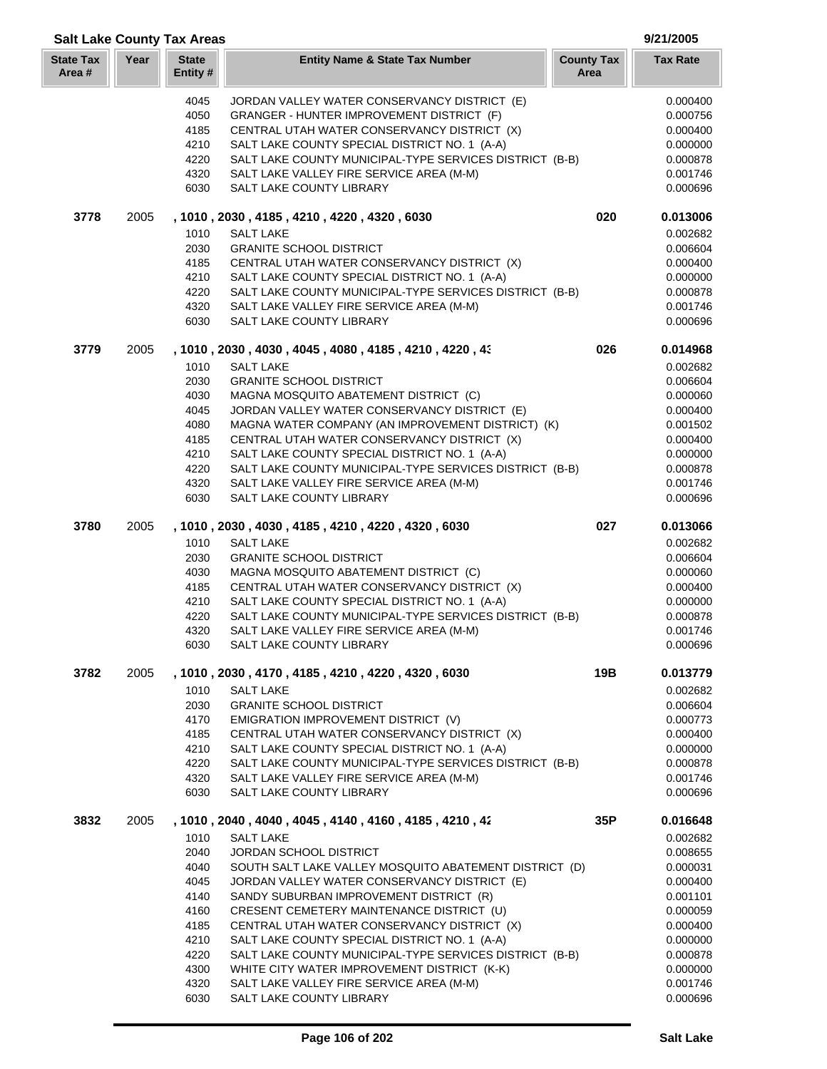## Salt Lake County Tax Areas

9/21/2005

| State Tax Area # | Year | State Entity # | Entity Name & State Tax Number | County Tax Area | Tax Rate |
|---|---|---|---|---|---|
| | | 4045 | JORDAN VALLEY WATER CONSERVANCY DISTRICT (E) | | 0.000400 |
| | | 4050 | GRANGER - HUNTER IMPROVEMENT DISTRICT (F) | | 0.000756 |
| | | 4185 | CENTRAL UTAH WATER CONSERVANCY DISTRICT (X) | | 0.000400 |
| | | 4210 | SALT LAKE COUNTY SPECIAL DISTRICT NO. 1 (A-A) | | 0.000000 |
| | | 4220 | SALT LAKE COUNTY MUNICIPAL-TYPE SERVICES DISTRICT (B-B) | | 0.000878 |
| | | 4320 | SALT LAKE VALLEY FIRE SERVICE AREA (M-M) | | 0.001746 |
| | | 6030 | SALT LAKE COUNTY LIBRARY | | 0.000696 |
| **3778** | 2005 | | **, 1010 , 2030 , 4185 , 4210 , 4220 , 4320 , 6030** | **020** | **0.013006** |
| | | 1010 | SALT LAKE | | 0.002682 |
| | | 2030 | GRANITE SCHOOL DISTRICT | | 0.006604 |
| | | 4185 | CENTRAL UTAH WATER CONSERVANCY DISTRICT (X) | | 0.000400 |
| | | 4210 | SALT LAKE COUNTY SPECIAL DISTRICT NO. 1 (A-A) | | 0.000000 |
| | | 4220 | SALT LAKE COUNTY MUNICIPAL-TYPE SERVICES DISTRICT (B-B) | | 0.000878 |
| | | 4320 | SALT LAKE VALLEY FIRE SERVICE AREA (M-M) | | 0.001746 |
| | | 6030 | SALT LAKE COUNTY LIBRARY | | 0.000696 |
| **3779** | 2005 | | **, 1010 , 2030 , 4030 , 4045 , 4080 , 4185 , 4210 , 4220 , 43** | **026** | **0.014968** |
| | | 1010 | SALT LAKE | | 0.002682 |
| | | 2030 | GRANITE SCHOOL DISTRICT | | 0.006604 |
| | | 4030 | MAGNA MOSQUITO ABATEMENT DISTRICT (C) | | 0.000060 |
| | | 4045 | JORDAN VALLEY WATER CONSERVANCY DISTRICT (E) | | 0.000400 |
| | | 4080 | MAGNA WATER COMPANY (AN IMPROVEMENT DISTRICT) (K) | | 0.001502 |
| | | 4185 | CENTRAL UTAH WATER CONSERVANCY DISTRICT (X) | | 0.000400 |
| | | 4210 | SALT LAKE COUNTY SPECIAL DISTRICT NO. 1 (A-A) | | 0.000000 |
| | | 4220 | SALT LAKE COUNTY MUNICIPAL-TYPE SERVICES DISTRICT (B-B) | | 0.000878 |
| | | 4320 | SALT LAKE VALLEY FIRE SERVICE AREA (M-M) | | 0.001746 |
| | | 6030 | SALT LAKE COUNTY LIBRARY | | 0.000696 |
| **3780** | 2005 | | **, 1010 , 2030 , 4030 , 4185 , 4210 , 4220 , 4320 , 6030** | **027** | **0.013066** |
| | | 1010 | SALT LAKE | | 0.002682 |
| | | 2030 | GRANITE SCHOOL DISTRICT | | 0.006604 |
| | | 4030 | MAGNA MOSQUITO ABATEMENT DISTRICT (C) | | 0.000060 |
| | | 4185 | CENTRAL UTAH WATER CONSERVANCY DISTRICT (X) | | 0.000400 |
| | | 4210 | SALT LAKE COUNTY SPECIAL DISTRICT NO. 1 (A-A) | | 0.000000 |
| | | 4220 | SALT LAKE COUNTY MUNICIPAL-TYPE SERVICES DISTRICT (B-B) | | 0.000878 |
| | | 4320 | SALT LAKE VALLEY FIRE SERVICE AREA (M-M) | | 0.001746 |
| | | 6030 | SALT LAKE COUNTY LIBRARY | | 0.000696 |
| **3782** | 2005 | | **, 1010 , 2030 , 4170 , 4185 , 4210 , 4220 , 4320 , 6030** | **19B** | **0.013779** |
| | | 1010 | SALT LAKE | | 0.002682 |
| | | 2030 | GRANITE SCHOOL DISTRICT | | 0.006604 |
| | | 4170 | EMIGRATION IMPROVEMENT DISTRICT (V) | | 0.000773 |
| | | 4185 | CENTRAL UTAH WATER CONSERVANCY DISTRICT (X) | | 0.000400 |
| | | 4210 | SALT LAKE COUNTY SPECIAL DISTRICT NO. 1 (A-A) | | 0.000000 |
| | | 4220 | SALT LAKE COUNTY MUNICIPAL-TYPE SERVICES DISTRICT (B-B) | | 0.000878 |
| | | 4320 | SALT LAKE VALLEY FIRE SERVICE AREA (M-M) | | 0.001746 |
| | | 6030 | SALT LAKE COUNTY LIBRARY | | 0.000696 |
| **3832** | 2005 | | **, 1010 , 2040 , 4040 , 4045 , 4140 , 4160 , 4185 , 4210 , 42** | **35P** | **0.016648** |
| | | 1010 | SALT LAKE | | 0.002682 |
| | | 2040 | JORDAN SCHOOL DISTRICT | | 0.008655 |
| | | 4040 | SOUTH SALT LAKE VALLEY MOSQUITO ABATEMENT DISTRICT (D) | | 0.000031 |
| | | 4045 | JORDAN VALLEY WATER CONSERVANCY DISTRICT (E) | | 0.000400 |
| | | 4140 | SANDY SUBURBAN IMPROVEMENT DISTRICT (R) | | 0.001101 |
| | | 4160 | CRESENT CEMETERY MAINTENANCE DISTRICT (U) | | 0.000059 |
| | | 4185 | CENTRAL UTAH WATER CONSERVANCY DISTRICT (X) | | 0.000400 |
| | | 4210 | SALT LAKE COUNTY SPECIAL DISTRICT NO. 1 (A-A) | | 0.000000 |
| | | 4220 | SALT LAKE COUNTY MUNICIPAL-TYPE SERVICES DISTRICT (B-B) | | 0.000878 |
| | | 4300 | WHITE CITY WATER IMPROVEMENT DISTRICT (K-K) | | 0.000000 |
| | | 4320 | SALT LAKE VALLEY FIRE SERVICE AREA (M-M) | | 0.001746 |
| | | 6030 | SALT LAKE COUNTY LIBRARY | | 0.000696 |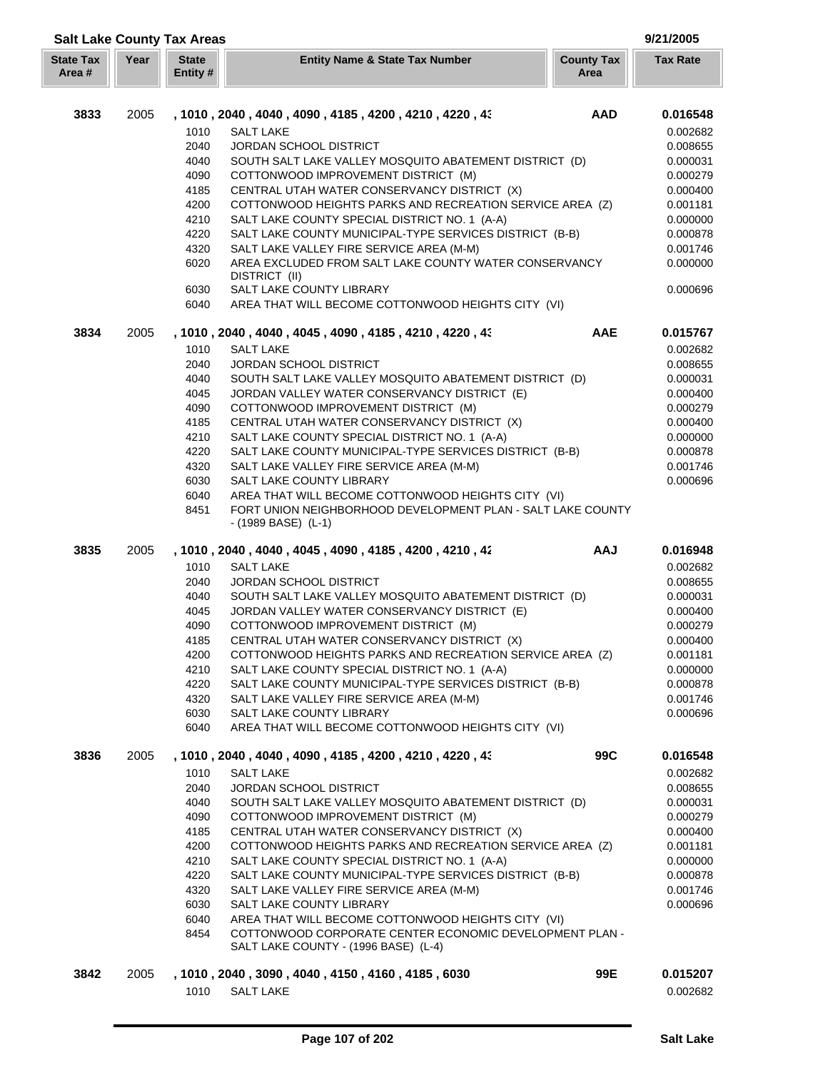## Salt Lake County Tax Areas

9/21/2005

| State Tax Area # | Year | State Entity # | Entity Name & State Tax Number | County Tax Area | Tax Rate |
|---|---|---|---|---|---|
| **3833** | 2005 | **, 1010 , 2040 , 4040 , 4090 , 4185 , 4200 , 4210 , 4220 , 4:** | | **AAD** | **0.016548** |
| | | 1010 | SALT LAKE | | 0.002682 |
| | | 2040 | JORDAN SCHOOL DISTRICT | | 0.008655 |
| | | 4040 | SOUTH SALT LAKE VALLEY MOSQUITO ABATEMENT DISTRICT (D) | | 0.000031 |
| | | 4090 | COTTONWOOD IMPROVEMENT DISTRICT (M) | | 0.000279 |
| | | 4185 | CENTRAL UTAH WATER CONSERVANCY DISTRICT (X) | | 0.000400 |
| | | 4200 | COTTONWOOD HEIGHTS PARKS AND RECREATION SERVICE AREA (Z) | | 0.001181 |
| | | 4210 | SALT LAKE COUNTY SPECIAL DISTRICT NO. 1 (A-A) | | 0.000000 |
| | | 4220 | SALT LAKE COUNTY MUNICIPAL-TYPE SERVICES DISTRICT (B-B) | | 0.000878 |
| | | 4320 | SALT LAKE VALLEY FIRE SERVICE AREA (M-M) | | 0.001746 |
| | | 6020 | AREA EXCLUDED FROM SALT LAKE COUNTY WATER CONSERVANCY DISTRICT (II) | | 0.000000 |
| | | 6030 | SALT LAKE COUNTY LIBRARY | | 0.000696 |
| | | 6040 | AREA THAT WILL BECOME COTTONWOOD HEIGHTS CITY (VI) | | |
| **3834** | 2005 | **, 1010 , 2040 , 4040 , 4045 , 4090 , 4185 , 4210 , 4220 , 4:** | | **AAE** | **0.015767** |
| | | 1010 | SALT LAKE | | 0.002682 |
| | | 2040 | JORDAN SCHOOL DISTRICT | | 0.008655 |
| | | 4040 | SOUTH SALT LAKE VALLEY MOSQUITO ABATEMENT DISTRICT (D) | | 0.000031 |
| | | 4045 | JORDAN VALLEY WATER CONSERVANCY DISTRICT (E) | | 0.000400 |
| | | 4090 | COTTONWOOD IMPROVEMENT DISTRICT (M) | | 0.000279 |
| | | 4185 | CENTRAL UTAH WATER CONSERVANCY DISTRICT (X) | | 0.000400 |
| | | 4210 | SALT LAKE COUNTY SPECIAL DISTRICT NO. 1 (A-A) | | 0.000000 |
| | | 4220 | SALT LAKE COUNTY MUNICIPAL-TYPE SERVICES DISTRICT (B-B) | | 0.000878 |
| | | 4320 | SALT LAKE VALLEY FIRE SERVICE AREA (M-M) | | 0.001746 |
| | | 6030 | SALT LAKE COUNTY LIBRARY | | 0.000696 |
| | | 6040 | AREA THAT WILL BECOME COTTONWOOD HEIGHTS CITY (VI) | | |
| | | 8451 | FORT UNION NEIGHBORHOOD DEVELOPMENT PLAN - SALT LAKE COUNTY - (1989 BASE) (L-1) | | |
| **3835** | 2005 | **, 1010 , 2040 , 4040 , 4045 , 4090 , 4185 , 4200 , 4210 , 4:** | | **AAJ** | **0.016948** |
| | | 1010 | SALT LAKE | | 0.002682 |
| | | 2040 | JORDAN SCHOOL DISTRICT | | 0.008655 |
| | | 4040 | SOUTH SALT LAKE VALLEY MOSQUITO ABATEMENT DISTRICT (D) | | 0.000031 |
| | | 4045 | JORDAN VALLEY WATER CONSERVANCY DISTRICT (E) | | 0.000400 |
| | | 4090 | COTTONWOOD IMPROVEMENT DISTRICT (M) | | 0.000279 |
| | | 4185 | CENTRAL UTAH WATER CONSERVANCY DISTRICT (X) | | 0.000400 |
| | | 4200 | COTTONWOOD HEIGHTS PARKS AND RECREATION SERVICE AREA (Z) | | 0.001181 |
| | | 4210 | SALT LAKE COUNTY SPECIAL DISTRICT NO. 1 (A-A) | | 0.000000 |
| | | 4220 | SALT LAKE COUNTY MUNICIPAL-TYPE SERVICES DISTRICT (B-B) | | 0.000878 |
| | | 4320 | SALT LAKE VALLEY FIRE SERVICE AREA (M-M) | | 0.001746 |
| | | 6030 | SALT LAKE COUNTY LIBRARY | | 0.000696 |
| | | 6040 | AREA THAT WILL BECOME COTTONWOOD HEIGHTS CITY (VI) | | |
| **3836** | 2005 | **, 1010 , 2040 , 4040 , 4090 , 4185 , 4200 , 4210 , 4220 , 4:** | | **99C** | **0.016548** |
| | | 1010 | SALT LAKE | | 0.002682 |
| | | 2040 | JORDAN SCHOOL DISTRICT | | 0.008655 |
| | | 4040 | SOUTH SALT LAKE VALLEY MOSQUITO ABATEMENT DISTRICT (D) | | 0.000031 |
| | | 4090 | COTTONWOOD IMPROVEMENT DISTRICT (M) | | 0.000279 |
| | | 4185 | CENTRAL UTAH WATER CONSERVANCY DISTRICT (X) | | 0.000400 |
| | | 4200 | COTTONWOOD HEIGHTS PARKS AND RECREATION SERVICE AREA (Z) | | 0.001181 |
| | | 4210 | SALT LAKE COUNTY SPECIAL DISTRICT NO. 1 (A-A) | | 0.000000 |
| | | 4220 | SALT LAKE COUNTY MUNICIPAL-TYPE SERVICES DISTRICT (B-B) | | 0.000878 |
| | | 4320 | SALT LAKE VALLEY FIRE SERVICE AREA (M-M) | | 0.001746 |
| | | 6030 | SALT LAKE COUNTY LIBRARY | | 0.000696 |
| | | 6040 | AREA THAT WILL BECOME COTTONWOOD HEIGHTS CITY (VI) | | |
| | | 8454 | COTTONWOOD CORPORATE CENTER ECONOMIC DEVELOPMENT PLAN - SALT LAKE COUNTY - (1996 BASE) (L-4) | | |
| **3842** | 2005 | **, 1010 , 2040 , 3090 , 4040 , 4150 , 4160 , 4185 , 6030** | | **99E** | **0.015207** |
| | | 1010 | SALT LAKE | | 0.002682 |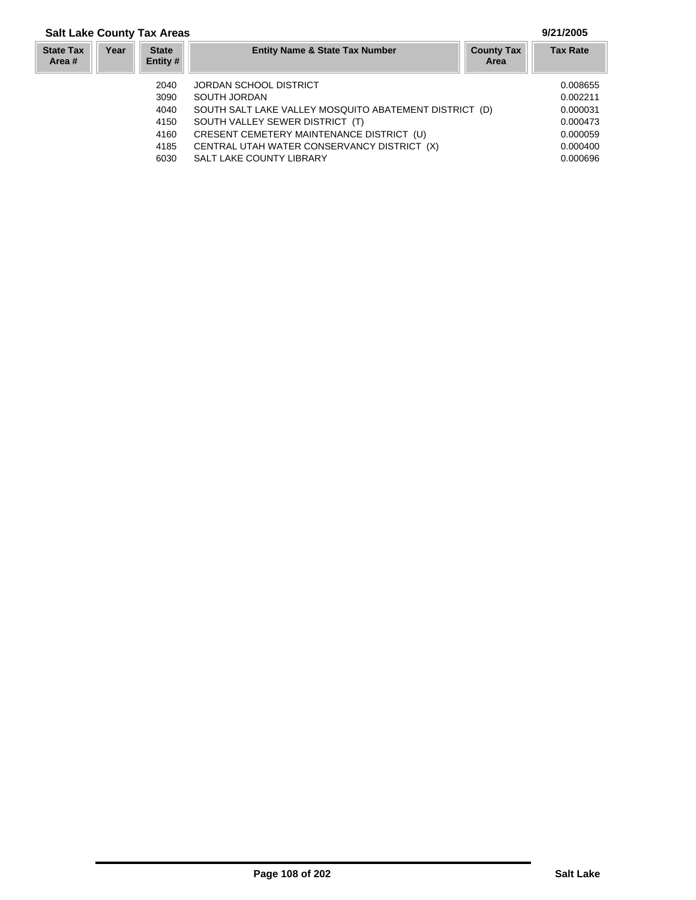## Salt Lake County Tax Areas

9/21/2005

| State Tax Area # | Year | State Entity # | Entity Name & State Tax Number | County Tax Area | Tax Rate |
|---|---|---|---|---|---|
| | | 2040 | JORDAN SCHOOL DISTRICT | | 0.008655 |
| | | 3090 | SOUTH JORDAN | | 0.002211 |
| | | 4040 | SOUTH SALT LAKE VALLEY MOSQUITO ABATEMENT DISTRICT (D) | | 0.000031 |
| | | 4150 | SOUTH VALLEY SEWER DISTRICT (T) | | 0.000473 |
| | | 4160 | CRESENT CEMETERY MAINTENANCE DISTRICT (U) | | 0.000059 |
| | | 4185 | CENTRAL UTAH WATER CONSERVANCY DISTRICT (X) | | 0.000400 |
| | | 6030 | SALT LAKE COUNTY LIBRARY | | 0.000696 |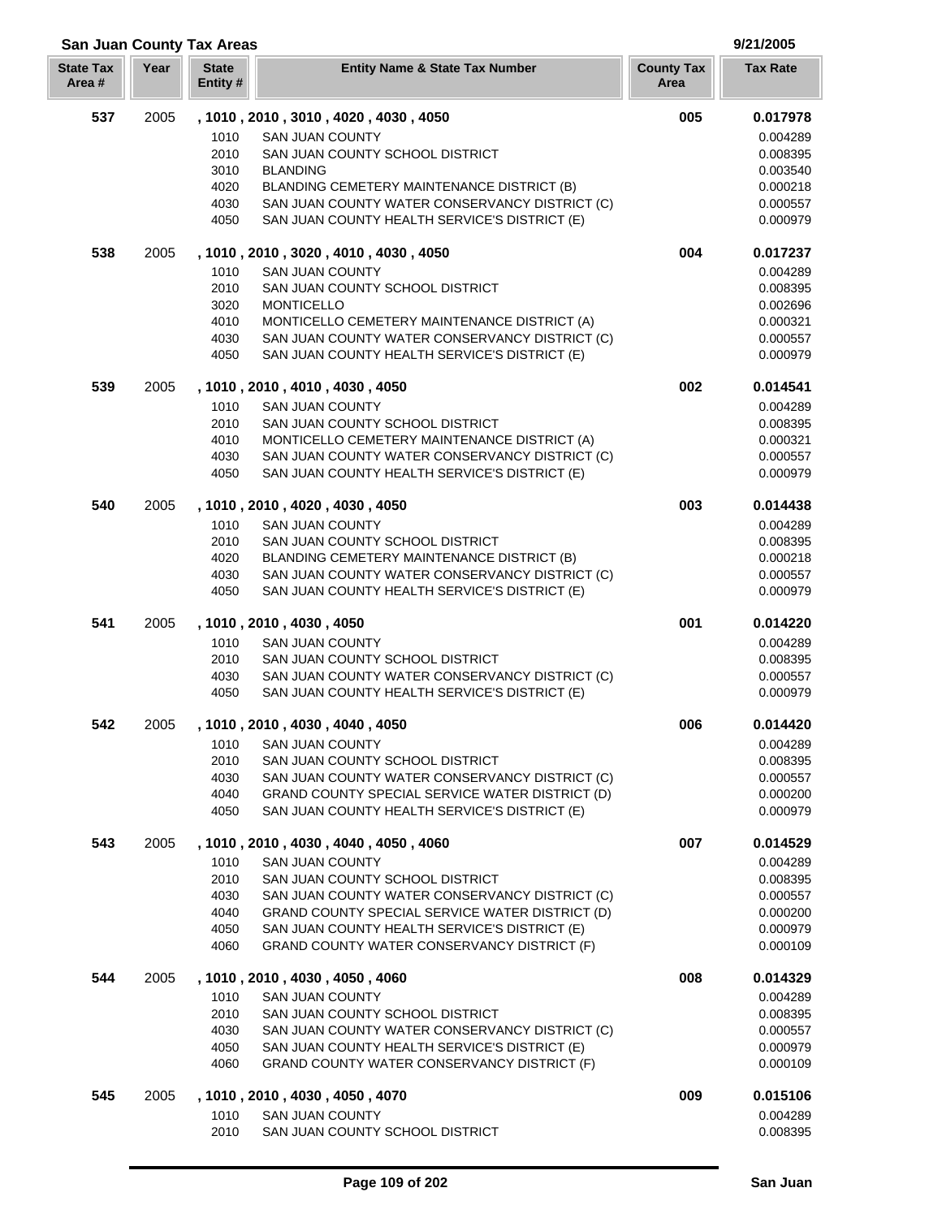## San Juan County Tax Areas

9/21/2005

| State Tax Area # | Year | State Entity # | Entity Name & State Tax Number | County Tax Area | Tax Rate |
|---|---|---|---|---|---|
| **537** | 2005 | **, 1010 , 2010 , 3010 , 4020 , 4030 , 4050** | | **005** | **0.017978** |
| | | 1010 | SAN JUAN COUNTY | | 0.004289 |
| | | 2010 | SAN JUAN COUNTY SCHOOL DISTRICT | | 0.008395 |
| | | 3010 | BLANDING | | 0.003540 |
| | | 4020 | BLANDING CEMETERY MAINTENANCE DISTRICT (B) | | 0.000218 |
| | | 4030 | SAN JUAN COUNTY WATER CONSERVANCY DISTRICT (C) | | 0.000557 |
| | | 4050 | SAN JUAN COUNTY HEALTH SERVICE'S DISTRICT (E) | | 0.000979 |
| **538** | 2005 | **, 1010 , 2010 , 3020 , 4010 , 4030 , 4050** | | **004** | **0.017237** |
| | | 1010 | SAN JUAN COUNTY | | 0.004289 |
| | | 2010 | SAN JUAN COUNTY SCHOOL DISTRICT | | 0.008395 |
| | | 3020 | MONTICELLO | | 0.002696 |
| | | 4010 | MONTICELLO CEMETERY MAINTENANCE DISTRICT (A) | | 0.000321 |
| | | 4030 | SAN JUAN COUNTY WATER CONSERVANCY DISTRICT (C) | | 0.000557 |
| | | 4050 | SAN JUAN COUNTY HEALTH SERVICE'S DISTRICT (E) | | 0.000979 |
| **539** | 2005 | **, 1010 , 2010 , 4010 , 4030 , 4050** | | **002** | **0.014541** |
| | | 1010 | SAN JUAN COUNTY | | 0.004289 |
| | | 2010 | SAN JUAN COUNTY SCHOOL DISTRICT | | 0.008395 |
| | | 4010 | MONTICELLO CEMETERY MAINTENANCE DISTRICT (A) | | 0.000321 |
| | | 4030 | SAN JUAN COUNTY WATER CONSERVANCY DISTRICT (C) | | 0.000557 |
| | | 4050 | SAN JUAN COUNTY HEALTH SERVICE'S DISTRICT (E) | | 0.000979 |
| **540** | 2005 | **, 1010 , 2010 , 4020 , 4030 , 4050** | | **003** | **0.014438** |
| | | 1010 | SAN JUAN COUNTY | | 0.004289 |
| | | 2010 | SAN JUAN COUNTY SCHOOL DISTRICT | | 0.008395 |
| | | 4020 | BLANDING CEMETERY MAINTENANCE DISTRICT (B) | | 0.000218 |
| | | 4030 | SAN JUAN COUNTY WATER CONSERVANCY DISTRICT (C) | | 0.000557 |
| | | 4050 | SAN JUAN COUNTY HEALTH SERVICE'S DISTRICT (E) | | 0.000979 |
| **541** | 2005 | **, 1010 , 2010 , 4030 , 4050** | | **001** | **0.014220** |
| | | 1010 | SAN JUAN COUNTY | | 0.004289 |
| | | 2010 | SAN JUAN COUNTY SCHOOL DISTRICT | | 0.008395 |
| | | 4030 | SAN JUAN COUNTY WATER CONSERVANCY DISTRICT (C) | | 0.000557 |
| | | 4050 | SAN JUAN COUNTY HEALTH SERVICE'S DISTRICT (E) | | 0.000979 |
| **542** | 2005 | **, 1010 , 2010 , 4030 , 4040 , 4050** | | **006** | **0.014420** |
| | | 1010 | SAN JUAN COUNTY | | 0.004289 |
| | | 2010 | SAN JUAN COUNTY SCHOOL DISTRICT | | 0.008395 |
| | | 4030 | SAN JUAN COUNTY WATER CONSERVANCY DISTRICT (C) | | 0.000557 |
| | | 4040 | GRAND COUNTY SPECIAL SERVICE WATER DISTRICT (D) | | 0.000200 |
| | | 4050 | SAN JUAN COUNTY HEALTH SERVICE'S DISTRICT (E) | | 0.000979 |
| **543** | 2005 | **, 1010 , 2010 , 4030 , 4040 , 4050 , 4060** | | **007** | **0.014529** |
| | | 1010 | SAN JUAN COUNTY | | 0.004289 |
| | | 2010 | SAN JUAN COUNTY SCHOOL DISTRICT | | 0.008395 |
| | | 4030 | SAN JUAN COUNTY WATER CONSERVANCY DISTRICT (C) | | 0.000557 |
| | | 4040 | GRAND COUNTY SPECIAL SERVICE WATER DISTRICT (D) | | 0.000200 |
| | | 4050 | SAN JUAN COUNTY HEALTH SERVICE'S DISTRICT (E) | | 0.000979 |
| | | 4060 | GRAND COUNTY WATER CONSERVANCY DISTRICT (F) | | 0.000109 |
| **544** | 2005 | **, 1010 , 2010 , 4030 , 4050 , 4060** | | **008** | **0.014329** |
| | | 1010 | SAN JUAN COUNTY | | 0.004289 |
| | | 2010 | SAN JUAN COUNTY SCHOOL DISTRICT | | 0.008395 |
| | | 4030 | SAN JUAN COUNTY WATER CONSERVANCY DISTRICT (C) | | 0.000557 |
| | | 4050 | SAN JUAN COUNTY HEALTH SERVICE'S DISTRICT (E) | | 0.000979 |
| | | 4060 | GRAND COUNTY WATER CONSERVANCY DISTRICT (F) | | 0.000109 |
| **545** | 2005 | **, 1010 , 2010 , 4030 , 4050 , 4070** | | **009** | **0.015106** |
| | | 1010 | SAN JUAN COUNTY | | 0.004289 |
| | | 2010 | SAN JUAN COUNTY SCHOOL DISTRICT | | 0.008395 |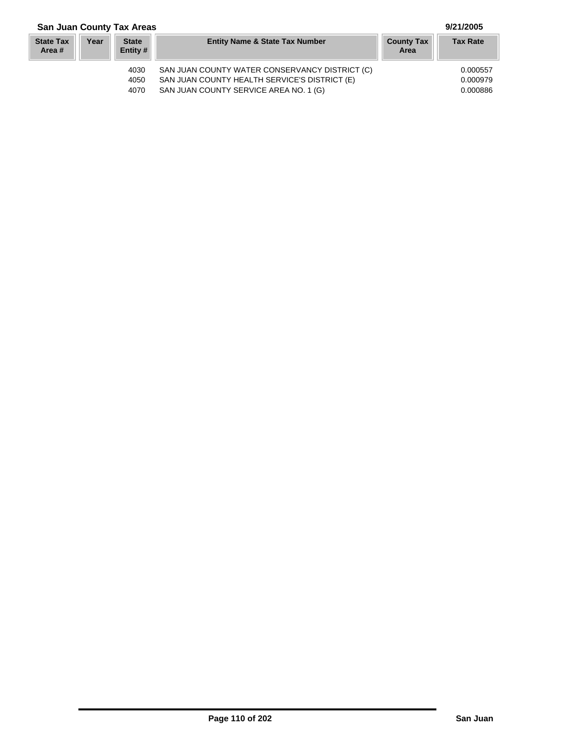**San Juan County Tax Areas** **9/21/2005**

| State Tax Area # | Year | State Entity # | Entity Name & State Tax Number | County Tax Area | Tax Rate |
|---|---|---|---|---|---|
| | | 4030 | SAN JUAN COUNTY WATER CONSERVANCY DISTRICT (C) | | 0.000557 |
| | | 4050 | SAN JUAN COUNTY HEALTH SERVICE'S DISTRICT (E) | | 0.000979 |
| | | 4070 | SAN JUAN COUNTY SERVICE AREA NO. 1 (G) | | 0.000886 |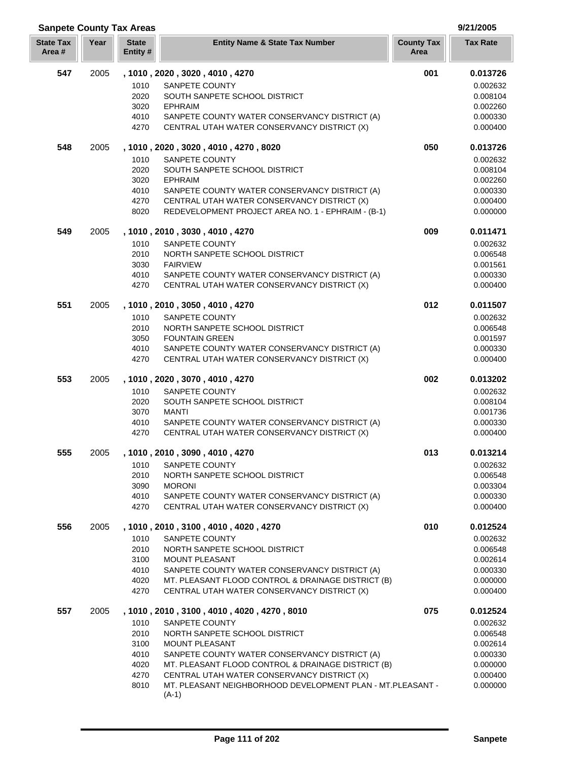## Sanpete County Tax Areas

9/21/2005

| State Tax Area # | Year | State Entity # | Entity Name & State Tax Number | County Tax Area | Tax Rate |
|---|---|---|---|---|---|
| **547** | 2005 | **, 1010 , 2020 , 3020 , 4010 , 4270** | | **001** | **0.013726** |
| | | 1010 | SANPETE COUNTY | | 0.002632 |
| | | 2020 | SOUTH SANPETE SCHOOL DISTRICT | | 0.008104 |
| | | 3020 | EPHRAIM | | 0.002260 |
| | | 4010 | SANPETE COUNTY WATER CONSERVANCY DISTRICT (A) | | 0.000330 |
| | | 4270 | CENTRAL UTAH WATER CONSERVANCY DISTRICT (X) | | 0.000400 |
| **548** | 2005 | **, 1010 , 2020 , 3020 , 4010 , 4270 , 8020** | | **050** | **0.013726** |
| | | 1010 | SANPETE COUNTY | | 0.002632 |
| | | 2020 | SOUTH SANPETE SCHOOL DISTRICT | | 0.008104 |
| | | 3020 | EPHRAIM | | 0.002260 |
| | | 4010 | SANPETE COUNTY WATER CONSERVANCY DISTRICT (A) | | 0.000330 |
| | | 4270 | CENTRAL UTAH WATER CONSERVANCY DISTRICT (X) | | 0.000400 |
| | | 8020 | REDEVELOPMENT PROJECT AREA NO. 1 - EPHRAIM - (B-1) | | 0.000000 |
| **549** | 2005 | **, 1010 , 2010 , 3030 , 4010 , 4270** | | **009** | **0.011471** |
| | | 1010 | SANPETE COUNTY | | 0.002632 |
| | | 2010 | NORTH SANPETE SCHOOL DISTRICT | | 0.006548 |
| | | 3030 | FAIRVIEW | | 0.001561 |
| | | 4010 | SANPETE COUNTY WATER CONSERVANCY DISTRICT (A) | | 0.000330 |
| | | 4270 | CENTRAL UTAH WATER CONSERVANCY DISTRICT (X) | | 0.000400 |
| **551** | 2005 | **, 1010 , 2010 , 3050 , 4010 , 4270** | | **012** | **0.011507** |
| | | 1010 | SANPETE COUNTY | | 0.002632 |
| | | 2010 | NORTH SANPETE SCHOOL DISTRICT | | 0.006548 |
| | | 3050 | FOUNTAIN GREEN | | 0.001597 |
| | | 4010 | SANPETE COUNTY WATER CONSERVANCY DISTRICT (A) | | 0.000330 |
| | | 4270 | CENTRAL UTAH WATER CONSERVANCY DISTRICT (X) | | 0.000400 |
| **553** | 2005 | **, 1010 , 2020 , 3070 , 4010 , 4270** | | **002** | **0.013202** |
| | | 1010 | SANPETE COUNTY | | 0.002632 |
| | | 2020 | SOUTH SANPETE SCHOOL DISTRICT | | 0.008104 |
| | | 3070 | MANTI | | 0.001736 |
| | | 4010 | SANPETE COUNTY WATER CONSERVANCY DISTRICT (A) | | 0.000330 |
| | | 4270 | CENTRAL UTAH WATER CONSERVANCY DISTRICT (X) | | 0.000400 |
| **555** | 2005 | **, 1010 , 2010 , 3090 , 4010 , 4270** | | **013** | **0.013214** |
| | | 1010 | SANPETE COUNTY | | 0.002632 |
| | | 2010 | NORTH SANPETE SCHOOL DISTRICT | | 0.006548 |
| | | 3090 | MORONI | | 0.003304 |
| | | 4010 | SANPETE COUNTY WATER CONSERVANCY DISTRICT (A) | | 0.000330 |
| | | 4270 | CENTRAL UTAH WATER CONSERVANCY DISTRICT (X) | | 0.000400 |
| **556** | 2005 | **, 1010 , 2010 , 3100 , 4010 , 4020 , 4270** | | **010** | **0.012524** |
| | | 1010 | SANPETE COUNTY | | 0.002632 |
| | | 2010 | NORTH SANPETE SCHOOL DISTRICT | | 0.006548 |
| | | 3100 | MOUNT PLEASANT | | 0.002614 |
| | | 4010 | SANPETE COUNTY WATER CONSERVANCY DISTRICT (A) | | 0.000330 |
| | | 4020 | MT. PLEASANT FLOOD CONTROL & DRAINAGE DISTRICT (B) | | 0.000000 |
| | | 4270 | CENTRAL UTAH WATER CONSERVANCY DISTRICT (X) | | 0.000400 |
| **557** | 2005 | **, 1010 , 2010 , 3100 , 4010 , 4020 , 4270 , 8010** | | **075** | **0.012524** |
| | | 1010 | SANPETE COUNTY | | 0.002632 |
| | | 2010 | NORTH SANPETE SCHOOL DISTRICT | | 0.006548 |
| | | 3100 | MOUNT PLEASANT | | 0.002614 |
| | | 4010 | SANPETE COUNTY WATER CONSERVANCY DISTRICT (A) | | 0.000330 |
| | | 4020 | MT. PLEASANT FLOOD CONTROL & DRAINAGE DISTRICT (B) | | 0.000000 |
| | | 4270 | CENTRAL UTAH WATER CONSERVANCY DISTRICT (X) | | 0.000400 |
| | | 8010 | MT. PLEASANT NEIGHBORHOOD DEVELOPMENT PLAN - MT.PLEASANT - (A-1) | | 0.000000 |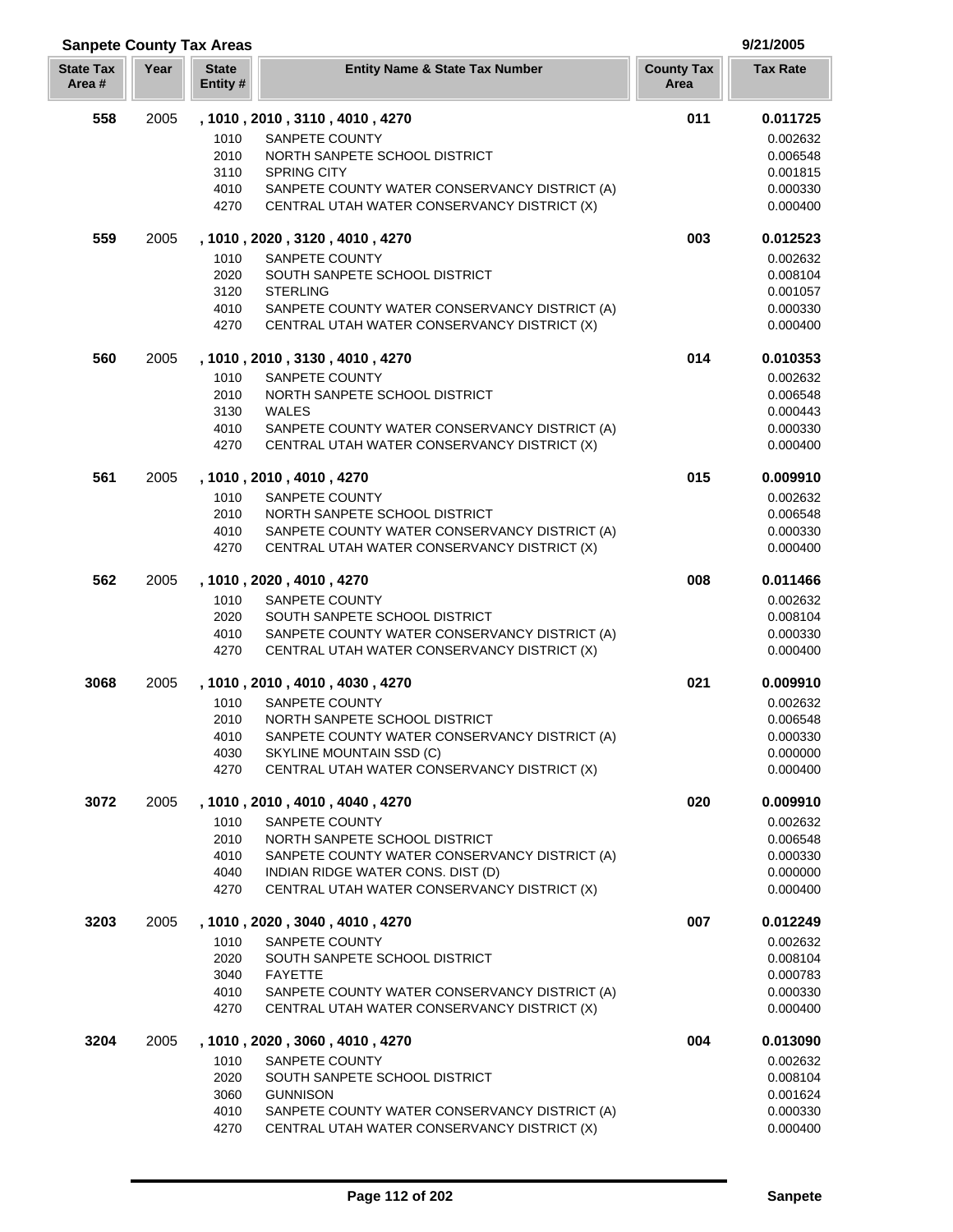## Sanpete County Tax Areas

9/21/2005

| State Tax Area # | Year | State Entity # | Entity Name & State Tax Number | County Tax Area | Tax Rate |
|---|---|---|---|---|---|
| **558** | 2005 | **, 1010 , 2010 , 3110 , 4010 , 4270** | | **011** | **0.011725** |
| | | 1010 | SANPETE COUNTY | | 0.002632 |
| | | 2010 | NORTH SANPETE SCHOOL DISTRICT | | 0.006548 |
| | | 3110 | SPRING CITY | | 0.001815 |
| | | 4010 | SANPETE COUNTY WATER CONSERVANCY DISTRICT (A) | | 0.000330 |
| | | 4270 | CENTRAL UTAH WATER CONSERVANCY DISTRICT (X) | | 0.000400 |
| **559** | 2005 | **, 1010 , 2020 , 3120 , 4010 , 4270** | | **003** | **0.012523** |
| | | 1010 | SANPETE COUNTY | | 0.002632 |
| | | 2020 | SOUTH SANPETE SCHOOL DISTRICT | | 0.008104 |
| | | 3120 | STERLING | | 0.001057 |
| | | 4010 | SANPETE COUNTY WATER CONSERVANCY DISTRICT (A) | | 0.000330 |
| | | 4270 | CENTRAL UTAH WATER CONSERVANCY DISTRICT (X) | | 0.000400 |
| **560** | 2005 | **, 1010 , 2010 , 3130 , 4010 , 4270** | | **014** | **0.010353** |
| | | 1010 | SANPETE COUNTY | | 0.002632 |
| | | 2010 | NORTH SANPETE SCHOOL DISTRICT | | 0.006548 |
| | | 3130 | WALES | | 0.000443 |
| | | 4010 | SANPETE COUNTY WATER CONSERVANCY DISTRICT (A) | | 0.000330 |
| | | 4270 | CENTRAL UTAH WATER CONSERVANCY DISTRICT (X) | | 0.000400 |
| **561** | 2005 | **, 1010 , 2010 , 4010 , 4270** | | **015** | **0.009910** |
| | | 1010 | SANPETE COUNTY | | 0.002632 |
| | | 2010 | NORTH SANPETE SCHOOL DISTRICT | | 0.006548 |
| | | 4010 | SANPETE COUNTY WATER CONSERVANCY DISTRICT (A) | | 0.000330 |
| | | 4270 | CENTRAL UTAH WATER CONSERVANCY DISTRICT (X) | | 0.000400 |
| **562** | 2005 | **, 1010 , 2020 , 4010 , 4270** | | **008** | **0.011466** |
| | | 1010 | SANPETE COUNTY | | 0.002632 |
| | | 2020 | SOUTH SANPETE SCHOOL DISTRICT | | 0.008104 |
| | | 4010 | SANPETE COUNTY WATER CONSERVANCY DISTRICT (A) | | 0.000330 |
| | | 4270 | CENTRAL UTAH WATER CONSERVANCY DISTRICT (X) | | 0.000400 |
| **3068** | 2005 | **, 1010 , 2010 , 4010 , 4030 , 4270** | | **021** | **0.009910** |
| | | 1010 | SANPETE COUNTY | | 0.002632 |
| | | 2010 | NORTH SANPETE SCHOOL DISTRICT | | 0.006548 |
| | | 4010 | SANPETE COUNTY WATER CONSERVANCY DISTRICT (A) | | 0.000330 |
| | | 4030 | SKYLINE MOUNTAIN SSD (C) | | 0.000000 |
| | | 4270 | CENTRAL UTAH WATER CONSERVANCY DISTRICT (X) | | 0.000400 |
| **3072** | 2005 | **, 1010 , 2010 , 4010 , 4040 , 4270** | | **020** | **0.009910** |
| | | 1010 | SANPETE COUNTY | | 0.002632 |
| | | 2010 | NORTH SANPETE SCHOOL DISTRICT | | 0.006548 |
| | | 4010 | SANPETE COUNTY WATER CONSERVANCY DISTRICT (A) | | 0.000330 |
| | | 4040 | INDIAN RIDGE WATER CONS. DIST (D) | | 0.000000 |
| | | 4270 | CENTRAL UTAH WATER CONSERVANCY DISTRICT (X) | | 0.000400 |
| **3203** | 2005 | **, 1010 , 2020 , 3040 , 4010 , 4270** | | **007** | **0.012249** |
| | | 1010 | SANPETE COUNTY | | 0.002632 |
| | | 2020 | SOUTH SANPETE SCHOOL DISTRICT | | 0.008104 |
| | | 3040 | FAYETTE | | 0.000783 |
| | | 4010 | SANPETE COUNTY WATER CONSERVANCY DISTRICT (A) | | 0.000330 |
| | | 4270 | CENTRAL UTAH WATER CONSERVANCY DISTRICT (X) | | 0.000400 |
| **3204** | 2005 | **, 1010 , 2020 , 3060 , 4010 , 4270** | | **004** | **0.013090** |
| | | 1010 | SANPETE COUNTY | | 0.002632 |
| | | 2020 | SOUTH SANPETE SCHOOL DISTRICT | | 0.008104 |
| | | 3060 | GUNNISON | | 0.001624 |
| | | 4010 | SANPETE COUNTY WATER CONSERVANCY DISTRICT (A) | | 0.000330 |
| | | 4270 | CENTRAL UTAH WATER CONSERVANCY DISTRICT (X) | | 0.000400 |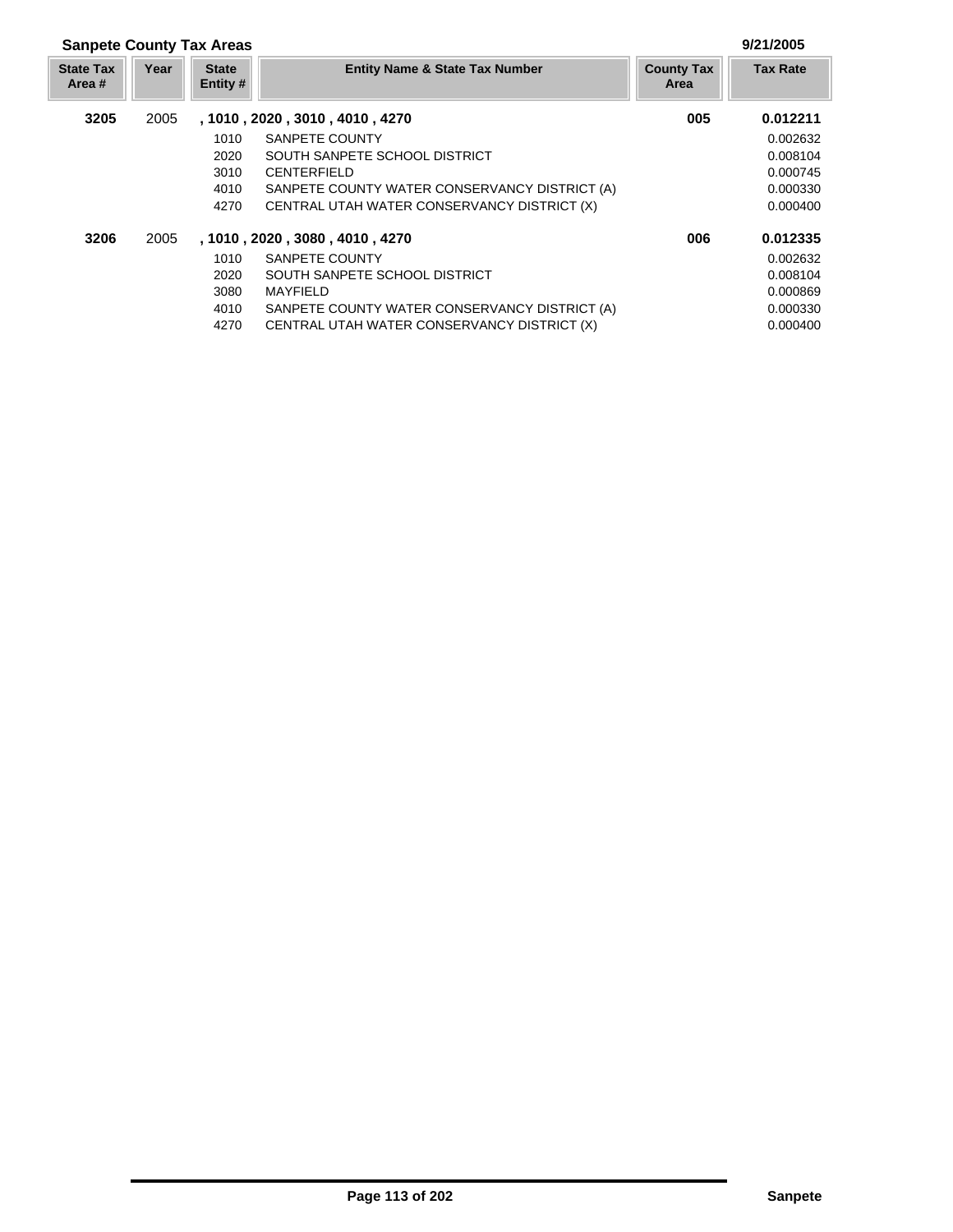## Sanpete County Tax Areas

9/21/2005

| State Tax Area # | Year | State Entity # | Entity Name & State Tax Number | County Tax Area | Tax Rate |
|---|---|---|---|---|---|
| **3205** | 2005 | **, 1010 , 2020 , 3010 , 4010 , 4270** | | **005** | **0.012211** |
| | | 1010 | SANPETE COUNTY | | 0.002632 |
| | | 2020 | SOUTH SANPETE SCHOOL DISTRICT | | 0.008104 |
| | | 3010 | CENTERFIELD | | 0.000745 |
| | | 4010 | SANPETE COUNTY WATER CONSERVANCY DISTRICT (A) | | 0.000330 |
| | | 4270 | CENTRAL UTAH WATER CONSERVANCY DISTRICT (X) | | 0.000400 |
| **3206** | 2005 | **, 1010 , 2020 , 3080 , 4010 , 4270** | | **006** | **0.012335** |
| | | 1010 | SANPETE COUNTY | | 0.002632 |
| | | 2020 | SOUTH SANPETE SCHOOL DISTRICT | | 0.008104 |
| | | 3080 | MAYFIELD | | 0.000869 |
| | | 4010 | SANPETE COUNTY WATER CONSERVANCY DISTRICT (A) | | 0.000330 |
| | | 4270 | CENTRAL UTAH WATER CONSERVANCY DISTRICT (X) | | 0.000400 |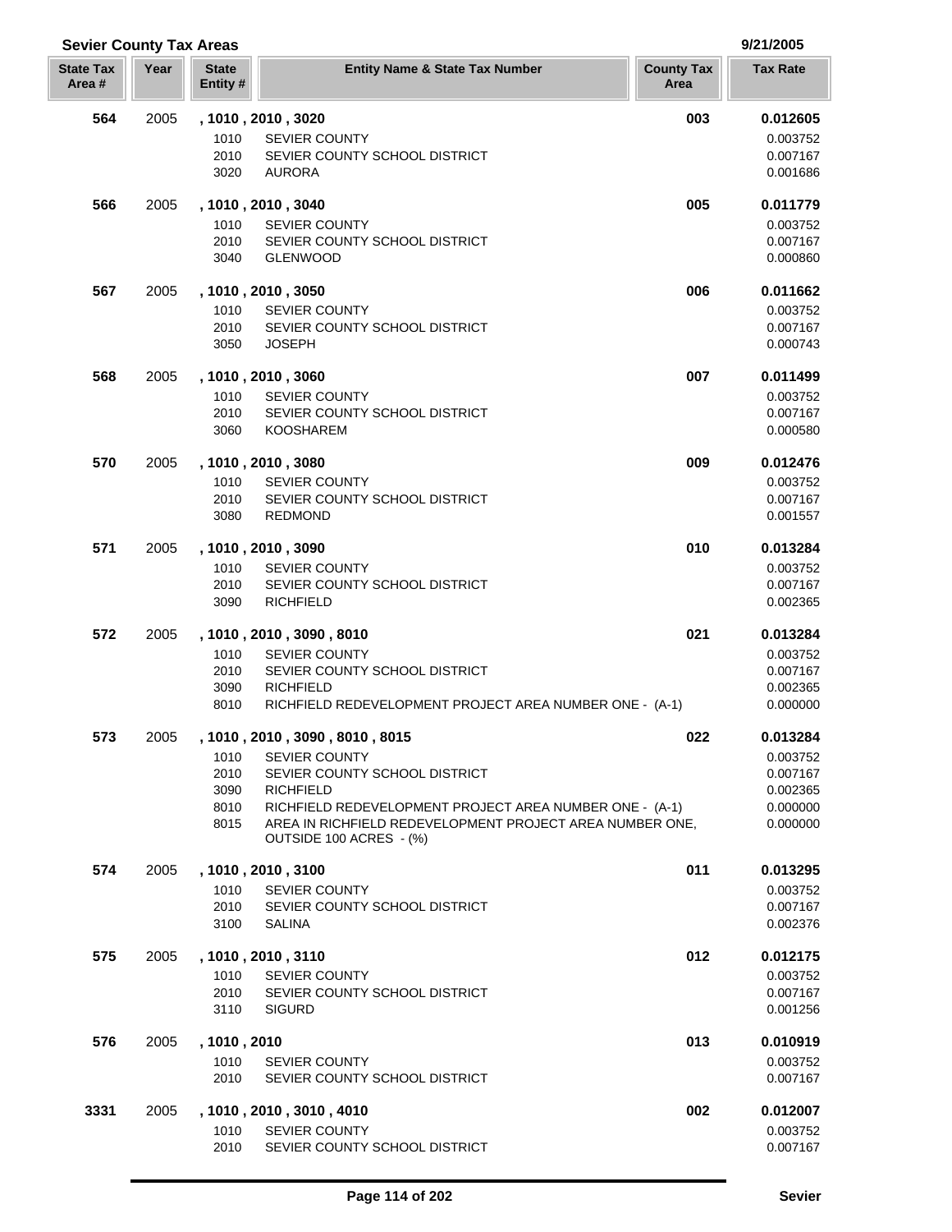## Sevier County Tax Areas

9/21/2005

| State Tax Area # | Year | State Entity # | Entity Name & State Tax Number | County Tax Area | Tax Rate |
|---|---|---|---|---|---|
| **564** | 2005 | **, 1010 , 2010 , 3020** | | **003** | **0.012605** |
| | | 1010 | SEVIER COUNTY | | 0.003752 |
| | | 2010 | SEVIER COUNTY SCHOOL DISTRICT | | 0.007167 |
| | | 3020 | AURORA | | 0.001686 |
| **566** | 2005 | **, 1010 , 2010 , 3040** | | **005** | **0.011779** |
| | | 1010 | SEVIER COUNTY | | 0.003752 |
| | | 2010 | SEVIER COUNTY SCHOOL DISTRICT | | 0.007167 |
| | | 3040 | GLENWOOD | | 0.000860 |
| **567** | 2005 | **, 1010 , 2010 , 3050** | | **006** | **0.011662** |
| | | 1010 | SEVIER COUNTY | | 0.003752 |
| | | 2010 | SEVIER COUNTY SCHOOL DISTRICT | | 0.007167 |
| | | 3050 | JOSEPH | | 0.000743 |
| **568** | 2005 | **, 1010 , 2010 , 3060** | | **007** | **0.011499** |
| | | 1010 | SEVIER COUNTY | | 0.003752 |
| | | 2010 | SEVIER COUNTY SCHOOL DISTRICT | | 0.007167 |
| | | 3060 | KOOSHAREM | | 0.000580 |
| **570** | 2005 | **, 1010 , 2010 , 3080** | | **009** | **0.012476** |
| | | 1010 | SEVIER COUNTY | | 0.003752 |
| | | 2010 | SEVIER COUNTY SCHOOL DISTRICT | | 0.007167 |
| | | 3080 | REDMOND | | 0.001557 |
| **571** | 2005 | **, 1010 , 2010 , 3090** | | **010** | **0.013284** |
| | | 1010 | SEVIER COUNTY | | 0.003752 |
| | | 2010 | SEVIER COUNTY SCHOOL DISTRICT | | 0.007167 |
| | | 3090 | RICHFIELD | | 0.002365 |
| **572** | 2005 | **, 1010 , 2010 , 3090 , 8010** | | **021** | **0.013284** |
| | | 1010 | SEVIER COUNTY | | 0.003752 |
| | | 2010 | SEVIER COUNTY SCHOOL DISTRICT | | 0.007167 |
| | | 3090 | RICHFIELD | | 0.002365 |
| | | 8010 | RICHFIELD REDEVELOPMENT PROJECT AREA NUMBER ONE - (A-1) | | 0.000000 |
| **573** | 2005 | **, 1010 , 2010 , 3090 , 8010 , 8015** | | **022** | **0.013284** |
| | | 1010 | SEVIER COUNTY | | 0.003752 |
| | | 2010 | SEVIER COUNTY SCHOOL DISTRICT | | 0.007167 |
| | | 3090 | RICHFIELD | | 0.002365 |
| | | 8010 | RICHFIELD REDEVELOPMENT PROJECT AREA NUMBER ONE - (A-1) | | 0.000000 |
| | | 8015 | AREA IN RICHFIELD REDEVELOPMENT PROJECT AREA NUMBER ONE, OUTSIDE 100 ACRES - (%) | | 0.000000 |
| **574** | 2005 | **, 1010 , 2010 , 3100** | | **011** | **0.013295** |
| | | 1010 | SEVIER COUNTY | | 0.003752 |
| | | 2010 | SEVIER COUNTY SCHOOL DISTRICT | | 0.007167 |
| | | 3100 | SALINA | | 0.002376 |
| **575** | 2005 | **, 1010 , 2010 , 3110** | | **012** | **0.012175** |
| | | 1010 | SEVIER COUNTY | | 0.003752 |
| | | 2010 | SEVIER COUNTY SCHOOL DISTRICT | | 0.007167 |
| | | 3110 | SIGURD | | 0.001256 |
| **576** | 2005 | **, 1010 , 2010** | | **013** | **0.010919** |
| | | 1010 | SEVIER COUNTY | | 0.003752 |
| | | 2010 | SEVIER COUNTY SCHOOL DISTRICT | | 0.007167 |
| **3331** | 2005 | **, 1010 , 2010 , 3010 , 4010** | | **002** | **0.012007** |
| | | 1010 | SEVIER COUNTY | | 0.003752 |
| | | 2010 | SEVIER COUNTY SCHOOL DISTRICT | | 0.007167 |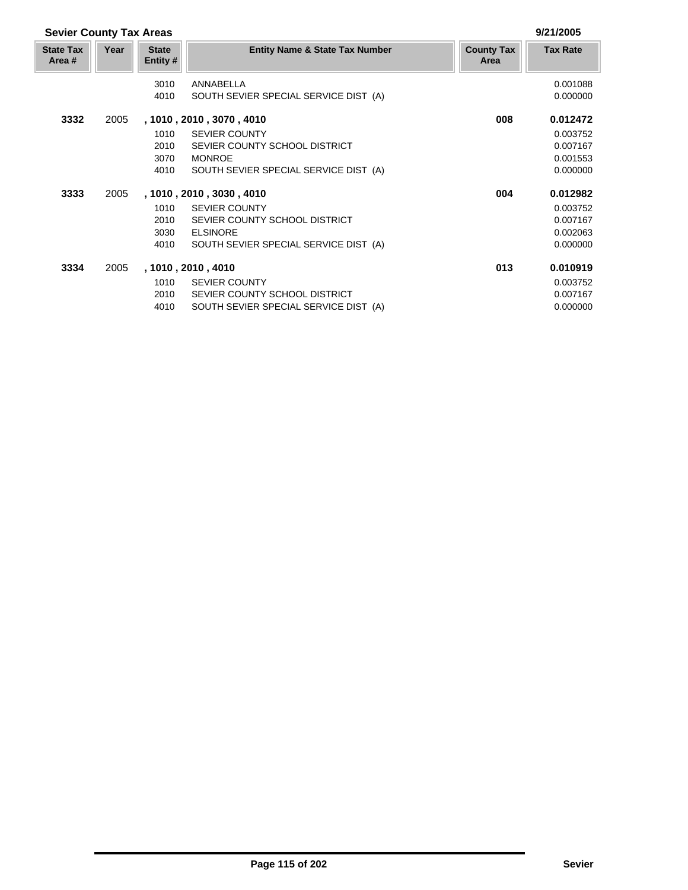**Sevier County Tax Areas** 9/21/2005

| State Tax Area # | Year | State Entity # | Entity Name & State Tax Number | County Tax Area | Tax Rate |
|---|---|---|---|---|---|
| | | 3010 | ANNABELLA | | 0.001088 |
| | | 4010 | SOUTH SEVIER SPECIAL SERVICE DIST (A) | | 0.000000 |
| **3332** | 2005 | **, 1010 , 2010 , 3070 , 4010** | | **008** | **0.012472** |
| | | 1010 | SEVIER COUNTY | | 0.003752 |
| | | 2010 | SEVIER COUNTY SCHOOL DISTRICT | | 0.007167 |
| | | 3070 | MONROE | | 0.001553 |
| | | 4010 | SOUTH SEVIER SPECIAL SERVICE DIST (A) | | 0.000000 |
| **3333** | 2005 | **, 1010 , 2010 , 3030 , 4010** | | **004** | **0.012982** |
| | | 1010 | SEVIER COUNTY | | 0.003752 |
| | | 2010 | SEVIER COUNTY SCHOOL DISTRICT | | 0.007167 |
| | | 3030 | ELSINORE | | 0.002063 |
| | | 4010 | SOUTH SEVIER SPECIAL SERVICE DIST (A) | | 0.000000 |
| **3334** | 2005 | **, 1010 , 2010 , 4010** | | **013** | **0.010919** |
| | | 1010 | SEVIER COUNTY | | 0.003752 |
| | | 2010 | SEVIER COUNTY SCHOOL DISTRICT | | 0.007167 |
| | | 4010 | SOUTH SEVIER SPECIAL SERVICE DIST (A) | | 0.000000 |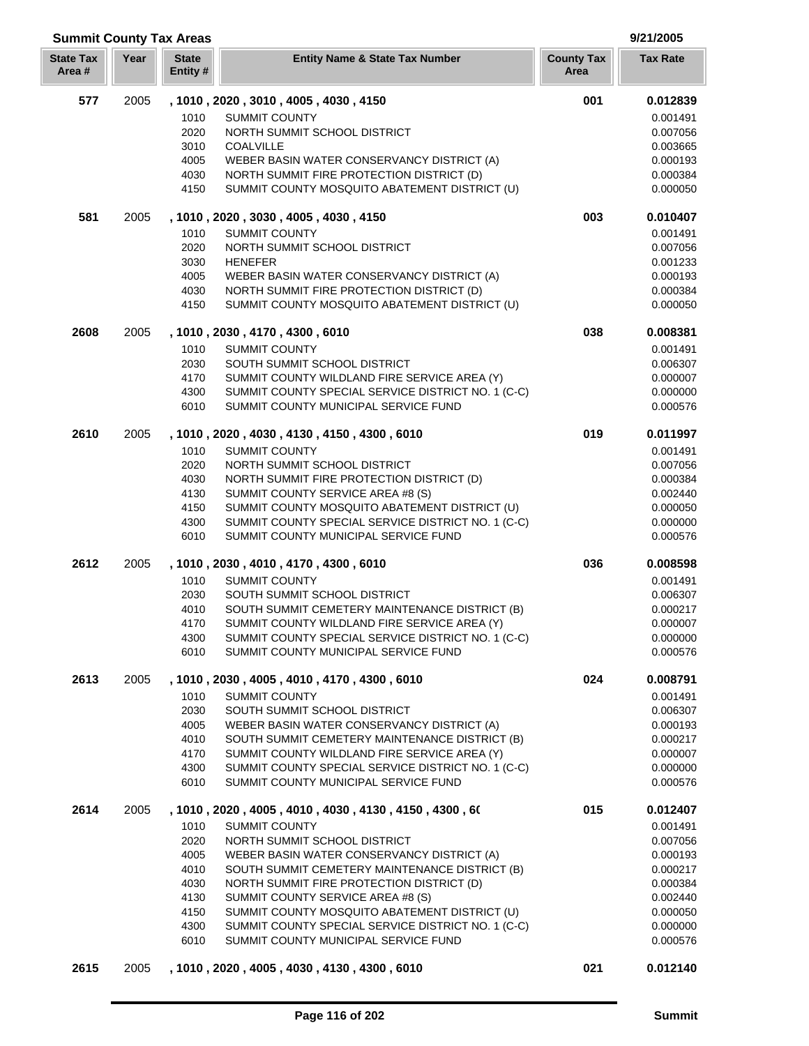## Summit County Tax Areas

9/21/2005

| State Tax Area # | Year | State Entity # | Entity Name & State Tax Number | County Tax Area | Tax Rate |
|---|---|---|---|---|---|
| **577** | 2005 | **, 1010 , 2020 , 3010 , 4005 , 4030 , 4150** | | **001** | **0.012839** |
| | | 1010 | SUMMIT COUNTY | | 0.001491 |
| | | 2020 | NORTH SUMMIT SCHOOL DISTRICT | | 0.007056 |
| | | 3010 | COALVILLE | | 0.003665 |
| | | 4005 | WEBER BASIN WATER CONSERVANCY DISTRICT (A) | | 0.000193 |
| | | 4030 | NORTH SUMMIT FIRE PROTECTION DISTRICT (D) | | 0.000384 |
| | | 4150 | SUMMIT COUNTY MOSQUITO ABATEMENT DISTRICT (U) | | 0.000050 |
| **581** | 2005 | **, 1010 , 2020 , 3030 , 4005 , 4030 , 4150** | | **003** | **0.010407** |
| | | 1010 | SUMMIT COUNTY | | 0.001491 |
| | | 2020 | NORTH SUMMIT SCHOOL DISTRICT | | 0.007056 |
| | | 3030 | HENEFER | | 0.001233 |
| | | 4005 | WEBER BASIN WATER CONSERVANCY DISTRICT (A) | | 0.000193 |
| | | 4030 | NORTH SUMMIT FIRE PROTECTION DISTRICT (D) | | 0.000384 |
| | | 4150 | SUMMIT COUNTY MOSQUITO ABATEMENT DISTRICT (U) | | 0.000050 |
| **2608** | 2005 | **, 1010 , 2030 , 4170 , 4300 , 6010** | | **038** | **0.008381** |
| | | 1010 | SUMMIT COUNTY | | 0.001491 |
| | | 2030 | SOUTH SUMMIT SCHOOL DISTRICT | | 0.006307 |
| | | 4170 | SUMMIT COUNTY WILDLAND FIRE SERVICE AREA (Y) | | 0.000007 |
| | | 4300 | SUMMIT COUNTY SPECIAL SERVICE DISTRICT NO. 1 (C-C) | | 0.000000 |
| | | 6010 | SUMMIT COUNTY MUNICIPAL SERVICE FUND | | 0.000576 |
| **2610** | 2005 | **, 1010 , 2020 , 4030 , 4130 , 4150 , 4300 , 6010** | | **019** | **0.011997** |
| | | 1010 | SUMMIT COUNTY | | 0.001491 |
| | | 2020 | NORTH SUMMIT SCHOOL DISTRICT | | 0.007056 |
| | | 4030 | NORTH SUMMIT FIRE PROTECTION DISTRICT (D) | | 0.000384 |
| | | 4130 | SUMMIT COUNTY SERVICE AREA #8 (S) | | 0.002440 |
| | | 4150 | SUMMIT COUNTY MOSQUITO ABATEMENT DISTRICT (U) | | 0.000050 |
| | | 4300 | SUMMIT COUNTY SPECIAL SERVICE DISTRICT NO. 1 (C-C) | | 0.000000 |
| | | 6010 | SUMMIT COUNTY MUNICIPAL SERVICE FUND | | 0.000576 |
| **2612** | 2005 | **, 1010 , 2030 , 4010 , 4170 , 4300 , 6010** | | **036** | **0.008598** |
| | | 1010 | SUMMIT COUNTY | | 0.001491 |
| | | 2030 | SOUTH SUMMIT SCHOOL DISTRICT | | 0.006307 |
| | | 4010 | SOUTH SUMMIT CEMETERY MAINTENANCE DISTRICT (B) | | 0.000217 |
| | | 4170 | SUMMIT COUNTY WILDLAND FIRE SERVICE AREA (Y) | | 0.000007 |
| | | 4300 | SUMMIT COUNTY SPECIAL SERVICE DISTRICT NO. 1 (C-C) | | 0.000000 |
| | | 6010 | SUMMIT COUNTY MUNICIPAL SERVICE FUND | | 0.000576 |
| **2613** | 2005 | **, 1010 , 2030 , 4005 , 4010 , 4170 , 4300 , 6010** | | **024** | **0.008791** |
| | | 1010 | SUMMIT COUNTY | | 0.001491 |
| | | 2030 | SOUTH SUMMIT SCHOOL DISTRICT | | 0.006307 |
| | | 4005 | WEBER BASIN WATER CONSERVANCY DISTRICT (A) | | 0.000193 |
| | | 4010 | SOUTH SUMMIT CEMETERY MAINTENANCE DISTRICT (B) | | 0.000217 |
| | | 4170 | SUMMIT COUNTY WILDLAND FIRE SERVICE AREA (Y) | | 0.000007 |
| | | 4300 | SUMMIT COUNTY SPECIAL SERVICE DISTRICT NO. 1 (C-C) | | 0.000000 |
| | | 6010 | SUMMIT COUNTY MUNICIPAL SERVICE FUND | | 0.000576 |
| **2614** | 2005 | **, 1010 , 2020 , 4005 , 4010 , 4030 , 4130 , 4150 , 4300 , 6(** | | **015** | **0.012407** |
| | | 1010 | SUMMIT COUNTY | | 0.001491 |
| | | 2020 | NORTH SUMMIT SCHOOL DISTRICT | | 0.007056 |
| | | 4005 | WEBER BASIN WATER CONSERVANCY DISTRICT (A) | | 0.000193 |
| | | 4010 | SOUTH SUMMIT CEMETERY MAINTENANCE DISTRICT (B) | | 0.000217 |
| | | 4030 | NORTH SUMMIT FIRE PROTECTION DISTRICT (D) | | 0.000384 |
| | | 4130 | SUMMIT COUNTY SERVICE AREA #8 (S) | | 0.002440 |
| | | 4150 | SUMMIT COUNTY MOSQUITO ABATEMENT DISTRICT (U) | | 0.000050 |
| | | 4300 | SUMMIT COUNTY SPECIAL SERVICE DISTRICT NO. 1 (C-C) | | 0.000000 |
| | | 6010 | SUMMIT COUNTY MUNICIPAL SERVICE FUND | | 0.000576 |
| **2615** | 2005 | **, 1010 , 2020 , 4005 , 4030 , 4130 , 4300 , 6010** | | **021** | **0.012140** |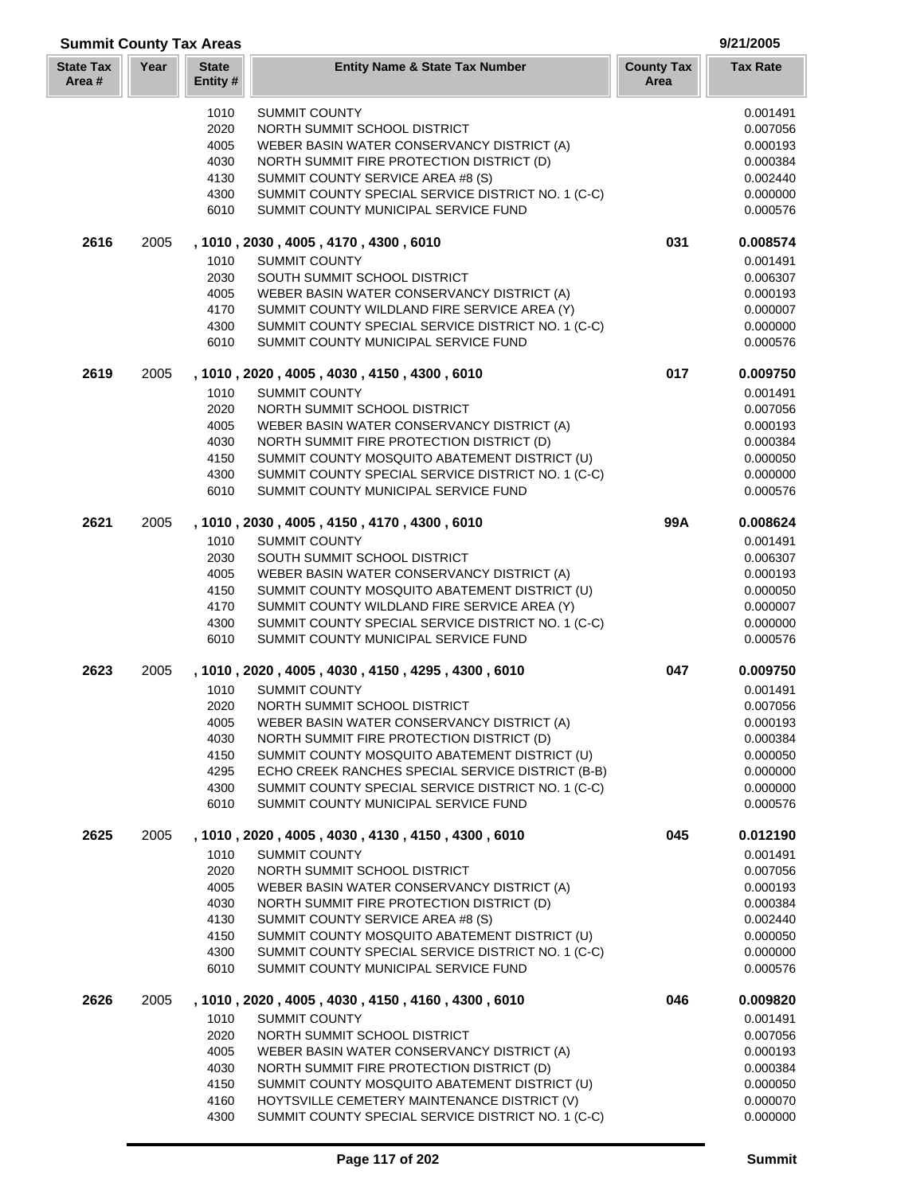## Summit County Tax Areas

9/21/2005

| State Tax Area # | Year | State Entity # | Entity Name & State Tax Number | County Tax Area | Tax Rate |
|---|---|---|---|---|---|
| | | 1010 | SUMMIT COUNTY | | 0.001491 |
| | | 2020 | NORTH SUMMIT SCHOOL DISTRICT | | 0.007056 |
| | | 4005 | WEBER BASIN WATER CONSERVANCY DISTRICT (A) | | 0.000193 |
| | | 4030 | NORTH SUMMIT FIRE PROTECTION DISTRICT (D) | | 0.000384 |
| | | 4130 | SUMMIT COUNTY SERVICE AREA #8 (S) | | 0.002440 |
| | | 4300 | SUMMIT COUNTY SPECIAL SERVICE DISTRICT NO. 1 (C-C) | | 0.000000 |
| | | 6010 | SUMMIT COUNTY MUNICIPAL SERVICE FUND | | 0.000576 |
| **2616** | 2005 | | **, 1010 , 2030 , 4005 , 4170 , 4300 , 6010** | **031** | **0.008574** |
| | | 1010 | SUMMIT COUNTY | | 0.001491 |
| | | 2030 | SOUTH SUMMIT SCHOOL DISTRICT | | 0.006307 |
| | | 4005 | WEBER BASIN WATER CONSERVANCY DISTRICT (A) | | 0.000193 |
| | | 4170 | SUMMIT COUNTY WILDLAND FIRE SERVICE AREA (Y) | | 0.000007 |
| | | 4300 | SUMMIT COUNTY SPECIAL SERVICE DISTRICT NO. 1 (C-C) | | 0.000000 |
| | | 6010 | SUMMIT COUNTY MUNICIPAL SERVICE FUND | | 0.000576 |
| **2619** | 2005 | | **, 1010 , 2020 , 4005 , 4030 , 4150 , 4300 , 6010** | **017** | **0.009750** |
| | | 1010 | SUMMIT COUNTY | | 0.001491 |
| | | 2020 | NORTH SUMMIT SCHOOL DISTRICT | | 0.007056 |
| | | 4005 | WEBER BASIN WATER CONSERVANCY DISTRICT (A) | | 0.000193 |
| | | 4030 | NORTH SUMMIT FIRE PROTECTION DISTRICT (D) | | 0.000384 |
| | | 4150 | SUMMIT COUNTY MOSQUITO ABATEMENT DISTRICT (U) | | 0.000050 |
| | | 4300 | SUMMIT COUNTY SPECIAL SERVICE DISTRICT NO. 1 (C-C) | | 0.000000 |
| | | 6010 | SUMMIT COUNTY MUNICIPAL SERVICE FUND | | 0.000576 |
| **2621** | 2005 | | **, 1010 , 2030 , 4005 , 4150 , 4170 , 4300 , 6010** | **99A** | **0.008624** |
| | | 1010 | SUMMIT COUNTY | | 0.001491 |
| | | 2030 | SOUTH SUMMIT SCHOOL DISTRICT | | 0.006307 |
| | | 4005 | WEBER BASIN WATER CONSERVANCY DISTRICT (A) | | 0.000193 |
| | | 4150 | SUMMIT COUNTY MOSQUITO ABATEMENT DISTRICT (U) | | 0.000050 |
| | | 4170 | SUMMIT COUNTY WILDLAND FIRE SERVICE AREA (Y) | | 0.000007 |
| | | 4300 | SUMMIT COUNTY SPECIAL SERVICE DISTRICT NO. 1 (C-C) | | 0.000000 |
| | | 6010 | SUMMIT COUNTY MUNICIPAL SERVICE FUND | | 0.000576 |
| **2623** | 2005 | | **, 1010 , 2020 , 4005 , 4030 , 4150 , 4295 , 4300 , 6010** | **047** | **0.009750** |
| | | 1010 | SUMMIT COUNTY | | 0.001491 |
| | | 2020 | NORTH SUMMIT SCHOOL DISTRICT | | 0.007056 |
| | | 4005 | WEBER BASIN WATER CONSERVANCY DISTRICT (A) | | 0.000193 |
| | | 4030 | NORTH SUMMIT FIRE PROTECTION DISTRICT (D) | | 0.000384 |
| | | 4150 | SUMMIT COUNTY MOSQUITO ABATEMENT DISTRICT (U) | | 0.000050 |
| | | 4295 | ECHO CREEK RANCHES SPECIAL SERVICE DISTRICT (B-B) | | 0.000000 |
| | | 4300 | SUMMIT COUNTY SPECIAL SERVICE DISTRICT NO. 1 (C-C) | | 0.000000 |
| | | 6010 | SUMMIT COUNTY MUNICIPAL SERVICE FUND | | 0.000576 |
| **2625** | 2005 | | **, 1010 , 2020 , 4005 , 4030 , 4130 , 4150 , 4300 , 6010** | **045** | **0.012190** |
| | | 1010 | SUMMIT COUNTY | | 0.001491 |
| | | 2020 | NORTH SUMMIT SCHOOL DISTRICT | | 0.007056 |
| | | 4005 | WEBER BASIN WATER CONSERVANCY DISTRICT (A) | | 0.000193 |
| | | 4030 | NORTH SUMMIT FIRE PROTECTION DISTRICT (D) | | 0.000384 |
| | | 4130 | SUMMIT COUNTY SERVICE AREA #8 (S) | | 0.002440 |
| | | 4150 | SUMMIT COUNTY MOSQUITO ABATEMENT DISTRICT (U) | | 0.000050 |
| | | 4300 | SUMMIT COUNTY SPECIAL SERVICE DISTRICT NO. 1 (C-C) | | 0.000000 |
| | | 6010 | SUMMIT COUNTY MUNICIPAL SERVICE FUND | | 0.000576 |
| **2626** | 2005 | | **, 1010 , 2020 , 4005 , 4030 , 4150 , 4160 , 4300 , 6010** | **046** | **0.009820** |
| | | 1010 | SUMMIT COUNTY | | 0.001491 |
| | | 2020 | NORTH SUMMIT SCHOOL DISTRICT | | 0.007056 |
| | | 4005 | WEBER BASIN WATER CONSERVANCY DISTRICT (A) | | 0.000193 |
| | | 4030 | NORTH SUMMIT FIRE PROTECTION DISTRICT (D) | | 0.000384 |
| | | 4150 | SUMMIT COUNTY MOSQUITO ABATEMENT DISTRICT (U) | | 0.000050 |
| | | 4160 | HOYTSVILLE CEMETERY MAINTENANCE DISTRICT (V) | | 0.000070 |
| | | 4300 | SUMMIT COUNTY SPECIAL SERVICE DISTRICT NO. 1 (C-C) | | 0.000000 |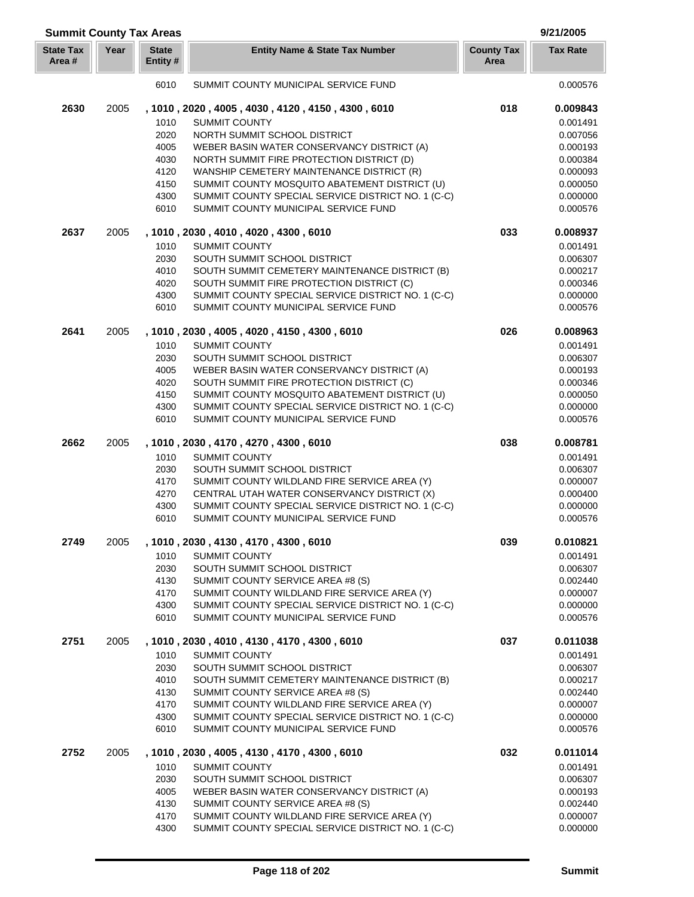## Summit County Tax Areas

9/21/2005

| State Tax Area # | Year | State Entity # | Entity Name & State Tax Number | County Tax Area | Tax Rate |
|---|---|---|---|---|---|
| | | 6010 | SUMMIT COUNTY MUNICIPAL SERVICE FUND | | 0.000576 |
| **2630** | 2005 | | **, 1010 , 2020 , 4005 , 4030 , 4120 , 4150 , 4300 , 6010** | **018** | **0.009843** |
| | | 1010 | SUMMIT COUNTY | | 0.001491 |
| | | 2020 | NORTH SUMMIT SCHOOL DISTRICT | | 0.007056 |
| | | 4005 | WEBER BASIN WATER CONSERVANCY DISTRICT (A) | | 0.000193 |
| | | 4030 | NORTH SUMMIT FIRE PROTECTION DISTRICT (D) | | 0.000384 |
| | | 4120 | WANSHIP CEMETERY MAINTENANCE DISTRICT (R) | | 0.000093 |
| | | 4150 | SUMMIT COUNTY MOSQUITO ABATEMENT DISTRICT (U) | | 0.000050 |
| | | 4300 | SUMMIT COUNTY SPECIAL SERVICE DISTRICT NO. 1 (C-C) | | 0.000000 |
| | | 6010 | SUMMIT COUNTY MUNICIPAL SERVICE FUND | | 0.000576 |
| **2637** | 2005 | | **, 1010 , 2030 , 4010 , 4020 , 4300 , 6010** | **033** | **0.008937** |
| | | 1010 | SUMMIT COUNTY | | 0.001491 |
| | | 2030 | SOUTH SUMMIT SCHOOL DISTRICT | | 0.006307 |
| | | 4010 | SOUTH SUMMIT CEMETERY MAINTENANCE DISTRICT (B) | | 0.000217 |
| | | 4020 | SOUTH SUMMIT FIRE PROTECTION DISTRICT (C) | | 0.000346 |
| | | 4300 | SUMMIT COUNTY SPECIAL SERVICE DISTRICT NO. 1 (C-C) | | 0.000000 |
| | | 6010 | SUMMIT COUNTY MUNICIPAL SERVICE FUND | | 0.000576 |
| **2641** | 2005 | | **, 1010 , 2030 , 4005 , 4020 , 4150 , 4300 , 6010** | **026** | **0.008963** |
| | | 1010 | SUMMIT COUNTY | | 0.001491 |
| | | 2030 | SOUTH SUMMIT SCHOOL DISTRICT | | 0.006307 |
| | | 4005 | WEBER BASIN WATER CONSERVANCY DISTRICT (A) | | 0.000193 |
| | | 4020 | SOUTH SUMMIT FIRE PROTECTION DISTRICT (C) | | 0.000346 |
| | | 4150 | SUMMIT COUNTY MOSQUITO ABATEMENT DISTRICT (U) | | 0.000050 |
| | | 4300 | SUMMIT COUNTY SPECIAL SERVICE DISTRICT NO. 1 (C-C) | | 0.000000 |
| | | 6010 | SUMMIT COUNTY MUNICIPAL SERVICE FUND | | 0.000576 |
| **2662** | 2005 | | **, 1010 , 2030 , 4170 , 4270 , 4300 , 6010** | **038** | **0.008781** |
| | | 1010 | SUMMIT COUNTY | | 0.001491 |
| | | 2030 | SOUTH SUMMIT SCHOOL DISTRICT | | 0.006307 |
| | | 4170 | SUMMIT COUNTY WILDLAND FIRE SERVICE AREA (Y) | | 0.000007 |
| | | 4270 | CENTRAL UTAH WATER CONSERVANCY DISTRICT (X) | | 0.000400 |
| | | 4300 | SUMMIT COUNTY SPECIAL SERVICE DISTRICT NO. 1 (C-C) | | 0.000000 |
| | | 6010 | SUMMIT COUNTY MUNICIPAL SERVICE FUND | | 0.000576 |
| **2749** | 2005 | | **, 1010 , 2030 , 4130 , 4170 , 4300 , 6010** | **039** | **0.010821** |
| | | 1010 | SUMMIT COUNTY | | 0.001491 |
| | | 2030 | SOUTH SUMMIT SCHOOL DISTRICT | | 0.006307 |
| | | 4130 | SUMMIT COUNTY SERVICE AREA #8 (S) | | 0.002440 |
| | | 4170 | SUMMIT COUNTY WILDLAND FIRE SERVICE AREA (Y) | | 0.000007 |
| | | 4300 | SUMMIT COUNTY SPECIAL SERVICE DISTRICT NO. 1 (C-C) | | 0.000000 |
| | | 6010 | SUMMIT COUNTY MUNICIPAL SERVICE FUND | | 0.000576 |
| **2751** | 2005 | | **, 1010 , 2030 , 4010 , 4130 , 4170 , 4300 , 6010** | **037** | **0.011038** |
| | | 1010 | SUMMIT COUNTY | | 0.001491 |
| | | 2030 | SOUTH SUMMIT SCHOOL DISTRICT | | 0.006307 |
| | | 4010 | SOUTH SUMMIT CEMETERY MAINTENANCE DISTRICT (B) | | 0.000217 |
| | | 4130 | SUMMIT COUNTY SERVICE AREA #8 (S) | | 0.002440 |
| | | 4170 | SUMMIT COUNTY WILDLAND FIRE SERVICE AREA (Y) | | 0.000007 |
| | | 4300 | SUMMIT COUNTY SPECIAL SERVICE DISTRICT NO. 1 (C-C) | | 0.000000 |
| | | 6010 | SUMMIT COUNTY MUNICIPAL SERVICE FUND | | 0.000576 |
| **2752** | 2005 | | **, 1010 , 2030 , 4005 , 4130 , 4170 , 4300 , 6010** | **032** | **0.011014** |
| | | 1010 | SUMMIT COUNTY | | 0.001491 |
| | | 2030 | SOUTH SUMMIT SCHOOL DISTRICT | | 0.006307 |
| | | 4005 | WEBER BASIN WATER CONSERVANCY DISTRICT (A) | | 0.000193 |
| | | 4130 | SUMMIT COUNTY SERVICE AREA #8 (S) | | 0.002440 |
| | | 4170 | SUMMIT COUNTY WILDLAND FIRE SERVICE AREA (Y) | | 0.000007 |
| | | 4300 | SUMMIT COUNTY SPECIAL SERVICE DISTRICT NO. 1 (C-C) | | 0.000000 |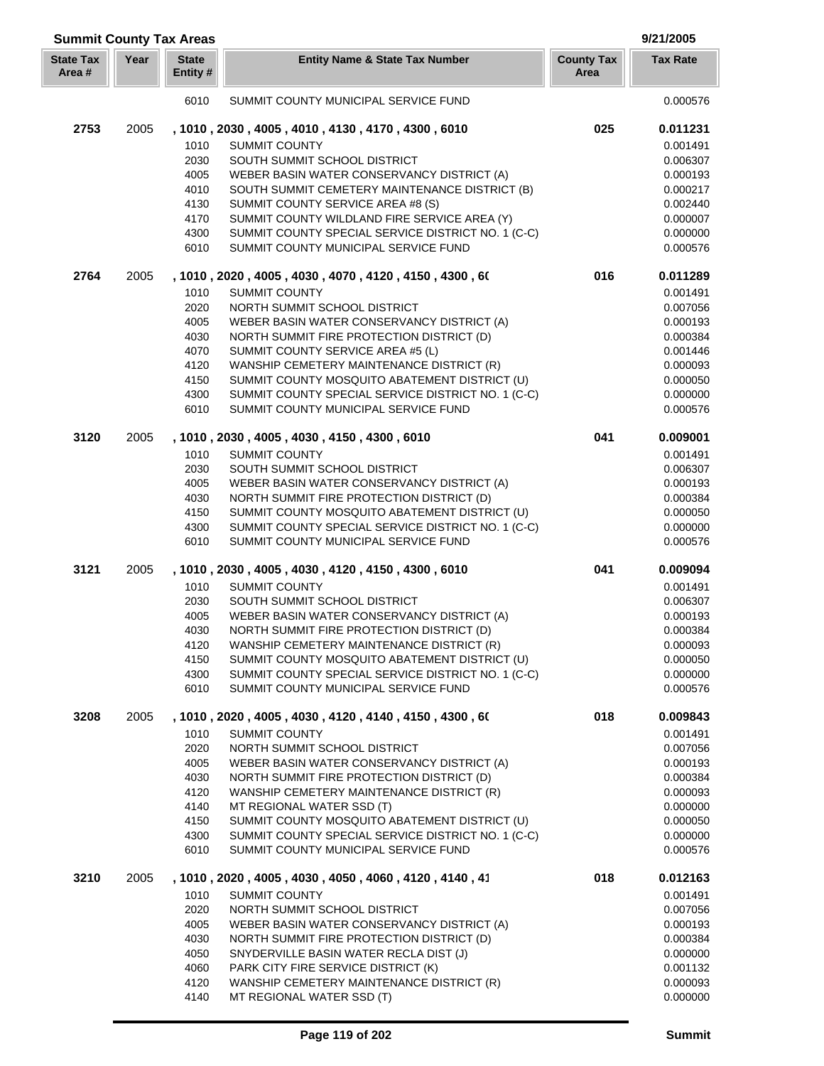## Summit County Tax Areas

9/21/2005

| State Tax Area # | Year | State Entity # | Entity Name & State Tax Number | County Tax Area | Tax Rate |
|---|---|---|---|---|---|
| | | 6010 | SUMMIT COUNTY MUNICIPAL SERVICE FUND | | 0.000576 |
| **2753** | 2005 | **, 1010 , 2030 , 4005 , 4010 , 4130 , 4170 , 4300 , 6010** | | **025** | **0.011231** |
| | | 1010 | SUMMIT COUNTY | | 0.001491 |
| | | 2030 | SOUTH SUMMIT SCHOOL DISTRICT | | 0.006307 |
| | | 4005 | WEBER BASIN WATER CONSERVANCY DISTRICT (A) | | 0.000193 |
| | | 4010 | SOUTH SUMMIT CEMETERY MAINTENANCE DISTRICT (B) | | 0.000217 |
| | | 4130 | SUMMIT COUNTY SERVICE AREA #8 (S) | | 0.002440 |
| | | 4170 | SUMMIT COUNTY WILDLAND FIRE SERVICE AREA (Y) | | 0.000007 |
| | | 4300 | SUMMIT COUNTY SPECIAL SERVICE DISTRICT NO. 1 (C-C) | | 0.000000 |
| | | 6010 | SUMMIT COUNTY MUNICIPAL SERVICE FUND | | 0.000576 |
| **2764** | 2005 | **, 1010 , 2020 , 4005 , 4030 , 4070 , 4120 , 4150 , 4300 , 6(** | | **016** | **0.011289** |
| | | 1010 | SUMMIT COUNTY | | 0.001491 |
| | | 2020 | NORTH SUMMIT SCHOOL DISTRICT | | 0.007056 |
| | | 4005 | WEBER BASIN WATER CONSERVANCY DISTRICT (A) | | 0.000193 |
| | | 4030 | NORTH SUMMIT FIRE PROTECTION DISTRICT (D) | | 0.000384 |
| | | 4070 | SUMMIT COUNTY SERVICE AREA #5 (L) | | 0.001446 |
| | | 4120 | WANSHIP CEMETERY MAINTENANCE DISTRICT (R) | | 0.000093 |
| | | 4150 | SUMMIT COUNTY MOSQUITO ABATEMENT DISTRICT (U) | | 0.000050 |
| | | 4300 | SUMMIT COUNTY SPECIAL SERVICE DISTRICT NO. 1 (C-C) | | 0.000000 |
| | | 6010 | SUMMIT COUNTY MUNICIPAL SERVICE FUND | | 0.000576 |
| **3120** | 2005 | **, 1010 , 2030 , 4005 , 4030 , 4150 , 4300 , 6010** | | **041** | **0.009001** |
| | | 1010 | SUMMIT COUNTY | | 0.001491 |
| | | 2030 | SOUTH SUMMIT SCHOOL DISTRICT | | 0.006307 |
| | | 4005 | WEBER BASIN WATER CONSERVANCY DISTRICT (A) | | 0.000193 |
| | | 4030 | NORTH SUMMIT FIRE PROTECTION DISTRICT (D) | | 0.000384 |
| | | 4150 | SUMMIT COUNTY MOSQUITO ABATEMENT DISTRICT (U) | | 0.000050 |
| | | 4300 | SUMMIT COUNTY SPECIAL SERVICE DISTRICT NO. 1 (C-C) | | 0.000000 |
| | | 6010 | SUMMIT COUNTY MUNICIPAL SERVICE FUND | | 0.000576 |
| **3121** | 2005 | **, 1010 , 2030 , 4005 , 4030 , 4120 , 4150 , 4300 , 6010** | | **041** | **0.009094** |
| | | 1010 | SUMMIT COUNTY | | 0.001491 |
| | | 2030 | SOUTH SUMMIT SCHOOL DISTRICT | | 0.006307 |
| | | 4005 | WEBER BASIN WATER CONSERVANCY DISTRICT (A) | | 0.000193 |
| | | 4030 | NORTH SUMMIT FIRE PROTECTION DISTRICT (D) | | 0.000384 |
| | | 4120 | WANSHIP CEMETERY MAINTENANCE DISTRICT (R) | | 0.000093 |
| | | 4150 | SUMMIT COUNTY MOSQUITO ABATEMENT DISTRICT (U) | | 0.000050 |
| | | 4300 | SUMMIT COUNTY SPECIAL SERVICE DISTRICT NO. 1 (C-C) | | 0.000000 |
| | | 6010 | SUMMIT COUNTY MUNICIPAL SERVICE FUND | | 0.000576 |
| **3208** | 2005 | **, 1010 , 2020 , 4005 , 4030 , 4120 , 4140 , 4150 , 4300 , 6(** | | **018** | **0.009843** |
| | | 1010 | SUMMIT COUNTY | | 0.001491 |
| | | 2020 | NORTH SUMMIT SCHOOL DISTRICT | | 0.007056 |
| | | 4005 | WEBER BASIN WATER CONSERVANCY DISTRICT (A) | | 0.000193 |
| | | 4030 | NORTH SUMMIT FIRE PROTECTION DISTRICT (D) | | 0.000384 |
| | | 4120 | WANSHIP CEMETERY MAINTENANCE DISTRICT (R) | | 0.000093 |
| | | 4140 | MT REGIONAL WATER SSD (T) | | 0.000000 |
| | | 4150 | SUMMIT COUNTY MOSQUITO ABATEMENT DISTRICT (U) | | 0.000050 |
| | | 4300 | SUMMIT COUNTY SPECIAL SERVICE DISTRICT NO. 1 (C-C) | | 0.000000 |
| | | 6010 | SUMMIT COUNTY MUNICIPAL SERVICE FUND | | 0.000576 |
| **3210** | 2005 | **, 1010 , 2020 , 4005 , 4030 , 4050 , 4060 , 4120 , 4140 , 41** | | **018** | **0.012163** |
| | | 1010 | SUMMIT COUNTY | | 0.001491 |
| | | 2020 | NORTH SUMMIT SCHOOL DISTRICT | | 0.007056 |
| | | 4005 | WEBER BASIN WATER CONSERVANCY DISTRICT (A) | | 0.000193 |
| | | 4030 | NORTH SUMMIT FIRE PROTECTION DISTRICT (D) | | 0.000384 |
| | | 4050 | SNYDERVILLE BASIN WATER RECLA DIST (J) | | 0.000000 |
| | | 4060 | PARK CITY FIRE SERVICE DISTRICT (K) | | 0.001132 |
| | | 4120 | WANSHIP CEMETERY MAINTENANCE DISTRICT (R) | | 0.000093 |
| | | 4140 | MT REGIONAL WATER SSD (T) | | 0.000000 |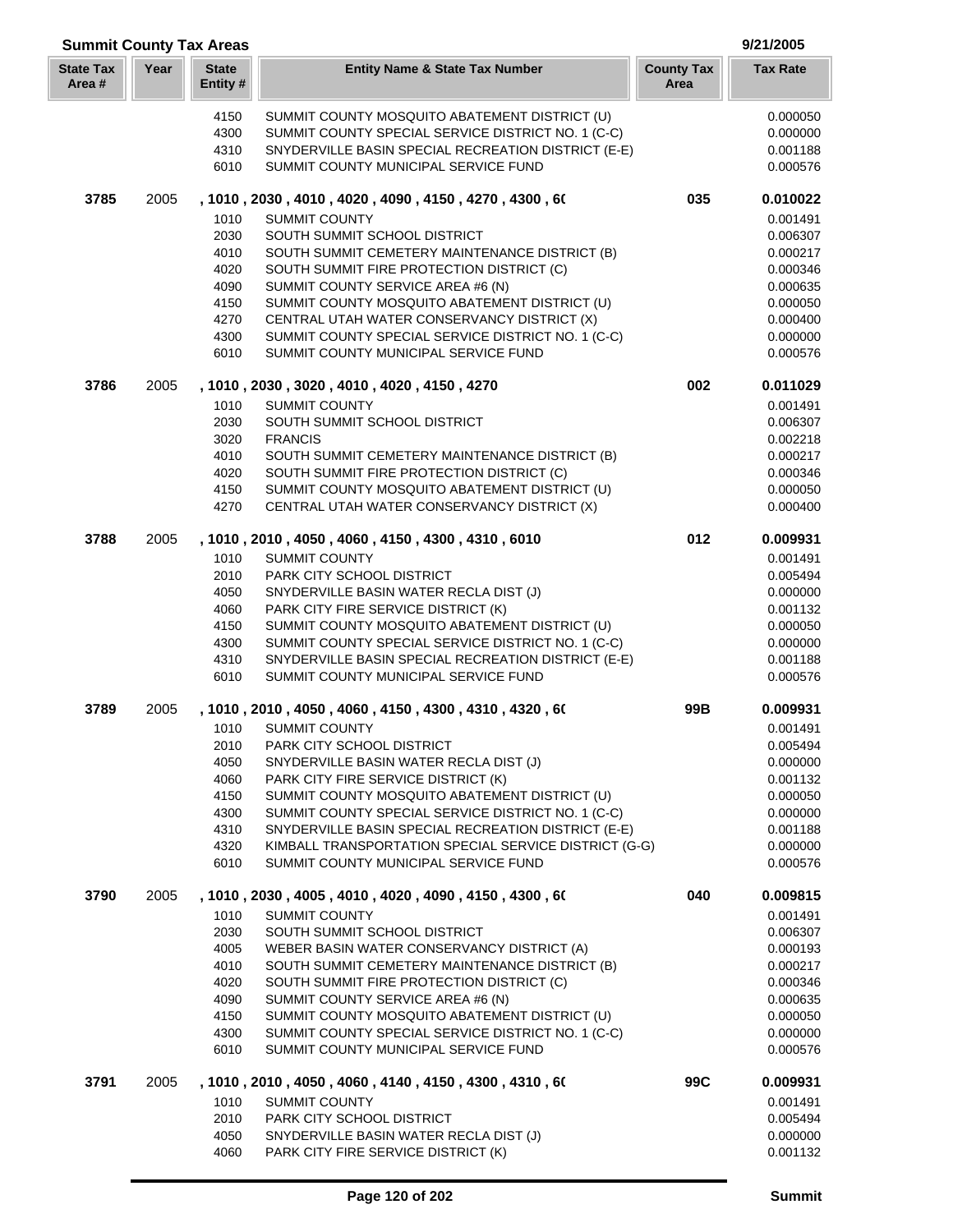## Summit County Tax Areas

9/21/2005

| State Tax Area # | Year | State Entity # | Entity Name & State Tax Number | County Tax Area | Tax Rate |
|---|---|---|---|---|---|
| | | 4150 | SUMMIT COUNTY MOSQUITO ABATEMENT DISTRICT (U) | | 0.000050 |
| | | 4300 | SUMMIT COUNTY SPECIAL SERVICE DISTRICT NO. 1 (C-C) | | 0.000000 |
| | | 4310 | SNYDERVILLE BASIN SPECIAL RECREATION DISTRICT (E-E) | | 0.001188 |
| | | 6010 | SUMMIT COUNTY MUNICIPAL SERVICE FUND | | 0.000576 |
| **3785** | 2005 | | **, 1010 , 2030 , 4010 , 4020 , 4090 , 4150 , 4270 , 4300 , 60** | **035** | **0.010022** |
| | | 1010 | SUMMIT COUNTY | | 0.001491 |
| | | 2030 | SOUTH SUMMIT SCHOOL DISTRICT | | 0.006307 |
| | | 4010 | SOUTH SUMMIT CEMETERY MAINTENANCE DISTRICT (B) | | 0.000217 |
| | | 4020 | SOUTH SUMMIT FIRE PROTECTION DISTRICT (C) | | 0.000346 |
| | | 4090 | SUMMIT COUNTY SERVICE AREA #6 (N) | | 0.000635 |
| | | 4150 | SUMMIT COUNTY MOSQUITO ABATEMENT DISTRICT (U) | | 0.000050 |
| | | 4270 | CENTRAL UTAH WATER CONSERVANCY DISTRICT (X) | | 0.000400 |
| | | 4300 | SUMMIT COUNTY SPECIAL SERVICE DISTRICT NO. 1 (C-C) | | 0.000000 |
| | | 6010 | SUMMIT COUNTY MUNICIPAL SERVICE FUND | | 0.000576 |
| **3786** | 2005 | | **, 1010 , 2030 , 3020 , 4010 , 4020 , 4150 , 4270** | **002** | **0.011029** |
| | | 1010 | SUMMIT COUNTY | | 0.001491 |
| | | 2030 | SOUTH SUMMIT SCHOOL DISTRICT | | 0.006307 |
| | | 3020 | FRANCIS | | 0.002218 |
| | | 4010 | SOUTH SUMMIT CEMETERY MAINTENANCE DISTRICT (B) | | 0.000217 |
| | | 4020 | SOUTH SUMMIT FIRE PROTECTION DISTRICT (C) | | 0.000346 |
| | | 4150 | SUMMIT COUNTY MOSQUITO ABATEMENT DISTRICT (U) | | 0.000050 |
| | | 4270 | CENTRAL UTAH WATER CONSERVANCY DISTRICT (X) | | 0.000400 |
| **3788** | 2005 | | **, 1010 , 2010 , 4050 , 4060 , 4150 , 4300 , 4310 , 6010** | **012** | **0.009931** |
| | | 1010 | SUMMIT COUNTY | | 0.001491 |
| | | 2010 | PARK CITY SCHOOL DISTRICT | | 0.005494 |
| | | 4050 | SNYDERVILLE BASIN WATER RECLA DIST (J) | | 0.000000 |
| | | 4060 | PARK CITY FIRE SERVICE DISTRICT (K) | | 0.001132 |
| | | 4150 | SUMMIT COUNTY MOSQUITO ABATEMENT DISTRICT (U) | | 0.000050 |
| | | 4300 | SUMMIT COUNTY SPECIAL SERVICE DISTRICT NO. 1 (C-C) | | 0.000000 |
| | | 4310 | SNYDERVILLE BASIN SPECIAL RECREATION DISTRICT (E-E) | | 0.001188 |
| | | 6010 | SUMMIT COUNTY MUNICIPAL SERVICE FUND | | 0.000576 |
| **3789** | 2005 | | **, 1010 , 2010 , 4050 , 4060 , 4150 , 4300 , 4310 , 4320 , 60** | **99B** | **0.009931** |
| | | 1010 | SUMMIT COUNTY | | 0.001491 |
| | | 2010 | PARK CITY SCHOOL DISTRICT | | 0.005494 |
| | | 4050 | SNYDERVILLE BASIN WATER RECLA DIST (J) | | 0.000000 |
| | | 4060 | PARK CITY FIRE SERVICE DISTRICT (K) | | 0.001132 |
| | | 4150 | SUMMIT COUNTY MOSQUITO ABATEMENT DISTRICT (U) | | 0.000050 |
| | | 4300 | SUMMIT COUNTY SPECIAL SERVICE DISTRICT NO. 1 (C-C) | | 0.000000 |
| | | 4310 | SNYDERVILLE BASIN SPECIAL RECREATION DISTRICT (E-E) | | 0.001188 |
| | | 4320 | KIMBALL TRANSPORTATION SPECIAL SERVICE DISTRICT (G-G) | | 0.000000 |
| | | 6010 | SUMMIT COUNTY MUNICIPAL SERVICE FUND | | 0.000576 |
| **3790** | 2005 | | **, 1010 , 2030 , 4005 , 4010 , 4020 , 4090 , 4150 , 4300 , 60** | **040** | **0.009815** |
| | | 1010 | SUMMIT COUNTY | | 0.001491 |
| | | 2030 | SOUTH SUMMIT SCHOOL DISTRICT | | 0.006307 |
| | | 4005 | WEBER BASIN WATER CONSERVANCY DISTRICT (A) | | 0.000193 |
| | | 4010 | SOUTH SUMMIT CEMETERY MAINTENANCE DISTRICT (B) | | 0.000217 |
| | | 4020 | SOUTH SUMMIT FIRE PROTECTION DISTRICT (C) | | 0.000346 |
| | | 4090 | SUMMIT COUNTY SERVICE AREA #6 (N) | | 0.000635 |
| | | 4150 | SUMMIT COUNTY MOSQUITO ABATEMENT DISTRICT (U) | | 0.000050 |
| | | 4300 | SUMMIT COUNTY SPECIAL SERVICE DISTRICT NO. 1 (C-C) | | 0.000000 |
| | | 6010 | SUMMIT COUNTY MUNICIPAL SERVICE FUND | | 0.000576 |
| **3791** | 2005 | | **, 1010 , 2010 , 4050 , 4060 , 4140 , 4150 , 4300 , 4310 , 60** | **99C** | **0.009931** |
| | | 1010 | SUMMIT COUNTY | | 0.001491 |
| | | 2010 | PARK CITY SCHOOL DISTRICT | | 0.005494 |
| | | 4050 | SNYDERVILLE BASIN WATER RECLA DIST (J) | | 0.000000 |
| | | 4060 | PARK CITY FIRE SERVICE DISTRICT (K) | | 0.001132 |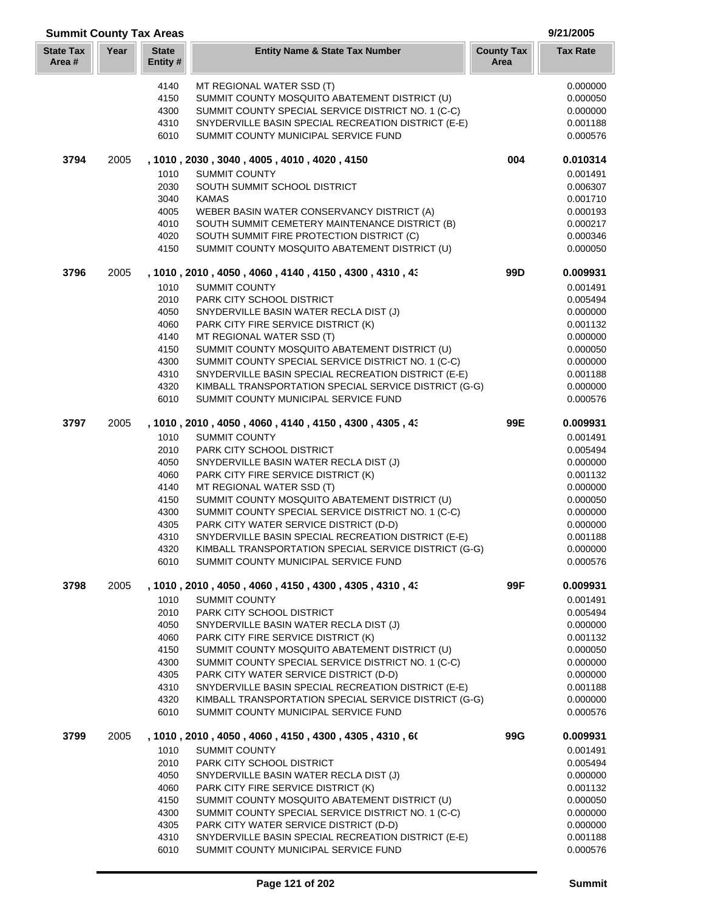## Summit County Tax Areas

9/21/2005

| State Tax Area # | Year | State Entity # | Entity Name & State Tax Number | County Tax Area | Tax Rate |
|---|---|---|---|---|---|
| | | 4140 | MT REGIONAL WATER SSD (T) | | 0.000000 |
| | | 4150 | SUMMIT COUNTY MOSQUITO ABATEMENT DISTRICT (U) | | 0.000050 |
| | | 4300 | SUMMIT COUNTY SPECIAL SERVICE DISTRICT NO. 1 (C-C) | | 0.000000 |
| | | 4310 | SNYDERVILLE BASIN SPECIAL RECREATION DISTRICT (E-E) | | 0.001188 |
| | | 6010 | SUMMIT COUNTY MUNICIPAL SERVICE FUND | | 0.000576 |
| **3794** | 2005 | **, 1010 , 2030 , 3040 , 4005 , 4010 , 4020 , 4150** | | **004** | **0.010314** |
| | | 1010 | SUMMIT COUNTY | | 0.001491 |
| | | 2030 | SOUTH SUMMIT SCHOOL DISTRICT | | 0.006307 |
| | | 3040 | KAMAS | | 0.001710 |
| | | 4005 | WEBER BASIN WATER CONSERVANCY DISTRICT (A) | | 0.000193 |
| | | 4010 | SOUTH SUMMIT CEMETERY MAINTENANCE DISTRICT (B) | | 0.000217 |
| | | 4020 | SOUTH SUMMIT FIRE PROTECTION DISTRICT (C) | | 0.000346 |
| | | 4150 | SUMMIT COUNTY MOSQUITO ABATEMENT DISTRICT (U) | | 0.000050 |
| **3796** | 2005 | **, 1010 , 2010 , 4050 , 4060 , 4140 , 4150 , 4300 , 4310 , 43** | | **99D** | **0.009931** |
| | | 1010 | SUMMIT COUNTY | | 0.001491 |
| | | 2010 | PARK CITY SCHOOL DISTRICT | | 0.005494 |
| | | 4050 | SNYDERVILLE BASIN WATER RECLA DIST (J) | | 0.000000 |
| | | 4060 | PARK CITY FIRE SERVICE DISTRICT (K) | | 0.001132 |
| | | 4140 | MT REGIONAL WATER SSD (T) | | 0.000000 |
| | | 4150 | SUMMIT COUNTY MOSQUITO ABATEMENT DISTRICT (U) | | 0.000050 |
| | | 4300 | SUMMIT COUNTY SPECIAL SERVICE DISTRICT NO. 1 (C-C) | | 0.000000 |
| | | 4310 | SNYDERVILLE BASIN SPECIAL RECREATION DISTRICT (E-E) | | 0.001188 |
| | | 4320 | KIMBALL TRANSPORTATION SPECIAL SERVICE DISTRICT (G-G) | | 0.000000 |
| | | 6010 | SUMMIT COUNTY MUNICIPAL SERVICE FUND | | 0.000576 |
| **3797** | 2005 | **, 1010 , 2010 , 4050 , 4060 , 4140 , 4150 , 4300 , 4305 , 43** | | **99E** | **0.009931** |
| | | 1010 | SUMMIT COUNTY | | 0.001491 |
| | | 2010 | PARK CITY SCHOOL DISTRICT | | 0.005494 |
| | | 4050 | SNYDERVILLE BASIN WATER RECLA DIST (J) | | 0.000000 |
| | | 4060 | PARK CITY FIRE SERVICE DISTRICT (K) | | 0.001132 |
| | | 4140 | MT REGIONAL WATER SSD (T) | | 0.000000 |
| | | 4150 | SUMMIT COUNTY MOSQUITO ABATEMENT DISTRICT (U) | | 0.000050 |
| | | 4300 | SUMMIT COUNTY SPECIAL SERVICE DISTRICT NO. 1 (C-C) | | 0.000000 |
| | | 4305 | PARK CITY WATER SERVICE DISTRICT (D-D) | | 0.000000 |
| | | 4310 | SNYDERVILLE BASIN SPECIAL RECREATION DISTRICT (E-E) | | 0.001188 |
| | | 4320 | KIMBALL TRANSPORTATION SPECIAL SERVICE DISTRICT (G-G) | | 0.000000 |
| | | 6010 | SUMMIT COUNTY MUNICIPAL SERVICE FUND | | 0.000576 |
| **3798** | 2005 | **, 1010 , 2010 , 4050 , 4060 , 4150 , 4300 , 4305 , 4310 , 43** | | **99F** | **0.009931** |
| | | 1010 | SUMMIT COUNTY | | 0.001491 |
| | | 2010 | PARK CITY SCHOOL DISTRICT | | 0.005494 |
| | | 4050 | SNYDERVILLE BASIN WATER RECLA DIST (J) | | 0.000000 |
| | | 4060 | PARK CITY FIRE SERVICE DISTRICT (K) | | 0.001132 |
| | | 4150 | SUMMIT COUNTY MOSQUITO ABATEMENT DISTRICT (U) | | 0.000050 |
| | | 4300 | SUMMIT COUNTY SPECIAL SERVICE DISTRICT NO. 1 (C-C) | | 0.000000 |
| | | 4305 | PARK CITY WATER SERVICE DISTRICT (D-D) | | 0.000000 |
| | | 4310 | SNYDERVILLE BASIN SPECIAL RECREATION DISTRICT (E-E) | | 0.001188 |
| | | 4320 | KIMBALL TRANSPORTATION SPECIAL SERVICE DISTRICT (G-G) | | 0.000000 |
| | | 6010 | SUMMIT COUNTY MUNICIPAL SERVICE FUND | | 0.000576 |
| **3799** | 2005 | **, 1010 , 2010 , 4050 , 4060 , 4150 , 4300 , 4305 , 4310 , 60** | | **99G** | **0.009931** |
| | | 1010 | SUMMIT COUNTY | | 0.001491 |
| | | 2010 | PARK CITY SCHOOL DISTRICT | | 0.005494 |
| | | 4050 | SNYDERVILLE BASIN WATER RECLA DIST (J) | | 0.000000 |
| | | 4060 | PARK CITY FIRE SERVICE DISTRICT (K) | | 0.001132 |
| | | 4150 | SUMMIT COUNTY MOSQUITO ABATEMENT DISTRICT (U) | | 0.000050 |
| | | 4300 | SUMMIT COUNTY SPECIAL SERVICE DISTRICT NO. 1 (C-C) | | 0.000000 |
| | | 4305 | PARK CITY WATER SERVICE DISTRICT (D-D) | | 0.000000 |
| | | 4310 | SNYDERVILLE BASIN SPECIAL RECREATION DISTRICT (E-E) | | 0.001188 |
| | | 6010 | SUMMIT COUNTY MUNICIPAL SERVICE FUND | | 0.000576 |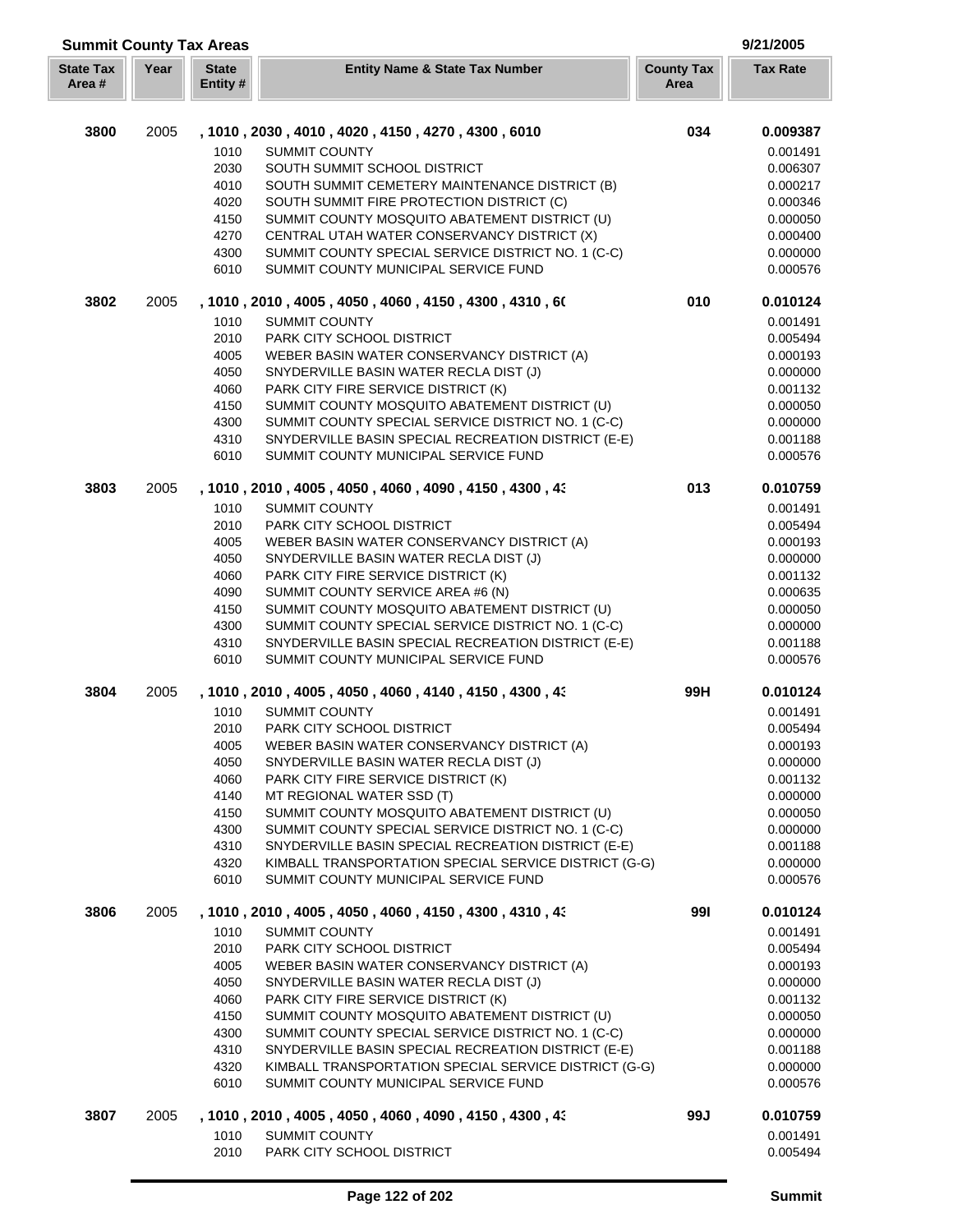## Summit County Tax Areas

9/21/2005

| State Tax Area # | Year | State Entity # | Entity Name & State Tax Number | County Tax Area | Tax Rate |
|---|---|---|---|---|---|
| **3800** | 2005 | | **, 1010 , 2030 , 4010 , 4020 , 4150 , 4270 , 4300 , 6010** | **034** | **0.009387** |
| | | 1010 | SUMMIT COUNTY | | 0.001491 |
| | | 2030 | SOUTH SUMMIT SCHOOL DISTRICT | | 0.006307 |
| | | 4010 | SOUTH SUMMIT CEMETERY MAINTENANCE DISTRICT (B) | | 0.000217 |
| | | 4020 | SOUTH SUMMIT FIRE PROTECTION DISTRICT (C) | | 0.000346 |
| | | 4150 | SUMMIT COUNTY MOSQUITO ABATEMENT DISTRICT (U) | | 0.000050 |
| | | 4270 | CENTRAL UTAH WATER CONSERVANCY DISTRICT (X) | | 0.000400 |
| | | 4300 | SUMMIT COUNTY SPECIAL SERVICE DISTRICT NO. 1 (C-C) | | 0.000000 |
| | | 6010 | SUMMIT COUNTY MUNICIPAL SERVICE FUND | | 0.000576 |
| **3802** | 2005 | | **, 1010 , 2010 , 4005 , 4050 , 4060 , 4150 , 4300 , 4310 , 60** | **010** | **0.010124** |
| | | 1010 | SUMMIT COUNTY | | 0.001491 |
| | | 2010 | PARK CITY SCHOOL DISTRICT | | 0.005494 |
| | | 4005 | WEBER BASIN WATER CONSERVANCY DISTRICT (A) | | 0.000193 |
| | | 4050 | SNYDERVILLE BASIN WATER RECLA DIST (J) | | 0.000000 |
| | | 4060 | PARK CITY FIRE SERVICE DISTRICT (K) | | 0.001132 |
| | | 4150 | SUMMIT COUNTY MOSQUITO ABATEMENT DISTRICT (U) | | 0.000050 |
| | | 4300 | SUMMIT COUNTY SPECIAL SERVICE DISTRICT NO. 1 (C-C) | | 0.000000 |
| | | 4310 | SNYDERVILLE BASIN SPECIAL RECREATION DISTRICT (E-E) | | 0.001188 |
| | | 6010 | SUMMIT COUNTY MUNICIPAL SERVICE FUND | | 0.000576 |
| **3803** | 2005 | | **, 1010 , 2010 , 4005 , 4050 , 4060 , 4090 , 4150 , 4300 , 43** | **013** | **0.010759** |
| | | 1010 | SUMMIT COUNTY | | 0.001491 |
| | | 2010 | PARK CITY SCHOOL DISTRICT | | 0.005494 |
| | | 4005 | WEBER BASIN WATER CONSERVANCY DISTRICT (A) | | 0.000193 |
| | | 4050 | SNYDERVILLE BASIN WATER RECLA DIST (J) | | 0.000000 |
| | | 4060 | PARK CITY FIRE SERVICE DISTRICT (K) | | 0.001132 |
| | | 4090 | SUMMIT COUNTY SERVICE AREA #6 (N) | | 0.000635 |
| | | 4150 | SUMMIT COUNTY MOSQUITO ABATEMENT DISTRICT (U) | | 0.000050 |
| | | 4300 | SUMMIT COUNTY SPECIAL SERVICE DISTRICT NO. 1 (C-C) | | 0.000000 |
| | | 4310 | SNYDERVILLE BASIN SPECIAL RECREATION DISTRICT (E-E) | | 0.001188 |
| | | 6010 | SUMMIT COUNTY MUNICIPAL SERVICE FUND | | 0.000576 |
| **3804** | 2005 | | **, 1010 , 2010 , 4005 , 4050 , 4060 , 4140 , 4150 , 4300 , 43** | **99H** | **0.010124** |
| | | 1010 | SUMMIT COUNTY | | 0.001491 |
| | | 2010 | PARK CITY SCHOOL DISTRICT | | 0.005494 |
| | | 4005 | WEBER BASIN WATER CONSERVANCY DISTRICT (A) | | 0.000193 |
| | | 4050 | SNYDERVILLE BASIN WATER RECLA DIST (J) | | 0.000000 |
| | | 4060 | PARK CITY FIRE SERVICE DISTRICT (K) | | 0.001132 |
| | | 4140 | MT REGIONAL WATER SSD (T) | | 0.000000 |
| | | 4150 | SUMMIT COUNTY MOSQUITO ABATEMENT DISTRICT (U) | | 0.000050 |
| | | 4300 | SUMMIT COUNTY SPECIAL SERVICE DISTRICT NO. 1 (C-C) | | 0.000000 |
| | | 4310 | SNYDERVILLE BASIN SPECIAL RECREATION DISTRICT (E-E) | | 0.001188 |
| | | 4320 | KIMBALL TRANSPORTATION SPECIAL SERVICE DISTRICT (G-G) | | 0.000000 |
| | | 6010 | SUMMIT COUNTY MUNICIPAL SERVICE FUND | | 0.000576 |
| **3806** | 2005 | | **, 1010 , 2010 , 4005 , 4050 , 4060 , 4150 , 4300 , 4310 , 43** | **99I** | **0.010124** |
| | | 1010 | SUMMIT COUNTY | | 0.001491 |
| | | 2010 | PARK CITY SCHOOL DISTRICT | | 0.005494 |
| | | 4005 | WEBER BASIN WATER CONSERVANCY DISTRICT (A) | | 0.000193 |
| | | 4050 | SNYDERVILLE BASIN WATER RECLA DIST (J) | | 0.000000 |
| | | 4060 | PARK CITY FIRE SERVICE DISTRICT (K) | | 0.001132 |
| | | 4150 | SUMMIT COUNTY MOSQUITO ABATEMENT DISTRICT (U) | | 0.000050 |
| | | 4300 | SUMMIT COUNTY SPECIAL SERVICE DISTRICT NO. 1 (C-C) | | 0.000000 |
| | | 4310 | SNYDERVILLE BASIN SPECIAL RECREATION DISTRICT (E-E) | | 0.001188 |
| | | 4320 | KIMBALL TRANSPORTATION SPECIAL SERVICE DISTRICT (G-G) | | 0.000000 |
| | | 6010 | SUMMIT COUNTY MUNICIPAL SERVICE FUND | | 0.000576 |
| **3807** | 2005 | | **, 1010 , 2010 , 4005 , 4050 , 4060 , 4090 , 4150 , 4300 , 43** | **99J** | **0.010759** |
| | | 1010 | SUMMIT COUNTY | | 0.001491 |
| | | 2010 | PARK CITY SCHOOL DISTRICT | | 0.005494 |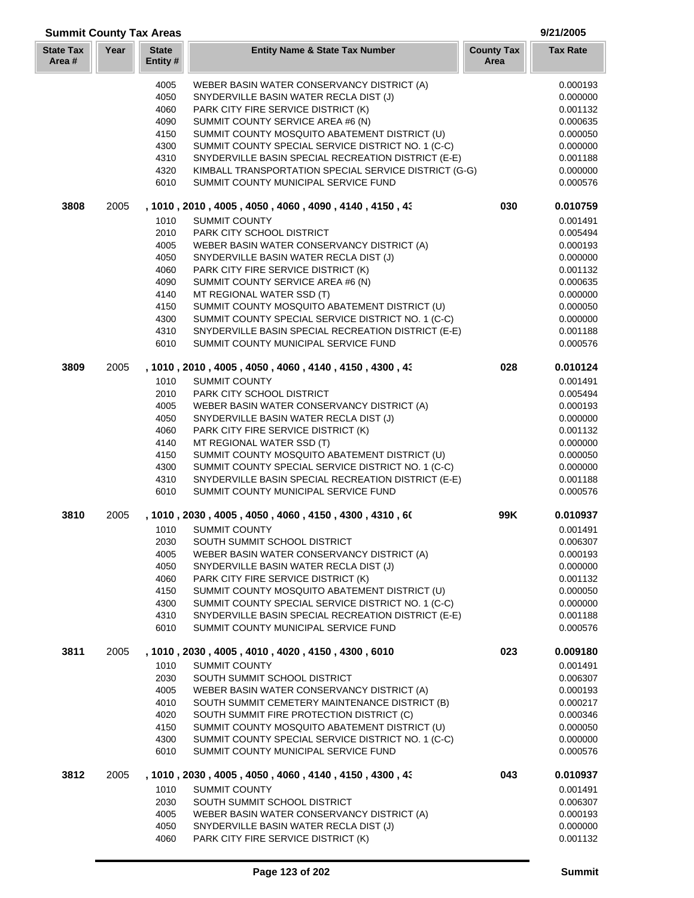## Summit County Tax Areas

9/21/2005

| State Tax Area # | Year | State Entity # | Entity Name & State Tax Number | County Tax Area | Tax Rate |
|---|---|---|---|---|---|
| | | 4005 | WEBER BASIN WATER CONSERVANCY DISTRICT (A) | | 0.000193 |
| | | 4050 | SNYDERVILLE BASIN WATER RECLA DIST (J) | | 0.000000 |
| | | 4060 | PARK CITY FIRE SERVICE DISTRICT (K) | | 0.001132 |
| | | 4090 | SUMMIT COUNTY SERVICE AREA #6 (N) | | 0.000635 |
| | | 4150 | SUMMIT COUNTY MOSQUITO ABATEMENT DISTRICT (U) | | 0.000050 |
| | | 4300 | SUMMIT COUNTY SPECIAL SERVICE DISTRICT NO. 1 (C-C) | | 0.000000 |
| | | 4310 | SNYDERVILLE BASIN SPECIAL RECREATION DISTRICT (E-E) | | 0.001188 |
| | | 4320 | KIMBALL TRANSPORTATION SPECIAL SERVICE DISTRICT (G-G) | | 0.000000 |
| | | 6010 | SUMMIT COUNTY MUNICIPAL SERVICE FUND | | 0.000576 |
| **3808** | 2005 | | **, 1010 , 2010 , 4005 , 4050 , 4060 , 4090 , 4140 , 4150 , 43** | **030** | **0.010759** |
| | | 1010 | SUMMIT COUNTY | | 0.001491 |
| | | 2010 | PARK CITY SCHOOL DISTRICT | | 0.005494 |
| | | 4005 | WEBER BASIN WATER CONSERVANCY DISTRICT (A) | | 0.000193 |
| | | 4050 | SNYDERVILLE BASIN WATER RECLA DIST (J) | | 0.000000 |
| | | 4060 | PARK CITY FIRE SERVICE DISTRICT (K) | | 0.001132 |
| | | 4090 | SUMMIT COUNTY SERVICE AREA #6 (N) | | 0.000635 |
| | | 4140 | MT REGIONAL WATER SSD (T) | | 0.000000 |
| | | 4150 | SUMMIT COUNTY MOSQUITO ABATEMENT DISTRICT (U) | | 0.000050 |
| | | 4300 | SUMMIT COUNTY SPECIAL SERVICE DISTRICT NO. 1 (C-C) | | 0.000000 |
| | | 4310 | SNYDERVILLE BASIN SPECIAL RECREATION DISTRICT (E-E) | | 0.001188 |
| | | 6010 | SUMMIT COUNTY MUNICIPAL SERVICE FUND | | 0.000576 |
| **3809** | 2005 | | **, 1010 , 2010 , 4005 , 4050 , 4060 , 4140 , 4150 , 4300 , 43** | **028** | **0.010124** |
| | | 1010 | SUMMIT COUNTY | | 0.001491 |
| | | 2010 | PARK CITY SCHOOL DISTRICT | | 0.005494 |
| | | 4005 | WEBER BASIN WATER CONSERVANCY DISTRICT (A) | | 0.000193 |
| | | 4050 | SNYDERVILLE BASIN WATER RECLA DIST (J) | | 0.000000 |
| | | 4060 | PARK CITY FIRE SERVICE DISTRICT (K) | | 0.001132 |
| | | 4140 | MT REGIONAL WATER SSD (T) | | 0.000000 |
| | | 4150 | SUMMIT COUNTY MOSQUITO ABATEMENT DISTRICT (U) | | 0.000050 |
| | | 4300 | SUMMIT COUNTY SPECIAL SERVICE DISTRICT NO. 1 (C-C) | | 0.000000 |
| | | 4310 | SNYDERVILLE BASIN SPECIAL RECREATION DISTRICT (E-E) | | 0.001188 |
| | | 6010 | SUMMIT COUNTY MUNICIPAL SERVICE FUND | | 0.000576 |
| **3810** | 2005 | | **, 1010 , 2030 , 4005 , 4050 , 4060 , 4150 , 4300 , 4310 , 60** | **99K** | **0.010937** |
| | | 1010 | SUMMIT COUNTY | | 0.001491 |
| | | 2030 | SOUTH SUMMIT SCHOOL DISTRICT | | 0.006307 |
| | | 4005 | WEBER BASIN WATER CONSERVANCY DISTRICT (A) | | 0.000193 |
| | | 4050 | SNYDERVILLE BASIN WATER RECLA DIST (J) | | 0.000000 |
| | | 4060 | PARK CITY FIRE SERVICE DISTRICT (K) | | 0.001132 |
| | | 4150 | SUMMIT COUNTY MOSQUITO ABATEMENT DISTRICT (U) | | 0.000050 |
| | | 4300 | SUMMIT COUNTY SPECIAL SERVICE DISTRICT NO. 1 (C-C) | | 0.000000 |
| | | 4310 | SNYDERVILLE BASIN SPECIAL RECREATION DISTRICT (E-E) | | 0.001188 |
| | | 6010 | SUMMIT COUNTY MUNICIPAL SERVICE FUND | | 0.000576 |
| **3811** | 2005 | | **, 1010 , 2030 , 4005 , 4010 , 4020 , 4150 , 4300 , 6010** | **023** | **0.009180** |
| | | 1010 | SUMMIT COUNTY | | 0.001491 |
| | | 2030 | SOUTH SUMMIT SCHOOL DISTRICT | | 0.006307 |
| | | 4005 | WEBER BASIN WATER CONSERVANCY DISTRICT (A) | | 0.000193 |
| | | 4010 | SOUTH SUMMIT CEMETERY MAINTENANCE DISTRICT (B) | | 0.000217 |
| | | 4020 | SOUTH SUMMIT FIRE PROTECTION DISTRICT (C) | | 0.000346 |
| | | 4150 | SUMMIT COUNTY MOSQUITO ABATEMENT DISTRICT (U) | | 0.000050 |
| | | 4300 | SUMMIT COUNTY SPECIAL SERVICE DISTRICT NO. 1 (C-C) | | 0.000000 |
| | | 6010 | SUMMIT COUNTY MUNICIPAL SERVICE FUND | | 0.000576 |
| **3812** | 2005 | | **, 1010 , 2030 , 4005 , 4050 , 4060 , 4140 , 4150 , 4300 , 43** | **043** | **0.010937** |
| | | 1010 | SUMMIT COUNTY | | 0.001491 |
| | | 2030 | SOUTH SUMMIT SCHOOL DISTRICT | | 0.006307 |
| | | 4005 | WEBER BASIN WATER CONSERVANCY DISTRICT (A) | | 0.000193 |
| | | 4050 | SNYDERVILLE BASIN WATER RECLA DIST (J) | | 0.000000 |
| | | 4060 | PARK CITY FIRE SERVICE DISTRICT (K) | | 0.001132 |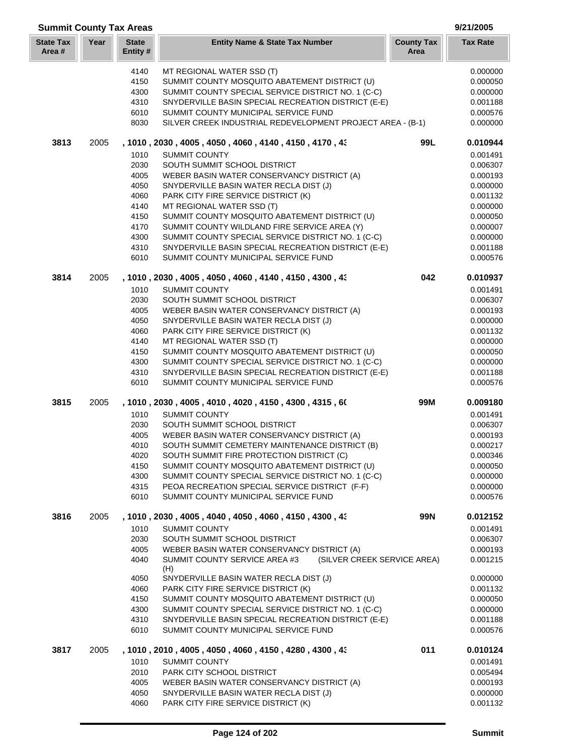## Summit County Tax Areas

9/21/2005

| State Tax Area # | Year | State Entity # | Entity Name & State Tax Number | County Tax Area | Tax Rate |
|---|---|---|---|---|---|
| | | 4140 | MT REGIONAL WATER SSD (T) | | 0.000000 |
| | | 4150 | SUMMIT COUNTY MOSQUITO ABATEMENT DISTRICT (U) | | 0.000050 |
| | | 4300 | SUMMIT COUNTY SPECIAL SERVICE DISTRICT NO. 1 (C-C) | | 0.000000 |
| | | 4310 | SNYDERVILLE BASIN SPECIAL RECREATION DISTRICT (E-E) | | 0.001188 |
| | | 6010 | SUMMIT COUNTY MUNICIPAL SERVICE FUND | | 0.000576 |
| | | 8030 | SILVER CREEK INDUSTRIAL REDEVELOPMENT PROJECT AREA - (B-1) | | 0.000000 |
| **3813** | 2005 | **, 1010 , 2030 , 4005 , 4050 , 4060 , 4140 , 4150 , 4170 , 43** | | **99L** | **0.010944** |
| | | 1010 | SUMMIT COUNTY | | 0.001491 |
| | | 2030 | SOUTH SUMMIT SCHOOL DISTRICT | | 0.006307 |
| | | 4005 | WEBER BASIN WATER CONSERVANCY DISTRICT (A) | | 0.000193 |
| | | 4050 | SNYDERVILLE BASIN WATER RECLA DIST (J) | | 0.000000 |
| | | 4060 | PARK CITY FIRE SERVICE DISTRICT (K) | | 0.001132 |
| | | 4140 | MT REGIONAL WATER SSD (T) | | 0.000000 |
| | | 4150 | SUMMIT COUNTY MOSQUITO ABATEMENT DISTRICT (U) | | 0.000050 |
| | | 4170 | SUMMIT COUNTY WILDLAND FIRE SERVICE AREA (Y) | | 0.000007 |
| | | 4300 | SUMMIT COUNTY SPECIAL SERVICE DISTRICT NO. 1 (C-C) | | 0.000000 |
| | | 4310 | SNYDERVILLE BASIN SPECIAL RECREATION DISTRICT (E-E) | | 0.001188 |
| | | 6010 | SUMMIT COUNTY MUNICIPAL SERVICE FUND | | 0.000576 |
| **3814** | 2005 | **, 1010 , 2030 , 4005 , 4050 , 4060 , 4140 , 4150 , 4300 , 43** | | **042** | **0.010937** |
| | | 1010 | SUMMIT COUNTY | | 0.001491 |
| | | 2030 | SOUTH SUMMIT SCHOOL DISTRICT | | 0.006307 |
| | | 4005 | WEBER BASIN WATER CONSERVANCY DISTRICT (A) | | 0.000193 |
| | | 4050 | SNYDERVILLE BASIN WATER RECLA DIST (J) | | 0.000000 |
| | | 4060 | PARK CITY FIRE SERVICE DISTRICT (K) | | 0.001132 |
| | | 4140 | MT REGIONAL WATER SSD (T) | | 0.000000 |
| | | 4150 | SUMMIT COUNTY MOSQUITO ABATEMENT DISTRICT (U) | | 0.000050 |
| | | 4300 | SUMMIT COUNTY SPECIAL SERVICE DISTRICT NO. 1 (C-C) | | 0.000000 |
| | | 4310 | SNYDERVILLE BASIN SPECIAL RECREATION DISTRICT (E-E) | | 0.001188 |
| | | 6010 | SUMMIT COUNTY MUNICIPAL SERVICE FUND | | 0.000576 |
| **3815** | 2005 | **, 1010 , 2030 , 4005 , 4010 , 4020 , 4150 , 4300 , 4315 , 60** | | **99M** | **0.009180** |
| | | 1010 | SUMMIT COUNTY | | 0.001491 |
| | | 2030 | SOUTH SUMMIT SCHOOL DISTRICT | | 0.006307 |
| | | 4005 | WEBER BASIN WATER CONSERVANCY DISTRICT (A) | | 0.000193 |
| | | 4010 | SOUTH SUMMIT CEMETERY MAINTENANCE DISTRICT (B) | | 0.000217 |
| | | 4020 | SOUTH SUMMIT FIRE PROTECTION DISTRICT (C) | | 0.000346 |
| | | 4150 | SUMMIT COUNTY MOSQUITO ABATEMENT DISTRICT (U) | | 0.000050 |
| | | 4300 | SUMMIT COUNTY SPECIAL SERVICE DISTRICT NO. 1 (C-C) | | 0.000000 |
| | | 4315 | PEOA RECREATION SPECIAL SERVICE DISTRICT (F-F) | | 0.000000 |
| | | 6010 | SUMMIT COUNTY MUNICIPAL SERVICE FUND | | 0.000576 |
| **3816** | 2005 | **, 1010 , 2030 , 4005 , 4040 , 4050 , 4060 , 4150 , 4300 , 43** | | **99N** | **0.012152** |
| | | 1010 | SUMMIT COUNTY | | 0.001491 |
| | | 2030 | SOUTH SUMMIT SCHOOL DISTRICT | | 0.006307 |
| | | 4005 | WEBER BASIN WATER CONSERVANCY DISTRICT (A) | | 0.000193 |
| | | 4040 | SUMMIT COUNTY SERVICE AREA #3 (SILVER CREEK SERVICE AREA) (H) | | 0.001215 |
| | | 4050 | SNYDERVILLE BASIN WATER RECLA DIST (J) | | 0.000000 |
| | | 4060 | PARK CITY FIRE SERVICE DISTRICT (K) | | 0.001132 |
| | | 4150 | SUMMIT COUNTY MOSQUITO ABATEMENT DISTRICT (U) | | 0.000050 |
| | | 4300 | SUMMIT COUNTY SPECIAL SERVICE DISTRICT NO. 1 (C-C) | | 0.000000 |
| | | 4310 | SNYDERVILLE BASIN SPECIAL RECREATION DISTRICT (E-E) | | 0.001188 |
| | | 6010 | SUMMIT COUNTY MUNICIPAL SERVICE FUND | | 0.000576 |
| **3817** | 2005 | **, 1010 , 2010 , 4005 , 4050 , 4060 , 4150 , 4280 , 4300 , 43** | | **011** | **0.010124** |
| | | 1010 | SUMMIT COUNTY | | 0.001491 |
| | | 2010 | PARK CITY SCHOOL DISTRICT | | 0.005494 |
| | | 4005 | WEBER BASIN WATER CONSERVANCY DISTRICT (A) | | 0.000193 |
| | | 4050 | SNYDERVILLE BASIN WATER RECLA DIST (J) | | 0.000000 |
| | | 4060 | PARK CITY FIRE SERVICE DISTRICT (K) | | 0.001132 |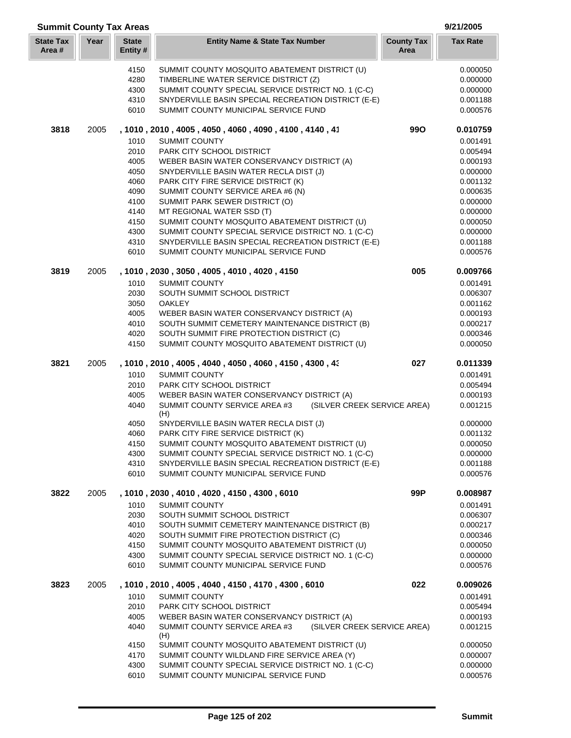## Summit County Tax Areas

9/21/2005

| State Tax Area # | Year | State Entity # | Entity Name & State Tax Number | County Tax Area | Tax Rate |
|---|---|---|---|---|---|
| | | 4150 | SUMMIT COUNTY MOSQUITO ABATEMENT DISTRICT (U) | | 0.000050 |
| | | 4280 | TIMBERLINE WATER SERVICE DISTRICT (Z) | | 0.000000 |
| | | 4300 | SUMMIT COUNTY SPECIAL SERVICE DISTRICT NO. 1 (C-C) | | 0.000000 |
| | | 4310 | SNYDERVILLE BASIN SPECIAL RECREATION DISTRICT (E-E) | | 0.001188 |
| | | 6010 | SUMMIT COUNTY MUNICIPAL SERVICE FUND | | 0.000576 |
| **3818** | 2005 | | **, 1010 , 2010 , 4005 , 4050 , 4060 , 4090 , 4100 , 4140 , 41** | **99O** | **0.010759** |
| | | 1010 | SUMMIT COUNTY | | 0.001491 |
| | | 2010 | PARK CITY SCHOOL DISTRICT | | 0.005494 |
| | | 4005 | WEBER BASIN WATER CONSERVANCY DISTRICT (A) | | 0.000193 |
| | | 4050 | SNYDERVILLE BASIN WATER RECLA DIST (J) | | 0.000000 |
| | | 4060 | PARK CITY FIRE SERVICE DISTRICT (K) | | 0.001132 |
| | | 4090 | SUMMIT COUNTY SERVICE AREA #6 (N) | | 0.000635 |
| | | 4100 | SUMMIT PARK SEWER DISTRICT (O) | | 0.000000 |
| | | 4140 | MT REGIONAL WATER SSD (T) | | 0.000000 |
| | | 4150 | SUMMIT COUNTY MOSQUITO ABATEMENT DISTRICT (U) | | 0.000050 |
| | | 4300 | SUMMIT COUNTY SPECIAL SERVICE DISTRICT NO. 1 (C-C) | | 0.000000 |
| | | 4310 | SNYDERVILLE BASIN SPECIAL RECREATION DISTRICT (E-E) | | 0.001188 |
| | | 6010 | SUMMIT COUNTY MUNICIPAL SERVICE FUND | | 0.000576 |
| **3819** | 2005 | | **, 1010 , 2030 , 3050 , 4005 , 4010 , 4020 , 4150** | **005** | **0.009766** |
| | | 1010 | SUMMIT COUNTY | | 0.001491 |
| | | 2030 | SOUTH SUMMIT SCHOOL DISTRICT | | 0.006307 |
| | | 3050 | OAKLEY | | 0.001162 |
| | | 4005 | WEBER BASIN WATER CONSERVANCY DISTRICT (A) | | 0.000193 |
| | | 4010 | SOUTH SUMMIT CEMETERY MAINTENANCE DISTRICT (B) | | 0.000217 |
| | | 4020 | SOUTH SUMMIT FIRE PROTECTION DISTRICT (C) | | 0.000346 |
| | | 4150 | SUMMIT COUNTY MOSQUITO ABATEMENT DISTRICT (U) | | 0.000050 |
| **3821** | 2005 | | **, 1010 , 2010 , 4005 , 4040 , 4050 , 4060 , 4150 , 4300 , 43** | **027** | **0.011339** |
| | | 1010 | SUMMIT COUNTY | | 0.001491 |
| | | 2010 | PARK CITY SCHOOL DISTRICT | | 0.005494 |
| | | 4005 | WEBER BASIN WATER CONSERVANCY DISTRICT (A) | | 0.000193 |
| | | 4040 | SUMMIT COUNTY SERVICE AREA #3 (SILVER CREEK SERVICE AREA) (H) | | 0.001215 |
| | | 4050 | SNYDERVILLE BASIN WATER RECLA DIST (J) | | 0.000000 |
| | | 4060 | PARK CITY FIRE SERVICE DISTRICT (K) | | 0.001132 |
| | | 4150 | SUMMIT COUNTY MOSQUITO ABATEMENT DISTRICT (U) | | 0.000050 |
| | | 4300 | SUMMIT COUNTY SPECIAL SERVICE DISTRICT NO. 1 (C-C) | | 0.000000 |
| | | 4310 | SNYDERVILLE BASIN SPECIAL RECREATION DISTRICT (E-E) | | 0.001188 |
| | | 6010 | SUMMIT COUNTY MUNICIPAL SERVICE FUND | | 0.000576 |
| **3822** | 2005 | | **, 1010 , 2030 , 4010 , 4020 , 4150 , 4300 , 6010** | **99P** | **0.008987** |
| | | 1010 | SUMMIT COUNTY | | 0.001491 |
| | | 2030 | SOUTH SUMMIT SCHOOL DISTRICT | | 0.006307 |
| | | 4010 | SOUTH SUMMIT CEMETERY MAINTENANCE DISTRICT (B) | | 0.000217 |
| | | 4020 | SOUTH SUMMIT FIRE PROTECTION DISTRICT (C) | | 0.000346 |
| | | 4150 | SUMMIT COUNTY MOSQUITO ABATEMENT DISTRICT (U) | | 0.000050 |
| | | 4300 | SUMMIT COUNTY SPECIAL SERVICE DISTRICT NO. 1 (C-C) | | 0.000000 |
| | | 6010 | SUMMIT COUNTY MUNICIPAL SERVICE FUND | | 0.000576 |
| **3823** | 2005 | | **, 1010 , 2010 , 4005 , 4040 , 4150 , 4170 , 4300 , 6010** | **022** | **0.009026** |
| | | 1010 | SUMMIT COUNTY | | 0.001491 |
| | | 2010 | PARK CITY SCHOOL DISTRICT | | 0.005494 |
| | | 4005 | WEBER BASIN WATER CONSERVANCY DISTRICT (A) | | 0.000193 |
| | | 4040 | SUMMIT COUNTY SERVICE AREA #3 (SILVER CREEK SERVICE AREA) (H) | | 0.001215 |
| | | 4150 | SUMMIT COUNTY MOSQUITO ABATEMENT DISTRICT (U) | | 0.000050 |
| | | 4170 | SUMMIT COUNTY WILDLAND FIRE SERVICE AREA (Y) | | 0.000007 |
| | | 4300 | SUMMIT COUNTY SPECIAL SERVICE DISTRICT NO. 1 (C-C) | | 0.000000 |
| | | 6010 | SUMMIT COUNTY MUNICIPAL SERVICE FUND | | 0.000576 |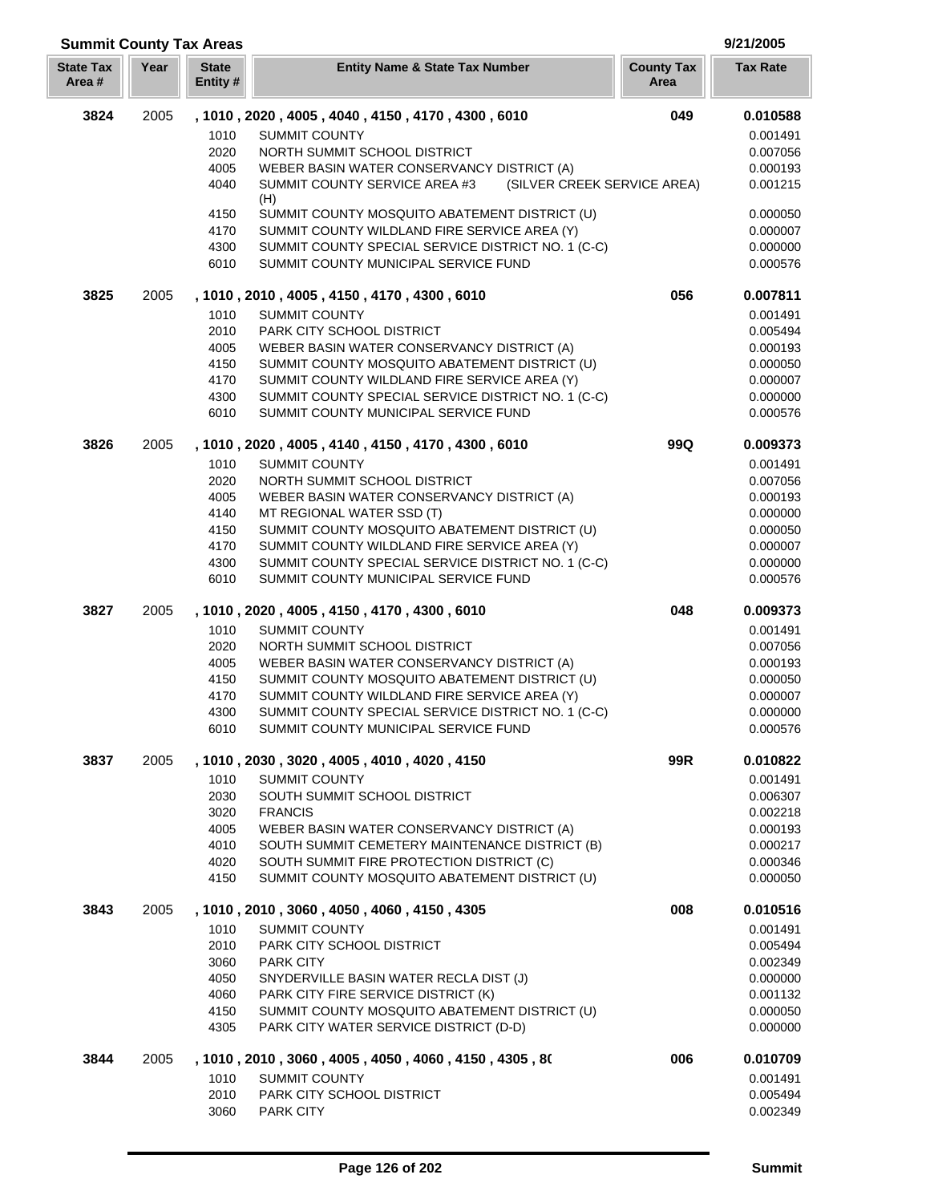## Summit County Tax Areas

9/21/2005

| State Tax Area # | Year | State Entity # | Entity Name & State Tax Number | County Tax Area | Tax Rate |
|---|---|---|---|---|---|
| **3824** | 2005 | **, 1010 , 2020 , 4005 , 4040 , 4150 , 4170 , 4300 , 6010** | | **049** | **0.010588** |
| | | 1010 | SUMMIT COUNTY | | 0.001491 |
| | | 2020 | NORTH SUMMIT SCHOOL DISTRICT | | 0.007056 |
| | | 4005 | WEBER BASIN WATER CONSERVANCY DISTRICT (A) | | 0.000193 |
| | | 4040 | SUMMIT COUNTY SERVICE AREA #3 (SILVER CREEK SERVICE AREA) (H) | | 0.001215 |
| | | 4150 | SUMMIT COUNTY MOSQUITO ABATEMENT DISTRICT (U) | | 0.000050 |
| | | 4170 | SUMMIT COUNTY WILDLAND FIRE SERVICE AREA (Y) | | 0.000007 |
| | | 4300 | SUMMIT COUNTY SPECIAL SERVICE DISTRICT NO. 1 (C-C) | | 0.000000 |
| | | 6010 | SUMMIT COUNTY MUNICIPAL SERVICE FUND | | 0.000576 |
| **3825** | 2005 | **, 1010 , 2010 , 4005 , 4150 , 4170 , 4300 , 6010** | | **056** | **0.007811** |
| | | 1010 | SUMMIT COUNTY | | 0.001491 |
| | | 2010 | PARK CITY SCHOOL DISTRICT | | 0.005494 |
| | | 4005 | WEBER BASIN WATER CONSERVANCY DISTRICT (A) | | 0.000193 |
| | | 4150 | SUMMIT COUNTY MOSQUITO ABATEMENT DISTRICT (U) | | 0.000050 |
| | | 4170 | SUMMIT COUNTY WILDLAND FIRE SERVICE AREA (Y) | | 0.000007 |
| | | 4300 | SUMMIT COUNTY SPECIAL SERVICE DISTRICT NO. 1 (C-C) | | 0.000000 |
| | | 6010 | SUMMIT COUNTY MUNICIPAL SERVICE FUND | | 0.000576 |
| **3826** | 2005 | **, 1010 , 2020 , 4005 , 4140 , 4150 , 4170 , 4300 , 6010** | | **99Q** | **0.009373** |
| | | 1010 | SUMMIT COUNTY | | 0.001491 |
| | | 2020 | NORTH SUMMIT SCHOOL DISTRICT | | 0.007056 |
| | | 4005 | WEBER BASIN WATER CONSERVANCY DISTRICT (A) | | 0.000193 |
| | | 4140 | MT REGIONAL WATER SSD (T) | | 0.000000 |
| | | 4150 | SUMMIT COUNTY MOSQUITO ABATEMENT DISTRICT (U) | | 0.000050 |
| | | 4170 | SUMMIT COUNTY WILDLAND FIRE SERVICE AREA (Y) | | 0.000007 |
| | | 4300 | SUMMIT COUNTY SPECIAL SERVICE DISTRICT NO. 1 (C-C) | | 0.000000 |
| | | 6010 | SUMMIT COUNTY MUNICIPAL SERVICE FUND | | 0.000576 |
| **3827** | 2005 | **, 1010 , 2020 , 4005 , 4150 , 4170 , 4300 , 6010** | | **048** | **0.009373** |
| | | 1010 | SUMMIT COUNTY | | 0.001491 |
| | | 2020 | NORTH SUMMIT SCHOOL DISTRICT | | 0.007056 |
| | | 4005 | WEBER BASIN WATER CONSERVANCY DISTRICT (A) | | 0.000193 |
| | | 4150 | SUMMIT COUNTY MOSQUITO ABATEMENT DISTRICT (U) | | 0.000050 |
| | | 4170 | SUMMIT COUNTY WILDLAND FIRE SERVICE AREA (Y) | | 0.000007 |
| | | 4300 | SUMMIT COUNTY SPECIAL SERVICE DISTRICT NO. 1 (C-C) | | 0.000000 |
| | | 6010 | SUMMIT COUNTY MUNICIPAL SERVICE FUND | | 0.000576 |
| **3837** | 2005 | **, 1010 , 2030 , 3020 , 4005 , 4010 , 4020 , 4150** | | **99R** | **0.010822** |
| | | 1010 | SUMMIT COUNTY | | 0.001491 |
| | | 2030 | SOUTH SUMMIT SCHOOL DISTRICT | | 0.006307 |
| | | 3020 | FRANCIS | | 0.002218 |
| | | 4005 | WEBER BASIN WATER CONSERVANCY DISTRICT (A) | | 0.000193 |
| | | 4010 | SOUTH SUMMIT CEMETERY MAINTENANCE DISTRICT (B) | | 0.000217 |
| | | 4020 | SOUTH SUMMIT FIRE PROTECTION DISTRICT (C) | | 0.000346 |
| | | 4150 | SUMMIT COUNTY MOSQUITO ABATEMENT DISTRICT (U) | | 0.000050 |
| **3843** | 2005 | **, 1010 , 2010 , 3060 , 4050 , 4060 , 4150 , 4305** | | **008** | **0.010516** |
| | | 1010 | SUMMIT COUNTY | | 0.001491 |
| | | 2010 | PARK CITY SCHOOL DISTRICT | | 0.005494 |
| | | 3060 | PARK CITY | | 0.002349 |
| | | 4050 | SNYDERVILLE BASIN WATER RECLA DIST (J) | | 0.000000 |
| | | 4060 | PARK CITY FIRE SERVICE DISTRICT (K) | | 0.001132 |
| | | 4150 | SUMMIT COUNTY MOSQUITO ABATEMENT DISTRICT (U) | | 0.000050 |
| | | 4305 | PARK CITY WATER SERVICE DISTRICT (D-D) | | 0.000000 |
| **3844** | 2005 | **, 1010 , 2010 , 3060 , 4005 , 4050 , 4060 , 4150 , 4305 , 8(** | | **006** | **0.010709** |
| | | 1010 | SUMMIT COUNTY | | 0.001491 |
| | | 2010 | PARK CITY SCHOOL DISTRICT | | 0.005494 |
| | | 3060 | PARK CITY | | 0.002349 |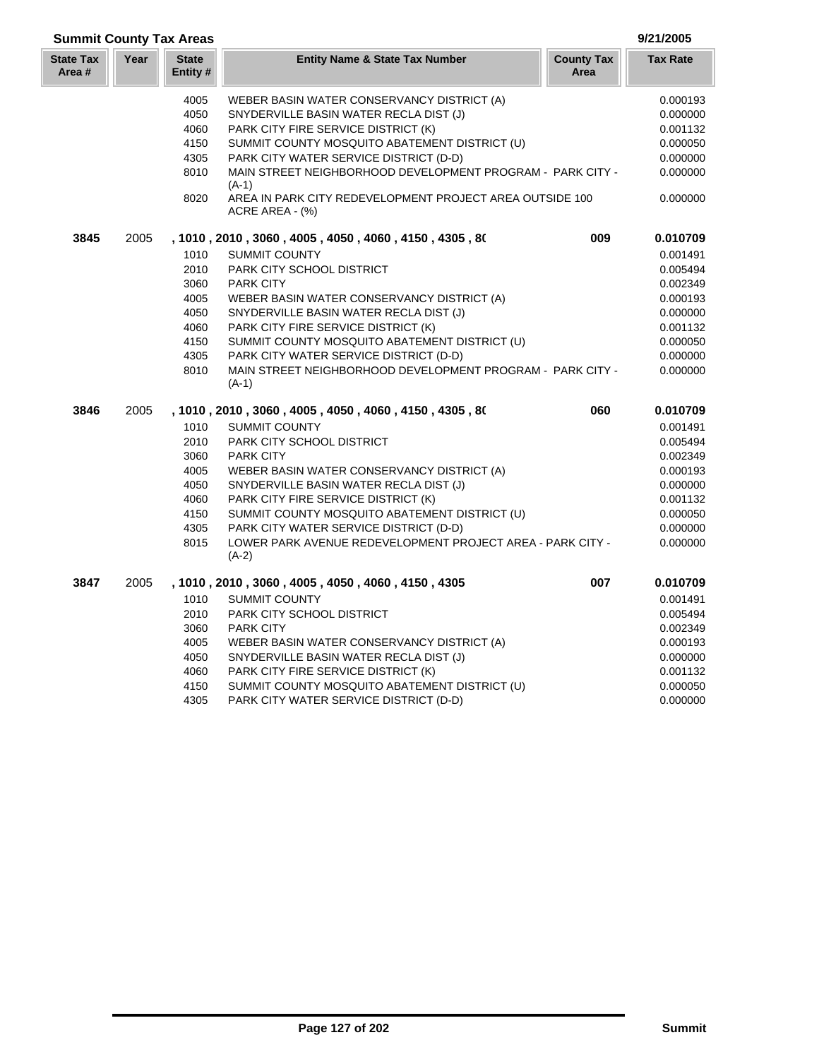## Summit County Tax Areas

9/21/2005

| State Tax Area # | Year | State Entity # | Entity Name & State Tax Number | County Tax Area | Tax Rate |
|---|---|---|---|---|---|
| | | 4005 | WEBER BASIN WATER CONSERVANCY DISTRICT (A) | | 0.000193 |
| | | 4050 | SNYDERVILLE BASIN WATER RECLA DIST (J) | | 0.000000 |
| | | 4060 | PARK CITY FIRE SERVICE DISTRICT (K) | | 0.001132 |
| | | 4150 | SUMMIT COUNTY MOSQUITO ABATEMENT DISTRICT (U) | | 0.000050 |
| | | 4305 | PARK CITY WATER SERVICE DISTRICT (D-D) | | 0.000000 |
| | | 8010 | MAIN STREET NEIGHBORHOOD DEVELOPMENT PROGRAM - PARK CITY - (A-1) | | 0.000000 |
| | | 8020 | AREA IN PARK CITY REDEVELOPMENT PROJECT AREA OUTSIDE 100 ACRE AREA - (%) | | 0.000000 |
| **3845** | 2005 | | **, 1010 , 2010 , 3060 , 4005 , 4050 , 4060 , 4150 , 4305 , 8(** | **009** | **0.010709** |
| | | 1010 | SUMMIT COUNTY | | 0.001491 |
| | | 2010 | PARK CITY SCHOOL DISTRICT | | 0.005494 |
| | | 3060 | PARK CITY | | 0.002349 |
| | | 4005 | WEBER BASIN WATER CONSERVANCY DISTRICT (A) | | 0.000193 |
| | | 4050 | SNYDERVILLE BASIN WATER RECLA DIST (J) | | 0.000000 |
| | | 4060 | PARK CITY FIRE SERVICE DISTRICT (K) | | 0.001132 |
| | | 4150 | SUMMIT COUNTY MOSQUITO ABATEMENT DISTRICT (U) | | 0.000050 |
| | | 4305 | PARK CITY WATER SERVICE DISTRICT (D-D) | | 0.000000 |
| | | 8010 | MAIN STREET NEIGHBORHOOD DEVELOPMENT PROGRAM - PARK CITY - (A-1) | | 0.000000 |
| **3846** | 2005 | | **, 1010 , 2010 , 3060 , 4005 , 4050 , 4060 , 4150 , 4305 , 8(** | **060** | **0.010709** |
| | | 1010 | SUMMIT COUNTY | | 0.001491 |
| | | 2010 | PARK CITY SCHOOL DISTRICT | | 0.005494 |
| | | 3060 | PARK CITY | | 0.002349 |
| | | 4005 | WEBER BASIN WATER CONSERVANCY DISTRICT (A) | | 0.000193 |
| | | 4050 | SNYDERVILLE BASIN WATER RECLA DIST (J) | | 0.000000 |
| | | 4060 | PARK CITY FIRE SERVICE DISTRICT (K) | | 0.001132 |
| | | 4150 | SUMMIT COUNTY MOSQUITO ABATEMENT DISTRICT (U) | | 0.000050 |
| | | 4305 | PARK CITY WATER SERVICE DISTRICT (D-D) | | 0.000000 |
| | | 8015 | LOWER PARK AVENUE REDEVELOPMENT PROJECT AREA - PARK CITY - (A-2) | | 0.000000 |
| **3847** | 2005 | | **, 1010 , 2010 , 3060 , 4005 , 4050 , 4060 , 4150 , 4305** | **007** | **0.010709** |
| | | 1010 | SUMMIT COUNTY | | 0.001491 |
| | | 2010 | PARK CITY SCHOOL DISTRICT | | 0.005494 |
| | | 3060 | PARK CITY | | 0.002349 |
| | | 4005 | WEBER BASIN WATER CONSERVANCY DISTRICT (A) | | 0.000193 |
| | | 4050 | SNYDERVILLE BASIN WATER RECLA DIST (J) | | 0.000000 |
| | | 4060 | PARK CITY FIRE SERVICE DISTRICT (K) | | 0.001132 |
| | | 4150 | SUMMIT COUNTY MOSQUITO ABATEMENT DISTRICT (U) | | 0.000050 |
| | | 4305 | PARK CITY WATER SERVICE DISTRICT (D-D) | | 0.000000 |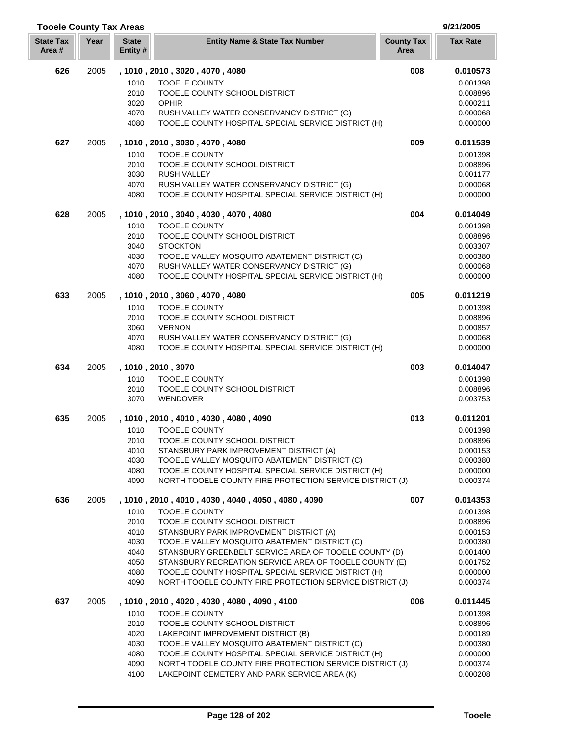## Tooele County Tax Areas

9/21/2005

| State Tax Area # | Year | State Entity # | Entity Name & State Tax Number | County Tax Area | Tax Rate |
|---|---|---|---|---|---|
| **626** | 2005 | **, 1010 , 2010 , 3020 , 4070 , 4080** | | **008** | **0.010573** |
| | | 1010 | TOOELE COUNTY | | 0.001398 |
| | | 2010 | TOOELE COUNTY SCHOOL DISTRICT | | 0.008896 |
| | | 3020 | OPHIR | | 0.000211 |
| | | 4070 | RUSH VALLEY WATER CONSERVANCY DISTRICT (G) | | 0.000068 |
| | | 4080 | TOOELE COUNTY HOSPITAL SPECIAL SERVICE DISTRICT (H) | | 0.000000 |
| **627** | 2005 | **, 1010 , 2010 , 3030 , 4070 , 4080** | | **009** | **0.011539** |
| | | 1010 | TOOELE COUNTY | | 0.001398 |
| | | 2010 | TOOELE COUNTY SCHOOL DISTRICT | | 0.008896 |
| | | 3030 | RUSH VALLEY | | 0.001177 |
| | | 4070 | RUSH VALLEY WATER CONSERVANCY DISTRICT (G) | | 0.000068 |
| | | 4080 | TOOELE COUNTY HOSPITAL SPECIAL SERVICE DISTRICT (H) | | 0.000000 |
| **628** | 2005 | **, 1010 , 2010 , 3040 , 4030 , 4070 , 4080** | | **004** | **0.014049** |
| | | 1010 | TOOELE COUNTY | | 0.001398 |
| | | 2010 | TOOELE COUNTY SCHOOL DISTRICT | | 0.008896 |
| | | 3040 | STOCKTON | | 0.003307 |
| | | 4030 | TOOELE VALLEY MOSQUITO ABATEMENT DISTRICT (C) | | 0.000380 |
| | | 4070 | RUSH VALLEY WATER CONSERVANCY DISTRICT (G) | | 0.000068 |
| | | 4080 | TOOELE COUNTY HOSPITAL SPECIAL SERVICE DISTRICT (H) | | 0.000000 |
| **633** | 2005 | **, 1010 , 2010 , 3060 , 4070 , 4080** | | **005** | **0.011219** |
| | | 1010 | TOOELE COUNTY | | 0.001398 |
| | | 2010 | TOOELE COUNTY SCHOOL DISTRICT | | 0.008896 |
| | | 3060 | VERNON | | 0.000857 |
| | | 4070 | RUSH VALLEY WATER CONSERVANCY DISTRICT (G) | | 0.000068 |
| | | 4080 | TOOELE COUNTY HOSPITAL SPECIAL SERVICE DISTRICT (H) | | 0.000000 |
| **634** | 2005 | **, 1010 , 2010 , 3070** | | **003** | **0.014047** |
| | | 1010 | TOOELE COUNTY | | 0.001398 |
| | | 2010 | TOOELE COUNTY SCHOOL DISTRICT | | 0.008896 |
| | | 3070 | WENDOVER | | 0.003753 |
| **635** | 2005 | **, 1010 , 2010 , 4010 , 4030 , 4080 , 4090** | | **013** | **0.011201** |
| | | 1010 | TOOELE COUNTY | | 0.001398 |
| | | 2010 | TOOELE COUNTY SCHOOL DISTRICT | | 0.008896 |
| | | 4010 | STANSBURY PARK IMPROVEMENT DISTRICT (A) | | 0.000153 |
| | | 4030 | TOOELE VALLEY MOSQUITO ABATEMENT DISTRICT (C) | | 0.000380 |
| | | 4080 | TOOELE COUNTY HOSPITAL SPECIAL SERVICE DISTRICT (H) | | 0.000000 |
| | | 4090 | NORTH TOOELE COUNTY FIRE PROTECTION SERVICE DISTRICT (J) | | 0.000374 |
| **636** | 2005 | **, 1010 , 2010 , 4010 , 4030 , 4040 , 4050 , 4080 , 4090** | | **007** | **0.014353** |
| | | 1010 | TOOELE COUNTY | | 0.001398 |
| | | 2010 | TOOELE COUNTY SCHOOL DISTRICT | | 0.008896 |
| | | 4010 | STANSBURY PARK IMPROVEMENT DISTRICT (A) | | 0.000153 |
| | | 4030 | TOOELE VALLEY MOSQUITO ABATEMENT DISTRICT (C) | | 0.000380 |
| | | 4040 | STANSBURY GREENBELT SERVICE AREA OF TOOELE COUNTY (D) | | 0.001400 |
| | | 4050 | STANSBURY RECREATION SERVICE AREA OF TOOELE COUNTY (E) | | 0.001752 |
| | | 4080 | TOOELE COUNTY HOSPITAL SPECIAL SERVICE DISTRICT (H) | | 0.000000 |
| | | 4090 | NORTH TOOELE COUNTY FIRE PROTECTION SERVICE DISTRICT (J) | | 0.000374 |
| **637** | 2005 | **, 1010 , 2010 , 4020 , 4030 , 4080 , 4090 , 4100** | | **006** | **0.011445** |
| | | 1010 | TOOELE COUNTY | | 0.001398 |
| | | 2010 | TOOELE COUNTY SCHOOL DISTRICT | | 0.008896 |
| | | 4020 | LAKEPOINT IMPROVEMENT DISTRICT (B) | | 0.000189 |
| | | 4030 | TOOELE VALLEY MOSQUITO ABATEMENT DISTRICT (C) | | 0.000380 |
| | | 4080 | TOOELE COUNTY HOSPITAL SPECIAL SERVICE DISTRICT (H) | | 0.000000 |
| | | 4090 | NORTH TOOELE COUNTY FIRE PROTECTION SERVICE DISTRICT (J) | | 0.000374 |
| | | 4100 | LAKEPOINT CEMETERY AND PARK SERVICE AREA (K) | | 0.000208 |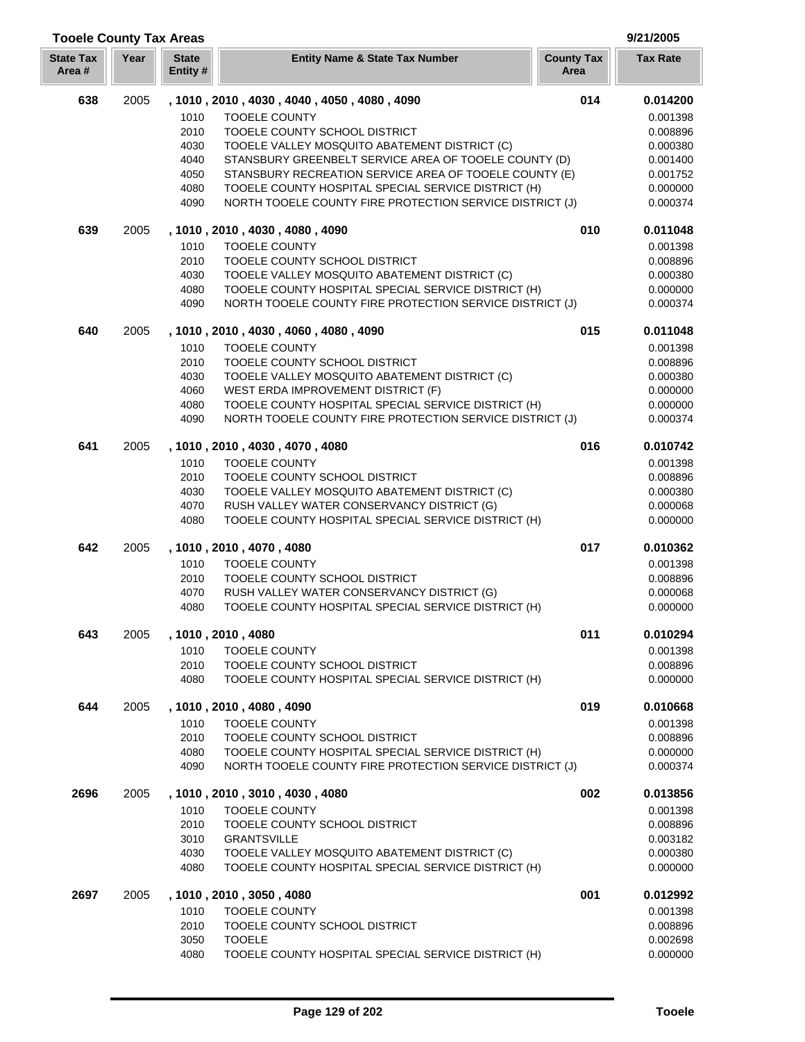## Tooele County Tax Areas

9/21/2005

| State Tax Area # | Year | State Entity # | Entity Name & State Tax Number | County Tax Area | Tax Rate |
|---|---|---|---|---|---|
| **638** | 2005 | **, 1010 , 2010 , 4030 , 4040 , 4050 , 4080 , 4090** | | **014** | **0.014200** |
| | | 1010 | TOOELE COUNTY | | 0.001398 |
| | | 2010 | TOOELE COUNTY SCHOOL DISTRICT | | 0.008896 |
| | | 4030 | TOOELE VALLEY MOSQUITO ABATEMENT DISTRICT (C) | | 0.000380 |
| | | 4040 | STANSBURY GREENBELT SERVICE AREA OF TOOELE COUNTY (D) | | 0.001400 |
| | | 4050 | STANSBURY RECREATION SERVICE AREA OF TOOELE COUNTY (E) | | 0.001752 |
| | | 4080 | TOOELE COUNTY HOSPITAL SPECIAL SERVICE DISTRICT (H) | | 0.000000 |
| | | 4090 | NORTH TOOELE COUNTY FIRE PROTECTION SERVICE DISTRICT (J) | | 0.000374 |
| **639** | 2005 | **, 1010 , 2010 , 4030 , 4080 , 4090** | | **010** | **0.011048** |
| | | 1010 | TOOELE COUNTY | | 0.001398 |
| | | 2010 | TOOELE COUNTY SCHOOL DISTRICT | | 0.008896 |
| | | 4030 | TOOELE VALLEY MOSQUITO ABATEMENT DISTRICT (C) | | 0.000380 |
| | | 4080 | TOOELE COUNTY HOSPITAL SPECIAL SERVICE DISTRICT (H) | | 0.000000 |
| | | 4090 | NORTH TOOELE COUNTY FIRE PROTECTION SERVICE DISTRICT (J) | | 0.000374 |
| **640** | 2005 | **, 1010 , 2010 , 4030 , 4060 , 4080 , 4090** | | **015** | **0.011048** |
| | | 1010 | TOOELE COUNTY | | 0.001398 |
| | | 2010 | TOOELE COUNTY SCHOOL DISTRICT | | 0.008896 |
| | | 4030 | TOOELE VALLEY MOSQUITO ABATEMENT DISTRICT (C) | | 0.000380 |
| | | 4060 | WEST ERDA IMPROVEMENT DISTRICT (F) | | 0.000000 |
| | | 4080 | TOOELE COUNTY HOSPITAL SPECIAL SERVICE DISTRICT (H) | | 0.000000 |
| | | 4090 | NORTH TOOELE COUNTY FIRE PROTECTION SERVICE DISTRICT (J) | | 0.000374 |
| **641** | 2005 | **, 1010 , 2010 , 4030 , 4070 , 4080** | | **016** | **0.010742** |
| | | 1010 | TOOELE COUNTY | | 0.001398 |
| | | 2010 | TOOELE COUNTY SCHOOL DISTRICT | | 0.008896 |
| | | 4030 | TOOELE VALLEY MOSQUITO ABATEMENT DISTRICT (C) | | 0.000380 |
| | | 4070 | RUSH VALLEY WATER CONSERVANCY DISTRICT (G) | | 0.000068 |
| | | 4080 | TOOELE COUNTY HOSPITAL SPECIAL SERVICE DISTRICT (H) | | 0.000000 |
| **642** | 2005 | **, 1010 , 2010 , 4070 , 4080** | | **017** | **0.010362** |
| | | 1010 | TOOELE COUNTY | | 0.001398 |
| | | 2010 | TOOELE COUNTY SCHOOL DISTRICT | | 0.008896 |
| | | 4070 | RUSH VALLEY WATER CONSERVANCY DISTRICT (G) | | 0.000068 |
| | | 4080 | TOOELE COUNTY HOSPITAL SPECIAL SERVICE DISTRICT (H) | | 0.000000 |
| **643** | 2005 | **, 1010 , 2010 , 4080** | | **011** | **0.010294** |
| | | 1010 | TOOELE COUNTY | | 0.001398 |
| | | 2010 | TOOELE COUNTY SCHOOL DISTRICT | | 0.008896 |
| | | 4080 | TOOELE COUNTY HOSPITAL SPECIAL SERVICE DISTRICT (H) | | 0.000000 |
| **644** | 2005 | **, 1010 , 2010 , 4080 , 4090** | | **019** | **0.010668** |
| | | 1010 | TOOELE COUNTY | | 0.001398 |
| | | 2010 | TOOELE COUNTY SCHOOL DISTRICT | | 0.008896 |
| | | 4080 | TOOELE COUNTY HOSPITAL SPECIAL SERVICE DISTRICT (H) | | 0.000000 |
| | | 4090 | NORTH TOOELE COUNTY FIRE PROTECTION SERVICE DISTRICT (J) | | 0.000374 |
| **2696** | 2005 | **, 1010 , 2010 , 3010 , 4030 , 4080** | | **002** | **0.013856** |
| | | 1010 | TOOELE COUNTY | | 0.001398 |
| | | 2010 | TOOELE COUNTY SCHOOL DISTRICT | | 0.008896 |
| | | 3010 | GRANTSVILLE | | 0.003182 |
| | | 4030 | TOOELE VALLEY MOSQUITO ABATEMENT DISTRICT (C) | | 0.000380 |
| | | 4080 | TOOELE COUNTY HOSPITAL SPECIAL SERVICE DISTRICT (H) | | 0.000000 |
| **2697** | 2005 | **, 1010 , 2010 , 3050 , 4080** | | **001** | **0.012992** |
| | | 1010 | TOOELE COUNTY | | 0.001398 |
| | | 2010 | TOOELE COUNTY SCHOOL DISTRICT | | 0.008896 |
| | | 3050 | TOOELE | | 0.002698 |
| | | 4080 | TOOELE COUNTY HOSPITAL SPECIAL SERVICE DISTRICT (H) | | 0.000000 |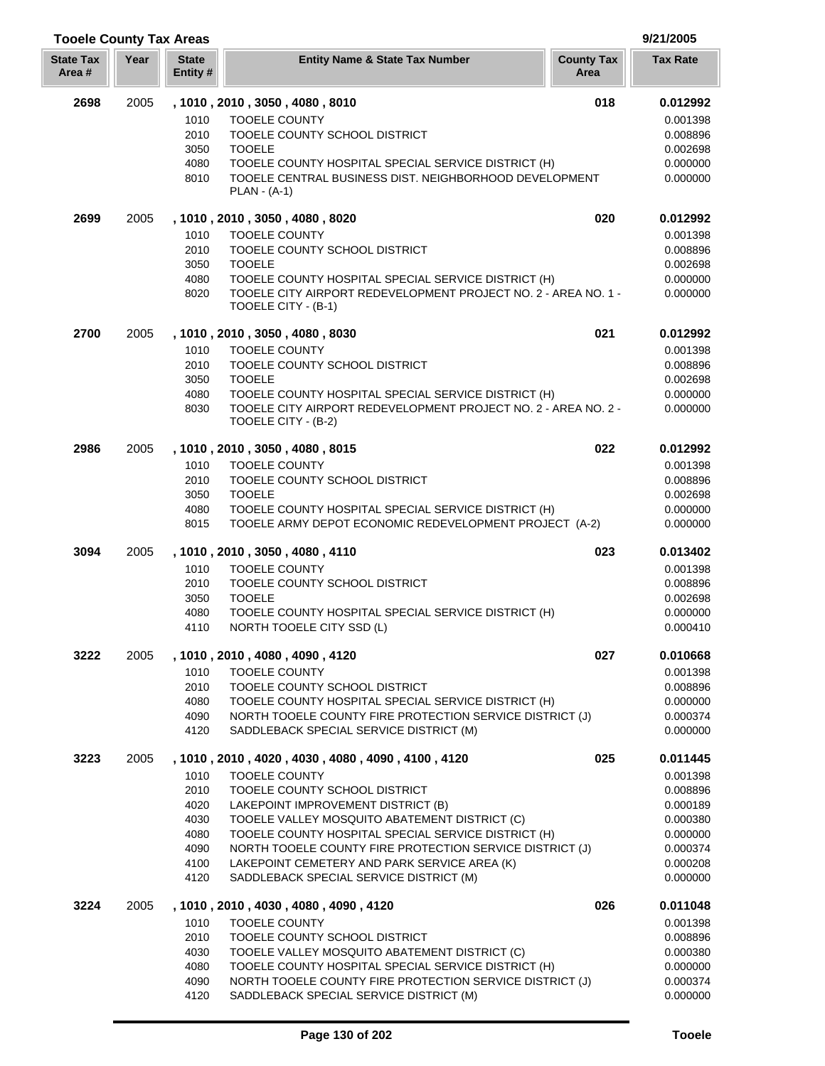## Tooele County Tax Areas

9/21/2005

| State Tax Area # | Year | State Entity # | Entity Name & State Tax Number | County Tax Area | Tax Rate |
|---|---|---|---|---|---|
| **2698** | 2005 | **, 1010 , 2010 , 3050 , 4080 , 8010** | | **018** | **0.012992** |
| | | 1010 | TOOELE COUNTY | | 0.001398 |
| | | 2010 | TOOELE COUNTY SCHOOL DISTRICT | | 0.008896 |
| | | 3050 | TOOELE | | 0.002698 |
| | | 4080 | TOOELE COUNTY HOSPITAL SPECIAL SERVICE DISTRICT (H) | | 0.000000 |
| | | 8010 | TOOELE CENTRAL BUSINESS DIST. NEIGHBORHOOD DEVELOPMENT PLAN - (A-1) | | 0.000000 |
| **2699** | 2005 | **, 1010 , 2010 , 3050 , 4080 , 8020** | | **020** | **0.012992** |
| | | 1010 | TOOELE COUNTY | | 0.001398 |
| | | 2010 | TOOELE COUNTY SCHOOL DISTRICT | | 0.008896 |
| | | 3050 | TOOELE | | 0.002698 |
| | | 4080 | TOOELE COUNTY HOSPITAL SPECIAL SERVICE DISTRICT (H) | | 0.000000 |
| | | 8020 | TOOELE CITY AIRPORT REDEVELOPMENT PROJECT NO. 2 - AREA NO. 1 - TOOELE CITY - (B-1) | | 0.000000 |
| **2700** | 2005 | **, 1010 , 2010 , 3050 , 4080 , 8030** | | **021** | **0.012992** |
| | | 1010 | TOOELE COUNTY | | 0.001398 |
| | | 2010 | TOOELE COUNTY SCHOOL DISTRICT | | 0.008896 |
| | | 3050 | TOOELE | | 0.002698 |
| | | 4080 | TOOELE COUNTY HOSPITAL SPECIAL SERVICE DISTRICT (H) | | 0.000000 |
| | | 8030 | TOOELE CITY AIRPORT REDEVELOPMENT PROJECT NO. 2 - AREA NO. 2 - TOOELE CITY - (B-2) | | 0.000000 |
| **2986** | 2005 | **, 1010 , 2010 , 3050 , 4080 , 8015** | | **022** | **0.012992** |
| | | 1010 | TOOELE COUNTY | | 0.001398 |
| | | 2010 | TOOELE COUNTY SCHOOL DISTRICT | | 0.008896 |
| | | 3050 | TOOELE | | 0.002698 |
| | | 4080 | TOOELE COUNTY HOSPITAL SPECIAL SERVICE DISTRICT (H) | | 0.000000 |
| | | 8015 | TOOELE ARMY DEPOT ECONOMIC REDEVELOPMENT PROJECT (A-2) | | 0.000000 |
| **3094** | 2005 | **, 1010 , 2010 , 3050 , 4080 , 4110** | | **023** | **0.013402** |
| | | 1010 | TOOELE COUNTY | | 0.001398 |
| | | 2010 | TOOELE COUNTY SCHOOL DISTRICT | | 0.008896 |
| | | 3050 | TOOELE | | 0.002698 |
| | | 4080 | TOOELE COUNTY HOSPITAL SPECIAL SERVICE DISTRICT (H) | | 0.000000 |
| | | 4110 | NORTH TOOELE CITY SSD (L) | | 0.000410 |
| **3222** | 2005 | **, 1010 , 2010 , 4080 , 4090 , 4120** | | **027** | **0.010668** |
| | | 1010 | TOOELE COUNTY | | 0.001398 |
| | | 2010 | TOOELE COUNTY SCHOOL DISTRICT | | 0.008896 |
| | | 4080 | TOOELE COUNTY HOSPITAL SPECIAL SERVICE DISTRICT (H) | | 0.000000 |
| | | 4090 | NORTH TOOELE COUNTY FIRE PROTECTION SERVICE DISTRICT (J) | | 0.000374 |
| | | 4120 | SADDLEBACK SPECIAL SERVICE DISTRICT (M) | | 0.000000 |
| **3223** | 2005 | **, 1010 , 2010 , 4020 , 4030 , 4080 , 4090 , 4100 , 4120** | | **025** | **0.011445** |
| | | 1010 | TOOELE COUNTY | | 0.001398 |
| | | 2010 | TOOELE COUNTY SCHOOL DISTRICT | | 0.008896 |
| | | 4020 | LAKEPOINT IMPROVEMENT DISTRICT (B) | | 0.000189 |
| | | 4030 | TOOELE VALLEY MOSQUITO ABATEMENT DISTRICT (C) | | 0.000380 |
| | | 4080 | TOOELE COUNTY HOSPITAL SPECIAL SERVICE DISTRICT (H) | | 0.000000 |
| | | 4090 | NORTH TOOELE COUNTY FIRE PROTECTION SERVICE DISTRICT (J) | | 0.000374 |
| | | 4100 | LAKEPOINT CEMETERY AND PARK SERVICE AREA (K) | | 0.000208 |
| | | 4120 | SADDLEBACK SPECIAL SERVICE DISTRICT (M) | | 0.000000 |
| **3224** | 2005 | **, 1010 , 2010 , 4030 , 4080 , 4090 , 4120** | | **026** | **0.011048** |
| | | 1010 | TOOELE COUNTY | | 0.001398 |
| | | 2010 | TOOELE COUNTY SCHOOL DISTRICT | | 0.008896 |
| | | 4030 | TOOELE VALLEY MOSQUITO ABATEMENT DISTRICT (C) | | 0.000380 |
| | | 4080 | TOOELE COUNTY HOSPITAL SPECIAL SERVICE DISTRICT (H) | | 0.000000 |
| | | 4090 | NORTH TOOELE COUNTY FIRE PROTECTION SERVICE DISTRICT (J) | | 0.000374 |
| | | 4120 | SADDLEBACK SPECIAL SERVICE DISTRICT (M) | | 0.000000 |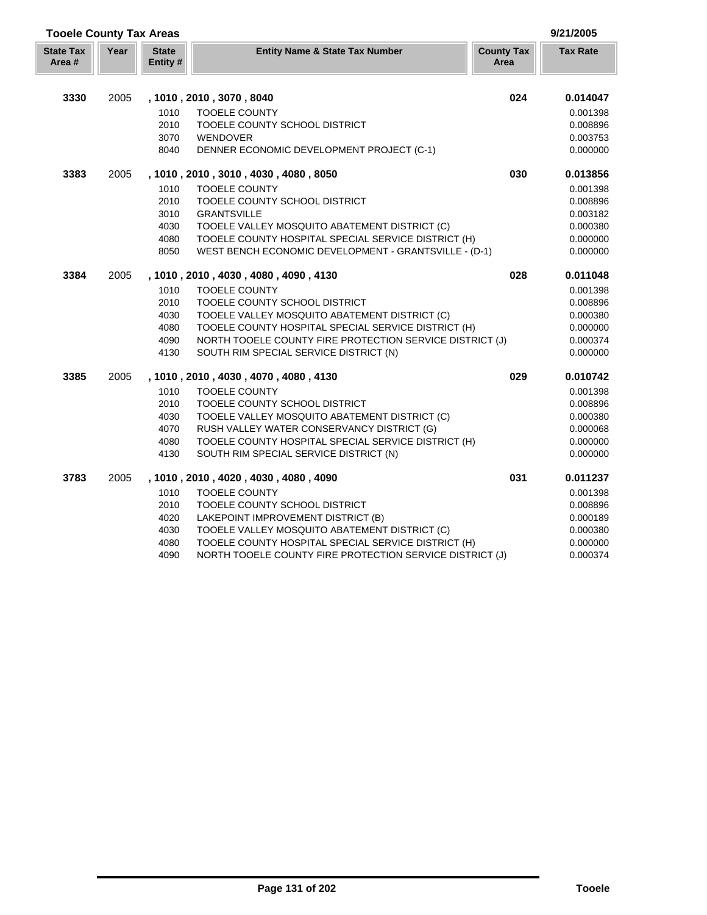## Tooele County Tax Areas

9/21/2005

| State Tax Area # | Year | State Entity # | Entity Name & State Tax Number | County Tax Area | Tax Rate |
|---|---|---|---|---|---|
| **3330** | 2005 | **, 1010 , 2010 , 3070 , 8040** | | **024** | **0.014047** |
| | | 1010 | TOOELE COUNTY | | 0.001398 |
| | | 2010 | TOOELE COUNTY SCHOOL DISTRICT | | 0.008896 |
| | | 3070 | WENDOVER | | 0.003753 |
| | | 8040 | DENNER ECONOMIC DEVELOPMENT PROJECT (C-1) | | 0.000000 |
| **3383** | 2005 | **, 1010 , 2010 , 3010 , 4030 , 4080 , 8050** | | **030** | **0.013856** |
| | | 1010 | TOOELE COUNTY | | 0.001398 |
| | | 2010 | TOOELE COUNTY SCHOOL DISTRICT | | 0.008896 |
| | | 3010 | GRANTSVILLE | | 0.003182 |
| | | 4030 | TOOELE VALLEY MOSQUITO ABATEMENT DISTRICT (C) | | 0.000380 |
| | | 4080 | TOOELE COUNTY HOSPITAL SPECIAL SERVICE DISTRICT (H) | | 0.000000 |
| | | 8050 | WEST BENCH ECONOMIC DEVELOPMENT - GRANTSVILLE - (D-1) | | 0.000000 |
| **3384** | 2005 | **, 1010 , 2010 , 4030 , 4080 , 4090 , 4130** | | **028** | **0.011048** |
| | | 1010 | TOOELE COUNTY | | 0.001398 |
| | | 2010 | TOOELE COUNTY SCHOOL DISTRICT | | 0.008896 |
| | | 4030 | TOOELE VALLEY MOSQUITO ABATEMENT DISTRICT (C) | | 0.000380 |
| | | 4080 | TOOELE COUNTY HOSPITAL SPECIAL SERVICE DISTRICT (H) | | 0.000000 |
| | | 4090 | NORTH TOOELE COUNTY FIRE PROTECTION SERVICE DISTRICT (J) | | 0.000374 |
| | | 4130 | SOUTH RIM SPECIAL SERVICE DISTRICT (N) | | 0.000000 |
| **3385** | 2005 | **, 1010 , 2010 , 4030 , 4070 , 4080 , 4130** | | **029** | **0.010742** |
| | | 1010 | TOOELE COUNTY | | 0.001398 |
| | | 2010 | TOOELE COUNTY SCHOOL DISTRICT | | 0.008896 |
| | | 4030 | TOOELE VALLEY MOSQUITO ABATEMENT DISTRICT (C) | | 0.000380 |
| | | 4070 | RUSH VALLEY WATER CONSERVANCY DISTRICT (G) | | 0.000068 |
| | | 4080 | TOOELE COUNTY HOSPITAL SPECIAL SERVICE DISTRICT (H) | | 0.000000 |
| | | 4130 | SOUTH RIM SPECIAL SERVICE DISTRICT (N) | | 0.000000 |
| **3783** | 2005 | **, 1010 , 2010 , 4020 , 4030 , 4080 , 4090** | | **031** | **0.011237** |
| | | 1010 | TOOELE COUNTY | | 0.001398 |
| | | 2010 | TOOELE COUNTY SCHOOL DISTRICT | | 0.008896 |
| | | 4020 | LAKEPOINT IMPROVEMENT DISTRICT (B) | | 0.000189 |
| | | 4030 | TOOELE VALLEY MOSQUITO ABATEMENT DISTRICT (C) | | 0.000380 |
| | | 4080 | TOOELE COUNTY HOSPITAL SPECIAL SERVICE DISTRICT (H) | | 0.000000 |
| | | 4090 | NORTH TOOELE COUNTY FIRE PROTECTION SERVICE DISTRICT (J) | | 0.000374 |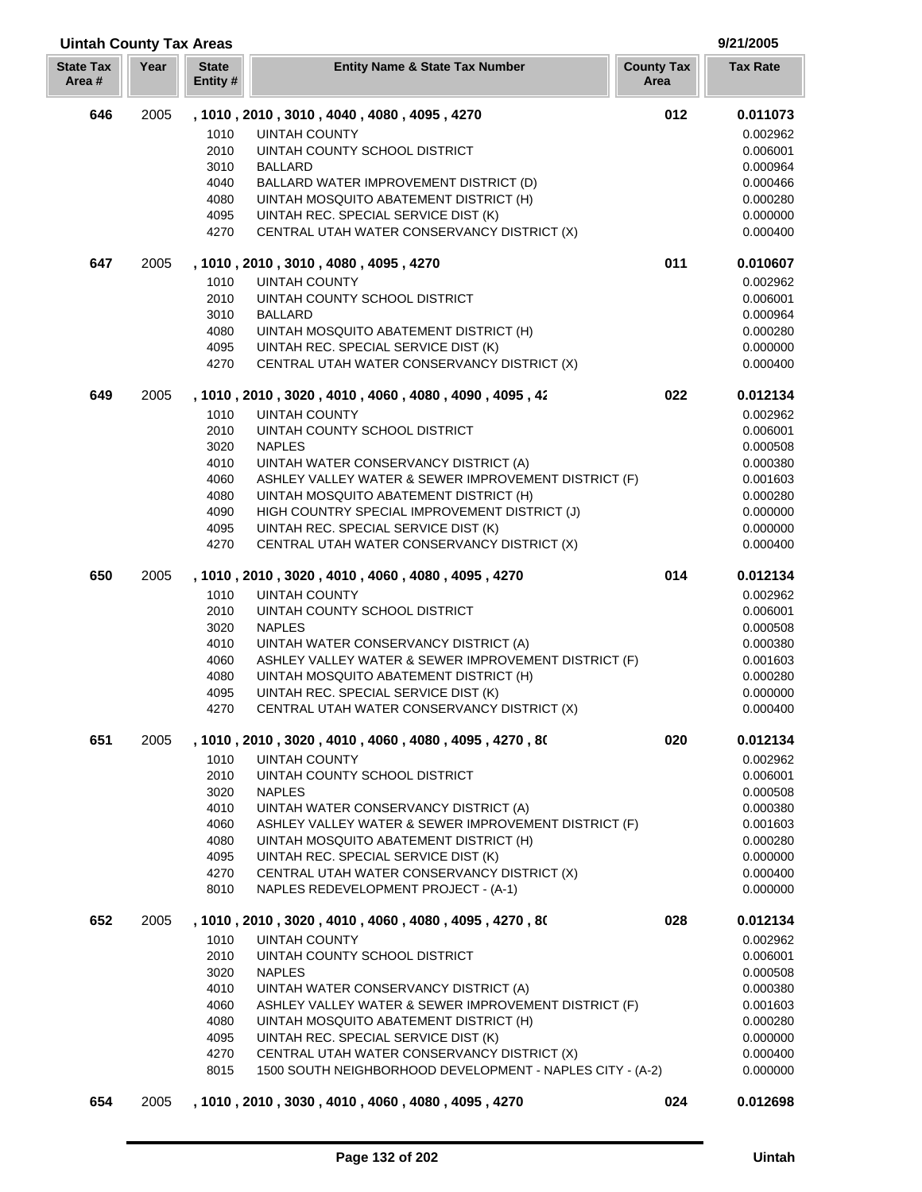## Uintah County Tax Areas

9/21/2005

| State Tax Area # | Year | State Entity # | Entity Name & State Tax Number | County Tax Area | Tax Rate |
|---|---|---|---|---|---|
| **646** | 2005 | **, 1010 , 2010 , 3010 , 4040 , 4080 , 4095 , 4270** | | **012** | **0.011073** |
| | | 1010 | UINTAH COUNTY | | 0.002962 |
| | | 2010 | UINTAH COUNTY SCHOOL DISTRICT | | 0.006001 |
| | | 3010 | BALLARD | | 0.000964 |
| | | 4040 | BALLARD WATER IMPROVEMENT DISTRICT (D) | | 0.000466 |
| | | 4080 | UINTAH MOSQUITO ABATEMENT DISTRICT (H) | | 0.000280 |
| | | 4095 | UINTAH REC. SPECIAL SERVICE DIST (K) | | 0.000000 |
| | | 4270 | CENTRAL UTAH WATER CONSERVANCY DISTRICT (X) | | 0.000400 |
| **647** | 2005 | **, 1010 , 2010 , 3010 , 4080 , 4095 , 4270** | | **011** | **0.010607** |
| | | 1010 | UINTAH COUNTY | | 0.002962 |
| | | 2010 | UINTAH COUNTY SCHOOL DISTRICT | | 0.006001 |
| | | 3010 | BALLARD | | 0.000964 |
| | | 4080 | UINTAH MOSQUITO ABATEMENT DISTRICT (H) | | 0.000280 |
| | | 4095 | UINTAH REC. SPECIAL SERVICE DIST (K) | | 0.000000 |
| | | 4270 | CENTRAL UTAH WATER CONSERVANCY DISTRICT (X) | | 0.000400 |
| **649** | 2005 | **, 1010 , 2010 , 3020 , 4010 , 4060 , 4080 , 4090 , 4095 , 42** | | **022** | **0.012134** |
| | | 1010 | UINTAH COUNTY | | 0.002962 |
| | | 2010 | UINTAH COUNTY SCHOOL DISTRICT | | 0.006001 |
| | | 3020 | NAPLES | | 0.000508 |
| | | 4010 | UINTAH WATER CONSERVANCY DISTRICT (A) | | 0.000380 |
| | | 4060 | ASHLEY VALLEY WATER & SEWER IMPROVEMENT DISTRICT (F) | | 0.001603 |
| | | 4080 | UINTAH MOSQUITO ABATEMENT DISTRICT (H) | | 0.000280 |
| | | 4090 | HIGH COUNTRY SPECIAL IMPROVEMENT DISTRICT (J) | | 0.000000 |
| | | 4095 | UINTAH REC. SPECIAL SERVICE DIST (K) | | 0.000000 |
| | | 4270 | CENTRAL UTAH WATER CONSERVANCY DISTRICT (X) | | 0.000400 |
| **650** | 2005 | **, 1010 , 2010 , 3020 , 4010 , 4060 , 4080 , 4095 , 4270** | | **014** | **0.012134** |
| | | 1010 | UINTAH COUNTY | | 0.002962 |
| | | 2010 | UINTAH COUNTY SCHOOL DISTRICT | | 0.006001 |
| | | 3020 | NAPLES | | 0.000508 |
| | | 4010 | UINTAH WATER CONSERVANCY DISTRICT (A) | | 0.000380 |
| | | 4060 | ASHLEY VALLEY WATER & SEWER IMPROVEMENT DISTRICT (F) | | 0.001603 |
| | | 4080 | UINTAH MOSQUITO ABATEMENT DISTRICT (H) | | 0.000280 |
| | | 4095 | UINTAH REC. SPECIAL SERVICE DIST (K) | | 0.000000 |
| | | 4270 | CENTRAL UTAH WATER CONSERVANCY DISTRICT (X) | | 0.000400 |
| **651** | 2005 | **, 1010 , 2010 , 3020 , 4010 , 4060 , 4080 , 4095 , 4270 , 80** | | **020** | **0.012134** |
| | | 1010 | UINTAH COUNTY | | 0.002962 |
| | | 2010 | UINTAH COUNTY SCHOOL DISTRICT | | 0.006001 |
| | | 3020 | NAPLES | | 0.000508 |
| | | 4010 | UINTAH WATER CONSERVANCY DISTRICT (A) | | 0.000380 |
| | | 4060 | ASHLEY VALLEY WATER & SEWER IMPROVEMENT DISTRICT (F) | | 0.001603 |
| | | 4080 | UINTAH MOSQUITO ABATEMENT DISTRICT (H) | | 0.000280 |
| | | 4095 | UINTAH REC. SPECIAL SERVICE DIST (K) | | 0.000000 |
| | | 4270 | CENTRAL UTAH WATER CONSERVANCY DISTRICT (X) | | 0.000400 |
| | | 8010 | NAPLES REDEVELOPMENT PROJECT - (A-1) | | 0.000000 |
| **652** | 2005 | **, 1010 , 2010 , 3020 , 4010 , 4060 , 4080 , 4095 , 4270 , 80** | | **028** | **0.012134** |
| | | 1010 | UINTAH COUNTY | | 0.002962 |
| | | 2010 | UINTAH COUNTY SCHOOL DISTRICT | | 0.006001 |
| | | 3020 | NAPLES | | 0.000508 |
| | | 4010 | UINTAH WATER CONSERVANCY DISTRICT (A) | | 0.000380 |
| | | 4060 | ASHLEY VALLEY WATER & SEWER IMPROVEMENT DISTRICT (F) | | 0.001603 |
| | | 4080 | UINTAH MOSQUITO ABATEMENT DISTRICT (H) | | 0.000280 |
| | | 4095 | UINTAH REC. SPECIAL SERVICE DIST (K) | | 0.000000 |
| | | 4270 | CENTRAL UTAH WATER CONSERVANCY DISTRICT (X) | | 0.000400 |
| | | 8015 | 1500 SOUTH NEIGHBORHOOD DEVELOPMENT - NAPLES CITY - (A-2) | | 0.000000 |
| **654** | 2005 | **, 1010 , 2010 , 3030 , 4010 , 4060 , 4080 , 4095 , 4270** | | **024** | **0.012698** |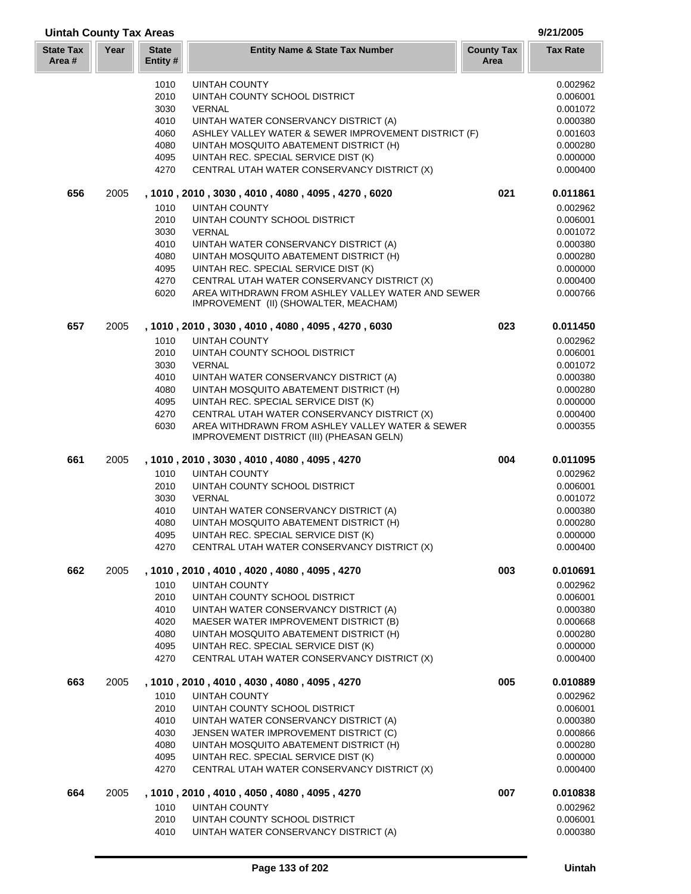## Uintah County Tax Areas

9/21/2005

| State Tax Area # | Year | State Entity # | Entity Name & State Tax Number | County Tax Area | Tax Rate |
|---|---|---|---|---|---|
| | | 1010 | UINTAH COUNTY | | 0.002962 |
| | | 2010 | UINTAH COUNTY SCHOOL DISTRICT | | 0.006001 |
| | | 3030 | VERNAL | | 0.001072 |
| | | 4010 | UINTAH WATER CONSERVANCY DISTRICT (A) | | 0.000380 |
| | | 4060 | ASHLEY VALLEY WATER & SEWER IMPROVEMENT DISTRICT (F) | | 0.001603 |
| | | 4080 | UINTAH MOSQUITO ABATEMENT DISTRICT (H) | | 0.000280 |
| | | 4095 | UINTAH REC. SPECIAL SERVICE DIST (K) | | 0.000000 |
| | | 4270 | CENTRAL UTAH WATER CONSERVANCY DISTRICT (X) | | 0.000400 |
| **656** | 2005 | | **, 1010 , 2010 , 3030 , 4010 , 4080 , 4095 , 4270 , 6020** | **021** | **0.011861** |
| | | 1010 | UINTAH COUNTY | | 0.002962 |
| | | 2010 | UINTAH COUNTY SCHOOL DISTRICT | | 0.006001 |
| | | 3030 | VERNAL | | 0.001072 |
| | | 4010 | UINTAH WATER CONSERVANCY DISTRICT (A) | | 0.000380 |
| | | 4080 | UINTAH MOSQUITO ABATEMENT DISTRICT (H) | | 0.000280 |
| | | 4095 | UINTAH REC. SPECIAL SERVICE DIST (K) | | 0.000000 |
| | | 4270 | CENTRAL UTAH WATER CONSERVANCY DISTRICT (X) | | 0.000400 |
| | | 6020 | AREA WITHDRAWN FROM ASHLEY VALLEY WATER AND SEWER IMPROVEMENT (II) (SHOWALTER, MEACHAM) | | 0.000766 |
| **657** | 2005 | | **, 1010 , 2010 , 3030 , 4010 , 4080 , 4095 , 4270 , 6030** | **023** | **0.011450** |
| | | 1010 | UINTAH COUNTY | | 0.002962 |
| | | 2010 | UINTAH COUNTY SCHOOL DISTRICT | | 0.006001 |
| | | 3030 | VERNAL | | 0.001072 |
| | | 4010 | UINTAH WATER CONSERVANCY DISTRICT (A) | | 0.000380 |
| | | 4080 | UINTAH MOSQUITO ABATEMENT DISTRICT (H) | | 0.000280 |
| | | 4095 | UINTAH REC. SPECIAL SERVICE DIST (K) | | 0.000000 |
| | | 4270 | CENTRAL UTAH WATER CONSERVANCY DISTRICT (X) | | 0.000400 |
| | | 6030 | AREA WITHDRAWN FROM ASHLEY VALLEY WATER & SEWER IMPROVEMENT DISTRICT (III) (PHEASAN GELN) | | 0.000355 |
| **661** | 2005 | | **, 1010 , 2010 , 3030 , 4010 , 4080 , 4095 , 4270** | **004** | **0.011095** |
| | | 1010 | UINTAH COUNTY | | 0.002962 |
| | | 2010 | UINTAH COUNTY SCHOOL DISTRICT | | 0.006001 |
| | | 3030 | VERNAL | | 0.001072 |
| | | 4010 | UINTAH WATER CONSERVANCY DISTRICT (A) | | 0.000380 |
| | | 4080 | UINTAH MOSQUITO ABATEMENT DISTRICT (H) | | 0.000280 |
| | | 4095 | UINTAH REC. SPECIAL SERVICE DIST (K) | | 0.000000 |
| | | 4270 | CENTRAL UTAH WATER CONSERVANCY DISTRICT (X) | | 0.000400 |
| **662** | 2005 | | **, 1010 , 2010 , 4010 , 4020 , 4080 , 4095 , 4270** | **003** | **0.010691** |
| | | 1010 | UINTAH COUNTY | | 0.002962 |
| | | 2010 | UINTAH COUNTY SCHOOL DISTRICT | | 0.006001 |
| | | 4010 | UINTAH WATER CONSERVANCY DISTRICT (A) | | 0.000380 |
| | | 4020 | MAESER WATER IMPROVEMENT DISTRICT (B) | | 0.000668 |
| | | 4080 | UINTAH MOSQUITO ABATEMENT DISTRICT (H) | | 0.000280 |
| | | 4095 | UINTAH REC. SPECIAL SERVICE DIST (K) | | 0.000000 |
| | | 4270 | CENTRAL UTAH WATER CONSERVANCY DISTRICT (X) | | 0.000400 |
| **663** | 2005 | | **, 1010 , 2010 , 4010 , 4030 , 4080 , 4095 , 4270** | **005** | **0.010889** |
| | | 1010 | UINTAH COUNTY | | 0.002962 |
| | | 2010 | UINTAH COUNTY SCHOOL DISTRICT | | 0.006001 |
| | | 4010 | UINTAH WATER CONSERVANCY DISTRICT (A) | | 0.000380 |
| | | 4030 | JENSEN WATER IMPROVEMENT DISTRICT (C) | | 0.000866 |
| | | 4080 | UINTAH MOSQUITO ABATEMENT DISTRICT (H) | | 0.000280 |
| | | 4095 | UINTAH REC. SPECIAL SERVICE DIST (K) | | 0.000000 |
| | | 4270 | CENTRAL UTAH WATER CONSERVANCY DISTRICT (X) | | 0.000400 |
| **664** | 2005 | | **, 1010 , 2010 , 4010 , 4050 , 4080 , 4095 , 4270** | **007** | **0.010838** |
| | | 1010 | UINTAH COUNTY | | 0.002962 |
| | | 2010 | UINTAH COUNTY SCHOOL DISTRICT | | 0.006001 |
| | | 4010 | UINTAH WATER CONSERVANCY DISTRICT (A) | | 0.000380 |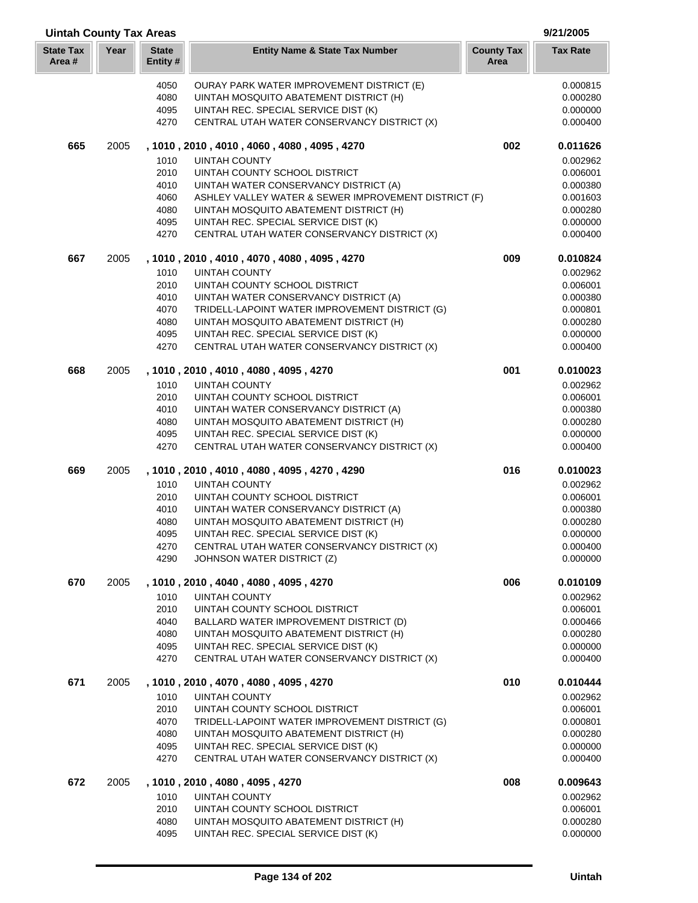## Uintah County Tax Areas

9/21/2005

| State Tax Area # | Year | State Entity # | Entity Name & State Tax Number | County Tax Area | Tax Rate |
|---|---|---|---|---|---|
| | | 4050 | OURAY PARK WATER IMPROVEMENT DISTRICT (E) | | 0.000815 |
| | | 4080 | UINTAH MOSQUITO ABATEMENT DISTRICT (H) | | 0.000280 |
| | | 4095 | UINTAH REC. SPECIAL SERVICE DIST (K) | | 0.000000 |
| | | 4270 | CENTRAL UTAH WATER CONSERVANCY DISTRICT (X) | | 0.000400 |
| **665** | 2005 | | **, 1010 , 2010 , 4010 , 4060 , 4080 , 4095 , 4270** | **002** | **0.011626** |
| | | 1010 | UINTAH COUNTY | | 0.002962 |
| | | 2010 | UINTAH COUNTY SCHOOL DISTRICT | | 0.006001 |
| | | 4010 | UINTAH WATER CONSERVANCY DISTRICT (A) | | 0.000380 |
| | | 4060 | ASHLEY VALLEY WATER & SEWER IMPROVEMENT DISTRICT (F) | | 0.001603 |
| | | 4080 | UINTAH MOSQUITO ABATEMENT DISTRICT (H) | | 0.000280 |
| | | 4095 | UINTAH REC. SPECIAL SERVICE DIST (K) | | 0.000000 |
| | | 4270 | CENTRAL UTAH WATER CONSERVANCY DISTRICT (X) | | 0.000400 |
| **667** | 2005 | | **, 1010 , 2010 , 4010 , 4070 , 4080 , 4095 , 4270** | **009** | **0.010824** |
| | | 1010 | UINTAH COUNTY | | 0.002962 |
| | | 2010 | UINTAH COUNTY SCHOOL DISTRICT | | 0.006001 |
| | | 4010 | UINTAH WATER CONSERVANCY DISTRICT (A) | | 0.000380 |
| | | 4070 | TRIDELL-LAPOINT WATER IMPROVEMENT DISTRICT (G) | | 0.000801 |
| | | 4080 | UINTAH MOSQUITO ABATEMENT DISTRICT (H) | | 0.000280 |
| | | 4095 | UINTAH REC. SPECIAL SERVICE DIST (K) | | 0.000000 |
| | | 4270 | CENTRAL UTAH WATER CONSERVANCY DISTRICT (X) | | 0.000400 |
| **668** | 2005 | | **, 1010 , 2010 , 4010 , 4080 , 4095 , 4270** | **001** | **0.010023** |
| | | 1010 | UINTAH COUNTY | | 0.002962 |
| | | 2010 | UINTAH COUNTY SCHOOL DISTRICT | | 0.006001 |
| | | 4010 | UINTAH WATER CONSERVANCY DISTRICT (A) | | 0.000380 |
| | | 4080 | UINTAH MOSQUITO ABATEMENT DISTRICT (H) | | 0.000280 |
| | | 4095 | UINTAH REC. SPECIAL SERVICE DIST (K) | | 0.000000 |
| | | 4270 | CENTRAL UTAH WATER CONSERVANCY DISTRICT (X) | | 0.000400 |
| **669** | 2005 | | **, 1010 , 2010 , 4010 , 4080 , 4095 , 4270 , 4290** | **016** | **0.010023** |
| | | 1010 | UINTAH COUNTY | | 0.002962 |
| | | 2010 | UINTAH COUNTY SCHOOL DISTRICT | | 0.006001 |
| | | 4010 | UINTAH WATER CONSERVANCY DISTRICT (A) | | 0.000380 |
| | | 4080 | UINTAH MOSQUITO ABATEMENT DISTRICT (H) | | 0.000280 |
| | | 4095 | UINTAH REC. SPECIAL SERVICE DIST (K) | | 0.000000 |
| | | 4270 | CENTRAL UTAH WATER CONSERVANCY DISTRICT (X) | | 0.000400 |
| | | 4290 | JOHNSON WATER DISTRICT (Z) | | 0.000000 |
| **670** | 2005 | | **, 1010 , 2010 , 4040 , 4080 , 4095 , 4270** | **006** | **0.010109** |
| | | 1010 | UINTAH COUNTY | | 0.002962 |
| | | 2010 | UINTAH COUNTY SCHOOL DISTRICT | | 0.006001 |
| | | 4040 | BALLARD WATER IMPROVEMENT DISTRICT (D) | | 0.000466 |
| | | 4080 | UINTAH MOSQUITO ABATEMENT DISTRICT (H) | | 0.000280 |
| | | 4095 | UINTAH REC. SPECIAL SERVICE DIST (K) | | 0.000000 |
| | | 4270 | CENTRAL UTAH WATER CONSERVANCY DISTRICT (X) | | 0.000400 |
| **671** | 2005 | | **, 1010 , 2010 , 4070 , 4080 , 4095 , 4270** | **010** | **0.010444** |
| | | 1010 | UINTAH COUNTY | | 0.002962 |
| | | 2010 | UINTAH COUNTY SCHOOL DISTRICT | | 0.006001 |
| | | 4070 | TRIDELL-LAPOINT WATER IMPROVEMENT DISTRICT (G) | | 0.000801 |
| | | 4080 | UINTAH MOSQUITO ABATEMENT DISTRICT (H) | | 0.000280 |
| | | 4095 | UINTAH REC. SPECIAL SERVICE DIST (K) | | 0.000000 |
| | | 4270 | CENTRAL UTAH WATER CONSERVANCY DISTRICT (X) | | 0.000400 |
| **672** | 2005 | | **, 1010 , 2010 , 4080 , 4095 , 4270** | **008** | **0.009643** |
| | | 1010 | UINTAH COUNTY | | 0.002962 |
| | | 2010 | UINTAH COUNTY SCHOOL DISTRICT | | 0.006001 |
| | | 4080 | UINTAH MOSQUITO ABATEMENT DISTRICT (H) | | 0.000280 |
| | | 4095 | UINTAH REC. SPECIAL SERVICE DIST (K) | | 0.000000 |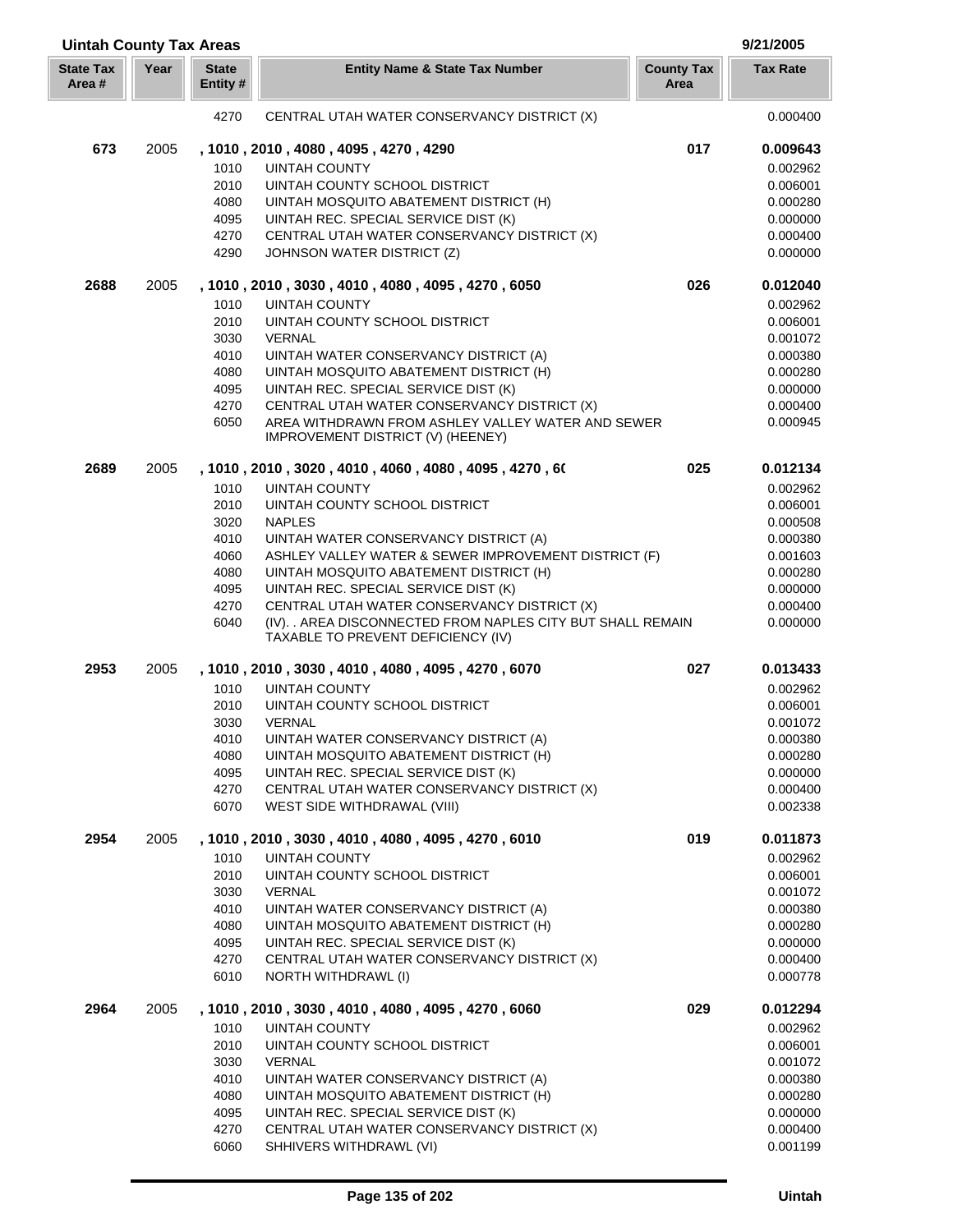## Uintah County Tax Areas

9/21/2005

| State Tax Area # | Year | State Entity # | Entity Name & State Tax Number | County Tax Area | Tax Rate |
|---|---|---|---|---|---|
| | | 4270 | CENTRAL UTAH WATER CONSERVANCY DISTRICT (X) | | 0.000400 |
| **673** | 2005 | | **, 1010 , 2010 , 4080 , 4095 , 4270 , 4290** | **017** | **0.009643** |
| | | 1010 | UINTAH COUNTY | | 0.002962 |
| | | 2010 | UINTAH COUNTY SCHOOL DISTRICT | | 0.006001 |
| | | 4080 | UINTAH MOSQUITO ABATEMENT DISTRICT (H) | | 0.000280 |
| | | 4095 | UINTAH REC. SPECIAL SERVICE DIST (K) | | 0.000000 |
| | | 4270 | CENTRAL UTAH WATER CONSERVANCY DISTRICT (X) | | 0.000400 |
| | | 4290 | JOHNSON WATER DISTRICT (Z) | | 0.000000 |
| **2688** | 2005 | | **, 1010 , 2010 , 3030 , 4010 , 4080 , 4095 , 4270 , 6050** | **026** | **0.012040** |
| | | 1010 | UINTAH COUNTY | | 0.002962 |
| | | 2010 | UINTAH COUNTY SCHOOL DISTRICT | | 0.006001 |
| | | 3030 | VERNAL | | 0.001072 |
| | | 4010 | UINTAH WATER CONSERVANCY DISTRICT (A) | | 0.000380 |
| | | 4080 | UINTAH MOSQUITO ABATEMENT DISTRICT (H) | | 0.000280 |
| | | 4095 | UINTAH REC. SPECIAL SERVICE DIST (K) | | 0.000000 |
| | | 4270 | CENTRAL UTAH WATER CONSERVANCY DISTRICT (X) | | 0.000400 |
| | | 6050 | AREA WITHDRAWN FROM ASHLEY VALLEY WATER AND SEWER IMPROVEMENT DISTRICT (V) (HEENEY) | | 0.000945 |
| **2689** | 2005 | | **, 1010 , 2010 , 3020 , 4010 , 4060 , 4080 , 4095 , 4270 , 6(** | **025** | **0.012134** |
| | | 1010 | UINTAH COUNTY | | 0.002962 |
| | | 2010 | UINTAH COUNTY SCHOOL DISTRICT | | 0.006001 |
| | | 3020 | NAPLES | | 0.000508 |
| | | 4010 | UINTAH WATER CONSERVANCY DISTRICT (A) | | 0.000380 |
| | | 4060 | ASHLEY VALLEY WATER & SEWER IMPROVEMENT DISTRICT (F) | | 0.001603 |
| | | 4080 | UINTAH MOSQUITO ABATEMENT DISTRICT (H) | | 0.000280 |
| | | 4095 | UINTAH REC. SPECIAL SERVICE DIST (K) | | 0.000000 |
| | | 4270 | CENTRAL UTAH WATER CONSERVANCY DISTRICT (X) | | 0.000400 |
| | | 6040 | (IV). . AREA DISCONNECTED FROM NAPLES CITY BUT SHALL REMAIN TAXABLE TO PREVENT DEFICIENCY (IV) | | 0.000000 |
| **2953** | 2005 | | **, 1010 , 2010 , 3030 , 4010 , 4080 , 4095 , 4270 , 6070** | **027** | **0.013433** |
| | | 1010 | UINTAH COUNTY | | 0.002962 |
| | | 2010 | UINTAH COUNTY SCHOOL DISTRICT | | 0.006001 |
| | | 3030 | VERNAL | | 0.001072 |
| | | 4010 | UINTAH WATER CONSERVANCY DISTRICT (A) | | 0.000380 |
| | | 4080 | UINTAH MOSQUITO ABATEMENT DISTRICT (H) | | 0.000280 |
| | | 4095 | UINTAH REC. SPECIAL SERVICE DIST (K) | | 0.000000 |
| | | 4270 | CENTRAL UTAH WATER CONSERVANCY DISTRICT (X) | | 0.000400 |
| | | 6070 | WEST SIDE WITHDRAWAL (VIII) | | 0.002338 |
| **2954** | 2005 | | **, 1010 , 2010 , 3030 , 4010 , 4080 , 4095 , 4270 , 6010** | **019** | **0.011873** |
| | | 1010 | UINTAH COUNTY | | 0.002962 |
| | | 2010 | UINTAH COUNTY SCHOOL DISTRICT | | 0.006001 |
| | | 3030 | VERNAL | | 0.001072 |
| | | 4010 | UINTAH WATER CONSERVANCY DISTRICT (A) | | 0.000380 |
| | | 4080 | UINTAH MOSQUITO ABATEMENT DISTRICT (H) | | 0.000280 |
| | | 4095 | UINTAH REC. SPECIAL SERVICE DIST (K) | | 0.000000 |
| | | 4270 | CENTRAL UTAH WATER CONSERVANCY DISTRICT (X) | | 0.000400 |
| | | 6010 | NORTH WITHDRAWL (I) | | 0.000778 |
| **2964** | 2005 | | **, 1010 , 2010 , 3030 , 4010 , 4080 , 4095 , 4270 , 6060** | **029** | **0.012294** |
| | | 1010 | UINTAH COUNTY | | 0.002962 |
| | | 2010 | UINTAH COUNTY SCHOOL DISTRICT | | 0.006001 |
| | | 3030 | VERNAL | | 0.001072 |
| | | 4010 | UINTAH WATER CONSERVANCY DISTRICT (A) | | 0.000380 |
| | | 4080 | UINTAH MOSQUITO ABATEMENT DISTRICT (H) | | 0.000280 |
| | | 4095 | UINTAH REC. SPECIAL SERVICE DIST (K) | | 0.000000 |
| | | 4270 | CENTRAL UTAH WATER CONSERVANCY DISTRICT (X) | | 0.000400 |
| | | 6060 | SHHIVERS WITHDRAWL (VI) | | 0.001199 |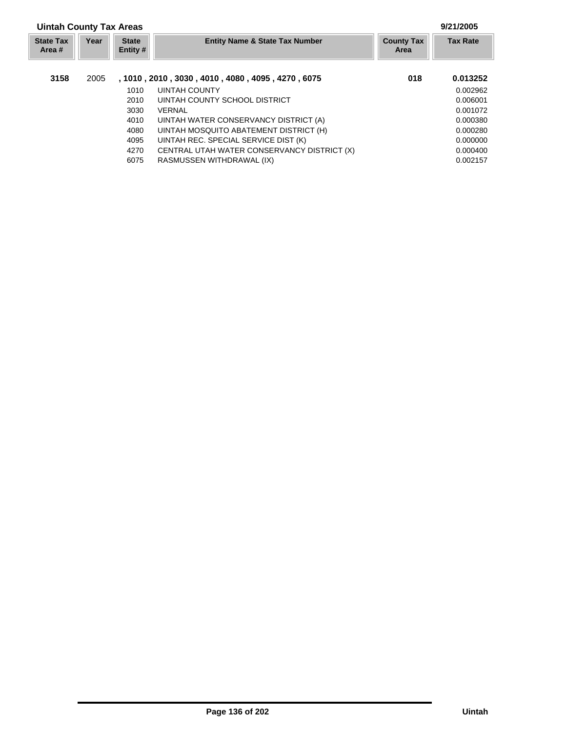## Uintah County Tax Areas

9/21/2005

| State Tax Area # | Year | State Entity # | Entity Name & State Tax Number | County Tax Area | Tax Rate |
|---|---|---|---|---|---|
| **3158** | 2005 | **, 1010 , 2010 , 3030 , 4010 , 4080 , 4095 , 4270 , 6075** | | **018** | **0.013252** |
| | | 1010 | UINTAH COUNTY | | 0.002962 |
| | | 2010 | UINTAH COUNTY SCHOOL DISTRICT | | 0.006001 |
| | | 3030 | VERNAL | | 0.001072 |
| | | 4010 | UINTAH WATER CONSERVANCY DISTRICT (A) | | 0.000380 |
| | | 4080 | UINTAH MOSQUITO ABATEMENT DISTRICT (H) | | 0.000280 |
| | | 4095 | UINTAH REC. SPECIAL SERVICE DIST (K) | | 0.000000 |
| | | 4270 | CENTRAL UTAH WATER CONSERVANCY DISTRICT (X) | | 0.000400 |
| | | 6075 | RASMUSSEN WITHDRAWAL (IX) | | 0.002157 |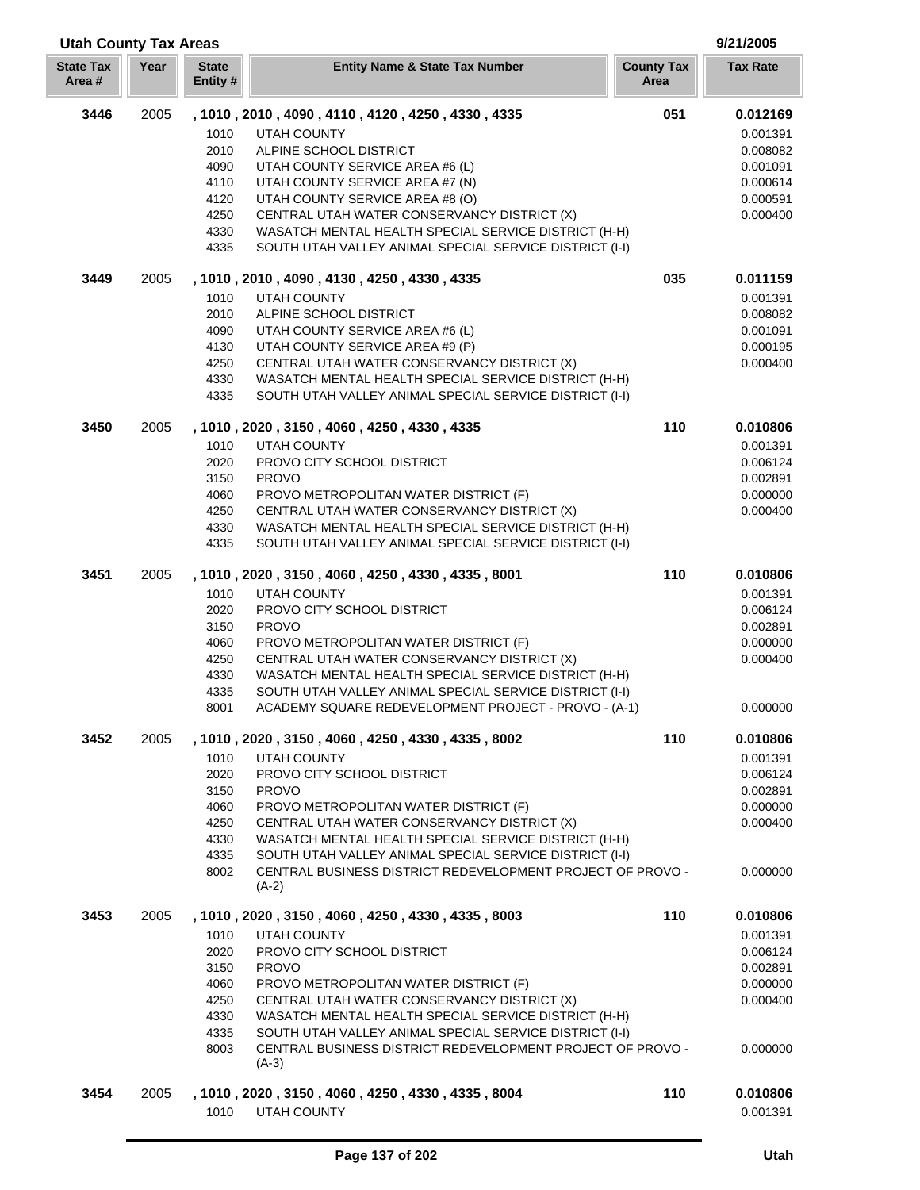## Utah County Tax Areas

9/21/2005

| State Tax Area # | Year | State Entity # | Entity Name & State Tax Number | County Tax Area | Tax Rate |
|---|---|---|---|---|---|
| **3446** | 2005 | **, 1010 , 2010 , 4090 , 4110 , 4120 , 4250 , 4330 , 4335** | | **051** | **0.012169** |
| | | 1010 | UTAH COUNTY | | 0.001391 |
| | | 2010 | ALPINE SCHOOL DISTRICT | | 0.008082 |
| | | 4090 | UTAH COUNTY SERVICE AREA #6 (L) | | 0.001091 |
| | | 4110 | UTAH COUNTY SERVICE AREA #7 (N) | | 0.000614 |
| | | 4120 | UTAH COUNTY SERVICE AREA #8 (O) | | 0.000591 |
| | | 4250 | CENTRAL UTAH WATER CONSERVANCY DISTRICT (X) | | 0.000400 |
| | | 4330 | WASATCH MENTAL HEALTH SPECIAL SERVICE DISTRICT (H-H) | | |
| | | 4335 | SOUTH UTAH VALLEY ANIMAL SPECIAL SERVICE DISTRICT (I-I) | | |
| **3449** | 2005 | **, 1010 , 2010 , 4090 , 4130 , 4250 , 4330 , 4335** | | **035** | **0.011159** |
| | | 1010 | UTAH COUNTY | | 0.001391 |
| | | 2010 | ALPINE SCHOOL DISTRICT | | 0.008082 |
| | | 4090 | UTAH COUNTY SERVICE AREA #6 (L) | | 0.001091 |
| | | 4130 | UTAH COUNTY SERVICE AREA #9 (P) | | 0.000195 |
| | | 4250 | CENTRAL UTAH WATER CONSERVANCY DISTRICT (X) | | 0.000400 |
| | | 4330 | WASATCH MENTAL HEALTH SPECIAL SERVICE DISTRICT (H-H) | | |
| | | 4335 | SOUTH UTAH VALLEY ANIMAL SPECIAL SERVICE DISTRICT (I-I) | | |
| **3450** | 2005 | **, 1010 , 2020 , 3150 , 4060 , 4250 , 4330 , 4335** | | **110** | **0.010806** |
| | | 1010 | UTAH COUNTY | | 0.001391 |
| | | 2020 | PROVO CITY SCHOOL DISTRICT | | 0.006124 |
| | | 3150 | PROVO | | 0.002891 |
| | | 4060 | PROVO METROPOLITAN WATER DISTRICT (F) | | 0.000000 |
| | | 4250 | CENTRAL UTAH WATER CONSERVANCY DISTRICT (X) | | 0.000400 |
| | | 4330 | WASATCH MENTAL HEALTH SPECIAL SERVICE DISTRICT (H-H) | | |
| | | 4335 | SOUTH UTAH VALLEY ANIMAL SPECIAL SERVICE DISTRICT (I-I) | | |
| **3451** | 2005 | **, 1010 , 2020 , 3150 , 4060 , 4250 , 4330 , 4335 , 8001** | | **110** | **0.010806** |
| | | 1010 | UTAH COUNTY | | 0.001391 |
| | | 2020 | PROVO CITY SCHOOL DISTRICT | | 0.006124 |
| | | 3150 | PROVO | | 0.002891 |
| | | 4060 | PROVO METROPOLITAN WATER DISTRICT (F) | | 0.000000 |
| | | 4250 | CENTRAL UTAH WATER CONSERVANCY DISTRICT (X) | | 0.000400 |
| | | 4330 | WASATCH MENTAL HEALTH SPECIAL SERVICE DISTRICT (H-H) | | |
| | | 4335 | SOUTH UTAH VALLEY ANIMAL SPECIAL SERVICE DISTRICT (I-I) | | |
| | | 8001 | ACADEMY SQUARE REDEVELOPMENT PROJECT - PROVO - (A-1) | | 0.000000 |
| **3452** | 2005 | **, 1010 , 2020 , 3150 , 4060 , 4250 , 4330 , 4335 , 8002** | | **110** | **0.010806** |
| | | 1010 | UTAH COUNTY | | 0.001391 |
| | | 2020 | PROVO CITY SCHOOL DISTRICT | | 0.006124 |
| | | 3150 | PROVO | | 0.002891 |
| | | 4060 | PROVO METROPOLITAN WATER DISTRICT (F) | | 0.000000 |
| | | 4250 | CENTRAL UTAH WATER CONSERVANCY DISTRICT (X) | | 0.000400 |
| | | 4330 | WASATCH MENTAL HEALTH SPECIAL SERVICE DISTRICT (H-H) | | |
| | | 4335 | SOUTH UTAH VALLEY ANIMAL SPECIAL SERVICE DISTRICT (I-I) | | |
| | | 8002 | CENTRAL BUSINESS DISTRICT REDEVELOPMENT PROJECT OF PROVO - (A-2) | | 0.000000 |
| **3453** | 2005 | **, 1010 , 2020 , 3150 , 4060 , 4250 , 4330 , 4335 , 8003** | | **110** | **0.010806** |
| | | 1010 | UTAH COUNTY | | 0.001391 |
| | | 2020 | PROVO CITY SCHOOL DISTRICT | | 0.006124 |
| | | 3150 | PROVO | | 0.002891 |
| | | 4060 | PROVO METROPOLITAN WATER DISTRICT (F) | | 0.000000 |
| | | 4250 | CENTRAL UTAH WATER CONSERVANCY DISTRICT (X) | | 0.000400 |
| | | 4330 | WASATCH MENTAL HEALTH SPECIAL SERVICE DISTRICT (H-H) | | |
| | | 4335 | SOUTH UTAH VALLEY ANIMAL SPECIAL SERVICE DISTRICT (I-I) | | |
| | | 8003 | CENTRAL BUSINESS DISTRICT REDEVELOPMENT PROJECT OF PROVO - (A-3) | | 0.000000 |
| **3454** | 2005 | **, 1010 , 2020 , 3150 , 4060 , 4250 , 4330 , 4335 , 8004** | | **110** | **0.010806** |
| | | 1010 | UTAH COUNTY | | 0.001391 |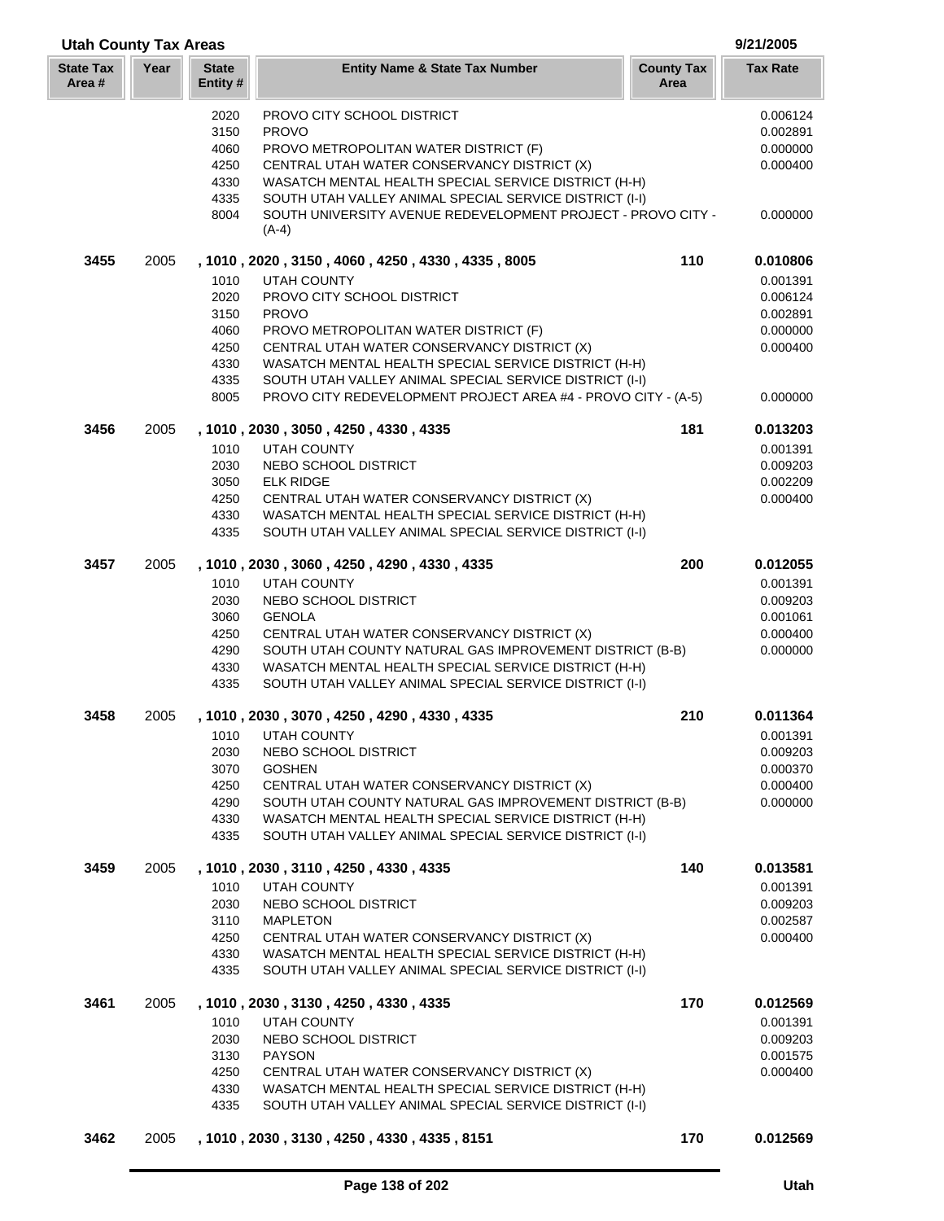## Utah County Tax Areas

9/21/2005

| State Tax Area # | Year | State Entity # | Entity Name & State Tax Number | County Tax Area | Tax Rate |
|---|---|---|---|---|---|
| | | 2020 | PROVO CITY SCHOOL DISTRICT | | 0.006124 |
| | | 3150 | PROVO | | 0.002891 |
| | | 4060 | PROVO METROPOLITAN WATER DISTRICT (F) | | 0.000000 |
| | | 4250 | CENTRAL UTAH WATER CONSERVANCY DISTRICT (X) | | 0.000400 |
| | | 4330 | WASATCH MENTAL HEALTH SPECIAL SERVICE DISTRICT (H-H) | | |
| | | 4335 | SOUTH UTAH VALLEY ANIMAL SPECIAL SERVICE DISTRICT (I-I) | | |
| | | 8004 | SOUTH UNIVERSITY AVENUE REDEVELOPMENT PROJECT - PROVO CITY - (A-4) | | 0.000000 |
| **3455** | 2005 | | **, 1010 , 2020 , 3150 , 4060 , 4250 , 4330 , 4335 , 8005** | **110** | **0.010806** |
| | | 1010 | UTAH COUNTY | | 0.001391 |
| | | 2020 | PROVO CITY SCHOOL DISTRICT | | 0.006124 |
| | | 3150 | PROVO | | 0.002891 |
| | | 4060 | PROVO METROPOLITAN WATER DISTRICT (F) | | 0.000000 |
| | | 4250 | CENTRAL UTAH WATER CONSERVANCY DISTRICT (X) | | 0.000400 |
| | | 4330 | WASATCH MENTAL HEALTH SPECIAL SERVICE DISTRICT (H-H) | | |
| | | 4335 | SOUTH UTAH VALLEY ANIMAL SPECIAL SERVICE DISTRICT (I-I) | | |
| | | 8005 | PROVO CITY REDEVELOPMENT PROJECT AREA #4 - PROVO CITY - (A-5) | | 0.000000 |
| **3456** | 2005 | | **, 1010 , 2030 , 3050 , 4250 , 4330 , 4335** | **181** | **0.013203** |
| | | 1010 | UTAH COUNTY | | 0.001391 |
| | | 2030 | NEBO SCHOOL DISTRICT | | 0.009203 |
| | | 3050 | ELK RIDGE | | 0.002209 |
| | | 4250 | CENTRAL UTAH WATER CONSERVANCY DISTRICT (X) | | 0.000400 |
| | | 4330 | WASATCH MENTAL HEALTH SPECIAL SERVICE DISTRICT (H-H) | | |
| | | 4335 | SOUTH UTAH VALLEY ANIMAL SPECIAL SERVICE DISTRICT (I-I) | | |
| **3457** | 2005 | | **, 1010 , 2030 , 3060 , 4250 , 4290 , 4330 , 4335** | **200** | **0.012055** |
| | | 1010 | UTAH COUNTY | | 0.001391 |
| | | 2030 | NEBO SCHOOL DISTRICT | | 0.009203 |
| | | 3060 | GENOLA | | 0.001061 |
| | | 4250 | CENTRAL UTAH WATER CONSERVANCY DISTRICT (X) | | 0.000400 |
| | | 4290 | SOUTH UTAH COUNTY NATURAL GAS IMPROVEMENT DISTRICT (B-B) | | 0.000000 |
| | | 4330 | WASATCH MENTAL HEALTH SPECIAL SERVICE DISTRICT (H-H) | | |
| | | 4335 | SOUTH UTAH VALLEY ANIMAL SPECIAL SERVICE DISTRICT (I-I) | | |
| **3458** | 2005 | | **, 1010 , 2030 , 3070 , 4250 , 4290 , 4330 , 4335** | **210** | **0.011364** |
| | | 1010 | UTAH COUNTY | | 0.001391 |
| | | 2030 | NEBO SCHOOL DISTRICT | | 0.009203 |
| | | 3070 | GOSHEN | | 0.000370 |
| | | 4250 | CENTRAL UTAH WATER CONSERVANCY DISTRICT (X) | | 0.000400 |
| | | 4290 | SOUTH UTAH COUNTY NATURAL GAS IMPROVEMENT DISTRICT (B-B) | | 0.000000 |
| | | 4330 | WASATCH MENTAL HEALTH SPECIAL SERVICE DISTRICT (H-H) | | |
| | | 4335 | SOUTH UTAH VALLEY ANIMAL SPECIAL SERVICE DISTRICT (I-I) | | |
| **3459** | 2005 | | **, 1010 , 2030 , 3110 , 4250 , 4330 , 4335** | **140** | **0.013581** |
| | | 1010 | UTAH COUNTY | | 0.001391 |
| | | 2030 | NEBO SCHOOL DISTRICT | | 0.009203 |
| | | 3110 | MAPLETON | | 0.002587 |
| | | 4250 | CENTRAL UTAH WATER CONSERVANCY DISTRICT (X) | | 0.000400 |
| | | 4330 | WASATCH MENTAL HEALTH SPECIAL SERVICE DISTRICT (H-H) | | |
| | | 4335 | SOUTH UTAH VALLEY ANIMAL SPECIAL SERVICE DISTRICT (I-I) | | |
| **3461** | 2005 | | **, 1010 , 2030 , 3130 , 4250 , 4330 , 4335** | **170** | **0.012569** |
| | | 1010 | UTAH COUNTY | | 0.001391 |
| | | 2030 | NEBO SCHOOL DISTRICT | | 0.009203 |
| | | 3130 | PAYSON | | 0.001575 |
| | | 4250 | CENTRAL UTAH WATER CONSERVANCY DISTRICT (X) | | 0.000400 |
| | | 4330 | WASATCH MENTAL HEALTH SPECIAL SERVICE DISTRICT (H-H) | | |
| | | 4335 | SOUTH UTAH VALLEY ANIMAL SPECIAL SERVICE DISTRICT (I-I) | | |
| **3462** | 2005 | | **, 1010 , 2030 , 3130 , 4250 , 4330 , 4335 , 8151** | **170** | **0.012569** |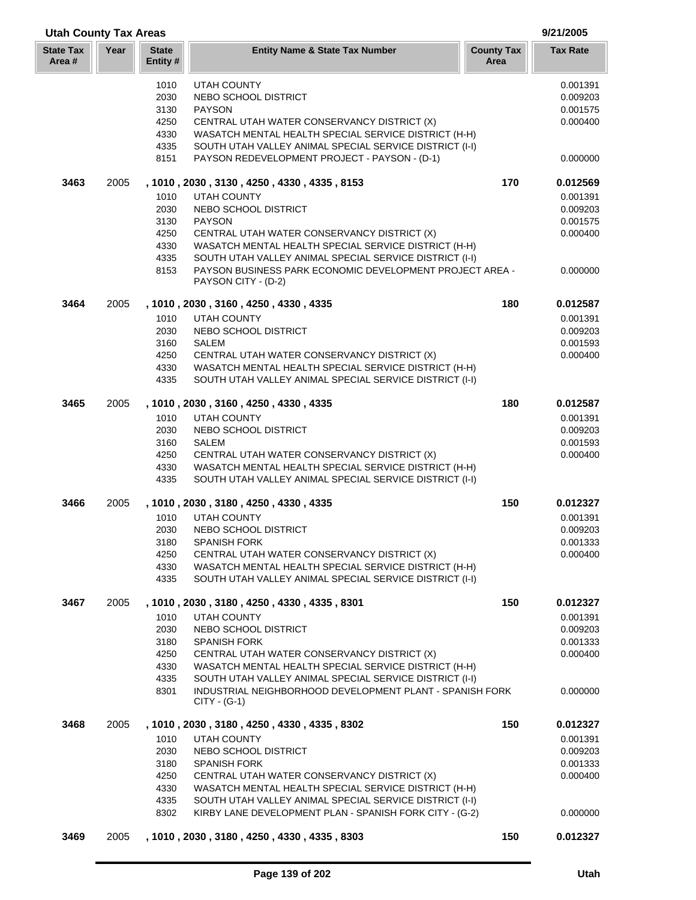## Utah County Tax Areas

9/21/2005

| State Tax Area # | Year | State Entity # | Entity Name & State Tax Number | County Tax Area | Tax Rate |
|---|---|---|---|---|---|
| | | 1010 | UTAH COUNTY | | 0.001391 |
| | | 2030 | NEBO SCHOOL DISTRICT | | 0.009203 |
| | | 3130 | PAYSON | | 0.001575 |
| | | 4250 | CENTRAL UTAH WATER CONSERVANCY DISTRICT (X) | | 0.000400 |
| | | 4330 | WASATCH MENTAL HEALTH SPECIAL SERVICE DISTRICT (H-H) | | |
| | | 4335 | SOUTH UTAH VALLEY ANIMAL SPECIAL SERVICE DISTRICT (I-I) | | |
| | | 8151 | PAYSON REDEVELOPMENT PROJECT - PAYSON - (D-1) | | 0.000000 |
| **3463** | 2005 | | **, 1010 , 2030 , 3130 , 4250 , 4330 , 4335 , 8153** | **170** | **0.012569** |
| | | 1010 | UTAH COUNTY | | 0.001391 |
| | | 2030 | NEBO SCHOOL DISTRICT | | 0.009203 |
| | | 3130 | PAYSON | | 0.001575 |
| | | 4250 | CENTRAL UTAH WATER CONSERVANCY DISTRICT (X) | | 0.000400 |
| | | 4330 | WASATCH MENTAL HEALTH SPECIAL SERVICE DISTRICT (H-H) | | |
| | | 4335 | SOUTH UTAH VALLEY ANIMAL SPECIAL SERVICE DISTRICT (I-I) | | |
| | | 8153 | PAYSON BUSINESS PARK ECONOMIC DEVELOPMENT PROJECT AREA - PAYSON CITY - (D-2) | | 0.000000 |
| **3464** | 2005 | | **, 1010 , 2030 , 3160 , 4250 , 4330 , 4335** | **180** | **0.012587** |
| | | 1010 | UTAH COUNTY | | 0.001391 |
| | | 2030 | NEBO SCHOOL DISTRICT | | 0.009203 |
| | | 3160 | SALEM | | 0.001593 |
| | | 4250 | CENTRAL UTAH WATER CONSERVANCY DISTRICT (X) | | 0.000400 |
| | | 4330 | WASATCH MENTAL HEALTH SPECIAL SERVICE DISTRICT (H-H) | | |
| | | 4335 | SOUTH UTAH VALLEY ANIMAL SPECIAL SERVICE DISTRICT (I-I) | | |
| **3465** | 2005 | | **, 1010 , 2030 , 3160 , 4250 , 4330 , 4335** | **180** | **0.012587** |
| | | 1010 | UTAH COUNTY | | 0.001391 |
| | | 2030 | NEBO SCHOOL DISTRICT | | 0.009203 |
| | | 3160 | SALEM | | 0.001593 |
| | | 4250 | CENTRAL UTAH WATER CONSERVANCY DISTRICT (X) | | 0.000400 |
| | | 4330 | WASATCH MENTAL HEALTH SPECIAL SERVICE DISTRICT (H-H) | | |
| | | 4335 | SOUTH UTAH VALLEY ANIMAL SPECIAL SERVICE DISTRICT (I-I) | | |
| **3466** | 2005 | | **, 1010 , 2030 , 3180 , 4250 , 4330 , 4335** | **150** | **0.012327** |
| | | 1010 | UTAH COUNTY | | 0.001391 |
| | | 2030 | NEBO SCHOOL DISTRICT | | 0.009203 |
| | | 3180 | SPANISH FORK | | 0.001333 |
| | | 4250 | CENTRAL UTAH WATER CONSERVANCY DISTRICT (X) | | 0.000400 |
| | | 4330 | WASATCH MENTAL HEALTH SPECIAL SERVICE DISTRICT (H-H) | | |
| | | 4335 | SOUTH UTAH VALLEY ANIMAL SPECIAL SERVICE DISTRICT (I-I) | | |
| **3467** | 2005 | | **, 1010 , 2030 , 3180 , 4250 , 4330 , 4335 , 8301** | **150** | **0.012327** |
| | | 1010 | UTAH COUNTY | | 0.001391 |
| | | 2030 | NEBO SCHOOL DISTRICT | | 0.009203 |
| | | 3180 | SPANISH FORK | | 0.001333 |
| | | 4250 | CENTRAL UTAH WATER CONSERVANCY DISTRICT (X) | | 0.000400 |
| | | 4330 | WASATCH MENTAL HEALTH SPECIAL SERVICE DISTRICT (H-H) | | |
| | | 4335 | SOUTH UTAH VALLEY ANIMAL SPECIAL SERVICE DISTRICT (I-I) | | |
| | | 8301 | INDUSTRIAL NEIGHBORHOOD DEVELOPMENT PLANT - SPANISH FORK CITY - (G-1) | | 0.000000 |
| **3468** | 2005 | | **, 1010 , 2030 , 3180 , 4250 , 4330 , 4335 , 8302** | **150** | **0.012327** |
| | | 1010 | UTAH COUNTY | | 0.001391 |
| | | 2030 | NEBO SCHOOL DISTRICT | | 0.009203 |
| | | 3180 | SPANISH FORK | | 0.001333 |
| | | 4250 | CENTRAL UTAH WATER CONSERVANCY DISTRICT (X) | | 0.000400 |
| | | 4330 | WASATCH MENTAL HEALTH SPECIAL SERVICE DISTRICT (H-H) | | |
| | | 4335 | SOUTH UTAH VALLEY ANIMAL SPECIAL SERVICE DISTRICT (I-I) | | |
| | | 8302 | KIRBY LANE DEVELOPMENT PLAN - SPANISH FORK CITY - (G-2) | | 0.000000 |
| **3469** | 2005 | | **, 1010 , 2030 , 3180 , 4250 , 4330 , 4335 , 8303** | **150** | **0.012327** |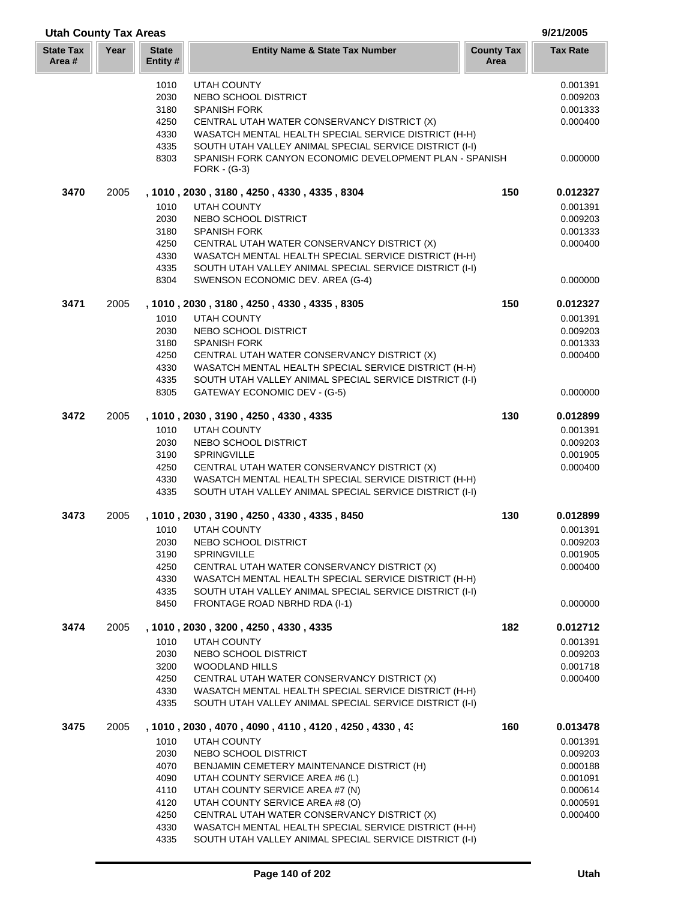## Utah County Tax Areas

9/21/2005

| State Tax Area # | Year | State Entity # | Entity Name & State Tax Number | County Tax Area | Tax Rate |
|---|---|---|---|---|---|
| | | 1010 | UTAH COUNTY | | 0.001391 |
| | | 2030 | NEBO SCHOOL DISTRICT | | 0.009203 |
| | | 3180 | SPANISH FORK | | 0.001333 |
| | | 4250 | CENTRAL UTAH WATER CONSERVANCY DISTRICT (X) | | 0.000400 |
| | | 4330 | WASATCH MENTAL HEALTH SPECIAL SERVICE DISTRICT (H-H) | | |
| | | 4335 | SOUTH UTAH VALLEY ANIMAL SPECIAL SERVICE DISTRICT (I-I) | | |
| | | 8303 | SPANISH FORK CANYON ECONOMIC DEVELOPMENT PLAN - SPANISH FORK - (G-3) | | 0.000000 |
| **3470** | 2005 | **, 1010 , 2030 , 3180 , 4250 , 4330 , 4335 , 8304** | | **150** | **0.012327** |
| | | 1010 | UTAH COUNTY | | 0.001391 |
| | | 2030 | NEBO SCHOOL DISTRICT | | 0.009203 |
| | | 3180 | SPANISH FORK | | 0.001333 |
| | | 4250 | CENTRAL UTAH WATER CONSERVANCY DISTRICT (X) | | 0.000400 |
| | | 4330 | WASATCH MENTAL HEALTH SPECIAL SERVICE DISTRICT (H-H) | | |
| | | 4335 | SOUTH UTAH VALLEY ANIMAL SPECIAL SERVICE DISTRICT (I-I) | | |
| | | 8304 | SWENSON ECONOMIC DEV. AREA (G-4) | | 0.000000 |
| **3471** | 2005 | **, 1010 , 2030 , 3180 , 4250 , 4330 , 4335 , 8305** | | **150** | **0.012327** |
| | | 1010 | UTAH COUNTY | | 0.001391 |
| | | 2030 | NEBO SCHOOL DISTRICT | | 0.009203 |
| | | 3180 | SPANISH FORK | | 0.001333 |
| | | 4250 | CENTRAL UTAH WATER CONSERVANCY DISTRICT (X) | | 0.000400 |
| | | 4330 | WASATCH MENTAL HEALTH SPECIAL SERVICE DISTRICT (H-H) | | |
| | | 4335 | SOUTH UTAH VALLEY ANIMAL SPECIAL SERVICE DISTRICT (I-I) | | |
| | | 8305 | GATEWAY ECONOMIC DEV - (G-5) | | 0.000000 |
| **3472** | 2005 | **, 1010 , 2030 , 3190 , 4250 , 4330 , 4335** | | **130** | **0.012899** |
| | | 1010 | UTAH COUNTY | | 0.001391 |
| | | 2030 | NEBO SCHOOL DISTRICT | | 0.009203 |
| | | 3190 | SPRINGVILLE | | 0.001905 |
| | | 4250 | CENTRAL UTAH WATER CONSERVANCY DISTRICT (X) | | 0.000400 |
| | | 4330 | WASATCH MENTAL HEALTH SPECIAL SERVICE DISTRICT (H-H) | | |
| | | 4335 | SOUTH UTAH VALLEY ANIMAL SPECIAL SERVICE DISTRICT (I-I) | | |
| **3473** | 2005 | **, 1010 , 2030 , 3190 , 4250 , 4330 , 4335 , 8450** | | **130** | **0.012899** |
| | | 1010 | UTAH COUNTY | | 0.001391 |
| | | 2030 | NEBO SCHOOL DISTRICT | | 0.009203 |
| | | 3190 | SPRINGVILLE | | 0.001905 |
| | | 4250 | CENTRAL UTAH WATER CONSERVANCY DISTRICT (X) | | 0.000400 |
| | | 4330 | WASATCH MENTAL HEALTH SPECIAL SERVICE DISTRICT (H-H) | | |
| | | 4335 | SOUTH UTAH VALLEY ANIMAL SPECIAL SERVICE DISTRICT (I-I) | | |
| | | 8450 | FRONTAGE ROAD NBRHD RDA (I-1) | | 0.000000 |
| **3474** | 2005 | **, 1010 , 2030 , 3200 , 4250 , 4330 , 4335** | | **182** | **0.012712** |
| | | 1010 | UTAH COUNTY | | 0.001391 |
| | | 2030 | NEBO SCHOOL DISTRICT | | 0.009203 |
| | | 3200 | WOODLAND HILLS | | 0.001718 |
| | | 4250 | CENTRAL UTAH WATER CONSERVANCY DISTRICT (X) | | 0.000400 |
| | | 4330 | WASATCH MENTAL HEALTH SPECIAL SERVICE DISTRICT (H-H) | | |
| | | 4335 | SOUTH UTAH VALLEY ANIMAL SPECIAL SERVICE DISTRICT (I-I) | | |
| **3475** | 2005 | **, 1010 , 2030 , 4070 , 4090 , 4110 , 4120 , 4250 , 4330 , 43** | | **160** | **0.013478** |
| | | 1010 | UTAH COUNTY | | 0.001391 |
| | | 2030 | NEBO SCHOOL DISTRICT | | 0.009203 |
| | | 4070 | BENJAMIN CEMETERY MAINTENANCE DISTRICT (H) | | 0.000188 |
| | | 4090 | UTAH COUNTY SERVICE AREA #6 (L) | | 0.001091 |
| | | 4110 | UTAH COUNTY SERVICE AREA #7 (N) | | 0.000614 |
| | | 4120 | UTAH COUNTY SERVICE AREA #8 (O) | | 0.000591 |
| | | 4250 | CENTRAL UTAH WATER CONSERVANCY DISTRICT (X) | | 0.000400 |
| | | 4330 | WASATCH MENTAL HEALTH SPECIAL SERVICE DISTRICT (H-H) | | |
| | | 4335 | SOUTH UTAH VALLEY ANIMAL SPECIAL SERVICE DISTRICT (I-I) | | |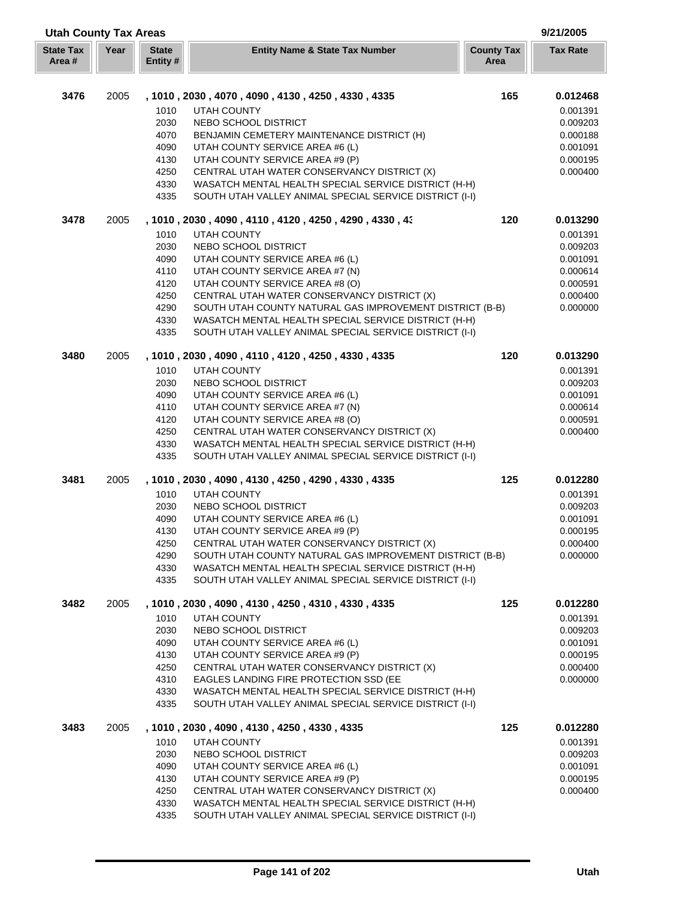## Utah County Tax Areas

9/21/2005

| State Tax Area # | Year | State Entity # | Entity Name & State Tax Number | County Tax Area | Tax Rate |
|---|---|---|---|---|---|
| **3476** | 2005 | **, 1010 , 2030 , 4070 , 4090 , 4130 , 4250 , 4330 , 4335** | | **165** | **0.012468** |
| | | 1010 | UTAH COUNTY | | 0.001391 |
| | | 2030 | NEBO SCHOOL DISTRICT | | 0.009203 |
| | | 4070 | BENJAMIN CEMETERY MAINTENANCE DISTRICT (H) | | 0.000188 |
| | | 4090 | UTAH COUNTY SERVICE AREA #6 (L) | | 0.001091 |
| | | 4130 | UTAH COUNTY SERVICE AREA #9 (P) | | 0.000195 |
| | | 4250 | CENTRAL UTAH WATER CONSERVANCY DISTRICT (X) | | 0.000400 |
| | | 4330 | WASATCH MENTAL HEALTH SPECIAL SERVICE DISTRICT (H-H) | | |
| | | 4335 | SOUTH UTAH VALLEY ANIMAL SPECIAL SERVICE DISTRICT (I-I) | | |
| **3478** | 2005 | **, 1010 , 2030 , 4090 , 4110 , 4120 , 4250 , 4290 , 4330 , 43** | | **120** | **0.013290** |
| | | 1010 | UTAH COUNTY | | 0.001391 |
| | | 2030 | NEBO SCHOOL DISTRICT | | 0.009203 |
| | | 4090 | UTAH COUNTY SERVICE AREA #6 (L) | | 0.001091 |
| | | 4110 | UTAH COUNTY SERVICE AREA #7 (N) | | 0.000614 |
| | | 4120 | UTAH COUNTY SERVICE AREA #8 (O) | | 0.000591 |
| | | 4250 | CENTRAL UTAH WATER CONSERVANCY DISTRICT (X) | | 0.000400 |
| | | 4290 | SOUTH UTAH COUNTY NATURAL GAS IMPROVEMENT DISTRICT (B-B) | | 0.000000 |
| | | 4330 | WASATCH MENTAL HEALTH SPECIAL SERVICE DISTRICT (H-H) | | |
| | | 4335 | SOUTH UTAH VALLEY ANIMAL SPECIAL SERVICE DISTRICT (I-I) | | |
| **3480** | 2005 | **, 1010 , 2030 , 4090 , 4110 , 4120 , 4250 , 4330 , 4335** | | **120** | **0.013290** |
| | | 1010 | UTAH COUNTY | | 0.001391 |
| | | 2030 | NEBO SCHOOL DISTRICT | | 0.009203 |
| | | 4090 | UTAH COUNTY SERVICE AREA #6 (L) | | 0.001091 |
| | | 4110 | UTAH COUNTY SERVICE AREA #7 (N) | | 0.000614 |
| | | 4120 | UTAH COUNTY SERVICE AREA #8 (O) | | 0.000591 |
| | | 4250 | CENTRAL UTAH WATER CONSERVANCY DISTRICT (X) | | 0.000400 |
| | | 4330 | WASATCH MENTAL HEALTH SPECIAL SERVICE DISTRICT (H-H) | | |
| | | 4335 | SOUTH UTAH VALLEY ANIMAL SPECIAL SERVICE DISTRICT (I-I) | | |
| **3481** | 2005 | **, 1010 , 2030 , 4090 , 4130 , 4250 , 4290 , 4330 , 4335** | | **125** | **0.012280** |
| | | 1010 | UTAH COUNTY | | 0.001391 |
| | | 2030 | NEBO SCHOOL DISTRICT | | 0.009203 |
| | | 4090 | UTAH COUNTY SERVICE AREA #6 (L) | | 0.001091 |
| | | 4130 | UTAH COUNTY SERVICE AREA #9 (P) | | 0.000195 |
| | | 4250 | CENTRAL UTAH WATER CONSERVANCY DISTRICT (X) | | 0.000400 |
| | | 4290 | SOUTH UTAH COUNTY NATURAL GAS IMPROVEMENT DISTRICT (B-B) | | 0.000000 |
| | | 4330 | WASATCH MENTAL HEALTH SPECIAL SERVICE DISTRICT (H-H) | | |
| | | 4335 | SOUTH UTAH VALLEY ANIMAL SPECIAL SERVICE DISTRICT (I-I) | | |
| **3482** | 2005 | **, 1010 , 2030 , 4090 , 4130 , 4250 , 4310 , 4330 , 4335** | | **125** | **0.012280** |
| | | 1010 | UTAH COUNTY | | 0.001391 |
| | | 2030 | NEBO SCHOOL DISTRICT | | 0.009203 |
| | | 4090 | UTAH COUNTY SERVICE AREA #6 (L) | | 0.001091 |
| | | 4130 | UTAH COUNTY SERVICE AREA #9 (P) | | 0.000195 |
| | | 4250 | CENTRAL UTAH WATER CONSERVANCY DISTRICT (X) | | 0.000400 |
| | | 4310 | EAGLES LANDING FIRE PROTECTION SSD (EE | | 0.000000 |
| | | 4330 | WASATCH MENTAL HEALTH SPECIAL SERVICE DISTRICT (H-H) | | |
| | | 4335 | SOUTH UTAH VALLEY ANIMAL SPECIAL SERVICE DISTRICT (I-I) | | |
| **3483** | 2005 | **, 1010 , 2030 , 4090 , 4130 , 4250 , 4330 , 4335** | | **125** | **0.012280** |
| | | 1010 | UTAH COUNTY | | 0.001391 |
| | | 2030 | NEBO SCHOOL DISTRICT | | 0.009203 |
| | | 4090 | UTAH COUNTY SERVICE AREA #6 (L) | | 0.001091 |
| | | 4130 | UTAH COUNTY SERVICE AREA #9 (P) | | 0.000195 |
| | | 4250 | CENTRAL UTAH WATER CONSERVANCY DISTRICT (X) | | 0.000400 |
| | | 4330 | WASATCH MENTAL HEALTH SPECIAL SERVICE DISTRICT (H-H) | | |
| | | 4335 | SOUTH UTAH VALLEY ANIMAL SPECIAL SERVICE DISTRICT (I-I) | | |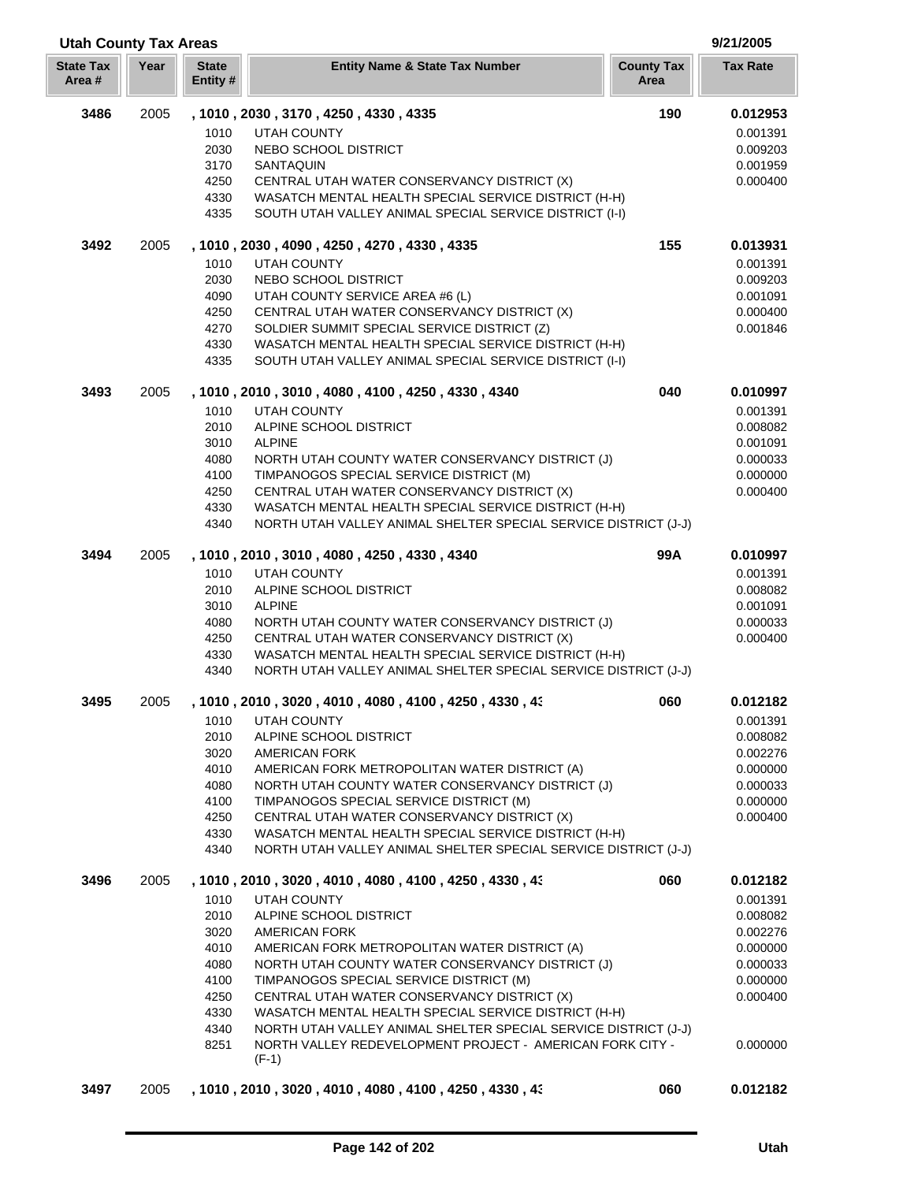## Utah County Tax Areas

9/21/2005

| State Tax Area # | Year | State Entity # | Entity Name & State Tax Number | County Tax Area | Tax Rate |
|---|---|---|---|---|---|
| **3486** | 2005 | **, 1010 , 2030 , 3170 , 4250 , 4330 , 4335** | | **190** | **0.012953** |
| | | 1010 | UTAH COUNTY | | 0.001391 |
| | | 2030 | NEBO SCHOOL DISTRICT | | 0.009203 |
| | | 3170 | SANTAQUIN | | 0.001959 |
| | | 4250 | CENTRAL UTAH WATER CONSERVANCY DISTRICT (X) | | 0.000400 |
| | | 4330 | WASATCH MENTAL HEALTH SPECIAL SERVICE DISTRICT (H-H) | | |
| | | 4335 | SOUTH UTAH VALLEY ANIMAL SPECIAL SERVICE DISTRICT (I-I) | | |
| **3492** | 2005 | **, 1010 , 2030 , 4090 , 4250 , 4270 , 4330 , 4335** | | **155** | **0.013931** |
| | | 1010 | UTAH COUNTY | | 0.001391 |
| | | 2030 | NEBO SCHOOL DISTRICT | | 0.009203 |
| | | 4090 | UTAH COUNTY SERVICE AREA #6 (L) | | 0.001091 |
| | | 4250 | CENTRAL UTAH WATER CONSERVANCY DISTRICT (X) | | 0.000400 |
| | | 4270 | SOLDIER SUMMIT SPECIAL SERVICE DISTRICT (Z) | | 0.001846 |
| | | 4330 | WASATCH MENTAL HEALTH SPECIAL SERVICE DISTRICT (H-H) | | |
| | | 4335 | SOUTH UTAH VALLEY ANIMAL SPECIAL SERVICE DISTRICT (I-I) | | |
| **3493** | 2005 | **, 1010 , 2010 , 3010 , 4080 , 4100 , 4250 , 4330 , 4340** | | **040** | **0.010997** |
| | | 1010 | UTAH COUNTY | | 0.001391 |
| | | 2010 | ALPINE SCHOOL DISTRICT | | 0.008082 |
| | | 3010 | ALPINE | | 0.001091 |
| | | 4080 | NORTH UTAH COUNTY WATER CONSERVANCY DISTRICT (J) | | 0.000033 |
| | | 4100 | TIMPANOGOS SPECIAL SERVICE DISTRICT (M) | | 0.000000 |
| | | 4250 | CENTRAL UTAH WATER CONSERVANCY DISTRICT (X) | | 0.000400 |
| | | 4330 | WASATCH MENTAL HEALTH SPECIAL SERVICE DISTRICT (H-H) | | |
| | | 4340 | NORTH UTAH VALLEY ANIMAL SHELTER SPECIAL SERVICE DISTRICT (J-J) | | |
| **3494** | 2005 | **, 1010 , 2010 , 3010 , 4080 , 4250 , 4330 , 4340** | | **99A** | **0.010997** |
| | | 1010 | UTAH COUNTY | | 0.001391 |
| | | 2010 | ALPINE SCHOOL DISTRICT | | 0.008082 |
| | | 3010 | ALPINE | | 0.001091 |
| | | 4080 | NORTH UTAH COUNTY WATER CONSERVANCY DISTRICT (J) | | 0.000033 |
| | | 4250 | CENTRAL UTAH WATER CONSERVANCY DISTRICT (X) | | 0.000400 |
| | | 4330 | WASATCH MENTAL HEALTH SPECIAL SERVICE DISTRICT (H-H) | | |
| | | 4340 | NORTH UTAH VALLEY ANIMAL SHELTER SPECIAL SERVICE DISTRICT (J-J) | | |
| **3495** | 2005 | **, 1010 , 2010 , 3020 , 4010 , 4080 , 4100 , 4250 , 4330 , 43** | | **060** | **0.012182** |
| | | 1010 | UTAH COUNTY | | 0.001391 |
| | | 2010 | ALPINE SCHOOL DISTRICT | | 0.008082 |
| | | 3020 | AMERICAN FORK | | 0.002276 |
| | | 4010 | AMERICAN FORK METROPOLITAN WATER DISTRICT (A) | | 0.000000 |
| | | 4080 | NORTH UTAH COUNTY WATER CONSERVANCY DISTRICT (J) | | 0.000033 |
| | | 4100 | TIMPANOGOS SPECIAL SERVICE DISTRICT (M) | | 0.000000 |
| | | 4250 | CENTRAL UTAH WATER CONSERVANCY DISTRICT (X) | | 0.000400 |
| | | 4330 | WASATCH MENTAL HEALTH SPECIAL SERVICE DISTRICT (H-H) | | |
| | | 4340 | NORTH UTAH VALLEY ANIMAL SHELTER SPECIAL SERVICE DISTRICT (J-J) | | |
| **3496** | 2005 | **, 1010 , 2010 , 3020 , 4010 , 4080 , 4100 , 4250 , 4330 , 43** | | **060** | **0.012182** |
| | | 1010 | UTAH COUNTY | | 0.001391 |
| | | 2010 | ALPINE SCHOOL DISTRICT | | 0.008082 |
| | | 3020 | AMERICAN FORK | | 0.002276 |
| | | 4010 | AMERICAN FORK METROPOLITAN WATER DISTRICT (A) | | 0.000000 |
| | | 4080 | NORTH UTAH COUNTY WATER CONSERVANCY DISTRICT (J) | | 0.000033 |
| | | 4100 | TIMPANOGOS SPECIAL SERVICE DISTRICT (M) | | 0.000000 |
| | | 4250 | CENTRAL UTAH WATER CONSERVANCY DISTRICT (X) | | 0.000400 |
| | | 4330 | WASATCH MENTAL HEALTH SPECIAL SERVICE DISTRICT (H-H) | | |
| | | 4340 | NORTH UTAH VALLEY ANIMAL SHELTER SPECIAL SERVICE DISTRICT (J-J) | | |
| | | 8251 | NORTH VALLEY REDEVELOPMENT PROJECT - AMERICAN FORK CITY - (F-1) | | 0.000000 |
| **3497** | 2005 | **, 1010 , 2010 , 3020 , 4010 , 4080 , 4100 , 4250 , 4330 , 43** | | **060** | **0.012182** |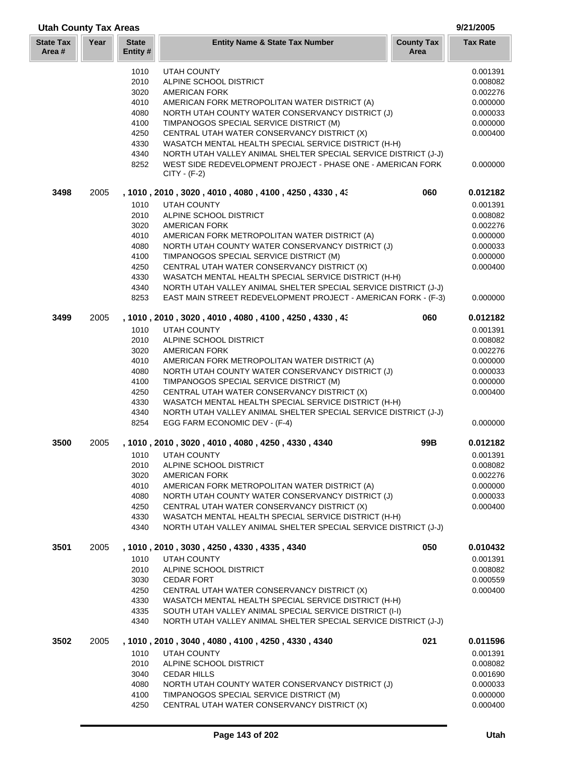## Utah County Tax Areas

| State Tax Area # | Year | State Entity # | Entity Name & State Tax Number | County Tax Area | Tax Rate |
|---|---|---|---|---|---|
| | | 1010 | UTAH COUNTY | | 0.001391 |
| | | 2010 | ALPINE SCHOOL DISTRICT | | 0.008082 |
| | | 3020 | AMERICAN FORK | | 0.002276 |
| | | 4010 | AMERICAN FORK METROPOLITAN WATER DISTRICT (A) | | 0.000000 |
| | | 4080 | NORTH UTAH COUNTY WATER CONSERVANCY DISTRICT (J) | | 0.000033 |
| | | 4100 | TIMPANOGOS SPECIAL SERVICE DISTRICT (M) | | 0.000000 |
| | | 4250 | CENTRAL UTAH WATER CONSERVANCY DISTRICT (X) | | 0.000400 |
| | | 4330 | WASATCH MENTAL HEALTH SPECIAL SERVICE DISTRICT (H-H) | | |
| | | 4340 | NORTH UTAH VALLEY ANIMAL SHELTER SPECIAL SERVICE DISTRICT (J-J) | | |
| | | 8252 | WEST SIDE REDEVELOPMENT PROJECT - PHASE ONE - AMERICAN FORK CITY - (F-2) | | 0.000000 |
| **3498** | 2005 | | **, 1010 , 2010 , 3020 , 4010 , 4080 , 4100 , 4250 , 4330 , 43** | **060** | **0.012182** |
| | | 1010 | UTAH COUNTY | | 0.001391 |
| | | 2010 | ALPINE SCHOOL DISTRICT | | 0.008082 |
| | | 3020 | AMERICAN FORK | | 0.002276 |
| | | 4010 | AMERICAN FORK METROPOLITAN WATER DISTRICT (A) | | 0.000000 |
| | | 4080 | NORTH UTAH COUNTY WATER CONSERVANCY DISTRICT (J) | | 0.000033 |
| | | 4100 | TIMPANOGOS SPECIAL SERVICE DISTRICT (M) | | 0.000000 |
| | | 4250 | CENTRAL UTAH WATER CONSERVANCY DISTRICT (X) | | 0.000400 |
| | | 4330 | WASATCH MENTAL HEALTH SPECIAL SERVICE DISTRICT (H-H) | | |
| | | 4340 | NORTH UTAH VALLEY ANIMAL SHELTER SPECIAL SERVICE DISTRICT (J-J) | | |
| | | 8253 | EAST MAIN STREET REDEVELOPMENT PROJECT - AMERICAN FORK - (F-3) | | 0.000000 |
| **3499** | 2005 | | **, 1010 , 2010 , 3020 , 4010 , 4080 , 4100 , 4250 , 4330 , 43** | **060** | **0.012182** |
| | | 1010 | UTAH COUNTY | | 0.001391 |
| | | 2010 | ALPINE SCHOOL DISTRICT | | 0.008082 |
| | | 3020 | AMERICAN FORK | | 0.002276 |
| | | 4010 | AMERICAN FORK METROPOLITAN WATER DISTRICT (A) | | 0.000000 |
| | | 4080 | NORTH UTAH COUNTY WATER CONSERVANCY DISTRICT (J) | | 0.000033 |
| | | 4100 | TIMPANOGOS SPECIAL SERVICE DISTRICT (M) | | 0.000000 |
| | | 4250 | CENTRAL UTAH WATER CONSERVANCY DISTRICT (X) | | 0.000400 |
| | | 4330 | WASATCH MENTAL HEALTH SPECIAL SERVICE DISTRICT (H-H) | | |
| | | 4340 | NORTH UTAH VALLEY ANIMAL SHELTER SPECIAL SERVICE DISTRICT (J-J) | | |
| | | 8254 | EGG FARM ECONOMIC DEV - (F-4) | | 0.000000 |
| **3500** | 2005 | | **, 1010 , 2010 , 3020 , 4010 , 4080 , 4250 , 4330 , 4340** | **99B** | **0.012182** |
| | | 1010 | UTAH COUNTY | | 0.001391 |
| | | 2010 | ALPINE SCHOOL DISTRICT | | 0.008082 |
| | | 3020 | AMERICAN FORK | | 0.002276 |
| | | 4010 | AMERICAN FORK METROPOLITAN WATER DISTRICT (A) | | 0.000000 |
| | | 4080 | NORTH UTAH COUNTY WATER CONSERVANCY DISTRICT (J) | | 0.000033 |
| | | 4250 | CENTRAL UTAH WATER CONSERVANCY DISTRICT (X) | | 0.000400 |
| | | 4330 | WASATCH MENTAL HEALTH SPECIAL SERVICE DISTRICT (H-H) | | |
| | | 4340 | NORTH UTAH VALLEY ANIMAL SHELTER SPECIAL SERVICE DISTRICT (J-J) | | |
| **3501** | 2005 | | **, 1010 , 2010 , 3030 , 4250 , 4330 , 4335 , 4340** | **050** | **0.010432** |
| | | 1010 | UTAH COUNTY | | 0.001391 |
| | | 2010 | ALPINE SCHOOL DISTRICT | | 0.008082 |
| | | 3030 | CEDAR FORT | | 0.000559 |
| | | 4250 | CENTRAL UTAH WATER CONSERVANCY DISTRICT (X) | | 0.000400 |
| | | 4330 | WASATCH MENTAL HEALTH SPECIAL SERVICE DISTRICT (H-H) | | |
| | | 4335 | SOUTH UTAH VALLEY ANIMAL SPECIAL SERVICE DISTRICT (I-I) | | |
| | | 4340 | NORTH UTAH VALLEY ANIMAL SHELTER SPECIAL SERVICE DISTRICT (J-J) | | |
| **3502** | 2005 | | **, 1010 , 2010 , 3040 , 4080 , 4100 , 4250 , 4330 , 4340** | **021** | **0.011596** |
| | | 1010 | UTAH COUNTY | | 0.001391 |
| | | 2010 | ALPINE SCHOOL DISTRICT | | 0.008082 |
| | | 3040 | CEDAR HILLS | | 0.001690 |
| | | 4080 | NORTH UTAH COUNTY WATER CONSERVANCY DISTRICT (J) | | 0.000033 |
| | | 4100 | TIMPANOGOS SPECIAL SERVICE DISTRICT (M) | | 0.000000 |
| | | 4250 | CENTRAL UTAH WATER CONSERVANCY DISTRICT (X) | | 0.000400 |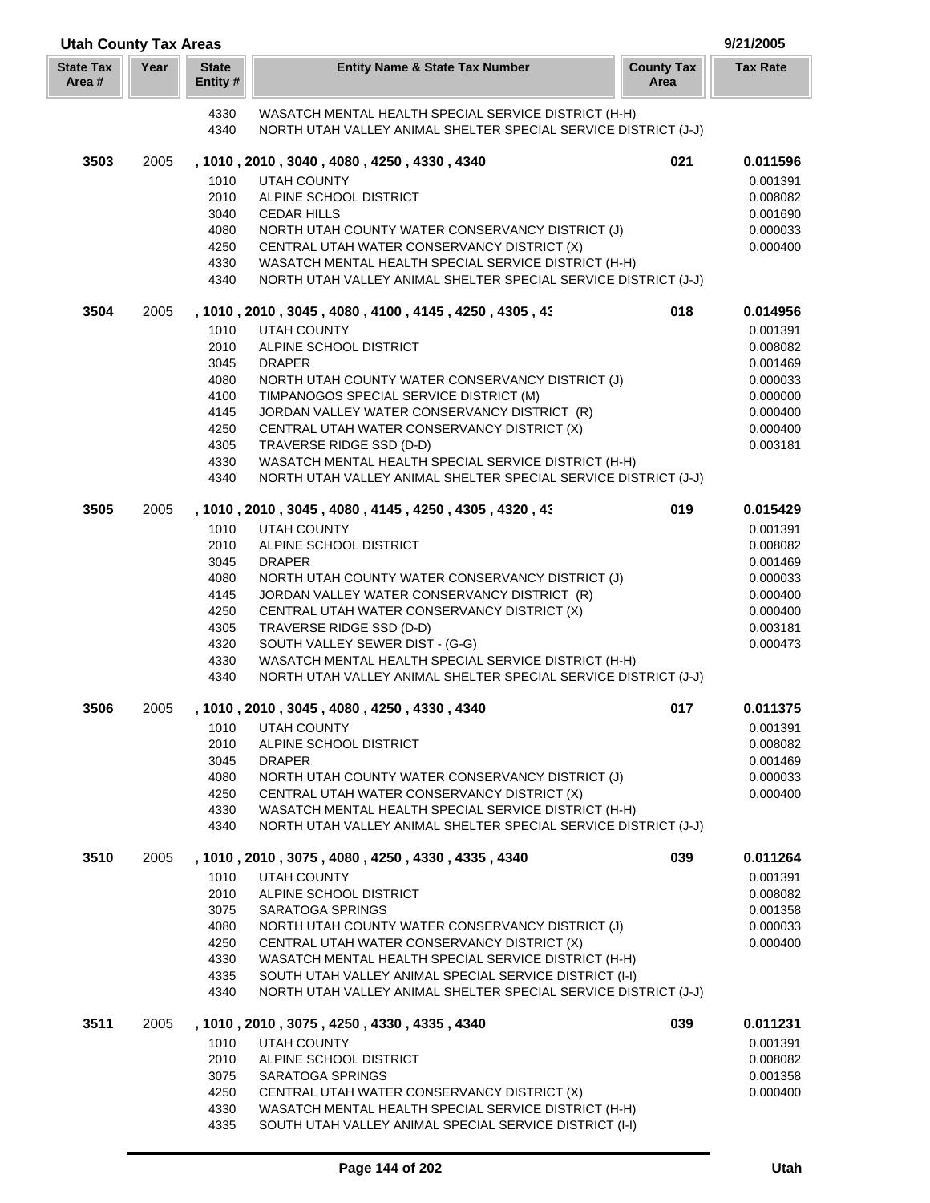## Utah County Tax Areas

9/21/2005

| State Tax Area # | Year | State Entity # | Entity Name & State Tax Number | County Tax Area | Tax Rate |
|---|---|---|---|---|---|
| | | 4330 | WASATCH MENTAL HEALTH SPECIAL SERVICE DISTRICT (H-H) | | |
| | | 4340 | NORTH UTAH VALLEY ANIMAL SHELTER SPECIAL SERVICE DISTRICT (J-J) | | |
| **3503** | 2005 | | **, 1010 , 2010 , 3040 , 4080 , 4250 , 4330 , 4340** | **021** | **0.011596** |
| | | 1010 | UTAH COUNTY | | 0.001391 |
| | | 2010 | ALPINE SCHOOL DISTRICT | | 0.008082 |
| | | 3040 | CEDAR HILLS | | 0.001690 |
| | | 4080 | NORTH UTAH COUNTY WATER CONSERVANCY DISTRICT (J) | | 0.000033 |
| | | 4250 | CENTRAL UTAH WATER CONSERVANCY DISTRICT (X) | | 0.000400 |
| | | 4330 | WASATCH MENTAL HEALTH SPECIAL SERVICE DISTRICT (H-H) | | |
| | | 4340 | NORTH UTAH VALLEY ANIMAL SHELTER SPECIAL SERVICE DISTRICT (J-J) | | |
| **3504** | 2005 | | **, 1010 , 2010 , 3045 , 4080 , 4100 , 4145 , 4250 , 4305 , 43** | **018** | **0.014956** |
| | | 1010 | UTAH COUNTY | | 0.001391 |
| | | 2010 | ALPINE SCHOOL DISTRICT | | 0.008082 |
| | | 3045 | DRAPER | | 0.001469 |
| | | 4080 | NORTH UTAH COUNTY WATER CONSERVANCY DISTRICT (J) | | 0.000033 |
| | | 4100 | TIMPANOGOS SPECIAL SERVICE DISTRICT (M) | | 0.000000 |
| | | 4145 | JORDAN VALLEY WATER CONSERVANCY DISTRICT (R) | | 0.000400 |
| | | 4250 | CENTRAL UTAH WATER CONSERVANCY DISTRICT (X) | | 0.000400 |
| | | 4305 | TRAVERSE RIDGE SSD (D-D) | | 0.003181 |
| | | 4330 | WASATCH MENTAL HEALTH SPECIAL SERVICE DISTRICT (H-H) | | |
| | | 4340 | NORTH UTAH VALLEY ANIMAL SHELTER SPECIAL SERVICE DISTRICT (J-J) | | |
| **3505** | 2005 | | **, 1010 , 2010 , 3045 , 4080 , 4145 , 4250 , 4305 , 4320 , 43** | **019** | **0.015429** |
| | | 1010 | UTAH COUNTY | | 0.001391 |
| | | 2010 | ALPINE SCHOOL DISTRICT | | 0.008082 |
| | | 3045 | DRAPER | | 0.001469 |
| | | 4080 | NORTH UTAH COUNTY WATER CONSERVANCY DISTRICT (J) | | 0.000033 |
| | | 4145 | JORDAN VALLEY WATER CONSERVANCY DISTRICT (R) | | 0.000400 |
| | | 4250 | CENTRAL UTAH WATER CONSERVANCY DISTRICT (X) | | 0.000400 |
| | | 4305 | TRAVERSE RIDGE SSD (D-D) | | 0.003181 |
| | | 4320 | SOUTH VALLEY SEWER DIST - (G-G) | | 0.000473 |
| | | 4330 | WASATCH MENTAL HEALTH SPECIAL SERVICE DISTRICT (H-H) | | |
| | | 4340 | NORTH UTAH VALLEY ANIMAL SHELTER SPECIAL SERVICE DISTRICT (J-J) | | |
| **3506** | 2005 | | **, 1010 , 2010 , 3045 , 4080 , 4250 , 4330 , 4340** | **017** | **0.011375** |
| | | 1010 | UTAH COUNTY | | 0.001391 |
| | | 2010 | ALPINE SCHOOL DISTRICT | | 0.008082 |
| | | 3045 | DRAPER | | 0.001469 |
| | | 4080 | NORTH UTAH COUNTY WATER CONSERVANCY DISTRICT (J) | | 0.000033 |
| | | 4250 | CENTRAL UTAH WATER CONSERVANCY DISTRICT (X) | | 0.000400 |
| | | 4330 | WASATCH MENTAL HEALTH SPECIAL SERVICE DISTRICT (H-H) | | |
| | | 4340 | NORTH UTAH VALLEY ANIMAL SHELTER SPECIAL SERVICE DISTRICT (J-J) | | |
| **3510** | 2005 | | **, 1010 , 2010 , 3075 , 4080 , 4250 , 4330 , 4335 , 4340** | **039** | **0.011264** |
| | | 1010 | UTAH COUNTY | | 0.001391 |
| | | 2010 | ALPINE SCHOOL DISTRICT | | 0.008082 |
| | | 3075 | SARATOGA SPRINGS | | 0.001358 |
| | | 4080 | NORTH UTAH COUNTY WATER CONSERVANCY DISTRICT (J) | | 0.000033 |
| | | 4250 | CENTRAL UTAH WATER CONSERVANCY DISTRICT (X) | | 0.000400 |
| | | 4330 | WASATCH MENTAL HEALTH SPECIAL SERVICE DISTRICT (H-H) | | |
| | | 4335 | SOUTH UTAH VALLEY ANIMAL SPECIAL SERVICE DISTRICT (I-I) | | |
| | | 4340 | NORTH UTAH VALLEY ANIMAL SHELTER SPECIAL SERVICE DISTRICT (J-J) | | |
| **3511** | 2005 | | **, 1010 , 2010 , 3075 , 4250 , 4330 , 4335 , 4340** | **039** | **0.011231** |
| | | 1010 | UTAH COUNTY | | 0.001391 |
| | | 2010 | ALPINE SCHOOL DISTRICT | | 0.008082 |
| | | 3075 | SARATOGA SPRINGS | | 0.001358 |
| | | 4250 | CENTRAL UTAH WATER CONSERVANCY DISTRICT (X) | | 0.000400 |
| | | 4330 | WASATCH MENTAL HEALTH SPECIAL SERVICE DISTRICT (H-H) | | |
| | | 4335 | SOUTH UTAH VALLEY ANIMAL SPECIAL SERVICE DISTRICT (I-I) | | |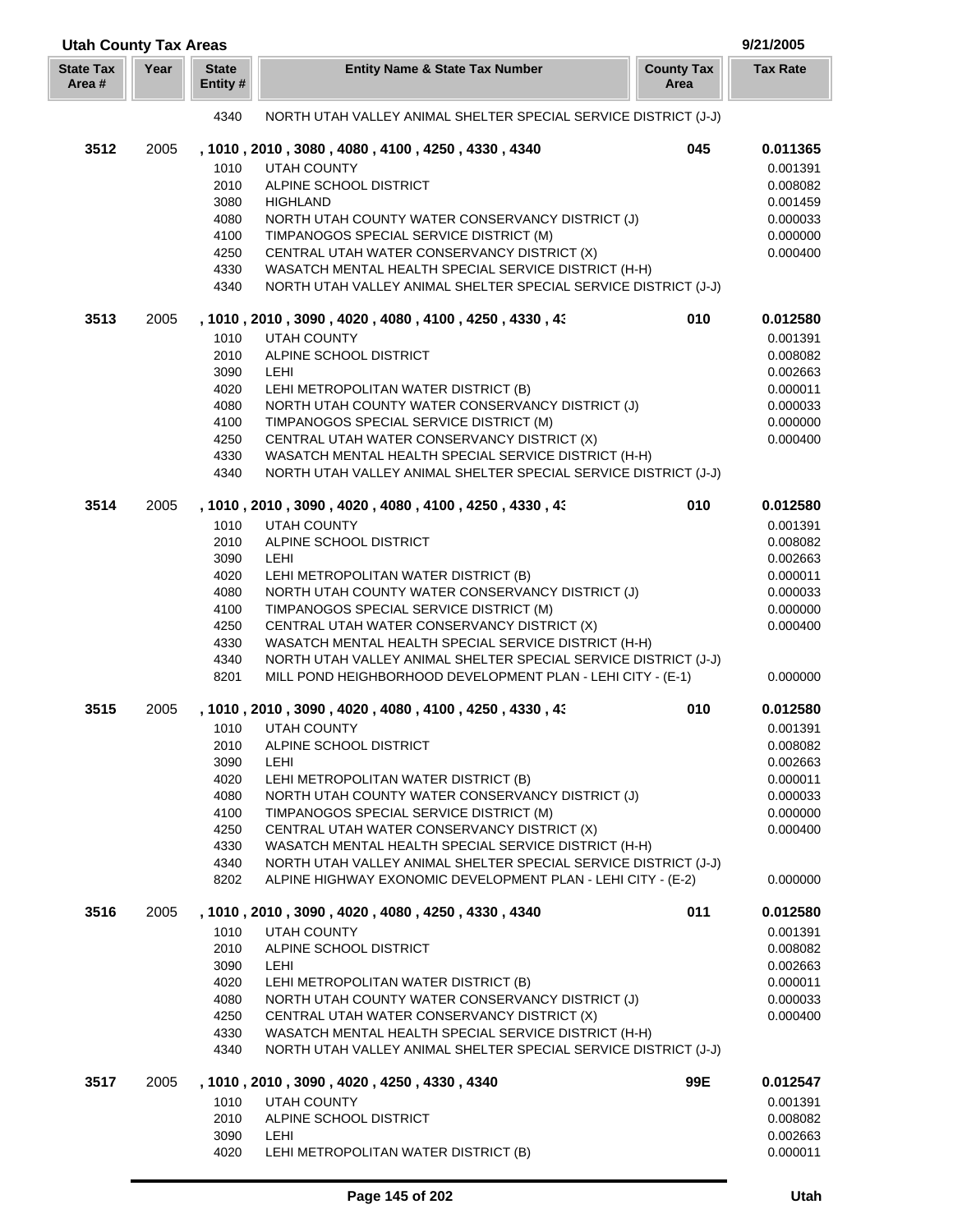## Utah County Tax Areas

9/21/2005

| State Tax Area # | Year | State Entity # | Entity Name & State Tax Number | County Tax Area | Tax Rate |
|---|---|---|---|---|---|
| | | 4340 | NORTH UTAH VALLEY ANIMAL SHELTER SPECIAL SERVICE DISTRICT (J-J) | | |
| **3512** | 2005 | | **, 1010 , 2010 , 3080 , 4080 , 4100 , 4250 , 4330 , 4340** | **045** | **0.011365** |
| | | 1010 | UTAH COUNTY | | 0.001391 |
| | | 2010 | ALPINE SCHOOL DISTRICT | | 0.008082 |
| | | 3080 | HIGHLAND | | 0.001459 |
| | | 4080 | NORTH UTAH COUNTY WATER CONSERVANCY DISTRICT (J) | | 0.000033 |
| | | 4100 | TIMPANOGOS SPECIAL SERVICE DISTRICT (M) | | 0.000000 |
| | | 4250 | CENTRAL UTAH WATER CONSERVANCY DISTRICT (X) | | 0.000400 |
| | | 4330 | WASATCH MENTAL HEALTH SPECIAL SERVICE DISTRICT (H-H) | | |
| | | 4340 | NORTH UTAH VALLEY ANIMAL SHELTER SPECIAL SERVICE DISTRICT (J-J) | | |
| **3513** | 2005 | | **, 1010 , 2010 , 3090 , 4020 , 4080 , 4100 , 4250 , 4330 , 43** | **010** | **0.012580** |
| | | 1010 | UTAH COUNTY | | 0.001391 |
| | | 2010 | ALPINE SCHOOL DISTRICT | | 0.008082 |
| | | 3090 | LEHI | | 0.002663 |
| | | 4020 | LEHI METROPOLITAN WATER DISTRICT (B) | | 0.000011 |
| | | 4080 | NORTH UTAH COUNTY WATER CONSERVANCY DISTRICT (J) | | 0.000033 |
| | | 4100 | TIMPANOGOS SPECIAL SERVICE DISTRICT (M) | | 0.000000 |
| | | 4250 | CENTRAL UTAH WATER CONSERVANCY DISTRICT (X) | | 0.000400 |
| | | 4330 | WASATCH MENTAL HEALTH SPECIAL SERVICE DISTRICT (H-H) | | |
| | | 4340 | NORTH UTAH VALLEY ANIMAL SHELTER SPECIAL SERVICE DISTRICT (J-J) | | |
| **3514** | 2005 | | **, 1010 , 2010 , 3090 , 4020 , 4080 , 4100 , 4250 , 4330 , 43** | **010** | **0.012580** |
| | | 1010 | UTAH COUNTY | | 0.001391 |
| | | 2010 | ALPINE SCHOOL DISTRICT | | 0.008082 |
| | | 3090 | LEHI | | 0.002663 |
| | | 4020 | LEHI METROPOLITAN WATER DISTRICT (B) | | 0.000011 |
| | | 4080 | NORTH UTAH COUNTY WATER CONSERVANCY DISTRICT (J) | | 0.000033 |
| | | 4100 | TIMPANOGOS SPECIAL SERVICE DISTRICT (M) | | 0.000000 |
| | | 4250 | CENTRAL UTAH WATER CONSERVANCY DISTRICT (X) | | 0.000400 |
| | | 4330 | WASATCH MENTAL HEALTH SPECIAL SERVICE DISTRICT (H-H) | | |
| | | 4340 | NORTH UTAH VALLEY ANIMAL SHELTER SPECIAL SERVICE DISTRICT (J-J) | | |
| | | 8201 | MILL POND HEIGHBORHOOD DEVELOPMENT PLAN - LEHI CITY - (E-1) | | 0.000000 |
| **3515** | 2005 | | **, 1010 , 2010 , 3090 , 4020 , 4080 , 4100 , 4250 , 4330 , 43** | **010** | **0.012580** |
| | | 1010 | UTAH COUNTY | | 0.001391 |
| | | 2010 | ALPINE SCHOOL DISTRICT | | 0.008082 |
| | | 3090 | LEHI | | 0.002663 |
| | | 4020 | LEHI METROPOLITAN WATER DISTRICT (B) | | 0.000011 |
| | | 4080 | NORTH UTAH COUNTY WATER CONSERVANCY DISTRICT (J) | | 0.000033 |
| | | 4100 | TIMPANOGOS SPECIAL SERVICE DISTRICT (M) | | 0.000000 |
| | | 4250 | CENTRAL UTAH WATER CONSERVANCY DISTRICT (X) | | 0.000400 |
| | | 4330 | WASATCH MENTAL HEALTH SPECIAL SERVICE DISTRICT (H-H) | | |
| | | 4340 | NORTH UTAH VALLEY ANIMAL SHELTER SPECIAL SERVICE DISTRICT (J-J) | | |
| | | 8202 | ALPINE HIGHWAY EXONOMIC DEVELOPMENT PLAN - LEHI CITY - (E-2) | | 0.000000 |
| **3516** | 2005 | | **, 1010 , 2010 , 3090 , 4020 , 4080 , 4250 , 4330 , 4340** | **011** | **0.012580** |
| | | 1010 | UTAH COUNTY | | 0.001391 |
| | | 2010 | ALPINE SCHOOL DISTRICT | | 0.008082 |
| | | 3090 | LEHI | | 0.002663 |
| | | 4020 | LEHI METROPOLITAN WATER DISTRICT (B) | | 0.000011 |
| | | 4080 | NORTH UTAH COUNTY WATER CONSERVANCY DISTRICT (J) | | 0.000033 |
| | | 4250 | CENTRAL UTAH WATER CONSERVANCY DISTRICT (X) | | 0.000400 |
| | | 4330 | WASATCH MENTAL HEALTH SPECIAL SERVICE DISTRICT (H-H) | | |
| | | 4340 | NORTH UTAH VALLEY ANIMAL SHELTER SPECIAL SERVICE DISTRICT (J-J) | | |
| **3517** | 2005 | | **, 1010 , 2010 , 3090 , 4020 , 4250 , 4330 , 4340** | **99E** | **0.012547** |
| | | 1010 | UTAH COUNTY | | 0.001391 |
| | | 2010 | ALPINE SCHOOL DISTRICT | | 0.008082 |
| | | 3090 | LEHI | | 0.002663 |
| | | 4020 | LEHI METROPOLITAN WATER DISTRICT (B) | | 0.000011 |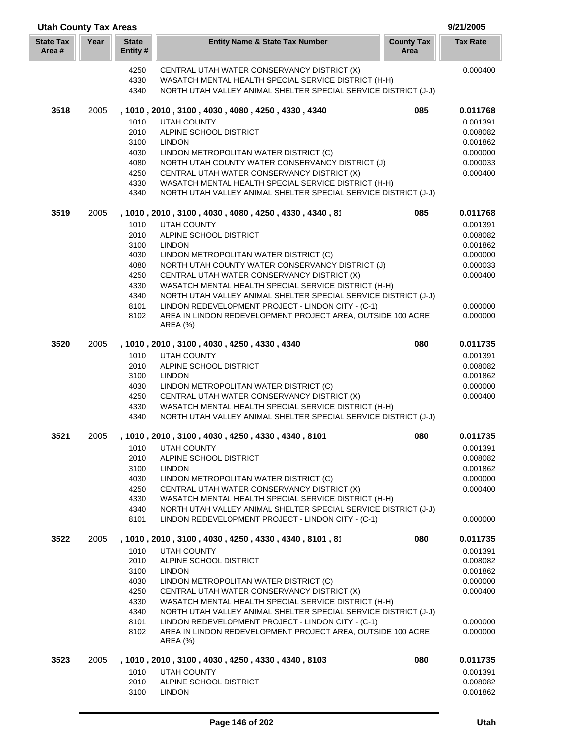## Utah County Tax Areas

9/21/2005

| State Tax Area # | Year | State Entity # | Entity Name & State Tax Number | County Tax Area | Tax Rate |
|---|---|---|---|---|---|
| | | 4250 | CENTRAL UTAH WATER CONSERVANCY DISTRICT (X) | | 0.000400 |
| | | 4330 | WASATCH MENTAL HEALTH SPECIAL SERVICE DISTRICT (H-H) | | |
| | | 4340 | NORTH UTAH VALLEY ANIMAL SHELTER SPECIAL SERVICE DISTRICT (J-J) | | |
| **3518** | 2005 | | **, 1010 , 2010 , 3100 , 4030 , 4080 , 4250 , 4330 , 4340** | **085** | **0.011768** |
| | | 1010 | UTAH COUNTY | | 0.001391 |
| | | 2010 | ALPINE SCHOOL DISTRICT | | 0.008082 |
| | | 3100 | LINDON | | 0.001862 |
| | | 4030 | LINDON METROPOLITAN WATER DISTRICT (C) | | 0.000000 |
| | | 4080 | NORTH UTAH COUNTY WATER CONSERVANCY DISTRICT (J) | | 0.000033 |
| | | 4250 | CENTRAL UTAH WATER CONSERVANCY DISTRICT (X) | | 0.000400 |
| | | 4330 | WASATCH MENTAL HEALTH SPECIAL SERVICE DISTRICT (H-H) | | |
| | | 4340 | NORTH UTAH VALLEY ANIMAL SHELTER SPECIAL SERVICE DISTRICT (J-J) | | |
| **3519** | 2005 | | **, 1010 , 2010 , 3100 , 4030 , 4080 , 4250 , 4330 , 4340 , 81** | **085** | **0.011768** |
| | | 1010 | UTAH COUNTY | | 0.001391 |
| | | 2010 | ALPINE SCHOOL DISTRICT | | 0.008082 |
| | | 3100 | LINDON | | 0.001862 |
| | | 4030 | LINDON METROPOLITAN WATER DISTRICT (C) | | 0.000000 |
| | | 4080 | NORTH UTAH COUNTY WATER CONSERVANCY DISTRICT (J) | | 0.000033 |
| | | 4250 | CENTRAL UTAH WATER CONSERVANCY DISTRICT (X) | | 0.000400 |
| | | 4330 | WASATCH MENTAL HEALTH SPECIAL SERVICE DISTRICT (H-H) | | |
| | | 4340 | NORTH UTAH VALLEY ANIMAL SHELTER SPECIAL SERVICE DISTRICT (J-J) | | |
| | | 8101 | LINDON REDEVELOPMENT PROJECT - LINDON CITY - (C-1) | | 0.000000 |
| | | 8102 | AREA IN LINDON REDEVELOPMENT PROJECT AREA, OUTSIDE 100 ACRE AREA (%) | | 0.000000 |
| **3520** | 2005 | | **, 1010 , 2010 , 3100 , 4030 , 4250 , 4330 , 4340** | **080** | **0.011735** |
| | | 1010 | UTAH COUNTY | | 0.001391 |
| | | 2010 | ALPINE SCHOOL DISTRICT | | 0.008082 |
| | | 3100 | LINDON | | 0.001862 |
| | | 4030 | LINDON METROPOLITAN WATER DISTRICT (C) | | 0.000000 |
| | | 4250 | CENTRAL UTAH WATER CONSERVANCY DISTRICT (X) | | 0.000400 |
| | | 4330 | WASATCH MENTAL HEALTH SPECIAL SERVICE DISTRICT (H-H) | | |
| | | 4340 | NORTH UTAH VALLEY ANIMAL SHELTER SPECIAL SERVICE DISTRICT (J-J) | | |
| **3521** | 2005 | | **, 1010 , 2010 , 3100 , 4030 , 4250 , 4330 , 4340 , 8101** | **080** | **0.011735** |
| | | 1010 | UTAH COUNTY | | 0.001391 |
| | | 2010 | ALPINE SCHOOL DISTRICT | | 0.008082 |
| | | 3100 | LINDON | | 0.001862 |
| | | 4030 | LINDON METROPOLITAN WATER DISTRICT (C) | | 0.000000 |
| | | 4250 | CENTRAL UTAH WATER CONSERVANCY DISTRICT (X) | | 0.000400 |
| | | 4330 | WASATCH MENTAL HEALTH SPECIAL SERVICE DISTRICT (H-H) | | |
| | | 4340 | NORTH UTAH VALLEY ANIMAL SHELTER SPECIAL SERVICE DISTRICT (J-J) | | |
| | | 8101 | LINDON REDEVELOPMENT PROJECT - LINDON CITY - (C-1) | | 0.000000 |
| **3522** | 2005 | | **, 1010 , 2010 , 3100 , 4030 , 4250 , 4330 , 4340 , 8101 , 81** | **080** | **0.011735** |
| | | 1010 | UTAH COUNTY | | 0.001391 |
| | | 2010 | ALPINE SCHOOL DISTRICT | | 0.008082 |
| | | 3100 | LINDON | | 0.001862 |
| | | 4030 | LINDON METROPOLITAN WATER DISTRICT (C) | | 0.000000 |
| | | 4250 | CENTRAL UTAH WATER CONSERVANCY DISTRICT (X) | | 0.000400 |
| | | 4330 | WASATCH MENTAL HEALTH SPECIAL SERVICE DISTRICT (H-H) | | |
| | | 4340 | NORTH UTAH VALLEY ANIMAL SHELTER SPECIAL SERVICE DISTRICT (J-J) | | |
| | | 8101 | LINDON REDEVELOPMENT PROJECT - LINDON CITY - (C-1) | | 0.000000 |
| | | 8102 | AREA IN LINDON REDEVELOPMENT PROJECT AREA, OUTSIDE 100 ACRE AREA (%) | | 0.000000 |
| **3523** | 2005 | | **, 1010 , 2010 , 3100 , 4030 , 4250 , 4330 , 4340 , 8103** | **080** | **0.011735** |
| | | 1010 | UTAH COUNTY | | 0.001391 |
| | | 2010 | ALPINE SCHOOL DISTRICT | | 0.008082 |
| | | 3100 | LINDON | | 0.001862 |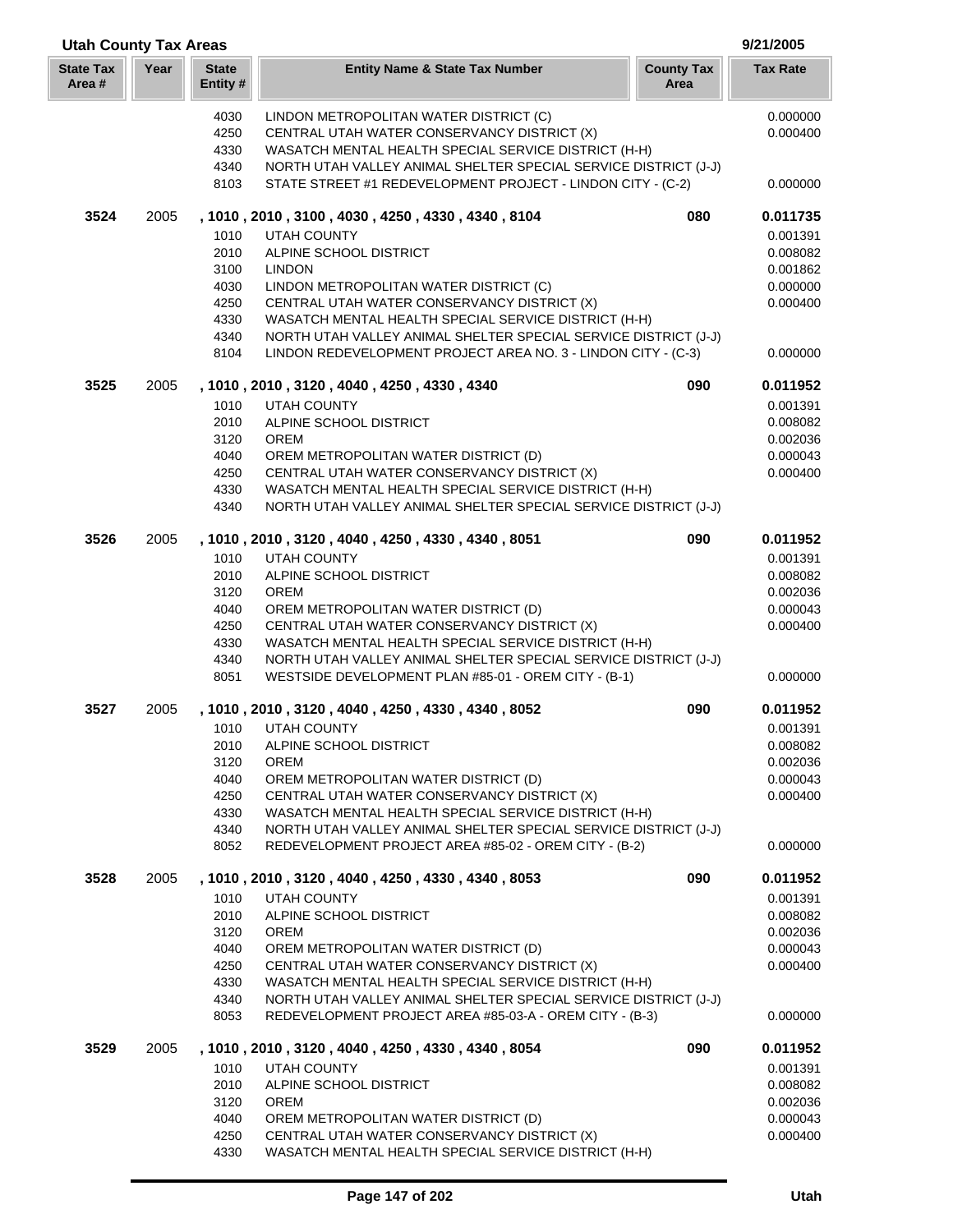## Utah County Tax Areas

9/21/2005

| State Tax Area # | Year | State Entity # | Entity Name & State Tax Number | County Tax Area | Tax Rate |
|---|---|---|---|---|---|
| | | 4030 | LINDON METROPOLITAN WATER DISTRICT (C) | | 0.000000 |
| | | 4250 | CENTRAL UTAH WATER CONSERVANCY DISTRICT (X) | | 0.000400 |
| | | 4330 | WASATCH MENTAL HEALTH SPECIAL SERVICE DISTRICT (H-H) | | |
| | | 4340 | NORTH UTAH VALLEY ANIMAL SHELTER SPECIAL SERVICE DISTRICT (J-J) | | |
| | | 8103 | STATE STREET #1 REDEVELOPMENT PROJECT - LINDON CITY - (C-2) | | 0.000000 |
| **3524** | 2005 | | **, 1010 , 2010 , 3100 , 4030 , 4250 , 4330 , 4340 , 8104** | **080** | **0.011735** |
| | | 1010 | UTAH COUNTY | | 0.001391 |
| | | 2010 | ALPINE SCHOOL DISTRICT | | 0.008082 |
| | | 3100 | LINDON | | 0.001862 |
| | | 4030 | LINDON METROPOLITAN WATER DISTRICT (C) | | 0.000000 |
| | | 4250 | CENTRAL UTAH WATER CONSERVANCY DISTRICT (X) | | 0.000400 |
| | | 4330 | WASATCH MENTAL HEALTH SPECIAL SERVICE DISTRICT (H-H) | | |
| | | 4340 | NORTH UTAH VALLEY ANIMAL SHELTER SPECIAL SERVICE DISTRICT (J-J) | | |
| | | 8104 | LINDON REDEVELOPMENT PROJECT AREA NO. 3 - LINDON CITY - (C-3) | | 0.000000 |
| **3525** | 2005 | | **, 1010 , 2010 , 3120 , 4040 , 4250 , 4330 , 4340** | **090** | **0.011952** |
| | | 1010 | UTAH COUNTY | | 0.001391 |
| | | 2010 | ALPINE SCHOOL DISTRICT | | 0.008082 |
| | | 3120 | OREM | | 0.002036 |
| | | 4040 | OREM METROPOLITAN WATER DISTRICT (D) | | 0.000043 |
| | | 4250 | CENTRAL UTAH WATER CONSERVANCY DISTRICT (X) | | 0.000400 |
| | | 4330 | WASATCH MENTAL HEALTH SPECIAL SERVICE DISTRICT (H-H) | | |
| | | 4340 | NORTH UTAH VALLEY ANIMAL SHELTER SPECIAL SERVICE DISTRICT (J-J) | | |
| **3526** | 2005 | | **, 1010 , 2010 , 3120 , 4040 , 4250 , 4330 , 4340 , 8051** | **090** | **0.011952** |
| | | 1010 | UTAH COUNTY | | 0.001391 |
| | | 2010 | ALPINE SCHOOL DISTRICT | | 0.008082 |
| | | 3120 | OREM | | 0.002036 |
| | | 4040 | OREM METROPOLITAN WATER DISTRICT (D) | | 0.000043 |
| | | 4250 | CENTRAL UTAH WATER CONSERVANCY DISTRICT (X) | | 0.000400 |
| | | 4330 | WASATCH MENTAL HEALTH SPECIAL SERVICE DISTRICT (H-H) | | |
| | | 4340 | NORTH UTAH VALLEY ANIMAL SHELTER SPECIAL SERVICE DISTRICT (J-J) | | |
| | | 8051 | WESTSIDE DEVELOPMENT PLAN #85-01 - OREM CITY - (B-1) | | 0.000000 |
| **3527** | 2005 | | **, 1010 , 2010 , 3120 , 4040 , 4250 , 4330 , 4340 , 8052** | **090** | **0.011952** |
| | | 1010 | UTAH COUNTY | | 0.001391 |
| | | 2010 | ALPINE SCHOOL DISTRICT | | 0.008082 |
| | | 3120 | OREM | | 0.002036 |
| | | 4040 | OREM METROPOLITAN WATER DISTRICT (D) | | 0.000043 |
| | | 4250 | CENTRAL UTAH WATER CONSERVANCY DISTRICT (X) | | 0.000400 |
| | | 4330 | WASATCH MENTAL HEALTH SPECIAL SERVICE DISTRICT (H-H) | | |
| | | 4340 | NORTH UTAH VALLEY ANIMAL SHELTER SPECIAL SERVICE DISTRICT (J-J) | | |
| | | 8052 | REDEVELOPMENT PROJECT AREA #85-02 - OREM CITY - (B-2) | | 0.000000 |
| **3528** | 2005 | | **, 1010 , 2010 , 3120 , 4040 , 4250 , 4330 , 4340 , 8053** | **090** | **0.011952** |
| | | 1010 | UTAH COUNTY | | 0.001391 |
| | | 2010 | ALPINE SCHOOL DISTRICT | | 0.008082 |
| | | 3120 | OREM | | 0.002036 |
| | | 4040 | OREM METROPOLITAN WATER DISTRICT (D) | | 0.000043 |
| | | 4250 | CENTRAL UTAH WATER CONSERVANCY DISTRICT (X) | | 0.000400 |
| | | 4330 | WASATCH MENTAL HEALTH SPECIAL SERVICE DISTRICT (H-H) | | |
| | | 4340 | NORTH UTAH VALLEY ANIMAL SHELTER SPECIAL SERVICE DISTRICT (J-J) | | |
| | | 8053 | REDEVELOPMENT PROJECT AREA #85-03-A - OREM CITY - (B-3) | | 0.000000 |
| **3529** | 2005 | | **, 1010 , 2010 , 3120 , 4040 , 4250 , 4330 , 4340 , 8054** | **090** | **0.011952** |
| | | 1010 | UTAH COUNTY | | 0.001391 |
| | | 2010 | ALPINE SCHOOL DISTRICT | | 0.008082 |
| | | 3120 | OREM | | 0.002036 |
| | | 4040 | OREM METROPOLITAN WATER DISTRICT (D) | | 0.000043 |
| | | 4250 | CENTRAL UTAH WATER CONSERVANCY DISTRICT (X) | | 0.000400 |
| | | 4330 | WASATCH MENTAL HEALTH SPECIAL SERVICE DISTRICT (H-H) | | |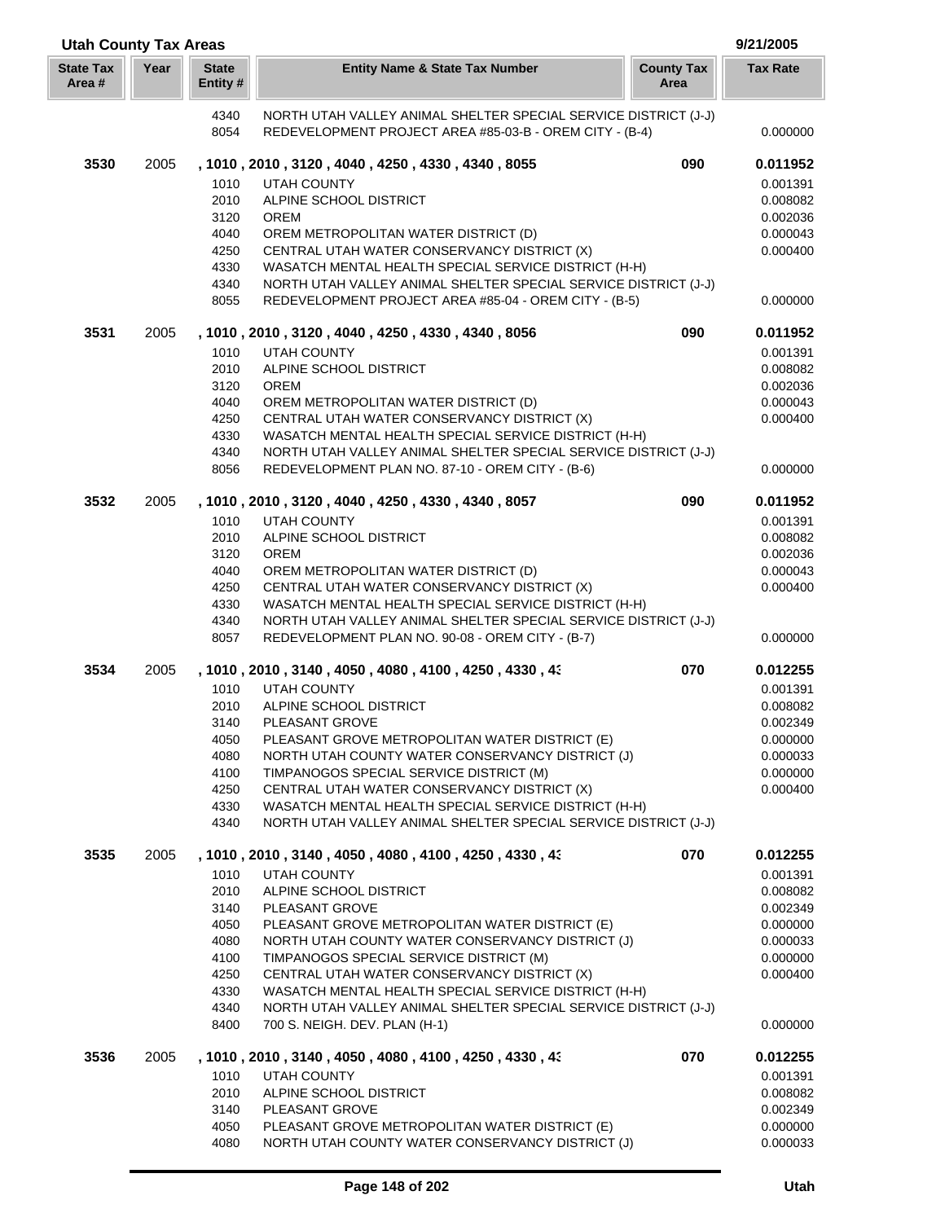## Utah County Tax Areas

9/21/2005

| State Tax Area # | Year | State Entity # | Entity Name & State Tax Number | County Tax Area | Tax Rate |
|---|---|---|---|---|---|
| | | 4340 | NORTH UTAH VALLEY ANIMAL SHELTER SPECIAL SERVICE DISTRICT (J-J) | | |
| | | 8054 | REDEVELOPMENT PROJECT AREA #85-03-B - OREM CITY - (B-4) | | 0.000000 |
| **3530** | 2005 | | **, 1010 , 2010 , 3120 , 4040 , 4250 , 4330 , 4340 , 8055** | **090** | **0.011952** |
| | | 1010 | UTAH COUNTY | | 0.001391 |
| | | 2010 | ALPINE SCHOOL DISTRICT | | 0.008082 |
| | | 3120 | OREM | | 0.002036 |
| | | 4040 | OREM METROPOLITAN WATER DISTRICT (D) | | 0.000043 |
| | | 4250 | CENTRAL UTAH WATER CONSERVANCY DISTRICT (X) | | 0.000400 |
| | | 4330 | WASATCH MENTAL HEALTH SPECIAL SERVICE DISTRICT (H-H) | | |
| | | 4340 | NORTH UTAH VALLEY ANIMAL SHELTER SPECIAL SERVICE DISTRICT (J-J) | | |
| | | 8055 | REDEVELOPMENT PROJECT AREA #85-04 - OREM CITY - (B-5) | | 0.000000 |
| **3531** | 2005 | | **, 1010 , 2010 , 3120 , 4040 , 4250 , 4330 , 4340 , 8056** | **090** | **0.011952** |
| | | 1010 | UTAH COUNTY | | 0.001391 |
| | | 2010 | ALPINE SCHOOL DISTRICT | | 0.008082 |
| | | 3120 | OREM | | 0.002036 |
| | | 4040 | OREM METROPOLITAN WATER DISTRICT (D) | | 0.000043 |
| | | 4250 | CENTRAL UTAH WATER CONSERVANCY DISTRICT (X) | | 0.000400 |
| | | 4330 | WASATCH MENTAL HEALTH SPECIAL SERVICE DISTRICT (H-H) | | |
| | | 4340 | NORTH UTAH VALLEY ANIMAL SHELTER SPECIAL SERVICE DISTRICT (J-J) | | |
| | | 8056 | REDEVELOPMENT PLAN NO. 87-10 - OREM CITY - (B-6) | | 0.000000 |
| **3532** | 2005 | | **, 1010 , 2010 , 3120 , 4040 , 4250 , 4330 , 4340 , 8057** | **090** | **0.011952** |
| | | 1010 | UTAH COUNTY | | 0.001391 |
| | | 2010 | ALPINE SCHOOL DISTRICT | | 0.008082 |
| | | 3120 | OREM | | 0.002036 |
| | | 4040 | OREM METROPOLITAN WATER DISTRICT (D) | | 0.000043 |
| | | 4250 | CENTRAL UTAH WATER CONSERVANCY DISTRICT (X) | | 0.000400 |
| | | 4330 | WASATCH MENTAL HEALTH SPECIAL SERVICE DISTRICT (H-H) | | |
| | | 4340 | NORTH UTAH VALLEY ANIMAL SHELTER SPECIAL SERVICE DISTRICT (J-J) | | |
| | | 8057 | REDEVELOPMENT PLAN NO. 90-08 - OREM CITY - (B-7) | | 0.000000 |
| **3534** | 2005 | | **, 1010 , 2010 , 3140 , 4050 , 4080 , 4100 , 4250 , 4330 , 43** | **070** | **0.012255** |
| | | 1010 | UTAH COUNTY | | 0.001391 |
| | | 2010 | ALPINE SCHOOL DISTRICT | | 0.008082 |
| | | 3140 | PLEASANT GROVE | | 0.002349 |
| | | 4050 | PLEASANT GROVE METROPOLITAN WATER DISTRICT (E) | | 0.000000 |
| | | 4080 | NORTH UTAH COUNTY WATER CONSERVANCY DISTRICT (J) | | 0.000033 |
| | | 4100 | TIMPANOGOS SPECIAL SERVICE DISTRICT (M) | | 0.000000 |
| | | 4250 | CENTRAL UTAH WATER CONSERVANCY DISTRICT (X) | | 0.000400 |
| | | 4330 | WASATCH MENTAL HEALTH SPECIAL SERVICE DISTRICT (H-H) | | |
| | | 4340 | NORTH UTAH VALLEY ANIMAL SHELTER SPECIAL SERVICE DISTRICT (J-J) | | |
| **3535** | 2005 | | **, 1010 , 2010 , 3140 , 4050 , 4080 , 4100 , 4250 , 4330 , 43** | **070** | **0.012255** |
| | | 1010 | UTAH COUNTY | | 0.001391 |
| | | 2010 | ALPINE SCHOOL DISTRICT | | 0.008082 |
| | | 3140 | PLEASANT GROVE | | 0.002349 |
| | | 4050 | PLEASANT GROVE METROPOLITAN WATER DISTRICT (E) | | 0.000000 |
| | | 4080 | NORTH UTAH COUNTY WATER CONSERVANCY DISTRICT (J) | | 0.000033 |
| | | 4100 | TIMPANOGOS SPECIAL SERVICE DISTRICT (M) | | 0.000000 |
| | | 4250 | CENTRAL UTAH WATER CONSERVANCY DISTRICT (X) | | 0.000400 |
| | | 4330 | WASATCH MENTAL HEALTH SPECIAL SERVICE DISTRICT (H-H) | | |
| | | 4340 | NORTH UTAH VALLEY ANIMAL SHELTER SPECIAL SERVICE DISTRICT (J-J) | | |
| | | 8400 | 700 S. NEIGH. DEV. PLAN (H-1) | | 0.000000 |
| **3536** | 2005 | | **, 1010 , 2010 , 3140 , 4050 , 4080 , 4100 , 4250 , 4330 , 43** | **070** | **0.012255** |
| | | 1010 | UTAH COUNTY | | 0.001391 |
| | | 2010 | ALPINE SCHOOL DISTRICT | | 0.008082 |
| | | 3140 | PLEASANT GROVE | | 0.002349 |
| | | 4050 | PLEASANT GROVE METROPOLITAN WATER DISTRICT (E) | | 0.000000 |
| | | 4080 | NORTH UTAH COUNTY WATER CONSERVANCY DISTRICT (J) | | 0.000033 |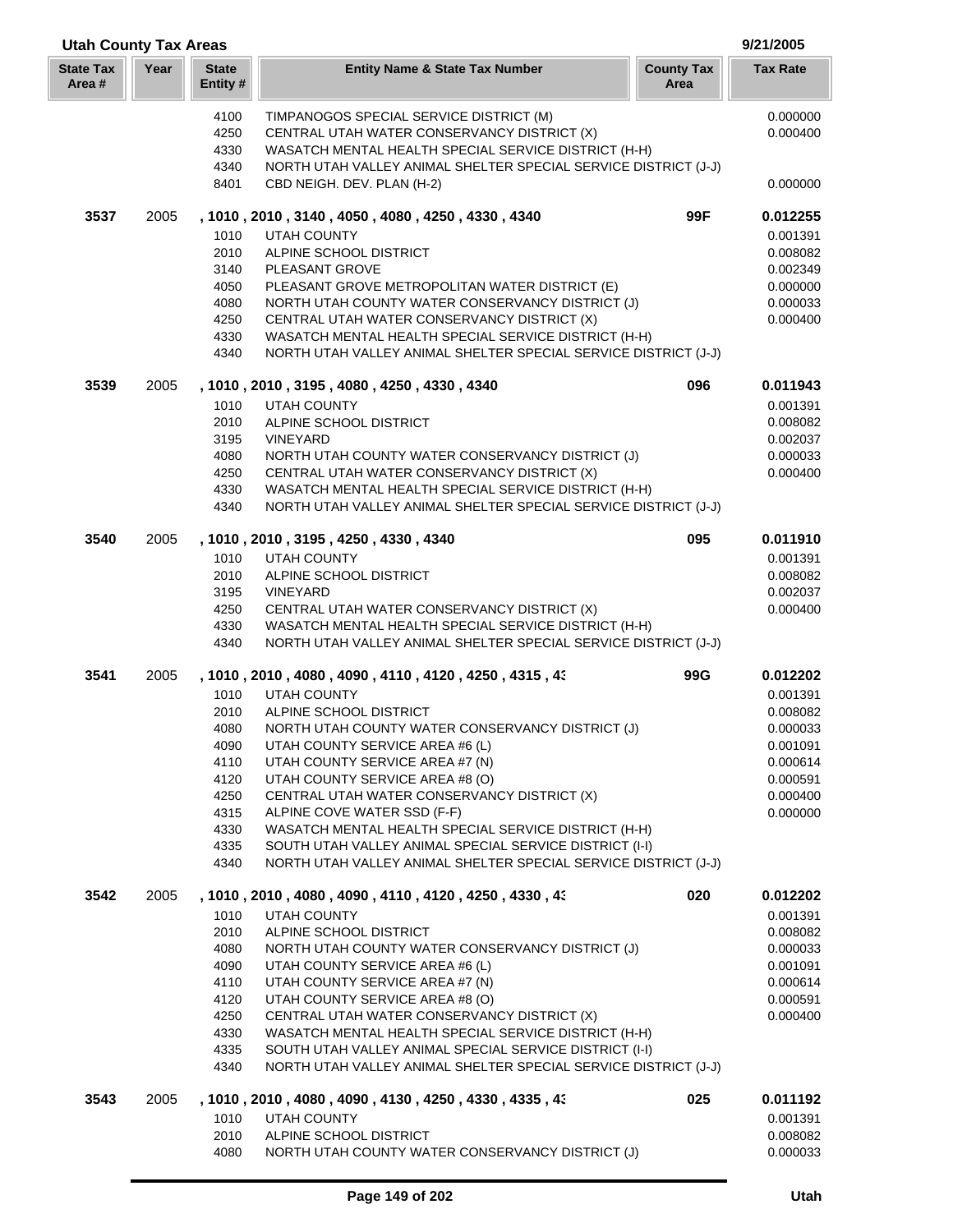# Utah County Tax Areas

9/21/2005

| State Tax Area # | Year | State Entity # | Entity Name & State Tax Number | County Tax Area | Tax Rate |
|---|---|---|---|---|---|
| | | 4100 | TIMPANOGOS SPECIAL SERVICE DISTRICT (M) | | 0.000000 |
| | | 4250 | CENTRAL UTAH WATER CONSERVANCY DISTRICT (X) | | 0.000400 |
| | | 4330 | WASATCH MENTAL HEALTH SPECIAL SERVICE DISTRICT (H-H) | | |
| | | 4340 | NORTH UTAH VALLEY ANIMAL SHELTER SPECIAL SERVICE DISTRICT (J-J) | | |
| | | 8401 | CBD NEIGH. DEV. PLAN (H-2) | | 0.000000 |
| **3537** | 2005 | | **, 1010 , 2010 , 3140 , 4050 , 4080 , 4250 , 4330 , 4340** | **99F** | **0.012255** |
| | | 1010 | UTAH COUNTY | | 0.001391 |
| | | 2010 | ALPINE SCHOOL DISTRICT | | 0.008082 |
| | | 3140 | PLEASANT GROVE | | 0.002349 |
| | | 4050 | PLEASANT GROVE METROPOLITAN WATER DISTRICT (E) | | 0.000000 |
| | | 4080 | NORTH UTAH COUNTY WATER CONSERVANCY DISTRICT (J) | | 0.000033 |
| | | 4250 | CENTRAL UTAH WATER CONSERVANCY DISTRICT (X) | | 0.000400 |
| | | 4330 | WASATCH MENTAL HEALTH SPECIAL SERVICE DISTRICT (H-H) | | |
| | | 4340 | NORTH UTAH VALLEY ANIMAL SHELTER SPECIAL SERVICE DISTRICT (J-J) | | |
| **3539** | 2005 | | **, 1010 , 2010 , 3195 , 4080 , 4250 , 4330 , 4340** | **096** | **0.011943** |
| | | 1010 | UTAH COUNTY | | 0.001391 |
| | | 2010 | ALPINE SCHOOL DISTRICT | | 0.008082 |
| | | 3195 | VINEYARD | | 0.002037 |
| | | 4080 | NORTH UTAH COUNTY WATER CONSERVANCY DISTRICT (J) | | 0.000033 |
| | | 4250 | CENTRAL UTAH WATER CONSERVANCY DISTRICT (X) | | 0.000400 |
| | | 4330 | WASATCH MENTAL HEALTH SPECIAL SERVICE DISTRICT (H-H) | | |
| | | 4340 | NORTH UTAH VALLEY ANIMAL SHELTER SPECIAL SERVICE DISTRICT (J-J) | | |
| **3540** | 2005 | | **, 1010 , 2010 , 3195 , 4250 , 4330 , 4340** | **095** | **0.011910** |
| | | 1010 | UTAH COUNTY | | 0.001391 |
| | | 2010 | ALPINE SCHOOL DISTRICT | | 0.008082 |
| | | 3195 | VINEYARD | | 0.002037 |
| | | 4250 | CENTRAL UTAH WATER CONSERVANCY DISTRICT (X) | | 0.000400 |
| | | 4330 | WASATCH MENTAL HEALTH SPECIAL SERVICE DISTRICT (H-H) | | |
| | | 4340 | NORTH UTAH VALLEY ANIMAL SHELTER SPECIAL SERVICE DISTRICT (J-J) | | |
| **3541** | 2005 | | **, 1010 , 2010 , 4080 , 4090 , 4110 , 4120 , 4250 , 4315 , 43** | **99G** | **0.012202** |
| | | 1010 | UTAH COUNTY | | 0.001391 |
| | | 2010 | ALPINE SCHOOL DISTRICT | | 0.008082 |
| | | 4080 | NORTH UTAH COUNTY WATER CONSERVANCY DISTRICT (J) | | 0.000033 |
| | | 4090 | UTAH COUNTY SERVICE AREA #6 (L) | | 0.001091 |
| | | 4110 | UTAH COUNTY SERVICE AREA #7 (N) | | 0.000614 |
| | | 4120 | UTAH COUNTY SERVICE AREA #8 (O) | | 0.000591 |
| | | 4250 | CENTRAL UTAH WATER CONSERVANCY DISTRICT (X) | | 0.000400 |
| | | 4315 | ALPINE COVE WATER SSD (F-F) | | 0.000000 |
| | | 4330 | WASATCH MENTAL HEALTH SPECIAL SERVICE DISTRICT (H-H) | | |
| | | 4335 | SOUTH UTAH VALLEY ANIMAL SPECIAL SERVICE DISTRICT (I-I) | | |
| | | 4340 | NORTH UTAH VALLEY ANIMAL SHELTER SPECIAL SERVICE DISTRICT (J-J) | | |
| **3542** | 2005 | | **, 1010 , 2010 , 4080 , 4090 , 4110 , 4120 , 4250 , 4330 , 43** | **020** | **0.012202** |
| | | 1010 | UTAH COUNTY | | 0.001391 |
| | | 2010 | ALPINE SCHOOL DISTRICT | | 0.008082 |
| | | 4080 | NORTH UTAH COUNTY WATER CONSERVANCY DISTRICT (J) | | 0.000033 |
| | | 4090 | UTAH COUNTY SERVICE AREA #6 (L) | | 0.001091 |
| | | 4110 | UTAH COUNTY SERVICE AREA #7 (N) | | 0.000614 |
| | | 4120 | UTAH COUNTY SERVICE AREA #8 (O) | | 0.000591 |
| | | 4250 | CENTRAL UTAH WATER CONSERVANCY DISTRICT (X) | | 0.000400 |
| | | 4330 | WASATCH MENTAL HEALTH SPECIAL SERVICE DISTRICT (H-H) | | |
| | | 4335 | SOUTH UTAH VALLEY ANIMAL SPECIAL SERVICE DISTRICT (I-I) | | |
| | | 4340 | NORTH UTAH VALLEY ANIMAL SHELTER SPECIAL SERVICE DISTRICT (J-J) | | |
| **3543** | 2005 | | **, 1010 , 2010 , 4080 , 4090 , 4130 , 4250 , 4330 , 4335 , 43** | **025** | **0.011192** |
| | | 1010 | UTAH COUNTY | | 0.001391 |
| | | 2010 | ALPINE SCHOOL DISTRICT | | 0.008082 |
| | | 4080 | NORTH UTAH COUNTY WATER CONSERVANCY DISTRICT (J) | | 0.000033 |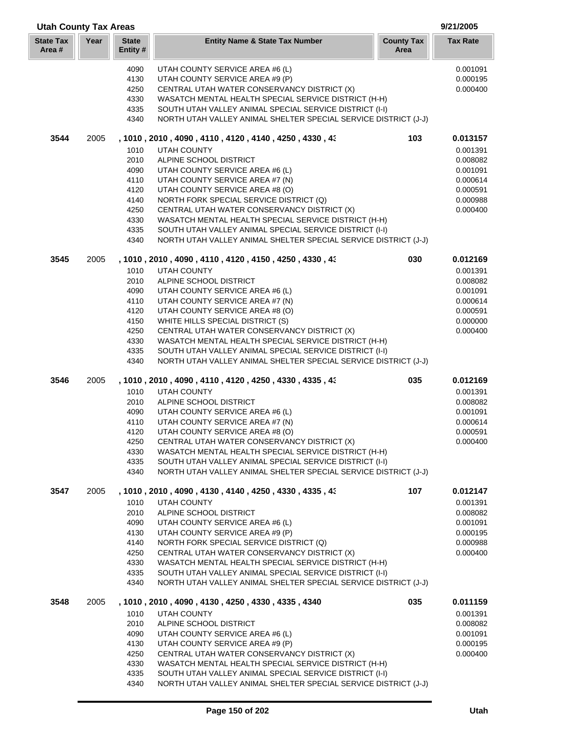## Utah County Tax Areas

9/21/2005

| State Tax Area # | Year | State Entity # | Entity Name & State Tax Number | County Tax Area | Tax Rate |
|---|---|---|---|---|---|
| | | 4090 | UTAH COUNTY SERVICE AREA #6 (L) | | 0.001091 |
| | | 4130 | UTAH COUNTY SERVICE AREA #9 (P) | | 0.000195 |
| | | 4250 | CENTRAL UTAH WATER CONSERVANCY DISTRICT (X) | | 0.000400 |
| | | 4330 | WASATCH MENTAL HEALTH SPECIAL SERVICE DISTRICT (H-H) | | |
| | | 4335 | SOUTH UTAH VALLEY ANIMAL SPECIAL SERVICE DISTRICT (I-I) | | |
| | | 4340 | NORTH UTAH VALLEY ANIMAL SHELTER SPECIAL SERVICE DISTRICT (J-J) | | |
| **3544** | 2005 | | **, 1010 , 2010 , 4090 , 4110 , 4120 , 4140 , 4250 , 4330 , 43** | **103** | **0.013157** |
| | | 1010 | UTAH COUNTY | | 0.001391 |
| | | 2010 | ALPINE SCHOOL DISTRICT | | 0.008082 |
| | | 4090 | UTAH COUNTY SERVICE AREA #6 (L) | | 0.001091 |
| | | 4110 | UTAH COUNTY SERVICE AREA #7 (N) | | 0.000614 |
| | | 4120 | UTAH COUNTY SERVICE AREA #8 (O) | | 0.000591 |
| | | 4140 | NORTH FORK SPECIAL SERVICE DISTRICT (Q) | | 0.000988 |
| | | 4250 | CENTRAL UTAH WATER CONSERVANCY DISTRICT (X) | | 0.000400 |
| | | 4330 | WASATCH MENTAL HEALTH SPECIAL SERVICE DISTRICT (H-H) | | |
| | | 4335 | SOUTH UTAH VALLEY ANIMAL SPECIAL SERVICE DISTRICT (I-I) | | |
| | | 4340 | NORTH UTAH VALLEY ANIMAL SHELTER SPECIAL SERVICE DISTRICT (J-J) | | |
| **3545** | 2005 | | **, 1010 , 2010 , 4090 , 4110 , 4120 , 4150 , 4250 , 4330 , 43** | **030** | **0.012169** |
| | | 1010 | UTAH COUNTY | | 0.001391 |
| | | 2010 | ALPINE SCHOOL DISTRICT | | 0.008082 |
| | | 4090 | UTAH COUNTY SERVICE AREA #6 (L) | | 0.001091 |
| | | 4110 | UTAH COUNTY SERVICE AREA #7 (N) | | 0.000614 |
| | | 4120 | UTAH COUNTY SERVICE AREA #8 (O) | | 0.000591 |
| | | 4150 | WHITE HILLS SPECIAL DISTRICT (S) | | 0.000000 |
| | | 4250 | CENTRAL UTAH WATER CONSERVANCY DISTRICT (X) | | 0.000400 |
| | | 4330 | WASATCH MENTAL HEALTH SPECIAL SERVICE DISTRICT (H-H) | | |
| | | 4335 | SOUTH UTAH VALLEY ANIMAL SPECIAL SERVICE DISTRICT (I-I) | | |
| | | 4340 | NORTH UTAH VALLEY ANIMAL SHELTER SPECIAL SERVICE DISTRICT (J-J) | | |
| **3546** | 2005 | | **, 1010 , 2010 , 4090 , 4110 , 4120 , 4250 , 4330 , 4335 , 43** | **035** | **0.012169** |
| | | 1010 | UTAH COUNTY | | 0.001391 |
| | | 2010 | ALPINE SCHOOL DISTRICT | | 0.008082 |
| | | 4090 | UTAH COUNTY SERVICE AREA #6 (L) | | 0.001091 |
| | | 4110 | UTAH COUNTY SERVICE AREA #7 (N) | | 0.000614 |
| | | 4120 | UTAH COUNTY SERVICE AREA #8 (O) | | 0.000591 |
| | | 4250 | CENTRAL UTAH WATER CONSERVANCY DISTRICT (X) | | 0.000400 |
| | | 4330 | WASATCH MENTAL HEALTH SPECIAL SERVICE DISTRICT (H-H) | | |
| | | 4335 | SOUTH UTAH VALLEY ANIMAL SPECIAL SERVICE DISTRICT (I-I) | | |
| | | 4340 | NORTH UTAH VALLEY ANIMAL SHELTER SPECIAL SERVICE DISTRICT (J-J) | | |
| **3547** | 2005 | | **, 1010 , 2010 , 4090 , 4130 , 4140 , 4250 , 4330 , 4335 , 43** | **107** | **0.012147** |
| | | 1010 | UTAH COUNTY | | 0.001391 |
| | | 2010 | ALPINE SCHOOL DISTRICT | | 0.008082 |
| | | 4090 | UTAH COUNTY SERVICE AREA #6 (L) | | 0.001091 |
| | | 4130 | UTAH COUNTY SERVICE AREA #9 (P) | | 0.000195 |
| | | 4140 | NORTH FORK SPECIAL SERVICE DISTRICT (Q) | | 0.000988 |
| | | 4250 | CENTRAL UTAH WATER CONSERVANCY DISTRICT (X) | | 0.000400 |
| | | 4330 | WASATCH MENTAL HEALTH SPECIAL SERVICE DISTRICT (H-H) | | |
| | | 4335 | SOUTH UTAH VALLEY ANIMAL SPECIAL SERVICE DISTRICT (I-I) | | |
| | | 4340 | NORTH UTAH VALLEY ANIMAL SHELTER SPECIAL SERVICE DISTRICT (J-J) | | |
| **3548** | 2005 | | **, 1010 , 2010 , 4090 , 4130 , 4250 , 4330 , 4335 , 4340** | **035** | **0.011159** |
| | | 1010 | UTAH COUNTY | | 0.001391 |
| | | 2010 | ALPINE SCHOOL DISTRICT | | 0.008082 |
| | | 4090 | UTAH COUNTY SERVICE AREA #6 (L) | | 0.001091 |
| | | 4130 | UTAH COUNTY SERVICE AREA #9 (P) | | 0.000195 |
| | | 4250 | CENTRAL UTAH WATER CONSERVANCY DISTRICT (X) | | 0.000400 |
| | | 4330 | WASATCH MENTAL HEALTH SPECIAL SERVICE DISTRICT (H-H) | | |
| | | 4335 | SOUTH UTAH VALLEY ANIMAL SPECIAL SERVICE DISTRICT (I-I) | | |
| | | 4340 | NORTH UTAH VALLEY ANIMAL SHELTER SPECIAL SERVICE DISTRICT (J-J) | | |

Utah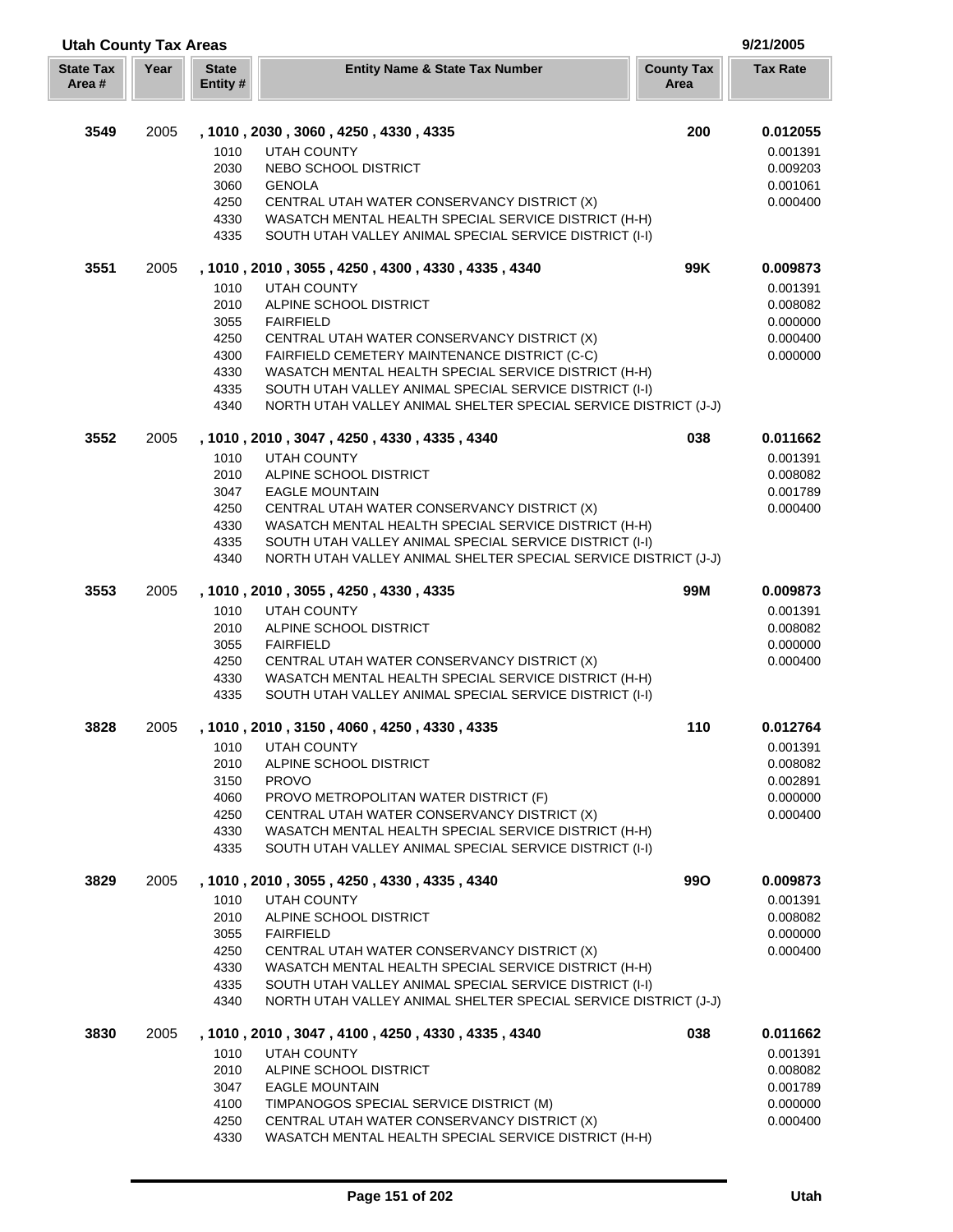## Utah County Tax Areas

9/21/2005

| State Tax Area # | Year | State Entity # | Entity Name & State Tax Number | County Tax Area | Tax Rate |
|---|---|---|---|---|---|
| **3549** | 2005 | | **, 1010 , 2030 , 3060 , 4250 , 4330 , 4335** | **200** | **0.012055** |
| | | 1010 | UTAH COUNTY | | 0.001391 |
| | | 2030 | NEBO SCHOOL DISTRICT | | 0.009203 |
| | | 3060 | GENOLA | | 0.001061 |
| | | 4250 | CENTRAL UTAH WATER CONSERVANCY DISTRICT (X) | | 0.000400 |
| | | 4330 | WASATCH MENTAL HEALTH SPECIAL SERVICE DISTRICT (H-H) | | |
| | | 4335 | SOUTH UTAH VALLEY ANIMAL SPECIAL SERVICE DISTRICT (I-I) | | |
| **3551** | 2005 | | **, 1010 , 2010 , 3055 , 4250 , 4300 , 4330 , 4335 , 4340** | **99K** | **0.009873** |
| | | 1010 | UTAH COUNTY | | 0.001391 |
| | | 2010 | ALPINE SCHOOL DISTRICT | | 0.008082 |
| | | 3055 | FAIRFIELD | | 0.000000 |
| | | 4250 | CENTRAL UTAH WATER CONSERVANCY DISTRICT (X) | | 0.000400 |
| | | 4300 | FAIRFIELD CEMETERY MAINTENANCE DISTRICT (C-C) | | 0.000000 |
| | | 4330 | WASATCH MENTAL HEALTH SPECIAL SERVICE DISTRICT (H-H) | | |
| | | 4335 | SOUTH UTAH VALLEY ANIMAL SPECIAL SERVICE DISTRICT (I-I) | | |
| | | 4340 | NORTH UTAH VALLEY ANIMAL SHELTER SPECIAL SERVICE DISTRICT (J-J) | | |
| **3552** | 2005 | | **, 1010 , 2010 , 3047 , 4250 , 4330 , 4335 , 4340** | **038** | **0.011662** |
| | | 1010 | UTAH COUNTY | | 0.001391 |
| | | 2010 | ALPINE SCHOOL DISTRICT | | 0.008082 |
| | | 3047 | EAGLE MOUNTAIN | | 0.001789 |
| | | 4250 | CENTRAL UTAH WATER CONSERVANCY DISTRICT (X) | | 0.000400 |
| | | 4330 | WASATCH MENTAL HEALTH SPECIAL SERVICE DISTRICT (H-H) | | |
| | | 4335 | SOUTH UTAH VALLEY ANIMAL SPECIAL SERVICE DISTRICT (I-I) | | |
| | | 4340 | NORTH UTAH VALLEY ANIMAL SHELTER SPECIAL SERVICE DISTRICT (J-J) | | |
| **3553** | 2005 | | **, 1010 , 2010 , 3055 , 4250 , 4330 , 4335** | **99M** | **0.009873** |
| | | 1010 | UTAH COUNTY | | 0.001391 |
| | | 2010 | ALPINE SCHOOL DISTRICT | | 0.008082 |
| | | 3055 | FAIRFIELD | | 0.000000 |
| | | 4250 | CENTRAL UTAH WATER CONSERVANCY DISTRICT (X) | | 0.000400 |
| | | 4330 | WASATCH MENTAL HEALTH SPECIAL SERVICE DISTRICT (H-H) | | |
| | | 4335 | SOUTH UTAH VALLEY ANIMAL SPECIAL SERVICE DISTRICT (I-I) | | |
| **3828** | 2005 | | **, 1010 , 2010 , 3150 , 4060 , 4250 , 4330 , 4335** | **110** | **0.012764** |
| | | 1010 | UTAH COUNTY | | 0.001391 |
| | | 2010 | ALPINE SCHOOL DISTRICT | | 0.008082 |
| | | 3150 | PROVO | | 0.002891 |
| | | 4060 | PROVO METROPOLITAN WATER DISTRICT (F) | | 0.000000 |
| | | 4250 | CENTRAL UTAH WATER CONSERVANCY DISTRICT (X) | | 0.000400 |
| | | 4330 | WASATCH MENTAL HEALTH SPECIAL SERVICE DISTRICT (H-H) | | |
| | | 4335 | SOUTH UTAH VALLEY ANIMAL SPECIAL SERVICE DISTRICT (I-I) | | |
| **3829** | 2005 | | **, 1010 , 2010 , 3055 , 4250 , 4330 , 4335 , 4340** | **99O** | **0.009873** |
| | | 1010 | UTAH COUNTY | | 0.001391 |
| | | 2010 | ALPINE SCHOOL DISTRICT | | 0.008082 |
| | | 3055 | FAIRFIELD | | 0.000000 |
| | | 4250 | CENTRAL UTAH WATER CONSERVANCY DISTRICT (X) | | 0.000400 |
| | | 4330 | WASATCH MENTAL HEALTH SPECIAL SERVICE DISTRICT (H-H) | | |
| | | 4335 | SOUTH UTAH VALLEY ANIMAL SPECIAL SERVICE DISTRICT (I-I) | | |
| | | 4340 | NORTH UTAH VALLEY ANIMAL SHELTER SPECIAL SERVICE DISTRICT (J-J) | | |
| **3830** | 2005 | | **, 1010 , 2010 , 3047 , 4100 , 4250 , 4330 , 4335 , 4340** | **038** | **0.011662** |
| | | 1010 | UTAH COUNTY | | 0.001391 |
| | | 2010 | ALPINE SCHOOL DISTRICT | | 0.008082 |
| | | 3047 | EAGLE MOUNTAIN | | 0.001789 |
| | | 4100 | TIMPANOGOS SPECIAL SERVICE DISTRICT (M) | | 0.000000 |
| | | 4250 | CENTRAL UTAH WATER CONSERVANCY DISTRICT (X) | | 0.000400 |
| | | 4330 | WASATCH MENTAL HEALTH SPECIAL SERVICE DISTRICT (H-H) | | |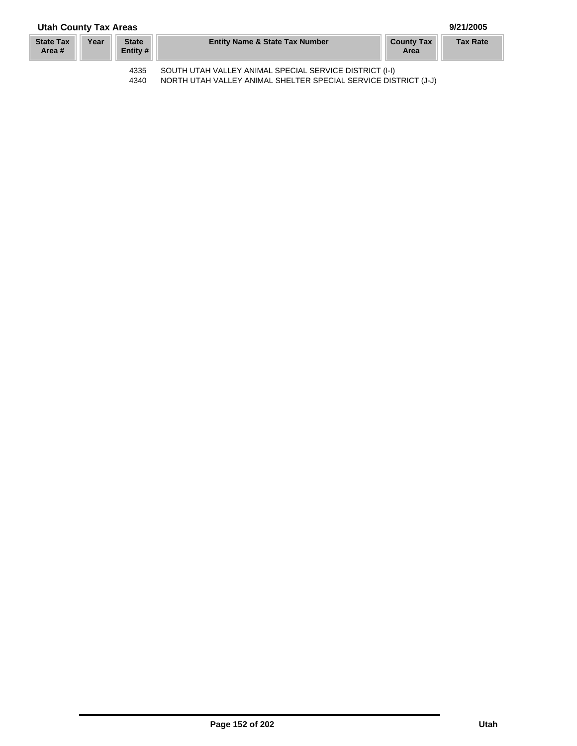| State Tax Area # | Year | State Entity # | Entity Name & State Tax Number | County Tax Area | Tax Rate |
|---|---|---|---|---|---|
| | | 4335 | SOUTH UTAH VALLEY ANIMAL SPECIAL SERVICE DISTRICT (I-I) | | |
| | | 4340 | NORTH UTAH VALLEY ANIMAL SHELTER SPECIAL SERVICE DISTRICT (J-J) | | |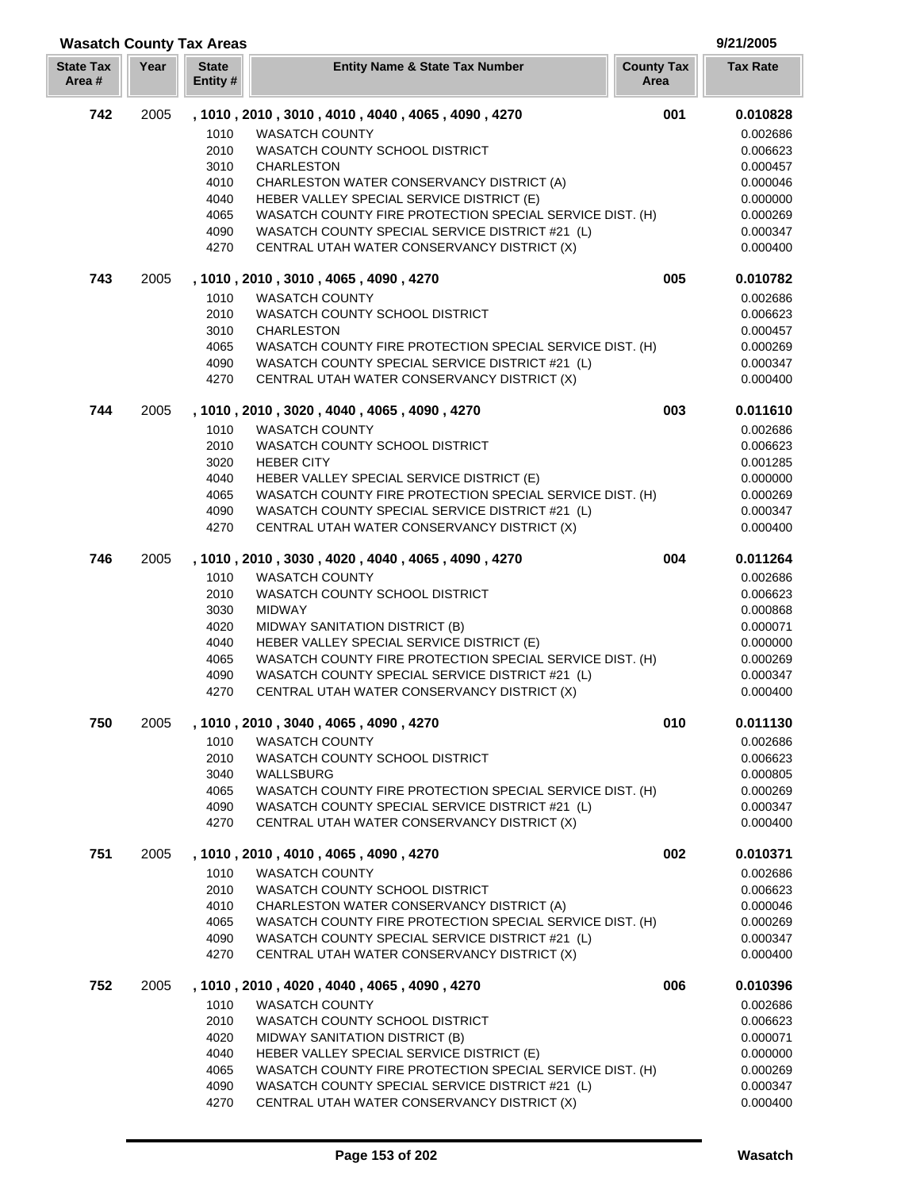## Wasatch County Tax Areas

9/21/2005

| State Tax Area # | Year | State Entity # | Entity Name & State Tax Number | County Tax Area | Tax Rate |
|---|---|---|---|---|---|
| **742** | 2005 | **, 1010 , 2010 , 3010 , 4010 , 4040 , 4065 , 4090 , 4270** | | **001** | **0.010828** |
| | | 1010 | WASATCH COUNTY | | 0.002686 |
| | | 2010 | WASATCH COUNTY SCHOOL DISTRICT | | 0.006623 |
| | | 3010 | CHARLESTON | | 0.000457 |
| | | 4010 | CHARLESTON WATER CONSERVANCY DISTRICT (A) | | 0.000046 |
| | | 4040 | HEBER VALLEY SPECIAL SERVICE DISTRICT (E) | | 0.000000 |
| | | 4065 | WASATCH COUNTY FIRE PROTECTION SPECIAL SERVICE DIST. (H) | | 0.000269 |
| | | 4090 | WASATCH COUNTY SPECIAL SERVICE DISTRICT #21 (L) | | 0.000347 |
| | | 4270 | CENTRAL UTAH WATER CONSERVANCY DISTRICT (X) | | 0.000400 |
| **743** | 2005 | **, 1010 , 2010 , 3010 , 4065 , 4090 , 4270** | | **005** | **0.010782** |
| | | 1010 | WASATCH COUNTY | | 0.002686 |
| | | 2010 | WASATCH COUNTY SCHOOL DISTRICT | | 0.006623 |
| | | 3010 | CHARLESTON | | 0.000457 |
| | | 4065 | WASATCH COUNTY FIRE PROTECTION SPECIAL SERVICE DIST. (H) | | 0.000269 |
| | | 4090 | WASATCH COUNTY SPECIAL SERVICE DISTRICT #21 (L) | | 0.000347 |
| | | 4270 | CENTRAL UTAH WATER CONSERVANCY DISTRICT (X) | | 0.000400 |
| **744** | 2005 | **, 1010 , 2010 , 3020 , 4040 , 4065 , 4090 , 4270** | | **003** | **0.011610** |
| | | 1010 | WASATCH COUNTY | | 0.002686 |
| | | 2010 | WASATCH COUNTY SCHOOL DISTRICT | | 0.006623 |
| | | 3020 | HEBER CITY | | 0.001285 |
| | | 4040 | HEBER VALLEY SPECIAL SERVICE DISTRICT (E) | | 0.000000 |
| | | 4065 | WASATCH COUNTY FIRE PROTECTION SPECIAL SERVICE DIST. (H) | | 0.000269 |
| | | 4090 | WASATCH COUNTY SPECIAL SERVICE DISTRICT #21 (L) | | 0.000347 |
| | | 4270 | CENTRAL UTAH WATER CONSERVANCY DISTRICT (X) | | 0.000400 |
| **746** | 2005 | **, 1010 , 2010 , 3030 , 4020 , 4040 , 4065 , 4090 , 4270** | | **004** | **0.011264** |
| | | 1010 | WASATCH COUNTY | | 0.002686 |
| | | 2010 | WASATCH COUNTY SCHOOL DISTRICT | | 0.006623 |
| | | 3030 | MIDWAY | | 0.000868 |
| | | 4020 | MIDWAY SANITATION DISTRICT (B) | | 0.000071 |
| | | 4040 | HEBER VALLEY SPECIAL SERVICE DISTRICT (E) | | 0.000000 |
| | | 4065 | WASATCH COUNTY FIRE PROTECTION SPECIAL SERVICE DIST. (H) | | 0.000269 |
| | | 4090 | WASATCH COUNTY SPECIAL SERVICE DISTRICT #21 (L) | | 0.000347 |
| | | 4270 | CENTRAL UTAH WATER CONSERVANCY DISTRICT (X) | | 0.000400 |
| **750** | 2005 | **, 1010 , 2010 , 3040 , 4065 , 4090 , 4270** | | **010** | **0.011130** |
| | | 1010 | WASATCH COUNTY | | 0.002686 |
| | | 2010 | WASATCH COUNTY SCHOOL DISTRICT | | 0.006623 |
| | | 3040 | WALLSBURG | | 0.000805 |
| | | 4065 | WASATCH COUNTY FIRE PROTECTION SPECIAL SERVICE DIST. (H) | | 0.000269 |
| | | 4090 | WASATCH COUNTY SPECIAL SERVICE DISTRICT #21 (L) | | 0.000347 |
| | | 4270 | CENTRAL UTAH WATER CONSERVANCY DISTRICT (X) | | 0.000400 |
| **751** | 2005 | **, 1010 , 2010 , 4010 , 4065 , 4090 , 4270** | | **002** | **0.010371** |
| | | 1010 | WASATCH COUNTY | | 0.002686 |
| | | 2010 | WASATCH COUNTY SCHOOL DISTRICT | | 0.006623 |
| | | 4010 | CHARLESTON WATER CONSERVANCY DISTRICT (A) | | 0.000046 |
| | | 4065 | WASATCH COUNTY FIRE PROTECTION SPECIAL SERVICE DIST. (H) | | 0.000269 |
| | | 4090 | WASATCH COUNTY SPECIAL SERVICE DISTRICT #21 (L) | | 0.000347 |
| | | 4270 | CENTRAL UTAH WATER CONSERVANCY DISTRICT (X) | | 0.000400 |
| **752** | 2005 | **, 1010 , 2010 , 4020 , 4040 , 4065 , 4090 , 4270** | | **006** | **0.010396** |
| | | 1010 | WASATCH COUNTY | | 0.002686 |
| | | 2010 | WASATCH COUNTY SCHOOL DISTRICT | | 0.006623 |
| | | 4020 | MIDWAY SANITATION DISTRICT (B) | | 0.000071 |
| | | 4040 | HEBER VALLEY SPECIAL SERVICE DISTRICT (E) | | 0.000000 |
| | | 4065 | WASATCH COUNTY FIRE PROTECTION SPECIAL SERVICE DIST. (H) | | 0.000269 |
| | | 4090 | WASATCH COUNTY SPECIAL SERVICE DISTRICT #21 (L) | | 0.000347 |
| | | 4270 | CENTRAL UTAH WATER CONSERVANCY DISTRICT (X) | | 0.000400 |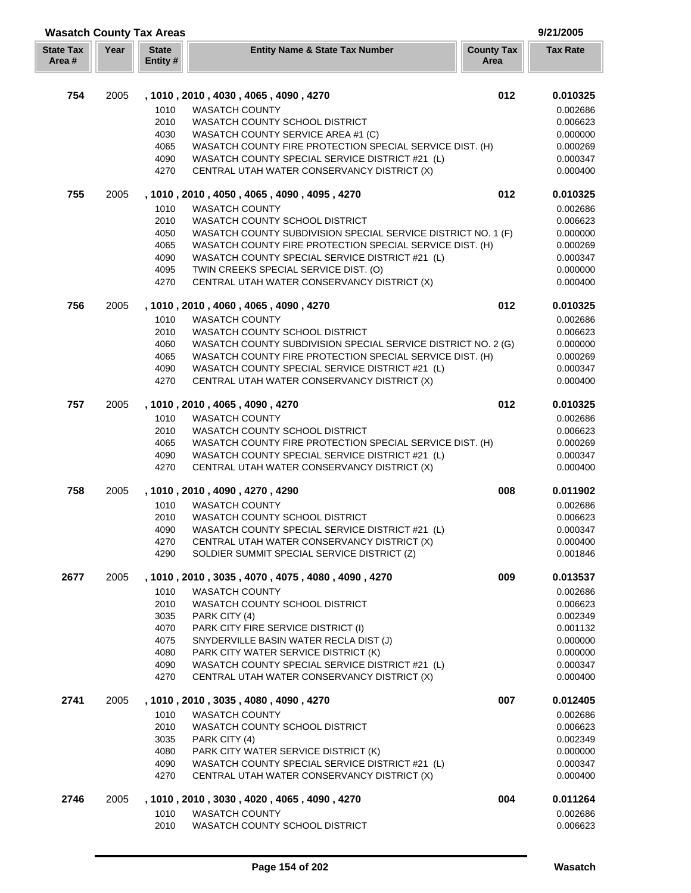## Wasatch County Tax Areas

9/21/2005

| State Tax Area # | Year | State Entity # | Entity Name & State Tax Number | County Tax Area | Tax Rate |
|---|---|---|---|---|---|
| **754** | 2005 | | **, 1010 , 2010 , 4030 , 4065 , 4090 , 4270** | **012** | **0.010325** |
| | | 1010 | WASATCH COUNTY | | 0.002686 |
| | | 2010 | WASATCH COUNTY SCHOOL DISTRICT | | 0.006623 |
| | | 4030 | WASATCH COUNTY SERVICE AREA #1 (C) | | 0.000000 |
| | | 4065 | WASATCH COUNTY FIRE PROTECTION SPECIAL SERVICE DIST. (H) | | 0.000269 |
| | | 4090 | WASATCH COUNTY SPECIAL SERVICE DISTRICT #21 (L) | | 0.000347 |
| | | 4270 | CENTRAL UTAH WATER CONSERVANCY DISTRICT (X) | | 0.000400 |
| **755** | 2005 | | **, 1010 , 2010 , 4050 , 4065 , 4090 , 4095 , 4270** | **012** | **0.010325** |
| | | 1010 | WASATCH COUNTY | | 0.002686 |
| | | 2010 | WASATCH COUNTY SCHOOL DISTRICT | | 0.006623 |
| | | 4050 | WASATCH COUNTY SUBDIVISION SPECIAL SERVICE DISTRICT NO. 1 (F) | | 0.000000 |
| | | 4065 | WASATCH COUNTY FIRE PROTECTION SPECIAL SERVICE DIST. (H) | | 0.000269 |
| | | 4090 | WASATCH COUNTY SPECIAL SERVICE DISTRICT #21 (L) | | 0.000347 |
| | | 4095 | TWIN CREEKS SPECIAL SERVICE DIST. (O) | | 0.000000 |
| | | 4270 | CENTRAL UTAH WATER CONSERVANCY DISTRICT (X) | | 0.000400 |
| **756** | 2005 | | **, 1010 , 2010 , 4060 , 4065 , 4090 , 4270** | **012** | **0.010325** |
| | | 1010 | WASATCH COUNTY | | 0.002686 |
| | | 2010 | WASATCH COUNTY SCHOOL DISTRICT | | 0.006623 |
| | | 4060 | WASATCH COUNTY SUBDIVISION SPECIAL SERVICE DISTRICT NO. 2 (G) | | 0.000000 |
| | | 4065 | WASATCH COUNTY FIRE PROTECTION SPECIAL SERVICE DIST. (H) | | 0.000269 |
| | | 4090 | WASATCH COUNTY SPECIAL SERVICE DISTRICT #21 (L) | | 0.000347 |
| | | 4270 | CENTRAL UTAH WATER CONSERVANCY DISTRICT (X) | | 0.000400 |
| **757** | 2005 | | **, 1010 , 2010 , 4065 , 4090 , 4270** | **012** | **0.010325** |
| | | 1010 | WASATCH COUNTY | | 0.002686 |
| | | 2010 | WASATCH COUNTY SCHOOL DISTRICT | | 0.006623 |
| | | 4065 | WASATCH COUNTY FIRE PROTECTION SPECIAL SERVICE DIST. (H) | | 0.000269 |
| | | 4090 | WASATCH COUNTY SPECIAL SERVICE DISTRICT #21 (L) | | 0.000347 |
| | | 4270 | CENTRAL UTAH WATER CONSERVANCY DISTRICT (X) | | 0.000400 |
| **758** | 2005 | | **, 1010 , 2010 , 4090 , 4270 , 4290** | **008** | **0.011902** |
| | | 1010 | WASATCH COUNTY | | 0.002686 |
| | | 2010 | WASATCH COUNTY SCHOOL DISTRICT | | 0.006623 |
| | | 4090 | WASATCH COUNTY SPECIAL SERVICE DISTRICT #21 (L) | | 0.000347 |
| | | 4270 | CENTRAL UTAH WATER CONSERVANCY DISTRICT (X) | | 0.000400 |
| | | 4290 | SOLDIER SUMMIT SPECIAL SERVICE DISTRICT (Z) | | 0.001846 |
| **2677** | 2005 | | **, 1010 , 2010 , 3035 , 4070 , 4075 , 4080 , 4090 , 4270** | **009** | **0.013537** |
| | | 1010 | WASATCH COUNTY | | 0.002686 |
| | | 2010 | WASATCH COUNTY SCHOOL DISTRICT | | 0.006623 |
| | | 3035 | PARK CITY (4) | | 0.002349 |
| | | 4070 | PARK CITY FIRE SERVICE DISTRICT (I) | | 0.001132 |
| | | 4075 | SNYDERVILLE BASIN WATER RECLA DIST (J) | | 0.000000 |
| | | 4080 | PARK CITY WATER SERVICE DISTRICT (K) | | 0.000000 |
| | | 4090 | WASATCH COUNTY SPECIAL SERVICE DISTRICT #21 (L) | | 0.000347 |
| | | 4270 | CENTRAL UTAH WATER CONSERVANCY DISTRICT (X) | | 0.000400 |
| **2741** | 2005 | | **, 1010 , 2010 , 3035 , 4080 , 4090 , 4270** | **007** | **0.012405** |
| | | 1010 | WASATCH COUNTY | | 0.002686 |
| | | 2010 | WASATCH COUNTY SCHOOL DISTRICT | | 0.006623 |
| | | 3035 | PARK CITY (4) | | 0.002349 |
| | | 4080 | PARK CITY WATER SERVICE DISTRICT (K) | | 0.000000 |
| | | 4090 | WASATCH COUNTY SPECIAL SERVICE DISTRICT #21 (L) | | 0.000347 |
| | | 4270 | CENTRAL UTAH WATER CONSERVANCY DISTRICT (X) | | 0.000400 |
| **2746** | 2005 | | **, 1010 , 2010 , 3030 , 4020 , 4065 , 4090 , 4270** | **004** | **0.011264** |
| | | 1010 | WASATCH COUNTY | | 0.002686 |
| | | 2010 | WASATCH COUNTY SCHOOL DISTRICT | | 0.006623 |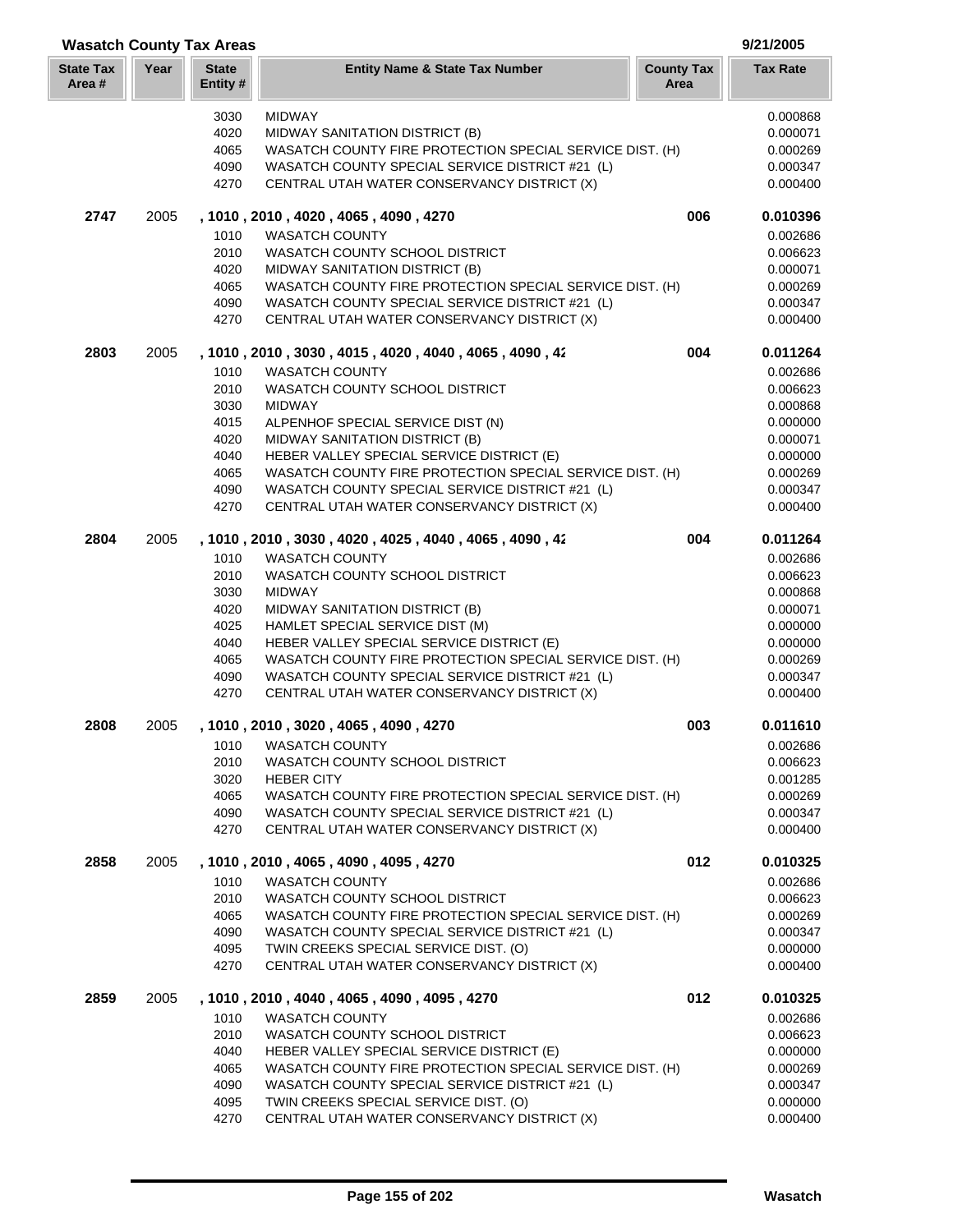## Wasatch County Tax Areas

9/21/2005

| State Tax Area # | Year | State Entity # | Entity Name & State Tax Number | County Tax Area | Tax Rate |
|---|---|---|---|---|---|
| | | 3030 | MIDWAY | | 0.000868 |
| | | 4020 | MIDWAY SANITATION DISTRICT (B) | | 0.000071 |
| | | 4065 | WASATCH COUNTY FIRE PROTECTION SPECIAL SERVICE DIST. (H) | | 0.000269 |
| | | 4090 | WASATCH COUNTY SPECIAL SERVICE DISTRICT #21 (L) | | 0.000347 |
| | | 4270 | CENTRAL UTAH WATER CONSERVANCY DISTRICT (X) | | 0.000400 |
| **2747** | 2005 | | **, 1010 , 2010 , 4020 , 4065 , 4090 , 4270** | **006** | **0.010396** |
| | | 1010 | WASATCH COUNTY | | 0.002686 |
| | | 2010 | WASATCH COUNTY SCHOOL DISTRICT | | 0.006623 |
| | | 4020 | MIDWAY SANITATION DISTRICT (B) | | 0.000071 |
| | | 4065 | WASATCH COUNTY FIRE PROTECTION SPECIAL SERVICE DIST. (H) | | 0.000269 |
| | | 4090 | WASATCH COUNTY SPECIAL SERVICE DISTRICT #21 (L) | | 0.000347 |
| | | 4270 | CENTRAL UTAH WATER CONSERVANCY DISTRICT (X) | | 0.000400 |
| **2803** | 2005 | | **, 1010 , 2010 , 3030 , 4015 , 4020 , 4040 , 4065 , 4090 , 42** | **004** | **0.011264** |
| | | 1010 | WASATCH COUNTY | | 0.002686 |
| | | 2010 | WASATCH COUNTY SCHOOL DISTRICT | | 0.006623 |
| | | 3030 | MIDWAY | | 0.000868 |
| | | 4015 | ALPENHOF SPECIAL SERVICE DIST (N) | | 0.000000 |
| | | 4020 | MIDWAY SANITATION DISTRICT (B) | | 0.000071 |
| | | 4040 | HEBER VALLEY SPECIAL SERVICE DISTRICT (E) | | 0.000000 |
| | | 4065 | WASATCH COUNTY FIRE PROTECTION SPECIAL SERVICE DIST. (H) | | 0.000269 |
| | | 4090 | WASATCH COUNTY SPECIAL SERVICE DISTRICT #21 (L) | | 0.000347 |
| | | 4270 | CENTRAL UTAH WATER CONSERVANCY DISTRICT (X) | | 0.000400 |
| **2804** | 2005 | | **, 1010 , 2010 , 3030 , 4020 , 4025 , 4040 , 4065 , 4090 , 42** | **004** | **0.011264** |
| | | 1010 | WASATCH COUNTY | | 0.002686 |
| | | 2010 | WASATCH COUNTY SCHOOL DISTRICT | | 0.006623 |
| | | 3030 | MIDWAY | | 0.000868 |
| | | 4020 | MIDWAY SANITATION DISTRICT (B) | | 0.000071 |
| | | 4025 | HAMLET SPECIAL SERVICE DIST (M) | | 0.000000 |
| | | 4040 | HEBER VALLEY SPECIAL SERVICE DISTRICT (E) | | 0.000000 |
| | | 4065 | WASATCH COUNTY FIRE PROTECTION SPECIAL SERVICE DIST. (H) | | 0.000269 |
| | | 4090 | WASATCH COUNTY SPECIAL SERVICE DISTRICT #21 (L) | | 0.000347 |
| | | 4270 | CENTRAL UTAH WATER CONSERVANCY DISTRICT (X) | | 0.000400 |
| **2808** | 2005 | | **, 1010 , 2010 , 3020 , 4065 , 4090 , 4270** | **003** | **0.011610** |
| | | 1010 | WASATCH COUNTY | | 0.002686 |
| | | 2010 | WASATCH COUNTY SCHOOL DISTRICT | | 0.006623 |
| | | 3020 | HEBER CITY | | 0.001285 |
| | | 4065 | WASATCH COUNTY FIRE PROTECTION SPECIAL SERVICE DIST. (H) | | 0.000269 |
| | | 4090 | WASATCH COUNTY SPECIAL SERVICE DISTRICT #21 (L) | | 0.000347 |
| | | 4270 | CENTRAL UTAH WATER CONSERVANCY DISTRICT (X) | | 0.000400 |
| **2858** | 2005 | | **, 1010 , 2010 , 4065 , 4090 , 4095 , 4270** | **012** | **0.010325** |
| | | 1010 | WASATCH COUNTY | | 0.002686 |
| | | 2010 | WASATCH COUNTY SCHOOL DISTRICT | | 0.006623 |
| | | 4065 | WASATCH COUNTY FIRE PROTECTION SPECIAL SERVICE DIST. (H) | | 0.000269 |
| | | 4090 | WASATCH COUNTY SPECIAL SERVICE DISTRICT #21 (L) | | 0.000347 |
| | | 4095 | TWIN CREEKS SPECIAL SERVICE DIST. (O) | | 0.000000 |
| | | 4270 | CENTRAL UTAH WATER CONSERVANCY DISTRICT (X) | | 0.000400 |
| **2859** | 2005 | | **, 1010 , 2010 , 4040 , 4065 , 4090 , 4095 , 4270** | **012** | **0.010325** |
| | | 1010 | WASATCH COUNTY | | 0.002686 |
| | | 2010 | WASATCH COUNTY SCHOOL DISTRICT | | 0.006623 |
| | | 4040 | HEBER VALLEY SPECIAL SERVICE DISTRICT (E) | | 0.000000 |
| | | 4065 | WASATCH COUNTY FIRE PROTECTION SPECIAL SERVICE DIST. (H) | | 0.000269 |
| | | 4090 | WASATCH COUNTY SPECIAL SERVICE DISTRICT #21 (L) | | 0.000347 |
| | | 4095 | TWIN CREEKS SPECIAL SERVICE DIST. (O) | | 0.000000 |
| | | 4270 | CENTRAL UTAH WATER CONSERVANCY DISTRICT (X) | | 0.000400 |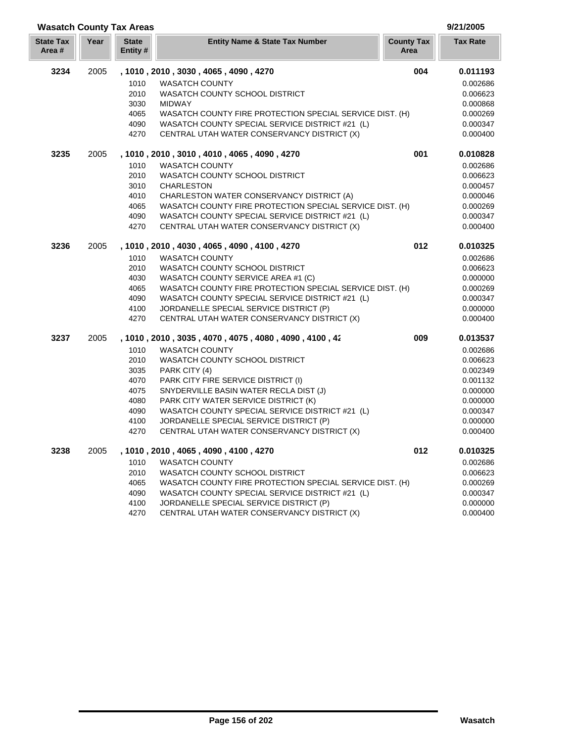## Wasatch County Tax Areas

9/21/2005

| State Tax Area # | Year | State Entity # | Entity Name & State Tax Number | County Tax Area | Tax Rate |
|---|---|---|---|---|---|
| **3234** | 2005 | **, 1010 , 2010 , 3030 , 4065 , 4090 , 4270** | | **004** | **0.011193** |
| | | 1010 | WASATCH COUNTY | | 0.002686 |
| | | 2010 | WASATCH COUNTY SCHOOL DISTRICT | | 0.006623 |
| | | 3030 | MIDWAY | | 0.000868 |
| | | 4065 | WASATCH COUNTY FIRE PROTECTION SPECIAL SERVICE DIST. (H) | | 0.000269 |
| | | 4090 | WASATCH COUNTY SPECIAL SERVICE DISTRICT #21 (L) | | 0.000347 |
| | | 4270 | CENTRAL UTAH WATER CONSERVANCY DISTRICT (X) | | 0.000400 |
| **3235** | 2005 | **, 1010 , 2010 , 3010 , 4010 , 4065 , 4090 , 4270** | | **001** | **0.010828** |
| | | 1010 | WASATCH COUNTY | | 0.002686 |
| | | 2010 | WASATCH COUNTY SCHOOL DISTRICT | | 0.006623 |
| | | 3010 | CHARLESTON | | 0.000457 |
| | | 4010 | CHARLESTON WATER CONSERVANCY DISTRICT (A) | | 0.000046 |
| | | 4065 | WASATCH COUNTY FIRE PROTECTION SPECIAL SERVICE DIST. (H) | | 0.000269 |
| | | 4090 | WASATCH COUNTY SPECIAL SERVICE DISTRICT #21 (L) | | 0.000347 |
| | | 4270 | CENTRAL UTAH WATER CONSERVANCY DISTRICT (X) | | 0.000400 |
| **3236** | 2005 | **, 1010 , 2010 , 4030 , 4065 , 4090 , 4100 , 4270** | | **012** | **0.010325** |
| | | 1010 | WASATCH COUNTY | | 0.002686 |
| | | 2010 | WASATCH COUNTY SCHOOL DISTRICT | | 0.006623 |
| | | 4030 | WASATCH COUNTY SERVICE AREA #1 (C) | | 0.000000 |
| | | 4065 | WASATCH COUNTY FIRE PROTECTION SPECIAL SERVICE DIST. (H) | | 0.000269 |
| | | 4090 | WASATCH COUNTY SPECIAL SERVICE DISTRICT #21 (L) | | 0.000347 |
| | | 4100 | JORDANELLE SPECIAL SERVICE DISTRICT (P) | | 0.000000 |
| | | 4270 | CENTRAL UTAH WATER CONSERVANCY DISTRICT (X) | | 0.000400 |
| **3237** | 2005 | **, 1010 , 2010 , 3035 , 4070 , 4075 , 4080 , 4090 , 4100 , 42** | | **009** | **0.013537** |
| | | 1010 | WASATCH COUNTY | | 0.002686 |
| | | 2010 | WASATCH COUNTY SCHOOL DISTRICT | | 0.006623 |
| | | 3035 | PARK CITY (4) | | 0.002349 |
| | | 4070 | PARK CITY FIRE SERVICE DISTRICT (I) | | 0.001132 |
| | | 4075 | SNYDERVILLE BASIN WATER RECLA DIST (J) | | 0.000000 |
| | | 4080 | PARK CITY WATER SERVICE DISTRICT (K) | | 0.000000 |
| | | 4090 | WASATCH COUNTY SPECIAL SERVICE DISTRICT #21 (L) | | 0.000347 |
| | | 4100 | JORDANELLE SPECIAL SERVICE DISTRICT (P) | | 0.000000 |
| | | 4270 | CENTRAL UTAH WATER CONSERVANCY DISTRICT (X) | | 0.000400 |
| **3238** | 2005 | **, 1010 , 2010 , 4065 , 4090 , 4100 , 4270** | | **012** | **0.010325** |
| | | 1010 | WASATCH COUNTY | | 0.002686 |
| | | 2010 | WASATCH COUNTY SCHOOL DISTRICT | | 0.006623 |
| | | 4065 | WASATCH COUNTY FIRE PROTECTION SPECIAL SERVICE DIST. (H) | | 0.000269 |
| | | 4090 | WASATCH COUNTY SPECIAL SERVICE DISTRICT #21 (L) | | 0.000347 |
| | | 4100 | JORDANELLE SPECIAL SERVICE DISTRICT (P) | | 0.000000 |
| | | 4270 | CENTRAL UTAH WATER CONSERVANCY DISTRICT (X) | | 0.000400 |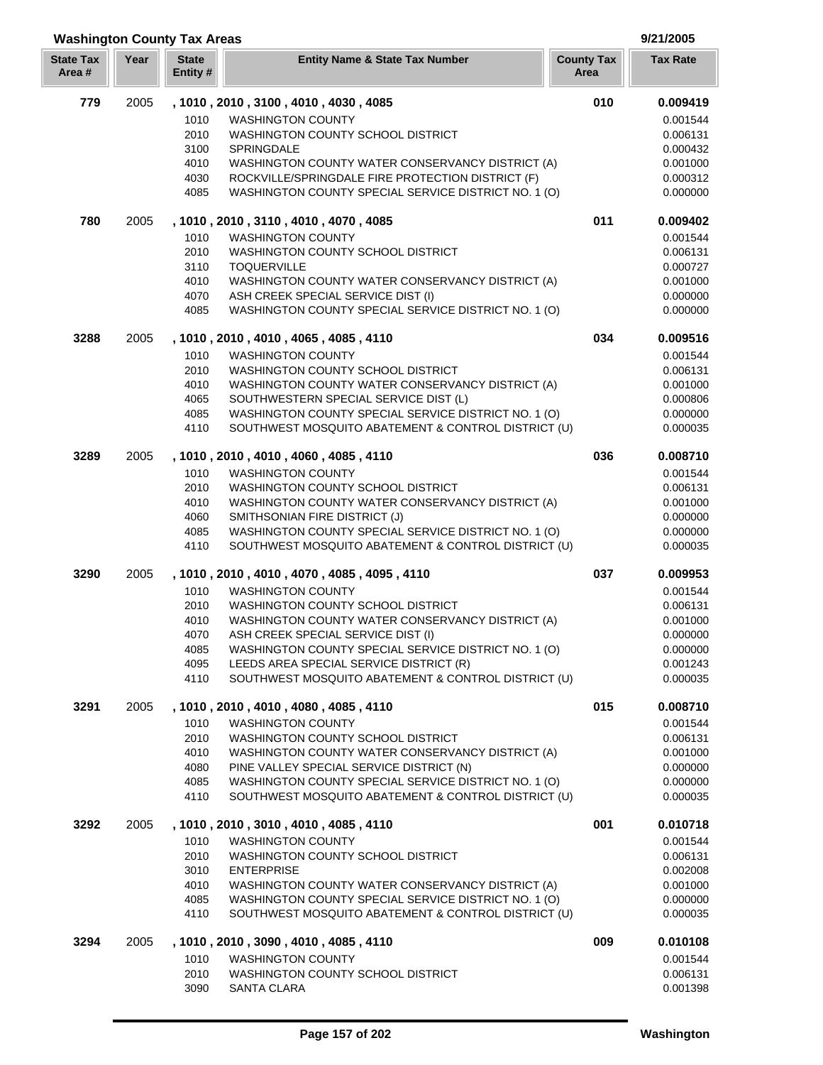## Washington County Tax Areas

9/21/2005

| State Tax Area # | Year | State Entity # | Entity Name & State Tax Number | County Tax Area | Tax Rate |
|---|---|---|---|---|---|
| **779** | 2005 | **, 1010 , 2010 , 3100 , 4010 , 4030 , 4085** | | **010** | **0.009419** |
| | | 1010 | WASHINGTON COUNTY | | 0.001544 |
| | | 2010 | WASHINGTON COUNTY SCHOOL DISTRICT | | 0.006131 |
| | | 3100 | SPRINGDALE | | 0.000432 |
| | | 4010 | WASHINGTON COUNTY WATER CONSERVANCY DISTRICT (A) | | 0.001000 |
| | | 4030 | ROCKVILLE/SPRINGDALE FIRE PROTECTION DISTRICT (F) | | 0.000312 |
| | | 4085 | WASHINGTON COUNTY SPECIAL SERVICE DISTRICT NO. 1 (O) | | 0.000000 |
| **780** | 2005 | **, 1010 , 2010 , 3110 , 4010 , 4070 , 4085** | | **011** | **0.009402** |
| | | 1010 | WASHINGTON COUNTY | | 0.001544 |
| | | 2010 | WASHINGTON COUNTY SCHOOL DISTRICT | | 0.006131 |
| | | 3110 | TOQUERVILLE | | 0.000727 |
| | | 4010 | WASHINGTON COUNTY WATER CONSERVANCY DISTRICT (A) | | 0.001000 |
| | | 4070 | ASH CREEK SPECIAL SERVICE DIST (I) | | 0.000000 |
| | | 4085 | WASHINGTON COUNTY SPECIAL SERVICE DISTRICT NO. 1 (O) | | 0.000000 |
| **3288** | 2005 | **, 1010 , 2010 , 4010 , 4065 , 4085 , 4110** | | **034** | **0.009516** |
| | | 1010 | WASHINGTON COUNTY | | 0.001544 |
| | | 2010 | WASHINGTON COUNTY SCHOOL DISTRICT | | 0.006131 |
| | | 4010 | WASHINGTON COUNTY WATER CONSERVANCY DISTRICT (A) | | 0.001000 |
| | | 4065 | SOUTHWESTERN SPECIAL SERVICE DIST (L) | | 0.000806 |
| | | 4085 | WASHINGTON COUNTY SPECIAL SERVICE DISTRICT NO. 1 (O) | | 0.000000 |
| | | 4110 | SOUTHWEST MOSQUITO ABATEMENT & CONTROL DISTRICT (U) | | 0.000035 |
| **3289** | 2005 | **, 1010 , 2010 , 4010 , 4060 , 4085 , 4110** | | **036** | **0.008710** |
| | | 1010 | WASHINGTON COUNTY | | 0.001544 |
| | | 2010 | WASHINGTON COUNTY SCHOOL DISTRICT | | 0.006131 |
| | | 4010 | WASHINGTON COUNTY WATER CONSERVANCY DISTRICT (A) | | 0.001000 |
| | | 4060 | SMITHSONIAN FIRE DISTRICT (J) | | 0.000000 |
| | | 4085 | WASHINGTON COUNTY SPECIAL SERVICE DISTRICT NO. 1 (O) | | 0.000000 |
| | | 4110 | SOUTHWEST MOSQUITO ABATEMENT & CONTROL DISTRICT (U) | | 0.000035 |
| **3290** | 2005 | **, 1010 , 2010 , 4010 , 4070 , 4085 , 4095 , 4110** | | **037** | **0.009953** |
| | | 1010 | WASHINGTON COUNTY | | 0.001544 |
| | | 2010 | WASHINGTON COUNTY SCHOOL DISTRICT | | 0.006131 |
| | | 4010 | WASHINGTON COUNTY WATER CONSERVANCY DISTRICT (A) | | 0.001000 |
| | | 4070 | ASH CREEK SPECIAL SERVICE DIST (I) | | 0.000000 |
| | | 4085 | WASHINGTON COUNTY SPECIAL SERVICE DISTRICT NO. 1 (O) | | 0.000000 |
| | | 4095 | LEEDS AREA SPECIAL SERVICE DISTRICT (R) | | 0.001243 |
| | | 4110 | SOUTHWEST MOSQUITO ABATEMENT & CONTROL DISTRICT (U) | | 0.000035 |
| **3291** | 2005 | **, 1010 , 2010 , 4010 , 4080 , 4085 , 4110** | | **015** | **0.008710** |
| | | 1010 | WASHINGTON COUNTY | | 0.001544 |
| | | 2010 | WASHINGTON COUNTY SCHOOL DISTRICT | | 0.006131 |
| | | 4010 | WASHINGTON COUNTY WATER CONSERVANCY DISTRICT (A) | | 0.001000 |
| | | 4080 | PINE VALLEY SPECIAL SERVICE DISTRICT (N) | | 0.000000 |
| | | 4085 | WASHINGTON COUNTY SPECIAL SERVICE DISTRICT NO. 1 (O) | | 0.000000 |
| | | 4110 | SOUTHWEST MOSQUITO ABATEMENT & CONTROL DISTRICT (U) | | 0.000035 |
| **3292** | 2005 | **, 1010 , 2010 , 3010 , 4010 , 4085 , 4110** | | **001** | **0.010718** |
| | | 1010 | WASHINGTON COUNTY | | 0.001544 |
| | | 2010 | WASHINGTON COUNTY SCHOOL DISTRICT | | 0.006131 |
| | | 3010 | ENTERPRISE | | 0.002008 |
| | | 4010 | WASHINGTON COUNTY WATER CONSERVANCY DISTRICT (A) | | 0.001000 |
| | | 4085 | WASHINGTON COUNTY SPECIAL SERVICE DISTRICT NO. 1 (O) | | 0.000000 |
| | | 4110 | SOUTHWEST MOSQUITO ABATEMENT & CONTROL DISTRICT (U) | | 0.000035 |
| **3294** | 2005 | **, 1010 , 2010 , 3090 , 4010 , 4085 , 4110** | | **009** | **0.010108** |
| | | 1010 | WASHINGTON COUNTY | | 0.001544 |
| | | 2010 | WASHINGTON COUNTY SCHOOL DISTRICT | | 0.006131 |
| | | 3090 | SANTA CLARA | | 0.001398 |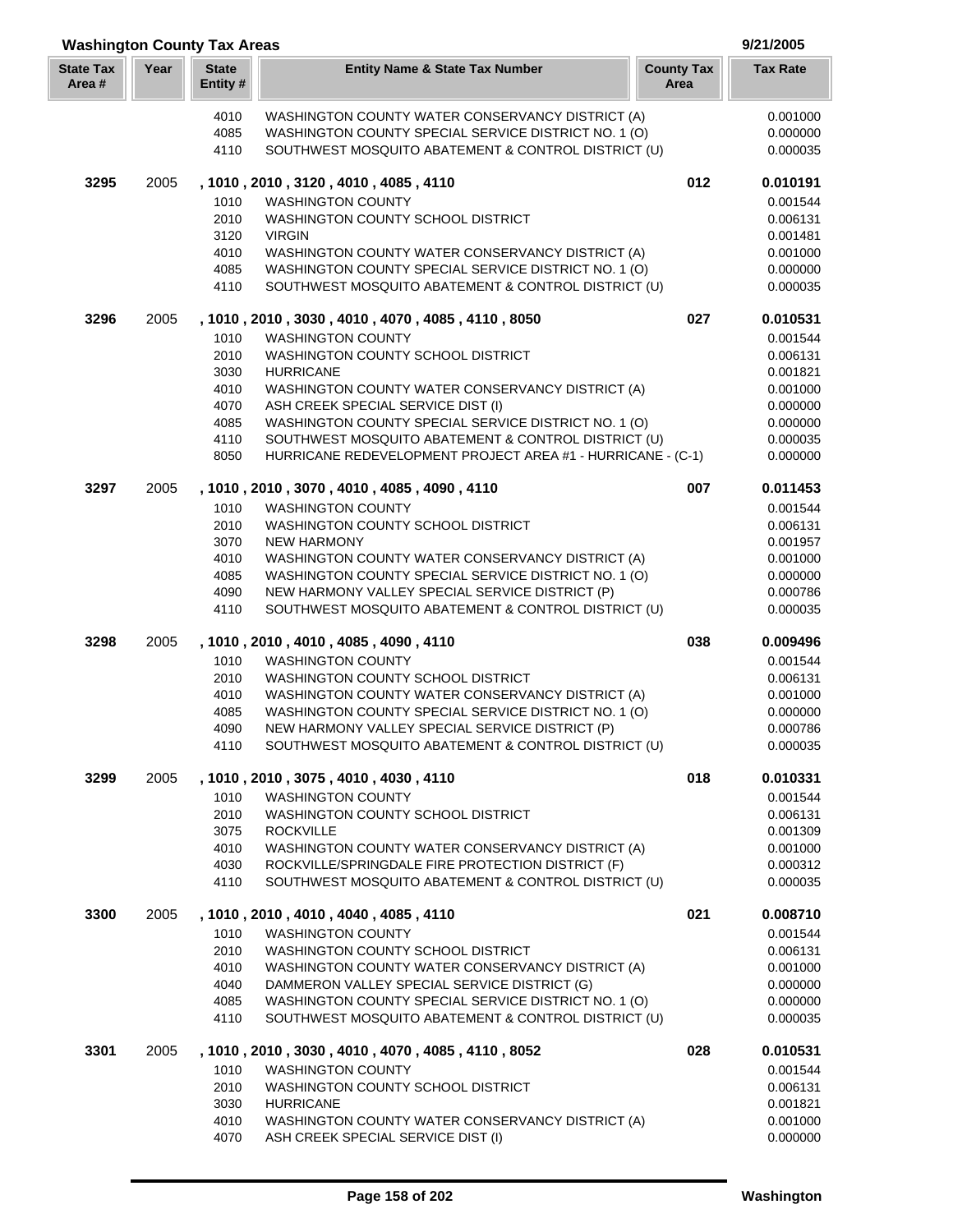## Washington County Tax Areas

9/21/2005

| State Tax Area # | Year | State Entity # | Entity Name & State Tax Number | County Tax Area | Tax Rate |
|---|---|---|---|---|---|
| | | 4010 | WASHINGTON COUNTY WATER CONSERVANCY DISTRICT (A) | | 0.001000 |
| | | 4085 | WASHINGTON COUNTY SPECIAL SERVICE DISTRICT NO. 1 (O) | | 0.000000 |
| | | 4110 | SOUTHWEST MOSQUITO ABATEMENT & CONTROL DISTRICT (U) | | 0.000035 |
| **3295** | 2005 | **, 1010 , 2010 , 3120 , 4010 , 4085 , 4110** | | **012** | **0.010191** |
| | | 1010 | WASHINGTON COUNTY | | 0.001544 |
| | | 2010 | WASHINGTON COUNTY SCHOOL DISTRICT | | 0.006131 |
| | | 3120 | VIRGIN | | 0.001481 |
| | | 4010 | WASHINGTON COUNTY WATER CONSERVANCY DISTRICT (A) | | 0.001000 |
| | | 4085 | WASHINGTON COUNTY SPECIAL SERVICE DISTRICT NO. 1 (O) | | 0.000000 |
| | | 4110 | SOUTHWEST MOSQUITO ABATEMENT & CONTROL DISTRICT (U) | | 0.000035 |
| **3296** | 2005 | **, 1010 , 2010 , 3030 , 4010 , 4070 , 4085 , 4110 , 8050** | | **027** | **0.010531** |
| | | 1010 | WASHINGTON COUNTY | | 0.001544 |
| | | 2010 | WASHINGTON COUNTY SCHOOL DISTRICT | | 0.006131 |
| | | 3030 | HURRICANE | | 0.001821 |
| | | 4010 | WASHINGTON COUNTY WATER CONSERVANCY DISTRICT (A) | | 0.001000 |
| | | 4070 | ASH CREEK SPECIAL SERVICE DIST (I) | | 0.000000 |
| | | 4085 | WASHINGTON COUNTY SPECIAL SERVICE DISTRICT NO. 1 (O) | | 0.000000 |
| | | 4110 | SOUTHWEST MOSQUITO ABATEMENT & CONTROL DISTRICT (U) | | 0.000035 |
| | | 8050 | HURRICANE REDEVELOPMENT PROJECT AREA #1 - HURRICANE - (C-1) | | 0.000000 |
| **3297** | 2005 | **, 1010 , 2010 , 3070 , 4010 , 4085 , 4090 , 4110** | | **007** | **0.011453** |
| | | 1010 | WASHINGTON COUNTY | | 0.001544 |
| | | 2010 | WASHINGTON COUNTY SCHOOL DISTRICT | | 0.006131 |
| | | 3070 | NEW HARMONY | | 0.001957 |
| | | 4010 | WASHINGTON COUNTY WATER CONSERVANCY DISTRICT (A) | | 0.001000 |
| | | 4085 | WASHINGTON COUNTY SPECIAL SERVICE DISTRICT NO. 1 (O) | | 0.000000 |
| | | 4090 | NEW HARMONY VALLEY SPECIAL SERVICE DISTRICT (P) | | 0.000786 |
| | | 4110 | SOUTHWEST MOSQUITO ABATEMENT & CONTROL DISTRICT (U) | | 0.000035 |
| **3298** | 2005 | **, 1010 , 2010 , 4010 , 4085 , 4090 , 4110** | | **038** | **0.009496** |
| | | 1010 | WASHINGTON COUNTY | | 0.001544 |
| | | 2010 | WASHINGTON COUNTY SCHOOL DISTRICT | | 0.006131 |
| | | 4010 | WASHINGTON COUNTY WATER CONSERVANCY DISTRICT (A) | | 0.001000 |
| | | 4085 | WASHINGTON COUNTY SPECIAL SERVICE DISTRICT NO. 1 (O) | | 0.000000 |
| | | 4090 | NEW HARMONY VALLEY SPECIAL SERVICE DISTRICT (P) | | 0.000786 |
| | | 4110 | SOUTHWEST MOSQUITO ABATEMENT & CONTROL DISTRICT (U) | | 0.000035 |
| **3299** | 2005 | **, 1010 , 2010 , 3075 , 4010 , 4030 , 4110** | | **018** | **0.010331** |
| | | 1010 | WASHINGTON COUNTY | | 0.001544 |
| | | 2010 | WASHINGTON COUNTY SCHOOL DISTRICT | | 0.006131 |
| | | 3075 | ROCKVILLE | | 0.001309 |
| | | 4010 | WASHINGTON COUNTY WATER CONSERVANCY DISTRICT (A) | | 0.001000 |
| | | 4030 | ROCKVILLE/SPRINGDALE FIRE PROTECTION DISTRICT (F) | | 0.000312 |
| | | 4110 | SOUTHWEST MOSQUITO ABATEMENT & CONTROL DISTRICT (U) | | 0.000035 |
| **3300** | 2005 | **, 1010 , 2010 , 4010 , 4040 , 4085 , 4110** | | **021** | **0.008710** |
| | | 1010 | WASHINGTON COUNTY | | 0.001544 |
| | | 2010 | WASHINGTON COUNTY SCHOOL DISTRICT | | 0.006131 |
| | | 4010 | WASHINGTON COUNTY WATER CONSERVANCY DISTRICT (A) | | 0.001000 |
| | | 4040 | DAMMERON VALLEY SPECIAL SERVICE DISTRICT (G) | | 0.000000 |
| | | 4085 | WASHINGTON COUNTY SPECIAL SERVICE DISTRICT NO. 1 (O) | | 0.000000 |
| | | 4110 | SOUTHWEST MOSQUITO ABATEMENT & CONTROL DISTRICT (U) | | 0.000035 |
| **3301** | 2005 | **, 1010 , 2010 , 3030 , 4010 , 4070 , 4085 , 4110 , 8052** | | **028** | **0.010531** |
| | | 1010 | WASHINGTON COUNTY | | 0.001544 |
| | | 2010 | WASHINGTON COUNTY SCHOOL DISTRICT | | 0.006131 |
| | | 3030 | HURRICANE | | 0.001821 |
| | | 4010 | WASHINGTON COUNTY WATER CONSERVANCY DISTRICT (A) | | 0.001000 |
| | | 4070 | ASH CREEK SPECIAL SERVICE DIST (I) | | 0.000000 |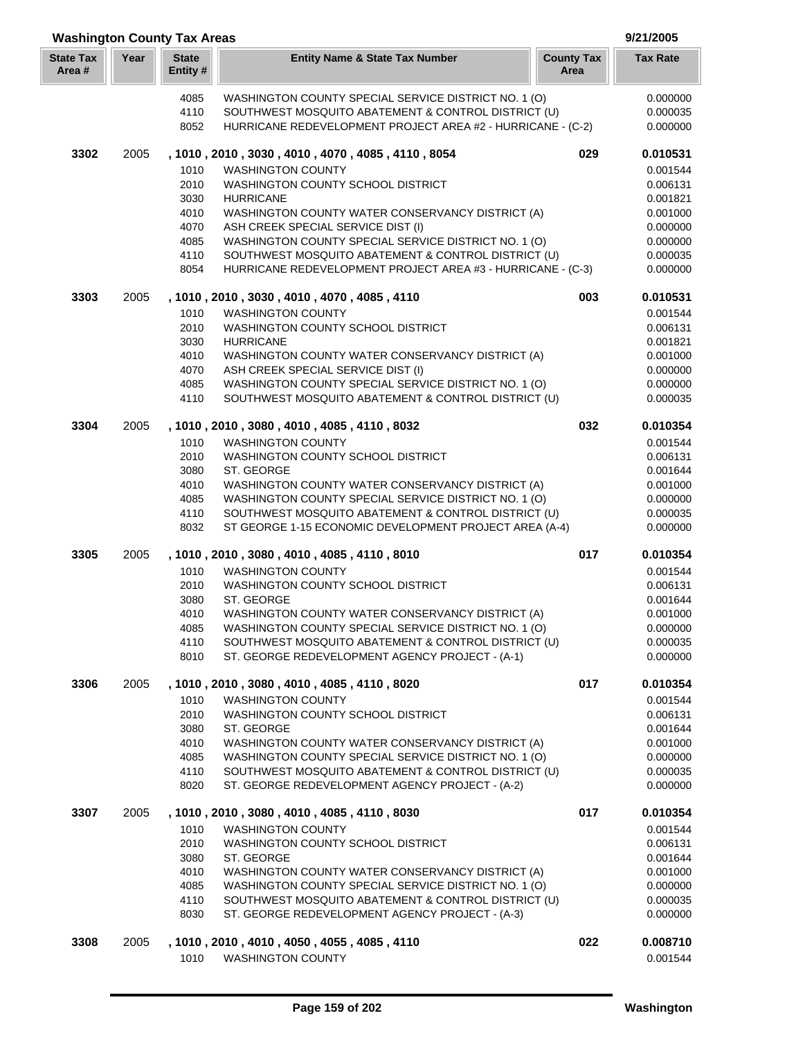## Washington County Tax Areas

9/21/2005

| State Tax Area # | Year | State Entity # | Entity Name & State Tax Number | County Tax Area | Tax Rate |
|---|---|---|---|---|---|
| | | 4085 | WASHINGTON COUNTY SPECIAL SERVICE DISTRICT NO. 1 (O) | | 0.000000 |
| | | 4110 | SOUTHWEST MOSQUITO ABATEMENT & CONTROL DISTRICT (U) | | 0.000035 |
| | | 8052 | HURRICANE REDEVELOPMENT PROJECT AREA #2 - HURRICANE - (C-2) | | 0.000000 |
| **3302** | 2005 | | **, 1010 , 2010 , 3030 , 4010 , 4070 , 4085 , 4110 , 8054** | **029** | **0.010531** |
| | | 1010 | WASHINGTON COUNTY | | 0.001544 |
| | | 2010 | WASHINGTON COUNTY SCHOOL DISTRICT | | 0.006131 |
| | | 3030 | HURRICANE | | 0.001821 |
| | | 4010 | WASHINGTON COUNTY WATER CONSERVANCY DISTRICT (A) | | 0.001000 |
| | | 4070 | ASH CREEK SPECIAL SERVICE DIST (I) | | 0.000000 |
| | | 4085 | WASHINGTON COUNTY SPECIAL SERVICE DISTRICT NO. 1 (O) | | 0.000000 |
| | | 4110 | SOUTHWEST MOSQUITO ABATEMENT & CONTROL DISTRICT (U) | | 0.000035 |
| | | 8054 | HURRICANE REDEVELOPMENT PROJECT AREA #3 - HURRICANE - (C-3) | | 0.000000 |
| **3303** | 2005 | | **, 1010 , 2010 , 3030 , 4010 , 4070 , 4085 , 4110** | **003** | **0.010531** |
| | | 1010 | WASHINGTON COUNTY | | 0.001544 |
| | | 2010 | WASHINGTON COUNTY SCHOOL DISTRICT | | 0.006131 |
| | | 3030 | HURRICANE | | 0.001821 |
| | | 4010 | WASHINGTON COUNTY WATER CONSERVANCY DISTRICT (A) | | 0.001000 |
| | | 4070 | ASH CREEK SPECIAL SERVICE DIST (I) | | 0.000000 |
| | | 4085 | WASHINGTON COUNTY SPECIAL SERVICE DISTRICT NO. 1 (O) | | 0.000000 |
| | | 4110 | SOUTHWEST MOSQUITO ABATEMENT & CONTROL DISTRICT (U) | | 0.000035 |
| **3304** | 2005 | | **, 1010 , 2010 , 3080 , 4010 , 4085 , 4110 , 8032** | **032** | **0.010354** |
| | | 1010 | WASHINGTON COUNTY | | 0.001544 |
| | | 2010 | WASHINGTON COUNTY SCHOOL DISTRICT | | 0.006131 |
| | | 3080 | ST. GEORGE | | 0.001644 |
| | | 4010 | WASHINGTON COUNTY WATER CONSERVANCY DISTRICT (A) | | 0.001000 |
| | | 4085 | WASHINGTON COUNTY SPECIAL SERVICE DISTRICT NO. 1 (O) | | 0.000000 |
| | | 4110 | SOUTHWEST MOSQUITO ABATEMENT & CONTROL DISTRICT (U) | | 0.000035 |
| | | 8032 | ST GEORGE 1-15 ECONOMIC DEVELOPMENT PROJECT AREA (A-4) | | 0.000000 |
| **3305** | 2005 | | **, 1010 , 2010 , 3080 , 4010 , 4085 , 4110 , 8010** | **017** | **0.010354** |
| | | 1010 | WASHINGTON COUNTY | | 0.001544 |
| | | 2010 | WASHINGTON COUNTY SCHOOL DISTRICT | | 0.006131 |
| | | 3080 | ST. GEORGE | | 0.001644 |
| | | 4010 | WASHINGTON COUNTY WATER CONSERVANCY DISTRICT (A) | | 0.001000 |
| | | 4085 | WASHINGTON COUNTY SPECIAL SERVICE DISTRICT NO. 1 (O) | | 0.000000 |
| | | 4110 | SOUTHWEST MOSQUITO ABATEMENT & CONTROL DISTRICT (U) | | 0.000035 |
| | | 8010 | ST. GEORGE REDEVELOPMENT AGENCY PROJECT - (A-1) | | 0.000000 |
| **3306** | 2005 | | **, 1010 , 2010 , 3080 , 4010 , 4085 , 4110 , 8020** | **017** | **0.010354** |
| | | 1010 | WASHINGTON COUNTY | | 0.001544 |
| | | 2010 | WASHINGTON COUNTY SCHOOL DISTRICT | | 0.006131 |
| | | 3080 | ST. GEORGE | | 0.001644 |
| | | 4010 | WASHINGTON COUNTY WATER CONSERVANCY DISTRICT (A) | | 0.001000 |
| | | 4085 | WASHINGTON COUNTY SPECIAL SERVICE DISTRICT NO. 1 (O) | | 0.000000 |
| | | 4110 | SOUTHWEST MOSQUITO ABATEMENT & CONTROL DISTRICT (U) | | 0.000035 |
| | | 8020 | ST. GEORGE REDEVELOPMENT AGENCY PROJECT - (A-2) | | 0.000000 |
| **3307** | 2005 | | **, 1010 , 2010 , 3080 , 4010 , 4085 , 4110 , 8030** | **017** | **0.010354** |
| | | 1010 | WASHINGTON COUNTY | | 0.001544 |
| | | 2010 | WASHINGTON COUNTY SCHOOL DISTRICT | | 0.006131 |
| | | 3080 | ST. GEORGE | | 0.001644 |
| | | 4010 | WASHINGTON COUNTY WATER CONSERVANCY DISTRICT (A) | | 0.001000 |
| | | 4085 | WASHINGTON COUNTY SPECIAL SERVICE DISTRICT NO. 1 (O) | | 0.000000 |
| | | 4110 | SOUTHWEST MOSQUITO ABATEMENT & CONTROL DISTRICT (U) | | 0.000035 |
| | | 8030 | ST. GEORGE REDEVELOPMENT AGENCY PROJECT - (A-3) | | 0.000000 |
| **3308** | 2005 | | **, 1010 , 2010 , 4010 , 4050 , 4055 , 4085 , 4110** | **022** | **0.008710** |
| | | 1010 | WASHINGTON COUNTY | | 0.001544 |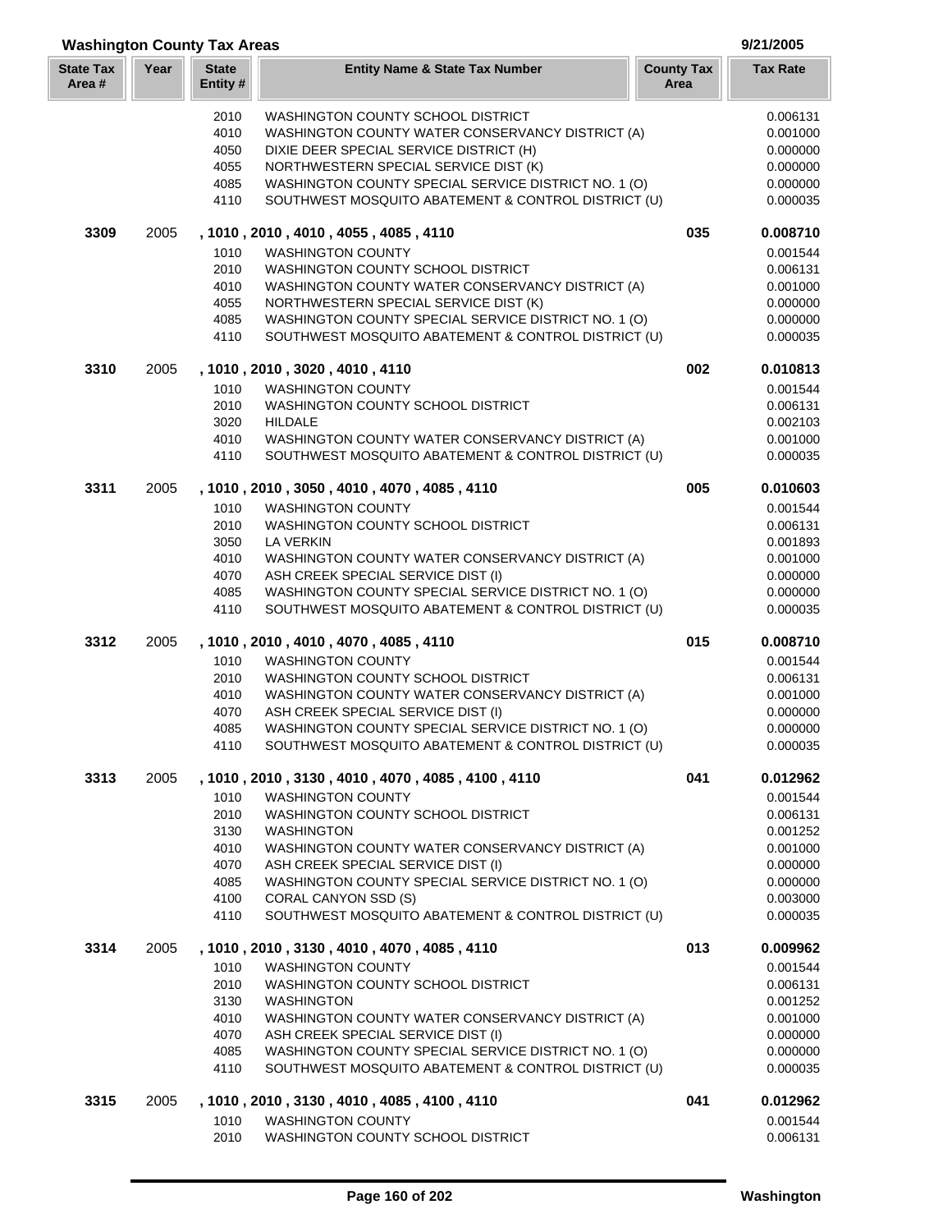## Washington County Tax Areas

9/21/2005

| State Tax Area # | Year | State Entity # | Entity Name & State Tax Number | County Tax Area | Tax Rate |
|---|---|---|---|---|---|
| | | 2010 | WASHINGTON COUNTY SCHOOL DISTRICT | | 0.006131 |
| | | 4010 | WASHINGTON COUNTY WATER CONSERVANCY DISTRICT (A) | | 0.001000 |
| | | 4050 | DIXIE DEER SPECIAL SERVICE DISTRICT (H) | | 0.000000 |
| | | 4055 | NORTHWESTERN SPECIAL SERVICE DIST (K) | | 0.000000 |
| | | 4085 | WASHINGTON COUNTY SPECIAL SERVICE DISTRICT NO. 1 (O) | | 0.000000 |
| | | 4110 | SOUTHWEST MOSQUITO ABATEMENT & CONTROL DISTRICT (U) | | 0.000035 |
| **3309** | 2005 | | **, 1010 , 2010 , 4010 , 4055 , 4085 , 4110** | **035** | **0.008710** |
| | | 1010 | WASHINGTON COUNTY | | 0.001544 |
| | | 2010 | WASHINGTON COUNTY SCHOOL DISTRICT | | 0.006131 |
| | | 4010 | WASHINGTON COUNTY WATER CONSERVANCY DISTRICT (A) | | 0.001000 |
| | | 4055 | NORTHWESTERN SPECIAL SERVICE DIST (K) | | 0.000000 |
| | | 4085 | WASHINGTON COUNTY SPECIAL SERVICE DISTRICT NO. 1 (O) | | 0.000000 |
| | | 4110 | SOUTHWEST MOSQUITO ABATEMENT & CONTROL DISTRICT (U) | | 0.000035 |
| **3310** | 2005 | | **, 1010 , 2010 , 3020 , 4010 , 4110** | **002** | **0.010813** |
| | | 1010 | WASHINGTON COUNTY | | 0.001544 |
| | | 2010 | WASHINGTON COUNTY SCHOOL DISTRICT | | 0.006131 |
| | | 3020 | HILDALE | | 0.002103 |
| | | 4010 | WASHINGTON COUNTY WATER CONSERVANCY DISTRICT (A) | | 0.001000 |
| | | 4110 | SOUTHWEST MOSQUITO ABATEMENT & CONTROL DISTRICT (U) | | 0.000035 |
| **3311** | 2005 | | **, 1010 , 2010 , 3050 , 4010 , 4070 , 4085 , 4110** | **005** | **0.010603** |
| | | 1010 | WASHINGTON COUNTY | | 0.001544 |
| | | 2010 | WASHINGTON COUNTY SCHOOL DISTRICT | | 0.006131 |
| | | 3050 | LA VERKIN | | 0.001893 |
| | | 4010 | WASHINGTON COUNTY WATER CONSERVANCY DISTRICT (A) | | 0.001000 |
| | | 4070 | ASH CREEK SPECIAL SERVICE DIST (I) | | 0.000000 |
| | | 4085 | WASHINGTON COUNTY SPECIAL SERVICE DISTRICT NO. 1 (O) | | 0.000000 |
| | | 4110 | SOUTHWEST MOSQUITO ABATEMENT & CONTROL DISTRICT (U) | | 0.000035 |
| **3312** | 2005 | | **, 1010 , 2010 , 4010 , 4070 , 4085 , 4110** | **015** | **0.008710** |
| | | 1010 | WASHINGTON COUNTY | | 0.001544 |
| | | 2010 | WASHINGTON COUNTY SCHOOL DISTRICT | | 0.006131 |
| | | 4010 | WASHINGTON COUNTY WATER CONSERVANCY DISTRICT (A) | | 0.001000 |
| | | 4070 | ASH CREEK SPECIAL SERVICE DIST (I) | | 0.000000 |
| | | 4085 | WASHINGTON COUNTY SPECIAL SERVICE DISTRICT NO. 1 (O) | | 0.000000 |
| | | 4110 | SOUTHWEST MOSQUITO ABATEMENT & CONTROL DISTRICT (U) | | 0.000035 |
| **3313** | 2005 | | **, 1010 , 2010 , 3130 , 4010 , 4070 , 4085 , 4100 , 4110** | **041** | **0.012962** |
| | | 1010 | WASHINGTON COUNTY | | 0.001544 |
| | | 2010 | WASHINGTON COUNTY SCHOOL DISTRICT | | 0.006131 |
| | | 3130 | WASHINGTON | | 0.001252 |
| | | 4010 | WASHINGTON COUNTY WATER CONSERVANCY DISTRICT (A) | | 0.001000 |
| | | 4070 | ASH CREEK SPECIAL SERVICE DIST (I) | | 0.000000 |
| | | 4085 | WASHINGTON COUNTY SPECIAL SERVICE DISTRICT NO. 1 (O) | | 0.000000 |
| | | 4100 | CORAL CANYON SSD (S) | | 0.003000 |
| | | 4110 | SOUTHWEST MOSQUITO ABATEMENT & CONTROL DISTRICT (U) | | 0.000035 |
| **3314** | 2005 | | **, 1010 , 2010 , 3130 , 4010 , 4070 , 4085 , 4110** | **013** | **0.009962** |
| | | 1010 | WASHINGTON COUNTY | | 0.001544 |
| | | 2010 | WASHINGTON COUNTY SCHOOL DISTRICT | | 0.006131 |
| | | 3130 | WASHINGTON | | 0.001252 |
| | | 4010 | WASHINGTON COUNTY WATER CONSERVANCY DISTRICT (A) | | 0.001000 |
| | | 4070 | ASH CREEK SPECIAL SERVICE DIST (I) | | 0.000000 |
| | | 4085 | WASHINGTON COUNTY SPECIAL SERVICE DISTRICT NO. 1 (O) | | 0.000000 |
| | | 4110 | SOUTHWEST MOSQUITO ABATEMENT & CONTROL DISTRICT (U) | | 0.000035 |
| **3315** | 2005 | | **, 1010 , 2010 , 3130 , 4010 , 4085 , 4100 , 4110** | **041** | **0.012962** |
| | | 1010 | WASHINGTON COUNTY | | 0.001544 |
| | | 2010 | WASHINGTON COUNTY SCHOOL DISTRICT | | 0.006131 |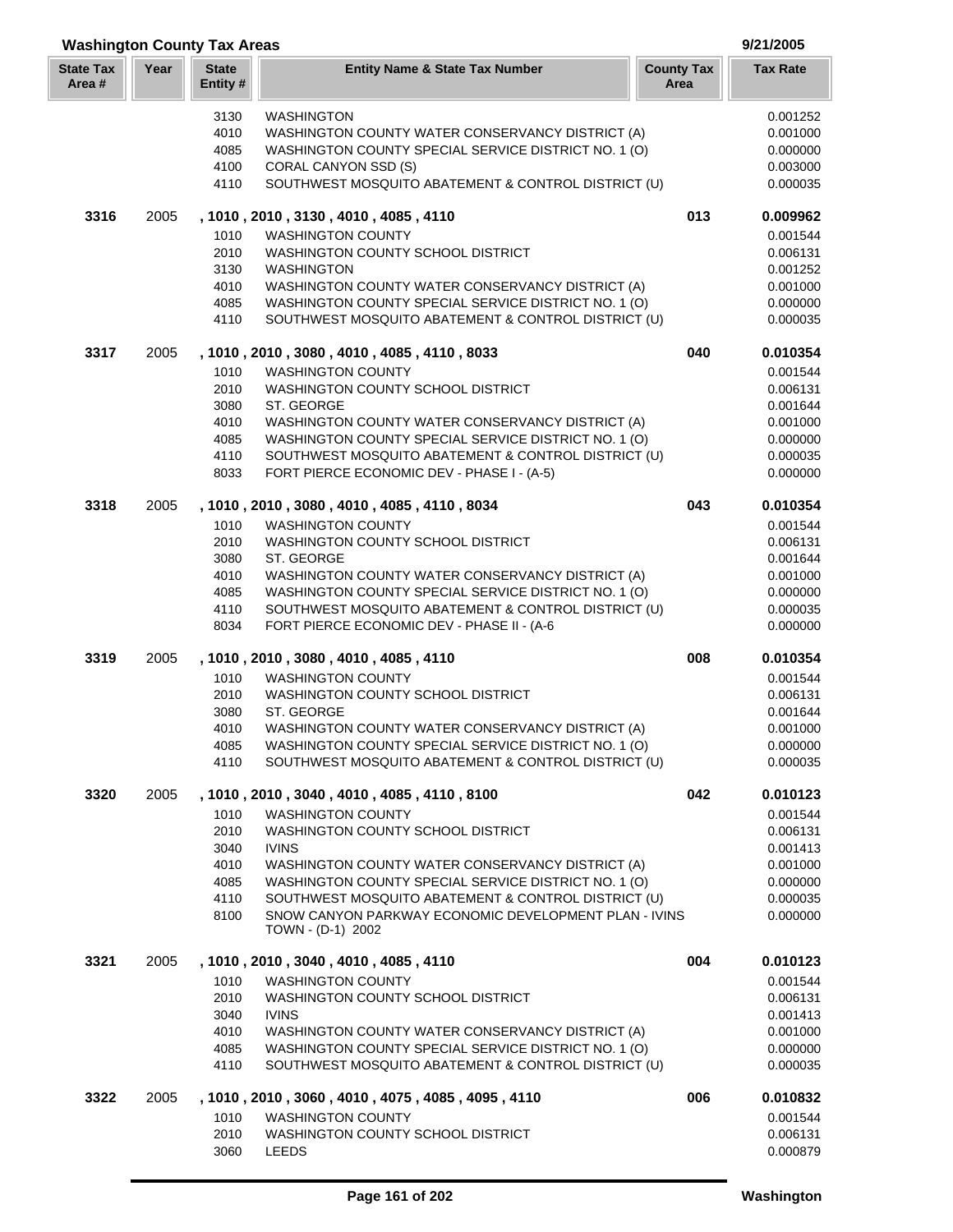## Washington County Tax Areas

9/21/2005

| State Tax Area # | Year | State Entity # | Entity Name & State Tax Number | County Tax Area | Tax Rate |
|---|---|---|---|---|---|
| | | 3130 | WASHINGTON | | 0.001252 |
| | | 4010 | WASHINGTON COUNTY WATER CONSERVANCY DISTRICT (A) | | 0.001000 |
| | | 4085 | WASHINGTON COUNTY SPECIAL SERVICE DISTRICT NO. 1 (O) | | 0.000000 |
| | | 4100 | CORAL CANYON SSD (S) | | 0.003000 |
| | | 4110 | SOUTHWEST MOSQUITO ABATEMENT & CONTROL DISTRICT (U) | | 0.000035 |
| **3316** | 2005 | | **, 1010 , 2010 , 3130 , 4010 , 4085 , 4110** | **013** | **0.009962** |
| | | 1010 | WASHINGTON COUNTY | | 0.001544 |
| | | 2010 | WASHINGTON COUNTY SCHOOL DISTRICT | | 0.006131 |
| | | 3130 | WASHINGTON | | 0.001252 |
| | | 4010 | WASHINGTON COUNTY WATER CONSERVANCY DISTRICT (A) | | 0.001000 |
| | | 4085 | WASHINGTON COUNTY SPECIAL SERVICE DISTRICT NO. 1 (O) | | 0.000000 |
| | | 4110 | SOUTHWEST MOSQUITO ABATEMENT & CONTROL DISTRICT (U) | | 0.000035 |
| **3317** | 2005 | | **, 1010 , 2010 , 3080 , 4010 , 4085 , 4110 , 8033** | **040** | **0.010354** |
| | | 1010 | WASHINGTON COUNTY | | 0.001544 |
| | | 2010 | WASHINGTON COUNTY SCHOOL DISTRICT | | 0.006131 |
| | | 3080 | ST. GEORGE | | 0.001644 |
| | | 4010 | WASHINGTON COUNTY WATER CONSERVANCY DISTRICT (A) | | 0.001000 |
| | | 4085 | WASHINGTON COUNTY SPECIAL SERVICE DISTRICT NO. 1 (O) | | 0.000000 |
| | | 4110 | SOUTHWEST MOSQUITO ABATEMENT & CONTROL DISTRICT (U) | | 0.000035 |
| | | 8033 | FORT PIERCE ECONOMIC DEV - PHASE I - (A-5) | | 0.000000 |
| **3318** | 2005 | | **, 1010 , 2010 , 3080 , 4010 , 4085 , 4110 , 8034** | **043** | **0.010354** |
| | | 1010 | WASHINGTON COUNTY | | 0.001544 |
| | | 2010 | WASHINGTON COUNTY SCHOOL DISTRICT | | 0.006131 |
| | | 3080 | ST. GEORGE | | 0.001644 |
| | | 4010 | WASHINGTON COUNTY WATER CONSERVANCY DISTRICT (A) | | 0.001000 |
| | | 4085 | WASHINGTON COUNTY SPECIAL SERVICE DISTRICT NO. 1 (O) | | 0.000000 |
| | | 4110 | SOUTHWEST MOSQUITO ABATEMENT & CONTROL DISTRICT (U) | | 0.000035 |
| | | 8034 | FORT PIERCE ECONOMIC DEV - PHASE II - (A-6 | | 0.000000 |
| **3319** | 2005 | | **, 1010 , 2010 , 3080 , 4010 , 4085 , 4110** | **008** | **0.010354** |
| | | 1010 | WASHINGTON COUNTY | | 0.001544 |
| | | 2010 | WASHINGTON COUNTY SCHOOL DISTRICT | | 0.006131 |
| | | 3080 | ST. GEORGE | | 0.001644 |
| | | 4010 | WASHINGTON COUNTY WATER CONSERVANCY DISTRICT (A) | | 0.001000 |
| | | 4085 | WASHINGTON COUNTY SPECIAL SERVICE DISTRICT NO. 1 (O) | | 0.000000 |
| | | 4110 | SOUTHWEST MOSQUITO ABATEMENT & CONTROL DISTRICT (U) | | 0.000035 |
| **3320** | 2005 | | **, 1010 , 2010 , 3040 , 4010 , 4085 , 4110 , 8100** | **042** | **0.010123** |
| | | 1010 | WASHINGTON COUNTY | | 0.001544 |
| | | 2010 | WASHINGTON COUNTY SCHOOL DISTRICT | | 0.006131 |
| | | 3040 | IVINS | | 0.001413 |
| | | 4010 | WASHINGTON COUNTY WATER CONSERVANCY DISTRICT (A) | | 0.001000 |
| | | 4085 | WASHINGTON COUNTY SPECIAL SERVICE DISTRICT NO. 1 (O) | | 0.000000 |
| | | 4110 | SOUTHWEST MOSQUITO ABATEMENT & CONTROL DISTRICT (U) | | 0.000035 |
| | | 8100 | SNOW CANYON PARKWAY ECONOMIC DEVELOPMENT PLAN - IVINS TOWN - (D-1) 2002 | | 0.000000 |
| **3321** | 2005 | | **, 1010 , 2010 , 3040 , 4010 , 4085 , 4110** | **004** | **0.010123** |
| | | 1010 | WASHINGTON COUNTY | | 0.001544 |
| | | 2010 | WASHINGTON COUNTY SCHOOL DISTRICT | | 0.006131 |
| | | 3040 | IVINS | | 0.001413 |
| | | 4010 | WASHINGTON COUNTY WATER CONSERVANCY DISTRICT (A) | | 0.001000 |
| | | 4085 | WASHINGTON COUNTY SPECIAL SERVICE DISTRICT NO. 1 (O) | | 0.000000 |
| | | 4110 | SOUTHWEST MOSQUITO ABATEMENT & CONTROL DISTRICT (U) | | 0.000035 |
| **3322** | 2005 | | **, 1010 , 2010 , 3060 , 4010 , 4075 , 4085 , 4095 , 4110** | **006** | **0.010832** |
| | | 1010 | WASHINGTON COUNTY | | 0.001544 |
| | | 2010 | WASHINGTON COUNTY SCHOOL DISTRICT | | 0.006131 |
| | | 3060 | LEEDS | | 0.000879 |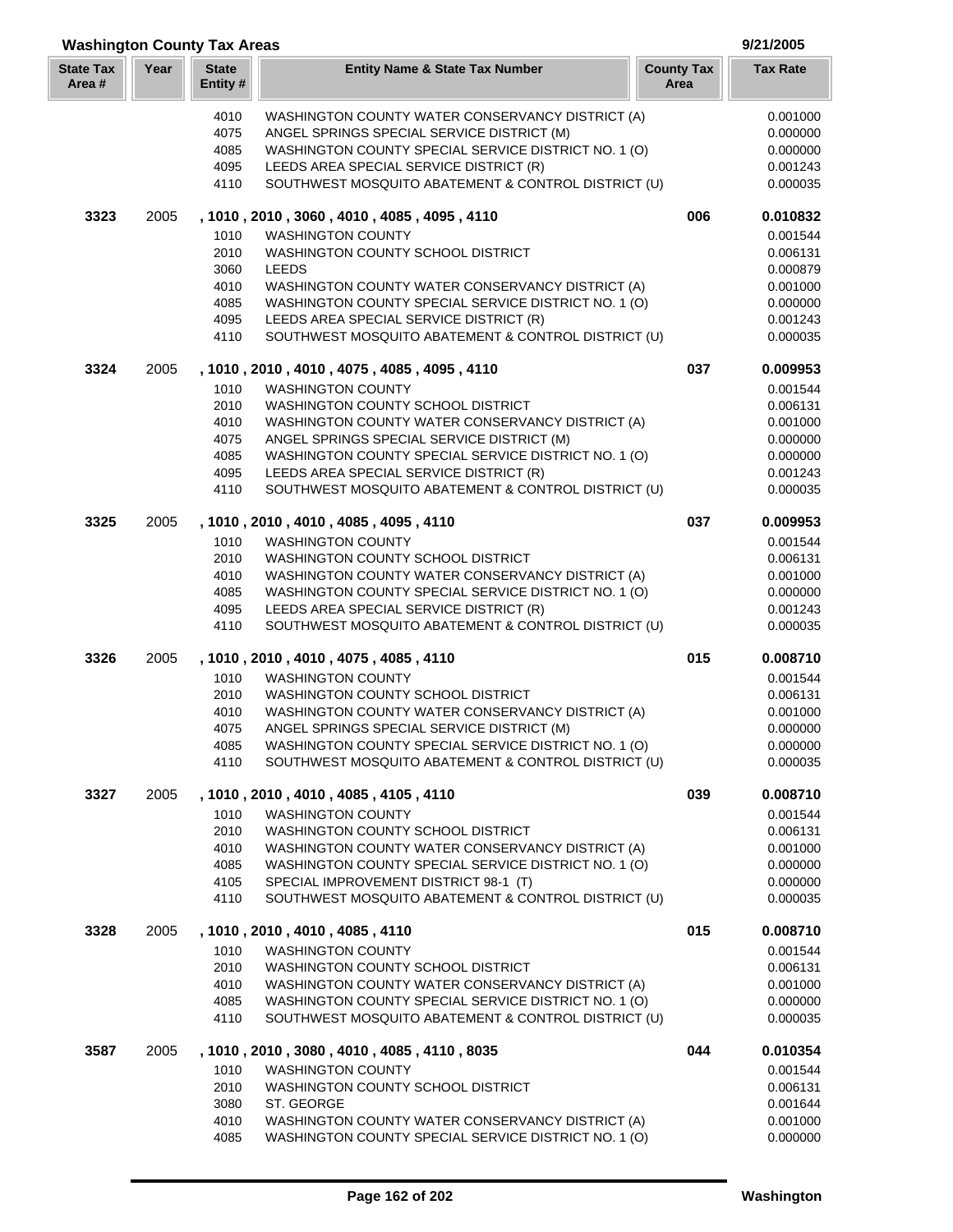## Washington County Tax Areas

9/21/2005

| State Tax Area # | Year | State Entity # | Entity Name & State Tax Number | County Tax Area | Tax Rate |
|---|---|---|---|---|---|
| | | 4010 | WASHINGTON COUNTY WATER CONSERVANCY DISTRICT (A) | | 0.001000 |
| | | 4075 | ANGEL SPRINGS SPECIAL SERVICE DISTRICT (M) | | 0.000000 |
| | | 4085 | WASHINGTON COUNTY SPECIAL SERVICE DISTRICT NO. 1 (O) | | 0.000000 |
| | | 4095 | LEEDS AREA SPECIAL SERVICE DISTRICT (R) | | 0.001243 |
| | | 4110 | SOUTHWEST MOSQUITO ABATEMENT & CONTROL DISTRICT (U) | | 0.000035 |
| **3323** | 2005 | | **, 1010 , 2010 , 3060 , 4010 , 4085 , 4095 , 4110** | **006** | **0.010832** |
| | | 1010 | WASHINGTON COUNTY | | 0.001544 |
| | | 2010 | WASHINGTON COUNTY SCHOOL DISTRICT | | 0.006131 |
| | | 3060 | LEEDS | | 0.000879 |
| | | 4010 | WASHINGTON COUNTY WATER CONSERVANCY DISTRICT (A) | | 0.001000 |
| | | 4085 | WASHINGTON COUNTY SPECIAL SERVICE DISTRICT NO. 1 (O) | | 0.000000 |
| | | 4095 | LEEDS AREA SPECIAL SERVICE DISTRICT (R) | | 0.001243 |
| | | 4110 | SOUTHWEST MOSQUITO ABATEMENT & CONTROL DISTRICT (U) | | 0.000035 |
| **3324** | 2005 | | **, 1010 , 2010 , 4010 , 4075 , 4085 , 4095 , 4110** | **037** | **0.009953** |
| | | 1010 | WASHINGTON COUNTY | | 0.001544 |
| | | 2010 | WASHINGTON COUNTY SCHOOL DISTRICT | | 0.006131 |
| | | 4010 | WASHINGTON COUNTY WATER CONSERVANCY DISTRICT (A) | | 0.001000 |
| | | 4075 | ANGEL SPRINGS SPECIAL SERVICE DISTRICT (M) | | 0.000000 |
| | | 4085 | WASHINGTON COUNTY SPECIAL SERVICE DISTRICT NO. 1 (O) | | 0.000000 |
| | | 4095 | LEEDS AREA SPECIAL SERVICE DISTRICT (R) | | 0.001243 |
| | | 4110 | SOUTHWEST MOSQUITO ABATEMENT & CONTROL DISTRICT (U) | | 0.000035 |
| **3325** | 2005 | | **, 1010 , 2010 , 4010 , 4085 , 4095 , 4110** | **037** | **0.009953** |
| | | 1010 | WASHINGTON COUNTY | | 0.001544 |
| | | 2010 | WASHINGTON COUNTY SCHOOL DISTRICT | | 0.006131 |
| | | 4010 | WASHINGTON COUNTY WATER CONSERVANCY DISTRICT (A) | | 0.001000 |
| | | 4085 | WASHINGTON COUNTY SPECIAL SERVICE DISTRICT NO. 1 (O) | | 0.000000 |
| | | 4095 | LEEDS AREA SPECIAL SERVICE DISTRICT (R) | | 0.001243 |
| | | 4110 | SOUTHWEST MOSQUITO ABATEMENT & CONTROL DISTRICT (U) | | 0.000035 |
| **3326** | 2005 | | **, 1010 , 2010 , 4010 , 4075 , 4085 , 4110** | **015** | **0.008710** |
| | | 1010 | WASHINGTON COUNTY | | 0.001544 |
| | | 2010 | WASHINGTON COUNTY SCHOOL DISTRICT | | 0.006131 |
| | | 4010 | WASHINGTON COUNTY WATER CONSERVANCY DISTRICT (A) | | 0.001000 |
| | | 4075 | ANGEL SPRINGS SPECIAL SERVICE DISTRICT (M) | | 0.000000 |
| | | 4085 | WASHINGTON COUNTY SPECIAL SERVICE DISTRICT NO. 1 (O) | | 0.000000 |
| | | 4110 | SOUTHWEST MOSQUITO ABATEMENT & CONTROL DISTRICT (U) | | 0.000035 |
| **3327** | 2005 | | **, 1010 , 2010 , 4010 , 4085 , 4105 , 4110** | **039** | **0.008710** |
| | | 1010 | WASHINGTON COUNTY | | 0.001544 |
| | | 2010 | WASHINGTON COUNTY SCHOOL DISTRICT | | 0.006131 |
| | | 4010 | WASHINGTON COUNTY WATER CONSERVANCY DISTRICT (A) | | 0.001000 |
| | | 4085 | WASHINGTON COUNTY SPECIAL SERVICE DISTRICT NO. 1 (O) | | 0.000000 |
| | | 4105 | SPECIAL IMPROVEMENT DISTRICT 98-1 (T) | | 0.000000 |
| | | 4110 | SOUTHWEST MOSQUITO ABATEMENT & CONTROL DISTRICT (U) | | 0.000035 |
| **3328** | 2005 | | **, 1010 , 2010 , 4010 , 4085 , 4110** | **015** | **0.008710** |
| | | 1010 | WASHINGTON COUNTY | | 0.001544 |
| | | 2010 | WASHINGTON COUNTY SCHOOL DISTRICT | | 0.006131 |
| | | 4010 | WASHINGTON COUNTY WATER CONSERVANCY DISTRICT (A) | | 0.001000 |
| | | 4085 | WASHINGTON COUNTY SPECIAL SERVICE DISTRICT NO. 1 (O) | | 0.000000 |
| | | 4110 | SOUTHWEST MOSQUITO ABATEMENT & CONTROL DISTRICT (U) | | 0.000035 |
| **3587** | 2005 | | **, 1010 , 2010 , 3080 , 4010 , 4085 , 4110 , 8035** | **044** | **0.010354** |
| | | 1010 | WASHINGTON COUNTY | | 0.001544 |
| | | 2010 | WASHINGTON COUNTY SCHOOL DISTRICT | | 0.006131 |
| | | 3080 | ST. GEORGE | | 0.001644 |
| | | 4010 | WASHINGTON COUNTY WATER CONSERVANCY DISTRICT (A) | | 0.001000 |
| | | 4085 | WASHINGTON COUNTY SPECIAL SERVICE DISTRICT NO. 1 (O) | | 0.000000 |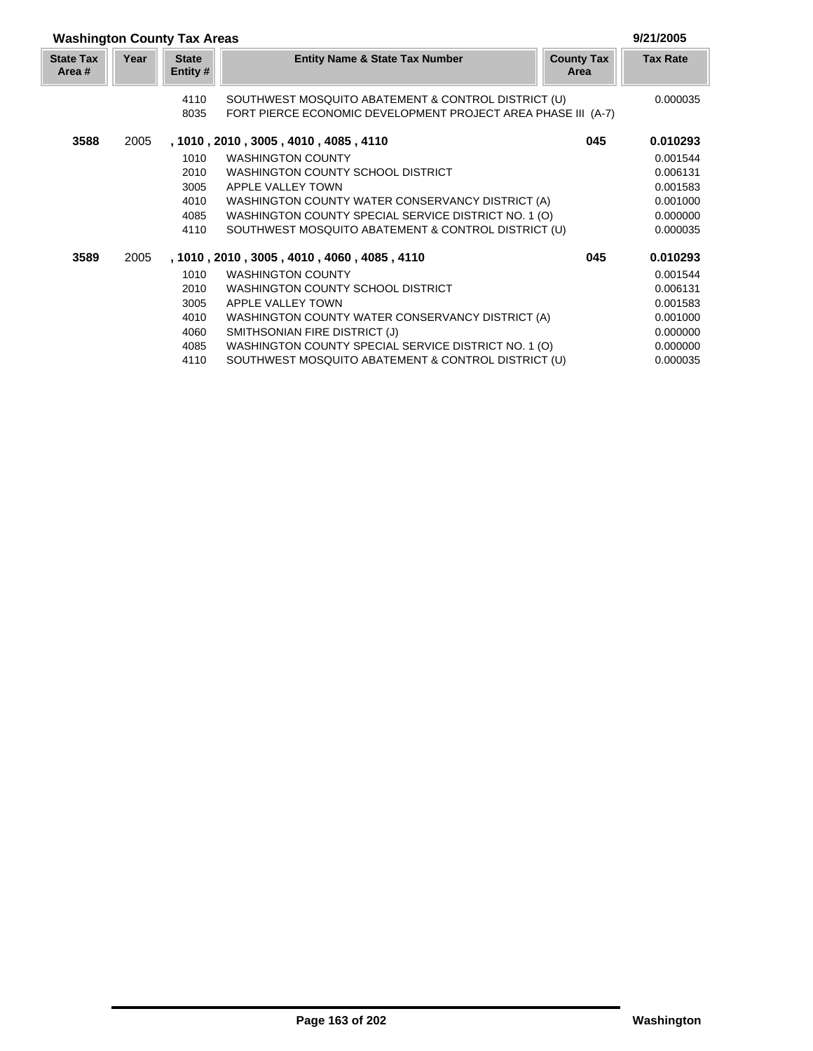## Washington County Tax Areas

9/21/2005

| State Tax Area # | Year | State Entity # | Entity Name & State Tax Number | County Tax Area | Tax Rate |
|---|---|---|---|---|---|
| | | 4110 | SOUTHWEST MOSQUITO ABATEMENT & CONTROL DISTRICT (U) | | 0.000035 |
| | | 8035 | FORT PIERCE ECONOMIC DEVELOPMENT PROJECT AREA PHASE III (A-7) | | |
| **3588** | 2005 | **, 1010 , 2010 , 3005 , 4010 , 4085 , 4110** | | **045** | **0.010293** |
| | | 1010 | WASHINGTON COUNTY | | 0.001544 |
| | | 2010 | WASHINGTON COUNTY SCHOOL DISTRICT | | 0.006131 |
| | | 3005 | APPLE VALLEY TOWN | | 0.001583 |
| | | 4010 | WASHINGTON COUNTY WATER CONSERVANCY DISTRICT (A) | | 0.001000 |
| | | 4085 | WASHINGTON COUNTY SPECIAL SERVICE DISTRICT NO. 1 (O) | | 0.000000 |
| | | 4110 | SOUTHWEST MOSQUITO ABATEMENT & CONTROL DISTRICT (U) | | 0.000035 |
| **3589** | 2005 | **, 1010 , 2010 , 3005 , 4010 , 4060 , 4085 , 4110** | | **045** | **0.010293** |
| | | 1010 | WASHINGTON COUNTY | | 0.001544 |
| | | 2010 | WASHINGTON COUNTY SCHOOL DISTRICT | | 0.006131 |
| | | 3005 | APPLE VALLEY TOWN | | 0.001583 |
| | | 4010 | WASHINGTON COUNTY WATER CONSERVANCY DISTRICT (A) | | 0.001000 |
| | | 4060 | SMITHSONIAN FIRE DISTRICT (J) | | 0.000000 |
| | | 4085 | WASHINGTON COUNTY SPECIAL SERVICE DISTRICT NO. 1 (O) | | 0.000000 |
| | | 4110 | SOUTHWEST MOSQUITO ABATEMENT & CONTROL DISTRICT (U) | | 0.000035 |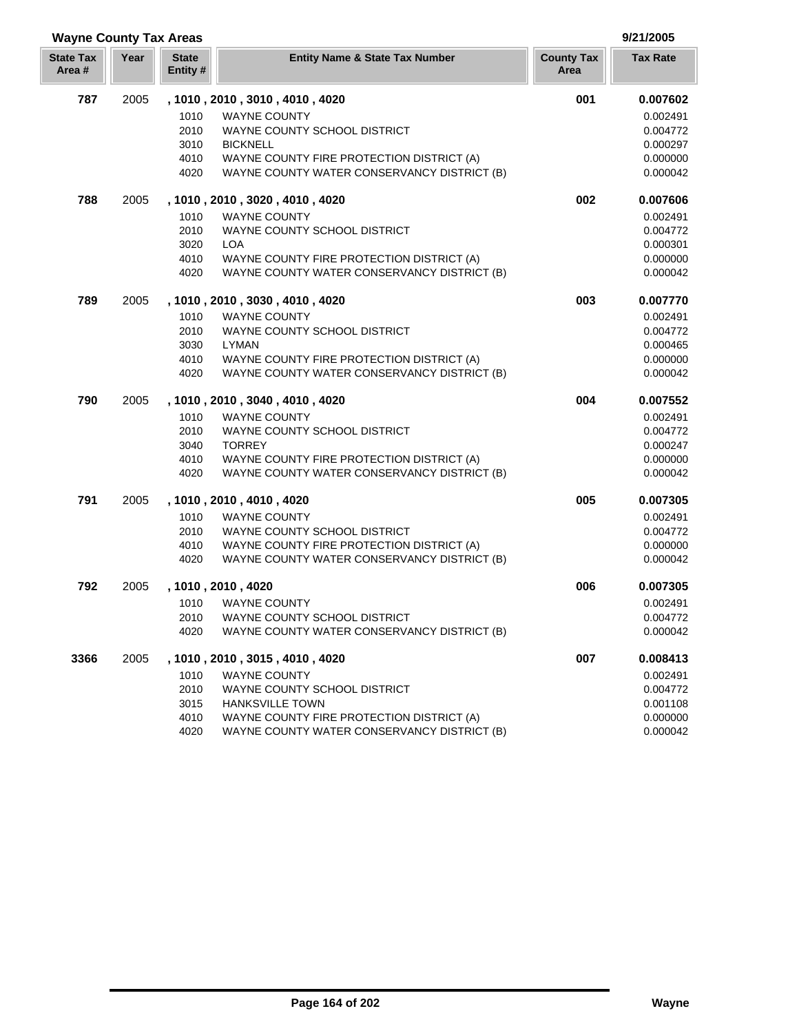## Wayne County Tax Areas

9/21/2005

| State Tax Area # | Year | State Entity # | Entity Name & State Tax Number | County Tax Area | Tax Rate |
|---|---|---|---|---|---|
| **787** | 2005 | **, 1010 , 2010 , 3010 , 4010 , 4020** | | **001** | **0.007602** |
| | | 1010 | WAYNE COUNTY | | 0.002491 |
| | | 2010 | WAYNE COUNTY SCHOOL DISTRICT | | 0.004772 |
| | | 3010 | BICKNELL | | 0.000297 |
| | | 4010 | WAYNE COUNTY FIRE PROTECTION DISTRICT (A) | | 0.000000 |
| | | 4020 | WAYNE COUNTY WATER CONSERVANCY DISTRICT (B) | | 0.000042 |
| **788** | 2005 | **, 1010 , 2010 , 3020 , 4010 , 4020** | | **002** | **0.007606** |
| | | 1010 | WAYNE COUNTY | | 0.002491 |
| | | 2010 | WAYNE COUNTY SCHOOL DISTRICT | | 0.004772 |
| | | 3020 | LOA | | 0.000301 |
| | | 4010 | WAYNE COUNTY FIRE PROTECTION DISTRICT (A) | | 0.000000 |
| | | 4020 | WAYNE COUNTY WATER CONSERVANCY DISTRICT (B) | | 0.000042 |
| **789** | 2005 | **, 1010 , 2010 , 3030 , 4010 , 4020** | | **003** | **0.007770** |
| | | 1010 | WAYNE COUNTY | | 0.002491 |
| | | 2010 | WAYNE COUNTY SCHOOL DISTRICT | | 0.004772 |
| | | 3030 | LYMAN | | 0.000465 |
| | | 4010 | WAYNE COUNTY FIRE PROTECTION DISTRICT (A) | | 0.000000 |
| | | 4020 | WAYNE COUNTY WATER CONSERVANCY DISTRICT (B) | | 0.000042 |
| **790** | 2005 | **, 1010 , 2010 , 3040 , 4010 , 4020** | | **004** | **0.007552** |
| | | 1010 | WAYNE COUNTY | | 0.002491 |
| | | 2010 | WAYNE COUNTY SCHOOL DISTRICT | | 0.004772 |
| | | 3040 | TORREY | | 0.000247 |
| | | 4010 | WAYNE COUNTY FIRE PROTECTION DISTRICT (A) | | 0.000000 |
| | | 4020 | WAYNE COUNTY WATER CONSERVANCY DISTRICT (B) | | 0.000042 |
| **791** | 2005 | **, 1010 , 2010 , 4010 , 4020** | | **005** | **0.007305** |
| | | 1010 | WAYNE COUNTY | | 0.002491 |
| | | 2010 | WAYNE COUNTY SCHOOL DISTRICT | | 0.004772 |
| | | 4010 | WAYNE COUNTY FIRE PROTECTION DISTRICT (A) | | 0.000000 |
| | | 4020 | WAYNE COUNTY WATER CONSERVANCY DISTRICT (B) | | 0.000042 |
| **792** | 2005 | **, 1010 , 2010 , 4020** | | **006** | **0.007305** |
| | | 1010 | WAYNE COUNTY | | 0.002491 |
| | | 2010 | WAYNE COUNTY SCHOOL DISTRICT | | 0.004772 |
| | | 4020 | WAYNE COUNTY WATER CONSERVANCY DISTRICT (B) | | 0.000042 |
| **3366** | 2005 | **, 1010 , 2010 , 3015 , 4010 , 4020** | | **007** | **0.008413** |
| | | 1010 | WAYNE COUNTY | | 0.002491 |
| | | 2010 | WAYNE COUNTY SCHOOL DISTRICT | | 0.004772 |
| | | 3015 | HANKSVILLE TOWN | | 0.001108 |
| | | 4010 | WAYNE COUNTY FIRE PROTECTION DISTRICT (A) | | 0.000000 |
| | | 4020 | WAYNE COUNTY WATER CONSERVANCY DISTRICT (B) | | 0.000042 |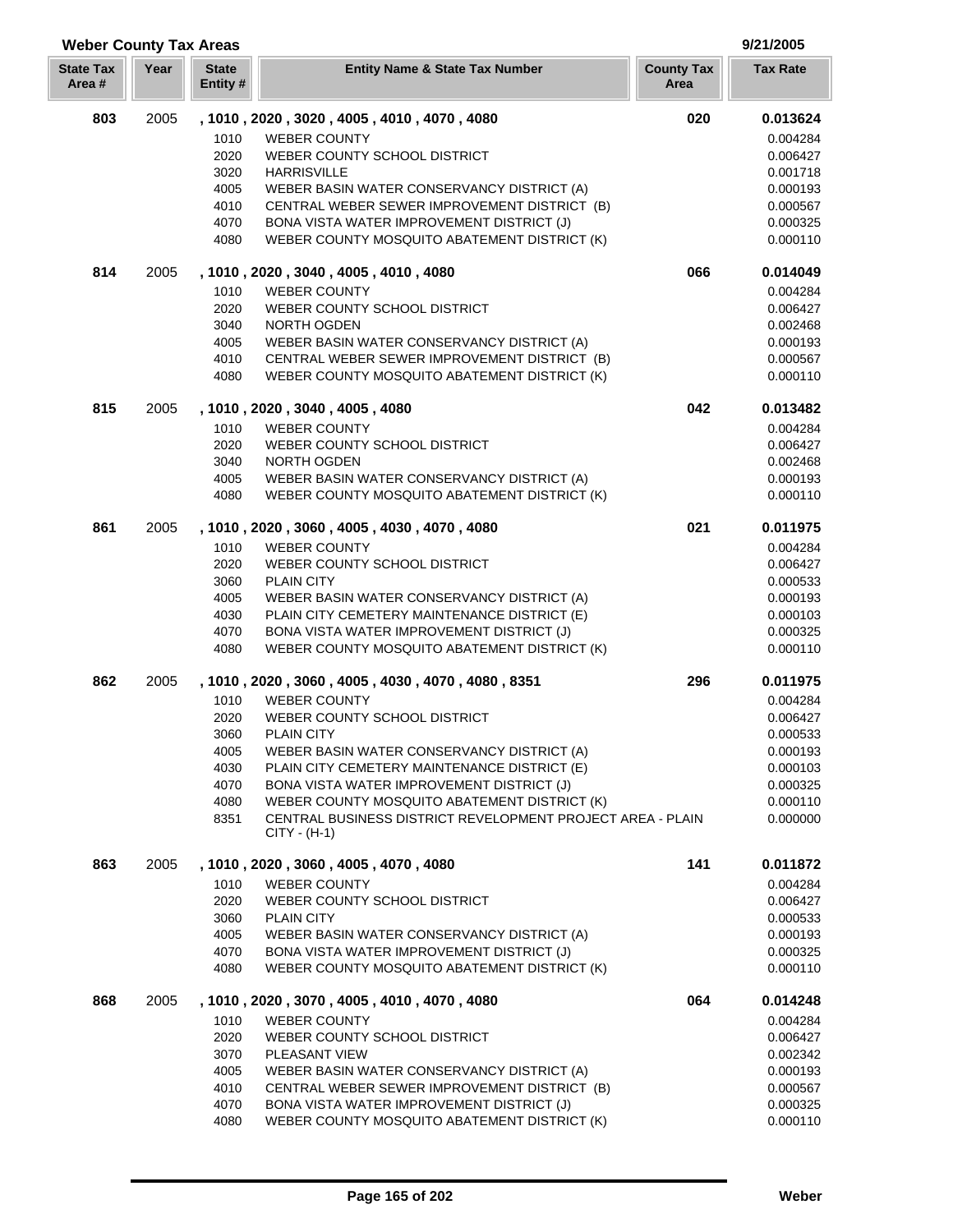## Weber County Tax Areas

9/21/2005

| State Tax Area # | Year | State Entity # | Entity Name & State Tax Number | County Tax Area | Tax Rate |
|---|---|---|---|---|---|
| **803** | 2005 | **, 1010 , 2020 , 3020 , 4005 , 4010 , 4070 , 4080** | | **020** | **0.013624** |
| | | 1010 | WEBER COUNTY | | 0.004284 |
| | | 2020 | WEBER COUNTY SCHOOL DISTRICT | | 0.006427 |
| | | 3020 | HARRISVILLE | | 0.001718 |
| | | 4005 | WEBER BASIN WATER CONSERVANCY DISTRICT (A) | | 0.000193 |
| | | 4010 | CENTRAL WEBER SEWER IMPROVEMENT DISTRICT (B) | | 0.000567 |
| | | 4070 | BONA VISTA WATER IMPROVEMENT DISTRICT (J) | | 0.000325 |
| | | 4080 | WEBER COUNTY MOSQUITO ABATEMENT DISTRICT (K) | | 0.000110 |
| **814** | 2005 | **, 1010 , 2020 , 3040 , 4005 , 4010 , 4080** | | **066** | **0.014049** |
| | | 1010 | WEBER COUNTY | | 0.004284 |
| | | 2020 | WEBER COUNTY SCHOOL DISTRICT | | 0.006427 |
| | | 3040 | NORTH OGDEN | | 0.002468 |
| | | 4005 | WEBER BASIN WATER CONSERVANCY DISTRICT (A) | | 0.000193 |
| | | 4010 | CENTRAL WEBER SEWER IMPROVEMENT DISTRICT (B) | | 0.000567 |
| | | 4080 | WEBER COUNTY MOSQUITO ABATEMENT DISTRICT (K) | | 0.000110 |
| **815** | 2005 | **, 1010 , 2020 , 3040 , 4005 , 4080** | | **042** | **0.013482** |
| | | 1010 | WEBER COUNTY | | 0.004284 |
| | | 2020 | WEBER COUNTY SCHOOL DISTRICT | | 0.006427 |
| | | 3040 | NORTH OGDEN | | 0.002468 |
| | | 4005 | WEBER BASIN WATER CONSERVANCY DISTRICT (A) | | 0.000193 |
| | | 4080 | WEBER COUNTY MOSQUITO ABATEMENT DISTRICT (K) | | 0.000110 |
| **861** | 2005 | **, 1010 , 2020 , 3060 , 4005 , 4030 , 4070 , 4080** | | **021** | **0.011975** |
| | | 1010 | WEBER COUNTY | | 0.004284 |
| | | 2020 | WEBER COUNTY SCHOOL DISTRICT | | 0.006427 |
| | | 3060 | PLAIN CITY | | 0.000533 |
| | | 4005 | WEBER BASIN WATER CONSERVANCY DISTRICT (A) | | 0.000193 |
| | | 4030 | PLAIN CITY CEMETERY MAINTENANCE DISTRICT (E) | | 0.000103 |
| | | 4070 | BONA VISTA WATER IMPROVEMENT DISTRICT (J) | | 0.000325 |
| | | 4080 | WEBER COUNTY MOSQUITO ABATEMENT DISTRICT (K) | | 0.000110 |
| **862** | 2005 | **, 1010 , 2020 , 3060 , 4005 , 4030 , 4070 , 4080 , 8351** | | **296** | **0.011975** |
| | | 1010 | WEBER COUNTY | | 0.004284 |
| | | 2020 | WEBER COUNTY SCHOOL DISTRICT | | 0.006427 |
| | | 3060 | PLAIN CITY | | 0.000533 |
| | | 4005 | WEBER BASIN WATER CONSERVANCY DISTRICT (A) | | 0.000193 |
| | | 4030 | PLAIN CITY CEMETERY MAINTENANCE DISTRICT (E) | | 0.000103 |
| | | 4070 | BONA VISTA WATER IMPROVEMENT DISTRICT (J) | | 0.000325 |
| | | 4080 | WEBER COUNTY MOSQUITO ABATEMENT DISTRICT (K) | | 0.000110 |
| | | 8351 | CENTRAL BUSINESS DISTRICT REVELOPMENT PROJECT AREA - PLAIN CITY - (H-1) | | 0.000000 |
| **863** | 2005 | **, 1010 , 2020 , 3060 , 4005 , 4070 , 4080** | | **141** | **0.011872** |
| | | 1010 | WEBER COUNTY | | 0.004284 |
| | | 2020 | WEBER COUNTY SCHOOL DISTRICT | | 0.006427 |
| | | 3060 | PLAIN CITY | | 0.000533 |
| | | 4005 | WEBER BASIN WATER CONSERVANCY DISTRICT (A) | | 0.000193 |
| | | 4070 | BONA VISTA WATER IMPROVEMENT DISTRICT (J) | | 0.000325 |
| | | 4080 | WEBER COUNTY MOSQUITO ABATEMENT DISTRICT (K) | | 0.000110 |
| **868** | 2005 | **, 1010 , 2020 , 3070 , 4005 , 4010 , 4070 , 4080** | | **064** | **0.014248** |
| | | 1010 | WEBER COUNTY | | 0.004284 |
| | | 2020 | WEBER COUNTY SCHOOL DISTRICT | | 0.006427 |
| | | 3070 | PLEASANT VIEW | | 0.002342 |
| | | 4005 | WEBER BASIN WATER CONSERVANCY DISTRICT (A) | | 0.000193 |
| | | 4010 | CENTRAL WEBER SEWER IMPROVEMENT DISTRICT (B) | | 0.000567 |
| | | 4070 | BONA VISTA WATER IMPROVEMENT DISTRICT (J) | | 0.000325 |
| | | 4080 | WEBER COUNTY MOSQUITO ABATEMENT DISTRICT (K) | | 0.000110 |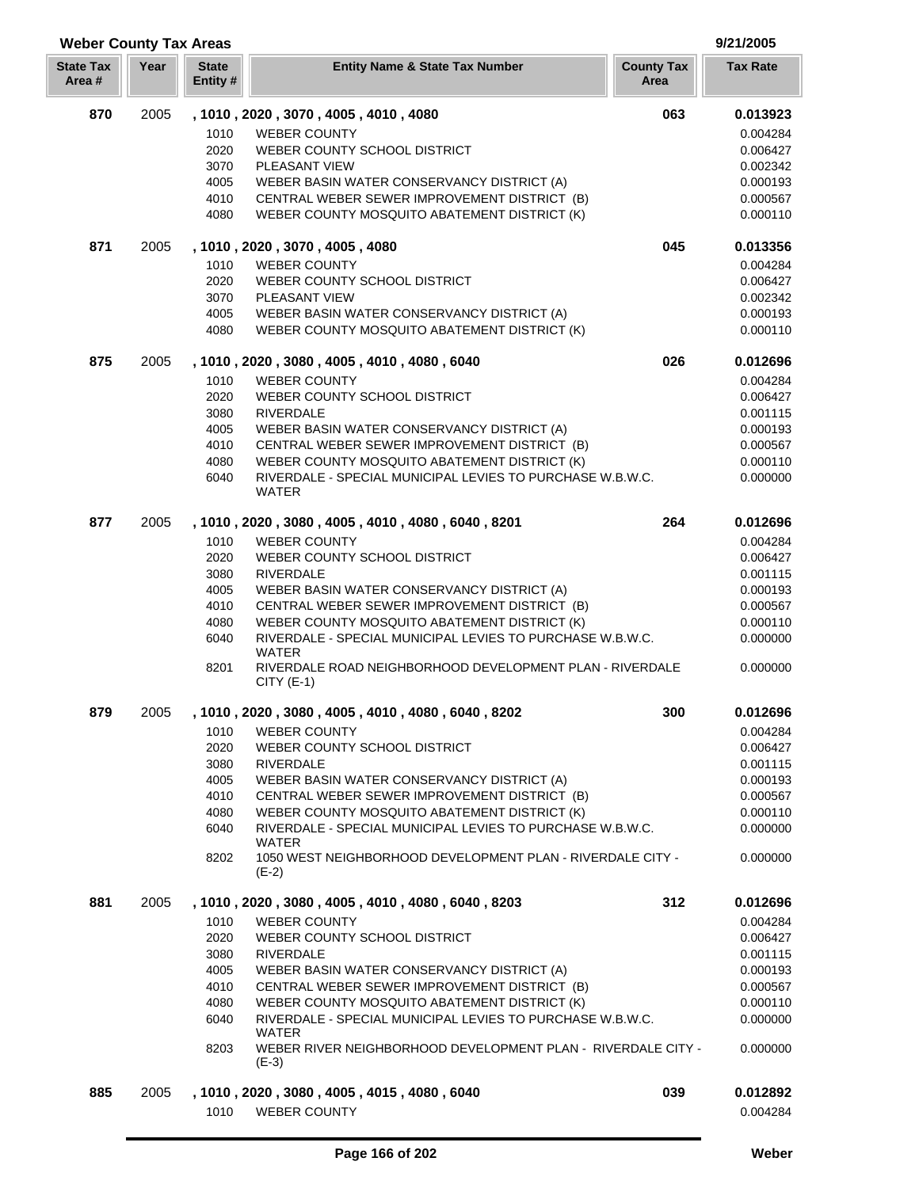## Weber County Tax Areas

9/21/2005

| State Tax Area # | Year | State Entity # | Entity Name & State Tax Number | County Tax Area | Tax Rate |
|---|---|---|---|---|---|
| **870** | 2005 | **, 1010 , 2020 , 3070 , 4005 , 4010 , 4080** | | **063** | **0.013923** |
| | | 1010 | WEBER COUNTY | | 0.004284 |
| | | 2020 | WEBER COUNTY SCHOOL DISTRICT | | 0.006427 |
| | | 3070 | PLEASANT VIEW | | 0.002342 |
| | | 4005 | WEBER BASIN WATER CONSERVANCY DISTRICT (A) | | 0.000193 |
| | | 4010 | CENTRAL WEBER SEWER IMPROVEMENT DISTRICT (B) | | 0.000567 |
| | | 4080 | WEBER COUNTY MOSQUITO ABATEMENT DISTRICT (K) | | 0.000110 |
| **871** | 2005 | **, 1010 , 2020 , 3070 , 4005 , 4080** | | **045** | **0.013356** |
| | | 1010 | WEBER COUNTY | | 0.004284 |
| | | 2020 | WEBER COUNTY SCHOOL DISTRICT | | 0.006427 |
| | | 3070 | PLEASANT VIEW | | 0.002342 |
| | | 4005 | WEBER BASIN WATER CONSERVANCY DISTRICT (A) | | 0.000193 |
| | | 4080 | WEBER COUNTY MOSQUITO ABATEMENT DISTRICT (K) | | 0.000110 |
| **875** | 2005 | **, 1010 , 2020 , 3080 , 4005 , 4010 , 4080 , 6040** | | **026** | **0.012696** |
| | | 1010 | WEBER COUNTY | | 0.004284 |
| | | 2020 | WEBER COUNTY SCHOOL DISTRICT | | 0.006427 |
| | | 3080 | RIVERDALE | | 0.001115 |
| | | 4005 | WEBER BASIN WATER CONSERVANCY DISTRICT (A) | | 0.000193 |
| | | 4010 | CENTRAL WEBER SEWER IMPROVEMENT DISTRICT (B) | | 0.000567 |
| | | 4080 | WEBER COUNTY MOSQUITO ABATEMENT DISTRICT (K) | | 0.000110 |
| | | 6040 | RIVERDALE - SPECIAL MUNICIPAL LEVIES TO PURCHASE W.B.W.C. WATER | | 0.000000 |
| **877** | 2005 | **, 1010 , 2020 , 3080 , 4005 , 4010 , 4080 , 6040 , 8201** | | **264** | **0.012696** |
| | | 1010 | WEBER COUNTY | | 0.004284 |
| | | 2020 | WEBER COUNTY SCHOOL DISTRICT | | 0.006427 |
| | | 3080 | RIVERDALE | | 0.001115 |
| | | 4005 | WEBER BASIN WATER CONSERVANCY DISTRICT (A) | | 0.000193 |
| | | 4010 | CENTRAL WEBER SEWER IMPROVEMENT DISTRICT (B) | | 0.000567 |
| | | 4080 | WEBER COUNTY MOSQUITO ABATEMENT DISTRICT (K) | | 0.000110 |
| | | 6040 | RIVERDALE - SPECIAL MUNICIPAL LEVIES TO PURCHASE W.B.W.C. WATER | | 0.000000 |
| | | 8201 | RIVERDALE ROAD NEIGHBORHOOD DEVELOPMENT PLAN - RIVERDALE CITY (E-1) | | 0.000000 |
| **879** | 2005 | **, 1010 , 2020 , 3080 , 4005 , 4010 , 4080 , 6040 , 8202** | | **300** | **0.012696** |
| | | 1010 | WEBER COUNTY | | 0.004284 |
| | | 2020 | WEBER COUNTY SCHOOL DISTRICT | | 0.006427 |
| | | 3080 | RIVERDALE | | 0.001115 |
| | | 4005 | WEBER BASIN WATER CONSERVANCY DISTRICT (A) | | 0.000193 |
| | | 4010 | CENTRAL WEBER SEWER IMPROVEMENT DISTRICT (B) | | 0.000567 |
| | | 4080 | WEBER COUNTY MOSQUITO ABATEMENT DISTRICT (K) | | 0.000110 |
| | | 6040 | RIVERDALE - SPECIAL MUNICIPAL LEVIES TO PURCHASE W.B.W.C. WATER | | 0.000000 |
| | | 8202 | 1050 WEST NEIGHBORHOOD DEVELOPMENT PLAN - RIVERDALE CITY - (E-2) | | 0.000000 |
| **881** | 2005 | **, 1010 , 2020 , 3080 , 4005 , 4010 , 4080 , 6040 , 8203** | | **312** | **0.012696** |
| | | 1010 | WEBER COUNTY | | 0.004284 |
| | | 2020 | WEBER COUNTY SCHOOL DISTRICT | | 0.006427 |
| | | 3080 | RIVERDALE | | 0.001115 |
| | | 4005 | WEBER BASIN WATER CONSERVANCY DISTRICT (A) | | 0.000193 |
| | | 4010 | CENTRAL WEBER SEWER IMPROVEMENT DISTRICT (B) | | 0.000567 |
| | | 4080 | WEBER COUNTY MOSQUITO ABATEMENT DISTRICT (K) | | 0.000110 |
| | | 6040 | RIVERDALE - SPECIAL MUNICIPAL LEVIES TO PURCHASE W.B.W.C. WATER | | 0.000000 |
| | | 8203 | WEBER RIVER NEIGHBORHOOD DEVELOPMENT PLAN - RIVERDALE CITY - (E-3) | | 0.000000 |
| **885** | 2005 | **, 1010 , 2020 , 3080 , 4005 , 4015 , 4080 , 6040** | | **039** | **0.012892** |
| | | 1010 | WEBER COUNTY | | 0.004284 |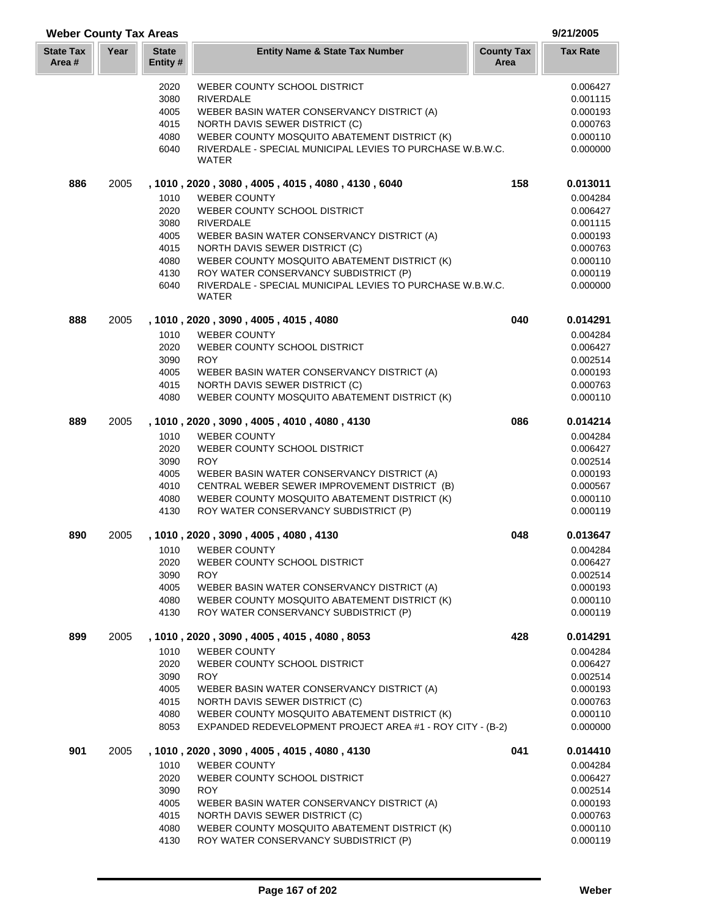## Weber County Tax Areas

9/21/2005

| State Tax Area # | Year | State Entity # | Entity Name & State Tax Number | County Tax Area | Tax Rate |
|---|---|---|---|---|---|
| | | 2020 | WEBER COUNTY SCHOOL DISTRICT | | 0.006427 |
| | | 3080 | RIVERDALE | | 0.001115 |
| | | 4005 | WEBER BASIN WATER CONSERVANCY DISTRICT (A) | | 0.000193 |
| | | 4015 | NORTH DAVIS SEWER DISTRICT (C) | | 0.000763 |
| | | 4080 | WEBER COUNTY MOSQUITO ABATEMENT DISTRICT (K) | | 0.000110 |
| | | 6040 | RIVERDALE - SPECIAL MUNICIPAL LEVIES TO PURCHASE W.B.W.C. WATER | | 0.000000 |
| **886** | 2005 | | **, 1010 , 2020 , 3080 , 4005 , 4015 , 4080 , 4130 , 6040** | **158** | **0.013011** |
| | | 1010 | WEBER COUNTY | | 0.004284 |
| | | 2020 | WEBER COUNTY SCHOOL DISTRICT | | 0.006427 |
| | | 3080 | RIVERDALE | | 0.001115 |
| | | 4005 | WEBER BASIN WATER CONSERVANCY DISTRICT (A) | | 0.000193 |
| | | 4015 | NORTH DAVIS SEWER DISTRICT (C) | | 0.000763 |
| | | 4080 | WEBER COUNTY MOSQUITO ABATEMENT DISTRICT (K) | | 0.000110 |
| | | 4130 | ROY WATER CONSERVANCY SUBDISTRICT (P) | | 0.000119 |
| | | 6040 | RIVERDALE - SPECIAL MUNICIPAL LEVIES TO PURCHASE W.B.W.C. WATER | | 0.000000 |
| **888** | 2005 | | **, 1010 , 2020 , 3090 , 4005 , 4015 , 4080** | **040** | **0.014291** |
| | | 1010 | WEBER COUNTY | | 0.004284 |
| | | 2020 | WEBER COUNTY SCHOOL DISTRICT | | 0.006427 |
| | | 3090 | ROY | | 0.002514 |
| | | 4005 | WEBER BASIN WATER CONSERVANCY DISTRICT (A) | | 0.000193 |
| | | 4015 | NORTH DAVIS SEWER DISTRICT (C) | | 0.000763 |
| | | 4080 | WEBER COUNTY MOSQUITO ABATEMENT DISTRICT (K) | | 0.000110 |
| **889** | 2005 | | **, 1010 , 2020 , 3090 , 4005 , 4010 , 4080 , 4130** | **086** | **0.014214** |
| | | 1010 | WEBER COUNTY | | 0.004284 |
| | | 2020 | WEBER COUNTY SCHOOL DISTRICT | | 0.006427 |
| | | 3090 | ROY | | 0.002514 |
| | | 4005 | WEBER BASIN WATER CONSERVANCY DISTRICT (A) | | 0.000193 |
| | | 4010 | CENTRAL WEBER SEWER IMPROVEMENT DISTRICT (B) | | 0.000567 |
| | | 4080 | WEBER COUNTY MOSQUITO ABATEMENT DISTRICT (K) | | 0.000110 |
| | | 4130 | ROY WATER CONSERVANCY SUBDISTRICT (P) | | 0.000119 |
| **890** | 2005 | | **, 1010 , 2020 , 3090 , 4005 , 4080 , 4130** | **048** | **0.013647** |
| | | 1010 | WEBER COUNTY | | 0.004284 |
| | | 2020 | WEBER COUNTY SCHOOL DISTRICT | | 0.006427 |
| | | 3090 | ROY | | 0.002514 |
| | | 4005 | WEBER BASIN WATER CONSERVANCY DISTRICT (A) | | 0.000193 |
| | | 4080 | WEBER COUNTY MOSQUITO ABATEMENT DISTRICT (K) | | 0.000110 |
| | | 4130 | ROY WATER CONSERVANCY SUBDISTRICT (P) | | 0.000119 |
| **899** | 2005 | | **, 1010 , 2020 , 3090 , 4005 , 4015 , 4080 , 8053** | **428** | **0.014291** |
| | | 1010 | WEBER COUNTY | | 0.004284 |
| | | 2020 | WEBER COUNTY SCHOOL DISTRICT | | 0.006427 |
| | | 3090 | ROY | | 0.002514 |
| | | 4005 | WEBER BASIN WATER CONSERVANCY DISTRICT (A) | | 0.000193 |
| | | 4015 | NORTH DAVIS SEWER DISTRICT (C) | | 0.000763 |
| | | 4080 | WEBER COUNTY MOSQUITO ABATEMENT DISTRICT (K) | | 0.000110 |
| | | 8053 | EXPANDED REDEVELOPMENT PROJECT AREA #1 - ROY CITY - (B-2) | | 0.000000 |
| **901** | 2005 | | **, 1010 , 2020 , 3090 , 4005 , 4015 , 4080 , 4130** | **041** | **0.014410** |
| | | 1010 | WEBER COUNTY | | 0.004284 |
| | | 2020 | WEBER COUNTY SCHOOL DISTRICT | | 0.006427 |
| | | 3090 | ROY | | 0.002514 |
| | | 4005 | WEBER BASIN WATER CONSERVANCY DISTRICT (A) | | 0.000193 |
| | | 4015 | NORTH DAVIS SEWER DISTRICT (C) | | 0.000763 |
| | | 4080 | WEBER COUNTY MOSQUITO ABATEMENT DISTRICT (K) | | 0.000110 |
| | | 4130 | ROY WATER CONSERVANCY SUBDISTRICT (P) | | 0.000119 |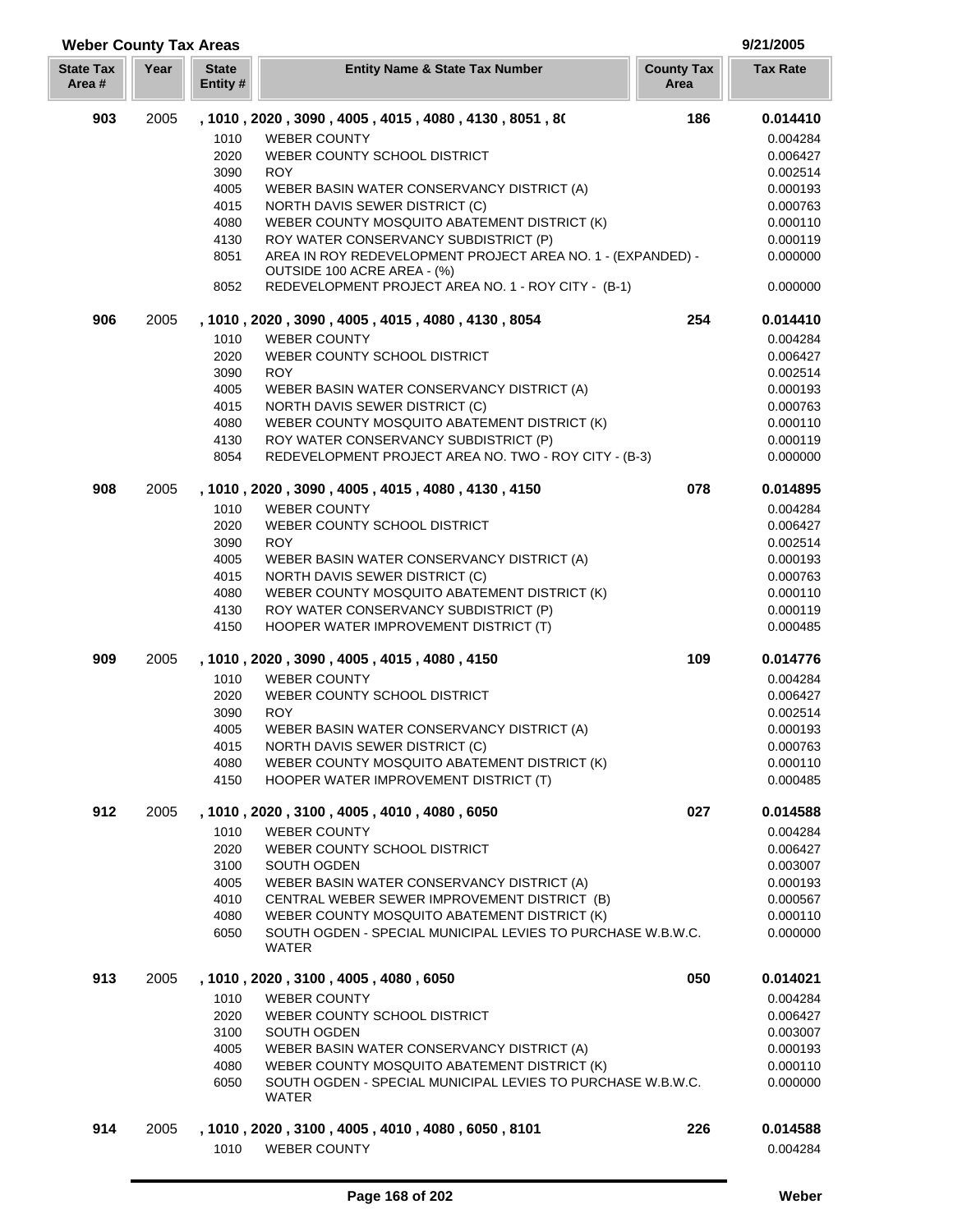## Weber County Tax Areas

9/21/2005

| State Tax Area # | Year | State Entity # | Entity Name & State Tax Number | County Tax Area | Tax Rate |
|---|---|---|---|---|---|
| **903** | 2005 | **, 1010 , 2020 , 3090 , 4005 , 4015 , 4080 , 4130 , 8051 , 8(** | | **186** | **0.014410** |
| | | 1010 | WEBER COUNTY | | 0.004284 |
| | | 2020 | WEBER COUNTY SCHOOL DISTRICT | | 0.006427 |
| | | 3090 | ROY | | 0.002514 |
| | | 4005 | WEBER BASIN WATER CONSERVANCY DISTRICT (A) | | 0.000193 |
| | | 4015 | NORTH DAVIS SEWER DISTRICT (C) | | 0.000763 |
| | | 4080 | WEBER COUNTY MOSQUITO ABATEMENT DISTRICT (K) | | 0.000110 |
| | | 4130 | ROY WATER CONSERVANCY SUBDISTRICT (P) | | 0.000119 |
| | | 8051 | AREA IN ROY REDEVELOPMENT PROJECT AREA NO. 1 - (EXPANDED) - OUTSIDE 100 ACRE AREA - (%) | | 0.000000 |
| | | 8052 | REDEVELOPMENT PROJECT AREA NO. 1 - ROY CITY - (B-1) | | 0.000000 |
| **906** | 2005 | **, 1010 , 2020 , 3090 , 4005 , 4015 , 4080 , 4130 , 8054** | | **254** | **0.014410** |
| | | 1010 | WEBER COUNTY | | 0.004284 |
| | | 2020 | WEBER COUNTY SCHOOL DISTRICT | | 0.006427 |
| | | 3090 | ROY | | 0.002514 |
| | | 4005 | WEBER BASIN WATER CONSERVANCY DISTRICT (A) | | 0.000193 |
| | | 4015 | NORTH DAVIS SEWER DISTRICT (C) | | 0.000763 |
| | | 4080 | WEBER COUNTY MOSQUITO ABATEMENT DISTRICT (K) | | 0.000110 |
| | | 4130 | ROY WATER CONSERVANCY SUBDISTRICT (P) | | 0.000119 |
| | | 8054 | REDEVELOPMENT PROJECT AREA NO. TWO - ROY CITY - (B-3) | | 0.000000 |
| **908** | 2005 | **, 1010 , 2020 , 3090 , 4005 , 4015 , 4080 , 4130 , 4150** | | **078** | **0.014895** |
| | | 1010 | WEBER COUNTY | | 0.004284 |
| | | 2020 | WEBER COUNTY SCHOOL DISTRICT | | 0.006427 |
| | | 3090 | ROY | | 0.002514 |
| | | 4005 | WEBER BASIN WATER CONSERVANCY DISTRICT (A) | | 0.000193 |
| | | 4015 | NORTH DAVIS SEWER DISTRICT (C) | | 0.000763 |
| | | 4080 | WEBER COUNTY MOSQUITO ABATEMENT DISTRICT (K) | | 0.000110 |
| | | 4130 | ROY WATER CONSERVANCY SUBDISTRICT (P) | | 0.000119 |
| | | 4150 | HOOPER WATER IMPROVEMENT DISTRICT (T) | | 0.000485 |
| **909** | 2005 | **, 1010 , 2020 , 3090 , 4005 , 4015 , 4080 , 4150** | | **109** | **0.014776** |
| | | 1010 | WEBER COUNTY | | 0.004284 |
| | | 2020 | WEBER COUNTY SCHOOL DISTRICT | | 0.006427 |
| | | 3090 | ROY | | 0.002514 |
| | | 4005 | WEBER BASIN WATER CONSERVANCY DISTRICT (A) | | 0.000193 |
| | | 4015 | NORTH DAVIS SEWER DISTRICT (C) | | 0.000763 |
| | | 4080 | WEBER COUNTY MOSQUITO ABATEMENT DISTRICT (K) | | 0.000110 |
| | | 4150 | HOOPER WATER IMPROVEMENT DISTRICT (T) | | 0.000485 |
| **912** | 2005 | **, 1010 , 2020 , 3100 , 4005 , 4010 , 4080 , 6050** | | **027** | **0.014588** |
| | | 1010 | WEBER COUNTY | | 0.004284 |
| | | 2020 | WEBER COUNTY SCHOOL DISTRICT | | 0.006427 |
| | | 3100 | SOUTH OGDEN | | 0.003007 |
| | | 4005 | WEBER BASIN WATER CONSERVANCY DISTRICT (A) | | 0.000193 |
| | | 4010 | CENTRAL WEBER SEWER IMPROVEMENT DISTRICT (B) | | 0.000567 |
| | | 4080 | WEBER COUNTY MOSQUITO ABATEMENT DISTRICT (K) | | 0.000110 |
| | | 6050 | SOUTH OGDEN - SPECIAL MUNICIPAL LEVIES TO PURCHASE W.B.W.C. WATER | | 0.000000 |
| **913** | 2005 | **, 1010 , 2020 , 3100 , 4005 , 4080 , 6050** | | **050** | **0.014021** |
| | | 1010 | WEBER COUNTY | | 0.004284 |
| | | 2020 | WEBER COUNTY SCHOOL DISTRICT | | 0.006427 |
| | | 3100 | SOUTH OGDEN | | 0.003007 |
| | | 4005 | WEBER BASIN WATER CONSERVANCY DISTRICT (A) | | 0.000193 |
| | | 4080 | WEBER COUNTY MOSQUITO ABATEMENT DISTRICT (K) | | 0.000110 |
| | | 6050 | SOUTH OGDEN - SPECIAL MUNICIPAL LEVIES TO PURCHASE W.B.W.C. WATER | | 0.000000 |
| **914** | 2005 | **, 1010 , 2020 , 3100 , 4005 , 4010 , 4080 , 6050 , 8101** | | **226** | **0.014588** |
| | | 1010 | WEBER COUNTY | | 0.004284 |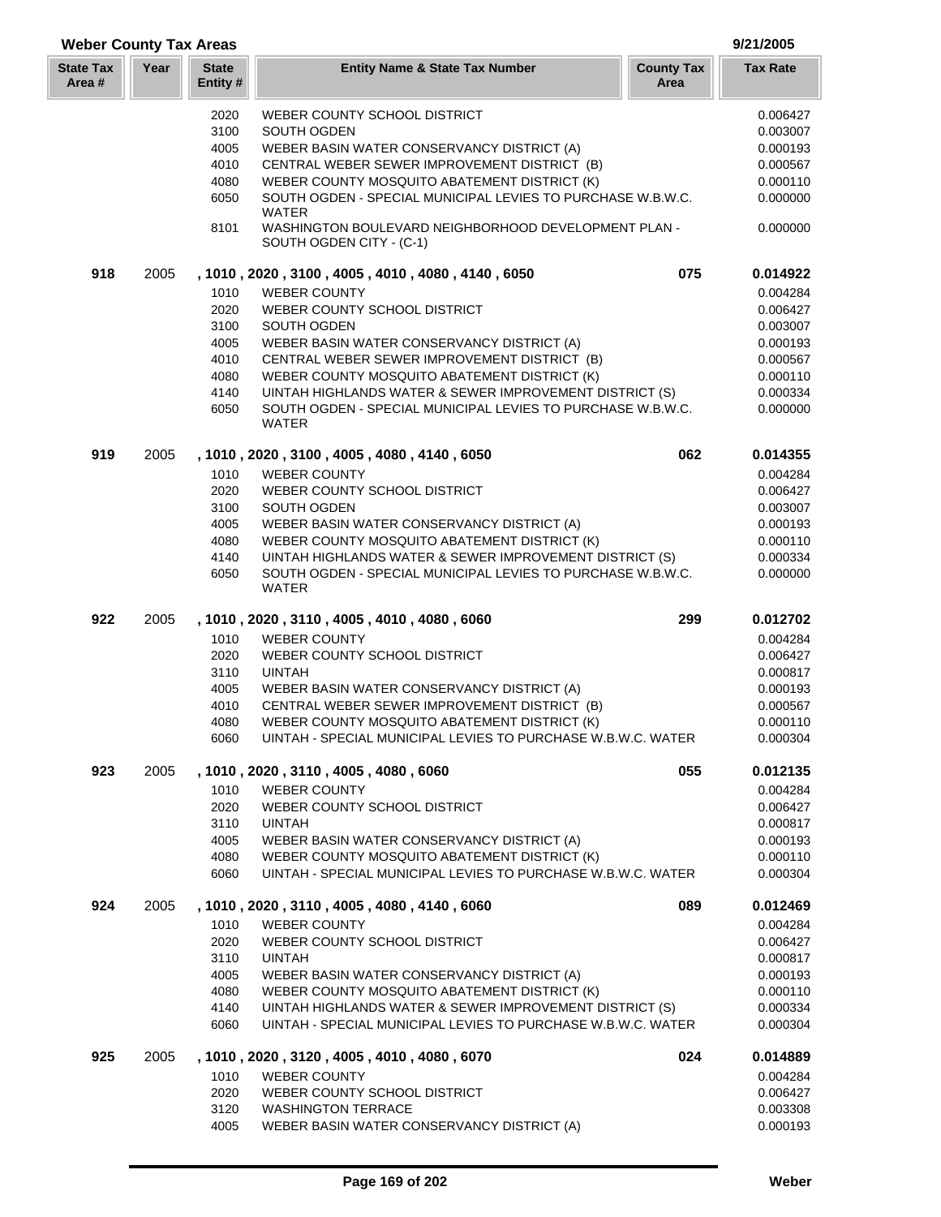# Weber County Tax Areas

9/21/2005

| State Tax Area # | Year | State Entity # | Entity Name & State Tax Number | County Tax Area | Tax Rate |
|---|---|---|---|---|---|
| | | 2020 | WEBER COUNTY SCHOOL DISTRICT | | 0.006427 |
| | | 3100 | SOUTH OGDEN | | 0.003007 |
| | | 4005 | WEBER BASIN WATER CONSERVANCY DISTRICT (A) | | 0.000193 |
| | | 4010 | CENTRAL WEBER SEWER IMPROVEMENT DISTRICT (B) | | 0.000567 |
| | | 4080 | WEBER COUNTY MOSQUITO ABATEMENT DISTRICT (K) | | 0.000110 |
| | | 6050 | SOUTH OGDEN - SPECIAL MUNICIPAL LEVIES TO PURCHASE W.B.W.C. WATER | | 0.000000 |
| | | 8101 | WASHINGTON BOULEVARD NEIGHBORHOOD DEVELOPMENT PLAN - SOUTH OGDEN CITY - (C-1) | | 0.000000 |
| **918** | 2005 | | **, 1010 , 2020 , 3100 , 4005 , 4010 , 4080 , 4140 , 6050** | **075** | **0.014922** |
| | | 1010 | WEBER COUNTY | | 0.004284 |
| | | 2020 | WEBER COUNTY SCHOOL DISTRICT | | 0.006427 |
| | | 3100 | SOUTH OGDEN | | 0.003007 |
| | | 4005 | WEBER BASIN WATER CONSERVANCY DISTRICT (A) | | 0.000193 |
| | | 4010 | CENTRAL WEBER SEWER IMPROVEMENT DISTRICT (B) | | 0.000567 |
| | | 4080 | WEBER COUNTY MOSQUITO ABATEMENT DISTRICT (K) | | 0.000110 |
| | | 4140 | UINTAH HIGHLANDS WATER & SEWER IMPROVEMENT DISTRICT (S) | | 0.000334 |
| | | 6050 | SOUTH OGDEN - SPECIAL MUNICIPAL LEVIES TO PURCHASE W.B.W.C. WATER | | 0.000000 |
| **919** | 2005 | | **, 1010 , 2020 , 3100 , 4005 , 4080 , 4140 , 6050** | **062** | **0.014355** |
| | | 1010 | WEBER COUNTY | | 0.004284 |
| | | 2020 | WEBER COUNTY SCHOOL DISTRICT | | 0.006427 |
| | | 3100 | SOUTH OGDEN | | 0.003007 |
| | | 4005 | WEBER BASIN WATER CONSERVANCY DISTRICT (A) | | 0.000193 |
| | | 4080 | WEBER COUNTY MOSQUITO ABATEMENT DISTRICT (K) | | 0.000110 |
| | | 4140 | UINTAH HIGHLANDS WATER & SEWER IMPROVEMENT DISTRICT (S) | | 0.000334 |
| | | 6050 | SOUTH OGDEN - SPECIAL MUNICIPAL LEVIES TO PURCHASE W.B.W.C. WATER | | 0.000000 |
| **922** | 2005 | | **, 1010 , 2020 , 3110 , 4005 , 4010 , 4080 , 6060** | **299** | **0.012702** |
| | | 1010 | WEBER COUNTY | | 0.004284 |
| | | 2020 | WEBER COUNTY SCHOOL DISTRICT | | 0.006427 |
| | | 3110 | UINTAH | | 0.000817 |
| | | 4005 | WEBER BASIN WATER CONSERVANCY DISTRICT (A) | | 0.000193 |
| | | 4010 | CENTRAL WEBER SEWER IMPROVEMENT DISTRICT (B) | | 0.000567 |
| | | 4080 | WEBER COUNTY MOSQUITO ABATEMENT DISTRICT (K) | | 0.000110 |
| | | 6060 | UINTAH - SPECIAL MUNICIPAL LEVIES TO PURCHASE W.B.W.C. WATER | | 0.000304 |
| **923** | 2005 | | **, 1010 , 2020 , 3110 , 4005 , 4080 , 6060** | **055** | **0.012135** |
| | | 1010 | WEBER COUNTY | | 0.004284 |
| | | 2020 | WEBER COUNTY SCHOOL DISTRICT | | 0.006427 |
| | | 3110 | UINTAH | | 0.000817 |
| | | 4005 | WEBER BASIN WATER CONSERVANCY DISTRICT (A) | | 0.000193 |
| | | 4080 | WEBER COUNTY MOSQUITO ABATEMENT DISTRICT (K) | | 0.000110 |
| | | 6060 | UINTAH - SPECIAL MUNICIPAL LEVIES TO PURCHASE W.B.W.C. WATER | | 0.000304 |
| **924** | 2005 | | **, 1010 , 2020 , 3110 , 4005 , 4080 , 4140 , 6060** | **089** | **0.012469** |
| | | 1010 | WEBER COUNTY | | 0.004284 |
| | | 2020 | WEBER COUNTY SCHOOL DISTRICT | | 0.006427 |
| | | 3110 | UINTAH | | 0.000817 |
| | | 4005 | WEBER BASIN WATER CONSERVANCY DISTRICT (A) | | 0.000193 |
| | | 4080 | WEBER COUNTY MOSQUITO ABATEMENT DISTRICT (K) | | 0.000110 |
| | | 4140 | UINTAH HIGHLANDS WATER & SEWER IMPROVEMENT DISTRICT (S) | | 0.000334 |
| | | 6060 | UINTAH - SPECIAL MUNICIPAL LEVIES TO PURCHASE W.B.W.C. WATER | | 0.000304 |
| **925** | 2005 | | **, 1010 , 2020 , 3120 , 4005 , 4010 , 4080 , 6070** | **024** | **0.014889** |
| | | 1010 | WEBER COUNTY | | 0.004284 |
| | | 2020 | WEBER COUNTY SCHOOL DISTRICT | | 0.006427 |
| | | 3120 | WASHINGTON TERRACE | | 0.003308 |
| | | 4005 | WEBER BASIN WATER CONSERVANCY DISTRICT (A) | | 0.000193 |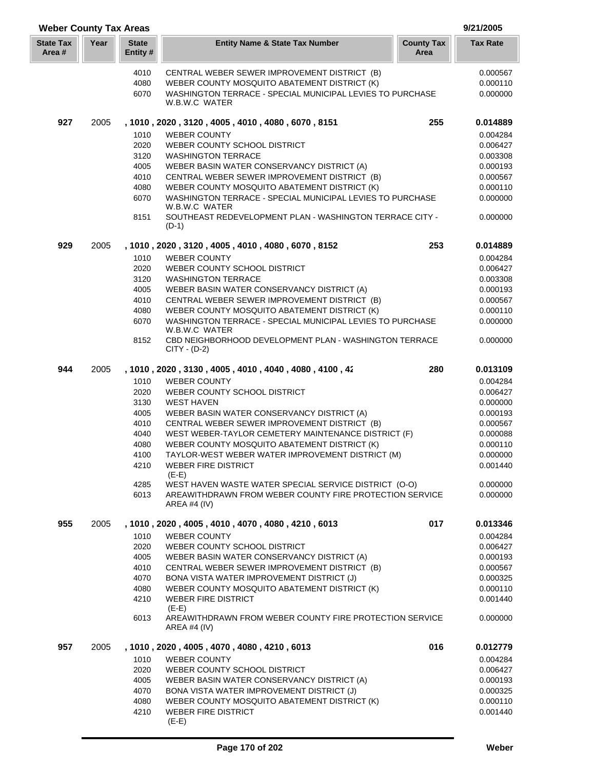## Weber County Tax Areas

9/21/2005

| State Tax Area # | Year | State Entity # | Entity Name & State Tax Number | County Tax Area | Tax Rate |
|---|---|---|---|---|---|
| | | 4010 | CENTRAL WEBER SEWER IMPROVEMENT DISTRICT (B) | | 0.000567 |
| | | 4080 | WEBER COUNTY MOSQUITO ABATEMENT DISTRICT (K) | | 0.000110 |
| | | 6070 | WASHINGTON TERRACE - SPECIAL MUNICIPAL LEVIES TO PURCHASE W.B.W.C WATER | | 0.000000 |
| **927** | 2005 | | **, 1010 , 2020 , 3120 , 4005 , 4010 , 4080 , 6070 , 8151** | **255** | **0.014889** |
| | | 1010 | WEBER COUNTY | | 0.004284 |
| | | 2020 | WEBER COUNTY SCHOOL DISTRICT | | 0.006427 |
| | | 3120 | WASHINGTON TERRACE | | 0.003308 |
| | | 4005 | WEBER BASIN WATER CONSERVANCY DISTRICT (A) | | 0.000193 |
| | | 4010 | CENTRAL WEBER SEWER IMPROVEMENT DISTRICT (B) | | 0.000567 |
| | | 4080 | WEBER COUNTY MOSQUITO ABATEMENT DISTRICT (K) | | 0.000110 |
| | | 6070 | WASHINGTON TERRACE - SPECIAL MUNICIPAL LEVIES TO PURCHASE W.B.W.C WATER | | 0.000000 |
| | | 8151 | SOUTHEAST REDEVELOPMENT PLAN - WASHINGTON TERRACE CITY - (D-1) | | 0.000000 |
| **929** | 2005 | | **, 1010 , 2020 , 3120 , 4005 , 4010 , 4080 , 6070 , 8152** | **253** | **0.014889** |
| | | 1010 | WEBER COUNTY | | 0.004284 |
| | | 2020 | WEBER COUNTY SCHOOL DISTRICT | | 0.006427 |
| | | 3120 | WASHINGTON TERRACE | | 0.003308 |
| | | 4005 | WEBER BASIN WATER CONSERVANCY DISTRICT (A) | | 0.000193 |
| | | 4010 | CENTRAL WEBER SEWER IMPROVEMENT DISTRICT (B) | | 0.000567 |
| | | 4080 | WEBER COUNTY MOSQUITO ABATEMENT DISTRICT (K) | | 0.000110 |
| | | 6070 | WASHINGTON TERRACE - SPECIAL MUNICIPAL LEVIES TO PURCHASE W.B.W.C WATER | | 0.000000 |
| | | 8152 | CBD NEIGHBORHOOD DEVELOPMENT PLAN - WASHINGTON TERRACE CITY - (D-2) | | 0.000000 |
| **944** | 2005 | | **, 1010 , 2020 , 3130 , 4005 , 4010 , 4040 , 4080 , 4100 , 42** | **280** | **0.013109** |
| | | 1010 | WEBER COUNTY | | 0.004284 |
| | | 2020 | WEBER COUNTY SCHOOL DISTRICT | | 0.006427 |
| | | 3130 | WEST HAVEN | | 0.000000 |
| | | 4005 | WEBER BASIN WATER CONSERVANCY DISTRICT (A) | | 0.000193 |
| | | 4010 | CENTRAL WEBER SEWER IMPROVEMENT DISTRICT (B) | | 0.000567 |
| | | 4040 | WEST WEBER-TAYLOR CEMETERY MAINTENANCE DISTRICT (F) | | 0.000088 |
| | | 4080 | WEBER COUNTY MOSQUITO ABATEMENT DISTRICT (K) | | 0.000110 |
| | | 4100 | TAYLOR-WEST WEBER WATER IMPROVEMENT DISTRICT (M) | | 0.000000 |
| | | 4210 | WEBER FIRE DISTRICT (E-E) | | 0.001440 |
| | | 4285 | WEST HAVEN WASTE WATER SPECIAL SERVICE DISTRICT (O-O) | | 0.000000 |
| | | 6013 | AREAWITHDRAWN FROM WEBER COUNTY FIRE PROTECTION SERVICE AREA #4 (IV) | | 0.000000 |
| **955** | 2005 | | **, 1010 , 2020 , 4005 , 4010 , 4070 , 4080 , 4210 , 6013** | **017** | **0.013346** |
| | | 1010 | WEBER COUNTY | | 0.004284 |
| | | 2020 | WEBER COUNTY SCHOOL DISTRICT | | 0.006427 |
| | | 4005 | WEBER BASIN WATER CONSERVANCY DISTRICT (A) | | 0.000193 |
| | | 4010 | CENTRAL WEBER SEWER IMPROVEMENT DISTRICT (B) | | 0.000567 |
| | | 4070 | BONA VISTA WATER IMPROVEMENT DISTRICT (J) | | 0.000325 |
| | | 4080 | WEBER COUNTY MOSQUITO ABATEMENT DISTRICT (K) | | 0.000110 |
| | | 4210 | WEBER FIRE DISTRICT (E-E) | | 0.001440 |
| | | 6013 | AREAWITHDRAWN FROM WEBER COUNTY FIRE PROTECTION SERVICE AREA #4 (IV) | | 0.000000 |
| **957** | 2005 | | **, 1010 , 2020 , 4005 , 4070 , 4080 , 4210 , 6013** | **016** | **0.012779** |
| | | 1010 | WEBER COUNTY | | 0.004284 |
| | | 2020 | WEBER COUNTY SCHOOL DISTRICT | | 0.006427 |
| | | 4005 | WEBER BASIN WATER CONSERVANCY DISTRICT (A) | | 0.000193 |
| | | 4070 | BONA VISTA WATER IMPROVEMENT DISTRICT (J) | | 0.000325 |
| | | 4080 | WEBER COUNTY MOSQUITO ABATEMENT DISTRICT (K) | | 0.000110 |
| | | 4210 | WEBER FIRE DISTRICT (E-E) | | 0.001440 |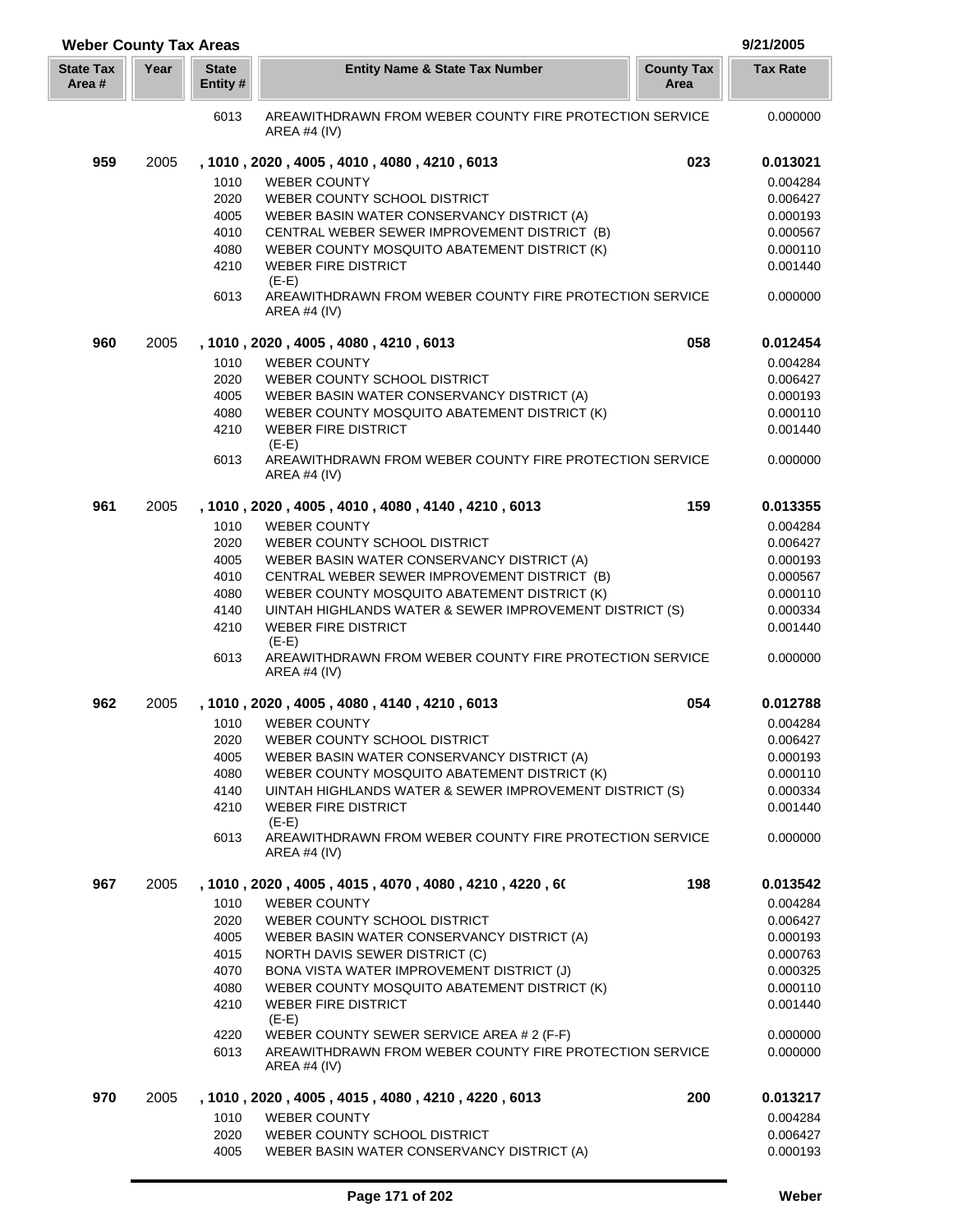## Weber County Tax Areas

9/21/2005

| State Tax Area # | Year | State Entity # | Entity Name & State Tax Number | County Tax Area | Tax Rate |
|---|---|---|---|---|---|
| | | 6013 | AREAWITHDRAWN FROM WEBER COUNTY FIRE PROTECTION SERVICE AREA #4 (IV) | | 0.000000 |
| **959** | 2005 | **, 1010 , 2020 , 4005 , 4010 , 4080 , 4210 , 6013** | | **023** | **0.013021** |
| | | 1010 | WEBER COUNTY | | 0.004284 |
| | | 2020 | WEBER COUNTY SCHOOL DISTRICT | | 0.006427 |
| | | 4005 | WEBER BASIN WATER CONSERVANCY DISTRICT (A) | | 0.000193 |
| | | 4010 | CENTRAL WEBER SEWER IMPROVEMENT DISTRICT (B) | | 0.000567 |
| | | 4080 | WEBER COUNTY MOSQUITO ABATEMENT DISTRICT (K) | | 0.000110 |
| | | 4210 | WEBER FIRE DISTRICT (E-E) | | 0.001440 |
| | | 6013 | AREAWITHDRAWN FROM WEBER COUNTY FIRE PROTECTION SERVICE AREA #4 (IV) | | 0.000000 |
| **960** | 2005 | **, 1010 , 2020 , 4005 , 4080 , 4210 , 6013** | | **058** | **0.012454** |
| | | 1010 | WEBER COUNTY | | 0.004284 |
| | | 2020 | WEBER COUNTY SCHOOL DISTRICT | | 0.006427 |
| | | 4005 | WEBER BASIN WATER CONSERVANCY DISTRICT (A) | | 0.000193 |
| | | 4080 | WEBER COUNTY MOSQUITO ABATEMENT DISTRICT (K) | | 0.000110 |
| | | 4210 | WEBER FIRE DISTRICT (E-E) | | 0.001440 |
| | | 6013 | AREAWITHDRAWN FROM WEBER COUNTY FIRE PROTECTION SERVICE AREA #4 (IV) | | 0.000000 |
| **961** | 2005 | **, 1010 , 2020 , 4005 , 4010 , 4080 , 4140 , 4210 , 6013** | | **159** | **0.013355** |
| | | 1010 | WEBER COUNTY | | 0.004284 |
| | | 2020 | WEBER COUNTY SCHOOL DISTRICT | | 0.006427 |
| | | 4005 | WEBER BASIN WATER CONSERVANCY DISTRICT (A) | | 0.000193 |
| | | 4010 | CENTRAL WEBER SEWER IMPROVEMENT DISTRICT (B) | | 0.000567 |
| | | 4080 | WEBER COUNTY MOSQUITO ABATEMENT DISTRICT (K) | | 0.000110 |
| | | 4140 | UINTAH HIGHLANDS WATER & SEWER IMPROVEMENT DISTRICT (S) | | 0.000334 |
| | | 4210 | WEBER FIRE DISTRICT (E-E) | | 0.001440 |
| | | 6013 | AREAWITHDRAWN FROM WEBER COUNTY FIRE PROTECTION SERVICE AREA #4 (IV) | | 0.000000 |
| **962** | 2005 | **, 1010 , 2020 , 4005 , 4080 , 4140 , 4210 , 6013** | | **054** | **0.012788** |
| | | 1010 | WEBER COUNTY | | 0.004284 |
| | | 2020 | WEBER COUNTY SCHOOL DISTRICT | | 0.006427 |
| | | 4005 | WEBER BASIN WATER CONSERVANCY DISTRICT (A) | | 0.000193 |
| | | 4080 | WEBER COUNTY MOSQUITO ABATEMENT DISTRICT (K) | | 0.000110 |
| | | 4140 | UINTAH HIGHLANDS WATER & SEWER IMPROVEMENT DISTRICT (S) | | 0.000334 |
| | | 4210 | WEBER FIRE DISTRICT (E-E) | | 0.001440 |
| | | 6013 | AREAWITHDRAWN FROM WEBER COUNTY FIRE PROTECTION SERVICE AREA #4 (IV) | | 0.000000 |
| **967** | 2005 | **, 1010 , 2020 , 4005 , 4015 , 4070 , 4080 , 4210 , 4220 , 6(** | | **198** | **0.013542** |
| | | 1010 | WEBER COUNTY | | 0.004284 |
| | | 2020 | WEBER COUNTY SCHOOL DISTRICT | | 0.006427 |
| | | 4005 | WEBER BASIN WATER CONSERVANCY DISTRICT (A) | | 0.000193 |
| | | 4015 | NORTH DAVIS SEWER DISTRICT (C) | | 0.000763 |
| | | 4070 | BONA VISTA WATER IMPROVEMENT DISTRICT (J) | | 0.000325 |
| | | 4080 | WEBER COUNTY MOSQUITO ABATEMENT DISTRICT (K) | | 0.000110 |
| | | 4210 | WEBER FIRE DISTRICT (E-E) | | 0.001440 |
| | | 4220 | WEBER COUNTY SEWER SERVICE AREA # 2 (F-F) | | 0.000000 |
| | | 6013 | AREAWITHDRAWN FROM WEBER COUNTY FIRE PROTECTION SERVICE AREA #4 (IV) | | 0.000000 |
| **970** | 2005 | **, 1010 , 2020 , 4005 , 4015 , 4080 , 4210 , 4220 , 6013** | | **200** | **0.013217** |
| | | 1010 | WEBER COUNTY | | 0.004284 |
| | | 2020 | WEBER COUNTY SCHOOL DISTRICT | | 0.006427 |
| | | 4005 | WEBER BASIN WATER CONSERVANCY DISTRICT (A) | | 0.000193 |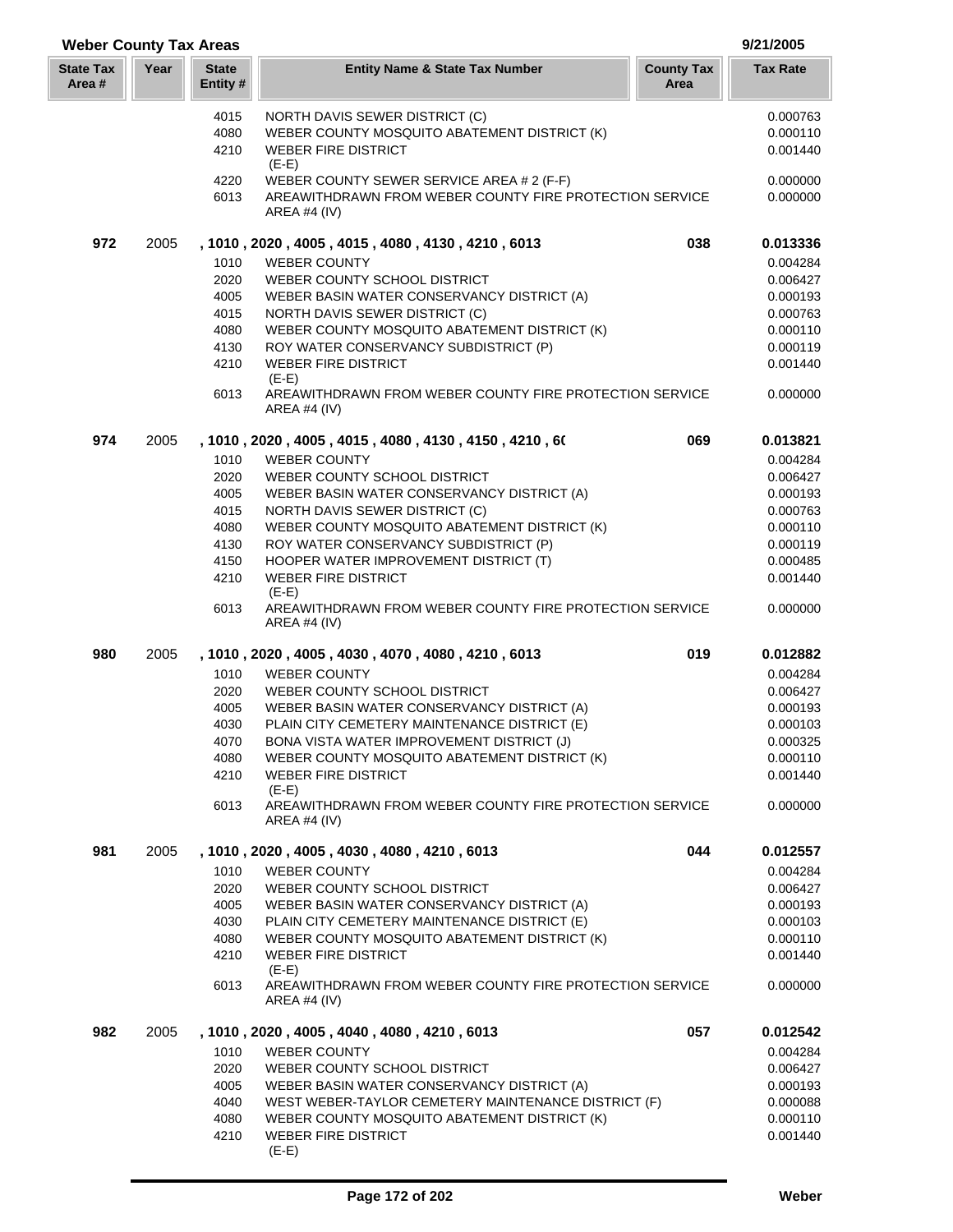## Weber County Tax Areas

9/21/2005

| State Tax Area # | Year | State Entity # | Entity Name & State Tax Number | County Tax Area | Tax Rate |
|---|---|---|---|---|---|
| | | 4015 | NORTH DAVIS SEWER DISTRICT (C) | | 0.000763 |
| | | 4080 | WEBER COUNTY MOSQUITO ABATEMENT DISTRICT (K) | | 0.000110 |
| | | 4210 | WEBER FIRE DISTRICT (E-E) | | 0.001440 |
| | | 4220 | WEBER COUNTY SEWER SERVICE AREA # 2 (F-F) | | 0.000000 |
| | | 6013 | AREAWITHDRAWN FROM WEBER COUNTY FIRE PROTECTION SERVICE AREA #4 (IV) | | 0.000000 |
| **972** | 2005 | | **, 1010 , 2020 , 4005 , 4015 , 4080 , 4130 , 4210 , 6013** | **038** | **0.013336** |
| | | 1010 | WEBER COUNTY | | 0.004284 |
| | | 2020 | WEBER COUNTY SCHOOL DISTRICT | | 0.006427 |
| | | 4005 | WEBER BASIN WATER CONSERVANCY DISTRICT (A) | | 0.000193 |
| | | 4015 | NORTH DAVIS SEWER DISTRICT (C) | | 0.000763 |
| | | 4080 | WEBER COUNTY MOSQUITO ABATEMENT DISTRICT (K) | | 0.000110 |
| | | 4130 | ROY WATER CONSERVANCY SUBDISTRICT (P) | | 0.000119 |
| | | 4210 | WEBER FIRE DISTRICT (E-E) | | 0.001440 |
| | | 6013 | AREAWITHDRAWN FROM WEBER COUNTY FIRE PROTECTION SERVICE AREA #4 (IV) | | 0.000000 |
| **974** | 2005 | | **, 1010 , 2020 , 4005 , 4015 , 4080 , 4130 , 4150 , 4210 , 6(** | **069** | **0.013821** |
| | | 1010 | WEBER COUNTY | | 0.004284 |
| | | 2020 | WEBER COUNTY SCHOOL DISTRICT | | 0.006427 |
| | | 4005 | WEBER BASIN WATER CONSERVANCY DISTRICT (A) | | 0.000193 |
| | | 4015 | NORTH DAVIS SEWER DISTRICT (C) | | 0.000763 |
| | | 4080 | WEBER COUNTY MOSQUITO ABATEMENT DISTRICT (K) | | 0.000110 |
| | | 4130 | ROY WATER CONSERVANCY SUBDISTRICT (P) | | 0.000119 |
| | | 4150 | HOOPER WATER IMPROVEMENT DISTRICT (T) | | 0.000485 |
| | | 4210 | WEBER FIRE DISTRICT (E-E) | | 0.001440 |
| | | 6013 | AREAWITHDRAWN FROM WEBER COUNTY FIRE PROTECTION SERVICE AREA #4 (IV) | | 0.000000 |
| **980** | 2005 | | **, 1010 , 2020 , 4005 , 4030 , 4070 , 4080 , 4210 , 6013** | **019** | **0.012882** |
| | | 1010 | WEBER COUNTY | | 0.004284 |
| | | 2020 | WEBER COUNTY SCHOOL DISTRICT | | 0.006427 |
| | | 4005 | WEBER BASIN WATER CONSERVANCY DISTRICT (A) | | 0.000193 |
| | | 4030 | PLAIN CITY CEMETERY MAINTENANCE DISTRICT (E) | | 0.000103 |
| | | 4070 | BONA VISTA WATER IMPROVEMENT DISTRICT (J) | | 0.000325 |
| | | 4080 | WEBER COUNTY MOSQUITO ABATEMENT DISTRICT (K) | | 0.000110 |
| | | 4210 | WEBER FIRE DISTRICT (E-E) | | 0.001440 |
| | | 6013 | AREAWITHDRAWN FROM WEBER COUNTY FIRE PROTECTION SERVICE AREA #4 (IV) | | 0.000000 |
| **981** | 2005 | | **, 1010 , 2020 , 4005 , 4030 , 4080 , 4210 , 6013** | **044** | **0.012557** |
| | | 1010 | WEBER COUNTY | | 0.004284 |
| | | 2020 | WEBER COUNTY SCHOOL DISTRICT | | 0.006427 |
| | | 4005 | WEBER BASIN WATER CONSERVANCY DISTRICT (A) | | 0.000193 |
| | | 4030 | PLAIN CITY CEMETERY MAINTENANCE DISTRICT (E) | | 0.000103 |
| | | 4080 | WEBER COUNTY MOSQUITO ABATEMENT DISTRICT (K) | | 0.000110 |
| | | 4210 | WEBER FIRE DISTRICT (E-E) | | 0.001440 |
| | | 6013 | AREAWITHDRAWN FROM WEBER COUNTY FIRE PROTECTION SERVICE AREA #4 (IV) | | 0.000000 |
| **982** | 2005 | | **, 1010 , 2020 , 4005 , 4040 , 4080 , 4210 , 6013** | **057** | **0.012542** |
| | | 1010 | WEBER COUNTY | | 0.004284 |
| | | 2020 | WEBER COUNTY SCHOOL DISTRICT | | 0.006427 |
| | | 4005 | WEBER BASIN WATER CONSERVANCY DISTRICT (A) | | 0.000193 |
| | | 4040 | WEST WEBER-TAYLOR CEMETERY MAINTENANCE DISTRICT (F) | | 0.000088 |
| | | 4080 | WEBER COUNTY MOSQUITO ABATEMENT DISTRICT (K) | | 0.000110 |
| | | 4210 | WEBER FIRE DISTRICT (E-E) | | 0.001440 |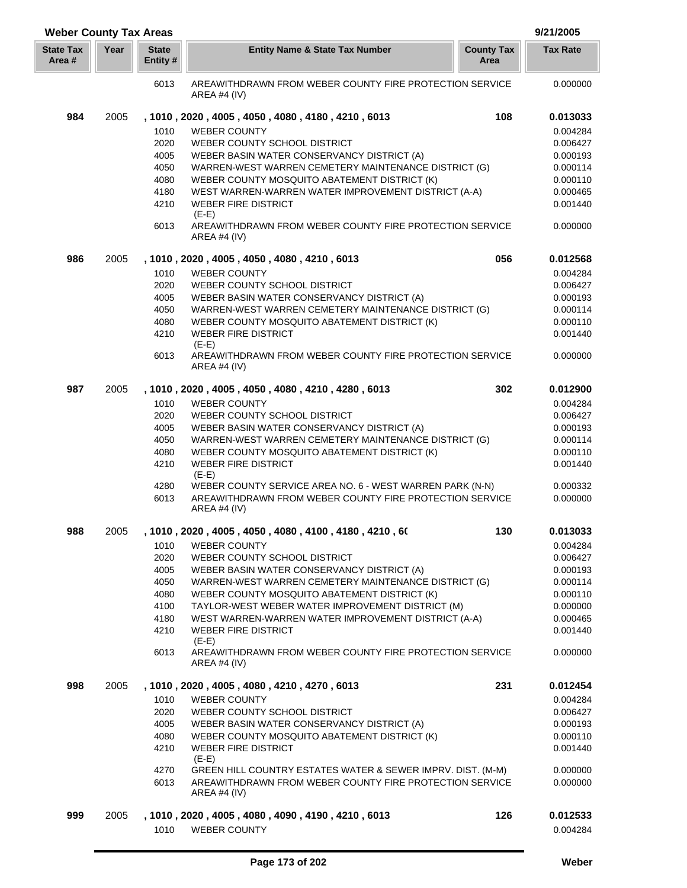## Weber County Tax Areas

9/21/2005

| State Tax Area # | Year | State Entity # | Entity Name & State Tax Number | County Tax Area | Tax Rate |
|---|---|---|---|---|---|
| | | 6013 | AREAWITHDRAWN FROM WEBER COUNTY FIRE PROTECTION SERVICE AREA #4 (IV) | | 0.000000 |
| **984** | 2005 | **, 1010 , 2020 , 4005 , 4050 , 4080 , 4180 , 4210 , 6013** | | **108** | **0.013033** |
| | | 1010 | WEBER COUNTY | | 0.004284 |
| | | 2020 | WEBER COUNTY SCHOOL DISTRICT | | 0.006427 |
| | | 4005 | WEBER BASIN WATER CONSERVANCY DISTRICT (A) | | 0.000193 |
| | | 4050 | WARREN-WEST WARREN CEMETERY MAINTENANCE DISTRICT (G) | | 0.000114 |
| | | 4080 | WEBER COUNTY MOSQUITO ABATEMENT DISTRICT (K) | | 0.000110 |
| | | 4180 | WEST WARREN-WARREN WATER IMPROVEMENT DISTRICT (A-A) | | 0.000465 |
| | | 4210 | WEBER FIRE DISTRICT (E-E) | | 0.001440 |
| | | 6013 | AREAWITHDRAWN FROM WEBER COUNTY FIRE PROTECTION SERVICE AREA #4 (IV) | | 0.000000 |
| **986** | 2005 | **, 1010 , 2020 , 4005 , 4050 , 4080 , 4210 , 6013** | | **056** | **0.012568** |
| | | 1010 | WEBER COUNTY | | 0.004284 |
| | | 2020 | WEBER COUNTY SCHOOL DISTRICT | | 0.006427 |
| | | 4005 | WEBER BASIN WATER CONSERVANCY DISTRICT (A) | | 0.000193 |
| | | 4050 | WARREN-WEST WARREN CEMETERY MAINTENANCE DISTRICT (G) | | 0.000114 |
| | | 4080 | WEBER COUNTY MOSQUITO ABATEMENT DISTRICT (K) | | 0.000110 |
| | | 4210 | WEBER FIRE DISTRICT (E-E) | | 0.001440 |
| | | 6013 | AREAWITHDRAWN FROM WEBER COUNTY FIRE PROTECTION SERVICE AREA #4 (IV) | | 0.000000 |
| **987** | 2005 | **, 1010 , 2020 , 4005 , 4050 , 4080 , 4210 , 4280 , 6013** | | **302** | **0.012900** |
| | | 1010 | WEBER COUNTY | | 0.004284 |
| | | 2020 | WEBER COUNTY SCHOOL DISTRICT | | 0.006427 |
| | | 4005 | WEBER BASIN WATER CONSERVANCY DISTRICT (A) | | 0.000193 |
| | | 4050 | WARREN-WEST WARREN CEMETERY MAINTENANCE DISTRICT (G) | | 0.000114 |
| | | 4080 | WEBER COUNTY MOSQUITO ABATEMENT DISTRICT (K) | | 0.000110 |
| | | 4210 | WEBER FIRE DISTRICT (E-E) | | 0.001440 |
| | | 4280 | WEBER COUNTY SERVICE AREA NO. 6 - WEST WARREN PARK (N-N) | | 0.000332 |
| | | 6013 | AREAWITHDRAWN FROM WEBER COUNTY FIRE PROTECTION SERVICE AREA #4 (IV) | | 0.000000 |
| **988** | 2005 | **, 1010 , 2020 , 4005 , 4050 , 4080 , 4100 , 4180 , 4210 , 6(** | | **130** | **0.013033** |
| | | 1010 | WEBER COUNTY | | 0.004284 |
| | | 2020 | WEBER COUNTY SCHOOL DISTRICT | | 0.006427 |
| | | 4005 | WEBER BASIN WATER CONSERVANCY DISTRICT (A) | | 0.000193 |
| | | 4050 | WARREN-WEST WARREN CEMETERY MAINTENANCE DISTRICT (G) | | 0.000114 |
| | | 4080 | WEBER COUNTY MOSQUITO ABATEMENT DISTRICT (K) | | 0.000110 |
| | | 4100 | TAYLOR-WEST WEBER WATER IMPROVEMENT DISTRICT (M) | | 0.000000 |
| | | 4180 | WEST WARREN-WARREN WATER IMPROVEMENT DISTRICT (A-A) | | 0.000465 |
| | | 4210 | WEBER FIRE DISTRICT (E-E) | | 0.001440 |
| | | 6013 | AREAWITHDRAWN FROM WEBER COUNTY FIRE PROTECTION SERVICE AREA #4 (IV) | | 0.000000 |
| **998** | 2005 | **, 1010 , 2020 , 4005 , 4080 , 4210 , 4270 , 6013** | | **231** | **0.012454** |
| | | 1010 | WEBER COUNTY | | 0.004284 |
| | | 2020 | WEBER COUNTY SCHOOL DISTRICT | | 0.006427 |
| | | 4005 | WEBER BASIN WATER CONSERVANCY DISTRICT (A) | | 0.000193 |
| | | 4080 | WEBER COUNTY MOSQUITO ABATEMENT DISTRICT (K) | | 0.000110 |
| | | 4210 | WEBER FIRE DISTRICT (E-E) | | 0.001440 |
| | | 4270 | GREEN HILL COUNTRY ESTATES WATER & SEWER IMPRV. DIST. (M-M) | | 0.000000 |
| | | 6013 | AREAWITHDRAWN FROM WEBER COUNTY FIRE PROTECTION SERVICE AREA #4 (IV) | | 0.000000 |
| **999** | 2005 | **, 1010 , 2020 , 4005 , 4080 , 4090 , 4190 , 4210 , 6013** | | **126** | **0.012533** |
| | | 1010 | WEBER COUNTY | | 0.004284 |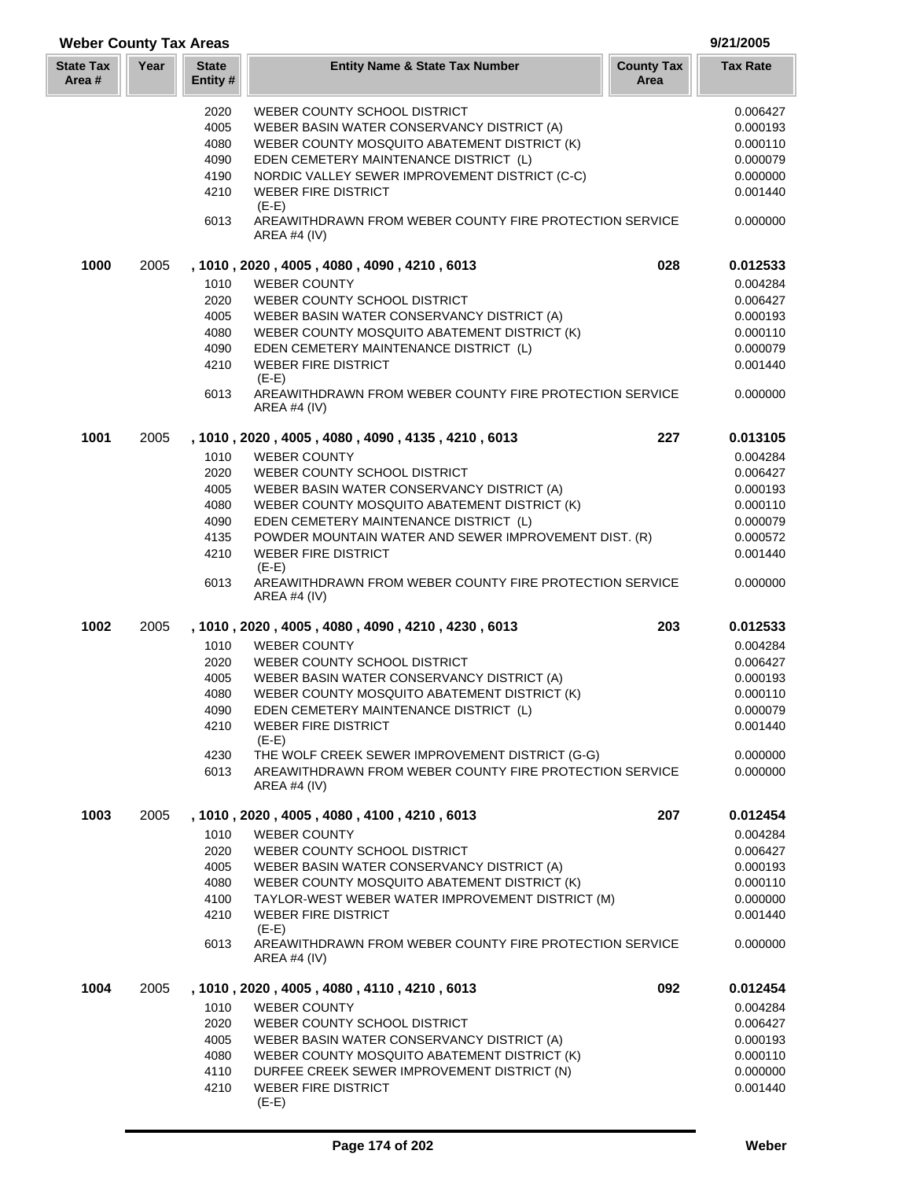## Weber County Tax Areas

9/21/2005

| State Tax Area # | Year | State Entity # | Entity Name & State Tax Number | County Tax Area | Tax Rate |
|---|---|---|---|---|---|
| | | 2020 | WEBER COUNTY SCHOOL DISTRICT | | 0.006427 |
| | | 4005 | WEBER BASIN WATER CONSERVANCY DISTRICT (A) | | 0.000193 |
| | | 4080 | WEBER COUNTY MOSQUITO ABATEMENT DISTRICT (K) | | 0.000110 |
| | | 4090 | EDEN CEMETERY MAINTENANCE DISTRICT (L) | | 0.000079 |
| | | 4190 | NORDIC VALLEY SEWER IMPROVEMENT DISTRICT (C-C) | | 0.000000 |
| | | 4210 | WEBER FIRE DISTRICT (E-E) | | 0.001440 |
| | | 6013 | AREAWITHDRAWN FROM WEBER COUNTY FIRE PROTECTION SERVICE AREA #4 (IV) | | 0.000000 |
| **1000** | 2005 | | **, 1010 , 2020 , 4005 , 4080 , 4090 , 4210 , 6013** | **028** | **0.012533** |
| | | 1010 | WEBER COUNTY | | 0.004284 |
| | | 2020 | WEBER COUNTY SCHOOL DISTRICT | | 0.006427 |
| | | 4005 | WEBER BASIN WATER CONSERVANCY DISTRICT (A) | | 0.000193 |
| | | 4080 | WEBER COUNTY MOSQUITO ABATEMENT DISTRICT (K) | | 0.000110 |
| | | 4090 | EDEN CEMETERY MAINTENANCE DISTRICT (L) | | 0.000079 |
| | | 4210 | WEBER FIRE DISTRICT (E-E) | | 0.001440 |
| | | 6013 | AREAWITHDRAWN FROM WEBER COUNTY FIRE PROTECTION SERVICE AREA #4 (IV) | | 0.000000 |
| **1001** | 2005 | | **, 1010 , 2020 , 4005 , 4080 , 4090 , 4135 , 4210 , 6013** | **227** | **0.013105** |
| | | 1010 | WEBER COUNTY | | 0.004284 |
| | | 2020 | WEBER COUNTY SCHOOL DISTRICT | | 0.006427 |
| | | 4005 | WEBER BASIN WATER CONSERVANCY DISTRICT (A) | | 0.000193 |
| | | 4080 | WEBER COUNTY MOSQUITO ABATEMENT DISTRICT (K) | | 0.000110 |
| | | 4090 | EDEN CEMETERY MAINTENANCE DISTRICT (L) | | 0.000079 |
| | | 4135 | POWDER MOUNTAIN WATER AND SEWER IMPROVEMENT DIST. (R) | | 0.000572 |
| | | 4210 | WEBER FIRE DISTRICT (E-E) | | 0.001440 |
| | | 6013 | AREAWITHDRAWN FROM WEBER COUNTY FIRE PROTECTION SERVICE AREA #4 (IV) | | 0.000000 |
| **1002** | 2005 | | **, 1010 , 2020 , 4005 , 4080 , 4090 , 4210 , 4230 , 6013** | **203** | **0.012533** |
| | | 1010 | WEBER COUNTY | | 0.004284 |
| | | 2020 | WEBER COUNTY SCHOOL DISTRICT | | 0.006427 |
| | | 4005 | WEBER BASIN WATER CONSERVANCY DISTRICT (A) | | 0.000193 |
| | | 4080 | WEBER COUNTY MOSQUITO ABATEMENT DISTRICT (K) | | 0.000110 |
| | | 4090 | EDEN CEMETERY MAINTENANCE DISTRICT (L) | | 0.000079 |
| | | 4210 | WEBER FIRE DISTRICT (E-E) | | 0.001440 |
| | | 4230 | THE WOLF CREEK SEWER IMPROVEMENT DISTRICT (G-G) | | 0.000000 |
| | | 6013 | AREAWITHDRAWN FROM WEBER COUNTY FIRE PROTECTION SERVICE AREA #4 (IV) | | 0.000000 |
| **1003** | 2005 | | **, 1010 , 2020 , 4005 , 4080 , 4100 , 4210 , 6013** | **207** | **0.012454** |
| | | 1010 | WEBER COUNTY | | 0.004284 |
| | | 2020 | WEBER COUNTY SCHOOL DISTRICT | | 0.006427 |
| | | 4005 | WEBER BASIN WATER CONSERVANCY DISTRICT (A) | | 0.000193 |
| | | 4080 | WEBER COUNTY MOSQUITO ABATEMENT DISTRICT (K) | | 0.000110 |
| | | 4100 | TAYLOR-WEST WEBER WATER IMPROVEMENT DISTRICT (M) | | 0.000000 |
| | | 4210 | WEBER FIRE DISTRICT (E-E) | | 0.001440 |
| | | 6013 | AREAWITHDRAWN FROM WEBER COUNTY FIRE PROTECTION SERVICE AREA #4 (IV) | | 0.000000 |
| **1004** | 2005 | | **, 1010 , 2020 , 4005 , 4080 , 4110 , 4210 , 6013** | **092** | **0.012454** |
| | | 1010 | WEBER COUNTY | | 0.004284 |
| | | 2020 | WEBER COUNTY SCHOOL DISTRICT | | 0.006427 |
| | | 4005 | WEBER BASIN WATER CONSERVANCY DISTRICT (A) | | 0.000193 |
| | | 4080 | WEBER COUNTY MOSQUITO ABATEMENT DISTRICT (K) | | 0.000110 |
| | | 4110 | DURFEE CREEK SEWER IMPROVEMENT DISTRICT (N) | | 0.000000 |
| | | 4210 | WEBER FIRE DISTRICT (E-E) | | 0.001440 |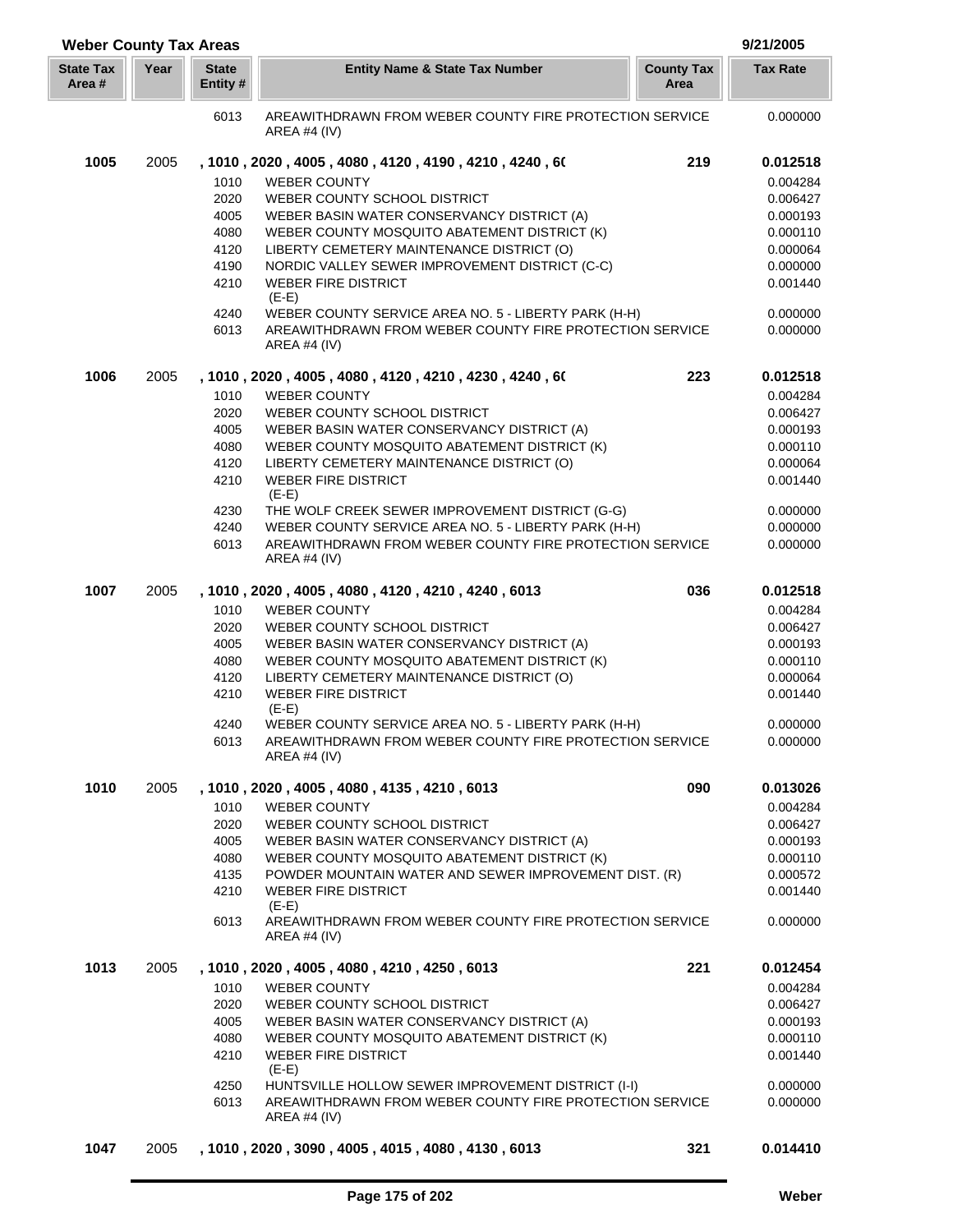## Weber County Tax Areas

9/21/2005

| State Tax Area # | Year | State Entity # | Entity Name & State Tax Number | County Tax Area | Tax Rate |
|---|---|---|---|---|---|
| | | 6013 | AREAWITHDRAWN FROM WEBER COUNTY FIRE PROTECTION SERVICE AREA #4 (IV) | | 0.000000 |
| **1005** | 2005 | **, 1010 , 2020 , 4005 , 4080 , 4120 , 4190 , 4210 , 4240 , 6(** | | **219** | **0.012518** |
| | | 1010 | WEBER COUNTY | | 0.004284 |
| | | 2020 | WEBER COUNTY SCHOOL DISTRICT | | 0.006427 |
| | | 4005 | WEBER BASIN WATER CONSERVANCY DISTRICT (A) | | 0.000193 |
| | | 4080 | WEBER COUNTY MOSQUITO ABATEMENT DISTRICT (K) | | 0.000110 |
| | | 4120 | LIBERTY CEMETERY MAINTENANCE DISTRICT (O) | | 0.000064 |
| | | 4190 | NORDIC VALLEY SEWER IMPROVEMENT DISTRICT (C-C) | | 0.000000 |
| | | 4210 | WEBER FIRE DISTRICT (E-E) | | 0.001440 |
| | | 4240 | WEBER COUNTY SERVICE AREA NO. 5 - LIBERTY PARK (H-H) | | 0.000000 |
| | | 6013 | AREAWITHDRAWN FROM WEBER COUNTY FIRE PROTECTION SERVICE AREA #4 (IV) | | 0.000000 |
| **1006** | 2005 | **, 1010 , 2020 , 4005 , 4080 , 4120 , 4210 , 4230 , 4240 , 6(** | | **223** | **0.012518** |
| | | 1010 | WEBER COUNTY | | 0.004284 |
| | | 2020 | WEBER COUNTY SCHOOL DISTRICT | | 0.006427 |
| | | 4005 | WEBER BASIN WATER CONSERVANCY DISTRICT (A) | | 0.000193 |
| | | 4080 | WEBER COUNTY MOSQUITO ABATEMENT DISTRICT (K) | | 0.000110 |
| | | 4120 | LIBERTY CEMETERY MAINTENANCE DISTRICT (O) | | 0.000064 |
| | | 4210 | WEBER FIRE DISTRICT (E-E) | | 0.001440 |
| | | 4230 | THE WOLF CREEK SEWER IMPROVEMENT DISTRICT (G-G) | | 0.000000 |
| | | 4240 | WEBER COUNTY SERVICE AREA NO. 5 - LIBERTY PARK (H-H) | | 0.000000 |
| | | 6013 | AREAWITHDRAWN FROM WEBER COUNTY FIRE PROTECTION SERVICE AREA #4 (IV) | | 0.000000 |
| **1007** | 2005 | **, 1010 , 2020 , 4005 , 4080 , 4120 , 4210 , 4240 , 6013** | | **036** | **0.012518** |
| | | 1010 | WEBER COUNTY | | 0.004284 |
| | | 2020 | WEBER COUNTY SCHOOL DISTRICT | | 0.006427 |
| | | 4005 | WEBER BASIN WATER CONSERVANCY DISTRICT (A) | | 0.000193 |
| | | 4080 | WEBER COUNTY MOSQUITO ABATEMENT DISTRICT (K) | | 0.000110 |
| | | 4120 | LIBERTY CEMETERY MAINTENANCE DISTRICT (O) | | 0.000064 |
| | | 4210 | WEBER FIRE DISTRICT (E-E) | | 0.001440 |
| | | 4240 | WEBER COUNTY SERVICE AREA NO. 5 - LIBERTY PARK (H-H) | | 0.000000 |
| | | 6013 | AREAWITHDRAWN FROM WEBER COUNTY FIRE PROTECTION SERVICE AREA #4 (IV) | | 0.000000 |
| **1010** | 2005 | **, 1010 , 2020 , 4005 , 4080 , 4135 , 4210 , 6013** | | **090** | **0.013026** |
| | | 1010 | WEBER COUNTY | | 0.004284 |
| | | 2020 | WEBER COUNTY SCHOOL DISTRICT | | 0.006427 |
| | | 4005 | WEBER BASIN WATER CONSERVANCY DISTRICT (A) | | 0.000193 |
| | | 4080 | WEBER COUNTY MOSQUITO ABATEMENT DISTRICT (K) | | 0.000110 |
| | | 4135 | POWDER MOUNTAIN WATER AND SEWER IMPROVEMENT DIST. (R) | | 0.000572 |
| | | 4210 | WEBER FIRE DISTRICT (E-E) | | 0.001440 |
| | | 6013 | AREAWITHDRAWN FROM WEBER COUNTY FIRE PROTECTION SERVICE AREA #4 (IV) | | 0.000000 |
| **1013** | 2005 | **, 1010 , 2020 , 4005 , 4080 , 4210 , 4250 , 6013** | | **221** | **0.012454** |
| | | 1010 | WEBER COUNTY | | 0.004284 |
| | | 2020 | WEBER COUNTY SCHOOL DISTRICT | | 0.006427 |
| | | 4005 | WEBER BASIN WATER CONSERVANCY DISTRICT (A) | | 0.000193 |
| | | 4080 | WEBER COUNTY MOSQUITO ABATEMENT DISTRICT (K) | | 0.000110 |
| | | 4210 | WEBER FIRE DISTRICT (E-E) | | 0.001440 |
| | | 4250 | HUNTSVILLE HOLLOW SEWER IMPROVEMENT DISTRICT (I-I) | | 0.000000 |
| | | 6013 | AREAWITHDRAWN FROM WEBER COUNTY FIRE PROTECTION SERVICE AREA #4 (IV) | | 0.000000 |
| **1047** | 2005 | **, 1010 , 2020 , 3090 , 4005 , 4015 , 4080 , 4130 , 6013** | | **321** | **0.014410** |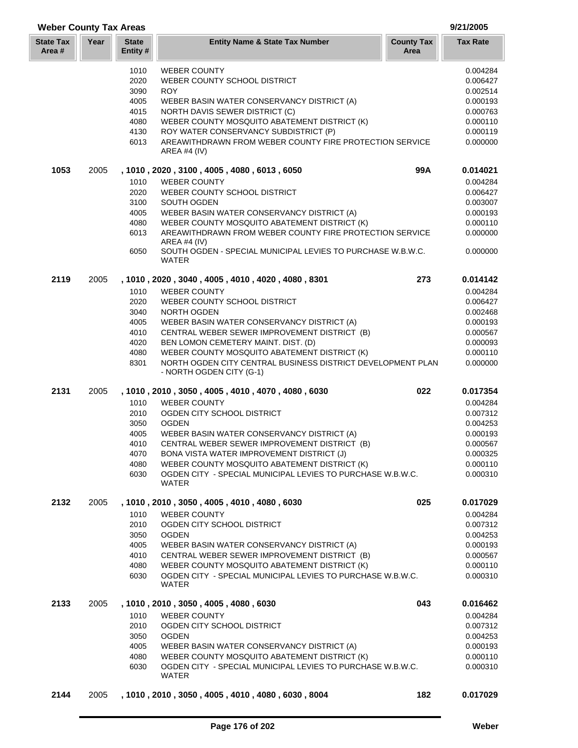## Weber County Tax Areas

9/21/2005

| State Tax Area # | Year | State Entity # | Entity Name & State Tax Number | County Tax Area | Tax Rate |
|---|---|---|---|---|---|
| | | 1010 | WEBER COUNTY | | 0.004284 |
| | | 2020 | WEBER COUNTY SCHOOL DISTRICT | | 0.006427 |
| | | 3090 | ROY | | 0.002514 |
| | | 4005 | WEBER BASIN WATER CONSERVANCY DISTRICT (A) | | 0.000193 |
| | | 4015 | NORTH DAVIS SEWER DISTRICT (C) | | 0.000763 |
| | | 4080 | WEBER COUNTY MOSQUITO ABATEMENT DISTRICT (K) | | 0.000110 |
| | | 4130 | ROY WATER CONSERVANCY SUBDISTRICT (P) | | 0.000119 |
| | | 6013 | AREAWITHDRAWN FROM WEBER COUNTY FIRE PROTECTION SERVICE AREA #4 (IV) | | 0.000000 |
| **1053** | 2005 | | **, 1010 , 2020 , 3100 , 4005 , 4080 , 6013 , 6050** | **99A** | **0.014021** |
| | | 1010 | WEBER COUNTY | | 0.004284 |
| | | 2020 | WEBER COUNTY SCHOOL DISTRICT | | 0.006427 |
| | | 3100 | SOUTH OGDEN | | 0.003007 |
| | | 4005 | WEBER BASIN WATER CONSERVANCY DISTRICT (A) | | 0.000193 |
| | | 4080 | WEBER COUNTY MOSQUITO ABATEMENT DISTRICT (K) | | 0.000110 |
| | | 6013 | AREAWITHDRAWN FROM WEBER COUNTY FIRE PROTECTION SERVICE AREA #4 (IV) | | 0.000000 |
| | | 6050 | SOUTH OGDEN - SPECIAL MUNICIPAL LEVIES TO PURCHASE W.B.W.C. WATER | | 0.000000 |
| **2119** | 2005 | | **, 1010 , 2020 , 3040 , 4005 , 4010 , 4020 , 4080 , 8301** | **273** | **0.014142** |
| | | 1010 | WEBER COUNTY | | 0.004284 |
| | | 2020 | WEBER COUNTY SCHOOL DISTRICT | | 0.006427 |
| | | 3040 | NORTH OGDEN | | 0.002468 |
| | | 4005 | WEBER BASIN WATER CONSERVANCY DISTRICT (A) | | 0.000193 |
| | | 4010 | CENTRAL WEBER SEWER IMPROVEMENT DISTRICT (B) | | 0.000567 |
| | | 4020 | BEN LOMON CEMETERY MAINT. DIST. (D) | | 0.000093 |
| | | 4080 | WEBER COUNTY MOSQUITO ABATEMENT DISTRICT (K) | | 0.000110 |
| | | 8301 | NORTH OGDEN CITY CENTRAL BUSINESS DISTRICT DEVELOPMENT PLAN - NORTH OGDEN CITY (G-1) | | 0.000000 |
| **2131** | 2005 | | **, 1010 , 2010 , 3050 , 4005 , 4010 , 4070 , 4080 , 6030** | **022** | **0.017354** |
| | | 1010 | WEBER COUNTY | | 0.004284 |
| | | 2010 | OGDEN CITY SCHOOL DISTRICT | | 0.007312 |
| | | 3050 | OGDEN | | 0.004253 |
| | | 4005 | WEBER BASIN WATER CONSERVANCY DISTRICT (A) | | 0.000193 |
| | | 4010 | CENTRAL WEBER SEWER IMPROVEMENT DISTRICT (B) | | 0.000567 |
| | | 4070 | BONA VISTA WATER IMPROVEMENT DISTRICT (J) | | 0.000325 |
| | | 4080 | WEBER COUNTY MOSQUITO ABATEMENT DISTRICT (K) | | 0.000110 |
| | | 6030 | OGDEN CITY - SPECIAL MUNICIPAL LEVIES TO PURCHASE W.B.W.C. WATER | | 0.000310 |
| **2132** | 2005 | | **, 1010 , 2010 , 3050 , 4005 , 4010 , 4080 , 6030** | **025** | **0.017029** |
| | | 1010 | WEBER COUNTY | | 0.004284 |
| | | 2010 | OGDEN CITY SCHOOL DISTRICT | | 0.007312 |
| | | 3050 | OGDEN | | 0.004253 |
| | | 4005 | WEBER BASIN WATER CONSERVANCY DISTRICT (A) | | 0.000193 |
| | | 4010 | CENTRAL WEBER SEWER IMPROVEMENT DISTRICT (B) | | 0.000567 |
| | | 4080 | WEBER COUNTY MOSQUITO ABATEMENT DISTRICT (K) | | 0.000110 |
| | | 6030 | OGDEN CITY - SPECIAL MUNICIPAL LEVIES TO PURCHASE W.B.W.C. WATER | | 0.000310 |
| **2133** | 2005 | | **, 1010 , 2010 , 3050 , 4005 , 4080 , 6030** | **043** | **0.016462** |
| | | 1010 | WEBER COUNTY | | 0.004284 |
| | | 2010 | OGDEN CITY SCHOOL DISTRICT | | 0.007312 |
| | | 3050 | OGDEN | | 0.004253 |
| | | 4005 | WEBER BASIN WATER CONSERVANCY DISTRICT (A) | | 0.000193 |
| | | 4080 | WEBER COUNTY MOSQUITO ABATEMENT DISTRICT (K) | | 0.000110 |
| | | 6030 | OGDEN CITY - SPECIAL MUNICIPAL LEVIES TO PURCHASE W.B.W.C. WATER | | 0.000310 |
| **2144** | 2005 | | **, 1010 , 2010 , 3050 , 4005 , 4010 , 4080 , 6030 , 8004** | **182** | **0.017029** |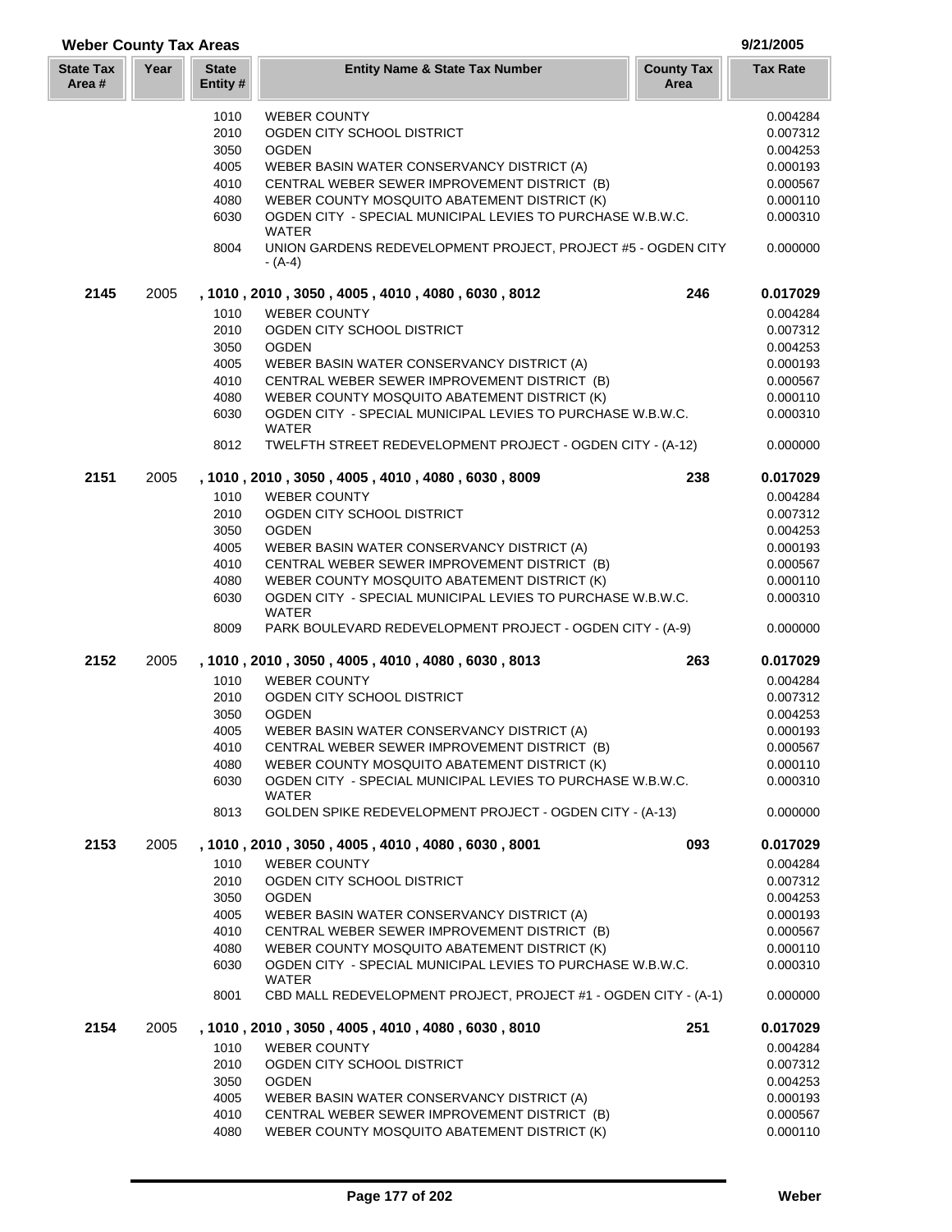## Weber County Tax Areas

9/21/2005

| State Tax Area # | Year | State Entity # | Entity Name & State Tax Number | County Tax Area | Tax Rate |
|---|---|---|---|---|---|
| | | 1010 | WEBER COUNTY | | 0.004284 |
| | | 2010 | OGDEN CITY SCHOOL DISTRICT | | 0.007312 |
| | | 3050 | OGDEN | | 0.004253 |
| | | 4005 | WEBER BASIN WATER CONSERVANCY DISTRICT (A) | | 0.000193 |
| | | 4010 | CENTRAL WEBER SEWER IMPROVEMENT DISTRICT (B) | | 0.000567 |
| | | 4080 | WEBER COUNTY MOSQUITO ABATEMENT DISTRICT (K) | | 0.000110 |
| | | 6030 | OGDEN CITY - SPECIAL MUNICIPAL LEVIES TO PURCHASE W.B.W.C. WATER | | 0.000310 |
| | | 8004 | UNION GARDENS REDEVELOPMENT PROJECT, PROJECT #5 - OGDEN CITY - (A-4) | | 0.000000 |
| **2145** | 2005 | | **, 1010 , 2010 , 3050 , 4005 , 4010 , 4080 , 6030 , 8012** | **246** | **0.017029** |
| | | 1010 | WEBER COUNTY | | 0.004284 |
| | | 2010 | OGDEN CITY SCHOOL DISTRICT | | 0.007312 |
| | | 3050 | OGDEN | | 0.004253 |
| | | 4005 | WEBER BASIN WATER CONSERVANCY DISTRICT (A) | | 0.000193 |
| | | 4010 | CENTRAL WEBER SEWER IMPROVEMENT DISTRICT (B) | | 0.000567 |
| | | 4080 | WEBER COUNTY MOSQUITO ABATEMENT DISTRICT (K) | | 0.000110 |
| | | 6030 | OGDEN CITY - SPECIAL MUNICIPAL LEVIES TO PURCHASE W.B.W.C. WATER | | 0.000310 |
| | | 8012 | TWELFTH STREET REDEVELOPMENT PROJECT - OGDEN CITY - (A-12) | | 0.000000 |
| **2151** | 2005 | | **, 1010 , 2010 , 3050 , 4005 , 4010 , 4080 , 6030 , 8009** | **238** | **0.017029** |
| | | 1010 | WEBER COUNTY | | 0.004284 |
| | | 2010 | OGDEN CITY SCHOOL DISTRICT | | 0.007312 |
| | | 3050 | OGDEN | | 0.004253 |
| | | 4005 | WEBER BASIN WATER CONSERVANCY DISTRICT (A) | | 0.000193 |
| | | 4010 | CENTRAL WEBER SEWER IMPROVEMENT DISTRICT (B) | | 0.000567 |
| | | 4080 | WEBER COUNTY MOSQUITO ABATEMENT DISTRICT (K) | | 0.000110 |
| | | 6030 | OGDEN CITY - SPECIAL MUNICIPAL LEVIES TO PURCHASE W.B.W.C. WATER | | 0.000310 |
| | | 8009 | PARK BOULEVARD REDEVELOPMENT PROJECT - OGDEN CITY - (A-9) | | 0.000000 |
| **2152** | 2005 | | **, 1010 , 2010 , 3050 , 4005 , 4010 , 4080 , 6030 , 8013** | **263** | **0.017029** |
| | | 1010 | WEBER COUNTY | | 0.004284 |
| | | 2010 | OGDEN CITY SCHOOL DISTRICT | | 0.007312 |
| | | 3050 | OGDEN | | 0.004253 |
| | | 4005 | WEBER BASIN WATER CONSERVANCY DISTRICT (A) | | 0.000193 |
| | | 4010 | CENTRAL WEBER SEWER IMPROVEMENT DISTRICT (B) | | 0.000567 |
| | | 4080 | WEBER COUNTY MOSQUITO ABATEMENT DISTRICT (K) | | 0.000110 |
| | | 6030 | OGDEN CITY - SPECIAL MUNICIPAL LEVIES TO PURCHASE W.B.W.C. WATER | | 0.000310 |
| | | 8013 | GOLDEN SPIKE REDEVELOPMENT PROJECT - OGDEN CITY - (A-13) | | 0.000000 |
| **2153** | 2005 | | **, 1010 , 2010 , 3050 , 4005 , 4010 , 4080 , 6030 , 8001** | **093** | **0.017029** |
| | | 1010 | WEBER COUNTY | | 0.004284 |
| | | 2010 | OGDEN CITY SCHOOL DISTRICT | | 0.007312 |
| | | 3050 | OGDEN | | 0.004253 |
| | | 4005 | WEBER BASIN WATER CONSERVANCY DISTRICT (A) | | 0.000193 |
| | | 4010 | CENTRAL WEBER SEWER IMPROVEMENT DISTRICT (B) | | 0.000567 |
| | | 4080 | WEBER COUNTY MOSQUITO ABATEMENT DISTRICT (K) | | 0.000110 |
| | | 6030 | OGDEN CITY - SPECIAL MUNICIPAL LEVIES TO PURCHASE W.B.W.C. WATER | | 0.000310 |
| | | 8001 | CBD MALL REDEVELOPMENT PROJECT, PROJECT #1 - OGDEN CITY - (A-1) | | 0.000000 |
| **2154** | 2005 | | **, 1010 , 2010 , 3050 , 4005 , 4010 , 4080 , 6030 , 8010** | **251** | **0.017029** |
| | | 1010 | WEBER COUNTY | | 0.004284 |
| | | 2010 | OGDEN CITY SCHOOL DISTRICT | | 0.007312 |
| | | 3050 | OGDEN | | 0.004253 |
| | | 4005 | WEBER BASIN WATER CONSERVANCY DISTRICT (A) | | 0.000193 |
| | | 4010 | CENTRAL WEBER SEWER IMPROVEMENT DISTRICT (B) | | 0.000567 |
| | | 4080 | WEBER COUNTY MOSQUITO ABATEMENT DISTRICT (K) | | 0.000110 |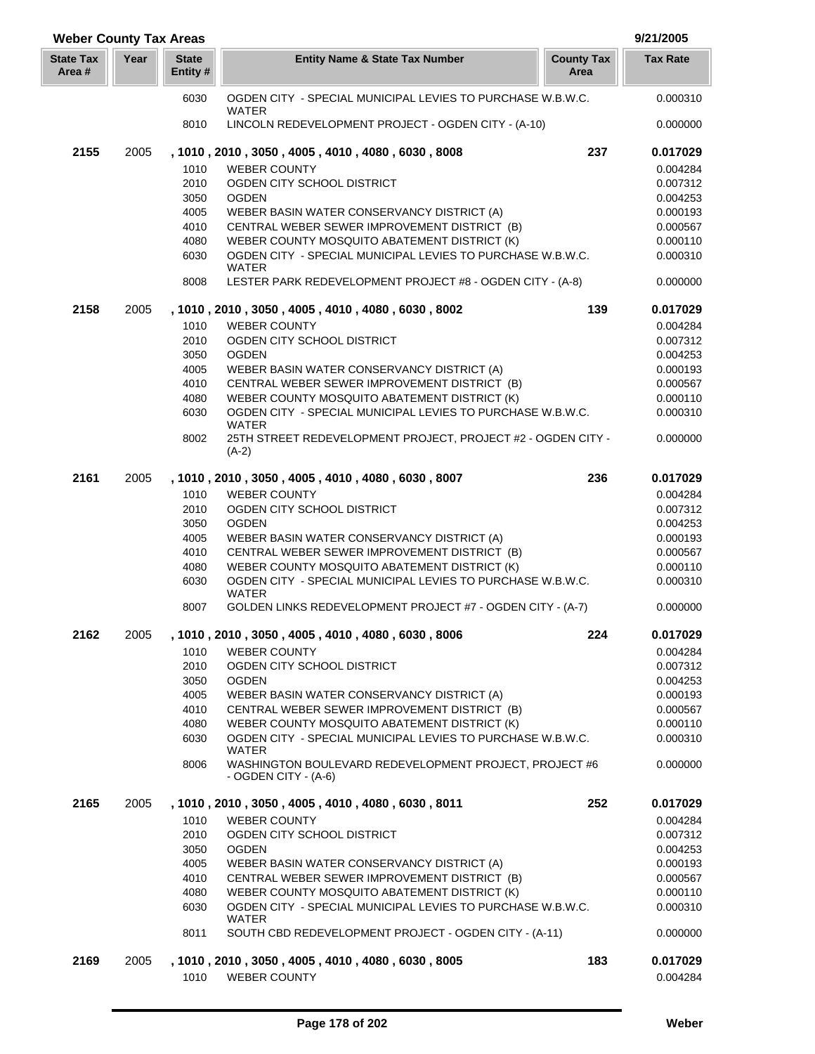## Weber County Tax Areas

9/21/2005

| State Tax Area # | Year | State Entity # | Entity Name & State Tax Number | County Tax Area | Tax Rate |
|---|---|---|---|---|---|
| | | 6030 | OGDEN CITY - SPECIAL MUNICIPAL LEVIES TO PURCHASE W.B.W.C. WATER | | 0.000310 |
| | | 8010 | LINCOLN REDEVELOPMENT PROJECT - OGDEN CITY - (A-10) | | 0.000000 |
| **2155** | 2005 | | **, 1010 , 2010 , 3050 , 4005 , 4010 , 4080 , 6030 , 8008** | **237** | **0.017029** |
| | | 1010 | WEBER COUNTY | | 0.004284 |
| | | 2010 | OGDEN CITY SCHOOL DISTRICT | | 0.007312 |
| | | 3050 | OGDEN | | 0.004253 |
| | | 4005 | WEBER BASIN WATER CONSERVANCY DISTRICT (A) | | 0.000193 |
| | | 4010 | CENTRAL WEBER SEWER IMPROVEMENT DISTRICT (B) | | 0.000567 |
| | | 4080 | WEBER COUNTY MOSQUITO ABATEMENT DISTRICT (K) | | 0.000110 |
| | | 6030 | OGDEN CITY - SPECIAL MUNICIPAL LEVIES TO PURCHASE W.B.W.C. WATER | | 0.000310 |
| | | 8008 | LESTER PARK REDEVELOPMENT PROJECT #8 - OGDEN CITY - (A-8) | | 0.000000 |
| **2158** | 2005 | | **, 1010 , 2010 , 3050 , 4005 , 4010 , 4080 , 6030 , 8002** | **139** | **0.017029** |
| | | 1010 | WEBER COUNTY | | 0.004284 |
| | | 2010 | OGDEN CITY SCHOOL DISTRICT | | 0.007312 |
| | | 3050 | OGDEN | | 0.004253 |
| | | 4005 | WEBER BASIN WATER CONSERVANCY DISTRICT (A) | | 0.000193 |
| | | 4010 | CENTRAL WEBER SEWER IMPROVEMENT DISTRICT (B) | | 0.000567 |
| | | 4080 | WEBER COUNTY MOSQUITO ABATEMENT DISTRICT (K) | | 0.000110 |
| | | 6030 | OGDEN CITY - SPECIAL MUNICIPAL LEVIES TO PURCHASE W.B.W.C. WATER | | 0.000310 |
| | | 8002 | 25TH STREET REDEVELOPMENT PROJECT, PROJECT #2 - OGDEN CITY - (A-2) | | 0.000000 |
| **2161** | 2005 | | **, 1010 , 2010 , 3050 , 4005 , 4010 , 4080 , 6030 , 8007** | **236** | **0.017029** |
| | | 1010 | WEBER COUNTY | | 0.004284 |
| | | 2010 | OGDEN CITY SCHOOL DISTRICT | | 0.007312 |
| | | 3050 | OGDEN | | 0.004253 |
| | | 4005 | WEBER BASIN WATER CONSERVANCY DISTRICT (A) | | 0.000193 |
| | | 4010 | CENTRAL WEBER SEWER IMPROVEMENT DISTRICT (B) | | 0.000567 |
| | | 4080 | WEBER COUNTY MOSQUITO ABATEMENT DISTRICT (K) | | 0.000110 |
| | | 6030 | OGDEN CITY - SPECIAL MUNICIPAL LEVIES TO PURCHASE W.B.W.C. WATER | | 0.000310 |
| | | 8007 | GOLDEN LINKS REDEVELOPMENT PROJECT #7 - OGDEN CITY - (A-7) | | 0.000000 |
| **2162** | 2005 | | **, 1010 , 2010 , 3050 , 4005 , 4010 , 4080 , 6030 , 8006** | **224** | **0.017029** |
| | | 1010 | WEBER COUNTY | | 0.004284 |
| | | 2010 | OGDEN CITY SCHOOL DISTRICT | | 0.007312 |
| | | 3050 | OGDEN | | 0.004253 |
| | | 4005 | WEBER BASIN WATER CONSERVANCY DISTRICT (A) | | 0.000193 |
| | | 4010 | CENTRAL WEBER SEWER IMPROVEMENT DISTRICT (B) | | 0.000567 |
| | | 4080 | WEBER COUNTY MOSQUITO ABATEMENT DISTRICT (K) | | 0.000110 |
| | | 6030 | OGDEN CITY - SPECIAL MUNICIPAL LEVIES TO PURCHASE W.B.W.C. WATER | | 0.000310 |
| | | 8006 | WASHINGTON BOULEVARD REDEVELOPMENT PROJECT, PROJECT #6 - OGDEN CITY - (A-6) | | 0.000000 |
| **2165** | 2005 | | **, 1010 , 2010 , 3050 , 4005 , 4010 , 4080 , 6030 , 8011** | **252** | **0.017029** |
| | | 1010 | WEBER COUNTY | | 0.004284 |
| | | 2010 | OGDEN CITY SCHOOL DISTRICT | | 0.007312 |
| | | 3050 | OGDEN | | 0.004253 |
| | | 4005 | WEBER BASIN WATER CONSERVANCY DISTRICT (A) | | 0.000193 |
| | | 4010 | CENTRAL WEBER SEWER IMPROVEMENT DISTRICT (B) | | 0.000567 |
| | | 4080 | WEBER COUNTY MOSQUITO ABATEMENT DISTRICT (K) | | 0.000110 |
| | | 6030 | OGDEN CITY - SPECIAL MUNICIPAL LEVIES TO PURCHASE W.B.W.C. WATER | | 0.000310 |
| | | 8011 | SOUTH CBD REDEVELOPMENT PROJECT - OGDEN CITY - (A-11) | | 0.000000 |
| **2169** | 2005 | | **, 1010 , 2010 , 3050 , 4005 , 4010 , 4080 , 6030 , 8005** | **183** | **0.017029** |
| | | 1010 | WEBER COUNTY | | 0.004284 |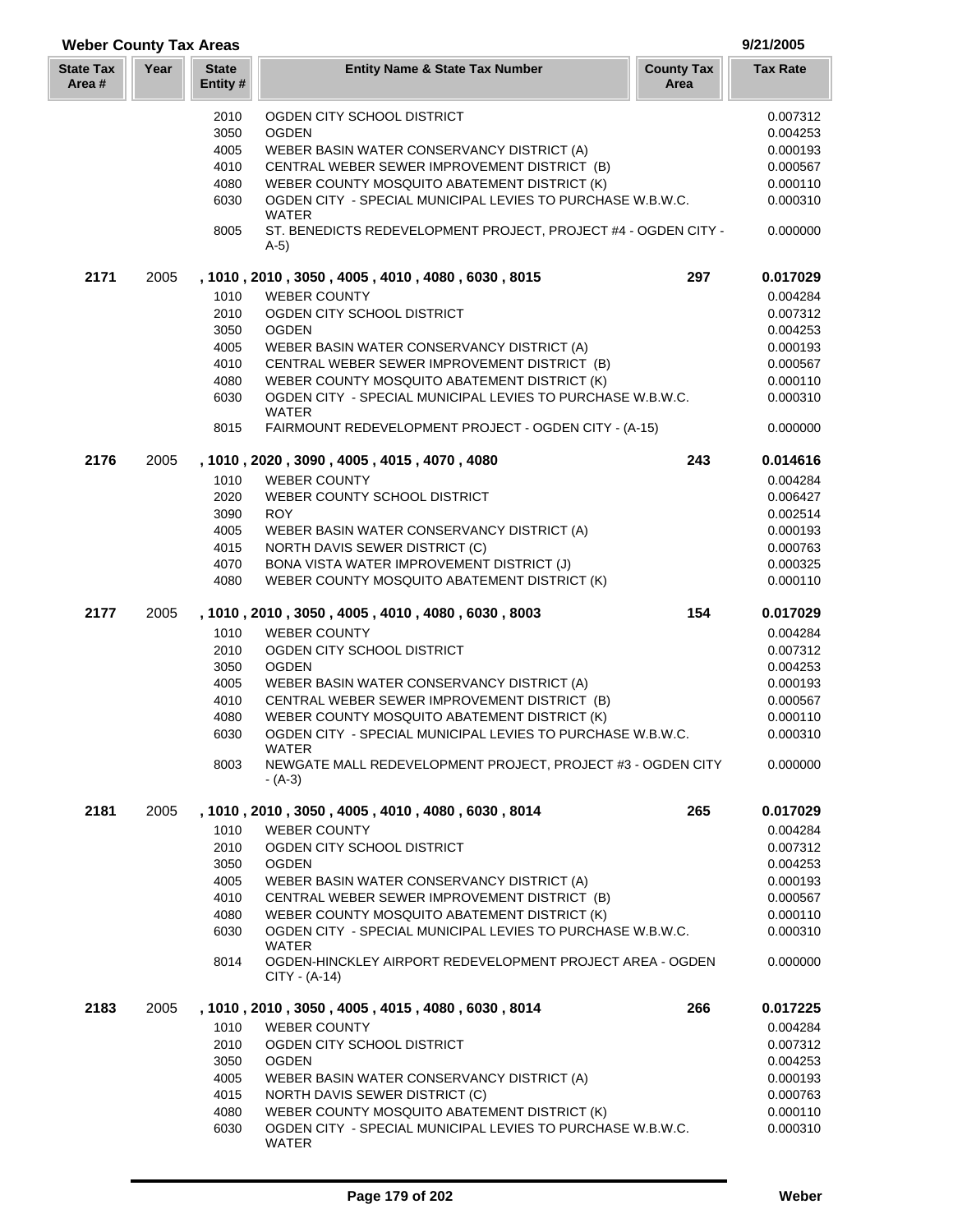## Weber County Tax Areas

9/21/2005

| State Tax Area # | Year | State Entity # | Entity Name & State Tax Number | County Tax Area | Tax Rate |
|---|---|---|---|---|---|
| | | 2010 | OGDEN CITY SCHOOL DISTRICT | | 0.007312 |
| | | 3050 | OGDEN | | 0.004253 |
| | | 4005 | WEBER BASIN WATER CONSERVANCY DISTRICT (A) | | 0.000193 |
| | | 4010 | CENTRAL WEBER SEWER IMPROVEMENT DISTRICT (B) | | 0.000567 |
| | | 4080 | WEBER COUNTY MOSQUITO ABATEMENT DISTRICT (K) | | 0.000110 |
| | | 6030 | OGDEN CITY - SPECIAL MUNICIPAL LEVIES TO PURCHASE W.B.W.C. WATER | | 0.000310 |
| | | 8005 | ST. BENEDICTS REDEVELOPMENT PROJECT, PROJECT #4 - OGDEN CITY - A-5) | | 0.000000 |
| **2171** | 2005 | | **, 1010 , 2010 , 3050 , 4005 , 4010 , 4080 , 6030 , 8015** | **297** | **0.017029** |
| | | 1010 | WEBER COUNTY | | 0.004284 |
| | | 2010 | OGDEN CITY SCHOOL DISTRICT | | 0.007312 |
| | | 3050 | OGDEN | | 0.004253 |
| | | 4005 | WEBER BASIN WATER CONSERVANCY DISTRICT (A) | | 0.000193 |
| | | 4010 | CENTRAL WEBER SEWER IMPROVEMENT DISTRICT (B) | | 0.000567 |
| | | 4080 | WEBER COUNTY MOSQUITO ABATEMENT DISTRICT (K) | | 0.000110 |
| | | 6030 | OGDEN CITY - SPECIAL MUNICIPAL LEVIES TO PURCHASE W.B.W.C. WATER | | 0.000310 |
| | | 8015 | FAIRMOUNT REDEVELOPMENT PROJECT - OGDEN CITY - (A-15) | | 0.000000 |
| **2176** | 2005 | | **, 1010 , 2020 , 3090 , 4005 , 4015 , 4070 , 4080** | **243** | **0.014616** |
| | | 1010 | WEBER COUNTY | | 0.004284 |
| | | 2020 | WEBER COUNTY SCHOOL DISTRICT | | 0.006427 |
| | | 3090 | ROY | | 0.002514 |
| | | 4005 | WEBER BASIN WATER CONSERVANCY DISTRICT (A) | | 0.000193 |
| | | 4015 | NORTH DAVIS SEWER DISTRICT (C) | | 0.000763 |
| | | 4070 | BONA VISTA WATER IMPROVEMENT DISTRICT (J) | | 0.000325 |
| | | 4080 | WEBER COUNTY MOSQUITO ABATEMENT DISTRICT (K) | | 0.000110 |
| **2177** | 2005 | | **, 1010 , 2010 , 3050 , 4005 , 4010 , 4080 , 6030 , 8003** | **154** | **0.017029** |
| | | 1010 | WEBER COUNTY | | 0.004284 |
| | | 2010 | OGDEN CITY SCHOOL DISTRICT | | 0.007312 |
| | | 3050 | OGDEN | | 0.004253 |
| | | 4005 | WEBER BASIN WATER CONSERVANCY DISTRICT (A) | | 0.000193 |
| | | 4010 | CENTRAL WEBER SEWER IMPROVEMENT DISTRICT (B) | | 0.000567 |
| | | 4080 | WEBER COUNTY MOSQUITO ABATEMENT DISTRICT (K) | | 0.000110 |
| | | 6030 | OGDEN CITY - SPECIAL MUNICIPAL LEVIES TO PURCHASE W.B.W.C. WATER | | 0.000310 |
| | | 8003 | NEWGATE MALL REDEVELOPMENT PROJECT, PROJECT #3 - OGDEN CITY - (A-3) | | 0.000000 |
| **2181** | 2005 | | **, 1010 , 2010 , 3050 , 4005 , 4010 , 4080 , 6030 , 8014** | **265** | **0.017029** |
| | | 1010 | WEBER COUNTY | | 0.004284 |
| | | 2010 | OGDEN CITY SCHOOL DISTRICT | | 0.007312 |
| | | 3050 | OGDEN | | 0.004253 |
| | | 4005 | WEBER BASIN WATER CONSERVANCY DISTRICT (A) | | 0.000193 |
| | | 4010 | CENTRAL WEBER SEWER IMPROVEMENT DISTRICT (B) | | 0.000567 |
| | | 4080 | WEBER COUNTY MOSQUITO ABATEMENT DISTRICT (K) | | 0.000110 |
| | | 6030 | OGDEN CITY - SPECIAL MUNICIPAL LEVIES TO PURCHASE W.B.W.C. WATER | | 0.000310 |
| | | 8014 | OGDEN-HINCKLEY AIRPORT REDEVELOPMENT PROJECT AREA - OGDEN CITY - (A-14) | | 0.000000 |
| **2183** | 2005 | | **, 1010 , 2010 , 3050 , 4005 , 4015 , 4080 , 6030 , 8014** | **266** | **0.017225** |
| | | 1010 | WEBER COUNTY | | 0.004284 |
| | | 2010 | OGDEN CITY SCHOOL DISTRICT | | 0.007312 |
| | | 3050 | OGDEN | | 0.004253 |
| | | 4005 | WEBER BASIN WATER CONSERVANCY DISTRICT (A) | | 0.000193 |
| | | 4015 | NORTH DAVIS SEWER DISTRICT (C) | | 0.000763 |
| | | 4080 | WEBER COUNTY MOSQUITO ABATEMENT DISTRICT (K) | | 0.000110 |
| | | 6030 | OGDEN CITY - SPECIAL MUNICIPAL LEVIES TO PURCHASE W.B.W.C. WATER | | 0.000310 |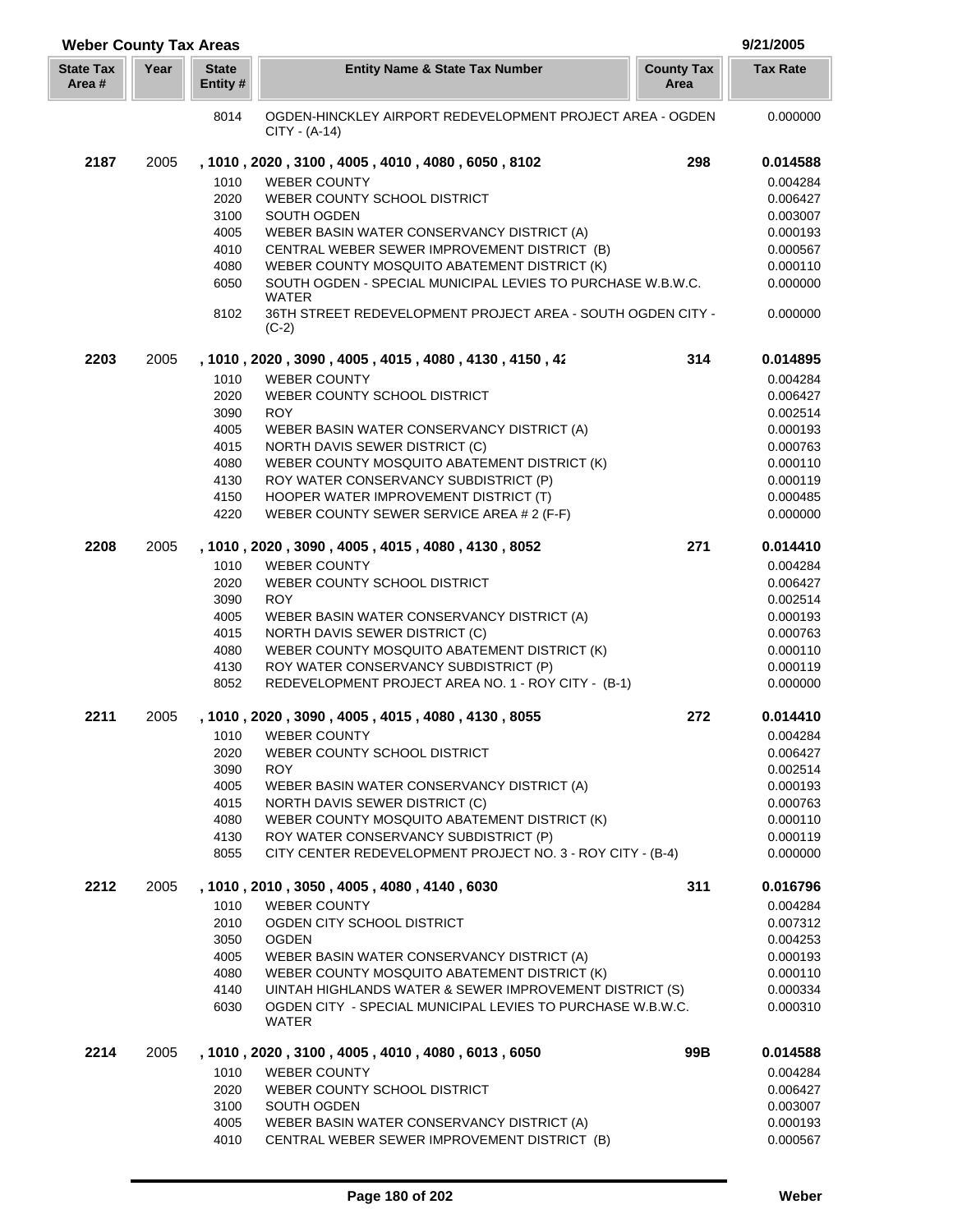## Weber County Tax Areas

9/21/2005

| State Tax Area # | Year | State Entity # | Entity Name & State Tax Number | County Tax Area | Tax Rate |
|---|---|---|---|---|---|
| | | 8014 | OGDEN-HINCKLEY AIRPORT REDEVELOPMENT PROJECT AREA - OGDEN CITY - (A-14) | | 0.000000 |
| **2187** | 2005 | | **, 1010 , 2020 , 3100 , 4005 , 4010 , 4080 , 6050 , 8102** | **298** | **0.014588** |
| | | 1010 | WEBER COUNTY | | 0.004284 |
| | | 2020 | WEBER COUNTY SCHOOL DISTRICT | | 0.006427 |
| | | 3100 | SOUTH OGDEN | | 0.003007 |
| | | 4005 | WEBER BASIN WATER CONSERVANCY DISTRICT (A) | | 0.000193 |
| | | 4010 | CENTRAL WEBER SEWER IMPROVEMENT DISTRICT (B) | | 0.000567 |
| | | 4080 | WEBER COUNTY MOSQUITO ABATEMENT DISTRICT (K) | | 0.000110 |
| | | 6050 | SOUTH OGDEN - SPECIAL MUNICIPAL LEVIES TO PURCHASE W.B.W.C. WATER | | 0.000000 |
| | | 8102 | 36TH STREET REDEVELOPMENT PROJECT AREA - SOUTH OGDEN CITY - (C-2) | | 0.000000 |
| **2203** | 2005 | | **, 1010 , 2020 , 3090 , 4005 , 4015 , 4080 , 4130 , 4150 , 42** | **314** | **0.014895** |
| | | 1010 | WEBER COUNTY | | 0.004284 |
| | | 2020 | WEBER COUNTY SCHOOL DISTRICT | | 0.006427 |
| | | 3090 | ROY | | 0.002514 |
| | | 4005 | WEBER BASIN WATER CONSERVANCY DISTRICT (A) | | 0.000193 |
| | | 4015 | NORTH DAVIS SEWER DISTRICT (C) | | 0.000763 |
| | | 4080 | WEBER COUNTY MOSQUITO ABATEMENT DISTRICT (K) | | 0.000110 |
| | | 4130 | ROY WATER CONSERVANCY SUBDISTRICT (P) | | 0.000119 |
| | | 4150 | HOOPER WATER IMPROVEMENT DISTRICT (T) | | 0.000485 |
| | | 4220 | WEBER COUNTY SEWER SERVICE AREA # 2 (F-F) | | 0.000000 |
| **2208** | 2005 | | **, 1010 , 2020 , 3090 , 4005 , 4015 , 4080 , 4130 , 8052** | **271** | **0.014410** |
| | | 1010 | WEBER COUNTY | | 0.004284 |
| | | 2020 | WEBER COUNTY SCHOOL DISTRICT | | 0.006427 |
| | | 3090 | ROY | | 0.002514 |
| | | 4005 | WEBER BASIN WATER CONSERVANCY DISTRICT (A) | | 0.000193 |
| | | 4015 | NORTH DAVIS SEWER DISTRICT (C) | | 0.000763 |
| | | 4080 | WEBER COUNTY MOSQUITO ABATEMENT DISTRICT (K) | | 0.000110 |
| | | 4130 | ROY WATER CONSERVANCY SUBDISTRICT (P) | | 0.000119 |
| | | 8052 | REDEVELOPMENT PROJECT AREA NO. 1 - ROY CITY - (B-1) | | 0.000000 |
| **2211** | 2005 | | **, 1010 , 2020 , 3090 , 4005 , 4015 , 4080 , 4130 , 8055** | **272** | **0.014410** |
| | | 1010 | WEBER COUNTY | | 0.004284 |
| | | 2020 | WEBER COUNTY SCHOOL DISTRICT | | 0.006427 |
| | | 3090 | ROY | | 0.002514 |
| | | 4005 | WEBER BASIN WATER CONSERVANCY DISTRICT (A) | | 0.000193 |
| | | 4015 | NORTH DAVIS SEWER DISTRICT (C) | | 0.000763 |
| | | 4080 | WEBER COUNTY MOSQUITO ABATEMENT DISTRICT (K) | | 0.000110 |
| | | 4130 | ROY WATER CONSERVANCY SUBDISTRICT (P) | | 0.000119 |
| | | 8055 | CITY CENTER REDEVELOPMENT PROJECT NO. 3 - ROY CITY - (B-4) | | 0.000000 |
| **2212** | 2005 | | **, 1010 , 2010 , 3050 , 4005 , 4080 , 4140 , 6030** | **311** | **0.016796** |
| | | 1010 | WEBER COUNTY | | 0.004284 |
| | | 2010 | OGDEN CITY SCHOOL DISTRICT | | 0.007312 |
| | | 3050 | OGDEN | | 0.004253 |
| | | 4005 | WEBER BASIN WATER CONSERVANCY DISTRICT (A) | | 0.000193 |
| | | 4080 | WEBER COUNTY MOSQUITO ABATEMENT DISTRICT (K) | | 0.000110 |
| | | 4140 | UINTAH HIGHLANDS WATER & SEWER IMPROVEMENT DISTRICT (S) | | 0.000334 |
| | | 6030 | OGDEN CITY - SPECIAL MUNICIPAL LEVIES TO PURCHASE W.B.W.C. WATER | | 0.000310 |
| **2214** | 2005 | | **, 1010 , 2020 , 3100 , 4005 , 4010 , 4080 , 6013 , 6050** | **99B** | **0.014588** |
| | | 1010 | WEBER COUNTY | | 0.004284 |
| | | 2020 | WEBER COUNTY SCHOOL DISTRICT | | 0.006427 |
| | | 3100 | SOUTH OGDEN | | 0.003007 |
| | | 4005 | WEBER BASIN WATER CONSERVANCY DISTRICT (A) | | 0.000193 |
| | | 4010 | CENTRAL WEBER SEWER IMPROVEMENT DISTRICT (B) | | 0.000567 |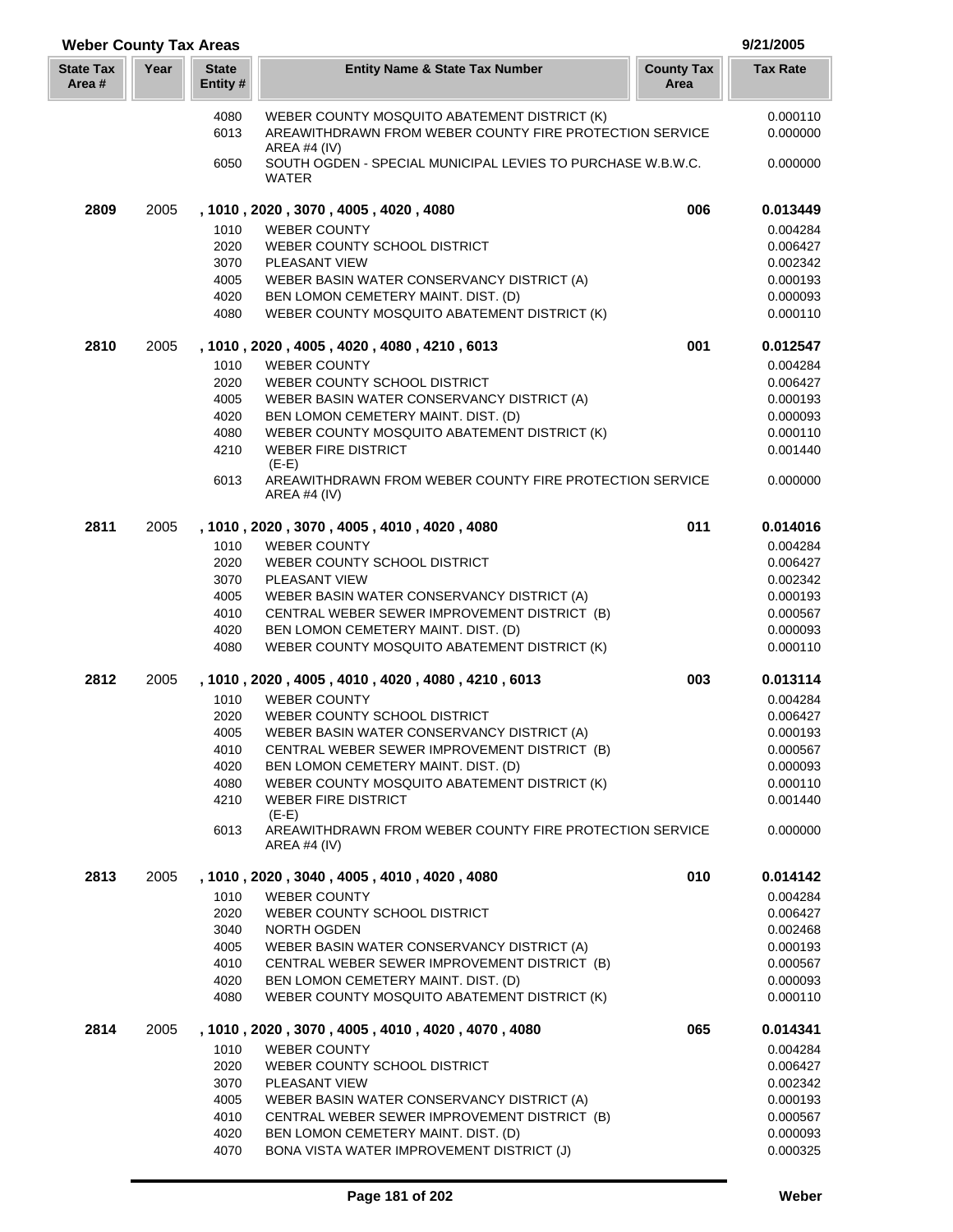## Weber County Tax Areas

9/21/2005

| State Tax Area # | Year | State Entity # | Entity Name & State Tax Number | County Tax Area | Tax Rate |
|---|---|---|---|---|---|
| | | 4080 | WEBER COUNTY MOSQUITO ABATEMENT DISTRICT (K) | | 0.000110 |
| | | 6013 | AREAWITHDRAWN FROM WEBER COUNTY FIRE PROTECTION SERVICE AREA #4 (IV) | | 0.000000 |
| | | 6050 | SOUTH OGDEN - SPECIAL MUNICIPAL LEVIES TO PURCHASE W.B.W.C. WATER | | 0.000000 |
| **2809** | 2005 | | **, 1010 , 2020 , 3070 , 4005 , 4020 , 4080** | **006** | **0.013449** |
| | | 1010 | WEBER COUNTY | | 0.004284 |
| | | 2020 | WEBER COUNTY SCHOOL DISTRICT | | 0.006427 |
| | | 3070 | PLEASANT VIEW | | 0.002342 |
| | | 4005 | WEBER BASIN WATER CONSERVANCY DISTRICT (A) | | 0.000193 |
| | | 4020 | BEN LOMON CEMETERY MAINT. DIST. (D) | | 0.000093 |
| | | 4080 | WEBER COUNTY MOSQUITO ABATEMENT DISTRICT (K) | | 0.000110 |
| **2810** | 2005 | | **, 1010 , 2020 , 4005 , 4020 , 4080 , 4210 , 6013** | **001** | **0.012547** |
| | | 1010 | WEBER COUNTY | | 0.004284 |
| | | 2020 | WEBER COUNTY SCHOOL DISTRICT | | 0.006427 |
| | | 4005 | WEBER BASIN WATER CONSERVANCY DISTRICT (A) | | 0.000193 |
| | | 4020 | BEN LOMON CEMETERY MAINT. DIST. (D) | | 0.000093 |
| | | 4080 | WEBER COUNTY MOSQUITO ABATEMENT DISTRICT (K) | | 0.000110 |
| | | 4210 | WEBER FIRE DISTRICT (E-E) | | 0.001440 |
| | | 6013 | AREAWITHDRAWN FROM WEBER COUNTY FIRE PROTECTION SERVICE AREA #4 (IV) | | 0.000000 |
| **2811** | 2005 | | **, 1010 , 2020 , 3070 , 4005 , 4010 , 4020 , 4080** | **011** | **0.014016** |
| | | 1010 | WEBER COUNTY | | 0.004284 |
| | | 2020 | WEBER COUNTY SCHOOL DISTRICT | | 0.006427 |
| | | 3070 | PLEASANT VIEW | | 0.002342 |
| | | 4005 | WEBER BASIN WATER CONSERVANCY DISTRICT (A) | | 0.000193 |
| | | 4010 | CENTRAL WEBER SEWER IMPROVEMENT DISTRICT (B) | | 0.000567 |
| | | 4020 | BEN LOMON CEMETERY MAINT. DIST. (D) | | 0.000093 |
| | | 4080 | WEBER COUNTY MOSQUITO ABATEMENT DISTRICT (K) | | 0.000110 |
| **2812** | 2005 | | **, 1010 , 2020 , 4005 , 4010 , 4020 , 4080 , 4210 , 6013** | **003** | **0.013114** |
| | | 1010 | WEBER COUNTY | | 0.004284 |
| | | 2020 | WEBER COUNTY SCHOOL DISTRICT | | 0.006427 |
| | | 4005 | WEBER BASIN WATER CONSERVANCY DISTRICT (A) | | 0.000193 |
| | | 4010 | CENTRAL WEBER SEWER IMPROVEMENT DISTRICT (B) | | 0.000567 |
| | | 4020 | BEN LOMON CEMETERY MAINT. DIST. (D) | | 0.000093 |
| | | 4080 | WEBER COUNTY MOSQUITO ABATEMENT DISTRICT (K) | | 0.000110 |
| | | 4210 | WEBER FIRE DISTRICT (E-E) | | 0.001440 |
| | | 6013 | AREAWITHDRAWN FROM WEBER COUNTY FIRE PROTECTION SERVICE AREA #4 (IV) | | 0.000000 |
| **2813** | 2005 | | **, 1010 , 2020 , 3040 , 4005 , 4010 , 4020 , 4080** | **010** | **0.014142** |
| | | 1010 | WEBER COUNTY | | 0.004284 |
| | | 2020 | WEBER COUNTY SCHOOL DISTRICT | | 0.006427 |
| | | 3040 | NORTH OGDEN | | 0.002468 |
| | | 4005 | WEBER BASIN WATER CONSERVANCY DISTRICT (A) | | 0.000193 |
| | | 4010 | CENTRAL WEBER SEWER IMPROVEMENT DISTRICT (B) | | 0.000567 |
| | | 4020 | BEN LOMON CEMETERY MAINT. DIST. (D) | | 0.000093 |
| | | 4080 | WEBER COUNTY MOSQUITO ABATEMENT DISTRICT (K) | | 0.000110 |
| **2814** | 2005 | | **, 1010 , 2020 , 3070 , 4005 , 4010 , 4020 , 4070 , 4080** | **065** | **0.014341** |
| | | 1010 | WEBER COUNTY | | 0.004284 |
| | | 2020 | WEBER COUNTY SCHOOL DISTRICT | | 0.006427 |
| | | 3070 | PLEASANT VIEW | | 0.002342 |
| | | 4005 | WEBER BASIN WATER CONSERVANCY DISTRICT (A) | | 0.000193 |
| | | 4010 | CENTRAL WEBER SEWER IMPROVEMENT DISTRICT (B) | | 0.000567 |
| | | 4020 | BEN LOMON CEMETERY MAINT. DIST. (D) | | 0.000093 |
| | | 4070 | BONA VISTA WATER IMPROVEMENT DISTRICT (J) | | 0.000325 |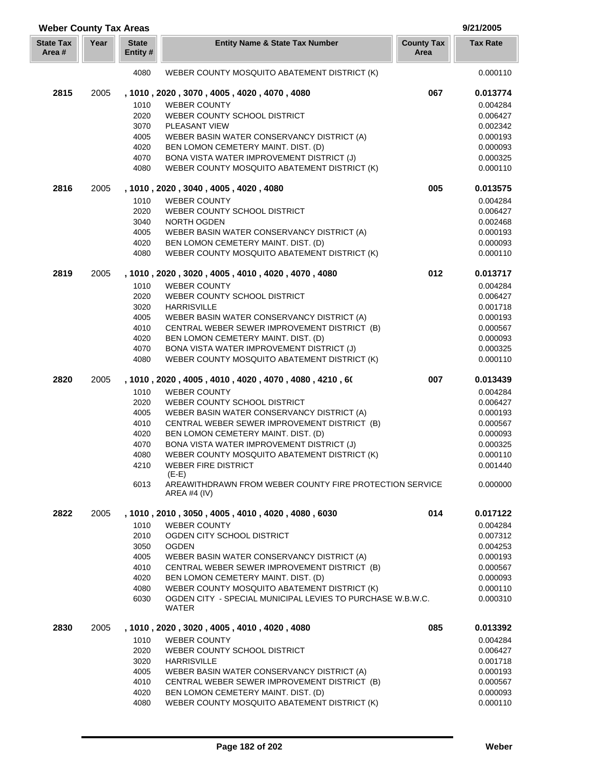**Weber County Tax Areas** — 9/21/2005

| State Tax Area # | Year | State Entity # | Entity Name & State Tax Number | County Tax Area | Tax Rate |
|---|---|---|---|---|---|
| | | 4080 | WEBER COUNTY MOSQUITO ABATEMENT DISTRICT (K) | | 0.000110 |
| **2815** | 2005 | | **, 1010 , 2020 , 3070 , 4005 , 4020 , 4070 , 4080** | **067** | **0.013774** |
| | | 1010 | WEBER COUNTY | | 0.004284 |
| | | 2020 | WEBER COUNTY SCHOOL DISTRICT | | 0.006427 |
| | | 3070 | PLEASANT VIEW | | 0.002342 |
| | | 4005 | WEBER BASIN WATER CONSERVANCY DISTRICT (A) | | 0.000193 |
| | | 4020 | BEN LOMON CEMETERY MAINT. DIST. (D) | | 0.000093 |
| | | 4070 | BONA VISTA WATER IMPROVEMENT DISTRICT (J) | | 0.000325 |
| | | 4080 | WEBER COUNTY MOSQUITO ABATEMENT DISTRICT (K) | | 0.000110 |
| **2816** | 2005 | | **, 1010 , 2020 , 3040 , 4005 , 4020 , 4080** | **005** | **0.013575** |
| | | 1010 | WEBER COUNTY | | 0.004284 |
| | | 2020 | WEBER COUNTY SCHOOL DISTRICT | | 0.006427 |
| | | 3040 | NORTH OGDEN | | 0.002468 |
| | | 4005 | WEBER BASIN WATER CONSERVANCY DISTRICT (A) | | 0.000193 |
| | | 4020 | BEN LOMON CEMETERY MAINT. DIST. (D) | | 0.000093 |
| | | 4080 | WEBER COUNTY MOSQUITO ABATEMENT DISTRICT (K) | | 0.000110 |
| **2819** | 2005 | | **, 1010 , 2020 , 3020 , 4005 , 4010 , 4020 , 4070 , 4080** | **012** | **0.013717** |
| | | 1010 | WEBER COUNTY | | 0.004284 |
| | | 2020 | WEBER COUNTY SCHOOL DISTRICT | | 0.006427 |
| | | 3020 | HARRISVILLE | | 0.001718 |
| | | 4005 | WEBER BASIN WATER CONSERVANCY DISTRICT (A) | | 0.000193 |
| | | 4010 | CENTRAL WEBER SEWER IMPROVEMENT DISTRICT (B) | | 0.000567 |
| | | 4020 | BEN LOMON CEMETERY MAINT. DIST. (D) | | 0.000093 |
| | | 4070 | BONA VISTA WATER IMPROVEMENT DISTRICT (J) | | 0.000325 |
| | | 4080 | WEBER COUNTY MOSQUITO ABATEMENT DISTRICT (K) | | 0.000110 |
| **2820** | 2005 | | **, 1010 , 2020 , 4005 , 4010 , 4020 , 4070 , 4080 , 4210 , 6(** | **007** | **0.013439** |
| | | 1010 | WEBER COUNTY | | 0.004284 |
| | | 2020 | WEBER COUNTY SCHOOL DISTRICT | | 0.006427 |
| | | 4005 | WEBER BASIN WATER CONSERVANCY DISTRICT (A) | | 0.000193 |
| | | 4010 | CENTRAL WEBER SEWER IMPROVEMENT DISTRICT (B) | | 0.000567 |
| | | 4020 | BEN LOMON CEMETERY MAINT. DIST. (D) | | 0.000093 |
| | | 4070 | BONA VISTA WATER IMPROVEMENT DISTRICT (J) | | 0.000325 |
| | | 4080 | WEBER COUNTY MOSQUITO ABATEMENT DISTRICT (K) | | 0.000110 |
| | | 4210 | WEBER FIRE DISTRICT (E-E) | | 0.001440 |
| | | 6013 | AREAWITHDRAWN FROM WEBER COUNTY FIRE PROTECTION SERVICE AREA #4 (IV) | | 0.000000 |
| **2822** | 2005 | | **, 1010 , 2010 , 3050 , 4005 , 4010 , 4020 , 4080 , 6030** | **014** | **0.017122** |
| | | 1010 | WEBER COUNTY | | 0.004284 |
| | | 2010 | OGDEN CITY SCHOOL DISTRICT | | 0.007312 |
| | | 3050 | OGDEN | | 0.004253 |
| | | 4005 | WEBER BASIN WATER CONSERVANCY DISTRICT (A) | | 0.000193 |
| | | 4010 | CENTRAL WEBER SEWER IMPROVEMENT DISTRICT (B) | | 0.000567 |
| | | 4020 | BEN LOMON CEMETERY MAINT. DIST. (D) | | 0.000093 |
| | | 4080 | WEBER COUNTY MOSQUITO ABATEMENT DISTRICT (K) | | 0.000110 |
| | | 6030 | OGDEN CITY - SPECIAL MUNICIPAL LEVIES TO PURCHASE W.B.W.C. WATER | | 0.000310 |
| **2830** | 2005 | | **, 1010 , 2020 , 3020 , 4005 , 4010 , 4020 , 4080** | **085** | **0.013392** |
| | | 1010 | WEBER COUNTY | | 0.004284 |
| | | 2020 | WEBER COUNTY SCHOOL DISTRICT | | 0.006427 |
| | | 3020 | HARRISVILLE | | 0.001718 |
| | | 4005 | WEBER BASIN WATER CONSERVANCY DISTRICT (A) | | 0.000193 |
| | | 4010 | CENTRAL WEBER SEWER IMPROVEMENT DISTRICT (B) | | 0.000567 |
| | | 4020 | BEN LOMON CEMETERY MAINT. DIST. (D) | | 0.000093 |
| | | 4080 | WEBER COUNTY MOSQUITO ABATEMENT DISTRICT (K) | | 0.000110 |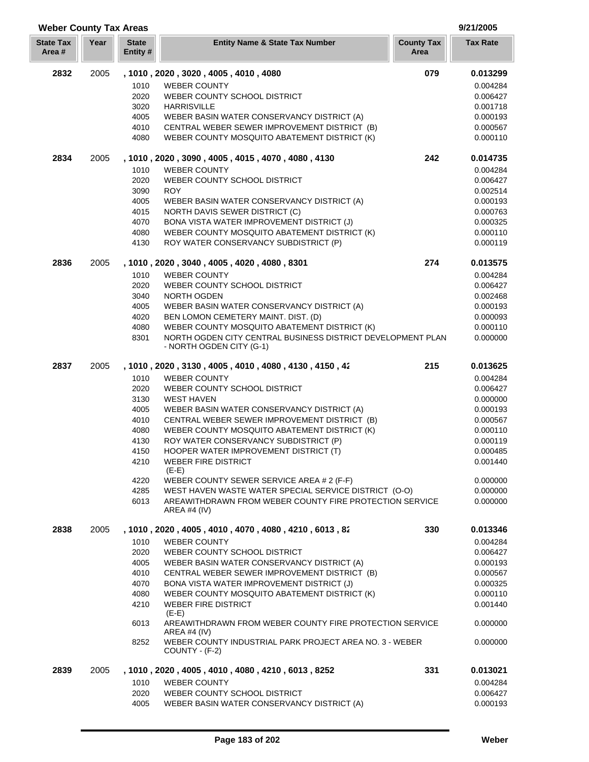## Weber County Tax Areas

9/21/2005

| State Tax Area # | Year | State Entity # | Entity Name & State Tax Number | County Tax Area | Tax Rate |
|---|---|---|---|---|---|
| **2832** | 2005 | **, 1010 , 2020 , 3020 , 4005 , 4010 , 4080** | | **079** | **0.013299** |
| | | 1010 | WEBER COUNTY | | 0.004284 |
| | | 2020 | WEBER COUNTY SCHOOL DISTRICT | | 0.006427 |
| | | 3020 | HARRISVILLE | | 0.001718 |
| | | 4005 | WEBER BASIN WATER CONSERVANCY DISTRICT (A) | | 0.000193 |
| | | 4010 | CENTRAL WEBER SEWER IMPROVEMENT DISTRICT (B) | | 0.000567 |
| | | 4080 | WEBER COUNTY MOSQUITO ABATEMENT DISTRICT (K) | | 0.000110 |
| **2834** | 2005 | **, 1010 , 2020 , 3090 , 4005 , 4015 , 4070 , 4080 , 4130** | | **242** | **0.014735** |
| | | 1010 | WEBER COUNTY | | 0.004284 |
| | | 2020 | WEBER COUNTY SCHOOL DISTRICT | | 0.006427 |
| | | 3090 | ROY | | 0.002514 |
| | | 4005 | WEBER BASIN WATER CONSERVANCY DISTRICT (A) | | 0.000193 |
| | | 4015 | NORTH DAVIS SEWER DISTRICT (C) | | 0.000763 |
| | | 4070 | BONA VISTA WATER IMPROVEMENT DISTRICT (J) | | 0.000325 |
| | | 4080 | WEBER COUNTY MOSQUITO ABATEMENT DISTRICT (K) | | 0.000110 |
| | | 4130 | ROY WATER CONSERVANCY SUBDISTRICT (P) | | 0.000119 |
| **2836** | 2005 | **, 1010 , 2020 , 3040 , 4005 , 4020 , 4080 , 8301** | | **274** | **0.013575** |
| | | 1010 | WEBER COUNTY | | 0.004284 |
| | | 2020 | WEBER COUNTY SCHOOL DISTRICT | | 0.006427 |
| | | 3040 | NORTH OGDEN | | 0.002468 |
| | | 4005 | WEBER BASIN WATER CONSERVANCY DISTRICT (A) | | 0.000193 |
| | | 4020 | BEN LOMON CEMETERY MAINT. DIST. (D) | | 0.000093 |
| | | 4080 | WEBER COUNTY MOSQUITO ABATEMENT DISTRICT (K) | | 0.000110 |
| | | 8301 | NORTH OGDEN CITY CENTRAL BUSINESS DISTRICT DEVELOPMENT PLAN - NORTH OGDEN CITY (G-1) | | 0.000000 |
| **2837** | 2005 | **, 1010 , 2020 , 3130 , 4005 , 4010 , 4080 , 4130 , 4150 , 42** | | **215** | **0.013625** |
| | | 1010 | WEBER COUNTY | | 0.004284 |
| | | 2020 | WEBER COUNTY SCHOOL DISTRICT | | 0.006427 |
| | | 3130 | WEST HAVEN | | 0.000000 |
| | | 4005 | WEBER BASIN WATER CONSERVANCY DISTRICT (A) | | 0.000193 |
| | | 4010 | CENTRAL WEBER SEWER IMPROVEMENT DISTRICT (B) | | 0.000567 |
| | | 4080 | WEBER COUNTY MOSQUITO ABATEMENT DISTRICT (K) | | 0.000110 |
| | | 4130 | ROY WATER CONSERVANCY SUBDISTRICT (P) | | 0.000119 |
| | | 4150 | HOOPER WATER IMPROVEMENT DISTRICT (T) | | 0.000485 |
| | | 4210 | WEBER FIRE DISTRICT (E-E) | | 0.001440 |
| | | 4220 | WEBER COUNTY SEWER SERVICE AREA # 2 (F-F) | | 0.000000 |
| | | 4285 | WEST HAVEN WASTE WATER SPECIAL SERVICE DISTRICT (O-O) | | 0.000000 |
| | | 6013 | AREAWITHDRAWN FROM WEBER COUNTY FIRE PROTECTION SERVICE AREA #4 (IV) | | 0.000000 |
| **2838** | 2005 | **, 1010 , 2020 , 4005 , 4010 , 4070 , 4080 , 4210 , 6013 , 82** | | **330** | **0.013346** |
| | | 1010 | WEBER COUNTY | | 0.004284 |
| | | 2020 | WEBER COUNTY SCHOOL DISTRICT | | 0.006427 |
| | | 4005 | WEBER BASIN WATER CONSERVANCY DISTRICT (A) | | 0.000193 |
| | | 4010 | CENTRAL WEBER SEWER IMPROVEMENT DISTRICT (B) | | 0.000567 |
| | | 4070 | BONA VISTA WATER IMPROVEMENT DISTRICT (J) | | 0.000325 |
| | | 4080 | WEBER COUNTY MOSQUITO ABATEMENT DISTRICT (K) | | 0.000110 |
| | | 4210 | WEBER FIRE DISTRICT (E-E) | | 0.001440 |
| | | 6013 | AREAWITHDRAWN FROM WEBER COUNTY FIRE PROTECTION SERVICE AREA #4 (IV) | | 0.000000 |
| | | 8252 | WEBER COUNTY INDUSTRIAL PARK PROJECT AREA NO. 3 - WEBER COUNTY - (F-2) | | 0.000000 |
| **2839** | 2005 | **, 1010 , 2020 , 4005 , 4010 , 4080 , 4210 , 6013 , 8252** | | **331** | **0.013021** |
| | | 1010 | WEBER COUNTY | | 0.004284 |
| | | 2020 | WEBER COUNTY SCHOOL DISTRICT | | 0.006427 |
| | | 4005 | WEBER BASIN WATER CONSERVANCY DISTRICT (A) | | 0.000193 |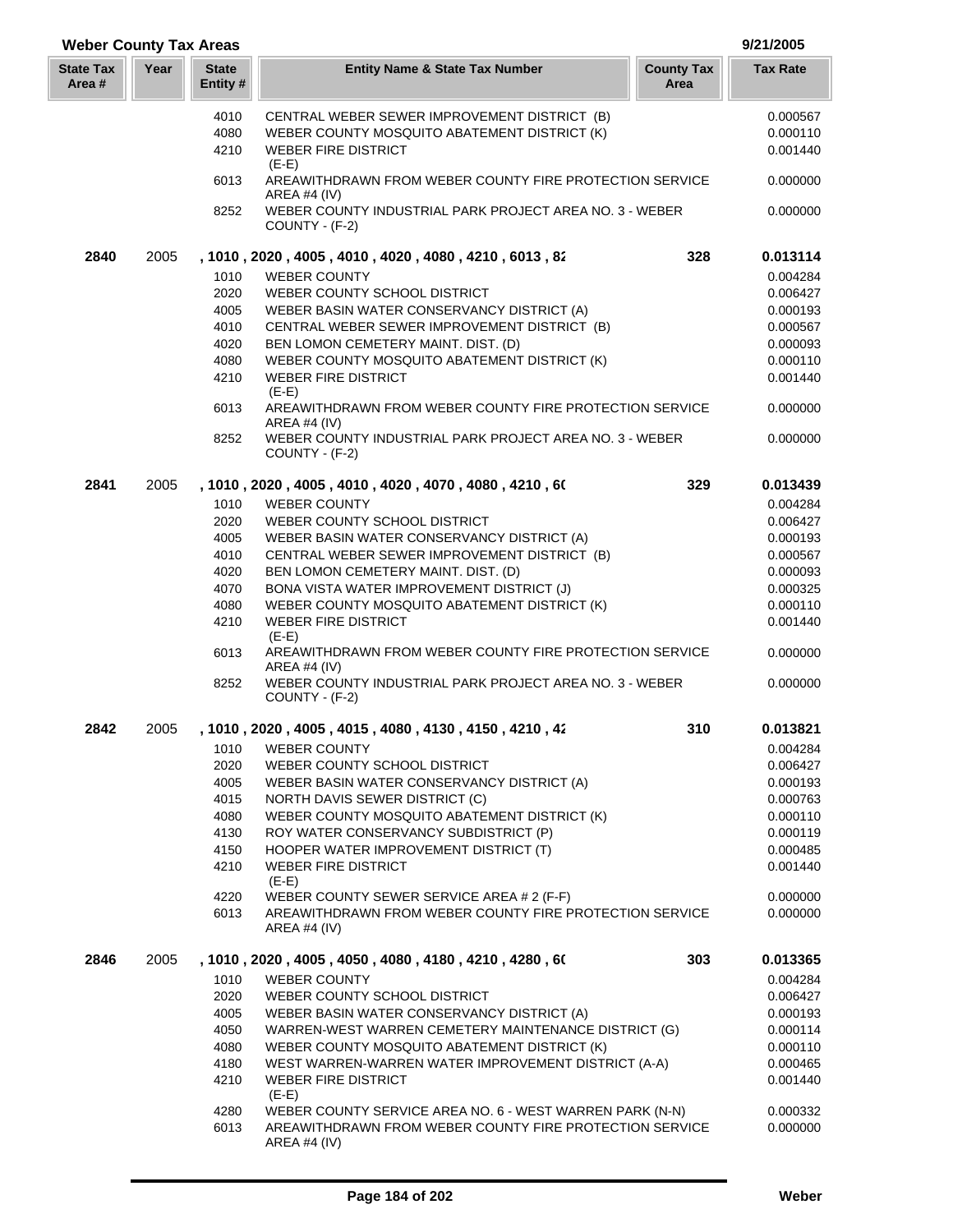## Weber County Tax Areas

9/21/2005

| State Tax Area # | Year | State Entity # | Entity Name & State Tax Number | County Tax Area | Tax Rate |
|---|---|---|---|---|---|
| | | 4010 | CENTRAL WEBER SEWER IMPROVEMENT DISTRICT (B) | | 0.000567 |
| | | 4080 | WEBER COUNTY MOSQUITO ABATEMENT DISTRICT (K) | | 0.000110 |
| | | 4210 | WEBER FIRE DISTRICT (E-E) | | 0.001440 |
| | | 6013 | AREAWITHDRAWN FROM WEBER COUNTY FIRE PROTECTION SERVICE AREA #4 (IV) | | 0.000000 |
| | | 8252 | WEBER COUNTY INDUSTRIAL PARK PROJECT AREA NO. 3 - WEBER COUNTY - (F-2) | | 0.000000 |
| **2840** | 2005 | | **, 1010 , 2020 , 4005 , 4010 , 4020 , 4080 , 4210 , 6013 , 82** | **328** | **0.013114** |
| | | 1010 | WEBER COUNTY | | 0.004284 |
| | | 2020 | WEBER COUNTY SCHOOL DISTRICT | | 0.006427 |
| | | 4005 | WEBER BASIN WATER CONSERVANCY DISTRICT (A) | | 0.000193 |
| | | 4010 | CENTRAL WEBER SEWER IMPROVEMENT DISTRICT (B) | | 0.000567 |
| | | 4020 | BEN LOMON CEMETERY MAINT. DIST. (D) | | 0.000093 |
| | | 4080 | WEBER COUNTY MOSQUITO ABATEMENT DISTRICT (K) | | 0.000110 |
| | | 4210 | WEBER FIRE DISTRICT (E-E) | | 0.001440 |
| | | 6013 | AREAWITHDRAWN FROM WEBER COUNTY FIRE PROTECTION SERVICE AREA #4 (IV) | | 0.000000 |
| | | 8252 | WEBER COUNTY INDUSTRIAL PARK PROJECT AREA NO. 3 - WEBER COUNTY - (F-2) | | 0.000000 |
| **2841** | 2005 | | **, 1010 , 2020 , 4005 , 4010 , 4020 , 4070 , 4080 , 4210 , 6(** | **329** | **0.013439** |
| | | 1010 | WEBER COUNTY | | 0.004284 |
| | | 2020 | WEBER COUNTY SCHOOL DISTRICT | | 0.006427 |
| | | 4005 | WEBER BASIN WATER CONSERVANCY DISTRICT (A) | | 0.000193 |
| | | 4010 | CENTRAL WEBER SEWER IMPROVEMENT DISTRICT (B) | | 0.000567 |
| | | 4020 | BEN LOMON CEMETERY MAINT. DIST. (D) | | 0.000093 |
| | | 4070 | BONA VISTA WATER IMPROVEMENT DISTRICT (J) | | 0.000325 |
| | | 4080 | WEBER COUNTY MOSQUITO ABATEMENT DISTRICT (K) | | 0.000110 |
| | | 4210 | WEBER FIRE DISTRICT (E-E) | | 0.001440 |
| | | 6013 | AREAWITHDRAWN FROM WEBER COUNTY FIRE PROTECTION SERVICE AREA #4 (IV) | | 0.000000 |
| | | 8252 | WEBER COUNTY INDUSTRIAL PARK PROJECT AREA NO. 3 - WEBER COUNTY - (F-2) | | 0.000000 |
| **2842** | 2005 | | **, 1010 , 2020 , 4005 , 4015 , 4080 , 4130 , 4150 , 4210 , 42** | **310** | **0.013821** |
| | | 1010 | WEBER COUNTY | | 0.004284 |
| | | 2020 | WEBER COUNTY SCHOOL DISTRICT | | 0.006427 |
| | | 4005 | WEBER BASIN WATER CONSERVANCY DISTRICT (A) | | 0.000193 |
| | | 4015 | NORTH DAVIS SEWER DISTRICT (C) | | 0.000763 |
| | | 4080 | WEBER COUNTY MOSQUITO ABATEMENT DISTRICT (K) | | 0.000110 |
| | | 4130 | ROY WATER CONSERVANCY SUBDISTRICT (P) | | 0.000119 |
| | | 4150 | HOOPER WATER IMPROVEMENT DISTRICT (T) | | 0.000485 |
| | | 4210 | WEBER FIRE DISTRICT (E-E) | | 0.001440 |
| | | 4220 | WEBER COUNTY SEWER SERVICE AREA # 2 (F-F) | | 0.000000 |
| | | 6013 | AREAWITHDRAWN FROM WEBER COUNTY FIRE PROTECTION SERVICE AREA #4 (IV) | | 0.000000 |
| **2846** | 2005 | | **, 1010 , 2020 , 4005 , 4050 , 4080 , 4180 , 4210 , 4280 , 6(** | **303** | **0.013365** |
| | | 1010 | WEBER COUNTY | | 0.004284 |
| | | 2020 | WEBER COUNTY SCHOOL DISTRICT | | 0.006427 |
| | | 4005 | WEBER BASIN WATER CONSERVANCY DISTRICT (A) | | 0.000193 |
| | | 4050 | WARREN-WEST WARREN CEMETERY MAINTENANCE DISTRICT (G) | | 0.000114 |
| | | 4080 | WEBER COUNTY MOSQUITO ABATEMENT DISTRICT (K) | | 0.000110 |
| | | 4180 | WEST WARREN-WARREN WATER IMPROVEMENT DISTRICT (A-A) | | 0.000465 |
| | | 4210 | WEBER FIRE DISTRICT (E-E) | | 0.001440 |
| | | 4280 | WEBER COUNTY SERVICE AREA NO. 6 - WEST WARREN PARK (N-N) | | 0.000332 |
| | | 6013 | AREAWITHDRAWN FROM WEBER COUNTY FIRE PROTECTION SERVICE AREA #4 (IV) | | 0.000000 |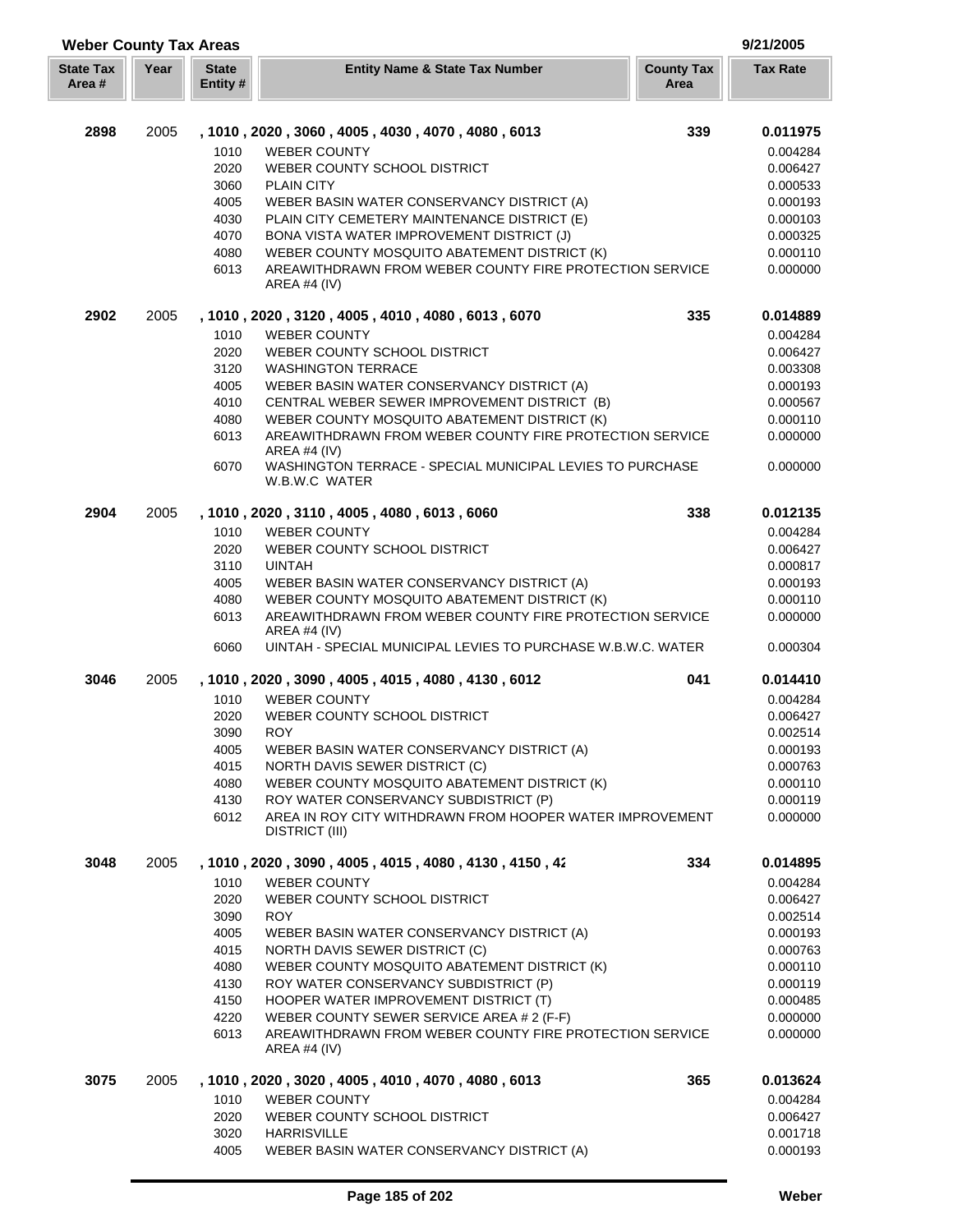## Weber County Tax Areas

9/21/2005

| State Tax Area # | Year | State Entity # | Entity Name & State Tax Number | County Tax Area | Tax Rate |
|---|---|---|---|---|---|
| **2898** | 2005 | | **, 1010 , 2020 , 3060 , 4005 , 4030 , 4070 , 4080 , 6013** | **339** | **0.011975** |
| | | 1010 | WEBER COUNTY | | 0.004284 |
| | | 2020 | WEBER COUNTY SCHOOL DISTRICT | | 0.006427 |
| | | 3060 | PLAIN CITY | | 0.000533 |
| | | 4005 | WEBER BASIN WATER CONSERVANCY DISTRICT (A) | | 0.000193 |
| | | 4030 | PLAIN CITY CEMETERY MAINTENANCE DISTRICT (E) | | 0.000103 |
| | | 4070 | BONA VISTA WATER IMPROVEMENT DISTRICT (J) | | 0.000325 |
| | | 4080 | WEBER COUNTY MOSQUITO ABATEMENT DISTRICT (K) | | 0.000110 |
| | | 6013 | AREAWITHDRAWN FROM WEBER COUNTY FIRE PROTECTION SERVICE AREA #4 (IV) | | 0.000000 |
| **2902** | 2005 | | **, 1010 , 2020 , 3120 , 4005 , 4010 , 4080 , 6013 , 6070** | **335** | **0.014889** |
| | | 1010 | WEBER COUNTY | | 0.004284 |
| | | 2020 | WEBER COUNTY SCHOOL DISTRICT | | 0.006427 |
| | | 3120 | WASHINGTON TERRACE | | 0.003308 |
| | | 4005 | WEBER BASIN WATER CONSERVANCY DISTRICT (A) | | 0.000193 |
| | | 4010 | CENTRAL WEBER SEWER IMPROVEMENT DISTRICT (B) | | 0.000567 |
| | | 4080 | WEBER COUNTY MOSQUITO ABATEMENT DISTRICT (K) | | 0.000110 |
| | | 6013 | AREAWITHDRAWN FROM WEBER COUNTY FIRE PROTECTION SERVICE AREA #4 (IV) | | 0.000000 |
| | | 6070 | WASHINGTON TERRACE - SPECIAL MUNICIPAL LEVIES TO PURCHASE W.B.W.C WATER | | 0.000000 |
| **2904** | 2005 | | **, 1010 , 2020 , 3110 , 4005 , 4080 , 6013 , 6060** | **338** | **0.012135** |
| | | 1010 | WEBER COUNTY | | 0.004284 |
| | | 2020 | WEBER COUNTY SCHOOL DISTRICT | | 0.006427 |
| | | 3110 | UINTAH | | 0.000817 |
| | | 4005 | WEBER BASIN WATER CONSERVANCY DISTRICT (A) | | 0.000193 |
| | | 4080 | WEBER COUNTY MOSQUITO ABATEMENT DISTRICT (K) | | 0.000110 |
| | | 6013 | AREAWITHDRAWN FROM WEBER COUNTY FIRE PROTECTION SERVICE AREA #4 (IV) | | 0.000000 |
| | | 6060 | UINTAH - SPECIAL MUNICIPAL LEVIES TO PURCHASE W.B.W.C. WATER | | 0.000304 |
| **3046** | 2005 | | **, 1010 , 2020 , 3090 , 4005 , 4015 , 4080 , 4130 , 6012** | **041** | **0.014410** |
| | | 1010 | WEBER COUNTY | | 0.004284 |
| | | 2020 | WEBER COUNTY SCHOOL DISTRICT | | 0.006427 |
| | | 3090 | ROY | | 0.002514 |
| | | 4005 | WEBER BASIN WATER CONSERVANCY DISTRICT (A) | | 0.000193 |
| | | 4015 | NORTH DAVIS SEWER DISTRICT (C) | | 0.000763 |
| | | 4080 | WEBER COUNTY MOSQUITO ABATEMENT DISTRICT (K) | | 0.000110 |
| | | 4130 | ROY WATER CONSERVANCY SUBDISTRICT (P) | | 0.000119 |
| | | 6012 | AREA IN ROY CITY WITHDRAWN FROM HOOPER WATER IMPROVEMENT DISTRICT (III) | | 0.000000 |
| **3048** | 2005 | | **, 1010 , 2020 , 3090 , 4005 , 4015 , 4080 , 4130 , 4150 , 42** | **334** | **0.014895** |
| | | 1010 | WEBER COUNTY | | 0.004284 |
| | | 2020 | WEBER COUNTY SCHOOL DISTRICT | | 0.006427 |
| | | 3090 | ROY | | 0.002514 |
| | | 4005 | WEBER BASIN WATER CONSERVANCY DISTRICT (A) | | 0.000193 |
| | | 4015 | NORTH DAVIS SEWER DISTRICT (C) | | 0.000763 |
| | | 4080 | WEBER COUNTY MOSQUITO ABATEMENT DISTRICT (K) | | 0.000110 |
| | | 4130 | ROY WATER CONSERVANCY SUBDISTRICT (P) | | 0.000119 |
| | | 4150 | HOOPER WATER IMPROVEMENT DISTRICT (T) | | 0.000485 |
| | | 4220 | WEBER COUNTY SEWER SERVICE AREA # 2 (F-F) | | 0.000000 |
| | | 6013 | AREAWITHDRAWN FROM WEBER COUNTY FIRE PROTECTION SERVICE AREA #4 (IV) | | 0.000000 |
| **3075** | 2005 | | **, 1010 , 2020 , 3020 , 4005 , 4010 , 4070 , 4080 , 6013** | **365** | **0.013624** |
| | | 1010 | WEBER COUNTY | | 0.004284 |
| | | 2020 | WEBER COUNTY SCHOOL DISTRICT | | 0.006427 |
| | | 3020 | HARRISVILLE | | 0.001718 |
| | | 4005 | WEBER BASIN WATER CONSERVANCY DISTRICT (A) | | 0.000193 |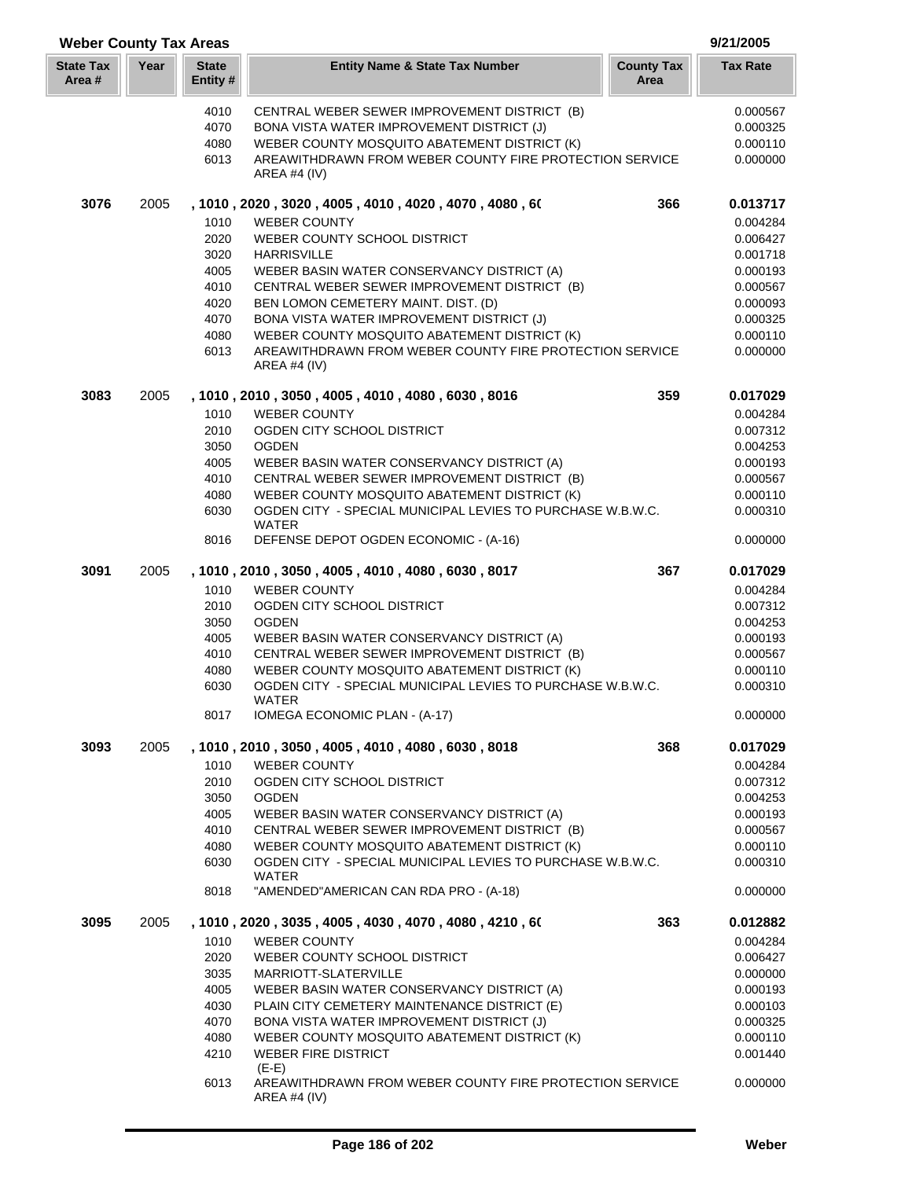## Weber County Tax Areas

9/21/2005

| State Tax Area # | Year | State Entity # | Entity Name & State Tax Number | County Tax Area | Tax Rate |
|---|---|---|---|---|---|
| | | 4010 | CENTRAL WEBER SEWER IMPROVEMENT DISTRICT (B) | | 0.000567 |
| | | 4070 | BONA VISTA WATER IMPROVEMENT DISTRICT (J) | | 0.000325 |
| | | 4080 | WEBER COUNTY MOSQUITO ABATEMENT DISTRICT (K) | | 0.000110 |
| | | 6013 | AREAWITHDRAWN FROM WEBER COUNTY FIRE PROTECTION SERVICE AREA #4 (IV) | | 0.000000 |
| **3076** | 2005 | | **, 1010 , 2020 , 3020 , 4005 , 4010 , 4020 , 4070 , 4080 , 6(** | **366** | **0.013717** |
| | | 1010 | WEBER COUNTY | | 0.004284 |
| | | 2020 | WEBER COUNTY SCHOOL DISTRICT | | 0.006427 |
| | | 3020 | HARRISVILLE | | 0.001718 |
| | | 4005 | WEBER BASIN WATER CONSERVANCY DISTRICT (A) | | 0.000193 |
| | | 4010 | CENTRAL WEBER SEWER IMPROVEMENT DISTRICT (B) | | 0.000567 |
| | | 4020 | BEN LOMON CEMETERY MAINT. DIST. (D) | | 0.000093 |
| | | 4070 | BONA VISTA WATER IMPROVEMENT DISTRICT (J) | | 0.000325 |
| | | 4080 | WEBER COUNTY MOSQUITO ABATEMENT DISTRICT (K) | | 0.000110 |
| | | 6013 | AREAWITHDRAWN FROM WEBER COUNTY FIRE PROTECTION SERVICE AREA #4 (IV) | | 0.000000 |
| **3083** | 2005 | | **, 1010 , 2010 , 3050 , 4005 , 4010 , 4080 , 6030 , 8016** | **359** | **0.017029** |
| | | 1010 | WEBER COUNTY | | 0.004284 |
| | | 2010 | OGDEN CITY SCHOOL DISTRICT | | 0.007312 |
| | | 3050 | OGDEN | | 0.004253 |
| | | 4005 | WEBER BASIN WATER CONSERVANCY DISTRICT (A) | | 0.000193 |
| | | 4010 | CENTRAL WEBER SEWER IMPROVEMENT DISTRICT (B) | | 0.000567 |
| | | 4080 | WEBER COUNTY MOSQUITO ABATEMENT DISTRICT (K) | | 0.000110 |
| | | 6030 | OGDEN CITY - SPECIAL MUNICIPAL LEVIES TO PURCHASE W.B.W.C. WATER | | 0.000310 |
| | | 8016 | DEFENSE DEPOT OGDEN ECONOMIC - (A-16) | | 0.000000 |
| **3091** | 2005 | | **, 1010 , 2010 , 3050 , 4005 , 4010 , 4080 , 6030 , 8017** | **367** | **0.017029** |
| | | 1010 | WEBER COUNTY | | 0.004284 |
| | | 2010 | OGDEN CITY SCHOOL DISTRICT | | 0.007312 |
| | | 3050 | OGDEN | | 0.004253 |
| | | 4005 | WEBER BASIN WATER CONSERVANCY DISTRICT (A) | | 0.000193 |
| | | 4010 | CENTRAL WEBER SEWER IMPROVEMENT DISTRICT (B) | | 0.000567 |
| | | 4080 | WEBER COUNTY MOSQUITO ABATEMENT DISTRICT (K) | | 0.000110 |
| | | 6030 | OGDEN CITY - SPECIAL MUNICIPAL LEVIES TO PURCHASE W.B.W.C. WATER | | 0.000310 |
| | | 8017 | IOMEGA ECONOMIC PLAN - (A-17) | | 0.000000 |
| **3093** | 2005 | | **, 1010 , 2010 , 3050 , 4005 , 4010 , 4080 , 6030 , 8018** | **368** | **0.017029** |
| | | 1010 | WEBER COUNTY | | 0.004284 |
| | | 2010 | OGDEN CITY SCHOOL DISTRICT | | 0.007312 |
| | | 3050 | OGDEN | | 0.004253 |
| | | 4005 | WEBER BASIN WATER CONSERVANCY DISTRICT (A) | | 0.000193 |
| | | 4010 | CENTRAL WEBER SEWER IMPROVEMENT DISTRICT (B) | | 0.000567 |
| | | 4080 | WEBER COUNTY MOSQUITO ABATEMENT DISTRICT (K) | | 0.000110 |
| | | 6030 | OGDEN CITY - SPECIAL MUNICIPAL LEVIES TO PURCHASE W.B.W.C. WATER | | 0.000310 |
| | | 8018 | "AMENDED"AMERICAN CAN RDA PRO - (A-18) | | 0.000000 |
| **3095** | 2005 | | **, 1010 , 2020 , 3035 , 4005 , 4030 , 4070 , 4080 , 4210 , 6(** | **363** | **0.012882** |
| | | 1010 | WEBER COUNTY | | 0.004284 |
| | | 2020 | WEBER COUNTY SCHOOL DISTRICT | | 0.006427 |
| | | 3035 | MARRIOTT-SLATERVILLE | | 0.000000 |
| | | 4005 | WEBER BASIN WATER CONSERVANCY DISTRICT (A) | | 0.000193 |
| | | 4030 | PLAIN CITY CEMETERY MAINTENANCE DISTRICT (E) | | 0.000103 |
| | | 4070 | BONA VISTA WATER IMPROVEMENT DISTRICT (J) | | 0.000325 |
| | | 4080 | WEBER COUNTY MOSQUITO ABATEMENT DISTRICT (K) | | 0.000110 |
| | | 4210 | WEBER FIRE DISTRICT (E-E) | | 0.001440 |
| | | 6013 | AREAWITHDRAWN FROM WEBER COUNTY FIRE PROTECTION SERVICE AREA #4 (IV) | | 0.000000 |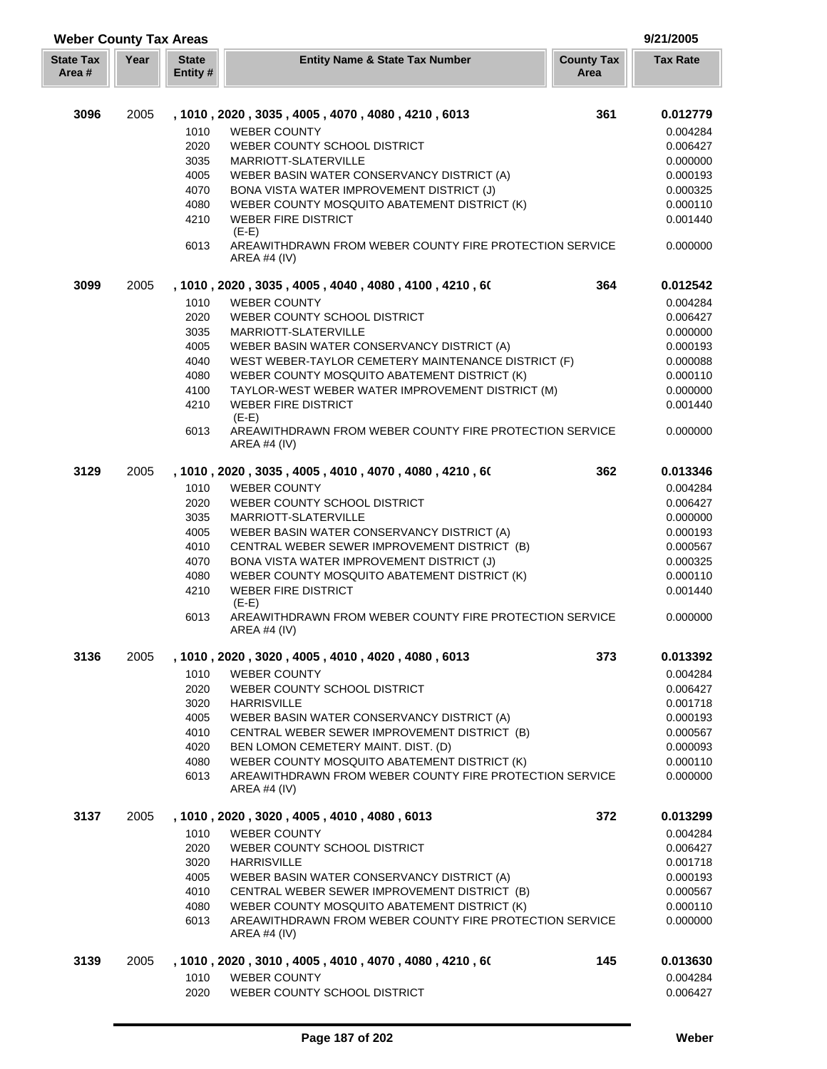## Weber County Tax Areas

9/21/2005

| State Tax Area # | Year | State Entity # | Entity Name & State Tax Number | County Tax Area | Tax Rate |
|---|---|---|---|---|---|
| **3096** | 2005 | | **, 1010 , 2020 , 3035 , 4005 , 4070 , 4080 , 4210 , 6013** | **361** | **0.012779** |
| | | 1010 | WEBER COUNTY | | 0.004284 |
| | | 2020 | WEBER COUNTY SCHOOL DISTRICT | | 0.006427 |
| | | 3035 | MARRIOTT-SLATERVILLE | | 0.000000 |
| | | 4005 | WEBER BASIN WATER CONSERVANCY DISTRICT (A) | | 0.000193 |
| | | 4070 | BONA VISTA WATER IMPROVEMENT DISTRICT (J) | | 0.000325 |
| | | 4080 | WEBER COUNTY MOSQUITO ABATEMENT DISTRICT (K) | | 0.000110 |
| | | 4210 | WEBER FIRE DISTRICT (E-E) | | 0.001440 |
| | | 6013 | AREAWITHDRAWN FROM WEBER COUNTY FIRE PROTECTION SERVICE AREA #4 (IV) | | 0.000000 |
| **3099** | 2005 | | **, 1010 , 2020 , 3035 , 4005 , 4040 , 4080 , 4100 , 4210 , 60** | **364** | **0.012542** |
| | | 1010 | WEBER COUNTY | | 0.004284 |
| | | 2020 | WEBER COUNTY SCHOOL DISTRICT | | 0.006427 |
| | | 3035 | MARRIOTT-SLATERVILLE | | 0.000000 |
| | | 4005 | WEBER BASIN WATER CONSERVANCY DISTRICT (A) | | 0.000193 |
| | | 4040 | WEST WEBER-TAYLOR CEMETERY MAINTENANCE DISTRICT (F) | | 0.000088 |
| | | 4080 | WEBER COUNTY MOSQUITO ABATEMENT DISTRICT (K) | | 0.000110 |
| | | 4100 | TAYLOR-WEST WEBER WATER IMPROVEMENT DISTRICT (M) | | 0.000000 |
| | | 4210 | WEBER FIRE DISTRICT (E-E) | | 0.001440 |
| | | 6013 | AREAWITHDRAWN FROM WEBER COUNTY FIRE PROTECTION SERVICE AREA #4 (IV) | | 0.000000 |
| **3129** | 2005 | | **, 1010 , 2020 , 3035 , 4005 , 4010 , 4070 , 4080 , 4210 , 60** | **362** | **0.013346** |
| | | 1010 | WEBER COUNTY | | 0.004284 |
| | | 2020 | WEBER COUNTY SCHOOL DISTRICT | | 0.006427 |
| | | 3035 | MARRIOTT-SLATERVILLE | | 0.000000 |
| | | 4005 | WEBER BASIN WATER CONSERVANCY DISTRICT (A) | | 0.000193 |
| | | 4010 | CENTRAL WEBER SEWER IMPROVEMENT DISTRICT (B) | | 0.000567 |
| | | 4070 | BONA VISTA WATER IMPROVEMENT DISTRICT (J) | | 0.000325 |
| | | 4080 | WEBER COUNTY MOSQUITO ABATEMENT DISTRICT (K) | | 0.000110 |
| | | 4210 | WEBER FIRE DISTRICT (E-E) | | 0.001440 |
| | | 6013 | AREAWITHDRAWN FROM WEBER COUNTY FIRE PROTECTION SERVICE AREA #4 (IV) | | 0.000000 |
| **3136** | 2005 | | **, 1010 , 2020 , 3020 , 4005 , 4010 , 4020 , 4080 , 6013** | **373** | **0.013392** |
| | | 1010 | WEBER COUNTY | | 0.004284 |
| | | 2020 | WEBER COUNTY SCHOOL DISTRICT | | 0.006427 |
| | | 3020 | HARRISVILLE | | 0.001718 |
| | | 4005 | WEBER BASIN WATER CONSERVANCY DISTRICT (A) | | 0.000193 |
| | | 4010 | CENTRAL WEBER SEWER IMPROVEMENT DISTRICT (B) | | 0.000567 |
| | | 4020 | BEN LOMON CEMETERY MAINT. DIST. (D) | | 0.000093 |
| | | 4080 | WEBER COUNTY MOSQUITO ABATEMENT DISTRICT (K) | | 0.000110 |
| | | 6013 | AREAWITHDRAWN FROM WEBER COUNTY FIRE PROTECTION SERVICE AREA #4 (IV) | | 0.000000 |
| **3137** | 2005 | | **, 1010 , 2020 , 3020 , 4005 , 4010 , 4080 , 6013** | **372** | **0.013299** |
| | | 1010 | WEBER COUNTY | | 0.004284 |
| | | 2020 | WEBER COUNTY SCHOOL DISTRICT | | 0.006427 |
| | | 3020 | HARRISVILLE | | 0.001718 |
| | | 4005 | WEBER BASIN WATER CONSERVANCY DISTRICT (A) | | 0.000193 |
| | | 4010 | CENTRAL WEBER SEWER IMPROVEMENT DISTRICT (B) | | 0.000567 |
| | | 4080 | WEBER COUNTY MOSQUITO ABATEMENT DISTRICT (K) | | 0.000110 |
| | | 6013 | AREAWITHDRAWN FROM WEBER COUNTY FIRE PROTECTION SERVICE AREA #4 (IV) | | 0.000000 |
| **3139** | 2005 | | **, 1010 , 2020 , 3010 , 4005 , 4010 , 4070 , 4080 , 4210 , 60** | **145** | **0.013630** |
| | | 1010 | WEBER COUNTY | | 0.004284 |
| | | 2020 | WEBER COUNTY SCHOOL DISTRICT | | 0.006427 |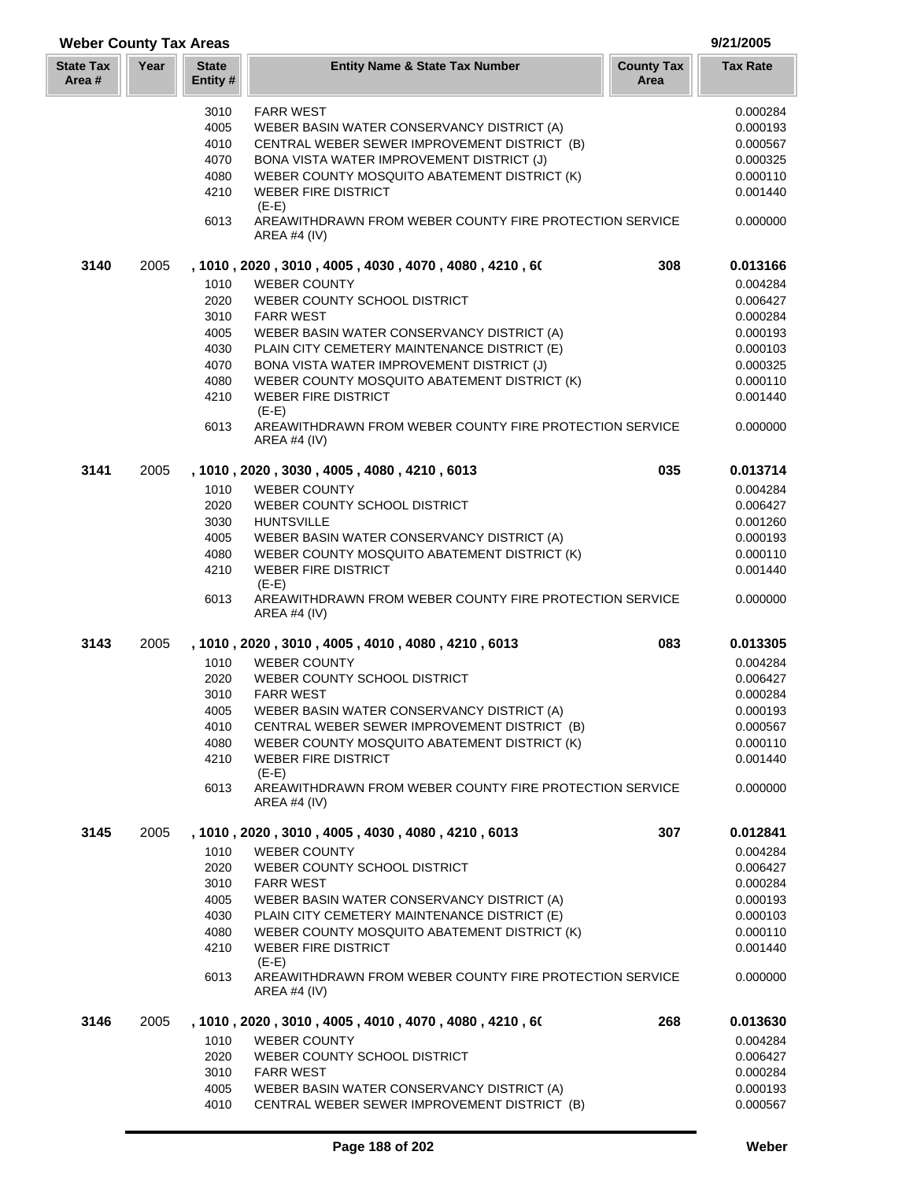## Weber County Tax Areas

9/21/2005

| State Tax Area # | Year | State Entity # | Entity Name & State Tax Number | County Tax Area | Tax Rate |
|---|---|---|---|---|---|
| | | 3010 | FARR WEST | | 0.000284 |
| | | 4005 | WEBER BASIN WATER CONSERVANCY DISTRICT (A) | | 0.000193 |
| | | 4010 | CENTRAL WEBER SEWER IMPROVEMENT DISTRICT (B) | | 0.000567 |
| | | 4070 | BONA VISTA WATER IMPROVEMENT DISTRICT (J) | | 0.000325 |
| | | 4080 | WEBER COUNTY MOSQUITO ABATEMENT DISTRICT (K) | | 0.000110 |
| | | 4210 | WEBER FIRE DISTRICT (E-E) | | 0.001440 |
| | | 6013 | AREAWITHDRAWN FROM WEBER COUNTY FIRE PROTECTION SERVICE AREA #4 (IV) | | 0.000000 |
| **3140** | 2005 | | **, 1010 , 2020 , 3010 , 4005 , 4030 , 4070 , 4080 , 4210 , 6(** | **308** | **0.013166** |
| | | 1010 | WEBER COUNTY | | 0.004284 |
| | | 2020 | WEBER COUNTY SCHOOL DISTRICT | | 0.006427 |
| | | 3010 | FARR WEST | | 0.000284 |
| | | 4005 | WEBER BASIN WATER CONSERVANCY DISTRICT (A) | | 0.000193 |
| | | 4030 | PLAIN CITY CEMETERY MAINTENANCE DISTRICT (E) | | 0.000103 |
| | | 4070 | BONA VISTA WATER IMPROVEMENT DISTRICT (J) | | 0.000325 |
| | | 4080 | WEBER COUNTY MOSQUITO ABATEMENT DISTRICT (K) | | 0.000110 |
| | | 4210 | WEBER FIRE DISTRICT (E-E) | | 0.001440 |
| | | 6013 | AREAWITHDRAWN FROM WEBER COUNTY FIRE PROTECTION SERVICE AREA #4 (IV) | | 0.000000 |
| **3141** | 2005 | | **, 1010 , 2020 , 3030 , 4005 , 4080 , 4210 , 6013** | **035** | **0.013714** |
| | | 1010 | WEBER COUNTY | | 0.004284 |
| | | 2020 | WEBER COUNTY SCHOOL DISTRICT | | 0.006427 |
| | | 3030 | HUNTSVILLE | | 0.001260 |
| | | 4005 | WEBER BASIN WATER CONSERVANCY DISTRICT (A) | | 0.000193 |
| | | 4080 | WEBER COUNTY MOSQUITO ABATEMENT DISTRICT (K) | | 0.000110 |
| | | 4210 | WEBER FIRE DISTRICT (E-E) | | 0.001440 |
| | | 6013 | AREAWITHDRAWN FROM WEBER COUNTY FIRE PROTECTION SERVICE AREA #4 (IV) | | 0.000000 |
| **3143** | 2005 | | **, 1010 , 2020 , 3010 , 4005 , 4010 , 4080 , 4210 , 6013** | **083** | **0.013305** |
| | | 1010 | WEBER COUNTY | | 0.004284 |
| | | 2020 | WEBER COUNTY SCHOOL DISTRICT | | 0.006427 |
| | | 3010 | FARR WEST | | 0.000284 |
| | | 4005 | WEBER BASIN WATER CONSERVANCY DISTRICT (A) | | 0.000193 |
| | | 4010 | CENTRAL WEBER SEWER IMPROVEMENT DISTRICT (B) | | 0.000567 |
| | | 4080 | WEBER COUNTY MOSQUITO ABATEMENT DISTRICT (K) | | 0.000110 |
| | | 4210 | WEBER FIRE DISTRICT (E-E) | | 0.001440 |
| | | 6013 | AREAWITHDRAWN FROM WEBER COUNTY FIRE PROTECTION SERVICE AREA #4 (IV) | | 0.000000 |
| **3145** | 2005 | | **, 1010 , 2020 , 3010 , 4005 , 4030 , 4080 , 4210 , 6013** | **307** | **0.012841** |
| | | 1010 | WEBER COUNTY | | 0.004284 |
| | | 2020 | WEBER COUNTY SCHOOL DISTRICT | | 0.006427 |
| | | 3010 | FARR WEST | | 0.000284 |
| | | 4005 | WEBER BASIN WATER CONSERVANCY DISTRICT (A) | | 0.000193 |
| | | 4030 | PLAIN CITY CEMETERY MAINTENANCE DISTRICT (E) | | 0.000103 |
| | | 4080 | WEBER COUNTY MOSQUITO ABATEMENT DISTRICT (K) | | 0.000110 |
| | | 4210 | WEBER FIRE DISTRICT (E-E) | | 0.001440 |
| | | 6013 | AREAWITHDRAWN FROM WEBER COUNTY FIRE PROTECTION SERVICE AREA #4 (IV) | | 0.000000 |
| **3146** | 2005 | | **, 1010 , 2020 , 3010 , 4005 , 4010 , 4070 , 4080 , 4210 , 6(** | **268** | **0.013630** |
| | | 1010 | WEBER COUNTY | | 0.004284 |
| | | 2020 | WEBER COUNTY SCHOOL DISTRICT | | 0.006427 |
| | | 3010 | FARR WEST | | 0.000284 |
| | | 4005 | WEBER BASIN WATER CONSERVANCY DISTRICT (A) | | 0.000193 |
| | | 4010 | CENTRAL WEBER SEWER IMPROVEMENT DISTRICT (B) | | 0.000567 |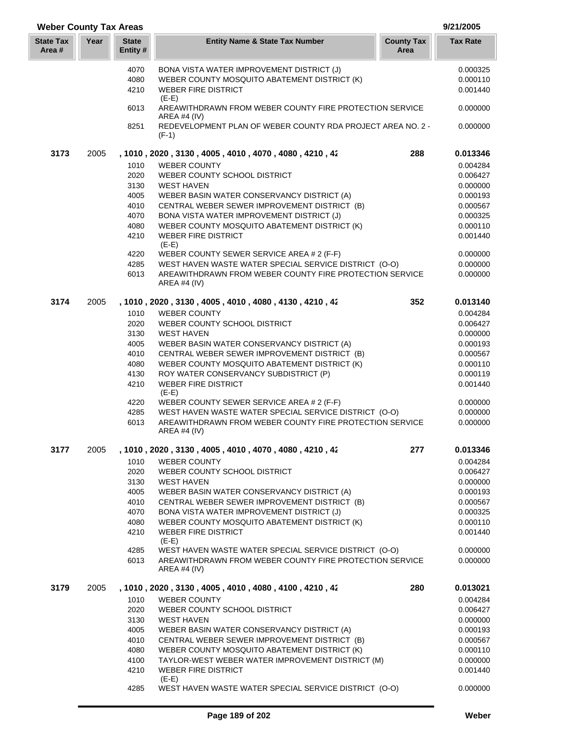## Weber County Tax Areas

9/21/2005

| State Tax Area # | Year | State Entity # | Entity Name & State Tax Number | County Tax Area | Tax Rate |
|---|---|---|---|---|---|
| | | 4070 | BONA VISTA WATER IMPROVEMENT DISTRICT (J) | | 0.000325 |
| | | 4080 | WEBER COUNTY MOSQUITO ABATEMENT DISTRICT (K) | | 0.000110 |
| | | 4210 | WEBER FIRE DISTRICT (E-E) | | 0.001440 |
| | | 6013 | AREAWITHDRAWN FROM WEBER COUNTY FIRE PROTECTION SERVICE AREA #4 (IV) | | 0.000000 |
| | | 8251 | REDEVELOPMENT PLAN OF WEBER COUNTY RDA PROJECT AREA NO. 2 - (F-1) | | 0.000000 |
| **3173** | 2005 | | **, 1010 , 2020 , 3130 , 4005 , 4010 , 4070 , 4080 , 4210 , 42** | **288** | **0.013346** |
| | | 1010 | WEBER COUNTY | | 0.004284 |
| | | 2020 | WEBER COUNTY SCHOOL DISTRICT | | 0.006427 |
| | | 3130 | WEST HAVEN | | 0.000000 |
| | | 4005 | WEBER BASIN WATER CONSERVANCY DISTRICT (A) | | 0.000193 |
| | | 4010 | CENTRAL WEBER SEWER IMPROVEMENT DISTRICT (B) | | 0.000567 |
| | | 4070 | BONA VISTA WATER IMPROVEMENT DISTRICT (J) | | 0.000325 |
| | | 4080 | WEBER COUNTY MOSQUITO ABATEMENT DISTRICT (K) | | 0.000110 |
| | | 4210 | WEBER FIRE DISTRICT (E-E) | | 0.001440 |
| | | 4220 | WEBER COUNTY SEWER SERVICE AREA # 2 (F-F) | | 0.000000 |
| | | 4285 | WEST HAVEN WASTE WATER SPECIAL SERVICE DISTRICT (O-O) | | 0.000000 |
| | | 6013 | AREAWITHDRAWN FROM WEBER COUNTY FIRE PROTECTION SERVICE AREA #4 (IV) | | 0.000000 |
| **3174** | 2005 | | **, 1010 , 2020 , 3130 , 4005 , 4010 , 4080 , 4130 , 4210 , 42** | **352** | **0.013140** |
| | | 1010 | WEBER COUNTY | | 0.004284 |
| | | 2020 | WEBER COUNTY SCHOOL DISTRICT | | 0.006427 |
| | | 3130 | WEST HAVEN | | 0.000000 |
| | | 4005 | WEBER BASIN WATER CONSERVANCY DISTRICT (A) | | 0.000193 |
| | | 4010 | CENTRAL WEBER SEWER IMPROVEMENT DISTRICT (B) | | 0.000567 |
| | | 4080 | WEBER COUNTY MOSQUITO ABATEMENT DISTRICT (K) | | 0.000110 |
| | | 4130 | ROY WATER CONSERVANCY SUBDISTRICT (P) | | 0.000119 |
| | | 4210 | WEBER FIRE DISTRICT (E-E) | | 0.001440 |
| | | 4220 | WEBER COUNTY SEWER SERVICE AREA # 2 (F-F) | | 0.000000 |
| | | 4285 | WEST HAVEN WASTE WATER SPECIAL SERVICE DISTRICT (O-O) | | 0.000000 |
| | | 6013 | AREAWITHDRAWN FROM WEBER COUNTY FIRE PROTECTION SERVICE AREA #4 (IV) | | 0.000000 |
| **3177** | 2005 | | **, 1010 , 2020 , 3130 , 4005 , 4010 , 4070 , 4080 , 4210 , 42** | **277** | **0.013346** |
| | | 1010 | WEBER COUNTY | | 0.004284 |
| | | 2020 | WEBER COUNTY SCHOOL DISTRICT | | 0.006427 |
| | | 3130 | WEST HAVEN | | 0.000000 |
| | | 4005 | WEBER BASIN WATER CONSERVANCY DISTRICT (A) | | 0.000193 |
| | | 4010 | CENTRAL WEBER SEWER IMPROVEMENT DISTRICT (B) | | 0.000567 |
| | | 4070 | BONA VISTA WATER IMPROVEMENT DISTRICT (J) | | 0.000325 |
| | | 4080 | WEBER COUNTY MOSQUITO ABATEMENT DISTRICT (K) | | 0.000110 |
| | | 4210 | WEBER FIRE DISTRICT (E-E) | | 0.001440 |
| | | 4285 | WEST HAVEN WASTE WATER SPECIAL SERVICE DISTRICT (O-O) | | 0.000000 |
| | | 6013 | AREAWITHDRAWN FROM WEBER COUNTY FIRE PROTECTION SERVICE AREA #4 (IV) | | 0.000000 |
| **3179** | 2005 | | **, 1010 , 2020 , 3130 , 4005 , 4010 , 4080 , 4100 , 4210 , 42** | **280** | **0.013021** |
| | | 1010 | WEBER COUNTY | | 0.004284 |
| | | 2020 | WEBER COUNTY SCHOOL DISTRICT | | 0.006427 |
| | | 3130 | WEST HAVEN | | 0.000000 |
| | | 4005 | WEBER BASIN WATER CONSERVANCY DISTRICT (A) | | 0.000193 |
| | | 4010 | CENTRAL WEBER SEWER IMPROVEMENT DISTRICT (B) | | 0.000567 |
| | | 4080 | WEBER COUNTY MOSQUITO ABATEMENT DISTRICT (K) | | 0.000110 |
| | | 4100 | TAYLOR-WEST WEBER WATER IMPROVEMENT DISTRICT (M) | | 0.000000 |
| | | 4210 | WEBER FIRE DISTRICT (E-E) | | 0.001440 |
| | | 4285 | WEST HAVEN WASTE WATER SPECIAL SERVICE DISTRICT (O-O) | | 0.000000 |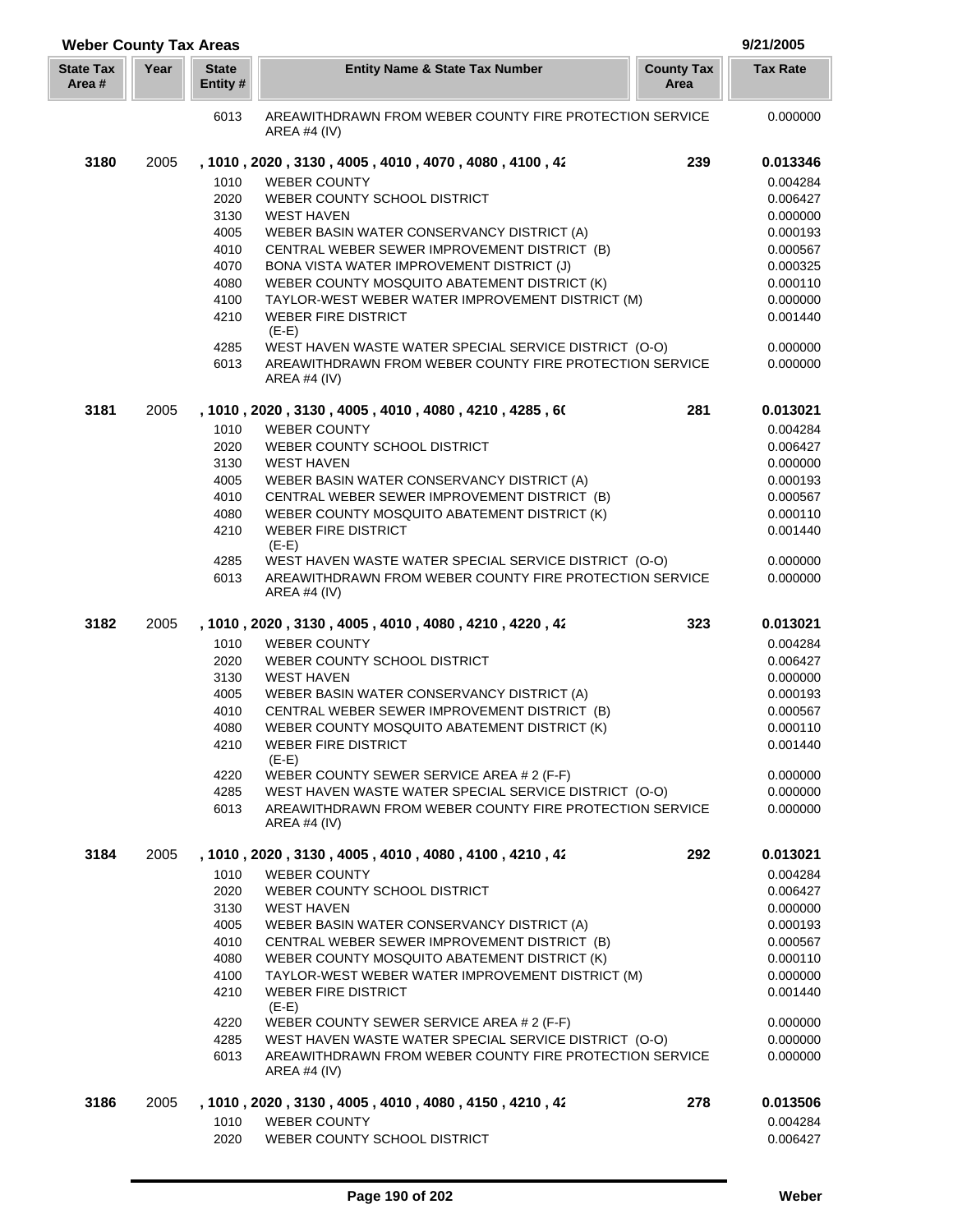## Weber County Tax Areas

9/21/2005

| State Tax Area # | Year | State Entity # | Entity Name & State Tax Number | County Tax Area | Tax Rate |
|---|---|---|---|---|---|
| | | 6013 | AREAWITHDRAWN FROM WEBER COUNTY FIRE PROTECTION SERVICE AREA #4 (IV) | | 0.000000 |
| **3180** | 2005 | | **, 1010 , 2020 , 3130 , 4005 , 4010 , 4070 , 4080 , 4100 , 42** | **239** | **0.013346** |
| | | 1010 | WEBER COUNTY | | 0.004284 |
| | | 2020 | WEBER COUNTY SCHOOL DISTRICT | | 0.006427 |
| | | 3130 | WEST HAVEN | | 0.000000 |
| | | 4005 | WEBER BASIN WATER CONSERVANCY DISTRICT (A) | | 0.000193 |
| | | 4010 | CENTRAL WEBER SEWER IMPROVEMENT DISTRICT (B) | | 0.000567 |
| | | 4070 | BONA VISTA WATER IMPROVEMENT DISTRICT (J) | | 0.000325 |
| | | 4080 | WEBER COUNTY MOSQUITO ABATEMENT DISTRICT (K) | | 0.000110 |
| | | 4100 | TAYLOR-WEST WEBER WATER IMPROVEMENT DISTRICT (M) | | 0.000000 |
| | | 4210 | WEBER FIRE DISTRICT (E-E) | | 0.001440 |
| | | 4285 | WEST HAVEN WASTE WATER SPECIAL SERVICE DISTRICT (O-O) | | 0.000000 |
| | | 6013 | AREAWITHDRAWN FROM WEBER COUNTY FIRE PROTECTION SERVICE AREA #4 (IV) | | 0.000000 |
| **3181** | 2005 | | **, 1010 , 2020 , 3130 , 4005 , 4010 , 4080 , 4210 , 4285 , 60** | **281** | **0.013021** |
| | | 1010 | WEBER COUNTY | | 0.004284 |
| | | 2020 | WEBER COUNTY SCHOOL DISTRICT | | 0.006427 |
| | | 3130 | WEST HAVEN | | 0.000000 |
| | | 4005 | WEBER BASIN WATER CONSERVANCY DISTRICT (A) | | 0.000193 |
| | | 4010 | CENTRAL WEBER SEWER IMPROVEMENT DISTRICT (B) | | 0.000567 |
| | | 4080 | WEBER COUNTY MOSQUITO ABATEMENT DISTRICT (K) | | 0.000110 |
| | | 4210 | WEBER FIRE DISTRICT (E-E) | | 0.001440 |
| | | 4285 | WEST HAVEN WASTE WATER SPECIAL SERVICE DISTRICT (O-O) | | 0.000000 |
| | | 6013 | AREAWITHDRAWN FROM WEBER COUNTY FIRE PROTECTION SERVICE AREA #4 (IV) | | 0.000000 |
| **3182** | 2005 | | **, 1010 , 2020 , 3130 , 4005 , 4010 , 4080 , 4210 , 4220 , 42** | **323** | **0.013021** |
| | | 1010 | WEBER COUNTY | | 0.004284 |
| | | 2020 | WEBER COUNTY SCHOOL DISTRICT | | 0.006427 |
| | | 3130 | WEST HAVEN | | 0.000000 |
| | | 4005 | WEBER BASIN WATER CONSERVANCY DISTRICT (A) | | 0.000193 |
| | | 4010 | CENTRAL WEBER SEWER IMPROVEMENT DISTRICT (B) | | 0.000567 |
| | | 4080 | WEBER COUNTY MOSQUITO ABATEMENT DISTRICT (K) | | 0.000110 |
| | | 4210 | WEBER FIRE DISTRICT (E-E) | | 0.001440 |
| | | 4220 | WEBER COUNTY SEWER SERVICE AREA # 2 (F-F) | | 0.000000 |
| | | 4285 | WEST HAVEN WASTE WATER SPECIAL SERVICE DISTRICT (O-O) | | 0.000000 |
| | | 6013 | AREAWITHDRAWN FROM WEBER COUNTY FIRE PROTECTION SERVICE AREA #4 (IV) | | 0.000000 |
| **3184** | 2005 | | **, 1010 , 2020 , 3130 , 4005 , 4010 , 4080 , 4100 , 4210 , 42** | **292** | **0.013021** |
| | | 1010 | WEBER COUNTY | | 0.004284 |
| | | 2020 | WEBER COUNTY SCHOOL DISTRICT | | 0.006427 |
| | | 3130 | WEST HAVEN | | 0.000000 |
| | | 4005 | WEBER BASIN WATER CONSERVANCY DISTRICT (A) | | 0.000193 |
| | | 4010 | CENTRAL WEBER SEWER IMPROVEMENT DISTRICT (B) | | 0.000567 |
| | | 4080 | WEBER COUNTY MOSQUITO ABATEMENT DISTRICT (K) | | 0.000110 |
| | | 4100 | TAYLOR-WEST WEBER WATER IMPROVEMENT DISTRICT (M) | | 0.000000 |
| | | 4210 | WEBER FIRE DISTRICT (E-E) | | 0.001440 |
| | | 4220 | WEBER COUNTY SEWER SERVICE AREA # 2 (F-F) | | 0.000000 |
| | | 4285 | WEST HAVEN WASTE WATER SPECIAL SERVICE DISTRICT (O-O) | | 0.000000 |
| | | 6013 | AREAWITHDRAWN FROM WEBER COUNTY FIRE PROTECTION SERVICE AREA #4 (IV) | | 0.000000 |
| **3186** | 2005 | | **, 1010 , 2020 , 3130 , 4005 , 4010 , 4080 , 4150 , 4210 , 42** | **278** | **0.013506** |
| | | 1010 | WEBER COUNTY | | 0.004284 |
| | | 2020 | WEBER COUNTY SCHOOL DISTRICT | | 0.006427 |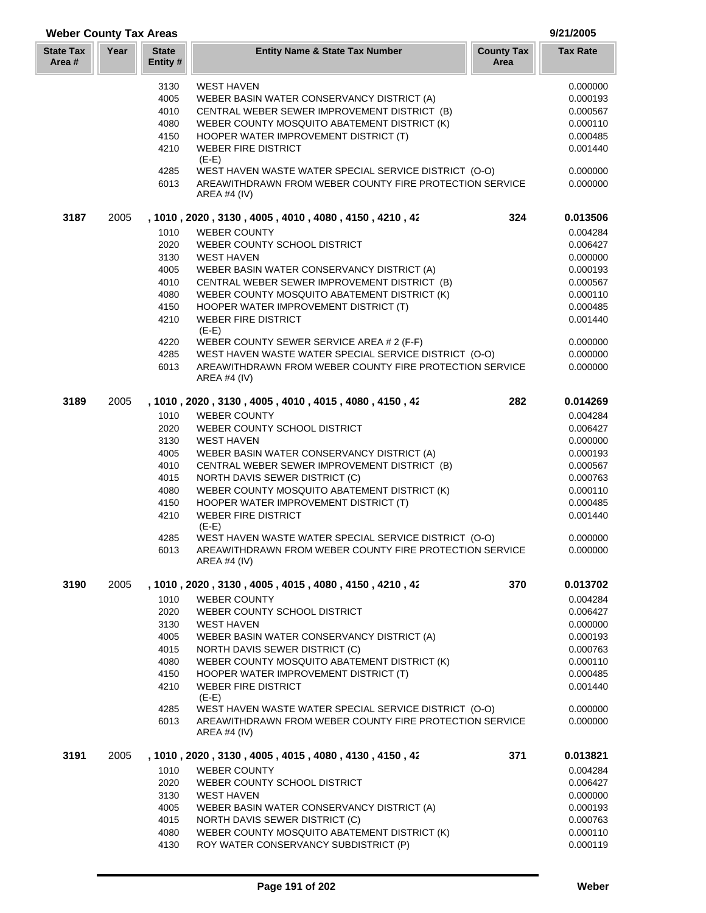## Weber County Tax Areas

9/21/2005

| State Tax Area # | Year | State Entity # | Entity Name & State Tax Number | County Tax Area | Tax Rate |
|---|---|---|---|---|---|
| | | 3130 | WEST HAVEN | | 0.000000 |
| | | 4005 | WEBER BASIN WATER CONSERVANCY DISTRICT (A) | | 0.000193 |
| | | 4010 | CENTRAL WEBER SEWER IMPROVEMENT DISTRICT (B) | | 0.000567 |
| | | 4080 | WEBER COUNTY MOSQUITO ABATEMENT DISTRICT (K) | | 0.000110 |
| | | 4150 | HOOPER WATER IMPROVEMENT DISTRICT (T) | | 0.000485 |
| | | 4210 | WEBER FIRE DISTRICT (E-E) | | 0.001440 |
| | | 4285 | WEST HAVEN WASTE WATER SPECIAL SERVICE DISTRICT (O-O) | | 0.000000 |
| | | 6013 | AREAWITHDRAWN FROM WEBER COUNTY FIRE PROTECTION SERVICE AREA #4 (IV) | | 0.000000 |
| **3187** | 2005 | | **, 1010 , 2020 , 3130 , 4005 , 4010 , 4080 , 4150 , 4210 , 42** | **324** | **0.013506** |
| | | 1010 | WEBER COUNTY | | 0.004284 |
| | | 2020 | WEBER COUNTY SCHOOL DISTRICT | | 0.006427 |
| | | 3130 | WEST HAVEN | | 0.000000 |
| | | 4005 | WEBER BASIN WATER CONSERVANCY DISTRICT (A) | | 0.000193 |
| | | 4010 | CENTRAL WEBER SEWER IMPROVEMENT DISTRICT (B) | | 0.000567 |
| | | 4080 | WEBER COUNTY MOSQUITO ABATEMENT DISTRICT (K) | | 0.000110 |
| | | 4150 | HOOPER WATER IMPROVEMENT DISTRICT (T) | | 0.000485 |
| | | 4210 | WEBER FIRE DISTRICT (E-E) | | 0.001440 |
| | | 4220 | WEBER COUNTY SEWER SERVICE AREA # 2 (F-F) | | 0.000000 |
| | | 4285 | WEST HAVEN WASTE WATER SPECIAL SERVICE DISTRICT (O-O) | | 0.000000 |
| | | 6013 | AREAWITHDRAWN FROM WEBER COUNTY FIRE PROTECTION SERVICE AREA #4 (IV) | | 0.000000 |
| **3189** | 2005 | | **, 1010 , 2020 , 3130 , 4005 , 4010 , 4015 , 4080 , 4150 , 42** | **282** | **0.014269** |
| | | 1010 | WEBER COUNTY | | 0.004284 |
| | | 2020 | WEBER COUNTY SCHOOL DISTRICT | | 0.006427 |
| | | 3130 | WEST HAVEN | | 0.000000 |
| | | 4005 | WEBER BASIN WATER CONSERVANCY DISTRICT (A) | | 0.000193 |
| | | 4010 | CENTRAL WEBER SEWER IMPROVEMENT DISTRICT (B) | | 0.000567 |
| | | 4015 | NORTH DAVIS SEWER DISTRICT (C) | | 0.000763 |
| | | 4080 | WEBER COUNTY MOSQUITO ABATEMENT DISTRICT (K) | | 0.000110 |
| | | 4150 | HOOPER WATER IMPROVEMENT DISTRICT (T) | | 0.000485 |
| | | 4210 | WEBER FIRE DISTRICT (E-E) | | 0.001440 |
| | | 4285 | WEST HAVEN WASTE WATER SPECIAL SERVICE DISTRICT (O-O) | | 0.000000 |
| | | 6013 | AREAWITHDRAWN FROM WEBER COUNTY FIRE PROTECTION SERVICE AREA #4 (IV) | | 0.000000 |
| **3190** | 2005 | | **, 1010 , 2020 , 3130 , 4005 , 4015 , 4080 , 4150 , 4210 , 42** | **370** | **0.013702** |
| | | 1010 | WEBER COUNTY | | 0.004284 |
| | | 2020 | WEBER COUNTY SCHOOL DISTRICT | | 0.006427 |
| | | 3130 | WEST HAVEN | | 0.000000 |
| | | 4005 | WEBER BASIN WATER CONSERVANCY DISTRICT (A) | | 0.000193 |
| | | 4015 | NORTH DAVIS SEWER DISTRICT (C) | | 0.000763 |
| | | 4080 | WEBER COUNTY MOSQUITO ABATEMENT DISTRICT (K) | | 0.000110 |
| | | 4150 | HOOPER WATER IMPROVEMENT DISTRICT (T) | | 0.000485 |
| | | 4210 | WEBER FIRE DISTRICT (E-E) | | 0.001440 |
| | | 4285 | WEST HAVEN WASTE WATER SPECIAL SERVICE DISTRICT (O-O) | | 0.000000 |
| | | 6013 | AREAWITHDRAWN FROM WEBER COUNTY FIRE PROTECTION SERVICE AREA #4 (IV) | | 0.000000 |
| **3191** | 2005 | | **, 1010 , 2020 , 3130 , 4005 , 4015 , 4080 , 4130 , 4150 , 42** | **371** | **0.013821** |
| | | 1010 | WEBER COUNTY | | 0.004284 |
| | | 2020 | WEBER COUNTY SCHOOL DISTRICT | | 0.006427 |
| | | 3130 | WEST HAVEN | | 0.000000 |
| | | 4005 | WEBER BASIN WATER CONSERVANCY DISTRICT (A) | | 0.000193 |
| | | 4015 | NORTH DAVIS SEWER DISTRICT (C) | | 0.000763 |
| | | 4080 | WEBER COUNTY MOSQUITO ABATEMENT DISTRICT (K) | | 0.000110 |
| | | 4130 | ROY WATER CONSERVANCY SUBDISTRICT (P) | | 0.000119 |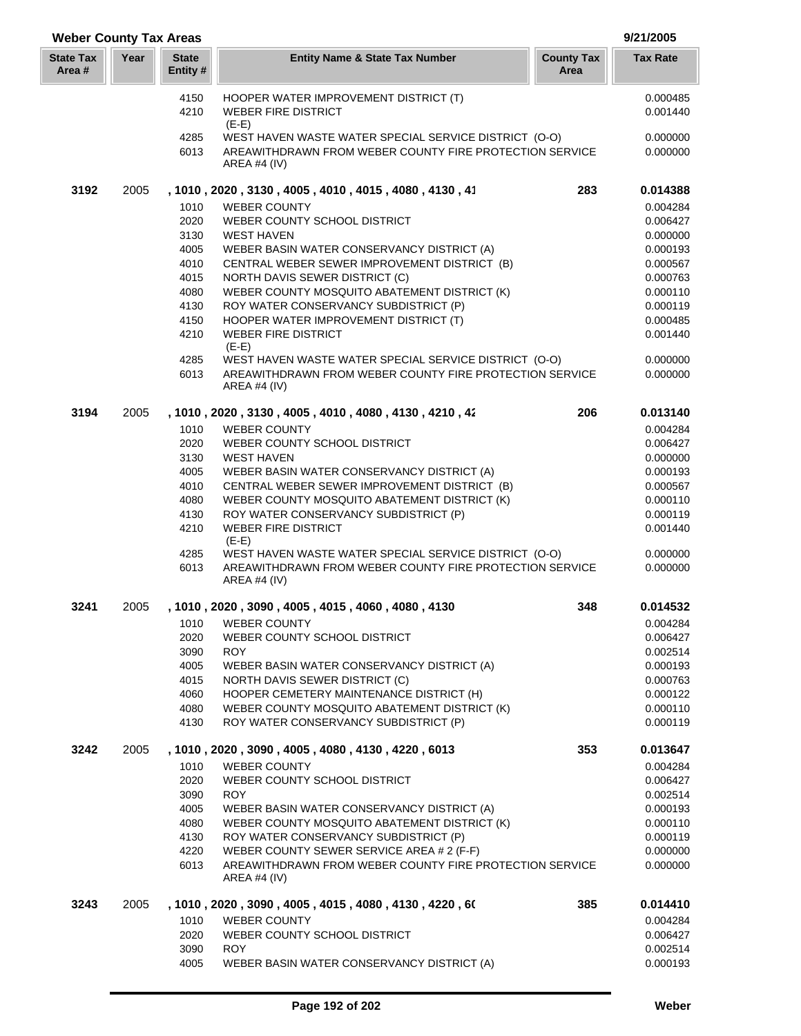## Weber County Tax Areas

9/21/2005

| State Tax Area # | Year | State Entity # | Entity Name & State Tax Number | County Tax Area | Tax Rate |
|---|---|---|---|---|---|
| | | 4150 | HOOPER WATER IMPROVEMENT DISTRICT (T) | | 0.000485 |
| | | 4210 | WEBER FIRE DISTRICT (E-E) | | 0.001440 |
| | | 4285 | WEST HAVEN WASTE WATER SPECIAL SERVICE DISTRICT (O-O) | | 0.000000 |
| | | 6013 | AREAWITHDRAWN FROM WEBER COUNTY FIRE PROTECTION SERVICE AREA #4 (IV) | | 0.000000 |
| **3192** | 2005 | | **, 1010 , 2020 , 3130 , 4005 , 4010 , 4015 , 4080 , 4130 , 41** | **283** | **0.014388** |
| | | 1010 | WEBER COUNTY | | 0.004284 |
| | | 2020 | WEBER COUNTY SCHOOL DISTRICT | | 0.006427 |
| | | 3130 | WEST HAVEN | | 0.000000 |
| | | 4005 | WEBER BASIN WATER CONSERVANCY DISTRICT (A) | | 0.000193 |
| | | 4010 | CENTRAL WEBER SEWER IMPROVEMENT DISTRICT (B) | | 0.000567 |
| | | 4015 | NORTH DAVIS SEWER DISTRICT (C) | | 0.000763 |
| | | 4080 | WEBER COUNTY MOSQUITO ABATEMENT DISTRICT (K) | | 0.000110 |
| | | 4130 | ROY WATER CONSERVANCY SUBDISTRICT (P) | | 0.000119 |
| | | 4150 | HOOPER WATER IMPROVEMENT DISTRICT (T) | | 0.000485 |
| | | 4210 | WEBER FIRE DISTRICT (E-E) | | 0.001440 |
| | | 4285 | WEST HAVEN WASTE WATER SPECIAL SERVICE DISTRICT (O-O) | | 0.000000 |
| | | 6013 | AREAWITHDRAWN FROM WEBER COUNTY FIRE PROTECTION SERVICE AREA #4 (IV) | | 0.000000 |
| **3194** | 2005 | | **, 1010 , 2020 , 3130 , 4005 , 4010 , 4080 , 4130 , 4210 , 42** | **206** | **0.013140** |
| | | 1010 | WEBER COUNTY | | 0.004284 |
| | | 2020 | WEBER COUNTY SCHOOL DISTRICT | | 0.006427 |
| | | 3130 | WEST HAVEN | | 0.000000 |
| | | 4005 | WEBER BASIN WATER CONSERVANCY DISTRICT (A) | | 0.000193 |
| | | 4010 | CENTRAL WEBER SEWER IMPROVEMENT DISTRICT (B) | | 0.000567 |
| | | 4080 | WEBER COUNTY MOSQUITO ABATEMENT DISTRICT (K) | | 0.000110 |
| | | 4130 | ROY WATER CONSERVANCY SUBDISTRICT (P) | | 0.000119 |
| | | 4210 | WEBER FIRE DISTRICT (E-E) | | 0.001440 |
| | | 4285 | WEST HAVEN WASTE WATER SPECIAL SERVICE DISTRICT (O-O) | | 0.000000 |
| | | 6013 | AREAWITHDRAWN FROM WEBER COUNTY FIRE PROTECTION SERVICE AREA #4 (IV) | | 0.000000 |
| **3241** | 2005 | | **, 1010 , 2020 , 3090 , 4005 , 4015 , 4060 , 4080 , 4130** | **348** | **0.014532** |
| | | 1010 | WEBER COUNTY | | 0.004284 |
| | | 2020 | WEBER COUNTY SCHOOL DISTRICT | | 0.006427 |
| | | 3090 | ROY | | 0.002514 |
| | | 4005 | WEBER BASIN WATER CONSERVANCY DISTRICT (A) | | 0.000193 |
| | | 4015 | NORTH DAVIS SEWER DISTRICT (C) | | 0.000763 |
| | | 4060 | HOOPER CEMETERY MAINTENANCE DISTRICT (H) | | 0.000122 |
| | | 4080 | WEBER COUNTY MOSQUITO ABATEMENT DISTRICT (K) | | 0.000110 |
| | | 4130 | ROY WATER CONSERVANCY SUBDISTRICT (P) | | 0.000119 |
| **3242** | 2005 | | **, 1010 , 2020 , 3090 , 4005 , 4080 , 4130 , 4220 , 6013** | **353** | **0.013647** |
| | | 1010 | WEBER COUNTY | | 0.004284 |
| | | 2020 | WEBER COUNTY SCHOOL DISTRICT | | 0.006427 |
| | | 3090 | ROY | | 0.002514 |
| | | 4005 | WEBER BASIN WATER CONSERVANCY DISTRICT (A) | | 0.000193 |
| | | 4080 | WEBER COUNTY MOSQUITO ABATEMENT DISTRICT (K) | | 0.000110 |
| | | 4130 | ROY WATER CONSERVANCY SUBDISTRICT (P) | | 0.000119 |
| | | 4220 | WEBER COUNTY SEWER SERVICE AREA # 2 (F-F) | | 0.000000 |
| | | 6013 | AREAWITHDRAWN FROM WEBER COUNTY FIRE PROTECTION SERVICE AREA #4 (IV) | | 0.000000 |
| **3243** | 2005 | | **, 1010 , 2020 , 3090 , 4005 , 4015 , 4080 , 4130 , 4220 , 60** | **385** | **0.014410** |
| | | 1010 | WEBER COUNTY | | 0.004284 |
| | | 2020 | WEBER COUNTY SCHOOL DISTRICT | | 0.006427 |
| | | 3090 | ROY | | 0.002514 |
| | | 4005 | WEBER BASIN WATER CONSERVANCY DISTRICT (A) | | 0.000193 |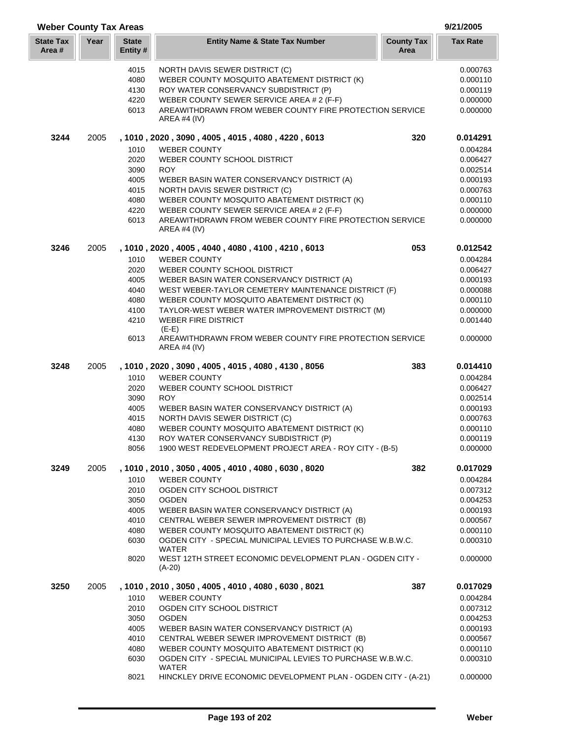## Weber County Tax Areas

9/21/2005

| State Tax Area # | Year | State Entity # | Entity Name & State Tax Number | County Tax Area | Tax Rate |
|---|---|---|---|---|---|
| | | 4015 | NORTH DAVIS SEWER DISTRICT (C) | | 0.000763 |
| | | 4080 | WEBER COUNTY MOSQUITO ABATEMENT DISTRICT (K) | | 0.000110 |
| | | 4130 | ROY WATER CONSERVANCY SUBDISTRICT (P) | | 0.000119 |
| | | 4220 | WEBER COUNTY SEWER SERVICE AREA # 2 (F-F) | | 0.000000 |
| | | 6013 | AREAWITHDRAWN FROM WEBER COUNTY FIRE PROTECTION SERVICE AREA #4 (IV) | | 0.000000 |
| **3244** | 2005 | | **, 1010 , 2020 , 3090 , 4005 , 4015 , 4080 , 4220 , 6013** | **320** | **0.014291** |
| | | 1010 | WEBER COUNTY | | 0.004284 |
| | | 2020 | WEBER COUNTY SCHOOL DISTRICT | | 0.006427 |
| | | 3090 | ROY | | 0.002514 |
| | | 4005 | WEBER BASIN WATER CONSERVANCY DISTRICT (A) | | 0.000193 |
| | | 4015 | NORTH DAVIS SEWER DISTRICT (C) | | 0.000763 |
| | | 4080 | WEBER COUNTY MOSQUITO ABATEMENT DISTRICT (K) | | 0.000110 |
| | | 4220 | WEBER COUNTY SEWER SERVICE AREA # 2 (F-F) | | 0.000000 |
| | | 6013 | AREAWITHDRAWN FROM WEBER COUNTY FIRE PROTECTION SERVICE AREA #4 (IV) | | 0.000000 |
| **3246** | 2005 | | **, 1010 , 2020 , 4005 , 4040 , 4080 , 4100 , 4210 , 6013** | **053** | **0.012542** |
| | | 1010 | WEBER COUNTY | | 0.004284 |
| | | 2020 | WEBER COUNTY SCHOOL DISTRICT | | 0.006427 |
| | | 4005 | WEBER BASIN WATER CONSERVANCY DISTRICT (A) | | 0.000193 |
| | | 4040 | WEST WEBER-TAYLOR CEMETERY MAINTENANCE DISTRICT (F) | | 0.000088 |
| | | 4080 | WEBER COUNTY MOSQUITO ABATEMENT DISTRICT (K) | | 0.000110 |
| | | 4100 | TAYLOR-WEST WEBER WATER IMPROVEMENT DISTRICT (M) | | 0.000000 |
| | | 4210 | WEBER FIRE DISTRICT (E-E) | | 0.001440 |
| | | 6013 | AREAWITHDRAWN FROM WEBER COUNTY FIRE PROTECTION SERVICE AREA #4 (IV) | | 0.000000 |
| **3248** | 2005 | | **, 1010 , 2020 , 3090 , 4005 , 4015 , 4080 , 4130 , 8056** | **383** | **0.014410** |
| | | 1010 | WEBER COUNTY | | 0.004284 |
| | | 2020 | WEBER COUNTY SCHOOL DISTRICT | | 0.006427 |
| | | 3090 | ROY | | 0.002514 |
| | | 4005 | WEBER BASIN WATER CONSERVANCY DISTRICT (A) | | 0.000193 |
| | | 4015 | NORTH DAVIS SEWER DISTRICT (C) | | 0.000763 |
| | | 4080 | WEBER COUNTY MOSQUITO ABATEMENT DISTRICT (K) | | 0.000110 |
| | | 4130 | ROY WATER CONSERVANCY SUBDISTRICT (P) | | 0.000119 |
| | | 8056 | 1900 WEST REDEVELOPMENT PROJECT AREA - ROY CITY - (B-5) | | 0.000000 |
| **3249** | 2005 | | **, 1010 , 2010 , 3050 , 4005 , 4010 , 4080 , 6030 , 8020** | **382** | **0.017029** |
| | | 1010 | WEBER COUNTY | | 0.004284 |
| | | 2010 | OGDEN CITY SCHOOL DISTRICT | | 0.007312 |
| | | 3050 | OGDEN | | 0.004253 |
| | | 4005 | WEBER BASIN WATER CONSERVANCY DISTRICT (A) | | 0.000193 |
| | | 4010 | CENTRAL WEBER SEWER IMPROVEMENT DISTRICT (B) | | 0.000567 |
| | | 4080 | WEBER COUNTY MOSQUITO ABATEMENT DISTRICT (K) | | 0.000110 |
| | | 6030 | OGDEN CITY - SPECIAL MUNICIPAL LEVIES TO PURCHASE W.B.W.C. WATER | | 0.000310 |
| | | 8020 | WEST 12TH STREET ECONOMIC DEVELOPMENT PLAN - OGDEN CITY - (A-20) | | 0.000000 |
| **3250** | 2005 | | **, 1010 , 2010 , 3050 , 4005 , 4010 , 4080 , 6030 , 8021** | **387** | **0.017029** |
| | | 1010 | WEBER COUNTY | | 0.004284 |
| | | 2010 | OGDEN CITY SCHOOL DISTRICT | | 0.007312 |
| | | 3050 | OGDEN | | 0.004253 |
| | | 4005 | WEBER BASIN WATER CONSERVANCY DISTRICT (A) | | 0.000193 |
| | | 4010 | CENTRAL WEBER SEWER IMPROVEMENT DISTRICT (B) | | 0.000567 |
| | | 4080 | WEBER COUNTY MOSQUITO ABATEMENT DISTRICT (K) | | 0.000110 |
| | | 6030 | OGDEN CITY - SPECIAL MUNICIPAL LEVIES TO PURCHASE W.B.W.C. WATER | | 0.000310 |
| | | 8021 | HINCKLEY DRIVE ECONOMIC DEVELOPMENT PLAN - OGDEN CITY - (A-21) | | 0.000000 |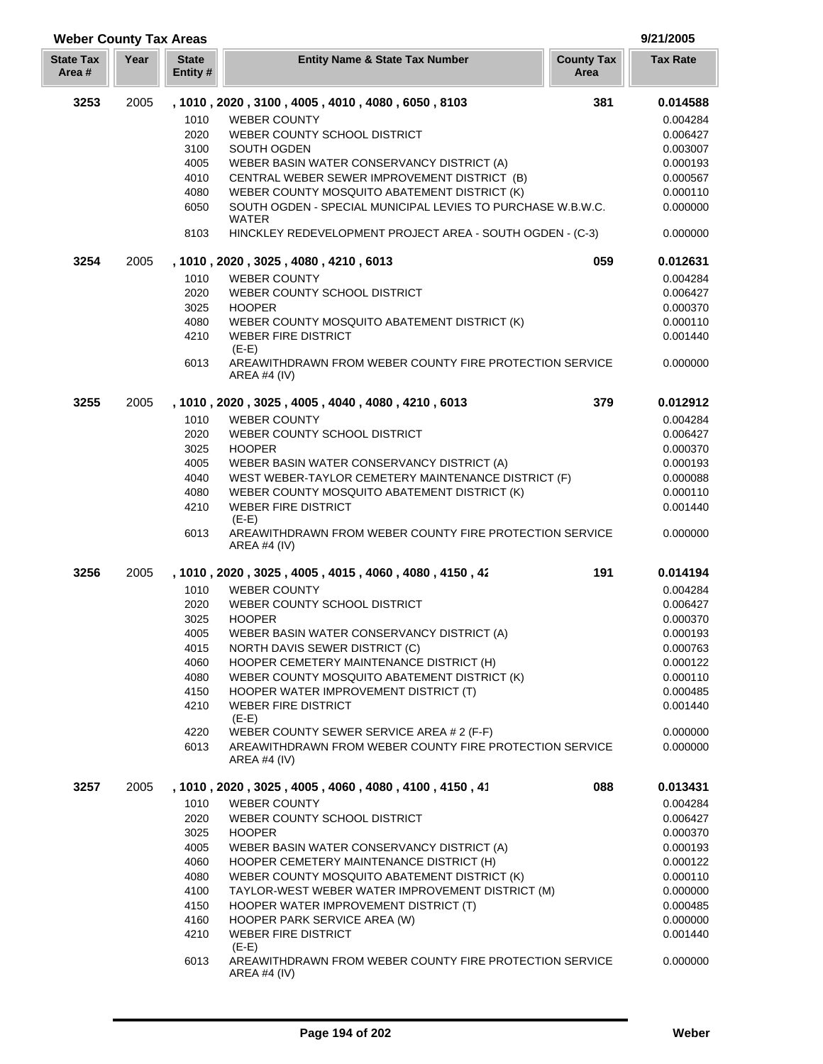## Weber County Tax Areas

9/21/2005

| State Tax Area # | Year | State Entity # | Entity Name & State Tax Number | County Tax Area | Tax Rate |
|---|---|---|---|---|---|
| **3253** | 2005 | | **, 1010 , 2020 , 3100 , 4005 , 4010 , 4080 , 6050 , 8103** | **381** | **0.014588** |
| | | 1010 | WEBER COUNTY | | 0.004284 |
| | | 2020 | WEBER COUNTY SCHOOL DISTRICT | | 0.006427 |
| | | 3100 | SOUTH OGDEN | | 0.003007 |
| | | 4005 | WEBER BASIN WATER CONSERVANCY DISTRICT (A) | | 0.000193 |
| | | 4010 | CENTRAL WEBER SEWER IMPROVEMENT DISTRICT (B) | | 0.000567 |
| | | 4080 | WEBER COUNTY MOSQUITO ABATEMENT DISTRICT (K) | | 0.000110 |
| | | 6050 | SOUTH OGDEN - SPECIAL MUNICIPAL LEVIES TO PURCHASE W.B.W.C. WATER | | 0.000000 |
| | | 8103 | HINCKLEY REDEVELOPMENT PROJECT AREA - SOUTH OGDEN - (C-3) | | 0.000000 |
| **3254** | 2005 | | **, 1010 , 2020 , 3025 , 4080 , 4210 , 6013** | **059** | **0.012631** |
| | | 1010 | WEBER COUNTY | | 0.004284 |
| | | 2020 | WEBER COUNTY SCHOOL DISTRICT | | 0.006427 |
| | | 3025 | HOOPER | | 0.000370 |
| | | 4080 | WEBER COUNTY MOSQUITO ABATEMENT DISTRICT (K) | | 0.000110 |
| | | 4210 | WEBER FIRE DISTRICT (E-E) | | 0.001440 |
| | | 6013 | AREAWITHDRAWN FROM WEBER COUNTY FIRE PROTECTION SERVICE AREA #4 (IV) | | 0.000000 |
| **3255** | 2005 | | **, 1010 , 2020 , 3025 , 4005 , 4040 , 4080 , 4210 , 6013** | **379** | **0.012912** |
| | | 1010 | WEBER COUNTY | | 0.004284 |
| | | 2020 | WEBER COUNTY SCHOOL DISTRICT | | 0.006427 |
| | | 3025 | HOOPER | | 0.000370 |
| | | 4005 | WEBER BASIN WATER CONSERVANCY DISTRICT (A) | | 0.000193 |
| | | 4040 | WEST WEBER-TAYLOR CEMETERY MAINTENANCE DISTRICT (F) | | 0.000088 |
| | | 4080 | WEBER COUNTY MOSQUITO ABATEMENT DISTRICT (K) | | 0.000110 |
| | | 4210 | WEBER FIRE DISTRICT (E-E) | | 0.001440 |
| | | 6013 | AREAWITHDRAWN FROM WEBER COUNTY FIRE PROTECTION SERVICE AREA #4 (IV) | | 0.000000 |
| **3256** | 2005 | | **, 1010 , 2020 , 3025 , 4005 , 4015 , 4060 , 4080 , 4150 , 42** | **191** | **0.014194** |
| | | 1010 | WEBER COUNTY | | 0.004284 |
| | | 2020 | WEBER COUNTY SCHOOL DISTRICT | | 0.006427 |
| | | 3025 | HOOPER | | 0.000370 |
| | | 4005 | WEBER BASIN WATER CONSERVANCY DISTRICT (A) | | 0.000193 |
| | | 4015 | NORTH DAVIS SEWER DISTRICT (C) | | 0.000763 |
| | | 4060 | HOOPER CEMETERY MAINTENANCE DISTRICT (H) | | 0.000122 |
| | | 4080 | WEBER COUNTY MOSQUITO ABATEMENT DISTRICT (K) | | 0.000110 |
| | | 4150 | HOOPER WATER IMPROVEMENT DISTRICT (T) | | 0.000485 |
| | | 4210 | WEBER FIRE DISTRICT (E-E) | | 0.001440 |
| | | 4220 | WEBER COUNTY SEWER SERVICE AREA # 2 (F-F) | | 0.000000 |
| | | 6013 | AREAWITHDRAWN FROM WEBER COUNTY FIRE PROTECTION SERVICE AREA #4 (IV) | | 0.000000 |
| **3257** | 2005 | | **, 1010 , 2020 , 3025 , 4005 , 4060 , 4080 , 4100 , 4150 , 41** | **088** | **0.013431** |
| | | 1010 | WEBER COUNTY | | 0.004284 |
| | | 2020 | WEBER COUNTY SCHOOL DISTRICT | | 0.006427 |
| | | 3025 | HOOPER | | 0.000370 |
| | | 4005 | WEBER BASIN WATER CONSERVANCY DISTRICT (A) | | 0.000193 |
| | | 4060 | HOOPER CEMETERY MAINTENANCE DISTRICT (H) | | 0.000122 |
| | | 4080 | WEBER COUNTY MOSQUITO ABATEMENT DISTRICT (K) | | 0.000110 |
| | | 4100 | TAYLOR-WEST WEBER WATER IMPROVEMENT DISTRICT (M) | | 0.000000 |
| | | 4150 | HOOPER WATER IMPROVEMENT DISTRICT (T) | | 0.000485 |
| | | 4160 | HOOPER PARK SERVICE AREA (W) | | 0.000000 |
| | | 4210 | WEBER FIRE DISTRICT (E-E) | | 0.001440 |
| | | 6013 | AREAWITHDRAWN FROM WEBER COUNTY FIRE PROTECTION SERVICE AREA #4 (IV) | | 0.000000 |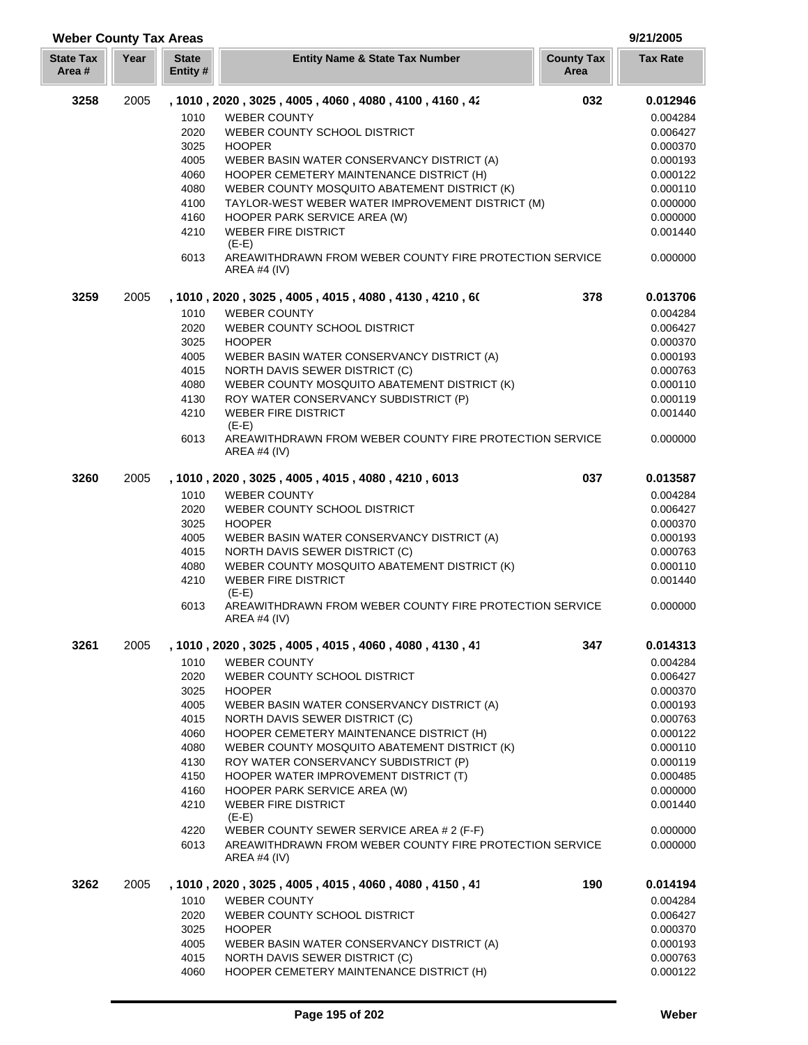## Weber County Tax Areas

9/21/2005

| State Tax Area # | Year | State Entity # | Entity Name & State Tax Number | County Tax Area | Tax Rate |
|---|---|---|---|---|---|
| **3258** | 2005 | | **, 1010 , 2020 , 3025 , 4005 , 4060 , 4080 , 4100 , 4160 , 42** | **032** | **0.012946** |
| | | 1010 | WEBER COUNTY | | 0.004284 |
| | | 2020 | WEBER COUNTY SCHOOL DISTRICT | | 0.006427 |
| | | 3025 | HOOPER | | 0.000370 |
| | | 4005 | WEBER BASIN WATER CONSERVANCY DISTRICT (A) | | 0.000193 |
| | | 4060 | HOOPER CEMETERY MAINTENANCE DISTRICT (H) | | 0.000122 |
| | | 4080 | WEBER COUNTY MOSQUITO ABATEMENT DISTRICT (K) | | 0.000110 |
| | | 4100 | TAYLOR-WEST WEBER WATER IMPROVEMENT DISTRICT (M) | | 0.000000 |
| | | 4160 | HOOPER PARK SERVICE AREA (W) | | 0.000000 |
| | | 4210 | WEBER FIRE DISTRICT (E-E) | | 0.001440 |
| | | 6013 | AREAWITHDRAWN FROM WEBER COUNTY FIRE PROTECTION SERVICE AREA #4 (IV) | | 0.000000 |
| **3259** | 2005 | | **, 1010 , 2020 , 3025 , 4005 , 4015 , 4080 , 4130 , 4210 , 60** | **378** | **0.013706** |
| | | 1010 | WEBER COUNTY | | 0.004284 |
| | | 2020 | WEBER COUNTY SCHOOL DISTRICT | | 0.006427 |
| | | 3025 | HOOPER | | 0.000370 |
| | | 4005 | WEBER BASIN WATER CONSERVANCY DISTRICT (A) | | 0.000193 |
| | | 4015 | NORTH DAVIS SEWER DISTRICT (C) | | 0.000763 |
| | | 4080 | WEBER COUNTY MOSQUITO ABATEMENT DISTRICT (K) | | 0.000110 |
| | | 4130 | ROY WATER CONSERVANCY SUBDISTRICT (P) | | 0.000119 |
| | | 4210 | WEBER FIRE DISTRICT (E-E) | | 0.001440 |
| | | 6013 | AREAWITHDRAWN FROM WEBER COUNTY FIRE PROTECTION SERVICE AREA #4 (IV) | | 0.000000 |
| **3260** | 2005 | | **, 1010 , 2020 , 3025 , 4005 , 4015 , 4080 , 4210 , 6013** | **037** | **0.013587** |
| | | 1010 | WEBER COUNTY | | 0.004284 |
| | | 2020 | WEBER COUNTY SCHOOL DISTRICT | | 0.006427 |
| | | 3025 | HOOPER | | 0.000370 |
| | | 4005 | WEBER BASIN WATER CONSERVANCY DISTRICT (A) | | 0.000193 |
| | | 4015 | NORTH DAVIS SEWER DISTRICT (C) | | 0.000763 |
| | | 4080 | WEBER COUNTY MOSQUITO ABATEMENT DISTRICT (K) | | 0.000110 |
| | | 4210 | WEBER FIRE DISTRICT (E-E) | | 0.001440 |
| | | 6013 | AREAWITHDRAWN FROM WEBER COUNTY FIRE PROTECTION SERVICE AREA #4 (IV) | | 0.000000 |
| **3261** | 2005 | | **, 1010 , 2020 , 3025 , 4005 , 4015 , 4060 , 4080 , 4130 , 41** | **347** | **0.014313** |
| | | 1010 | WEBER COUNTY | | 0.004284 |
| | | 2020 | WEBER COUNTY SCHOOL DISTRICT | | 0.006427 |
| | | 3025 | HOOPER | | 0.000370 |
| | | 4005 | WEBER BASIN WATER CONSERVANCY DISTRICT (A) | | 0.000193 |
| | | 4015 | NORTH DAVIS SEWER DISTRICT (C) | | 0.000763 |
| | | 4060 | HOOPER CEMETERY MAINTENANCE DISTRICT (H) | | 0.000122 |
| | | 4080 | WEBER COUNTY MOSQUITO ABATEMENT DISTRICT (K) | | 0.000110 |
| | | 4130 | ROY WATER CONSERVANCY SUBDISTRICT (P) | | 0.000119 |
| | | 4150 | HOOPER WATER IMPROVEMENT DISTRICT (T) | | 0.000485 |
| | | 4160 | HOOPER PARK SERVICE AREA (W) | | 0.000000 |
| | | 4210 | WEBER FIRE DISTRICT (E-E) | | 0.001440 |
| | | 4220 | WEBER COUNTY SEWER SERVICE AREA # 2 (F-F) | | 0.000000 |
| | | 6013 | AREAWITHDRAWN FROM WEBER COUNTY FIRE PROTECTION SERVICE AREA #4 (IV) | | 0.000000 |
| **3262** | 2005 | | **, 1010 , 2020 , 3025 , 4005 , 4015 , 4060 , 4080 , 4150 , 41** | **190** | **0.014194** |
| | | 1010 | WEBER COUNTY | | 0.004284 |
| | | 2020 | WEBER COUNTY SCHOOL DISTRICT | | 0.006427 |
| | | 3025 | HOOPER | | 0.000370 |
| | | 4005 | WEBER BASIN WATER CONSERVANCY DISTRICT (A) | | 0.000193 |
| | | 4015 | NORTH DAVIS SEWER DISTRICT (C) | | 0.000763 |
| | | 4060 | HOOPER CEMETERY MAINTENANCE DISTRICT (H) | | 0.000122 |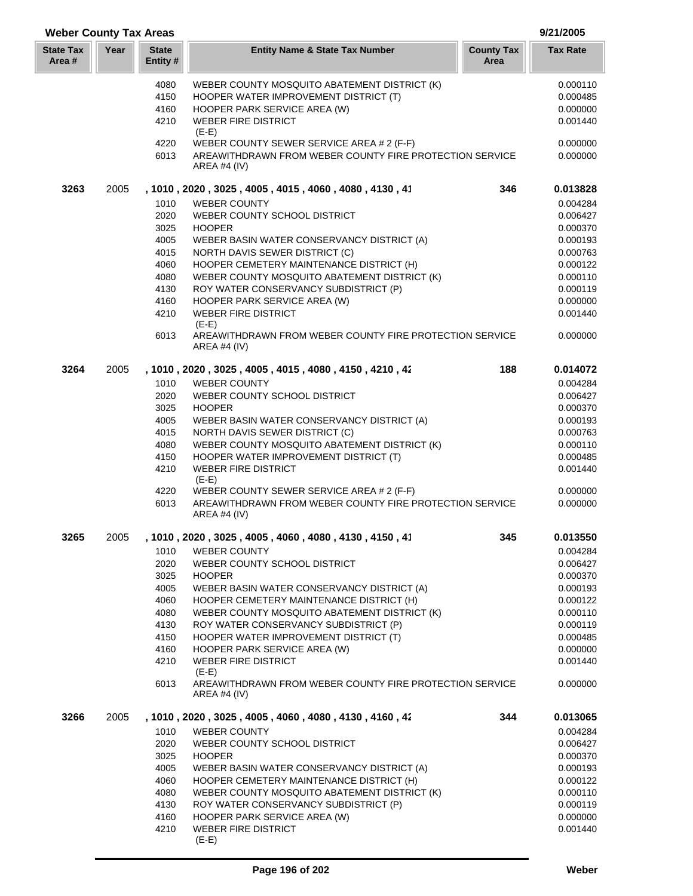## Weber County Tax Areas

9/21/2005

| State Tax Area # | Year | State Entity # | Entity Name & State Tax Number | County Tax Area | Tax Rate |
|---|---|---|---|---|---|
| | | 4080 | WEBER COUNTY MOSQUITO ABATEMENT DISTRICT (K) | | 0.000110 |
| | | 4150 | HOOPER WATER IMPROVEMENT DISTRICT (T) | | 0.000485 |
| | | 4160 | HOOPER PARK SERVICE AREA (W) | | 0.000000 |
| | | 4210 | WEBER FIRE DISTRICT (E-E) | | 0.001440 |
| | | 4220 | WEBER COUNTY SEWER SERVICE AREA # 2 (F-F) | | 0.000000 |
| | | 6013 | AREAWITHDRAWN FROM WEBER COUNTY FIRE PROTECTION SERVICE AREA #4 (IV) | | 0.000000 |
| **3263** | 2005 | | **, 1010 , 2020 , 3025 , 4005 , 4015 , 4060 , 4080 , 4130 , 41** | **346** | **0.013828** |
| | | 1010 | WEBER COUNTY | | 0.004284 |
| | | 2020 | WEBER COUNTY SCHOOL DISTRICT | | 0.006427 |
| | | 3025 | HOOPER | | 0.000370 |
| | | 4005 | WEBER BASIN WATER CONSERVANCY DISTRICT (A) | | 0.000193 |
| | | 4015 | NORTH DAVIS SEWER DISTRICT (C) | | 0.000763 |
| | | 4060 | HOOPER CEMETERY MAINTENANCE DISTRICT (H) | | 0.000122 |
| | | 4080 | WEBER COUNTY MOSQUITO ABATEMENT DISTRICT (K) | | 0.000110 |
| | | 4130 | ROY WATER CONSERVANCY SUBDISTRICT (P) | | 0.000119 |
| | | 4160 | HOOPER PARK SERVICE AREA (W) | | 0.000000 |
| | | 4210 | WEBER FIRE DISTRICT (E-E) | | 0.001440 |
| | | 6013 | AREAWITHDRAWN FROM WEBER COUNTY FIRE PROTECTION SERVICE AREA #4 (IV) | | 0.000000 |
| **3264** | 2005 | | **, 1010 , 2020 , 3025 , 4005 , 4015 , 4080 , 4150 , 4210 , 42** | **188** | **0.014072** |
| | | 1010 | WEBER COUNTY | | 0.004284 |
| | | 2020 | WEBER COUNTY SCHOOL DISTRICT | | 0.006427 |
| | | 3025 | HOOPER | | 0.000370 |
| | | 4005 | WEBER BASIN WATER CONSERVANCY DISTRICT (A) | | 0.000193 |
| | | 4015 | NORTH DAVIS SEWER DISTRICT (C) | | 0.000763 |
| | | 4080 | WEBER COUNTY MOSQUITO ABATEMENT DISTRICT (K) | | 0.000110 |
| | | 4150 | HOOPER WATER IMPROVEMENT DISTRICT (T) | | 0.000485 |
| | | 4210 | WEBER FIRE DISTRICT (E-E) | | 0.001440 |
| | | 4220 | WEBER COUNTY SEWER SERVICE AREA # 2 (F-F) | | 0.000000 |
| | | 6013 | AREAWITHDRAWN FROM WEBER COUNTY FIRE PROTECTION SERVICE AREA #4 (IV) | | 0.000000 |
| **3265** | 2005 | | **, 1010 , 2020 , 3025 , 4005 , 4060 , 4080 , 4130 , 4150 , 41** | **345** | **0.013550** |
| | | 1010 | WEBER COUNTY | | 0.004284 |
| | | 2020 | WEBER COUNTY SCHOOL DISTRICT | | 0.006427 |
| | | 3025 | HOOPER | | 0.000370 |
| | | 4005 | WEBER BASIN WATER CONSERVANCY DISTRICT (A) | | 0.000193 |
| | | 4060 | HOOPER CEMETERY MAINTENANCE DISTRICT (H) | | 0.000122 |
| | | 4080 | WEBER COUNTY MOSQUITO ABATEMENT DISTRICT (K) | | 0.000110 |
| | | 4130 | ROY WATER CONSERVANCY SUBDISTRICT (P) | | 0.000119 |
| | | 4150 | HOOPER WATER IMPROVEMENT DISTRICT (T) | | 0.000485 |
| | | 4160 | HOOPER PARK SERVICE AREA (W) | | 0.000000 |
| | | 4210 | WEBER FIRE DISTRICT (E-E) | | 0.001440 |
| | | 6013 | AREAWITHDRAWN FROM WEBER COUNTY FIRE PROTECTION SERVICE AREA #4 (IV) | | 0.000000 |
| **3266** | 2005 | | **, 1010 , 2020 , 3025 , 4005 , 4060 , 4080 , 4130 , 4160 , 42** | **344** | **0.013065** |
| | | 1010 | WEBER COUNTY | | 0.004284 |
| | | 2020 | WEBER COUNTY SCHOOL DISTRICT | | 0.006427 |
| | | 3025 | HOOPER | | 0.000370 |
| | | 4005 | WEBER BASIN WATER CONSERVANCY DISTRICT (A) | | 0.000193 |
| | | 4060 | HOOPER CEMETERY MAINTENANCE DISTRICT (H) | | 0.000122 |
| | | 4080 | WEBER COUNTY MOSQUITO ABATEMENT DISTRICT (K) | | 0.000110 |
| | | 4130 | ROY WATER CONSERVANCY SUBDISTRICT (P) | | 0.000119 |
| | | 4160 | HOOPER PARK SERVICE AREA (W) | | 0.000000 |
| | | 4210 | WEBER FIRE DISTRICT (E-E) | | 0.001440 |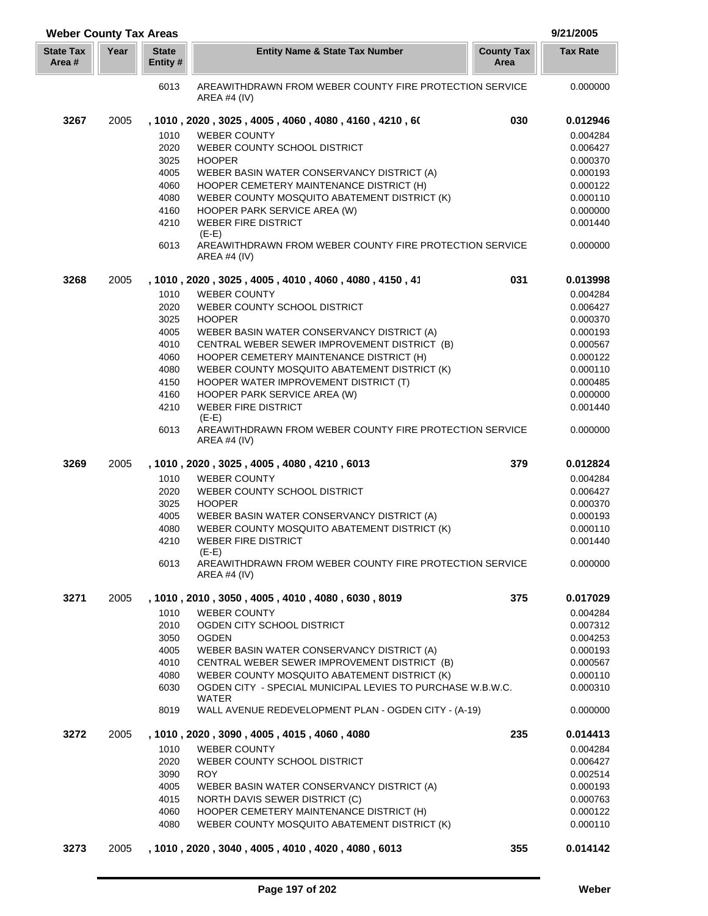## Weber County Tax Areas

9/21/2005

| State Tax Area # | Year | State Entity # | Entity Name & State Tax Number | County Tax Area | Tax Rate |
|---|---|---|---|---|---|
| | | 6013 | AREAWITHDRAWN FROM WEBER COUNTY FIRE PROTECTION SERVICE AREA #4 (IV) | | 0.000000 |
| **3267** | 2005 | | **, 1010 , 2020 , 3025 , 4005 , 4060 , 4080 , 4160 , 4210 , 6(** | **030** | **0.012946** |
| | | 1010 | WEBER COUNTY | | 0.004284 |
| | | 2020 | WEBER COUNTY SCHOOL DISTRICT | | 0.006427 |
| | | 3025 | HOOPER | | 0.000370 |
| | | 4005 | WEBER BASIN WATER CONSERVANCY DISTRICT (A) | | 0.000193 |
| | | 4060 | HOOPER CEMETERY MAINTENANCE DISTRICT (H) | | 0.000122 |
| | | 4080 | WEBER COUNTY MOSQUITO ABATEMENT DISTRICT (K) | | 0.000110 |
| | | 4160 | HOOPER PARK SERVICE AREA (W) | | 0.000000 |
| | | 4210 | WEBER FIRE DISTRICT (E-E) | | 0.001440 |
| | | 6013 | AREAWITHDRAWN FROM WEBER COUNTY FIRE PROTECTION SERVICE AREA #4 (IV) | | 0.000000 |
| **3268** | 2005 | | **, 1010 , 2020 , 3025 , 4005 , 4010 , 4060 , 4080 , 4150 , 41** | **031** | **0.013998** |
| | | 1010 | WEBER COUNTY | | 0.004284 |
| | | 2020 | WEBER COUNTY SCHOOL DISTRICT | | 0.006427 |
| | | 3025 | HOOPER | | 0.000370 |
| | | 4005 | WEBER BASIN WATER CONSERVANCY DISTRICT (A) | | 0.000193 |
| | | 4010 | CENTRAL WEBER SEWER IMPROVEMENT DISTRICT (B) | | 0.000567 |
| | | 4060 | HOOPER CEMETERY MAINTENANCE DISTRICT (H) | | 0.000122 |
| | | 4080 | WEBER COUNTY MOSQUITO ABATEMENT DISTRICT (K) | | 0.000110 |
| | | 4150 | HOOPER WATER IMPROVEMENT DISTRICT (T) | | 0.000485 |
| | | 4160 | HOOPER PARK SERVICE AREA (W) | | 0.000000 |
| | | 4210 | WEBER FIRE DISTRICT (E-E) | | 0.001440 |
| | | 6013 | AREAWITHDRAWN FROM WEBER COUNTY FIRE PROTECTION SERVICE AREA #4 (IV) | | 0.000000 |
| **3269** | 2005 | | **, 1010 , 2020 , 3025 , 4005 , 4080 , 4210 , 6013** | **379** | **0.012824** |
| | | 1010 | WEBER COUNTY | | 0.004284 |
| | | 2020 | WEBER COUNTY SCHOOL DISTRICT | | 0.006427 |
| | | 3025 | HOOPER | | 0.000370 |
| | | 4005 | WEBER BASIN WATER CONSERVANCY DISTRICT (A) | | 0.000193 |
| | | 4080 | WEBER COUNTY MOSQUITO ABATEMENT DISTRICT (K) | | 0.000110 |
| | | 4210 | WEBER FIRE DISTRICT (E-E) | | 0.001440 |
| | | 6013 | AREAWITHDRAWN FROM WEBER COUNTY FIRE PROTECTION SERVICE AREA #4 (IV) | | 0.000000 |
| **3271** | 2005 | | **, 1010 , 2010 , 3050 , 4005 , 4010 , 4080 , 6030 , 8019** | **375** | **0.017029** |
| | | 1010 | WEBER COUNTY | | 0.004284 |
| | | 2010 | OGDEN CITY SCHOOL DISTRICT | | 0.007312 |
| | | 3050 | OGDEN | | 0.004253 |
| | | 4005 | WEBER BASIN WATER CONSERVANCY DISTRICT (A) | | 0.000193 |
| | | 4010 | CENTRAL WEBER SEWER IMPROVEMENT DISTRICT (B) | | 0.000567 |
| | | 4080 | WEBER COUNTY MOSQUITO ABATEMENT DISTRICT (K) | | 0.000110 |
| | | 6030 | OGDEN CITY - SPECIAL MUNICIPAL LEVIES TO PURCHASE W.B.W.C. WATER | | 0.000310 |
| | | 8019 | WALL AVENUE REDEVELOPMENT PLAN - OGDEN CITY - (A-19) | | 0.000000 |
| **3272** | 2005 | | **, 1010 , 2020 , 3090 , 4005 , 4015 , 4060 , 4080** | **235** | **0.014413** |
| | | 1010 | WEBER COUNTY | | 0.004284 |
| | | 2020 | WEBER COUNTY SCHOOL DISTRICT | | 0.006427 |
| | | 3090 | ROY | | 0.002514 |
| | | 4005 | WEBER BASIN WATER CONSERVANCY DISTRICT (A) | | 0.000193 |
| | | 4015 | NORTH DAVIS SEWER DISTRICT (C) | | 0.000763 |
| | | 4060 | HOOPER CEMETERY MAINTENANCE DISTRICT (H) | | 0.000122 |
| | | 4080 | WEBER COUNTY MOSQUITO ABATEMENT DISTRICT (K) | | 0.000110 |
| **3273** | 2005 | | **, 1010 , 2020 , 3040 , 4005 , 4010 , 4020 , 4080 , 6013** | **355** | **0.014142** |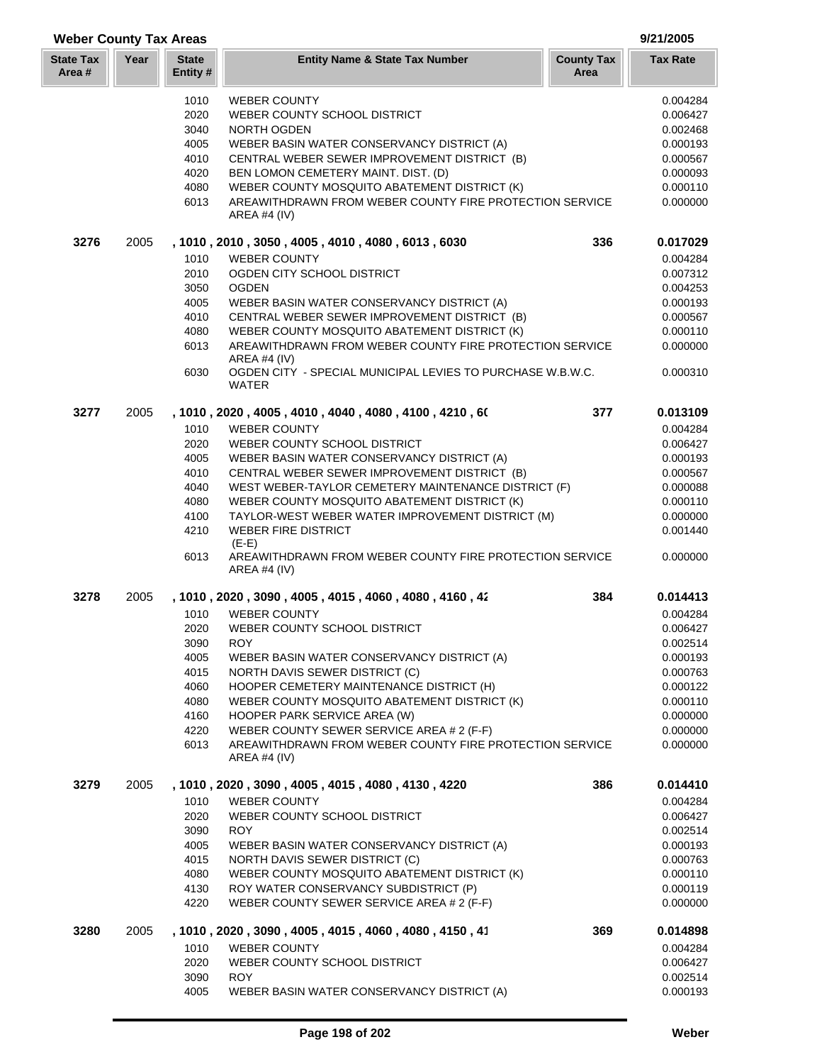## Weber County Tax Areas

9/21/2005

| State Tax Area # | Year | State Entity # | Entity Name & State Tax Number | County Tax Area | Tax Rate |
|---|---|---|---|---|---|
| | | 1010 | WEBER COUNTY | | 0.004284 |
| | | 2020 | WEBER COUNTY SCHOOL DISTRICT | | 0.006427 |
| | | 3040 | NORTH OGDEN | | 0.002468 |
| | | 4005 | WEBER BASIN WATER CONSERVANCY DISTRICT (A) | | 0.000193 |
| | | 4010 | CENTRAL WEBER SEWER IMPROVEMENT DISTRICT (B) | | 0.000567 |
| | | 4020 | BEN LOMON CEMETERY MAINT. DIST. (D) | | 0.000093 |
| | | 4080 | WEBER COUNTY MOSQUITO ABATEMENT DISTRICT (K) | | 0.000110 |
| | | 6013 | AREAWITHDRAWN FROM WEBER COUNTY FIRE PROTECTION SERVICE AREA #4 (IV) | | 0.000000 |
| **3276** | 2005 | | **, 1010 , 2010 , 3050 , 4005 , 4010 , 4080 , 6013 , 6030** | **336** | **0.017029** |
| | | 1010 | WEBER COUNTY | | 0.004284 |
| | | 2010 | OGDEN CITY SCHOOL DISTRICT | | 0.007312 |
| | | 3050 | OGDEN | | 0.004253 |
| | | 4005 | WEBER BASIN WATER CONSERVANCY DISTRICT (A) | | 0.000193 |
| | | 4010 | CENTRAL WEBER SEWER IMPROVEMENT DISTRICT (B) | | 0.000567 |
| | | 4080 | WEBER COUNTY MOSQUITO ABATEMENT DISTRICT (K) | | 0.000110 |
| | | 6013 | AREAWITHDRAWN FROM WEBER COUNTY FIRE PROTECTION SERVICE AREA #4 (IV) | | 0.000000 |
| | | 6030 | OGDEN CITY - SPECIAL MUNICIPAL LEVIES TO PURCHASE W.B.W.C. WATER | | 0.000310 |
| **3277** | 2005 | | **, 1010 , 2020 , 4005 , 4010 , 4040 , 4080 , 4100 , 4210 , 60** | **377** | **0.013109** |
| | | 1010 | WEBER COUNTY | | 0.004284 |
| | | 2020 | WEBER COUNTY SCHOOL DISTRICT | | 0.006427 |
| | | 4005 | WEBER BASIN WATER CONSERVANCY DISTRICT (A) | | 0.000193 |
| | | 4010 | CENTRAL WEBER SEWER IMPROVEMENT DISTRICT (B) | | 0.000567 |
| | | 4040 | WEST WEBER-TAYLOR CEMETERY MAINTENANCE DISTRICT (F) | | 0.000088 |
| | | 4080 | WEBER COUNTY MOSQUITO ABATEMENT DISTRICT (K) | | 0.000110 |
| | | 4100 | TAYLOR-WEST WEBER WATER IMPROVEMENT DISTRICT (M) | | 0.000000 |
| | | 4210 | WEBER FIRE DISTRICT (E-E) | | 0.001440 |
| | | 6013 | AREAWITHDRAWN FROM WEBER COUNTY FIRE PROTECTION SERVICE AREA #4 (IV) | | 0.000000 |
| **3278** | 2005 | | **, 1010 , 2020 , 3090 , 4005 , 4015 , 4060 , 4080 , 4160 , 42** | **384** | **0.014413** |
| | | 1010 | WEBER COUNTY | | 0.004284 |
| | | 2020 | WEBER COUNTY SCHOOL DISTRICT | | 0.006427 |
| | | 3090 | ROY | | 0.002514 |
| | | 4005 | WEBER BASIN WATER CONSERVANCY DISTRICT (A) | | 0.000193 |
| | | 4015 | NORTH DAVIS SEWER DISTRICT (C) | | 0.000763 |
| | | 4060 | HOOPER CEMETERY MAINTENANCE DISTRICT (H) | | 0.000122 |
| | | 4080 | WEBER COUNTY MOSQUITO ABATEMENT DISTRICT (K) | | 0.000110 |
| | | 4160 | HOOPER PARK SERVICE AREA (W) | | 0.000000 |
| | | 4220 | WEBER COUNTY SEWER SERVICE AREA # 2 (F-F) | | 0.000000 |
| | | 6013 | AREAWITHDRAWN FROM WEBER COUNTY FIRE PROTECTION SERVICE AREA #4 (IV) | | 0.000000 |
| **3279** | 2005 | | **, 1010 , 2020 , 3090 , 4005 , 4015 , 4080 , 4130 , 4220** | **386** | **0.014410** |
| | | 1010 | WEBER COUNTY | | 0.004284 |
| | | 2020 | WEBER COUNTY SCHOOL DISTRICT | | 0.006427 |
| | | 3090 | ROY | | 0.002514 |
| | | 4005 | WEBER BASIN WATER CONSERVANCY DISTRICT (A) | | 0.000193 |
| | | 4015 | NORTH DAVIS SEWER DISTRICT (C) | | 0.000763 |
| | | 4080 | WEBER COUNTY MOSQUITO ABATEMENT DISTRICT (K) | | 0.000110 |
| | | 4130 | ROY WATER CONSERVANCY SUBDISTRICT (P) | | 0.000119 |
| | | 4220 | WEBER COUNTY SEWER SERVICE AREA # 2 (F-F) | | 0.000000 |
| **3280** | 2005 | | **, 1010 , 2020 , 3090 , 4005 , 4015 , 4060 , 4080 , 4150 , 41** | **369** | **0.014898** |
| | | 1010 | WEBER COUNTY | | 0.004284 |
| | | 2020 | WEBER COUNTY SCHOOL DISTRICT | | 0.006427 |
| | | 3090 | ROY | | 0.002514 |
| | | 4005 | WEBER BASIN WATER CONSERVANCY DISTRICT (A) | | 0.000193 |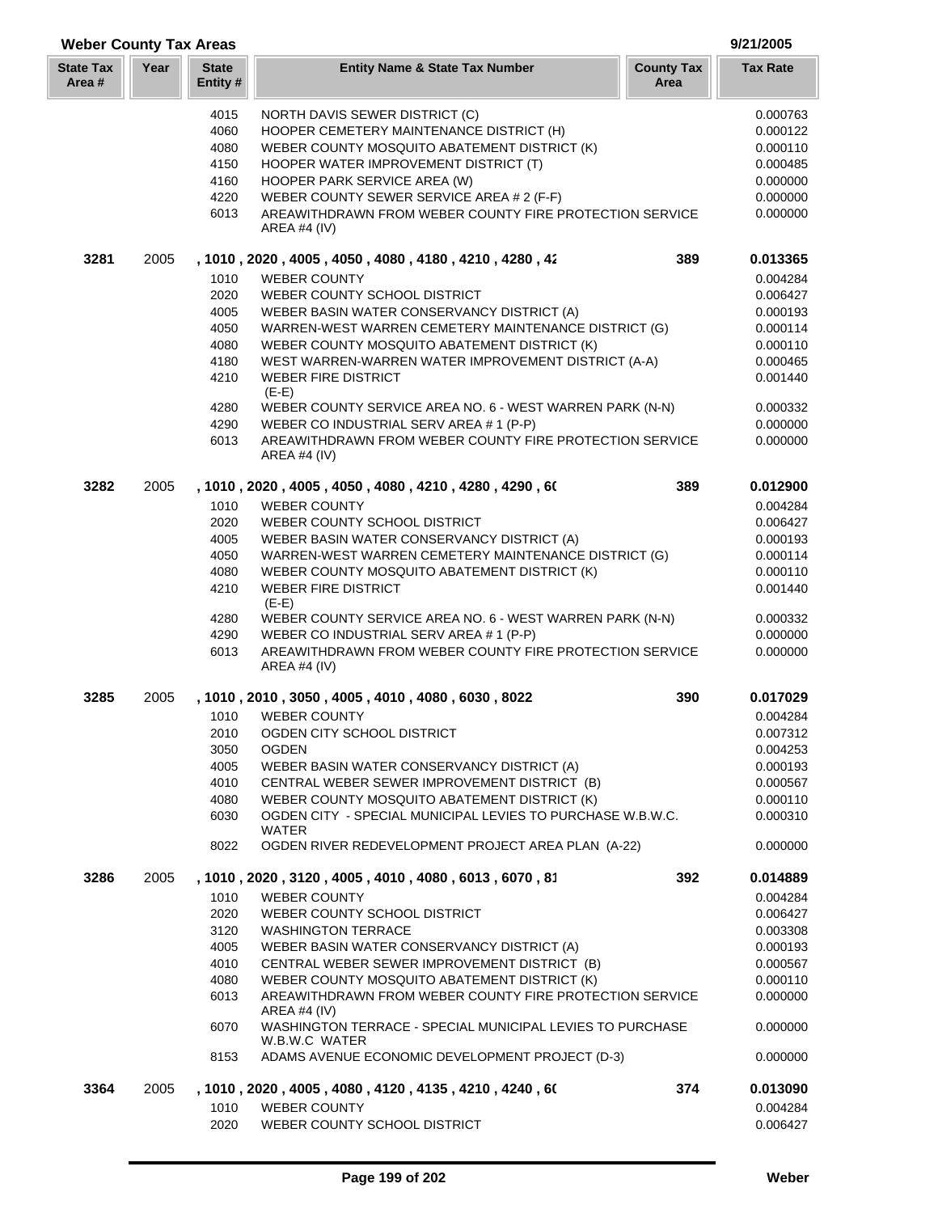## Weber County Tax Areas

9/21/2005

| State Tax Area # | Year | State Entity # | Entity Name & State Tax Number | County Tax Area | Tax Rate |
|---|---|---|---|---|---|
| | | 4015 | NORTH DAVIS SEWER DISTRICT (C) | | 0.000763 |
| | | 4060 | HOOPER CEMETERY MAINTENANCE DISTRICT (H) | | 0.000122 |
| | | 4080 | WEBER COUNTY MOSQUITO ABATEMENT DISTRICT (K) | | 0.000110 |
| | | 4150 | HOOPER WATER IMPROVEMENT DISTRICT (T) | | 0.000485 |
| | | 4160 | HOOPER PARK SERVICE AREA (W) | | 0.000000 |
| | | 4220 | WEBER COUNTY SEWER SERVICE AREA # 2 (F-F) | | 0.000000 |
| | | 6013 | AREAWITHDRAWN FROM WEBER COUNTY FIRE PROTECTION SERVICE AREA #4 (IV) | | 0.000000 |
| **3281** | 2005 | | **, 1010 , 2020 , 4005 , 4050 , 4080 , 4180 , 4210 , 4280 , 42** | **389** | **0.013365** |
| | | 1010 | WEBER COUNTY | | 0.004284 |
| | | 2020 | WEBER COUNTY SCHOOL DISTRICT | | 0.006427 |
| | | 4005 | WEBER BASIN WATER CONSERVANCY DISTRICT (A) | | 0.000193 |
| | | 4050 | WARREN-WEST WARREN CEMETERY MAINTENANCE DISTRICT (G) | | 0.000114 |
| | | 4080 | WEBER COUNTY MOSQUITO ABATEMENT DISTRICT (K) | | 0.000110 |
| | | 4180 | WEST WARREN-WARREN WATER IMPROVEMENT DISTRICT (A-A) | | 0.000465 |
| | | 4210 | WEBER FIRE DISTRICT (E-E) | | 0.001440 |
| | | 4280 | WEBER COUNTY SERVICE AREA NO. 6 - WEST WARREN PARK (N-N) | | 0.000332 |
| | | 4290 | WEBER CO INDUSTRIAL SERV AREA # 1 (P-P) | | 0.000000 |
| | | 6013 | AREAWITHDRAWN FROM WEBER COUNTY FIRE PROTECTION SERVICE AREA #4 (IV) | | 0.000000 |
| **3282** | 2005 | | **, 1010 , 2020 , 4005 , 4050 , 4080 , 4210 , 4280 , 4290 , 60** | **389** | **0.012900** |
| | | 1010 | WEBER COUNTY | | 0.004284 |
| | | 2020 | WEBER COUNTY SCHOOL DISTRICT | | 0.006427 |
| | | 4005 | WEBER BASIN WATER CONSERVANCY DISTRICT (A) | | 0.000193 |
| | | 4050 | WARREN-WEST WARREN CEMETERY MAINTENANCE DISTRICT (G) | | 0.000114 |
| | | 4080 | WEBER COUNTY MOSQUITO ABATEMENT DISTRICT (K) | | 0.000110 |
| | | 4210 | WEBER FIRE DISTRICT (E-E) | | 0.001440 |
| | | 4280 | WEBER COUNTY SERVICE AREA NO. 6 - WEST WARREN PARK (N-N) | | 0.000332 |
| | | 4290 | WEBER CO INDUSTRIAL SERV AREA # 1 (P-P) | | 0.000000 |
| | | 6013 | AREAWITHDRAWN FROM WEBER COUNTY FIRE PROTECTION SERVICE AREA #4 (IV) | | 0.000000 |
| **3285** | 2005 | | **, 1010 , 2010 , 3050 , 4005 , 4010 , 4080 , 6030 , 8022** | **390** | **0.017029** |
| | | 1010 | WEBER COUNTY | | 0.004284 |
| | | 2010 | OGDEN CITY SCHOOL DISTRICT | | 0.007312 |
| | | 3050 | OGDEN | | 0.004253 |
| | | 4005 | WEBER BASIN WATER CONSERVANCY DISTRICT (A) | | 0.000193 |
| | | 4010 | CENTRAL WEBER SEWER IMPROVEMENT DISTRICT (B) | | 0.000567 |
| | | 4080 | WEBER COUNTY MOSQUITO ABATEMENT DISTRICT (K) | | 0.000110 |
| | | 6030 | OGDEN CITY - SPECIAL MUNICIPAL LEVIES TO PURCHASE W.B.W.C. WATER | | 0.000310 |
| | | 8022 | OGDEN RIVER REDEVELOPMENT PROJECT AREA PLAN (A-22) | | 0.000000 |
| **3286** | 2005 | | **, 1010 , 2020 , 3120 , 4005 , 4010 , 4080 , 6013 , 6070 , 81** | **392** | **0.014889** |
| | | 1010 | WEBER COUNTY | | 0.004284 |
| | | 2020 | WEBER COUNTY SCHOOL DISTRICT | | 0.006427 |
| | | 3120 | WASHINGTON TERRACE | | 0.003308 |
| | | 4005 | WEBER BASIN WATER CONSERVANCY DISTRICT (A) | | 0.000193 |
| | | 4010 | CENTRAL WEBER SEWER IMPROVEMENT DISTRICT (B) | | 0.000567 |
| | | 4080 | WEBER COUNTY MOSQUITO ABATEMENT DISTRICT (K) | | 0.000110 |
| | | 6013 | AREAWITHDRAWN FROM WEBER COUNTY FIRE PROTECTION SERVICE AREA #4 (IV) | | 0.000000 |
| | | 6070 | WASHINGTON TERRACE - SPECIAL MUNICIPAL LEVIES TO PURCHASE W.B.W.C WATER | | 0.000000 |
| | | 8153 | ADAMS AVENUE ECONOMIC DEVELOPMENT PROJECT (D-3) | | 0.000000 |
| **3364** | 2005 | | **, 1010 , 2020 , 4005 , 4080 , 4120 , 4135 , 4210 , 4240 , 60** | **374** | **0.013090** |
| | | 1010 | WEBER COUNTY | | 0.004284 |
| | | 2020 | WEBER COUNTY SCHOOL DISTRICT | | 0.006427 |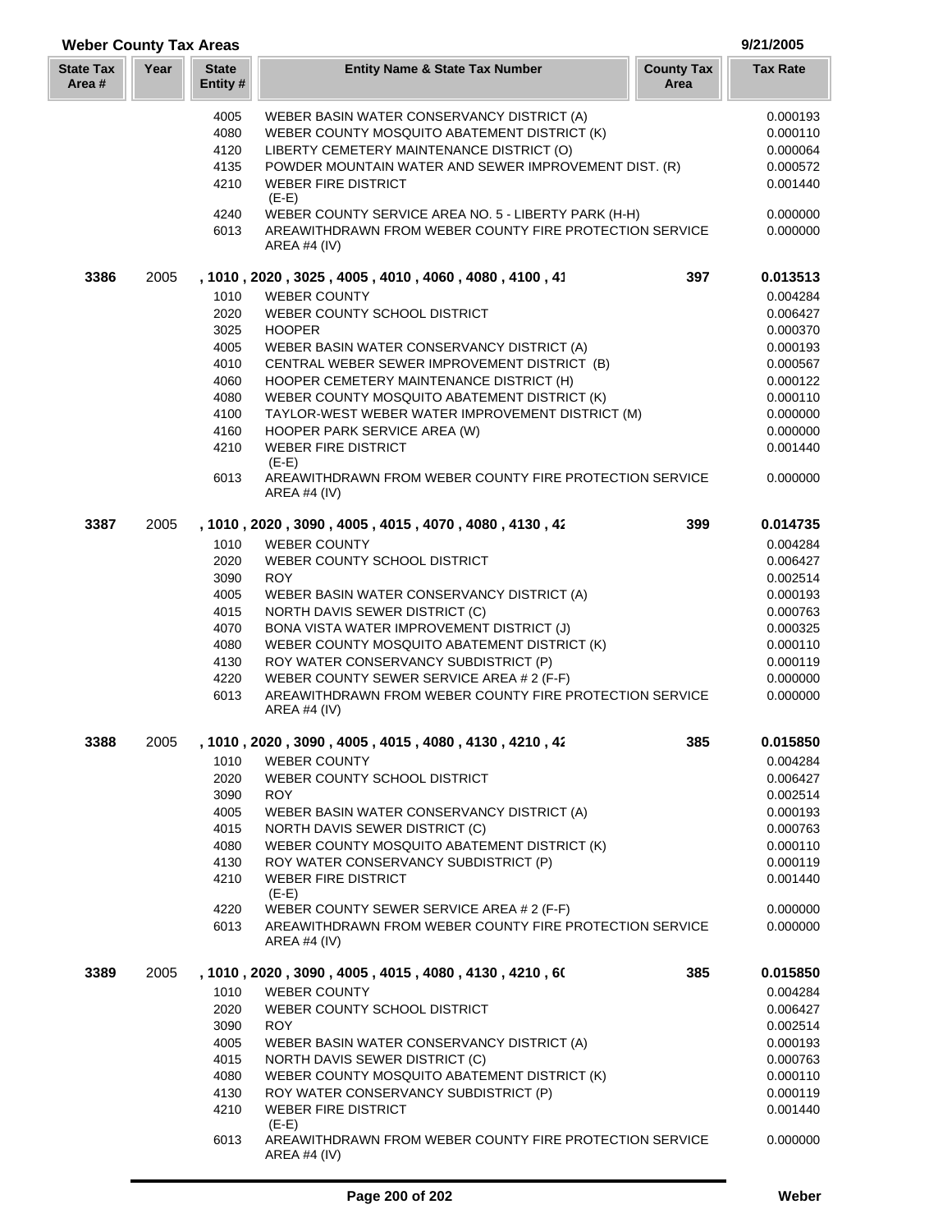## Weber County Tax Areas

9/21/2005

| State Tax Area # | Year | State Entity # | Entity Name & State Tax Number | County Tax Area | Tax Rate |
|---|---|---|---|---|---|
| | | 4005 | WEBER BASIN WATER CONSERVANCY DISTRICT (A) | | 0.000193 |
| | | 4080 | WEBER COUNTY MOSQUITO ABATEMENT DISTRICT (K) | | 0.000110 |
| | | 4120 | LIBERTY CEMETERY MAINTENANCE DISTRICT (O) | | 0.000064 |
| | | 4135 | POWDER MOUNTAIN WATER AND SEWER IMPROVEMENT DIST. (R) | | 0.000572 |
| | | 4210 | WEBER FIRE DISTRICT (E-E) | | 0.001440 |
| | | 4240 | WEBER COUNTY SERVICE AREA NO. 5 - LIBERTY PARK (H-H) | | 0.000000 |
| | | 6013 | AREAWITHDRAWN FROM WEBER COUNTY FIRE PROTECTION SERVICE AREA #4 (IV) | | 0.000000 |
| **3386** | 2005 | | **, 1010 , 2020 , 3025 , 4005 , 4010 , 4060 , 4080 , 4100 , 41** | **397** | **0.013513** |
| | | 1010 | WEBER COUNTY | | 0.004284 |
| | | 2020 | WEBER COUNTY SCHOOL DISTRICT | | 0.006427 |
| | | 3025 | HOOPER | | 0.000370 |
| | | 4005 | WEBER BASIN WATER CONSERVANCY DISTRICT (A) | | 0.000193 |
| | | 4010 | CENTRAL WEBER SEWER IMPROVEMENT DISTRICT (B) | | 0.000567 |
| | | 4060 | HOOPER CEMETERY MAINTENANCE DISTRICT (H) | | 0.000122 |
| | | 4080 | WEBER COUNTY MOSQUITO ABATEMENT DISTRICT (K) | | 0.000110 |
| | | 4100 | TAYLOR-WEST WEBER WATER IMPROVEMENT DISTRICT (M) | | 0.000000 |
| | | 4160 | HOOPER PARK SERVICE AREA (W) | | 0.000000 |
| | | 4210 | WEBER FIRE DISTRICT (E-E) | | 0.001440 |
| | | 6013 | AREAWITHDRAWN FROM WEBER COUNTY FIRE PROTECTION SERVICE AREA #4 (IV) | | 0.000000 |
| **3387** | 2005 | | **, 1010 , 2020 , 3090 , 4005 , 4015 , 4070 , 4080 , 4130 , 42** | **399** | **0.014735** |
| | | 1010 | WEBER COUNTY | | 0.004284 |
| | | 2020 | WEBER COUNTY SCHOOL DISTRICT | | 0.006427 |
| | | 3090 | ROY | | 0.002514 |
| | | 4005 | WEBER BASIN WATER CONSERVANCY DISTRICT (A) | | 0.000193 |
| | | 4015 | NORTH DAVIS SEWER DISTRICT (C) | | 0.000763 |
| | | 4070 | BONA VISTA WATER IMPROVEMENT DISTRICT (J) | | 0.000325 |
| | | 4080 | WEBER COUNTY MOSQUITO ABATEMENT DISTRICT (K) | | 0.000110 |
| | | 4130 | ROY WATER CONSERVANCY SUBDISTRICT (P) | | 0.000119 |
| | | 4220 | WEBER COUNTY SEWER SERVICE AREA # 2 (F-F) | | 0.000000 |
| | | 6013 | AREAWITHDRAWN FROM WEBER COUNTY FIRE PROTECTION SERVICE AREA #4 (IV) | | 0.000000 |
| **3388** | 2005 | | **, 1010 , 2020 , 3090 , 4005 , 4015 , 4080 , 4130 , 4210 , 42** | **385** | **0.015850** |
| | | 1010 | WEBER COUNTY | | 0.004284 |
| | | 2020 | WEBER COUNTY SCHOOL DISTRICT | | 0.006427 |
| | | 3090 | ROY | | 0.002514 |
| | | 4005 | WEBER BASIN WATER CONSERVANCY DISTRICT (A) | | 0.000193 |
| | | 4015 | NORTH DAVIS SEWER DISTRICT (C) | | 0.000763 |
| | | 4080 | WEBER COUNTY MOSQUITO ABATEMENT DISTRICT (K) | | 0.000110 |
| | | 4130 | ROY WATER CONSERVANCY SUBDISTRICT (P) | | 0.000119 |
| | | 4210 | WEBER FIRE DISTRICT (E-E) | | 0.001440 |
| | | 4220 | WEBER COUNTY SEWER SERVICE AREA # 2 (F-F) | | 0.000000 |
| | | 6013 | AREAWITHDRAWN FROM WEBER COUNTY FIRE PROTECTION SERVICE AREA #4 (IV) | | 0.000000 |
| **3389** | 2005 | | **, 1010 , 2020 , 3090 , 4005 , 4015 , 4080 , 4130 , 4210 , 60** | **385** | **0.015850** |
| | | 1010 | WEBER COUNTY | | 0.004284 |
| | | 2020 | WEBER COUNTY SCHOOL DISTRICT | | 0.006427 |
| | | 3090 | ROY | | 0.002514 |
| | | 4005 | WEBER BASIN WATER CONSERVANCY DISTRICT (A) | | 0.000193 |
| | | 4015 | NORTH DAVIS SEWER DISTRICT (C) | | 0.000763 |
| | | 4080 | WEBER COUNTY MOSQUITO ABATEMENT DISTRICT (K) | | 0.000110 |
| | | 4130 | ROY WATER CONSERVANCY SUBDISTRICT (P) | | 0.000119 |
| | | 4210 | WEBER FIRE DISTRICT (E-E) | | 0.001440 |
| | | 6013 | AREAWITHDRAWN FROM WEBER COUNTY FIRE PROTECTION SERVICE AREA #4 (IV) | | 0.000000 |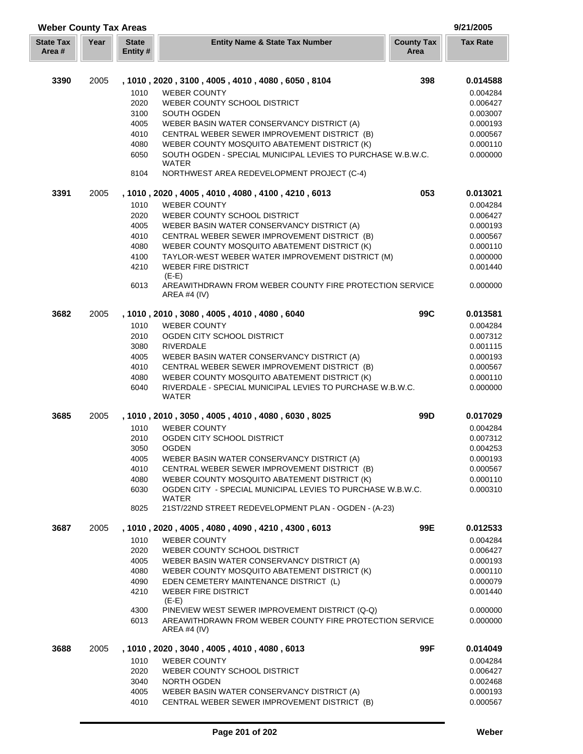## Weber County Tax Areas

9/21/2005

| State Tax Area # | Year | State Entity # | Entity Name & State Tax Number | County Tax Area | Tax Rate |
|---|---|---|---|---|---|
| **3390** | 2005 | | **, 1010 , 2020 , 3100 , 4005 , 4010 , 4080 , 6050 , 8104** | **398** | **0.014588** |
| | | 1010 | WEBER COUNTY | | 0.004284 |
| | | 2020 | WEBER COUNTY SCHOOL DISTRICT | | 0.006427 |
| | | 3100 | SOUTH OGDEN | | 0.003007 |
| | | 4005 | WEBER BASIN WATER CONSERVANCY DISTRICT (A) | | 0.000193 |
| | | 4010 | CENTRAL WEBER SEWER IMPROVEMENT DISTRICT (B) | | 0.000567 |
| | | 4080 | WEBER COUNTY MOSQUITO ABATEMENT DISTRICT (K) | | 0.000110 |
| | | 6050 | SOUTH OGDEN - SPECIAL MUNICIPAL LEVIES TO PURCHASE W.B.W.C. WATER | | 0.000000 |
| | | 8104 | NORTHWEST AREA REDEVELOPMENT PROJECT (C-4) | | |
| **3391** | 2005 | | **, 1010 , 2020 , 4005 , 4010 , 4080 , 4100 , 4210 , 6013** | **053** | **0.013021** |
| | | 1010 | WEBER COUNTY | | 0.004284 |
| | | 2020 | WEBER COUNTY SCHOOL DISTRICT | | 0.006427 |
| | | 4005 | WEBER BASIN WATER CONSERVANCY DISTRICT (A) | | 0.000193 |
| | | 4010 | CENTRAL WEBER SEWER IMPROVEMENT DISTRICT (B) | | 0.000567 |
| | | 4080 | WEBER COUNTY MOSQUITO ABATEMENT DISTRICT (K) | | 0.000110 |
| | | 4100 | TAYLOR-WEST WEBER WATER IMPROVEMENT DISTRICT (M) | | 0.000000 |
| | | 4210 | WEBER FIRE DISTRICT (E-E) | | 0.001440 |
| | | 6013 | AREAWITHDRAWN FROM WEBER COUNTY FIRE PROTECTION SERVICE AREA #4 (IV) | | 0.000000 |
| **3682** | 2005 | | **, 1010 , 2010 , 3080 , 4005 , 4010 , 4080 , 6040** | **99C** | **0.013581** |
| | | 1010 | WEBER COUNTY | | 0.004284 |
| | | 2010 | OGDEN CITY SCHOOL DISTRICT | | 0.007312 |
| | | 3080 | RIVERDALE | | 0.001115 |
| | | 4005 | WEBER BASIN WATER CONSERVANCY DISTRICT (A) | | 0.000193 |
| | | 4010 | CENTRAL WEBER SEWER IMPROVEMENT DISTRICT (B) | | 0.000567 |
| | | 4080 | WEBER COUNTY MOSQUITO ABATEMENT DISTRICT (K) | | 0.000110 |
| | | 6040 | RIVERDALE - SPECIAL MUNICIPAL LEVIES TO PURCHASE W.B.W.C. WATER | | 0.000000 |
| **3685** | 2005 | | **, 1010 , 2010 , 3050 , 4005 , 4010 , 4080 , 6030 , 8025** | **99D** | **0.017029** |
| | | 1010 | WEBER COUNTY | | 0.004284 |
| | | 2010 | OGDEN CITY SCHOOL DISTRICT | | 0.007312 |
| | | 3050 | OGDEN | | 0.004253 |
| | | 4005 | WEBER BASIN WATER CONSERVANCY DISTRICT (A) | | 0.000193 |
| | | 4010 | CENTRAL WEBER SEWER IMPROVEMENT DISTRICT (B) | | 0.000567 |
| | | 4080 | WEBER COUNTY MOSQUITO ABATEMENT DISTRICT (K) | | 0.000110 |
| | | 6030 | OGDEN CITY - SPECIAL MUNICIPAL LEVIES TO PURCHASE W.B.W.C. WATER | | 0.000310 |
| | | 8025 | 21ST/22ND STREET REDEVELOPMENT PLAN - OGDEN - (A-23) | | |
| **3687** | 2005 | | **, 1010 , 2020 , 4005 , 4080 , 4090 , 4210 , 4300 , 6013** | **99E** | **0.012533** |
| | | 1010 | WEBER COUNTY | | 0.004284 |
| | | 2020 | WEBER COUNTY SCHOOL DISTRICT | | 0.006427 |
| | | 4005 | WEBER BASIN WATER CONSERVANCY DISTRICT (A) | | 0.000193 |
| | | 4080 | WEBER COUNTY MOSQUITO ABATEMENT DISTRICT (K) | | 0.000110 |
| | | 4090 | EDEN CEMETERY MAINTENANCE DISTRICT (L) | | 0.000079 |
| | | 4210 | WEBER FIRE DISTRICT (E-E) | | 0.001440 |
| | | 4300 | PINEVIEW WEST SEWER IMPROVEMENT DISTRICT (Q-Q) | | 0.000000 |
| | | 6013 | AREAWITHDRAWN FROM WEBER COUNTY FIRE PROTECTION SERVICE AREA #4 (IV) | | 0.000000 |
| **3688** | 2005 | | **, 1010 , 2020 , 3040 , 4005 , 4010 , 4080 , 6013** | **99F** | **0.014049** |
| | | 1010 | WEBER COUNTY | | 0.004284 |
| | | 2020 | WEBER COUNTY SCHOOL DISTRICT | | 0.006427 |
| | | 3040 | NORTH OGDEN | | 0.002468 |
| | | 4005 | WEBER BASIN WATER CONSERVANCY DISTRICT (A) | | 0.000193 |
| | | 4010 | CENTRAL WEBER SEWER IMPROVEMENT DISTRICT (B) | | 0.000567 |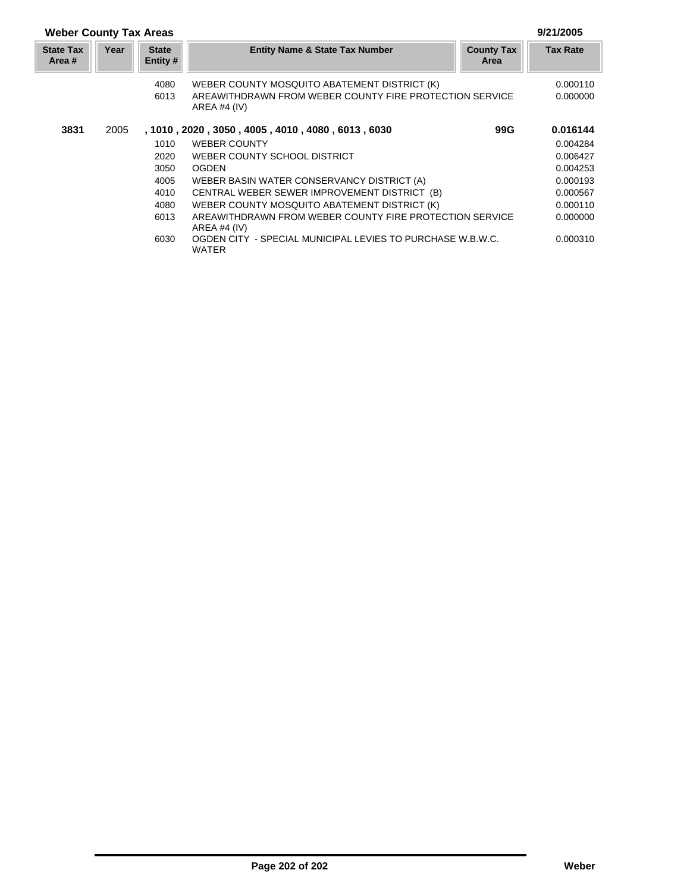## Weber County Tax Areas

9/21/2005

| State Tax Area # | Year | State Entity # | Entity Name & State Tax Number | County Tax Area | Tax Rate |
|---|---|---|---|---|---|
| | | 4080 | WEBER COUNTY MOSQUITO ABATEMENT DISTRICT (K) | | 0.000110 |
| | | 6013 | AREAWITHDRAWN FROM WEBER COUNTY FIRE PROTECTION SERVICE AREA #4 (IV) | | 0.000000 |
| **3831** | 2005 | | **, 1010 , 2020 , 3050 , 4005 , 4010 , 4080 , 6013 , 6030** | **99G** | **0.016144** |
| | | 1010 | WEBER COUNTY | | 0.004284 |
| | | 2020 | WEBER COUNTY SCHOOL DISTRICT | | 0.006427 |
| | | 3050 | OGDEN | | 0.004253 |
| | | 4005 | WEBER BASIN WATER CONSERVANCY DISTRICT (A) | | 0.000193 |
| | | 4010 | CENTRAL WEBER SEWER IMPROVEMENT DISTRICT (B) | | 0.000567 |
| | | 4080 | WEBER COUNTY MOSQUITO ABATEMENT DISTRICT (K) | | 0.000110 |
| | | 6013 | AREAWITHDRAWN FROM WEBER COUNTY FIRE PROTECTION SERVICE AREA #4 (IV) | | 0.000000 |
| | | 6030 | OGDEN CITY - SPECIAL MUNICIPAL LEVIES TO PURCHASE W.B.W.C. WATER | | 0.000310 |